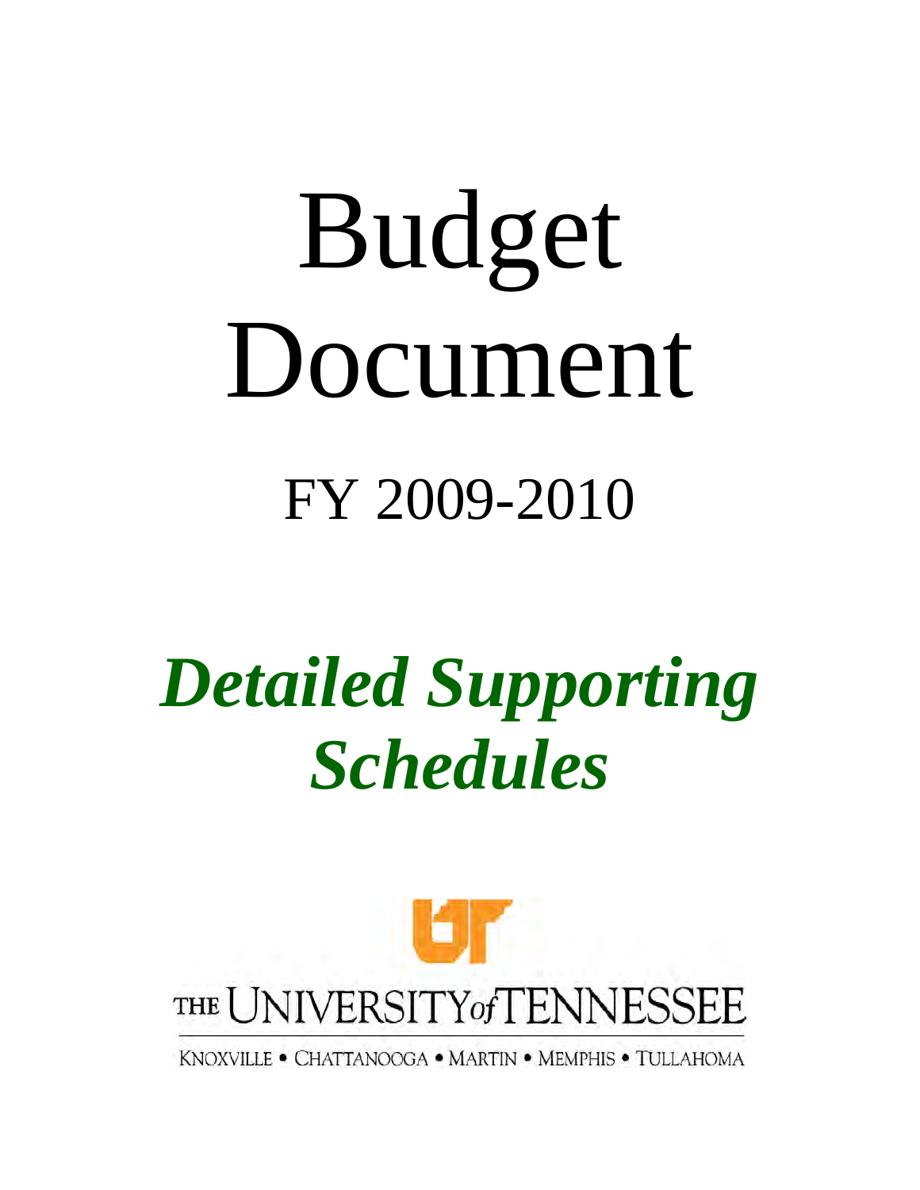# Budget Document

## FY 2009-2010

## *Detailed Supporting Schedules*

THE UNIVERSITY of TENNESSEE

KNOXVILLE • CHATTANOOGA • MARTIN • MEMPHIS • TULLAHOMA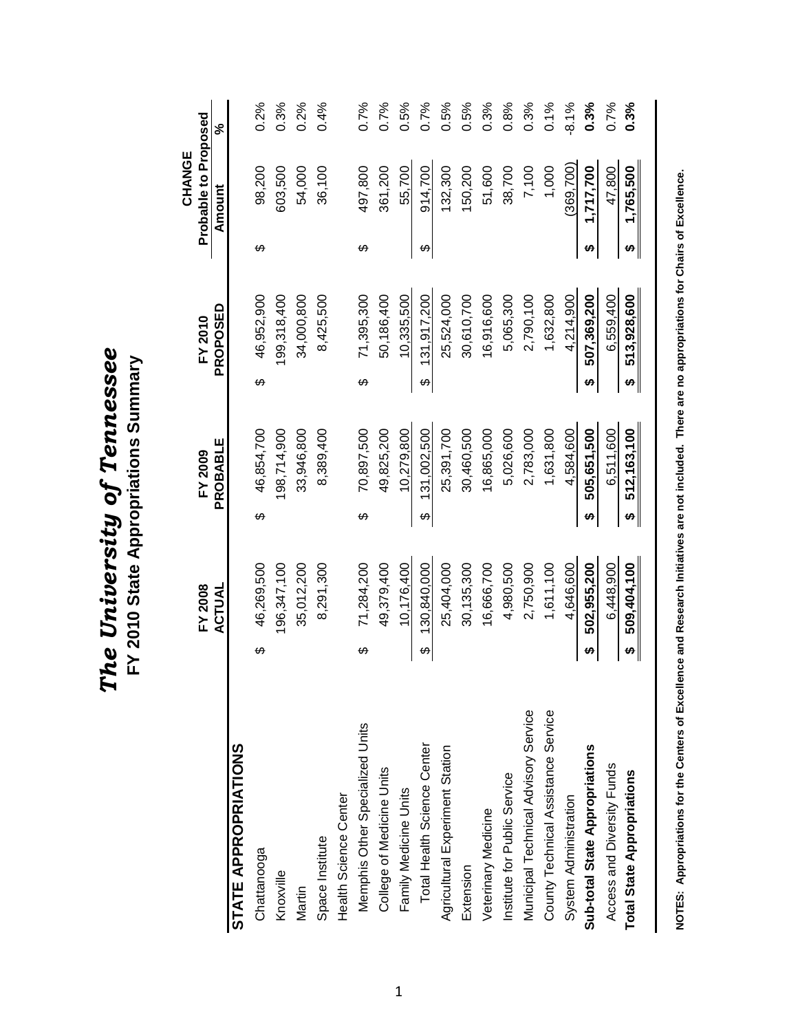# *The University of Tennessee*

## FY 2010 State Appropriations Summary

| | FY 2008 ACTUAL | FY 2009 PROBABLE | FY 2010 PROPOSED | CHANGE Probable to Proposed Amount | % |
|---|---|---|---|---|---|
| **STATE APPROPRIATIONS** | | | | | |
| Chattanooga | $ 46,269,500 | $ 46,854,700 | $ 46,952,900 | $ 98,200 | 0.2% |
| Knoxville | 196,347,100 | 198,714,900 | 199,318,400 | 603,500 | 0.3% |
| Martin | 35,012,200 | 33,946,800 | 34,000,800 | 54,000 | 0.2% |
| Space Institute | 8,291,300 | 8,389,400 | 8,425,500 | 36,100 | 0.4% |
| Health Science Center | | | | | |
| Memphis Other Specialized Units | $ 71,284,200 | $ 70,897,500 | $ 71,395,300 | $ 497,800 | 0.7% |
| College of Medicine Units | 49,379,400 | 49,825,200 | 50,186,400 | 361,200 | 0.7% |
| Family Medicine Units | 10,176,400 | 10,279,800 | 10,335,500 | 55,700 | 0.5% |
| Total Health Science Center | $ 130,840,000 | $ 131,002,500 | $ 131,917,200 | $ 914,700 | 0.7% |
| Agricultural Experiment Station | 25,404,000 | 25,391,700 | 25,524,000 | 132,300 | 0.5% |
| Extension | 30,135,300 | 30,460,500 | 30,610,700 | 150,200 | 0.5% |
| Veterinary Medicine | 16,666,700 | 16,865,000 | 16,916,600 | 51,600 | 0.3% |
| Institute for Public Service | 4,980,500 | 5,026,600 | 5,065,300 | 38,700 | 0.8% |
| Municipal Technical Advisory Service | 2,750,900 | 2,783,000 | 2,790,100 | 7,100 | 0.3% |
| County Technical Assistance Service | 1,611,100 | 1,631,800 | 1,632,800 | 1,000 | 0.1% |
| System Administration | 4,646,600 | 4,584,600 | 4,214,900 | (369,700) | -8.1% |
| **Sub-total State Appropriations** | **$ 502,955,200** | **$ 505,651,500** | **$ 507,369,200** | **$ 1,717,700** | **0.3%** |
| Access and Diversity Funds | 6,448,900 | 6,511,600 | 6,559,400 | 47,800 | 0.7% |
| **Total State Appropriations** | **$ 509,404,100** | **$ 512,163,100** | **$ 513,928,600** | **$ 1,765,500** | **0.3%** |

**NOTES: Appropriations for the Centers of Excellence and Research Initiatives are not included. There are no appropriations for Chairs of Excellence.**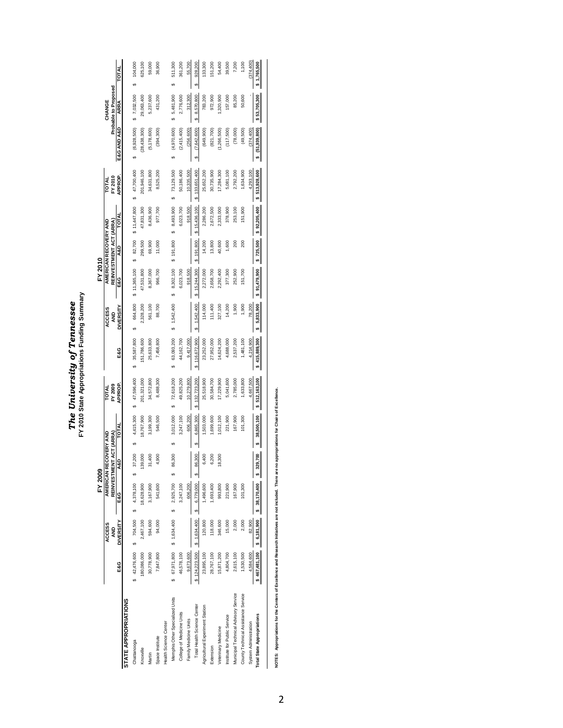# *The University of Tennessee*
## FY 2010 State Appropriations Funding Summary

| | FY 2009 | | | | | | FY 2010 | | | | | | CHANGE Probable to Proposed | | |
|---|---|---|---|---|---|---|---|---|---|---|---|---|---|---|---|
| | | ACCESS AND DIVERSITY | AMERICAN RECOVERY AND REINVESTMENT ACT (ARRA) | | | TOTAL FY 2009 APPROP. | | ACCESS AND DIVERSITY | AMERICAN RECOVERY AND REINVESTMENT ACT (ARRA) | | | TOTAL FY 2010 APPROP. | | | |
| | E&G | | E&G | A&D | TOTAL | | E&G | | E&G | A&D | TOTAL | | E&G AND A&D | ARRA | TOTAL |
| **STATE APPROPRIATIONS** | | | | | | | | | | | | | | | |
| Chattanooga | $ 42,476,600 | $ 704,500 | $ 4,378,100 | $ 37,200 | $ 4,415,300 | $ 47,596,400 | $ 35,587,800 | $ 664,800 | $ 11,365,100 | $ 82,700 | $ 11,447,800 | $ 47,700,400 | $ (6,928,500) | $ 7,032,500 | $ 104,000 |
| Knoxville | 180,086,000 | 2,467,100 | 18,628,900 | 139,000 | 18,767,900 | 201,321,000 | 151,786,600 | 2,328,200 | 47,531,800 | 299,500 | 47,831,300 | 201,946,100 | (28,438,300) | 29,063,400 | 625,100 |
| Martin | 30,778,900 | 594,600 | 3,167,900 | 31,400 | 3,199,300 | 34,572,800 | 25,633,800 | 561,100 | 8,367,000 | 69,900 | 8,436,900 | 34,631,800 | (5,178,600) | 5,237,600 | 59,000 |
| Space Institute | 7,847,800 | 94,000 | 541,600 | 4,900 | 546,500 | 8,488,300 | 7,458,800 | 88,700 | 966,700 | 11,000 | 977,700 | 8,525,200 | (394,300) | 431,200 | 36,900 |
| Health Science Center | | | | | | | | | | | | | | | |
| Memphis Other Specialized Units | $ 67,971,800 | $ 1,634,400 | $ 2,925,700 | $ 86,300 | $ 3,012,000 | $ 72,618,200 | $ 63,093,200 | $ 1,542,400 | $ 8,302,100 | $ 191,800 | $ 8,493,900 | $ 73,129,500 | $ (4,970,600) | $ 5,481,900 | $ 511,300 |
| College of Medicine Units | 46,578,100 | | 3,247,100 | | 3,247,100 | 49,825,200 | 44,162,700 | | 6,023,700 | | 6,023,700 | 50,186,400 | (2,415,400) | 2,776,600 | 361,200 |
| Family Medicine Units | 9,673,600 | | 606,200 | | 606,200 | 10,279,800 | 9,417,000 | | 918,500 | | 918,500 | 10,335,500 | (256,600) | 312,300 | 55,700 |
| Total Health Science Center | $ 124,223,500 | $ 1,634,400 | $ 6,779,000 | $ 86,300 | $ 6,865,300 | $ 132,723,200 | $ 116,672,900 | $ 1,542,400 | $ 15,244,300 | $ 191,800 | $ 15,436,100 | $ 133,651,400 | $ (7,642,600) | $ 8,570,800 | $ 928,200 |
| Agricultural Experiment Station | 23,895,100 | 120,800 | 1,496,600 | 6,400 | 1,503,000 | 25,518,900 | 23,252,000 | 114,000 | 2,272,000 | 14,200 | 2,286,200 | 25,652,200 | (649,900) | 783,200 | 133,300 |
| Extension | 28,767,100 | 118,000 | 1,693,400 | 6,200 | 1,699,600 | 30,584,700 | 27,952,000 | 111,400 | 2,658,700 | 13,800 | 2,672,500 | 30,735,900 | (821,700) | 972,900 | 151,200 |
| Veterinary Medicine | 15,871,200 | 346,600 | 993,800 | 18,300 | 1,012,100 | 17,229,900 | 14,624,200 | 327,100 | 2,292,400 | 40,600 | 2,333,000 | 17,284,300 | (1,266,500) | 1,320,900 | 54,400 |
| Institute for Public Service | 4,804,700 | 15,000 | 221,900 | | 221,900 | 5,041,600 | 4,688,000 | 14,200 | 377,300 | 1,600 | 378,900 | 5,081,100 | (117,500) | 157,000 | 39,500 |
| Municipal Technical Advisory Service | 2,615,100 | 2,000 | 167,900 | | 167,900 | 2,785,000 | 2,537,200 | 1,900 | 252,900 | 200 | 253,100 | 2,792,200 | (78,000) | 85,200 | 7,200 |
| County Technical Assistance Service | 1,530,500 | 2,000 | 101,300 | | 101,300 | 1,633,800 | 1,481,100 | 1,900 | 151,700 | 200 | 151,900 | 1,634,900 | (49,500) | 50,600 | 1,100 |
| System Administration | 4,584,600 | 82,900 | | | | 4,667,500 | 4,214,900 | 78,200 | | | | 4,293,100 | (374,400) | - | (374,400) |
| **Total State Appropriations** | $ 467,481,100 | $ 6,181,900 | $ 38,170,400 | $ 329,700 | $ 38,500,100 | $ 512,163,100 | $ 415,889,300 | $ 5,833,900 | $ 91,479,900 | $ 725,500 | $ 92,205,400 | $ 513,928,600 | $ (51,939,800) | $ 53,705,300 | $ 1,765,500 |

NOTES: Appropriations for the Centers of Excellence and Research Initiatives are not included. There are no appropriations for Chairs of Excellence.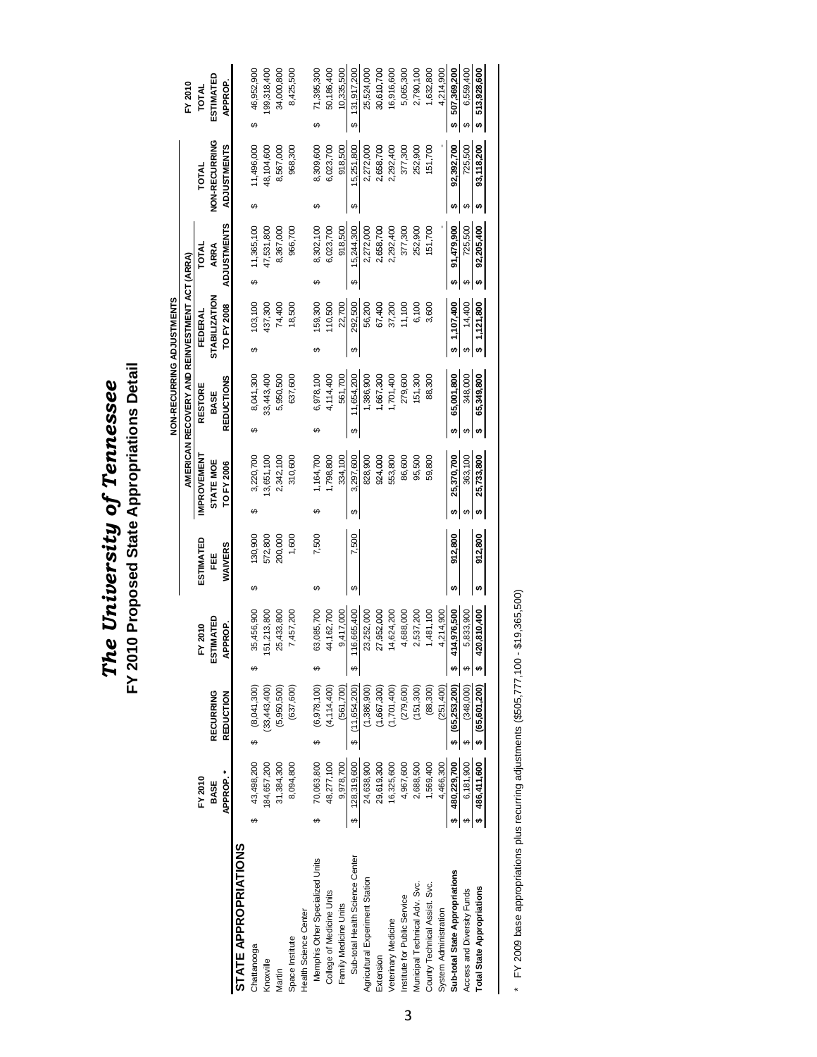# *The University of Tennessee*

## FY 2010 Proposed State Appropriations Detail

| | FY 2010 BASE APPROP. * | RECURRING REDUCTION | FY 2010 ESTIMATED APPROP. | ESTIMATED FEE WAIVERS | NON-RECURRING ADJUSTMENTS — AMERICAN RECOVERY AND REINVESTMENT ACT (ARRA): IMPROVEMENT STATE MOE TO FY 2006 | RESTORE BASE REDUCTIONS | FEDERAL STABILIZATION TO FY 2008 | TOTAL ARRA ADJUSTMENTS | TOTAL NON-RECURRING ADJUSTMENTS | FY 2010 TOTAL ESTIMATED APPROP. |
|---|---|---|---|---|---|---|---|---|---|---|
| **STATE APPROPRIATIONS** | | | | | | | | | | |
| Chattanooga | $ 43,498,200 | $ (8,041,300) | $ 35,456,900 | $ 130,900 | $ 3,220,700 | $ 8,041,300 | $ 103,100 | $ 11,365,100 | $ 11,496,000 | $ 46,952,900 |
| Knoxville | 184,657,200 | (33,443,400) | 151,213,800 | 572,800 | 13,651,100 | 33,443,400 | 437,300 | 47,531,800 | 48,104,600 | 199,318,400 |
| Martin | 31,384,300 | (5,950,500) | 25,433,800 | 200,000 | 2,342,100 | 5,950,500 | 74,400 | 8,367,000 | 8,567,000 | 34,000,800 |
| Space Institute | 8,094,800 | (637,600) | 7,457,200 | 1,600 | 310,600 | 637,600 | 18,500 | 966,700 | 968,300 | 8,425,500 |
| Health Science Center | | | | | | | | | | |
| Memphis Other Specialized Units | $ 70,063,800 | $ (6,978,100) | $ 63,085,700 | $ 7,500 | $ 1,164,700 | $ 6,978,100 | $ 159,300 | $ 8,302,100 | $ 8,309,600 | $ 71,395,300 |
| College of Medicine Units | 48,277,100 | (4,114,400) | 44,162,700 | | 1,798,800 | 4,114,400 | 110,500 | 6,023,700 | 6,023,700 | 50,186,400 |
| Family Medicine Units | 9,978,700 | (561,700) | 9,417,000 | | 334,100 | 561,700 | 22,700 | 918,500 | 918,500 | 10,335,500 |
| Sub-total Health Science Center | $ 128,319,600 | $ (11,654,200) | $ 116,665,400 | $ 7,500 | $ 3,297,600 | $ 11,654,200 | $ 292,500 | $ 15,244,300 | $ 15,251,800 | $ 131,917,200 |
| Agricultural Experiment Station | 24,638,900 | (1,386,900) | 23,252,000 | | 828,900 | 1,386,900 | 56,200 | 2,272,000 | 2,272,000 | 25,524,000 |
| Extension | 29,619,300 | (1,667,300) | 27,952,000 | | 924,000 | 1,667,300 | 67,400 | 2,658,700 | 2,658,700 | 30,610,700 |
| Veterinary Medicine | 16,325,600 | (1,701,400) | 14,624,200 | | 553,800 | 1,701,400 | 37,200 | 2,292,400 | 2,292,400 | 16,916,600 |
| Institute for Public Service | 4,967,600 | (279,600) | 4,688,000 | | 86,600 | 279,600 | 11,100 | 377,300 | 377,300 | 5,065,300 |
| Municipal Technical Adv. Svc. | 2,688,500 | (151,300) | 2,537,200 | | 95,500 | 151,300 | 6,100 | 252,900 | 252,900 | 2,790,100 |
| County Technical Assist. Svc. | 1,569,400 | (88,300) | 1,481,100 | | 59,800 | 88,300 | 3,600 | 151,700 | 151,700 | 1,632,800 |
| System Administration | 4,466,300 | (251,400) | 4,214,900 | | | | | - | - | 4,214,900 |
| **Sub-total State Appropriations** | **$ 480,229,700** | **$ (65,253,200)** | **$ 414,976,500** | **$ 912,800** | **$ 25,370,700** | **$ 65,001,800** | **$ 1,107,400** | **$ 91,479,900** | **$ 92,392,700** | **$ 507,369,200** |
| Access and Diversity Funds | $ 6,181,900 | $ (348,000) | $ 5,833,900 | | $ 363,100 | $ 348,000 | $ 14,400 | $ 725,500 | $ 725,500 | $ 6,559,400 |
| **Total State Appropriations** | **$ 486,411,600** | **$ (65,601,200)** | **$ 420,810,400** | **$ 912,800** | **$ 25,733,800** | **$ 65,349,800** | **$ 1,121,800** | **$ 92,205,400** | **$ 93,118,200** | **$ 513,928,600** |

\* FY 2009 base appropriations plus recurring adjustments ($505,777,100 - $19,365,500)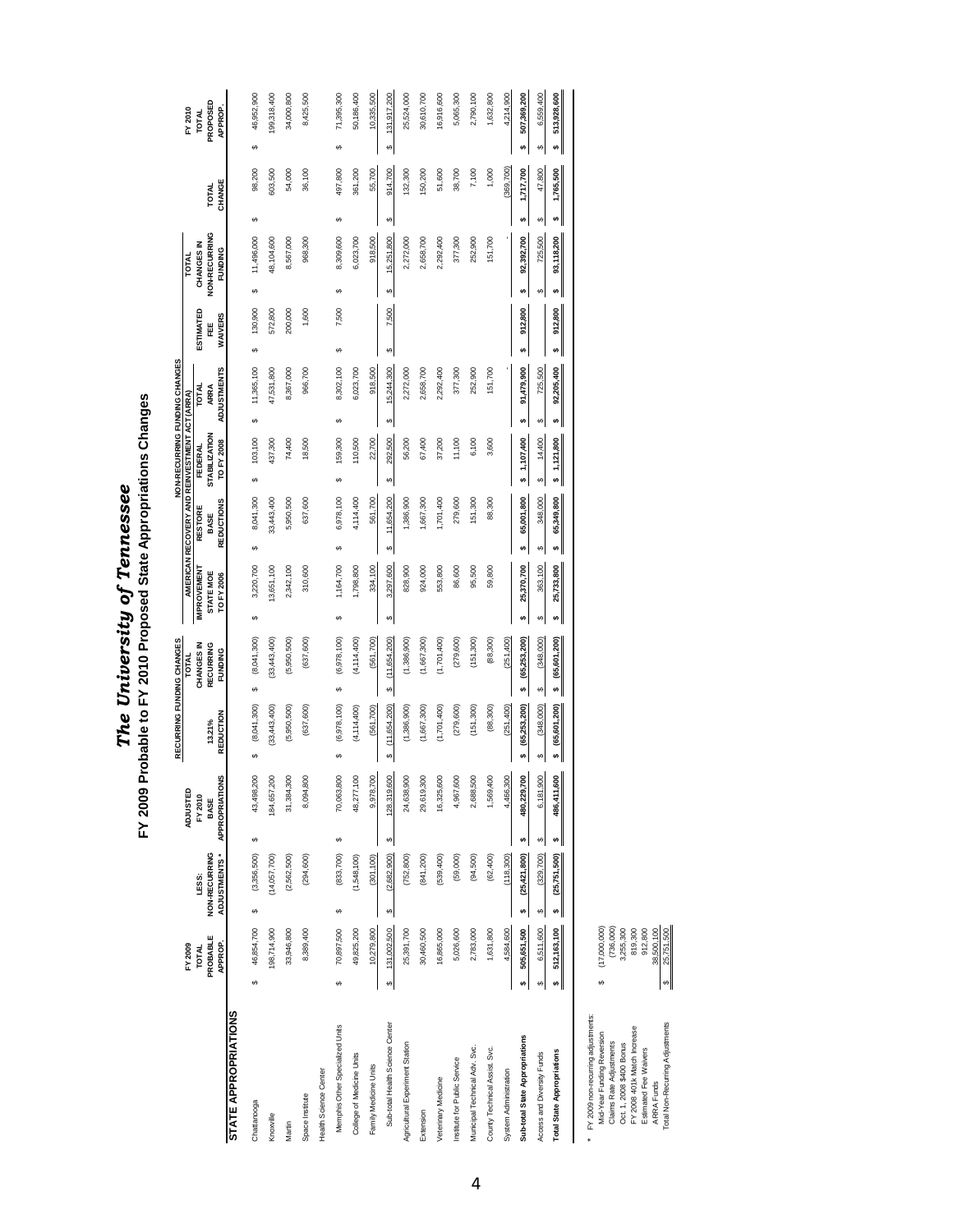# *The University of Tennessee*

## FY 2009 Probable to FY 2010 Proposed State Appropriations Changes

| | FY 2009 TOTAL PROBABLE APPROP. | LESS: NON-RECURRING ADJUSTMENTS * | ADJUSTED FY 2010 BASE APPROPRIATIONS | RECURRING FUNDING CHANGES | | NON-RECURRING FUNDING CHANGES | | | | | | TOTAL CHANGE | FY 2010 TOTAL PROPOSED APPROP. |
|---|---|---|---|---|---|---|---|---|---|---|---|---|---|
| | | | | | | AMERICAN RECOVERY AND REINVESTMENT ACT (ARRA) | | | | | | | |
| | | | | 13.21% REDUCTION | TOTAL CHANGES IN RECURRING FUNDING | IMPROVEMENT STATE MOE TO FY 2006 | RESTORE BASE REDUCTIONS | FEDERAL STABILIZATION TO FY 2008 | TOTAL ARRA ADJUSTMENTS | ESTIMATED FEE WAIVERS | TOTAL CHANGES IN NON-RECURRING FUNDING | | |
| **STATE APPROPRIATIONS** | | | | | | | | | | | | | |
| Chattanooga | $ 46,854,700 | $ (3,356,500) | $ 43,498,200 | $ (8,041,300) | $ (8,041,300) | $ 3,220,700 | $ 8,041,300 | $ 103,100 | $ 11,365,100 | $ 130,900 | $ 11,496,000 | $ 98,200 | $ 46,952,900 |
| Knoxville | 198,714,900 | (14,057,700) | 184,657,200 | (33,443,400) | (33,443,400) | 13,651,100 | 33,443,400 | 437,300 | 47,531,800 | 572,800 | 48,104,600 | 603,500 | 199,318,400 |
| Martin | 33,946,800 | (2,562,500) | 31,384,300 | (5,950,500) | (5,950,500) | 2,342,100 | 5,950,500 | 74,400 | 8,367,000 | 200,000 | 8,567,000 | 54,000 | 34,000,800 |
| Space Institute | 8,389,400 | (294,600) | 8,094,800 | (637,600) | (637,600) | 310,600 | 637,600 | 18,500 | 966,700 | 1,600 | 968,300 | 36,100 | 8,425,500 |
| Health Science Center | | | | | | | | | | | | | |
| Memphis Other Specialized Units | $ 70,897,500 | $ (833,700) | $ 70,063,800 | $ (6,978,100) | $ (6,978,100) | $ 1,164,700 | $ 6,978,100 | $ 159,300 | $ 8,302,100 | $ 7,500 | $ 8,309,600 | $ 497,800 | $ 71,395,300 |
| College of Medicine Units | 49,825,200 | (1,548,100) | 48,277,100 | (4,114,400) | (4,114,400) | 1,798,800 | 4,114,400 | 110,500 | 6,023,700 | | 6,023,700 | 361,200 | 50,186,400 |
| Family Medicine Units | 10,279,800 | (301,100) | 9,978,700 | (561,700) | (561,700) | 334,100 | 561,700 | 22,700 | 918,500 | | 918,500 | 55,700 | 10,335,500 |
| Sub-total Health Science Center | $ 131,002,500 | $ (2,682,900) | $ 128,319,600 | $ (11,654,200) | $ (11,654,200) | $ 3,297,600 | $ 11,654,200 | $ 292,500 | $ 15,244,300 | $ 7,500 | $ 15,251,800 | $ 914,700 | $ 131,917,200 |
| Agricultural Experiment Station | 25,391,700 | (752,800) | 24,638,900 | (1,386,900) | (1,386,900) | 828,900 | 1,386,900 | 56,200 | 2,272,000 | | 2,272,000 | 132,300 | 25,524,000 |
| Extension | 30,460,500 | (841,200) | 29,619,300 | (1,667,300) | (1,667,300) | 924,000 | 1,667,300 | 67,400 | 2,658,700 | | 2,658,700 | 150,200 | 30,610,700 |
| Veterinary Medicine | 16,865,000 | (539,400) | 16,325,600 | (1,701,400) | (1,701,400) | 553,800 | 1,701,400 | 37,200 | 2,292,400 | | 2,292,400 | 51,600 | 16,916,600 |
| Institute for Public Service | 5,026,600 | (59,000) | 4,967,600 | (279,600) | (279,600) | 86,600 | 279,600 | 11,100 | 377,300 | | 377,300 | 38,700 | 5,065,300 |
| Municipal Technical Adv. Svc. | 2,783,000 | (94,500) | 2,688,500 | (151,300) | (151,300) | 95,500 | 151,300 | 6,100 | 252,900 | | 252,900 | 7,100 | 2,790,100 |
| County Technical Assist. Svc. | 1,631,800 | (62,400) | 1,569,400 | (88,300) | (88,300) | 59,800 | 88,300 | 3,600 | 151,700 | | 151,700 | 1,000 | 1,632,800 |
| System Administration | 4,584,600 | (118,300) | 4,466,300 | (251,400) | (251,400) | | | | | | - | (369,700) | 4,214,900 |
| **Sub-total State Appropriations** | **$ 505,651,500** | **$ (25,421,800)** | **$ 480,229,700** | **$ (65,253,200)** | **$ (65,253,200)** | **$ 25,370,700** | **$ 65,001,800** | **$ 1,107,400** | **$ 91,479,900** | **$ 912,800** | **$ 92,392,700** | **$ 1,717,700** | **$ 507,369,200** |
| Access and Diversity Funds | $ 6,511,600 | $ (329,700) | $ 6,181,900 | $ (348,000) | $ (348,000) | $ 363,100 | $ 348,000 | $ 14,400 | $ 725,500 | | $ 725,500 | $ 47,800 | $ 6,559,400 |
| **Total State Appropriations** | **$ 512,163,100** | **$ (25,751,500)** | **$ 486,411,600** | **$ (65,601,200)** | **$ (65,601,200)** | **$ 25,733,800** | **$ 65,349,800** | **$ 1,121,800** | **$ 92,205,400** | **$ 912,800** | **$ 93,118,200** | **$ 1,765,500** | **$ 513,928,600** |

\* FY 2009 non-recurring adjustments:

| | |
|---|---|
| Mid-Year Funding Reversion | $ (17,000,000) |
| Claims Rate Adjustments | (736,000) |
| Oct. 1, 2008 $400 Bonus | 3,255,300 |
| FY 2008 401k Match Increase | 819,300 |
| Estimated Fee Waivers | 912,800 |
| ARRA Funds | 38,500,100 |
| Total Non-Recurring Adjustments | $ 25,751,500 |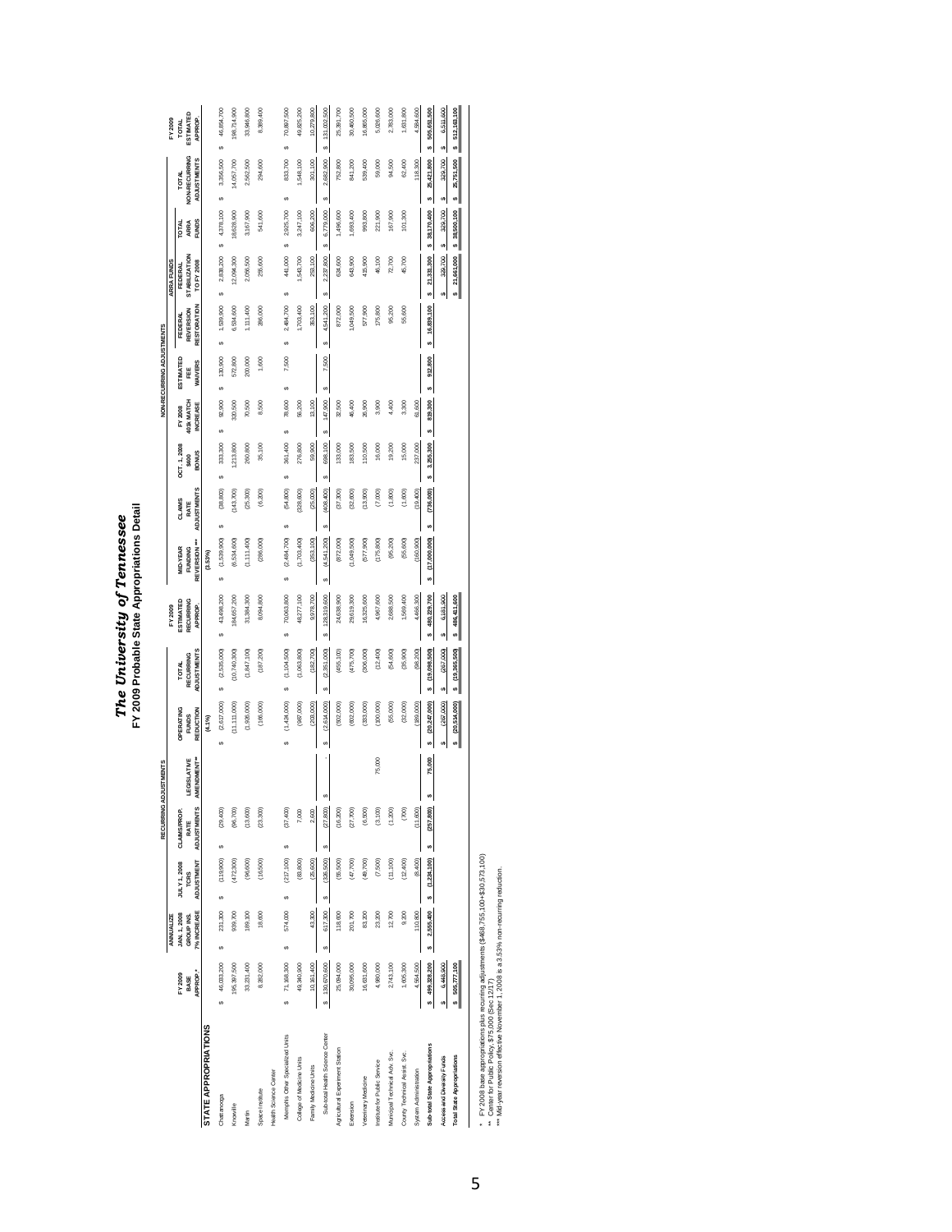# *The University of Tennessee*

## FY 2009 Probable State Appropriations Detail

| | FY 2009 BASE APPROP.* | RECURRING ADJUSTMENTS: ANNUALIZE JAN. 1, 2008 GROUP INS. 7% INCREASE | JULY 1, 2008 TCRS ADJUSTMENT | CLAIMS/PROP. RATE ADJUSTMENTS | LEGISLATIVE AMENDMENT** | OPERATING FUNDS REDUCTION (4.1%) | TOTAL RECURRING ADJUSTMENTS | FY 2009 ESTIMATED RECURRING APPROP. | NON-RECURRING ADJUSTMENTS: MID-YEAR FUNDING REVERSION*** (3.53%) | CLAIMS RATE ADJUSTMENTS | OCT. 1, 2008 $600 BONUS | FY 2008 401k MATCH INCREASE | ESTIMATED FEE WAIVERS | FEDERAL REVERSION RESTORATION | ARRA FUNDS: FEDERAL STABILIZATION TO FY 2008 | TOTAL ARRA FUNDS | TOTAL NON-RECURRING ADJUSTMENTS | FY 2009 TOTAL ESTIMATED APPROP. |
|---|---|---|---|---|---|---|---|---|---|---|---|---|---|---|---|---|---|---|
| **STATE APPROPRIATIONS** | | | | | | | | | | | | | | | | | | |
| Chattanooga | $ 46,033,200 | $ 231,300 | $ (119,900) | $ (29,400) | | $ (2,617,000) | $ (2,535,000) | $ 43,498,200 | $ (1,539,900) | $ (38,800) | $ 333,300 | $ 92,900 | $ 130,900 | $ 1,539,900 | $ 2,838,200 | $ 4,378,100 | $ 3,356,500 | $ 46,854,700 |
| Knoxville | 195,397,500 | 939,700 | (472,300) | (96,700) | | (11,111,000) | (10,740,300) | 184,657,200 | (6,534,600) | (143,700) | 1,213,800 | 330,500 | 572,800 | 6,534,600 | 12,094,300 | 18,628,900 | 14,057,700 | 198,714,900 |
| Martin | 33,231,400 | 189,100 | (96,600) | (13,600) | | (1,926,000) | (1,847,100) | 31,384,300 | (1,111,400) | (25,300) | 260,800 | 70,500 | 200,000 | 1,111,400 | 2,056,500 | 3,167,900 | 2,562,500 | 33,946,800 |
| Space Institute | 8,282,000 | 18,600 | (16,500) | (23,300) | | (166,000) | (187,200) | 8,094,800 | (286,000) | (6,300) | 35,100 | 8,500 | 1,600 | 286,000 | 255,600 | 541,600 | 294,600 | 8,389,400 |
| Health Science Center | | | | | | | | | | | | | | | | | | |
| Memphis Other Specialized Units | $ 71,168,300 | $ 574,000 | $ (217,100) | $ (37,400) | | $ (1,424,000) | $ (1,104,500) | $ 70,063,800 | $ (2,484,700) | $ (54,800) | $ 361,400 | $ 78,600 | $ 7,500 | $ 2,484,700 | $ 441,000 | $ 2,925,700 | $ 833,700 | $ 70,897,500 |
| College of Medicine Units | 49,340,900 | | (88,800) | 7,000 | | (982,000) | (1,063,800) | 48,277,100 | (1,703,400) | (328,600) | 276,800 | 56,200 | | 1,703,400 | 1,543,700 | 3,247,100 | 1,548,100 | 49,825,200 |
| Family Medicine Units | 10,161,400 | 43,300 | (25,600) | 2,600 | | (203,000) | (182,700) | 9,978,700 | (353,100) | (25,000) | 59,900 | 13,100 | | 353,100 | 253,100 | 606,200 | 301,100 | 10,279,800 |
| Sub-total Health Science Center | $ 130,670,600 | $ 617,300 | $ (331,500) | $ (27,800) | $ - | $ (2,609,000) | $ (2,351,000) | $ 128,319,600 | $ (4,541,200) | $ (408,400) | $ 698,100 | $ 147,900 | $ 7,500 | $ 4,541,200 | $ 2,237,800 | $ 6,779,000 | $ 2,682,900 | $ 131,002,500 |
| Agricultural Experiment Station | 25,094,000 | 118,600 | (55,500) | (16,200) | | (502,000) | (455,100) | 24,638,900 | (872,000) | (37,300) | 133,000 | 32,500 | | 872,000 | 624,600 | 1,496,600 | 752,800 | 25,391,700 |
| Extension | 30,095,000 | 201,700 | (47,700) | (27,700) | | (602,000) | (475,700) | 29,619,300 | (1,049,500) | (32,800) | 183,500 | 46,400 | | 1,049,500 | 643,900 | 1,693,400 | 841,200 | 30,460,500 |
| Veterinary Medicine | 16,631,600 | 83,200 | (49,700) | (6,500) | | (333,000) | (306,000) | 16,325,600 | (577,900) | (13,900) | 110,500 | 26,900 | | 577,900 | 415,900 | 993,800 | 539,400 | 16,865,000 |
| Institute for Public Service | 4,980,000 | 23,300 | (7,500) | (3,100) | 75,000 | (100,000) | (12,400) | 4,967,600 | (175,800) | (7,000) | 16,000 | 3,900 | | 175,800 | 46,100 | 221,900 | 59,000 | 5,026,600 |
| Municipal Technical Adv. Svc. | 2,743,100 | 12,700 | (11,100) | (1,200) | | (55,000) | (54,600) | 2,688,500 | (95,200) | (1,800) | 19,200 | 4,400 | | 95,200 | 72,700 | 167,900 | 94,500 | 2,783,000 |
| County Technical Assist. Svc. | 1,605,300 | 9,100 | (12,400) | (700) | | (32,000) | (35,900) | 1,569,400 | (55,600) | (1,600) | 15,000 | 3,300 | | 55,600 | 45,700 | 101,300 | 62,400 | 1,631,800 |
| System Administration | 4,564,500 | 110,800 | (8,400) | (11,600) | | (189,000) | (98,200) | 4,466,300 | (160,900) | (19,400) | 237,000 | 61,600 | | | | | 118,300 | 4,584,600 |
| **Sub-total State Appropriations** | $ 499,328,200 | $ 2,555,400 | $ (1,234,100) | $ (257,800) | $ 75,000 | $ (20,247,000) | $ (19,098,500) | $ 480,229,700 | $ (17,000,000) | $ (736,000) | $ 3,255,300 | $ 839,300 | $ 912,800 | $ 16,839,100 | $ 21,331,300 | $ 38,170,400 | $ 25,421,800 | $ 505,651,500 |
| **Access and Diversity Funds** | $ 6,448,900 | | | | | $ (267,000) | $ (267,000) | $ 6,181,900 | | | | | | | $ 329,700 | $ 329,700 | $ 329,700 | $ 6,511,600 |
| **Total State Appropriations** | $ 505,777,100 | | | | | $ (20,514,000) | $ (19,365,500) | $ 486,411,600 | | | | | | | $ 21,661,000 | $ 38,500,100 | $ 25,751,500 | $ 512,163,100 |

\* FY 2008 base appropriations plus recurring adjustments ($468,755,100+$30,573,100)

\*\* Center for Public Policy $75,000 (Sec 12/17)

\*\*\* Mid-year reversion effective November 1, 2008 is a 3.53% non-recurring reduction.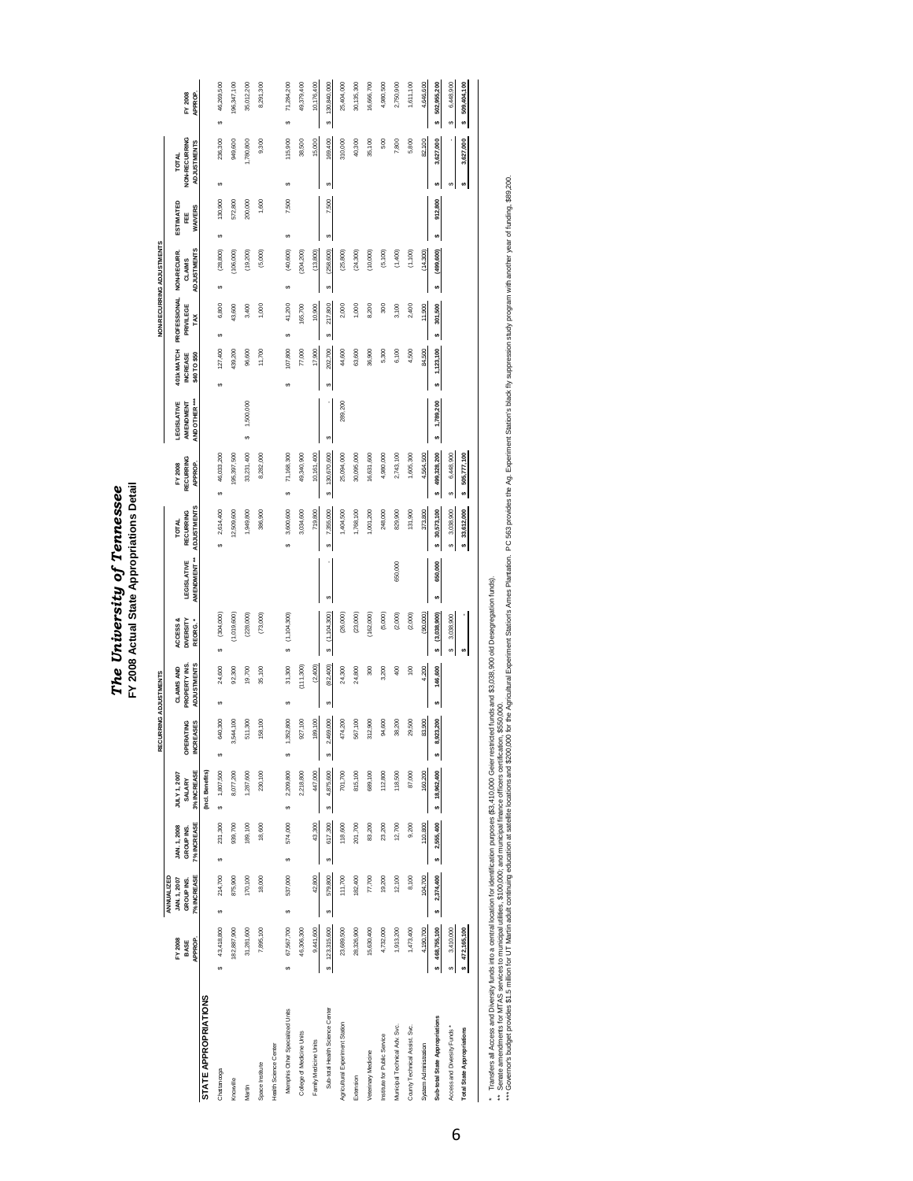# *The University of Tennessee*
## FY 2008 Actual State Appropriations Detail

| | FY 2008 BASE APPROP. | RECURRING ADJUSTMENTS: ANNUALIZED JAN. 1, 2007 GROUP INS. 7% INCREASE | JAN. 1, 2008 GROUP INS. 7% INCREASE | JULY 1, 2007 SALARY 3% INCREASE (Incl. Benefits) | OPERATING INCREASES | CLAIMS AND PROPERTY INS. ADJUSTMENTS | ACCESS & DIVERSITY REORG. * | LEGISLATIVE AMENDMENT ** | TOTAL RECURRING ADJUSTMENTS | FY 2008 RECURRING APPROP. | NON-RECURRING ADJUSTMENTS: LEGISLATIVE AMENDMENT AND OTHER *** | 401k MATCH INCREASE $40 TO $50 | PROFESSIONAL PRIVILEGE TAX | NON-RECURR. CLAIMS ADJUSTMENTS | ESTIMATED FEE WAIVERS | TOTAL NON-RECURRING ADJUSTMENTS | FY 2008 APPROP. |
|---|---|---|---|---|---|---|---|---|---|---|---|---|---|---|---|---|---|
| **STATE APPROPRIATIONS** | | | | | | | | | | | | | | | | | |
| Chattanooga | $ 43,418,800 | $ 214,700 | $ 231,300 | $ 1,807,500 | $ 640,300 | $ 24,600 | $ (304,000) | | $ 2,614,400 | $ 46,033,200 | | $ 127,400 | $ 6,800 | $ (28,800) | $ 130,900 | $ 236,300 | $ 46,269,500 |
| Knoxville | 182,887,900 | 875,900 | 939,700 | 8,077,200 | 3,544,100 | 92,300 | (1,019,600) | | 12,509,600 | 195,397,500 | | 439,200 | 43,600 | (106,000) | 572,800 | 949,600 | 196,347,100 |
| Martin | 31,281,600 | 170,100 | 189,100 | 1,287,600 | 511,300 | 19,700 | (228,000) | | 1,949,800 | 33,231,400 | $ 1,500,000 | 96,600 | 3,400 | (19,200) | 200,000 | 1,780,800 | 35,012,200 |
| Space Institute | 7,895,100 | 18,000 | 18,600 | 230,100 | 158,100 | 35,100 | (73,000) | | 386,900 | 8,282,000 | | 11,700 | 1,000 | (5,000) | 1,600 | 9,300 | 8,291,300 |
| Health Science Center | | | | | | | | | | | | | | | | | |
| Memphis Other Specialized Units | $ 67,567,700 | $ 537,000 | $ 574,000 | $ 2,209,800 | $ 1,352,800 | $ 31,300 | $ (1,104,300) | | $ 3,600,600 | $ 71,168,300 | | $ 107,800 | $ 41,200 | $ (40,600) | $ 7,500 | $ 115,900 | $ 71,284,200 |
| College of Medicine Units | 46,306,300 | | | 2,218,800 | 927,100 | (111,300) | | | 3,034,600 | 49,340,900 | | 77,000 | 165,700 | (204,200) | | 38,500 | 49,379,400 |
| Family Medicine Units | 9,441,600 | 42,800 | 43,300 | 447,000 | 189,100 | (2,400) | | | 719,800 | 10,161,400 | | 17,900 | 10,900 | (13,800) | | 15,000 | 10,176,400 |
| Sub-total Health Science Center | $ 123,315,600 | $ 579,800 | $ 617,300 | $ 4,875,600 | $ 2,469,000 | $ (82,400) | $ (1,104,300) | $ - | $ 7,355,000 | $ 130,670,600 | $ - | $ 202,700 | $ 217,800 | $ (258,600) | $ 7,500 | $ 169,400 | $ 130,840,000 |
| Agricultural Experiment Station | 23,689,500 | 111,700 | 118,600 | 701,700 | 474,200 | 24,300 | (26,000) | | 1,404,500 | 25,094,000 | 289,200 | 44,600 | 2,000 | (25,800) | | 310,000 | 25,404,000 |
| Extension | 28,326,900 | 182,400 | 201,700 | 815,100 | 567,100 | 24,800 | (23,000) | | 1,768,100 | 30,095,000 | | 63,600 | 1,000 | (24,300) | | 40,300 | 30,135,300 |
| Veterinary Medicine | 15,630,400 | 77,700 | 83,200 | 689,100 | 312,900 | 300 | (162,000) | | 1,001,200 | 16,631,600 | | 36,900 | 8,200 | (10,000) | | 35,100 | 16,666,700 |
| Institute for Public Service | 4,732,000 | 19,200 | 23,200 | 112,800 | 94,600 | 3,200 | (5,000) | | 248,000 | 4,980,000 | | 5,300 | 300 | (5,100) | | 500 | 4,980,500 |
| Municipal Technical Adv. Svc. | 1,913,200 | 12,100 | 12,700 | 118,500 | 38,200 | 400 | (2,000) | 650,000 | 829,900 | 2,743,100 | | 6,100 | 3,100 | (1,400) | | 7,800 | 2,750,900 |
| County Technical Assist. Svc. | 1,473,400 | 8,100 | 9,200 | 87,000 | 29,500 | 100 | (2,000) | | 131,900 | 1,605,300 | | 4,500 | 2,400 | (1,100) | | 5,800 | 1,611,100 |
| System Administration | 4,190,700 | 104,700 | 110,800 | 160,200 | 83,900 | 4,200 | (90,000) | | 373,800 | 4,564,500 | | 84,500 | 11,900 | (14,300) | | 82,100 | 4,646,600 |
| **Sub-total State Appropriations** | **$ 468,755,100** | **$ 2,374,400** | **$ 2,555,400** | **$ 18,962,400** | **$ 8,923,200** | **$ 146,600** | **$ (3,038,900)** | **$ 650,000** | **$ 30,573,100** | **$ 499,328,200** | **$ 1,789,200** | **$ 1,123,100** | **$ 301,500** | **$ (499,600)** | **$ 912,800** | **$ 3,627,000** | **$ 502,955,200** |
| Access and Diversity Funds * | $ 3,410,000 | | | | | | $ 3,038,900 | | $ 3,038,900 | $ 6,448,900 | | | | | | $ - | $ 6,448,900 |
| **Total State Appropriations** | **$ 472,165,100** | | | | | | **$ -** | | **$ 33,612,000** | **$ 505,777,100** | | | | | | **$ 3,627,000** | **$ 509,404,100** |

\* Transfers all Access and Diversity funds into a central location for identification purposes ($3,410,000 Geier restricted funds and $3,038,900 old Desegregation funds).
\*\* Senate amendments for MTAS services to municipal utilities, $100,000; and municipal finance officers certification, $550,000.
\*\*\* Governor's budget provides $1.5 million for UT Martin adult continuing education at satellite locations and $200,000 for the Agricultural Experiment Station's Ames Plantation. PC 563 provides the Ag. Experiment Station's black fly suppression study program with another year of funding, $89,200.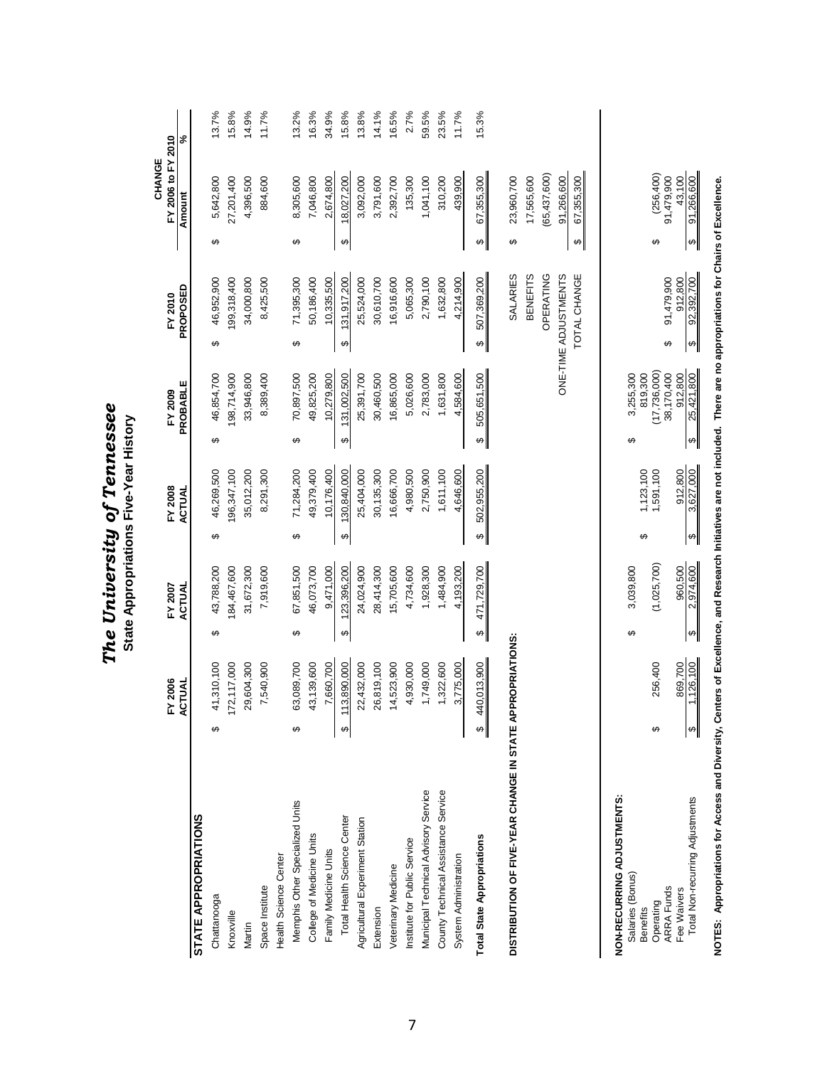# *The University of Tennessee*
## State Appropriations Five-Year History

| | FY 2006 ACTUAL | FY 2007 ACTUAL | FY 2008 ACTUAL | FY 2009 PROBABLE | FY 2010 PROPOSED | CHANGE FY 2006 to FY 2010 Amount | % |
|---|---|---|---|---|---|---|---|
| **STATE APPROPRIATIONS** | | | | | | | |
| Chattanooga | $ 41,310,100 | $ 43,788,200 | $ 46,269,500 | $ 46,854,700 | $ 46,952,900 | $ 5,642,800 | 13.7% |
| Knoxville | 172,117,000 | 184,467,600 | 196,347,100 | 198,714,900 | 199,318,400 | 27,201,400 | 15.8% |
| Martin | 29,604,300 | 31,672,300 | 35,012,200 | 33,946,800 | 34,000,800 | 4,396,500 | 14.9% |
| Space Institute | 7,540,900 | 7,919,600 | 8,291,300 | 8,389,400 | 8,425,500 | 884,600 | 11.7% |
| Health Science Center | | | | | | | |
| Memphis Other Specialized Units | $ 63,089,700 | $ 67,851,500 | $ 71,284,200 | $ 70,897,500 | $ 71,395,300 | $ 8,305,600 | 13.2% |
| College of Medicine Units | 43,139,600 | 46,073,700 | 49,379,400 | 49,825,200 | 50,186,400 | 7,046,800 | 16.3% |
| Family Medicine Units | 7,660,700 | 9,471,000 | 10,176,400 | 10,279,800 | 10,335,500 | 2,674,800 | 34.9% |
| Total Health Science Center | $ 113,890,000 | $ 123,396,200 | $ 130,840,000 | $ 131,002,500 | $ 131,917,200 | $ 18,027,200 | 15.8% |
| Agricultural Experiment Station | 22,432,000 | 24,024,900 | 25,404,000 | 25,391,700 | 25,524,000 | 3,092,000 | 13.8% |
| Extension | 26,819,100 | 28,414,300 | 30,135,300 | 30,460,500 | 30,610,700 | 3,791,600 | 14.1% |
| Veterinary Medicine | 14,523,900 | 15,705,600 | 16,666,700 | 16,865,000 | 16,916,600 | 2,392,700 | 16.5% |
| Institute for Public Service | 4,930,000 | 4,734,600 | 4,980,500 | 5,026,600 | 5,065,300 | 135,300 | 2.7% |
| Municipal Technical Advisory Service | 1,749,000 | 1,928,300 | 2,750,900 | 2,783,000 | 2,790,100 | 1,041,100 | 59.5% |
| County Technical Assistance Service | 1,322,600 | 1,484,900 | 1,611,100 | 1,631,800 | 1,632,800 | 310,200 | 23.5% |
| System Administration | 3,775,000 | 4,193,200 | 4,646,600 | 4,584,600 | 4,214,900 | 439,900 | 11.7% |
| **Total State Appropriations** | $ 440,013,900 | $ 471,729,700 | $ 502,955,200 | $ 505,651,500 | $ 507,369,200 | $ 67,355,300 | 15.3% |

**DISTRIBUTION OF FIVE-YEAR CHANGE IN STATE APPROPRIATIONS:**

| | |
|---|---|
| SALARIES | $ 23,960,700 |
| BENEFITS | 17,565,600 |
| OPERATING | (65,437,600) |
| ONE-TIME ADJUSTMENTS | 91,266,600 |
| TOTAL CHANGE | $ 67,355,300 |

| **NON-RECURRING ADJUSTMENTS:** | FY 2006 ACTUAL | FY 2007 ACTUAL | FY 2008 ACTUAL | FY 2009 PROBABLE | FY 2010 PROPOSED | CHANGE Amount |
|---|---|---|---|---|---|---|
| Salaries (Bonus) | | $ 3,039,800 | | $ 3,255,300 | | |
| Benefits | | | $ 1,123,100 | 819,300 | | |
| Operating | $ 256,400 | (1,025,700) | 1,591,100 | (17,736,000) | | $ (256,400) |
| ARRA Funds | | | | 38,170,400 | $ 91,479,900 | 91,479,900 |
| Fee Waivers | 869,700 | 960,500 | 912,800 | 912,800 | 912,800 | 43,100 |
| Total Non-recurring Adjustments | $ 1,126,100 | $ 2,974,600 | $ 3,627,000 | $ 25,421,800 | $ 92,392,700 | $ 91,266,600 |

**NOTES: Appropriations for Access and Diversity, Centers of Excellence, and Research Initiatives are not included. There are no appropriations for Chairs of Excellence.**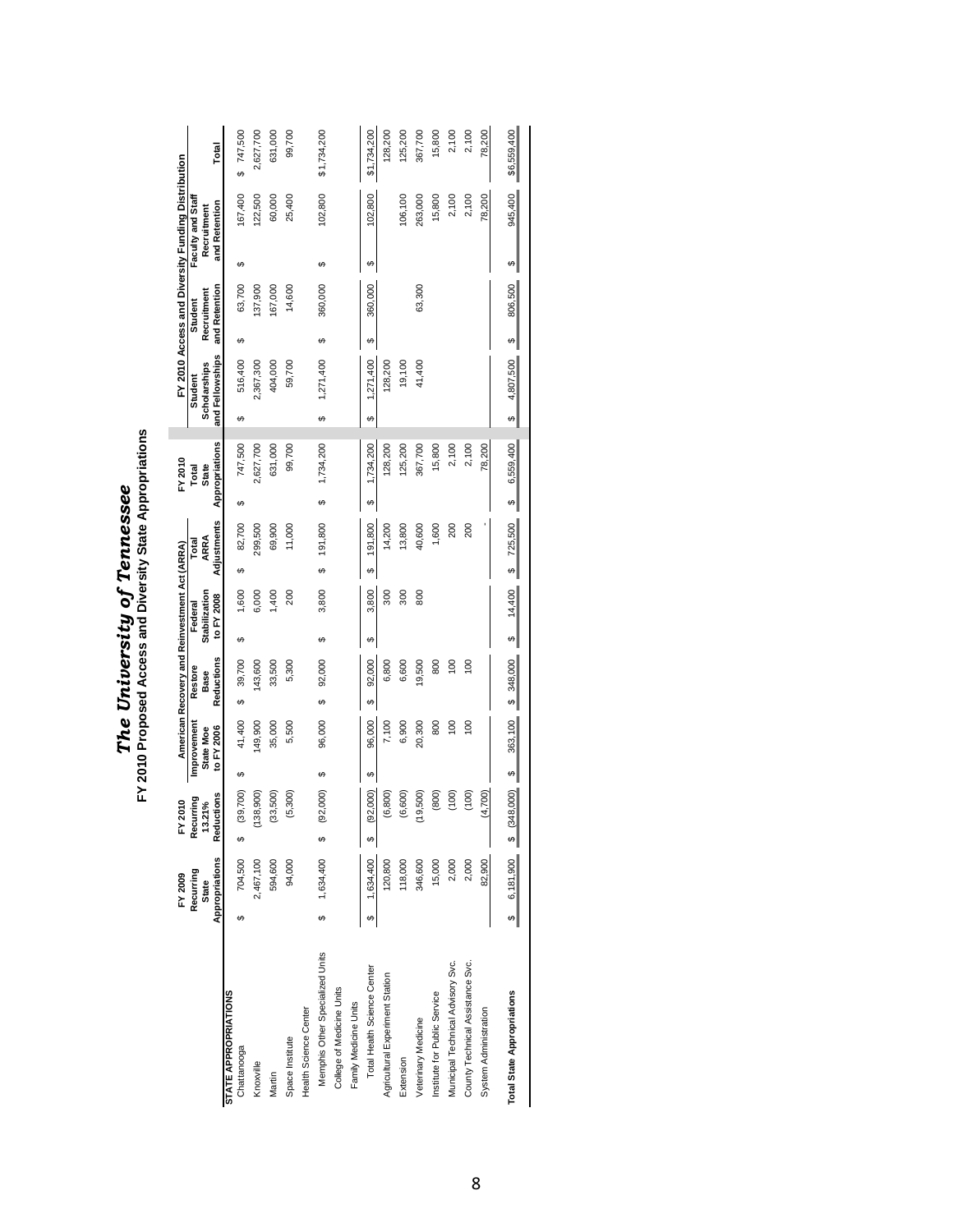# *The University of Tennessee*

## FY 2010 Proposed Access and Diversity State Appropriations

| | FY 2009 Recurring State Appropriations | FY 2010 Recurring 13.21% Reductions | American Recovery and Reinvestment Act (ARRA) Improvement State Moe to FY 2006 | Restore Base Reductions | Federal Stabilization to FY 2008 | Total ARRA Adjustments | FY 2010 Total State Appropriations | FY 2010 Access and Diversity Funding Distribution Student Scholarships and Fellowships | Student Recruitment and Retention | Faculty and Staff Recruitment and Retention | Total |
|---|---|---|---|---|---|---|---|---|---|---|---|
| **STATE APPROPRIATIONS** | | | | | | | | | | | |
| Chattanooga | $ 704,500 | $ (39,700) | $ 41,400 | $ 39,700 | $ 1,600 | $ 82,700 | $ 747,500 | $ 516,400 | $ 63,700 | $ 167,400 | $ 747,500 |
| Knoxville | 2,467,100 | (138,900) | 149,900 | 143,600 | 6,000 | 299,500 | 2,627,700 | 2,367,300 | 137,900 | 122,500 | 2,627,700 |
| Martin | 594,600 | (33,500) | 35,000 | 33,500 | 1,400 | 69,900 | 631,000 | 404,000 | 167,000 | 60,000 | 631,000 |
| Space Institute | 94,000 | (5,300) | 5,500 | 5,300 | 200 | 11,000 | 99,700 | 59,700 | 14,600 | 25,400 | 99,700 |
| Health Science Center | | | | | | | | | | | |
| Memphis Other Specialized Units | $ 1,634,400 | $ (92,000) | $ 96,000 | $ 92,000 | $ 3,800 | $ 191,800 | $ 1,734,200 | $ 1,271,400 | $ 360,000 | $ 102,800 | $1,734,200 |
| College of Medicine Units | | | | | | | | | | | |
| Family Medicine Units | | | | | | | | | | | |
| Total Health Science Center | $ 1,634,400 | $ (92,000) | $ 96,000 | $ 92,000 | $ 3,800 | $ 191,800 | $ 1,734,200 | $ 1,271,400 | $ 360,000 | $ 102,800 | $1,734,200 |
| Agricultural Experiment Station | 120,800 | (6,800) | 7,100 | 6,800 | 300 | 14,200 | 128,200 | 128,200 | | | 128,200 |
| Extension | 118,000 | (6,600) | 6,900 | 6,600 | 300 | 13,800 | 125,200 | 19,100 | | 106,100 | 125,200 |
| Veterinary Medicine | 346,600 | (19,500) | 20,300 | 19,500 | 800 | 40,600 | 367,700 | 41,400 | 63,300 | 263,000 | 367,700 |
| Institute for Public Service | 15,000 | (800) | 800 | 800 | | 1,600 | 15,800 | | | 15,800 | 15,800 |
| Municipal Technical Advisory Svc. | 2,000 | (100) | 100 | 100 | | 200 | 2,100 | | | 2,100 | 2,100 |
| County Technical Assistance Svc. | 2,000 | (100) | 100 | 100 | | 200 | 2,100 | | | 2,100 | 2,100 |
| System Administration | 82,900 | (4,700) | | | | - | 78,200 | | | 78,200 | 78,200 |
| **Total State Appropriations** | $ 6,181,900 | $ (348,000) | $ 363,100 | $ 348,000 | $ 14,400 | $ 725,500 | $ 6,559,400 | $ 4,807,500 | $ 806,500 | $ 945,400 | $6,559,400 |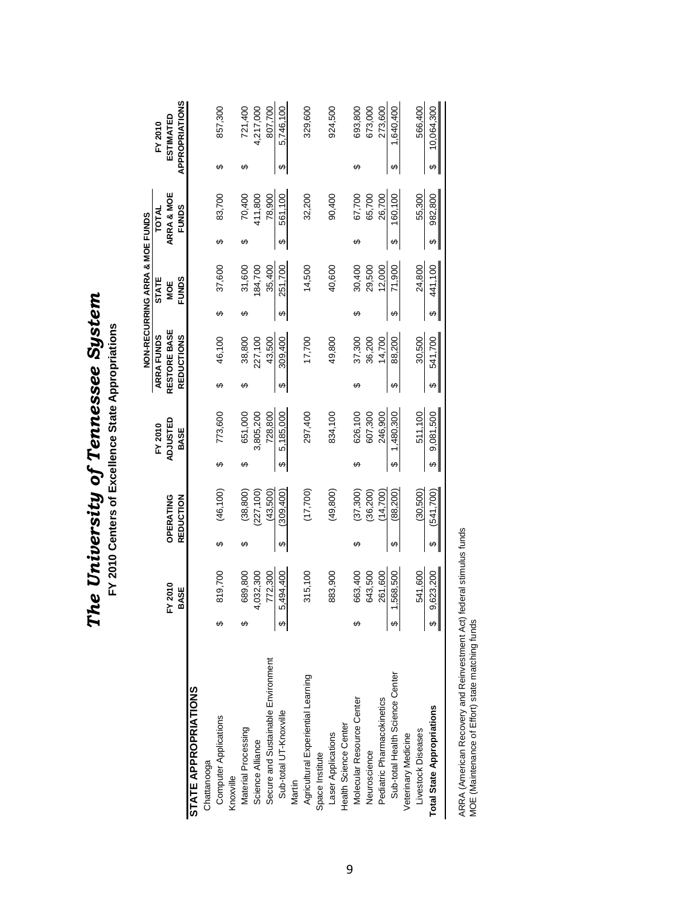# *The University of Tennessee System*

## FY 2010 Centers of Excellence State Appropriations

| | FY 2010 BASE | OPERATING REDUCTION | FY 2010 ADJUSTED BASE | NON-RECURRING ARRA & MOE FUNDS: ARRA FUNDS RESTORE BASE REDUCTIONS | NON-RECURRING ARRA & MOE FUNDS: STATE MOE FUNDS | NON-RECURRING ARRA & MOE FUNDS: TOTAL ARRA & MOE FUNDS | FY 2010 ESTIMATED APPROPRIATIONS |
|---|---|---|---|---|---|---|---|
| **STATE APPROPRIATIONS** | | | | | | | |
| Chattanooga | | | | | | | |
| Computer Applications | $ 819,700 | $ (46,100) | $ 773,600 | $ 46,100 | $ 37,600 | $ 83,700 | $ 857,300 |
| Knoxville | | | | | | | |
| Material Processing | $ 689,800 | $ (38,800) | $ 651,000 | $ 38,800 | $ 31,600 | $ 70,400 | $ 721,400 |
| Science Alliance | 4,032,300 | (227,100) | 3,805,200 | 227,100 | 184,700 | 411,800 | 4,217,000 |
| Secure and Sustainable Environment | 772,300 | (43,500) | 728,800 | 43,500 | 35,400 | 78,900 | 807,700 |
| Sub-total UT-Knoxville | $ 5,494,400 | $ (309,400) | $ 5,185,000 | $ 309,400 | $ 251,700 | $ 561,100 | $ 5,746,100 |
| Martin | | | | | | | |
| Agricultural Experiential Learning | 315,100 | (17,700) | 297,400 | 17,700 | 14,500 | 32,200 | 329,600 |
| Space Institute | | | | | | | |
| Laser Applications | 883,900 | (49,800) | 834,100 | 49,800 | 40,600 | 90,400 | 924,500 |
| Health Science Center | | | | | | | |
| Molecular Resource Center | $ 663,400 | $ (37,300) | $ 626,100 | $ 37,300 | $ 30,400 | $ 67,700 | $ 693,800 |
| Neuroscience | 643,500 | (36,200) | 607,300 | 36,200 | 29,500 | 65,700 | 673,000 |
| Pediatric Pharmacokinetics | 261,600 | (14,700) | 246,900 | 14,700 | 12,000 | 26,700 | 273,600 |
| Sub-total Health Science Center | $ 1,568,500 | $ (88,200) | $ 1,480,300 | $ 88,200 | $ 71,900 | $ 160,100 | $ 1,640,400 |
| Veterinary Medicine | | | | | | | |
| Livestock Diseases | 541,600 | (30,500) | 511,100 | 30,500 | 24,800 | 55,300 | 566,400 |
| **Total State Appropriations** | $ 9,623,200 | $ (541,700) | $ 9,081,500 | $ 541,700 | $ 441,100 | $ 982,800 | $ 10,064,300 |

ARRA (American Recovery and Reinvestment Act) federal stimulus funds
MOE (Maintenance of Effort) state matching funds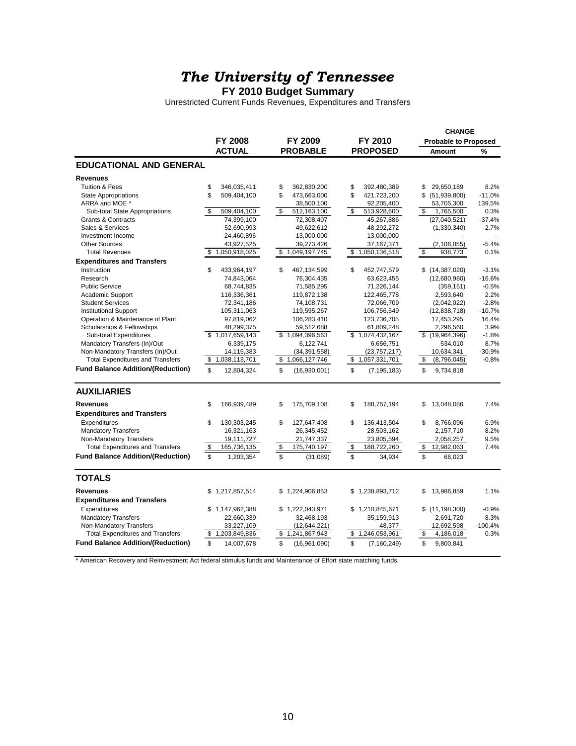# *The University of Tennessee*

**FY 2010 Budget Summary**

Unrestricted Current Funds Revenues, Expenditures and Transfers

| | FY 2008 ACTUAL | FY 2009 PROBABLE | FY 2010 PROPOSED | CHANGE Probable to Proposed Amount | % |
|---|---|---|---|---|---|
| **EDUCATIONAL AND GENERAL** | | | | | |
| **Revenues** | | | | | |
| Tuition & Fees | $ 346,035,411 | $ 362,830,200 | $ 392,480,389 | $ 29,650,189 | 8.2% |
| State Appropriations | $ 509,404,100 | $ 473,663,000 | $ 421,723,200 | $ (51,939,800) | -11.0% |
| ARRA and MOE * | | 38,500,100 | 92,205,400 | 53,705,300 | 139.5% |
| Sub-total State Appropriations | $ 509,404,100 | $ 512,163,100 | $ 513,928,600 | $ 1,765,500 | 0.3% |
| Grants & Contracts | 74,399,100 | 72,308,407 | 45,267,886 | (27,040,521) | -37.4% |
| Sales & Services | 52,690,993 | 49,622,612 | 48,292,272 | (1,330,340) | -2.7% |
| Investment Income | 24,460,896 | 13,000,000 | 13,000,000 | - | - |
| Other Sources | 43,927,525 | 39,273,426 | 37,167,371 | (2,106,055) | -5.4% |
| Total Revenues | $ 1,050,918,025 | $ 1,049,197,745 | $ 1,050,136,518 | $ 938,773 | 0.1% |
| **Expenditures and Transfers** | | | | | |
| Instruction | $ 433,964,197 | $ 467,134,599 | $ 452,747,579 | $ (14,387,020) | -3.1% |
| Research | 74,843,064 | 76,304,435 | 63,623,455 | (12,680,980) | -16.6% |
| Public Service | 68,744,835 | 71,585,295 | 71,226,144 | (359,151) | -0.5% |
| Academic Support | 116,336,361 | 119,872,138 | 122,465,778 | 2,593,640 | 2.2% |
| Student Services | 72,341,186 | 74,108,731 | 72,066,709 | (2,042,022) | -2.8% |
| Institutional Support | 105,311,063 | 119,595,267 | 106,756,549 | (12,838,718) | -10.7% |
| Operation & Maintenance of Plant | 97,819,062 | 106,283,410 | 123,736,705 | 17,453,295 | 16.4% |
| Scholarships & Fellowships | 48,299,375 | 59,512,688 | 61,809,248 | 2,296,560 | 3.9% |
| Sub-total Expenditures | $ 1,017,659,143 | $ 1,094,396,563 | $ 1,074,432,167 | $ (19,964,396) | -1.8% |
| Mandatory Transfers (In)/Out | 6,339,175 | 6,122,741 | 6,656,751 | 534,010 | 8.7% |
| Non-Mandatory Transfers (In)/Out | 14,115,383 | (34,391,558) | (23,757,217) | 10,634,341 | -30.9% |
| Total Expenditures and Transfers | $ 1,038,113,701 | $ 1,066,127,746 | $ 1,057,331,701 | $ (8,796,045) | -0.8% |
| **Fund Balance Addition/(Reduction)** | $ 12,804,324 | $ (16,930,001) | $ (7,195,183) | $ 9,734,818 | |
| **AUXILIARIES** | | | | | |
| **Revenues** | $ 166,939,489 | $ 175,709,108 | $ 188,757,194 | $ 13,048,086 | 7.4% |
| **Expenditures and Transfers** | | | | | |
| Expenditures | $ 130,303,245 | $ 127,647,408 | $ 136,413,504 | $ 8,766,096 | 6.9% |
| Mandatory Transfers | 16,321,163 | 26,345,452 | 28,503,162 | 2,157,710 | 8.2% |
| Non-Mandatory Transfers | 19,111,727 | 21,747,337 | 23,805,594 | 2,058,257 | 9.5% |
| Total Expenditures and Transfers | $ 165,736,135 | $ 175,740,197 | $ 188,722,260 | $ 12,982,063 | 7.4% |
| **Fund Balance Addition/(Reduction)** | $ 1,203,354 | $ (31,089) | $ 34,934 | $ 66,023 | |
| **TOTALS** | | | | | |
| **Revenues** | $ 1,217,857,514 | $ 1,224,906,853 | $ 1,238,893,712 | $ 13,986,859 | 1.1% |
| **Expenditures and Transfers** | | | | | |
| Expenditures | $ 1,147,962,388 | $ 1,222,043,971 | $ 1,210,845,671 | $ (11,198,300) | -0.9% |
| Mandatory Transfers | 22,660,339 | 32,468,193 | 35,159,913 | 2,691,720 | 8.3% |
| Non-Mandatory Transfers | 33,227,109 | (12,644,221) | 48,377 | 12,692,598 | -100.4% |
| Total Expenditures and Transfers | $ 1,203,849,836 | $ 1,241,867,943 | $ 1,246,053,961 | $ 4,186,018 | 0.3% |
| **Fund Balance Addition/(Reduction)** | $ 14,007,678 | $ (16,961,090) | $ (7,160,249) | $ 9,800,841 | |

* American Recovery and Reinvestment Act federal stimulus funds and Maintenance of Effort state matching funds.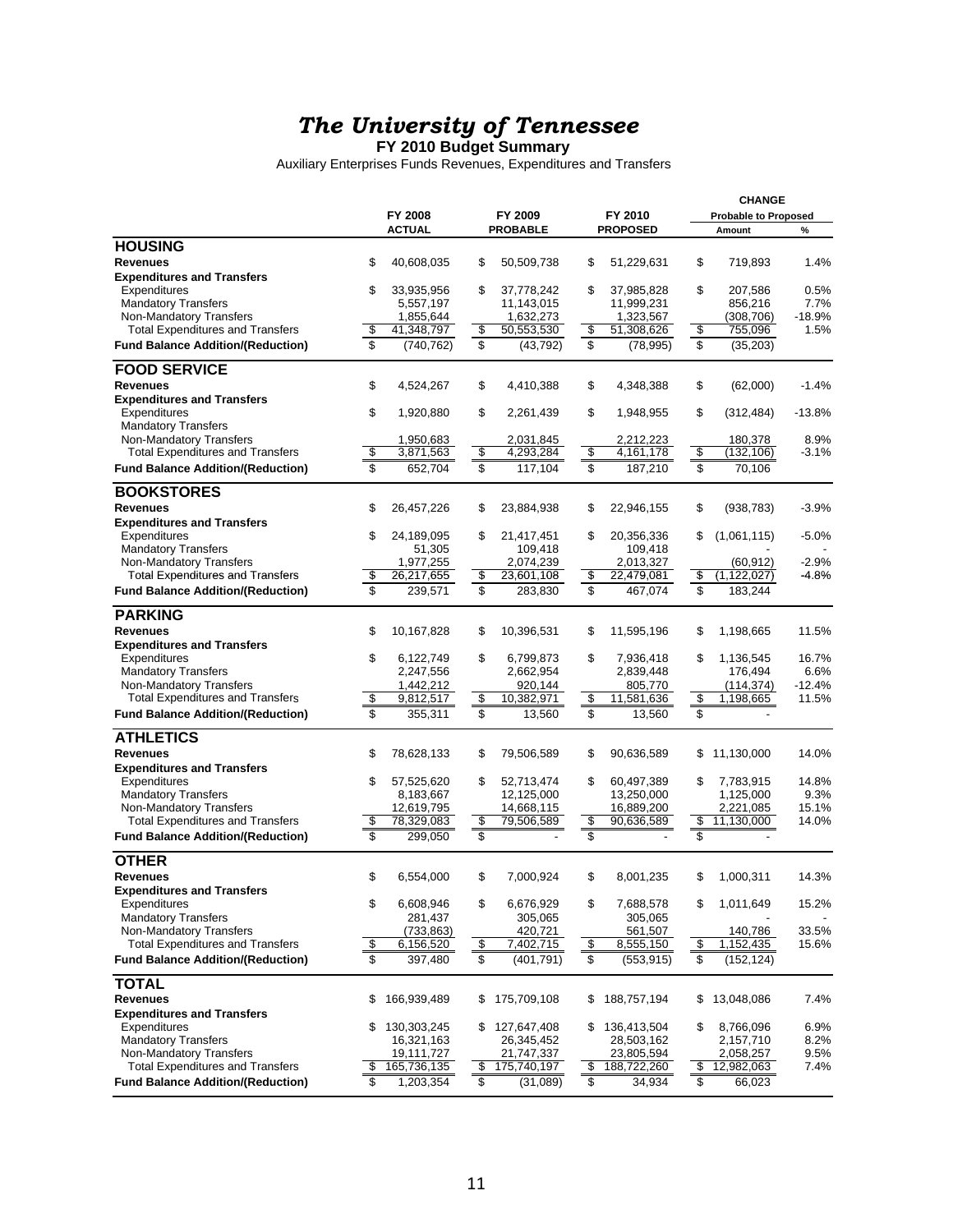# *The University of Tennessee*

**FY 2010 Budget Summary**

Auxiliary Enterprises Funds Revenues, Expenditures and Transfers

| | FY 2008 ACTUAL | FY 2009 PROBABLE | FY 2010 PROPOSED | CHANGE Probable to Proposed Amount | % |
|---|---|---|---|---|---|
| **HOUSING** | | | | | |
| **Revenues** | $ 40,608,035 | $ 50,509,738 | $ 51,229,631 | $ 719,893 | 1.4% |
| **Expenditures and Transfers** | | | | | |
| Expenditures | $ 33,935,956 | $ 37,778,242 | $ 37,985,828 | $ 207,586 | 0.5% |
| Mandatory Transfers | 5,557,197 | 11,143,015 | 11,999,231 | 856,216 | 7.7% |
| Non-Mandatory Transfers | 1,855,644 | 1,632,273 | 1,323,567 | (308,706) | -18.9% |
| Total Expenditures and Transfers | $ 41,348,797 | $ 50,553,530 | $ 51,308,626 | $ 755,096 | 1.5% |
| **Fund Balance Addition/(Reduction)** | $ (740,762) | $ (43,792) | $ (78,995) | $ (35,203) | |
| **FOOD SERVICE** | | | | | |
| **Revenues** | $ 4,524,267 | $ 4,410,388 | $ 4,348,388 | $ (62,000) | -1.4% |
| **Expenditures and Transfers** | | | | | |
| Expenditures | $ 1,920,880 | $ 2,261,439 | $ 1,948,955 | $ (312,484) | -13.8% |
| Mandatory Transfers | | | | | |
| Non-Mandatory Transfers | 1,950,683 | 2,031,845 | 2,212,223 | 180,378 | 8.9% |
| Total Expenditures and Transfers | $ 3,871,563 | $ 4,293,284 | $ 4,161,178 | $ (132,106) | -3.1% |
| **Fund Balance Addition/(Reduction)** | $ 652,704 | $ 117,104 | $ 187,210 | $ 70,106 | |
| **BOOKSTORES** | | | | | |
| **Revenues** | $ 26,457,226 | $ 23,884,938 | $ 22,946,155 | $ (938,783) | -3.9% |
| **Expenditures and Transfers** | | | | | |
| Expenditures | $ 24,189,095 | $ 21,417,451 | $ 20,356,336 | $ (1,061,115) | -5.0% |
| Mandatory Transfers | 51,305 | 109,418 | 109,418 | - | - |
| Non-Mandatory Transfers | 1,977,255 | 2,074,239 | 2,013,327 | (60,912) | -2.9% |
| Total Expenditures and Transfers | $ 26,217,655 | $ 23,601,108 | $ 22,479,081 | $ (1,122,027) | -4.8% |
| **Fund Balance Addition/(Reduction)** | $ 239,571 | $ 283,830 | $ 467,074 | $ 183,244 | |
| **PARKING** | | | | | |
| **Revenues** | $ 10,167,828 | $ 10,396,531 | $ 11,595,196 | $ 1,198,665 | 11.5% |
| **Expenditures and Transfers** | | | | | |
| Expenditures | $ 6,122,749 | $ 6,799,873 | $ 7,936,418 | $ 1,136,545 | 16.7% |
| Mandatory Transfers | 2,247,556 | 2,662,954 | 2,839,448 | 176,494 | 6.6% |
| Non-Mandatory Transfers | 1,442,212 | 920,144 | 805,770 | (114,374) | -12.4% |
| Total Expenditures and Transfers | $ 9,812,517 | $ 10,382,971 | $ 11,581,636 | $ 1,198,665 | 11.5% |
| **Fund Balance Addition/(Reduction)** | $ 355,311 | $ 13,560 | $ 13,560 | $ - | |
| **ATHLETICS** | | | | | |
| **Revenues** | $ 78,628,133 | $ 79,506,589 | $ 90,636,589 | $ 11,130,000 | 14.0% |
| **Expenditures and Transfers** | | | | | |
| Expenditures | $ 57,525,620 | $ 52,713,474 | $ 60,497,389 | $ 7,783,915 | 14.8% |
| Mandatory Transfers | 8,183,667 | 12,125,000 | 13,250,000 | 1,125,000 | 9.3% |
| Non-Mandatory Transfers | 12,619,795 | 14,668,115 | 16,889,200 | 2,221,085 | 15.1% |
| Total Expenditures and Transfers | $ 78,329,083 | $ 79,506,589 | $ 90,636,589 | $ 11,130,000 | 14.0% |
| **Fund Balance Addition/(Reduction)** | $ 299,050 | $ - | $ - | $ - | |
| **OTHER** | | | | | |
| **Revenues** | $ 6,554,000 | $ 7,000,924 | $ 8,001,235 | $ 1,000,311 | 14.3% |
| **Expenditures and Transfers** | | | | | |
| Expenditures | $ 6,608,946 | $ 6,676,929 | $ 7,688,578 | $ 1,011,649 | 15.2% |
| Mandatory Transfers | 281,437 | 305,065 | 305,065 | - | - |
| Non-Mandatory Transfers | (733,863) | 420,721 | 561,507 | 140,786 | 33.5% |
| Total Expenditures and Transfers | $ 6,156,520 | $ 7,402,715 | $ 8,555,150 | $ 1,152,435 | 15.6% |
| **Fund Balance Addition/(Reduction)** | $ 397,480 | $ (401,791) | $ (553,915) | $ (152,124) | |
| **TOTAL** | | | | | |
| **Revenues** | $ 166,939,489 | $ 175,709,108 | $ 188,757,194 | $ 13,048,086 | 7.4% |
| **Expenditures and Transfers** | | | | | |
| Expenditures | $ 130,303,245 | $ 127,647,408 | $ 136,413,504 | $ 8,766,096 | 6.9% |
| Mandatory Transfers | 16,321,163 | 26,345,452 | 28,503,162 | 2,157,710 | 8.2% |
| Non-Mandatory Transfers | 19,111,727 | 21,747,337 | 23,805,594 | 2,058,257 | 9.5% |
| Total Expenditures and Transfers | $ 165,736,135 | $ 175,740,197 | $ 188,722,260 | $ 12,982,063 | 7.4% |
| **Fund Balance Addition/(Reduction)** | $ 1,203,354 | $ (31,089) | $ 34,934 | $ 66,023 | |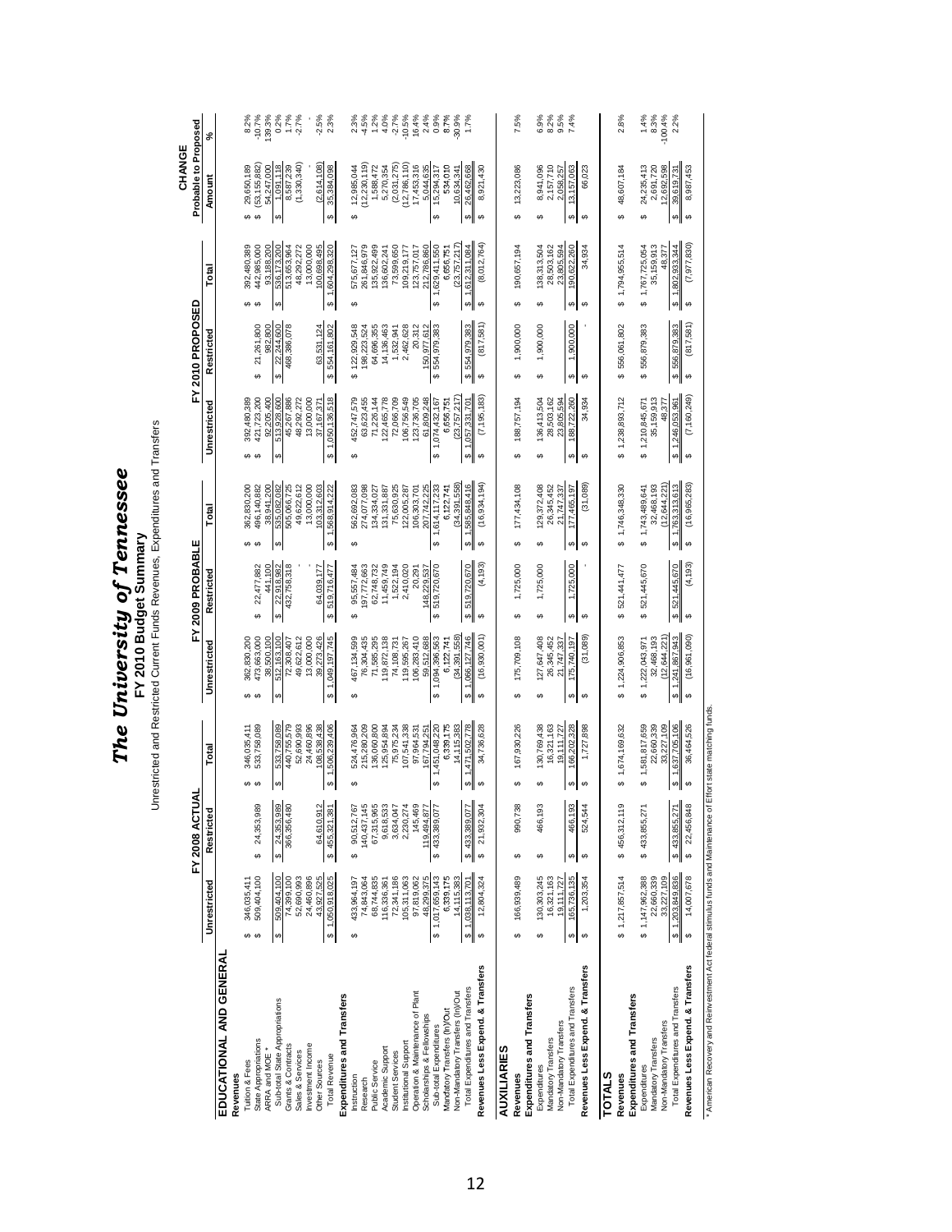# *The University of Tennessee*

## FY 2010 Budget Summary

Unrestricted and Restricted Current Funds Revenues, Expenditures and Transfers

| | FY 2008 ACTUAL | | | FY 2009 PROBABLE | | | FY 2010 PROPOSED | | | CHANGE Probable to Proposed | |
|---|---|---|---|---|---|---|---|---|---|---|---|
| | Unrestricted | Restricted | Total | Unrestricted | Restricted | Total | Unrestricted | Restricted | Total | Amount | % |
| **EDUCATIONAL AND GENERAL** | | | | | | | | | | | |
| **Revenues** | | | | | | | | | | | |
| Tuition & Fees | $ 346,035,411 | | $ 346,035,411 | $ 362,830,200 | | $ 362,830,200 | $ 392,480,389 | | $ 392,480,389 | $ 29,650,189 | 8.2% |
| State Appropriations | $ 509,404,100 | $ 24,353,989 | $ 533,758,089 | $ 473,663,000 | $ 22,477,882 | $ 496,140,882 | $ 421,723,200 | $ 21,261,800 | $ 442,985,000 | $ (53,155,882) | -10.7% |
| ARRA and MOE * | | | | 38,500,100 | 441,100 | 38,941,200 | 92,205,400 | 982,800 | 93,188,200 | 54,247,000 | 139.3% |
| Sub-total State Appropriations | $ 509,404,100 | $ 24,353,989 | $ 533,758,089 | $ 512,163,100 | $ 22,918,982 | $ 535,082,082 | $ 513,928,600 | $ 22,244,600 | $ 536,173,200 | $ 1,091,118 | 0.2% |
| Grants & Contracts | 74,399,100 | 366,356,480 | 440,755,579 | 72,308,407 | 432,758,318 | 505,066,725 | 45,267,886 | 468,386,078 | 513,653,964 | 8,587,239 | 1.7% |
| Sales & Services | 52,690,993 | | 52,690,993 | 49,622,612 | | 49,622,612 | 48,292,272 | | 48,292,272 | (1,330,340) | -2.7% |
| Investment Income | 24,460,896 | | 24,460,896 | 13,000,000 | | 13,000,000 | 13,000,000 | | 13,000,000 | - | - |
| Other Sources | 43,927,525 | 64,610,912 | 108,538,438 | 39,273,426 | 64,039,177 | 103,312,603 | 37,167,371 | 63,531,124 | 100,698,495 | (2,614,108) | -2.5% |
| Total Revenue | $ 1,050,918,025 | $ 455,321,381 | $ 1,506,239,406 | $ 1,049,197,745 | $ 519,716,477 | $ 1,568,914,222 | $ 1,050,136,518 | $ 554,161,802 | $ 1,604,298,320 | $ 35,384,098 | 2.3% |
| **Expenditures and Transfers** | | | | | | | | | | | |
| Instruction | $ 433,964,197 | $ 90,512,767 | $ 524,476,964 | $ 467,134,599 | $ 95,557,484 | $ 562,692,083 | $ 452,747,579 | $ 122,929,548 | $ 575,677,127 | $ 12,985,044 | 2.3% |
| Research | 74,843,064 | 140,437,145 | 215,280,209 | 76,304,435 | 197,772,663 | 274,077,098 | 63,623,455 | 198,223,524 | 261,846,979 | (12,230,119) | -4.5% |
| Public Service | 68,744,835 | 67,315,965 | 136,060,800 | 71,585,295 | 62,748,732 | 134,334,027 | 71,226,144 | 64,696,355 | 135,922,499 | 1,588,472 | 1.2% |
| Academic Support | 116,336,361 | 9,618,533 | 125,954,894 | 119,872,138 | 11,459,749 | 131,331,887 | 122,465,778 | 14,136,463 | 136,602,241 | 5,270,354 | 4.0% |
| Student Services | 72,341,186 | 3,634,047 | 75,975,234 | 74,108,731 | 1,522,194 | 75,630,925 | 72,066,709 | 1,532,941 | 73,599,650 | (2,031,275) | -2.7% |
| Institutional Support | 105,311,063 | 2,230,274 | 107,541,338 | 119,595,267 | 2,410,020 | 122,005,287 | 106,756,549 | 2,462,628 | 109,219,177 | (12,786,110) | -10.5% |
| Operation & Maintenance of Plant | 97,819,062 | 145,469 | 97,964,531 | 106,283,410 | 20,291 | 106,303,701 | 123,736,705 | 20,312 | 123,757,017 | 17,453,316 | 16.4% |
| Scholarships & Fellowships | 48,299,375 | 119,494,877 | 167,794,251 | 59,512,688 | 148,229,537 | 207,742,225 | 61,809,248 | 150,977,612 | 212,786,860 | 5,044,635 | 2.4% |
| Sub-total Expenditures | $ 1,017,659,143 | $ 433,389,077 | $ 1,451,048,220 | $ 1,094,396,563 | $ 519,720,670 | $ 1,614,117,233 | $ 1,074,432,167 | $ 554,979,383 | $ 1,629,411,550 | $ 15,294,317 | 0.9% |
| Mandatory Transfers (In)/Out | 6,339,175 | | 6,339,175 | 6,122,741 | | 6,122,741 | 6,656,751 | | 6,656,751 | 534,010 | 8.7% |
| Non-Mandatory Transfers (In)/Out | 14,115,383 | | 14,115,383 | (34,391,558) | | (34,391,558) | (23,757,217) | | (23,757,217) | 10,634,341 | -30.9% |
| Total Expenditures and Transfers | $ 1,038,113,701 | $ 433,389,077 | $ 1,471,502,778 | $ 1,066,127,746 | $ 519,720,670 | $ 1,585,848,416 | $ 1,057,331,701 | $ 554,979,383 | $ 1,612,311,084 | $ 26,462,668 | 1.7% |
| **Revenues Less Expend. & Transfers** | $ 12,804,324 | $ 21,932,304 | $ 34,736,628 | $ (16,930,001) | $ (4,193) | $ (16,934,194) | $ (7,195,183) | $ (817,581) | $ (8,012,764) | $ 8,921,430 | |
| **AUXILIARIES** | | | | | | | | | | | |
| **Revenues** | $ 166,939,489 | $ 990,738 | $ 167,930,226 | $ 175,709,108 | $ 1,725,000 | $ 177,434,108 | $ 188,757,194 | $ 1,900,000 | $ 190,657,194 | $ 13,223,086 | 7.5% |
| **Expenditures and Transfers** | | | | | | | | | | | |
| Expenditures | $ 130,303,245 | $ 466,193 | $ 130,769,438 | $ 127,647,408 | $ 1,725,000 | $ 129,372,408 | $ 136,413,504 | $ 1,900,000 | $ 138,313,504 | $ 8,941,096 | 6.9% |
| Mandatory Transfers | 16,321,163 | | 16,321,163 | 26,345,452 | | 26,345,452 | 28,503,162 | | 28,503,162 | 2,157,710 | 8.2% |
| Non-Mandatory Transfers | 19,111,727 | | 19,111,727 | 21,747,337 | | 21,747,337 | 23,805,594 | | 23,805,594 | 2,058,257 | 9.5% |
| Total Expenditures and Transfers | $ 165,736,135 | $ 466,193 | $ 166,202,328 | $ 175,740,197 | $ 1,725,000 | $ 177,465,197 | $ 188,722,260 | $ 1,900,000 | $ 190,622,260 | $ 13,157,063 | 7.4% |
| **Revenues Less Expend. & Transfers** | $ 1,203,354 | $ 524,544 | $ 1,727,898 | $ (31,089) | $ - | $ (31,089) | $ 34,934 | $ - | $ 34,934 | $ 66,023 | |
| **TOTALS** | | | | | | | | | | | |
| **Revenues** | $ 1,217,857,514 | $ 456,312,119 | $ 1,674,169,632 | $ 1,224,906,853 | $ 521,441,477 | $ 1,746,348,330 | $ 1,238,893,712 | $ 556,061,802 | $ 1,794,955,514 | $ 48,607,184 | 2.8% |
| **Expenditures and Transfers** | | | | | | | | | | | |
| Expenditures | $ 1,147,962,388 | $ 433,855,271 | $ 1,581,817,659 | $ 1,222,043,971 | $ 521,445,670 | $ 1,743,489,641 | $ 1,210,845,671 | $ 556,879,383 | $ 1,767,725,054 | $ 24,235,413 | 1.4% |
| Mandatory Transfers | 22,660,339 | | 22,660,339 | 32,468,193 | | 32,468,193 | 35,159,913 | | 35,159,913 | 2,691,720 | 8.3% |
| Non-Mandatory Transfers | 33,227,109 | | 33,227,109 | (12,644,221) | | (12,644,221) | 48,377 | | 48,377 | 12,692,598 | -100.4% |
| Total Expenditures and Transfers | $ 1,203,849,836 | $ 433,855,271 | $ 1,637,705,106 | $ 1,241,867,943 | $ 521,445,670 | $ 1,763,313,613 | $ 1,246,053,961 | $ 556,879,383 | $ 1,802,933,344 | $ 39,619,731 | 2.2% |
| **Revenues Less Expend. & Transfers** | $ 14,007,678 | $ 22,456,848 | $ 36,464,526 | $ (16,961,090) | $ (4,193) | $ (16,965,283) | $ (7,160,249) | $ (817,581) | $ (7,977,830) | $ 8,987,453 | |

* American Recovery and Reinvestment Act federal stimulus funds and Maintenance of Effort state matching funds.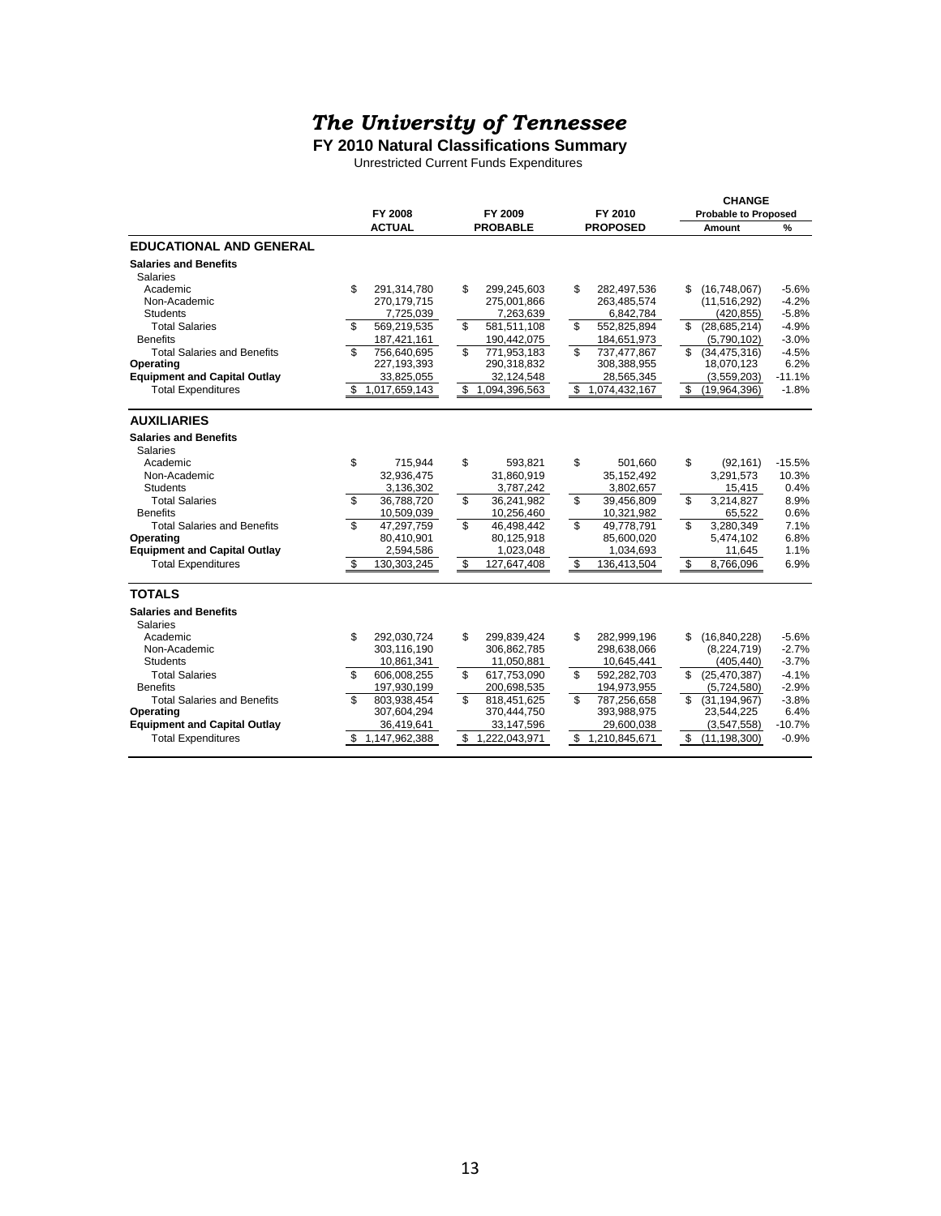# *The University of Tennessee*

**FY 2010 Natural Classifications Summary**

Unrestricted Current Funds Expenditures

| | FY 2008 ACTUAL | FY 2009 PROBABLE | FY 2010 PROPOSED | CHANGE Probable to Proposed Amount | % |
|---|---|---|---|---|---|
| **EDUCATIONAL AND GENERAL** | | | | | |
| **Salaries and Benefits** | | | | | |
| Salaries | | | | | |
| Academic | $ 291,314,780 | $ 299,245,603 | $ 282,497,536 | $ (16,748,067) | -5.6% |
| Non-Academic | 270,179,715 | 275,001,866 | 263,485,574 | (11,516,292) | -4.2% |
| Students | 7,725,039 | 7,263,639 | 6,842,784 | (420,855) | -5.8% |
| Total Salaries | $ 569,219,535 | $ 581,511,108 | $ 552,825,894 | $ (28,685,214) | -4.9% |
| Benefits | 187,421,161 | 190,442,075 | 184,651,973 | (5,790,102) | -3.0% |
| Total Salaries and Benefits | $ 756,640,695 | $ 771,953,183 | $ 737,477,867 | $ (34,475,316) | -4.5% |
| **Operating** | 227,193,393 | 290,318,832 | 308,388,955 | 18,070,123 | 6.2% |
| **Equipment and Capital Outlay** | 33,825,055 | 32,124,548 | 28,565,345 | (3,559,203) | -11.1% |
| Total Expenditures | $ 1,017,659,143 | $ 1,094,396,563 | $ 1,074,432,167 | $ (19,964,396) | -1.8% |
| **AUXILIARIES** | | | | | |
| **Salaries and Benefits** | | | | | |
| Salaries | | | | | |
| Academic | $ 715,944 | $ 593,821 | $ 501,660 | $ (92,161) | -15.5% |
| Non-Academic | 32,936,475 | 31,860,919 | 35,152,492 | 3,291,573 | 10.3% |
| Students | 3,136,302 | 3,787,242 | 3,802,657 | 15,415 | 0.4% |
| Total Salaries | $ 36,788,720 | $ 36,241,982 | $ 39,456,809 | $ 3,214,827 | 8.9% |
| Benefits | 10,509,039 | 10,256,460 | 10,321,982 | 65,522 | 0.6% |
| Total Salaries and Benefits | $ 47,297,759 | $ 46,498,442 | $ 49,778,791 | $ 3,280,349 | 7.1% |
| **Operating** | 80,410,901 | 80,125,918 | 85,600,020 | 5,474,102 | 6.8% |
| **Equipment and Capital Outlay** | 2,594,586 | 1,023,048 | 1,034,693 | 11,645 | 1.1% |
| Total Expenditures | $ 130,303,245 | $ 127,647,408 | $ 136,413,504 | $ 8,766,096 | 6.9% |
| **TOTALS** | | | | | |
| **Salaries and Benefits** | | | | | |
| Salaries | | | | | |
| Academic | $ 292,030,724 | $ 299,839,424 | $ 282,999,196 | $ (16,840,228) | -5.6% |
| Non-Academic | 303,116,190 | 306,862,785 | 298,638,066 | (8,224,719) | -2.7% |
| Students | 10,861,341 | 11,050,881 | 10,645,441 | (405,440) | -3.7% |
| Total Salaries | $ 606,008,255 | $ 617,753,090 | $ 592,282,703 | $ (25,470,387) | -4.1% |
| Benefits | 197,930,199 | 200,698,535 | 194,973,955 | (5,724,580) | -2.9% |
| Total Salaries and Benefits | $ 803,938,454 | $ 818,451,625 | $ 787,256,658 | $ (31,194,967) | -3.8% |
| **Operating** | 307,604,294 | 370,444,750 | 393,988,975 | 23,544,225 | 6.4% |
| **Equipment and Capital Outlay** | 36,419,641 | 33,147,596 | 29,600,038 | (3,547,558) | -10.7% |
| Total Expenditures | $ 1,147,962,388 | $ 1,222,043,971 | $ 1,210,845,671 | $ (11,198,300) | -0.9% |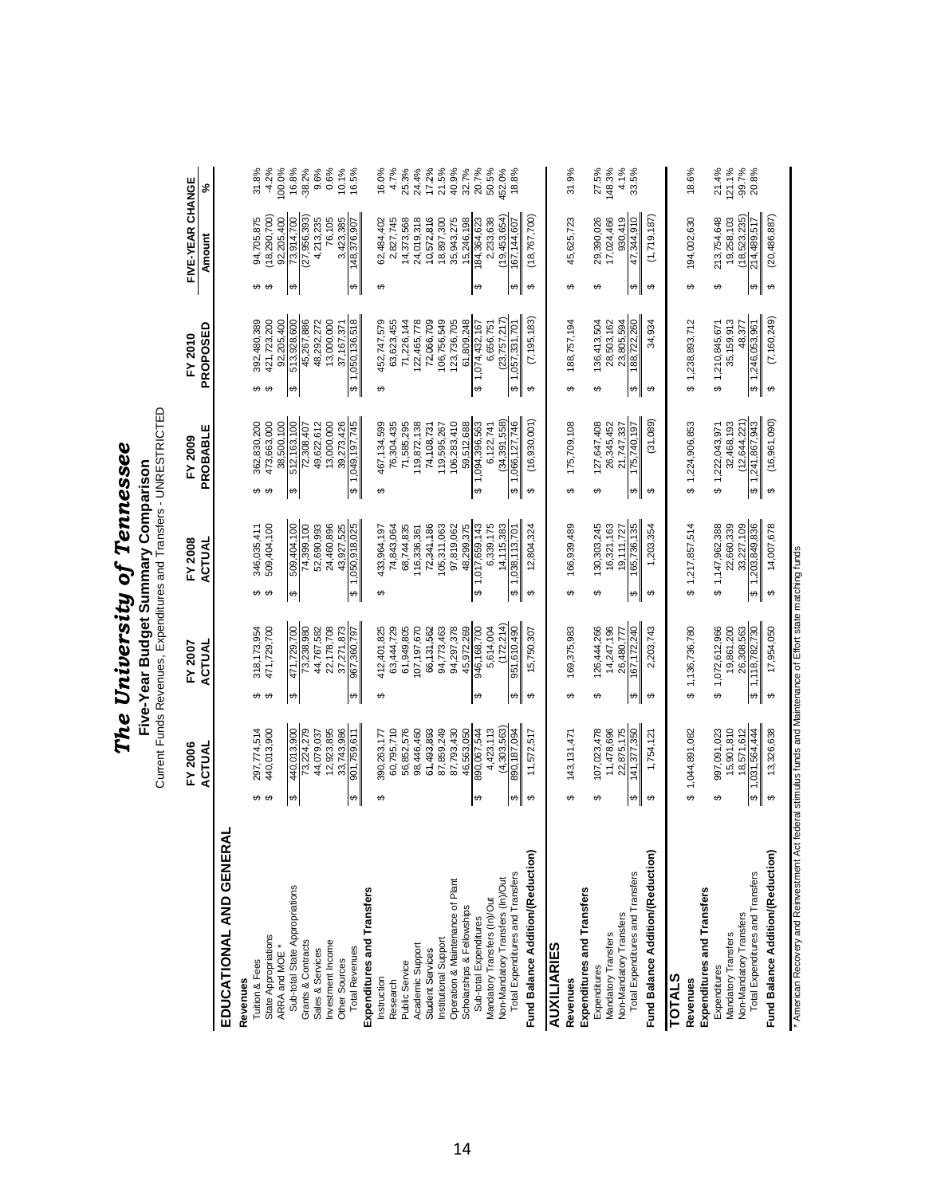# *The University of Tennessee*

## Five-Year Budget Summary Comparison

Current Funds Revenues, Expenditures and Transfers - UNRESTRICTED

| | FY 2006 ACTUAL | FY 2007 ACTUAL | FY 2008 ACTUAL | FY 2009 PROBABLE | FY 2010 PROPOSED | FIVE-YEAR CHANGE Amount | % |
|---|---|---|---|---|---|---|---|
| **EDUCATIONAL AND GENERAL** | | | | | | | |
| **Revenues** | | | | | | | |
| Tuition & Fees | $ 297,774,514 | $ 318,173,954 | $ 346,035,411 | $ 362,830,200 | $ 392,480,389 | $ 94,705,875 | 31.8% |
| State Appropriations | $ 440,013,900 | $ 471,729,700 | $ 509,404,100 | $ 473,663,000 | $ 421,723,200 | $ (18,290,700) | -4.2% |
| ARRA and MOE * | | | | 38,500,100 | 92,205,400 | 92,205,400 | 100.0% |
| Sub-total State Appropriations | $ 440,013,900 | $ 471,729,700 | $ 509,404,100 | $ 512,163,100 | $ 513,928,600 | $ 73,914,700 | 16.8% |
| Grants & Contracts | 73,224,279 | 73,238,980 | 74,399,100 | 72,308,407 | 45,267,886 | (27,956,393) | -38.2% |
| Sales & Services | 44,079,037 | 44,767,582 | 52,690,993 | 49,622,612 | 48,292,272 | 4,213,235 | 9.6% |
| Investment Income | 12,923,895 | 22,178,708 | 24,460,896 | 13,000,000 | 13,000,000 | 76,105 | 0.6% |
| Other Sources | 33,743,986 | 37,271,873 | 43,927,525 | 39,273,426 | 37,167,371 | 3,423,385 | 10.1% |
| Total Revenues | $ 901,759,611 | $ 967,360,797 | $ 1,050,918,025 | $ 1,049,197,745 | $ 1,050,136,518 | $ 148,376,907 | 16.5% |
| **Expenditures and Transfers** | | | | | | | |
| Instruction | $ 390,263,177 | $ 412,401,825 | $ 433,964,197 | $ 467,134,599 | $ 452,747,579 | $ 62,484,402 | 16.0% |
| Research | 60,795,710 | 63,444,729 | 74,843,064 | 76,304,435 | 63,623,455 | 2,827,745 | 4.7% |
| Public Service | 56,852,576 | 61,949,805 | 68,744,835 | 71,585,295 | 71,226,144 | 14,373,568 | 25.3% |
| Academic Support | 98,446,460 | 107,197,670 | 116,336,361 | 119,872,138 | 122,465,778 | 24,019,318 | 24.4% |
| Student Services | 61,493,893 | 66,131,562 | 72,341,186 | 74,108,731 | 72,066,709 | 10,572,816 | 17.2% |
| Institutional Support | 87,859,249 | 94,773,463 | 105,311,063 | 119,595,267 | 106,756,549 | 18,897,300 | 21.5% |
| Operation & Maintenance of Plant | 87,793,430 | 94,297,378 | 97,819,062 | 106,283,410 | 123,736,705 | 35,943,275 | 40.9% |
| Scholarships & Fellowships | 46,563,050 | 45,972,269 | 48,299,375 | 59,512,688 | 61,809,248 | 15,246,198 | 32.7% |
| Sub-total Expenditures | $ 890,067,544 | $ 946,168,700 | $ 1,017,659,143 | $ 1,094,396,563 | $ 1,074,432,167 | $ 184,364,623 | 20.7% |
| Mandatory Transfers (In)/Out | 4,423,113 | 5,614,004 | 6,339,175 | 6,122,741 | 6,656,751 | 2,233,638 | 50.5% |
| Non-Mandatory Transfers (In)/Out | (4,303,563) | (172,214) | 14,115,383 | (34,391,558) | (23,757,217) | (19,453,654) | 452.0% |
| Total Expenditures and Transfers | $ 890,187,094 | $ 951,610,490 | $ 1,038,113,701 | $ 1,066,127,746 | $ 1,057,331,701 | $ 167,144,607 | 18.8% |
| **Fund Balance Addition/(Reduction)** | $ 11,572,517 | $ 15,750,307 | $ 12,804,324 | $ (16,930,001) | $ (7,195,183) | $ (18,767,700) | |
| **AUXILIARIES** | | | | | | | |
| **Revenues** | $ 143,131,471 | $ 169,375,983 | $ 166,939,489 | $ 175,709,108 | $ 188,757,194 | $ 45,625,723 | 31.9% |
| **Expenditures and Transfers** | | | | | | | |
| Expenditures | $ 107,023,478 | $ 126,444,266 | $ 130,303,245 | $ 127,647,408 | $ 136,413,504 | $ 29,390,026 | 27.5% |
| Mandatory Transfers | 11,478,696 | 14,247,196 | 16,321,163 | 26,345,452 | 28,503,162 | 17,024,466 | 148.3% |
| Non-Mandatory Transfers | 22,875,175 | 26,480,777 | 19,111,727 | 21,747,337 | 23,805,594 | 930,419 | 4.1% |
| Total Expenditures and Transfers | $ 141,377,350 | $ 167,172,240 | $ 165,736,135 | $ 175,740,197 | $ 188,722,260 | $ 47,344,910 | 33.5% |
| **Fund Balance Addition/(Reduction)** | $ 1,754,121 | $ 2,203,743 | $ 1,203,354 | $ (31,089) | $ 34,934 | $ (1,719,187) | |
| **TOTALS** | | | | | | | |
| **Revenues** | $ 1,044,891,082 | $ 1,136,736,780 | $ 1,217,857,514 | $ 1,224,906,853 | $ 1,238,893,712 | $ 194,002,630 | 18.6% |
| **Expenditures and Transfers** | | | | | | | |
| Expenditures | $ 997,091,023 | $ 1,072,612,966 | $ 1,147,962,388 | $ 1,222,043,971 | $ 1,210,845,671 | $ 213,754,648 | 21.4% |
| Mandatory Transfers | 15,901,810 | 19,861,200 | 22,660,339 | 32,468,193 | 35,159,913 | 19,258,103 | 121.1% |
| Non-Mandatory Transfers | 18,571,612 | 26,308,563 | 33,227,109 | (12,644,221) | 48,377 | (18,523,235) | -99.7% |
| Total Expenditures and Transfers | $ 1,031,564,444 | $ 1,118,782,730 | $ 1,203,849,836 | $ 1,241,867,943 | $ 1,246,053,961 | $ 214,489,517 | 20.8% |
| **Fund Balance Addition/(Reduction)** | $ 13,326,638 | $ 17,954,050 | $ 14,007,678 | $ (16,961,090) | $ (7,160,249) | $ (20,486,887) | |

* American Recovery and Reinvestment Act federal stimulus funds and Maintenance of Effort state matching funds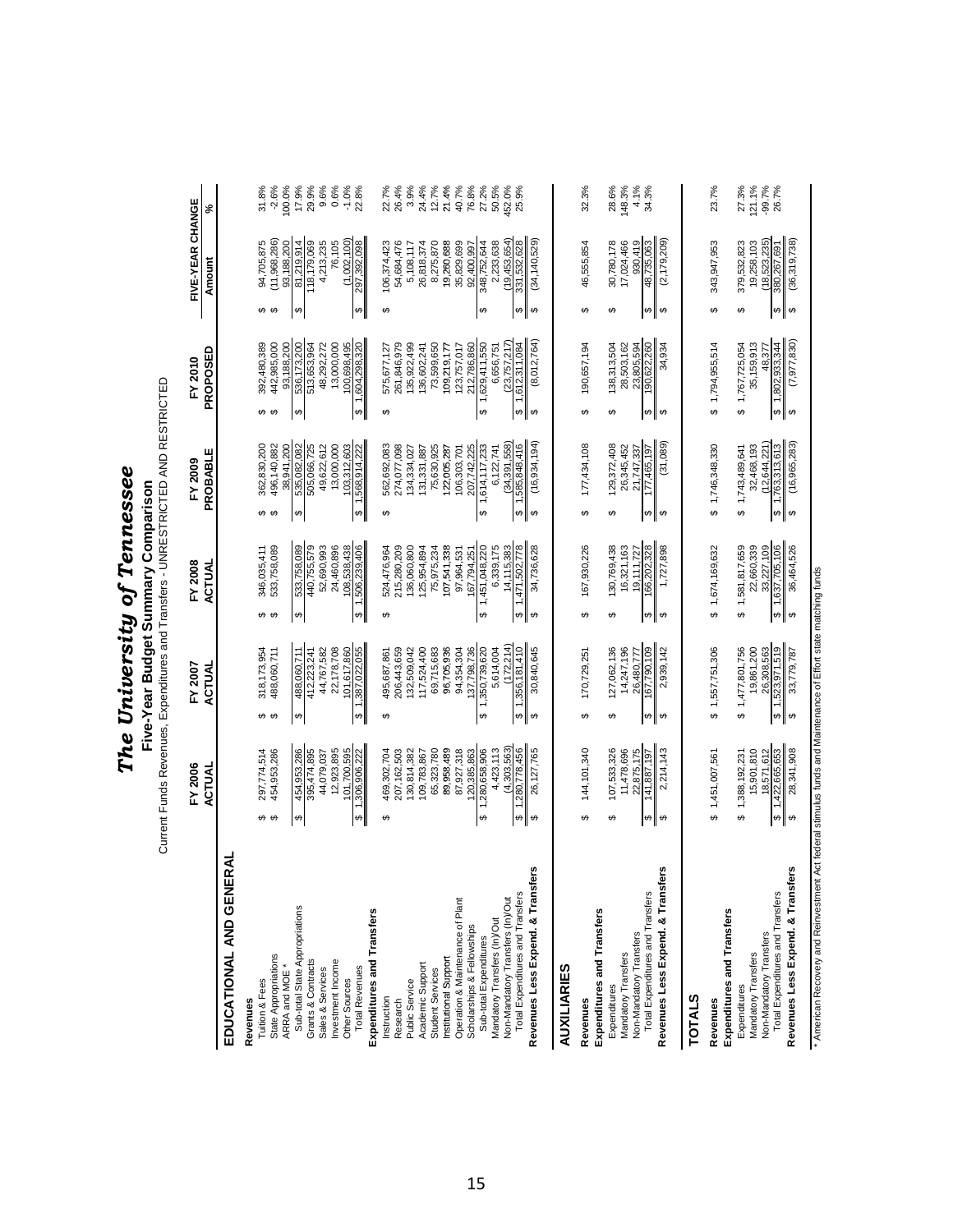# *The University of Tennessee*

## Five-Year Budget Summary Comparison

Current Funds Revenues, Expenditures and Transfers - UNRESTRICTED AND RESTRICTED

| | FY 2006 ACTUAL | FY 2007 ACTUAL | FY 2008 ACTUAL | FY 2009 PROBABLE | FY 2010 PROPOSED | FIVE-YEAR CHANGE Amount | % |
|---|---|---|---|---|---|---|---|
| **EDUCATIONAL AND GENERAL** | | | | | | | |
| **Revenues** | | | | | | | |
| Tuition & Fees | $ 297,774,514 | $ 318,173,954 | $ 346,035,411 | $ 362,830,200 | $ 392,480,389 | $ 94,705,875 | 31.8% |
| State Appropriations | $ 454,953,286 | $ 488,060,711 | $ 533,758,089 | $ 496,140,882 | $ 442,985,000 | $ (11,968,286) | -2.6% |
| ARRA and MOE * | | | | 38,941,200 | 93,188,200 | 93,188,200 | 100.0% |
| Sub-total State Appropriations | $ 454,953,286 | $ 488,060,711 | $ 533,758,089 | $ 535,082,082 | $ 536,173,200 | $ 81,219,914 | 17.9% |
| Grants & Contracts | 395,474,895 | 412,223,241 | 440,755,579 | 505,066,725 | 513,653,964 | 118,179,069 | 29.9% |
| Sales & Services | 44,079,037 | 44,767,582 | 52,690,993 | 49,622,612 | 48,292,272 | 4,213,235 | 9.6% |
| Investment Income | 12,923,895 | 22,178,708 | 24,460,896 | 13,000,000 | 13,000,000 | 76,105 | 0.6% |
| Other Sources | 101,700,595 | 101,617,860 | 108,538,438 | 103,312,603 | 100,698,495 | (1,002,100) | -1.0% |
| Total Revenues | $ 1,306,906,222 | $ 1,387,022,055 | $ 1,506,239,406 | $ 1,568,914,222 | $ 1,604,298,320 | $ 297,392,098 | 22.8% |
| **Expenditures and Transfers** | | | | | | | |
| Instruction | $ 469,302,704 | $ 495,687,861 | $ 524,476,964 | $ 562,692,083 | $ 575,677,127 | $ 106,374,423 | 22.7% |
| Research | 207,162,503 | 206,443,659 | 215,280,209 | 274,077,098 | 261,846,979 | 54,684,476 | 26.4% |
| Public Service | 130,814,382 | 132,509,042 | 136,060,800 | 134,334,027 | 135,922,499 | 5,108,117 | 3.9% |
| Academic Support | 109,783,867 | 117,524,400 | 125,954,894 | 131,331,887 | 136,602,241 | 26,818,374 | 24.4% |
| Student Services | 65,323,780 | 69,715,683 | 75,975,234 | 75,630,925 | 73,599,650 | 8,275,870 | 12.7% |
| Institutional Support | 89,958,489 | 96,705,936 | 107,541,338 | 122,005,287 | 109,219,177 | 19,260,688 | 21.4% |
| Operation & Maintenance of Plant | 87,927,318 | 94,354,304 | 97,964,531 | 106,303,701 | 123,757,017 | 35,829,699 | 40.7% |
| Scholarships & Fellowships | 120,385,863 | 137,798,736 | 167,794,251 | 207,742,225 | 212,786,860 | 92,400,997 | 76.8% |
| Sub-total Expenditures | $ 1,280,658,906 | $ 1,350,739,620 | $ 1,451,048,220 | $ 1,614,117,233 | $ 1,629,411,550 | $ 348,752,644 | 27.2% |
| Mandatory Transfers (In)/Out | 4,423,113 | 5,614,004 | 6,339,175 | 6,122,741 | 6,656,751 | 2,233,638 | 50.5% |
| Non-Mandatory Transfers (In)/Out | (4,303,563) | (172,214) | 14,115,383 | (34,391,558) | (23,757,217) | (19,453,654) | 452.0% |
| Total Expenditures and Transfers | $ 1,280,778,456 | $ 1,356,181,410 | $ 1,471,502,778 | $ 1,585,848,416 | $ 1,612,311,084 | $ 331,532,628 | 25.9% |
| **Revenues Less Expend. & Transfers** | $ 26,127,765 | $ 30,840,645 | $ 34,736,628 | $ (16,934,194) | $ (8,012,764) | $ (34,140,529) | |
| **AUXILIARIES** | | | | | | | |
| **Revenues** | $ 144,101,340 | $ 170,729,251 | $ 167,930,226 | $ 177,434,108 | $ 190,657,194 | $ 46,555,854 | 32.3% |
| **Expenditures and Transfers** | | | | | | | |
| Expenditures | $ 107,533,326 | $ 127,062,136 | $ 130,769,438 | $ 129,372,408 | $ 138,313,504 | $ 30,780,178 | 28.6% |
| Mandatory Transfers | 11,478,696 | 14,247,196 | 16,321,163 | 26,345,452 | 28,503,162 | 17,024,466 | 148.3% |
| Non-Mandatory Transfers | 22,875,175 | 26,480,777 | 19,111,727 | 21,747,337 | 23,805,594 | 930,419 | 4.1% |
| Total Expenditures and Transfers | $ 141,887,197 | $ 167,790,109 | $ 166,202,328 | $ 177,465,197 | $ 190,622,260 | $ 48,735,063 | 34.3% |
| **Revenues Less Expend. & Transfers** | $ 2,214,143 | $ 2,939,142 | $ 1,727,898 | $ (31,089) | $ 34,934 | $ (2,179,209) | |
| **TOTALS** | | | | | | | |
| **Revenues** | $ 1,451,007,561 | $ 1,557,751,306 | $ 1,674,169,632 | $ 1,746,348,330 | $ 1,794,955,514 | $ 343,947,953 | 23.7% |
| **Expenditures and Transfers** | | | | | | | |
| Expenditures | $ 1,388,192,231 | $ 1,477,801,756 | $ 1,581,817,659 | $ 1,743,489,641 | $ 1,767,725,054 | $ 379,532,823 | 27.3% |
| Mandatory Transfers | 15,901,810 | 19,861,200 | 22,660,339 | 32,468,193 | 35,159,913 | 19,258,103 | 121.1% |
| Non-Mandatory Transfers | 18,571,612 | 26,308,563 | 33,227,109 | (12,644,221) | 48,377 | (18,523,235) | -99.7% |
| Total Expenditures and Transfers | $ 1,422,665,653 | $ 1,523,971,519 | $ 1,637,705,106 | $ 1,763,313,613 | $ 1,802,933,344 | $ 380,267,691 | 26.7% |
| **Revenues Less Expend. & Transfers** | $ 28,341,908 | $ 33,779,787 | $ 36,464,526 | $ (16,965,283) | $ (7,977,830) | $ (36,319,738) | |

* American Recovery and Reinvestment Act federal stimulus funds and Maintenance of Effort state matching funds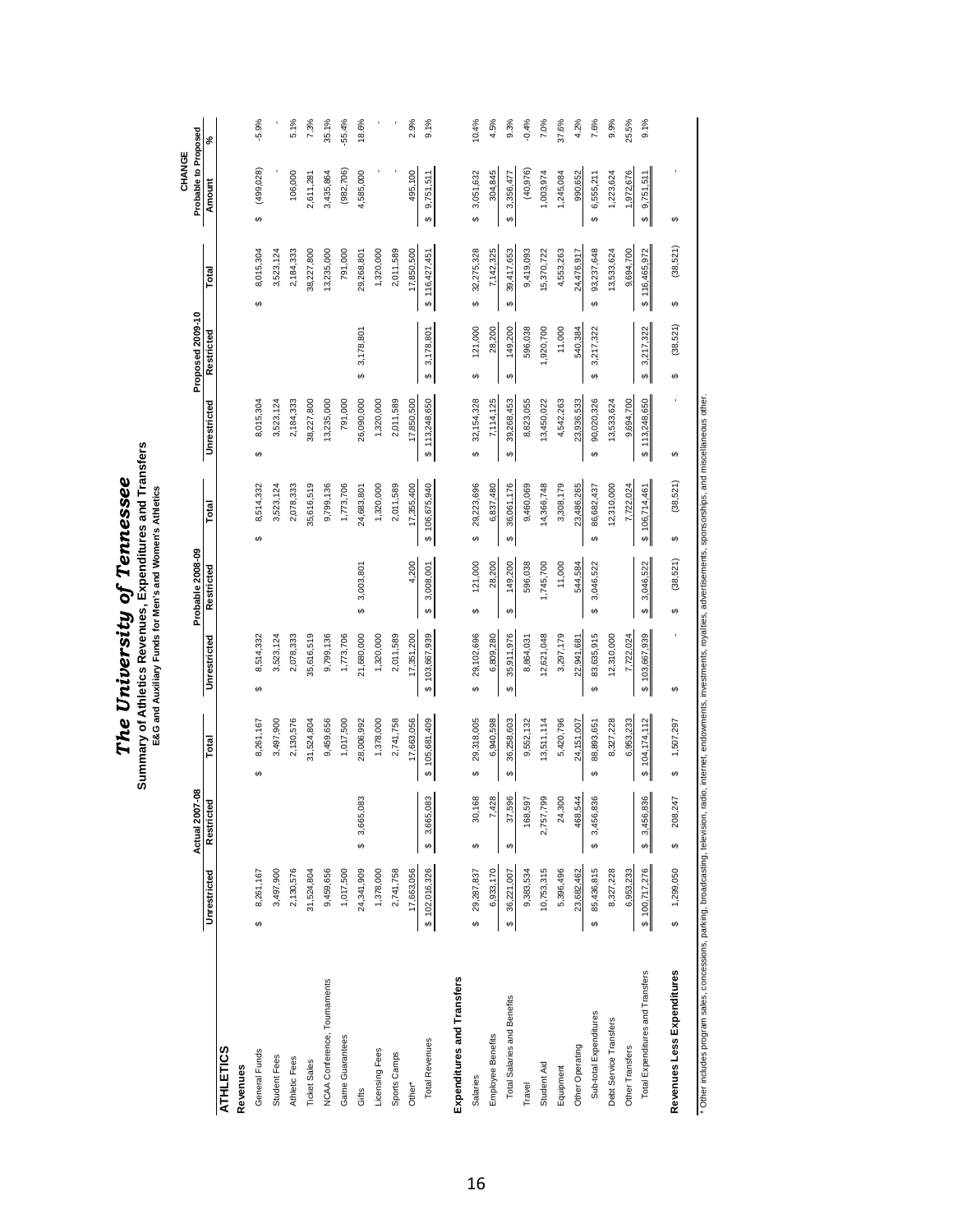# The University of Tennessee

## Summary of Athletics Revenues, Expenditures and Transfers

### E&G and Auxiliary Funds for Men's and Women's Athletics

| | Actual 2007-08 | | | Probable 2008-09 | | | Proposed 2009-10 | | | CHANGE Probable to Proposed | |
|---|---|---|---|---|---|---|---|---|---|---|---|
| | Unrestricted | Restricted | Total | Unrestricted | Restricted | Total | Unrestricted | Restricted | Total | Amount | % |
| **ATHLETICS** | | | | | | | | | | | |
| **Revenues** | | | | | | | | | | | |
| General Funds | $ 8,261,167 | | $ 8,261,167 | $ 8,514,332 | | $ 8,514,332 | $ 8,015,304 | | $ 8,015,304 | $ (499,028) | -5.9% |
| Student Fees | 3,497,900 | | 3,497,900 | 3,523,124 | | 3,523,124 | 3,523,124 | | 3,523,124 | - | - |
| Athletic Fees | 2,130,576 | | 2,130,576 | 2,078,333 | | 2,078,333 | 2,184,333 | | 2,184,333 | 106,000 | 5.1% |
| Ticket Sales | 31,524,804 | | 31,524,804 | 35,616,519 | | 35,616,519 | 38,227,800 | | 38,227,800 | 2,611,281 | 7.3% |
| NCAA Conference, Tournaments | 9,459,656 | | 9,459,656 | 9,799,136 | | 9,799,136 | 13,235,000 | | 13,235,000 | 3,435,864 | 35.1% |
| Game Guarantees | 1,017,500 | | 1,017,500 | 1,773,706 | | 1,773,706 | 791,000 | | 791,000 | (982,706) | -55.4% |
| Gifts | 24,341,909 | $ 3,665,083 | 28,006,992 | 21,680,000 | $ 3,003,801 | 24,683,801 | 26,090,000 | $ 3,178,801 | 29,268,801 | 4,585,000 | 18.6% |
| Licensing Fees | 1,378,000 | | 1,378,000 | 1,320,000 | | 1,320,000 | 1,320,000 | | 1,320,000 | - | - |
| Sports Camps | 2,741,758 | | 2,741,758 | 2,011,589 | | 2,011,589 | 2,011,589 | | 2,011,589 | - | - |
| Other* | 17,663,056 | | 17,663,056 | 17,351,200 | 4,200 | 17,355,400 | 17,850,500 | | 17,850,500 | 495,100 | 2.9% |
| Total Revenues | $ 102,016,326 | $ 3,665,083 | $ 105,681,409 | $ 103,667,939 | $ 3,008,001 | $ 106,675,940 | $ 113,248,650 | $ 3,178,801 | $ 116,427,451 | $ 9,751,511 | 9.1% |
| **Expenditures and Transfers** | | | | | | | | | | | |
| Salaries | $ 29,287,837 | $ 30,168 | $ 29,318,005 | $ 29,102,696 | $ 121,000 | $ 29,223,696 | $ 32,154,328 | $ 121,000 | $ 32,275,328 | $ 3,051,632 | 10.4% |
| Employee Benefits | 6,933,170 | 7,428 | 6,940,598 | 6,809,280 | 28,200 | 6,837,480 | 7,114,125 | 28,200 | 7,142,325 | 304,845 | 4.5% |
| Total Salaries and Benefits | $ 36,221,007 | $ 37,596 | $ 36,258,603 | $ 35,911,976 | $ 149,200 | $ 36,061,176 | $ 39,268,453 | $ 149,200 | $ 39,417,653 | $ 3,356,477 | 9.3% |
| Travel | 9,383,534 | 168,597 | 9,552,132 | 8,864,031 | 596,038 | 9,460,069 | 8,823,055 | 596,038 | 9,419,093 | (40,976) | -0.4% |
| Student Aid | 10,753,315 | 2,757,799 | 13,511,114 | 12,621,048 | 1,745,700 | 14,366,748 | 13,450,022 | 1,920,700 | 15,370,722 | 1,003,974 | 7.0% |
| Equipment | 5,396,496 | 24,300 | 5,420,796 | 3,297,179 | 11,000 | 3,308,179 | 4,542,263 | 11,000 | 4,553,263 | 1,245,084 | 37.6% |
| Other Operating | 23,682,462 | 468,544 | 24,151,007 | 22,941,681 | 544,584 | 23,486,265 | 23,936,533 | 540,384 | 24,476,917 | 990,652 | 4.2% |
| Sub-total Expenditures | $ 85,436,815 | $ 3,456,836 | $ 88,893,651 | $ 83,635,915 | $ 3,046,522 | $ 86,682,437 | $ 90,020,326 | $ 3,217,322 | $ 93,237,648 | $ 6,555,211 | 7.6% |
| Debt Service Transfers | 8,327,228 | | 8,327,228 | 12,310,000 | | 12,310,000 | 13,533,624 | | 13,533,624 | 1,223,624 | 9.9% |
| Other Transfers | 6,953,233 | | 6,953,233 | 7,722,024 | | 7,722,024 | 9,694,700 | | 9,694,700 | 1,972,676 | 25.5% |
| Total Expenditures and Transfers | $ 100,717,276 | $ 3,456,836 | $ 104,174,112 | $ 103,667,939 | $ 3,046,522 | $ 106,714,461 | $ 113,248,650 | $ 3,217,322 | $ 116,465,972 | $ 9,751,511 | 9.1% |
| **Revenues Less Expenditures** | $ 1,299,050 | $ 208,247 | $ 1,507,297 | $ - | $ (38,521) | $ (38,521) | $ - | $ (38,521) | $ (38,521) | $ - | |

\* Other includes program sales, concessions, parking, broadcasting, television, radio, internet, endowments, investments, royalties, advertisements, sponsorships, and miscellaneous other.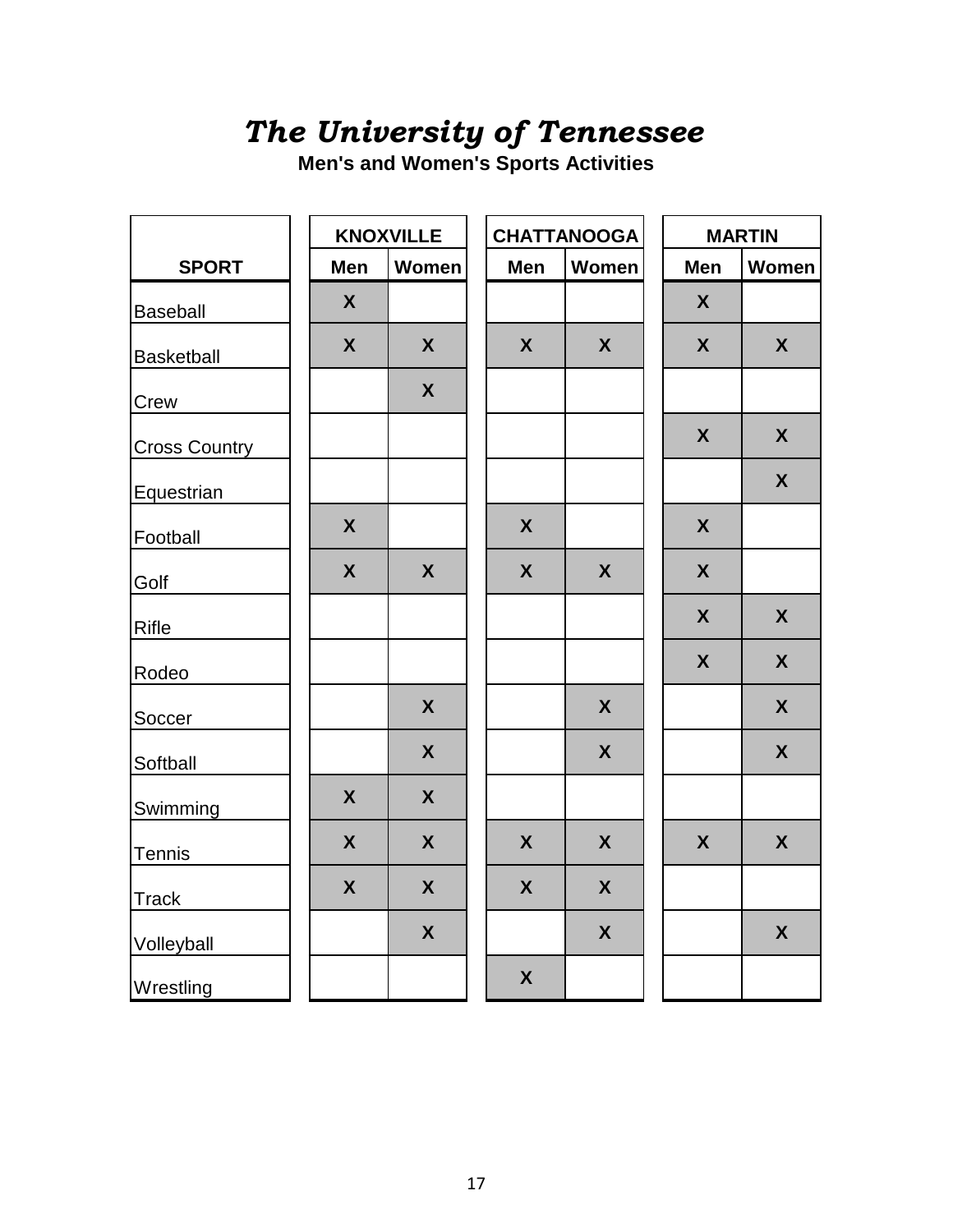# *The University of Tennessee*

**Men's and Women's Sports Activities**

| | KNOXVILLE | | CHATTANOOGA | | MARTIN | |
|---|---|---|---|---|---|---|
| **SPORT** | **Men** | **Women** | **Men** | **Women** | **Men** | **Women** |
| Baseball | X | | | | X | |
| Basketball | X | X | X | X | X | X |
| Crew | | X | | | | |
| Cross Country | | | | | X | X |
| Equestrian | | | | | | X |
| Football | X | | X | | X | |
| Golf | X | X | X | X | X | |
| Rifle | | | | | X | X |
| Rodeo | | | | | X | X |
| Soccer | | X | | X | | X |
| Softball | | X | | X | | X |
| Swimming | X | X | | | | |
| Tennis | X | X | X | X | X | X |
| Track | X | X | X | X | | |
| Volleyball | | X | | X | | X |
| Wrestling | | | X | | | |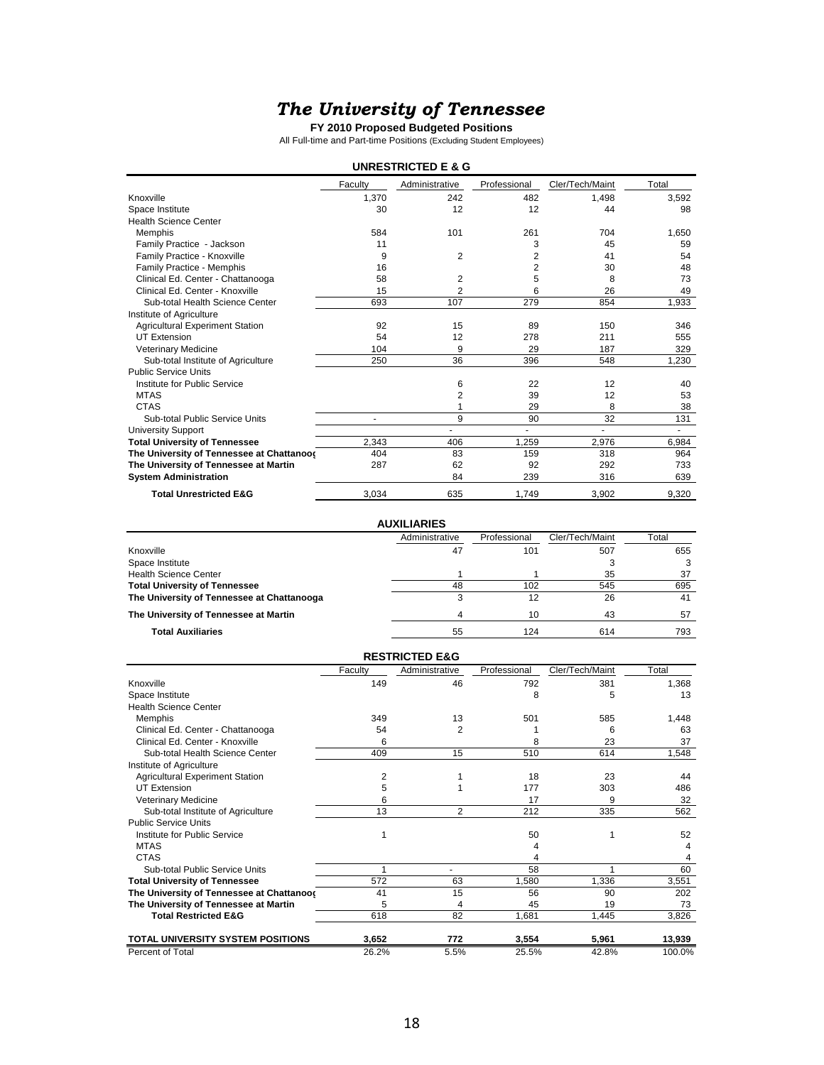# *The University of Tennessee*

**FY 2010 Proposed Budgeted Positions**

All Full-time and Part-time Positions (Excluding Student Employees)

**UNRESTRICTED E & G**

| | Faculty | Administrative | Professional | Cler/Tech/Maint | Total |
|---|---|---|---|---|---|
| Knoxville | 1,370 | 242 | 482 | 1,498 | 3,592 |
| Space Institute | 30 | 12 | 12 | 44 | 98 |
| Health Science Center | | | | | |
| Memphis | 584 | 101 | 261 | 704 | 1,650 |
| Family Practice - Jackson | 11 | | 3 | 45 | 59 |
| Family Practice - Knoxville | 9 | 2 | 2 | 41 | 54 |
| Family Practice - Memphis | 16 | | 2 | 30 | 48 |
| Clinical Ed. Center - Chattanooga | 58 | 2 | 5 | 8 | 73 |
| Clinical Ed. Center - Knoxville | 15 | 2 | 6 | 26 | 49 |
| Sub-total Health Science Center | 693 | 107 | 279 | 854 | 1,933 |
| Institute of Agriculture | | | | | |
| Agricultural Experiment Station | 92 | 15 | 89 | 150 | 346 |
| UT Extension | 54 | 12 | 278 | 211 | 555 |
| Veterinary Medicine | 104 | 9 | 29 | 187 | 329 |
| Sub-total Institute of Agriculture | 250 | 36 | 396 | 548 | 1,230 |
| Public Service Units | | | | | |
| Institute for Public Service | | 6 | 22 | 12 | 40 |
| MTAS | | 2 | 39 | 12 | 53 |
| CTAS | | 1 | 29 | 8 | 38 |
| Sub-total Public Service Units | - | 9 | 90 | 32 | 131 |
| University Support | | - | - | - | - |
| **Total University of Tennessee** | 2,343 | 406 | 1,259 | 2,976 | 6,984 |
| **The University of Tennessee at Chattanooga** | 404 | 83 | 159 | 318 | 964 |
| **The University of Tennessee at Martin** | 287 | 62 | 92 | 292 | 733 |
| **System Administration** | | 84 | 239 | 316 | 639 |
| **Total Unrestricted E&G** | 3,034 | 635 | 1,749 | 3,902 | 9,320 |

**AUXILIARIES**

| | Administrative | Professional | Cler/Tech/Maint | Total |
|---|---|---|---|---|
| Knoxville | 47 | 101 | 507 | 655 |
| Space Institute | | | 3 | 3 |
| Health Science Center | 1 | 1 | 35 | 37 |
| **Total University of Tennessee** | 48 | 102 | 545 | 695 |
| **The University of Tennessee at Chattanooga** | 3 | 12 | 26 | 41 |
| **The University of Tennessee at Martin** | 4 | 10 | 43 | 57 |
| **Total Auxiliaries** | 55 | 124 | 614 | 793 |

**RESTRICTED E&G**

| | Faculty | Administrative | Professional | Cler/Tech/Maint | Total |
|---|---|---|---|---|---|
| Knoxville | 149 | 46 | 792 | 381 | 1,368 |
| Space Institute | | | 8 | 5 | 13 |
| Health Science Center | | | | | |
| Memphis | 349 | 13 | 501 | 585 | 1,448 |
| Clinical Ed. Center - Chattanooga | 54 | 2 | 1 | 6 | 63 |
| Clinical Ed. Center - Knoxville | 6 | | 8 | 23 | 37 |
| Sub-total Health Science Center | 409 | 15 | 510 | 614 | 1,548 |
| Institute of Agriculture | | | | | |
| Agricultural Experiment Station | 2 | 1 | 18 | 23 | 44 |
| UT Extension | 5 | 1 | 177 | 303 | 486 |
| Veterinary Medicine | 6 | | 17 | 9 | 32 |
| Sub-total Institute of Agriculture | 13 | 2 | 212 | 335 | 562 |
| Public Service Units | | | | | |
| Institute for Public Service | 1 | | 50 | 1 | 52 |
| MTAS | | | 4 | | 4 |
| CTAS | | | 4 | | 4 |
| Sub-total Public Service Units | 1 | - | 58 | 1 | 60 |
| **Total University of Tennessee** | 572 | 63 | 1,580 | 1,336 | 3,551 |
| **The University of Tennessee at Chattanooga** | 41 | 15 | 56 | 90 | 202 |
| **The University of Tennessee at Martin** | 5 | 4 | 45 | 19 | 73 |
| **Total Restricted E&G** | 618 | 82 | 1,681 | 1,445 | 3,826 |
| **TOTAL UNIVERSITY SYSTEM POSITIONS** | **3,652** | **772** | **3,554** | **5,961** | **13,939** |
| Percent of Total | 26.2% | 5.5% | 25.5% | 42.8% | 100.0% |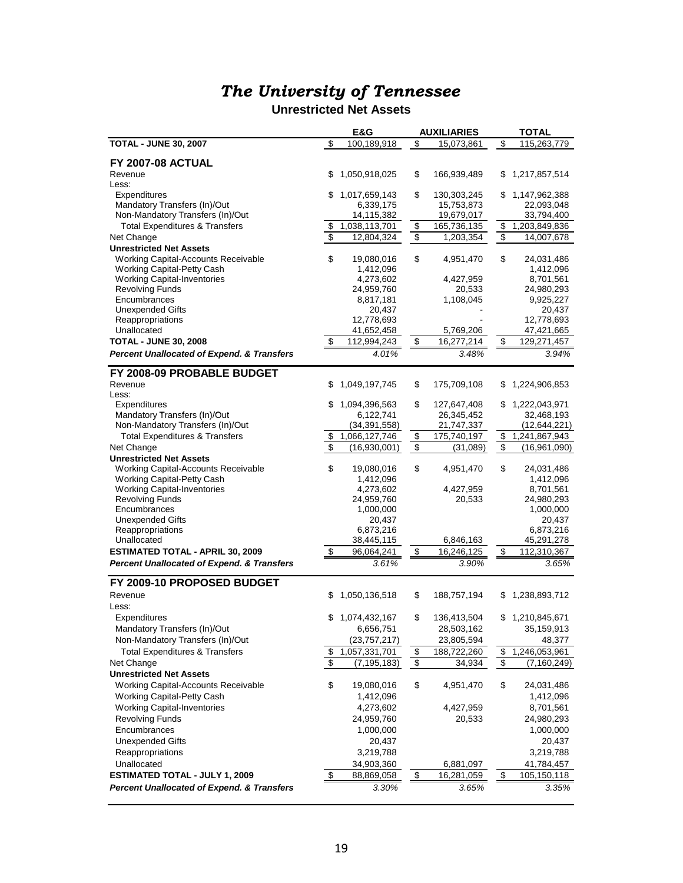# *The University of Tennessee*

## Unrestricted Net Assets

| | E&G | AUXILIARIES | TOTAL |
|---|---|---|---|
| **TOTAL - JUNE 30, 2007** | $ 100,189,918 | $ 15,073,861 | $ 115,263,779 |
| **FY 2007-08 ACTUAL** | | | |
| Revenue | $ 1,050,918,025 | $ 166,939,489 | $ 1,217,857,514 |
| Less: | | | |
| Expenditures | $ 1,017,659,143 | $ 130,303,245 | $ 1,147,962,388 |
| Mandatory Transfers (In)/Out | 6,339,175 | 15,753,873 | 22,093,048 |
| Non-Mandatory Transfers (In)/Out | 14,115,382 | 19,679,017 | 33,794,400 |
| Total Expenditures & Transfers | $ 1,038,113,701 | $ 165,736,135 | $ 1,203,849,836 |
| Net Change | $ 12,804,324 | $ 1,203,354 | $ 14,007,678 |
| **Unrestricted Net Assets** | | | |
| Working Capital-Accounts Receivable | $ 19,080,016 | $ 4,951,470 | $ 24,031,486 |
| Working Capital-Petty Cash | 1,412,096 | | 1,412,096 |
| Working Capital-Inventories | 4,273,602 | 4,427,959 | 8,701,561 |
| Revolving Funds | 24,959,760 | 20,533 | 24,980,293 |
| Encumbrances | 8,817,181 | 1,108,045 | 9,925,227 |
| Unexpended Gifts | 20,437 | - | 20,437 |
| Reappropriations | 12,778,693 | - | 12,778,693 |
| Unallocated | 41,652,458 | 5,769,206 | 47,421,665 |
| **TOTAL - JUNE 30, 2008** | $ 112,994,243 | $ 16,277,214 | $ 129,271,457 |
| ***Percent Unallocated of Expend. & Transfers*** | *4.01%* | *3.48%* | *3.94%* |
| **FY 2008-09 PROBABLE BUDGET** | | | |
| Revenue | $ 1,049,197,745 | $ 175,709,108 | $ 1,224,906,853 |
| Less: | | | |
| Expenditures | $ 1,094,396,563 | $ 127,647,408 | $ 1,222,043,971 |
| Mandatory Transfers (In)/Out | 6,122,741 | 26,345,452 | 32,468,193 |
| Non-Mandatory Transfers (In)/Out | (34,391,558) | 21,747,337 | (12,644,221) |
| Total Expenditures & Transfers | $ 1,066,127,746 | $ 175,740,197 | $ 1,241,867,943 |
| Net Change | $ (16,930,001) | $ (31,089) | $ (16,961,090) |
| **Unrestricted Net Assets** | | | |
| Working Capital-Accounts Receivable | $ 19,080,016 | $ 4,951,470 | $ 24,031,486 |
| Working Capital-Petty Cash | 1,412,096 | | 1,412,096 |
| Working Capital-Inventories | 4,273,602 | 4,427,959 | 8,701,561 |
| Revolving Funds | 24,959,760 | 20,533 | 24,980,293 |
| Encumbrances | 1,000,000 | | 1,000,000 |
| Unexpended Gifts | 20,437 | | 20,437 |
| Reappropriations | 6,873,216 | | 6,873,216 |
| Unallocated | 38,445,115 | 6,846,163 | 45,291,278 |
| **ESTIMATED TOTAL - APRIL 30, 2009** | $ 96,064,241 | $ 16,246,125 | $ 112,310,367 |
| ***Percent Unallocated of Expend. & Transfers*** | *3.61%* | *3.90%* | *3.65%* |
| **FY 2009-10 PROPOSED BUDGET** | | | |
| Revenue | $ 1,050,136,518 | $ 188,757,194 | $ 1,238,893,712 |
| Less: | | | |
| Expenditures | $ 1,074,432,167 | $ 136,413,504 | $ 1,210,845,671 |
| Mandatory Transfers (In)/Out | 6,656,751 | 28,503,162 | 35,159,913 |
| Non-Mandatory Transfers (In)/Out | (23,757,217) | 23,805,594 | 48,377 |
| Total Expenditures & Transfers | $ 1,057,331,701 | $ 188,722,260 | $ 1,246,053,961 |
| Net Change | $ (7,195,183) | $ 34,934 | $ (7,160,249) |
| **Unrestricted Net Assets** | | | |
| Working Capital-Accounts Receivable | $ 19,080,016 | $ 4,951,470 | $ 24,031,486 |
| Working Capital-Petty Cash | 1,412,096 | | 1,412,096 |
| Working Capital-Inventories | 4,273,602 | 4,427,959 | 8,701,561 |
| Revolving Funds | 24,959,760 | 20,533 | 24,980,293 |
| Encumbrances | 1,000,000 | | 1,000,000 |
| Unexpended Gifts | 20,437 | | 20,437 |
| Reappropriations | 3,219,788 | | 3,219,788 |
| Unallocated | 34,903,360 | 6,881,097 | 41,784,457 |
| **ESTIMATED TOTAL - JULY 1, 2009** | $ 88,869,058 | $ 16,281,059 | $ 105,150,118 |
| ***Percent Unallocated of Expend. & Transfers*** | *3.30%* | *3.65%* | *3.35%* |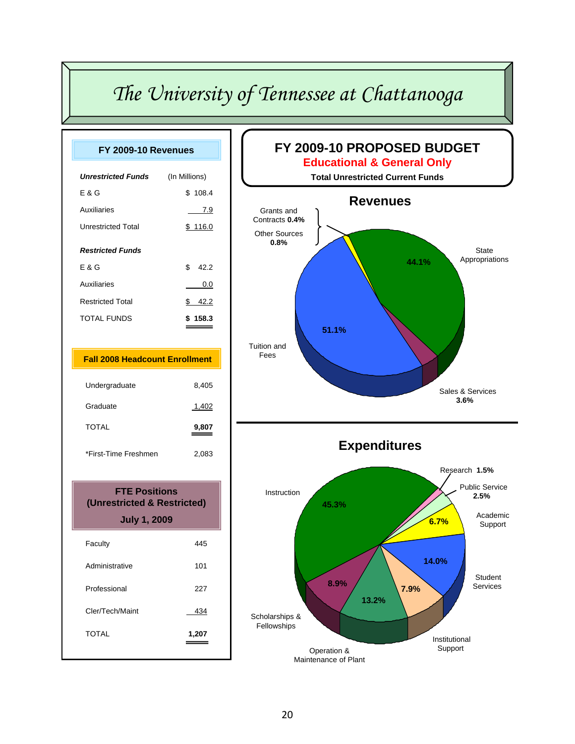# The University of Tennessee at Chattanooga

## FY 2009-10 Revenues

| *Unrestricted Funds* | (In Millions) |
|---|---|
| E & G | $ 108.4 |
| Auxiliaries | 7.9 |
| Unrestricted Total | $ 116.0 |
| ***Restricted Funds*** | |
| E & G | $ 42.2 |
| Auxiliaries | 0.0 |
| Restricted Total | $ 42.2 |
| TOTAL FUNDS | **$ 158.3** |

## Fall 2008 Headcount Enrollment

| | |
|---|---|
| Undergraduate | 8,405 |
| Graduate | 1,402 |
| TOTAL | **9,807** |
| *First-Time Freshmen | 2,083 |

## FTE Positions (Unrestricted & Restricted) July 1, 2009

| | |
|---|---|
| Faculty | 445 |
| Administrative | 101 |
| Professional | 227 |
| Cler/Tech/Maint | 434 |
| TOTAL | **1,207** |

## FY 2009-10 PROPOSED BUDGET

**Educational & General Only**

**Total Unrestricted Current Funds**

### Revenues

Grants and Contracts **0.4%**

Other Sources **0.8%**

State Appropriations **44.1%**

Tuition and Fees **51.1%**

Sales & Services **3.6%**

### Expenditures

Research **1.5%**

Public Service **2.5%**

Academic Support **6.7%**

Student Services **14.0%**

Institutional Support **7.9%**

Operation & Maintenance of Plant **13.2%**

Scholarships & Fellowships **8.9%**

Instruction **45.3%**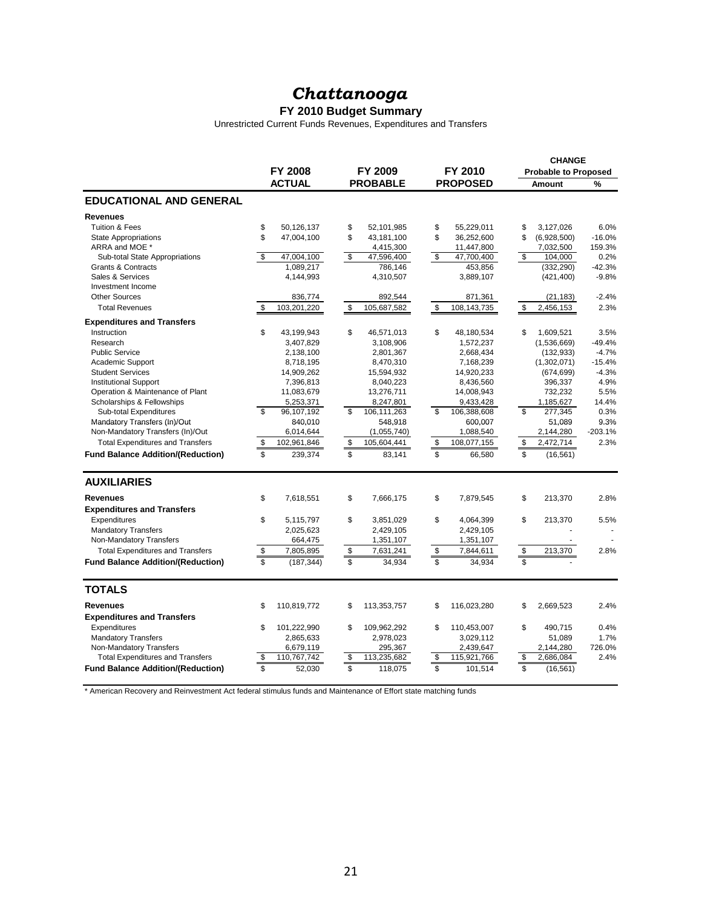# *Chattanooga*

**FY 2010 Budget Summary**

Unrestricted Current Funds Revenues, Expenditures and Transfers

| | FY 2008 ACTUAL | FY 2009 PROBABLE | FY 2010 PROPOSED | CHANGE Probable to Proposed Amount | % |
|---|---|---|---|---|---|
| **EDUCATIONAL AND GENERAL** | | | | | |
| **Revenues** | | | | | |
| Tuition & Fees | $ 50,126,137 | $ 52,101,985 | $ 55,229,011 | $ 3,127,026 | 6.0% |
| State Appropriations | $ 47,004,100 | $ 43,181,100 | $ 36,252,600 | $ (6,928,500) | -16.0% |
| ARRA and MOE * | | 4,415,300 | 11,447,800 | 7,032,500 | 159.3% |
| Sub-total State Appropriations | $ 47,004,100 | $ 47,596,400 | $ 47,700,400 | $ 104,000 | 0.2% |
| Grants & Contracts | 1,089,217 | 786,146 | 453,856 | (332,290) | -42.3% |
| Sales & Services | 4,144,993 | 4,310,507 | 3,889,107 | (421,400) | -9.8% |
| Investment Income | | | | | |
| Other Sources | 836,774 | 892,544 | 871,361 | (21,183) | -2.4% |
| Total Revenues | $ 103,201,220 | $ 105,687,582 | $ 108,143,735 | $ 2,456,153 | 2.3% |
| **Expenditures and Transfers** | | | | | |
| Instruction | $ 43,199,943 | $ 46,571,013 | $ 48,180,534 | $ 1,609,521 | 3.5% |
| Research | 3,407,829 | 3,108,906 | 1,572,237 | (1,536,669) | -49.4% |
| Public Service | 2,138,100 | 2,801,367 | 2,668,434 | (132,933) | -4.7% |
| Academic Support | 8,718,195 | 8,470,310 | 7,168,239 | (1,302,071) | -15.4% |
| Student Services | 14,909,262 | 15,594,932 | 14,920,233 | (674,699) | -4.3% |
| Institutional Support | 7,396,813 | 8,040,223 | 8,436,560 | 396,337 | 4.9% |
| Operation & Maintenance of Plant | 11,083,679 | 13,276,711 | 14,008,943 | 732,232 | 5.5% |
| Scholarships & Fellowships | 5,253,371 | 8,247,801 | 9,433,428 | 1,185,627 | 14.4% |
| Sub-total Expenditures | $ 96,107,192 | $ 106,111,263 | $ 106,388,608 | $ 277,345 | 0.3% |
| Mandatory Transfers (In)/Out | 840,010 | 548,918 | 600,007 | 51,089 | 9.3% |
| Non-Mandatory Transfers (In)/Out | 6,014,644 | (1,055,740) | 1,088,540 | 2,144,280 | -203.1% |
| Total Expenditures and Transfers | $ 102,961,846 | $ 105,604,441 | $ 108,077,155 | $ 2,472,714 | 2.3% |
| **Fund Balance Addition/(Reduction)** | $ 239,374 | $ 83,141 | $ 66,580 | $ (16,561) | |
| **AUXILIARIES** | | | | | |
| **Revenues** | $ 7,618,551 | $ 7,666,175 | $ 7,879,545 | $ 213,370 | 2.8% |
| **Expenditures and Transfers** | | | | | |
| Expenditures | $ 5,115,797 | $ 3,851,029 | $ 4,064,399 | $ 213,370 | 5.5% |
| Mandatory Transfers | 2,025,623 | 2,429,105 | 2,429,105 | - | - |
| Non-Mandatory Transfers | 664,475 | 1,351,107 | 1,351,107 | - | - |
| Total Expenditures and Transfers | $ 7,805,895 | $ 7,631,241 | $ 7,844,611 | $ 213,370 | 2.8% |
| **Fund Balance Addition/(Reduction)** | $ (187,344) | $ 34,934 | $ 34,934 | $ - | |
| **TOTALS** | | | | | |
| **Revenues** | $ 110,819,772 | $ 113,353,757 | $ 116,023,280 | $ 2,669,523 | 2.4% |
| **Expenditures and Transfers** | | | | | |
| Expenditures | $ 101,222,990 | $ 109,962,292 | $ 110,453,007 | $ 490,715 | 0.4% |
| Mandatory Transfers | 2,865,633 | 2,978,023 | 3,029,112 | 51,089 | 1.7% |
| Non-Mandatory Transfers | 6,679,119 | 295,367 | 2,439,647 | 2,144,280 | 726.0% |
| Total Expenditures and Transfers | $ 110,767,742 | $ 113,235,682 | $ 115,921,766 | $ 2,686,084 | 2.4% |
| **Fund Balance Addition/(Reduction)** | $ 52,030 | $ 118,075 | $ 101,514 | $ (16,561) | |

* American Recovery and Reinvestment Act federal stimulus funds and Maintenance of Effort state matching funds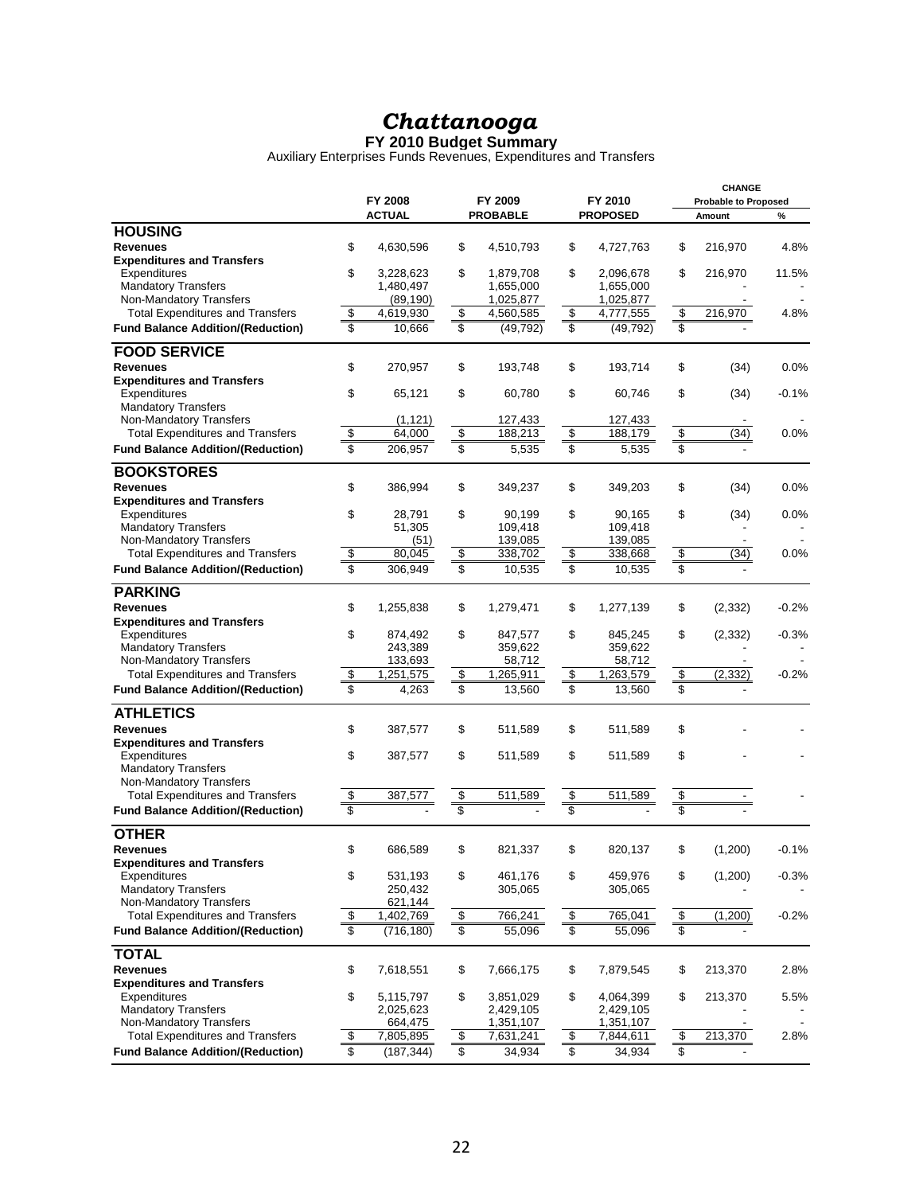# *Chattanooga*

**FY 2010 Budget Summary**

Auxiliary Enterprises Funds Revenues, Expenditures and Transfers

| | FY 2008 ACTUAL | FY 2009 PROBABLE | FY 2010 PROPOSED | CHANGE Probable to Proposed Amount | % |
|---|---|---|---|---|---|
| **HOUSING** | | | | | |
| **Revenues** | $ 4,630,596 | $ 4,510,793 | $ 4,727,763 | $ 216,970 | 4.8% |
| **Expenditures and Transfers** | | | | | |
| Expenditures | $ 3,228,623 | $ 1,879,708 | $ 2,096,678 | $ 216,970 | 11.5% |
| Mandatory Transfers | 1,480,497 | 1,655,000 | 1,655,000 | - | - |
| Non-Mandatory Transfers | (89,190) | 1,025,877 | 1,025,877 | - | - |
| Total Expenditures and Transfers | $ 4,619,930 | $ 4,560,585 | $ 4,777,555 | $ 216,970 | 4.8% |
| **Fund Balance Addition/(Reduction)** | $ 10,666 | $ (49,792) | $ (49,792) | $ - | |
| **FOOD SERVICE** | | | | | |
| **Revenues** | $ 270,957 | $ 193,748 | $ 193,714 | $ (34) | 0.0% |
| **Expenditures and Transfers** | | | | | |
| Expenditures | $ 65,121 | $ 60,780 | $ 60,746 | $ (34) | -0.1% |
| Mandatory Transfers | | | | | |
| Non-Mandatory Transfers | (1,121) | 127,433 | 127,433 | - | - |
| Total Expenditures and Transfers | $ 64,000 | $ 188,213 | $ 188,179 | $ (34) | 0.0% |
| **Fund Balance Addition/(Reduction)** | $ 206,957 | $ 5,535 | $ 5,535 | $ - | |
| **BOOKSTORES** | | | | | |
| **Revenues** | $ 386,994 | $ 349,237 | $ 349,203 | $ (34) | 0.0% |
| **Expenditures and Transfers** | | | | | |
| Expenditures | $ 28,791 | $ 90,199 | $ 90,165 | $ (34) | 0.0% |
| Mandatory Transfers | 51,305 | 109,418 | 109,418 | - | - |
| Non-Mandatory Transfers | (51) | 139,085 | 139,085 | - | - |
| Total Expenditures and Transfers | $ 80,045 | $ 338,702 | $ 338,668 | $ (34) | 0.0% |
| **Fund Balance Addition/(Reduction)** | $ 306,949 | $ 10,535 | $ 10,535 | $ - | |
| **PARKING** | | | | | |
| **Revenues** | $ 1,255,838 | $ 1,279,471 | $ 1,277,139 | $ (2,332) | -0.2% |
| **Expenditures and Transfers** | | | | | |
| Expenditures | $ 874,492 | $ 847,577 | $ 845,245 | $ (2,332) | -0.3% |
| Mandatory Transfers | 243,389 | 359,622 | 359,622 | - | - |
| Non-Mandatory Transfers | 133,693 | 58,712 | 58,712 | - | - |
| Total Expenditures and Transfers | $ 1,251,575 | $ 1,265,911 | $ 1,263,579 | $ (2,332) | -0.2% |
| **Fund Balance Addition/(Reduction)** | $ 4,263 | $ 13,560 | $ 13,560 | $ - | |
| **ATHLETICS** | | | | | |
| **Revenues** | $ 387,577 | $ 511,589 | $ 511,589 | $ - | - |
| **Expenditures and Transfers** | | | | | |
| Expenditures | $ 387,577 | $ 511,589 | $ 511,589 | $ - | - |
| Mandatory Transfers | | | | | |
| Non-Mandatory Transfers | | | | | |
| Total Expenditures and Transfers | $ 387,577 | $ 511,589 | $ 511,589 | $ - | - |
| **Fund Balance Addition/(Reduction)** | $ - | $ - | $ - | $ - | |
| **OTHER** | | | | | |
| **Revenues** | $ 686,589 | $ 821,337 | $ 820,137 | $ (1,200) | -0.1% |
| **Expenditures and Transfers** | | | | | |
| Expenditures | $ 531,193 | $ 461,176 | $ 459,976 | $ (1,200) | -0.3% |
| Mandatory Transfers | 250,432 | 305,065 | 305,065 | - | - |
| Non-Mandatory Transfers | 621,144 | | | | |
| Total Expenditures and Transfers | $ 1,402,769 | $ 766,241 | $ 765,041 | $ (1,200) | -0.2% |
| **Fund Balance Addition/(Reduction)** | $ (716,180) | $ 55,096 | $ 55,096 | $ - | |
| **TOTAL** | | | | | |
| **Revenues** | $ 7,618,551 | $ 7,666,175 | $ 7,879,545 | $ 213,370 | 2.8% |
| **Expenditures and Transfers** | | | | | |
| Expenditures | $ 5,115,797 | $ 3,851,029 | $ 4,064,399 | $ 213,370 | 5.5% |
| Mandatory Transfers | 2,025,623 | 2,429,105 | 2,429,105 | - | - |
| Non-Mandatory Transfers | 664,475 | 1,351,107 | 1,351,107 | - | - |
| Total Expenditures and Transfers | $ 7,805,895 | $ 7,631,241 | $ 7,844,611 | $ 213,370 | 2.8% |
| **Fund Balance Addition/(Reduction)** | $ (187,344) | $ 34,934 | $ 34,934 | $ - | |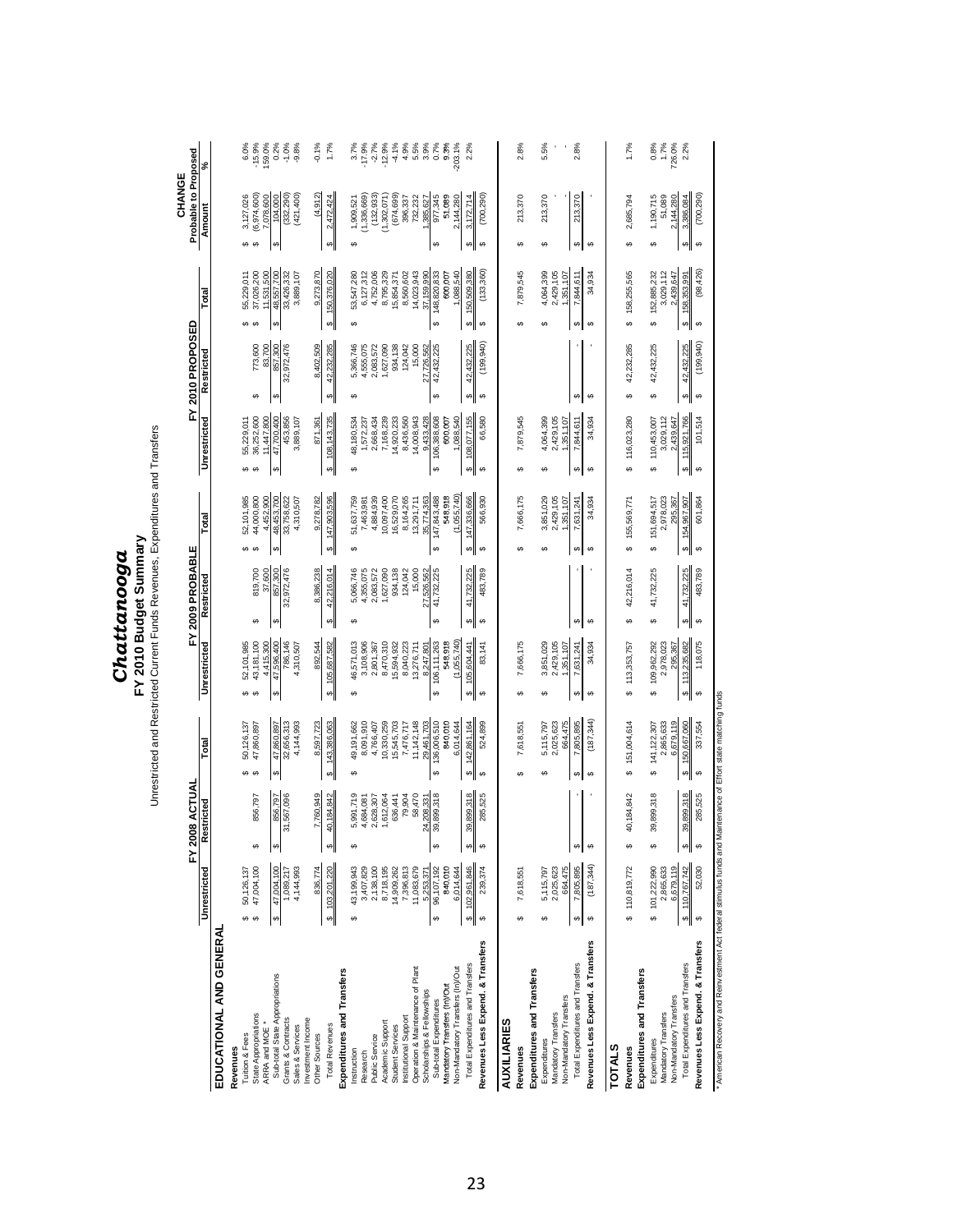# *Chattanooga*

## FY 2010 Budget Summary

Unrestricted and Restricted Current Funds Revenues, Expenditures and Transfers

| | FY 2008 ACTUAL | | | FY 2009 PROBABLE | | | FY 2010 PROPOSED | | | CHANGE Probable to Proposed | |
|---|---|---|---|---|---|---|---|---|---|---|---|
| | Unrestricted | Restricted | Total | Unrestricted | Restricted | Total | Unrestricted | Restricted | Total | Amount | % |
| **EDUCATIONAL AND GENERAL** | | | | | | | | | | | |
| **Revenues** | | | | | | | | | | | |
| Tuition & Fees | $ 50,126,137 | | $ 50,126,137 | $ 52,101,985 | | $ 52,101,985 | $ 55,229,011 | | $ 55,229,011 | $ 3,127,026 | 6.0% |
| State Appropriations | $ 47,004,100 | $ 856,797 | $ 47,860,897 | $ 43,181,100 | $ 819,700 | $ 44,000,800 | $ 36,252,600 | $ 773,600 | $ 37,026,200 | $ (6,974,600) | -15.9% |
| ARRA and MOE * | | | | 4,415,300 | 37,600 | 4,452,900 | 11,447,800 | 83,700 | 11,531,500 | 7,078,600 | 159.0% |
| Sub-total State Appropriations | $ 47,004,100 | $ 856,797 | $ 47,860,897 | $ 47,596,400 | $ 857,300 | $ 48,453,700 | $ 47,700,400 | $ 857,300 | $ 48,557,700 | $ 104,000 | 0.2% |
| Grants & Contracts | 1,089,217 | 31,567,096 | 32,656,313 | 786,146 | 32,972,476 | 33,758,622 | 453,856 | 32,972,476 | 33,426,332 | (332,290) | -1.0% |
| Sales & Services | 4,144,993 | | 4,144,993 | 4,310,507 | | 4,310,507 | 3,889,107 | | 3,889,107 | (421,400) | -9.8% |
| Investment Income | | | | | | | | | | | |
| Other Sources | 836,774 | 7,760,949 | 8,597,723 | 892,544 | 8,386,238 | 9,278,782 | 871,361 | 8,402,509 | 9,273,870 | (4,912) | -0.1% |
| Total Revenues | $ 103,201,220 | $ 40,184,842 | $ 143,386,063 | $ 105,687,582 | $ 42,216,014 | $ 147,903,596 | $ 108,143,735 | $ 42,232,285 | $ 150,376,020 | $ 2,472,424 | 1.7% |
| **Expenditures and Transfers** | | | | | | | | | | | |
| Instruction | $ 43,199,943 | $ 5,991,719 | $ 49,191,662 | $ 46,571,013 | $ 5,066,746 | $ 51,637,759 | $ 48,180,534 | $ 5,366,746 | $ 53,547,280 | $ 1,909,521 | 3.7% |
| Research | 3,407,829 | 4,684,081 | 8,091,910 | 3,108,906 | 4,355,075 | 7,463,981 | 1,572,237 | 4,555,075 | 6,127,312 | (1,336,669) | -17.9% |
| Public Service | 2,138,100 | 2,628,307 | 4,766,407 | 2,801,367 | 2,083,572 | 4,884,939 | 2,668,434 | 2,083,572 | 4,752,006 | (132,933) | -2.7% |
| Academic Support | 8,718,195 | 1,612,064 | 10,330,259 | 8,470,310 | 1,627,090 | 10,097,400 | 7,168,239 | 1,627,090 | 8,795,329 | (1,302,071) | -12.9% |
| Student Services | 14,909,262 | 636,441 | 15,545,703 | 15,594,932 | 934,138 | 16,529,070 | 14,920,233 | 934,138 | 15,854,371 | (674,699) | -4.1% |
| Institutional Support | 7,396,813 | 79,904 | 7,476,717 | 8,040,223 | 124,042 | 8,164,265 | 8,436,560 | 124,042 | 8,560,602 | 396,337 | 4.9% |
| Operation & Maintenance of Plant | 11,083,679 | 58,470 | 11,142,148 | 13,276,711 | 15,000 | 13,291,711 | 14,008,943 | 15,000 | 14,023,943 | 732,232 | 5.5% |
| Scholarships & Fellowships | 5,253,371 | 24,208,331 | 29,461,703 | 8,247,801 | 27,526,562 | 35,774,363 | 9,433,428 | 27,726,562 | 37,159,990 | 1,385,627 | 3.9% |
| Sub-total Expenditures | $ 96,107,192 | $ 39,899,318 | $ 136,006,510 | $ 106,111,263 | $ 41,732,225 | $ 147,843,488 | $ 106,388,608 | $ 42,432,225 | $ 148,820,833 | $ 977,345 | 0.7% |
| Mandatory Transfers (In)/Out | 840,010 | | 840,010 | 548,918 | | 548,918 | 600,007 | | 600,007 | 51,089 | 9.3% |
| Non-Mandatory Transfers (In)/Out | 6,014,644 | | 6,014,644 | (1,055,740) | | (1,055,740) | 1,088,540 | | 1,088,540 | 2,144,280 | -203.1% |
| Total Expenditures and Transfers | $ 102,961,846 | $ 39,899,318 | $ 142,861,164 | $ 105,604,441 | $ 41,732,225 | $ 147,336,666 | $ 108,077,155 | $ 42,432,225 | $ 150,509,380 | $ 3,172,714 | 2.2% |
| **Revenues Less Expend. & Transfers** | $ 239,374 | $ 285,525 | $ 524,899 | $ 83,141 | $ 483,789 | $ 566,930 | $ 66,580 | $ (199,940) | $ (133,360) | $ (700,290) | |
| **AUXILIARIES** | | | | | | | | | | | |
| **Revenues** | $ 7,618,551 | | $ 7,618,551 | $ 7,666,175 | | $ 7,666,175 | $ 7,879,545 | | $ 7,879,545 | $ 213,370 | 2.8% |
| **Expenditures and Transfers** | | | | | | | | | | | |
| Expenditures | $ 5,115,797 | | $ 5,115,797 | $ 3,851,029 | | $ 3,851,029 | $ 4,064,399 | | $ 4,064,399 | $ 213,370 | 5.5% |
| Mandatory Transfers | 2,025,623 | | 2,025,623 | 2,429,105 | | 2,429,105 | 2,429,105 | | 2,429,105 | - | - |
| Non-Mandatory Transfers | 664,475 | | 664,475 | 1,351,107 | | 1,351,107 | 1,351,107 | | 1,351,107 | - | - |
| Total Expenditures and Transfers | $ 7,805,895 | $ - | $ 7,805,895 | $ 7,631,241 | $ - | $ 7,631,241 | $ 7,844,611 | $ - | $ 7,844,611 | $ 213,370 | 2.8% |
| **Revenues Less Expend. & Transfers** | $ (187,344) | $ - | $ (187,344) | $ 34,934 | $ - | $ 34,934 | $ 34,934 | $ - | $ 34,934 | $ - | |
| **TOTALS** | | | | | | | | | | | |
| **Revenues** | $ 110,819,772 | $ 40,184,842 | $ 151,004,614 | $ 113,353,757 | $ 42,216,014 | $ 155,569,771 | $ 116,023,280 | $ 42,232,285 | $ 158,255,565 | $ 2,685,794 | 1.7% |
| **Expenditures and Transfers** | | | | | | | | | | | |
| Expenditures | $ 101,222,990 | $ 39,899,318 | $ 141,122,307 | $ 109,962,292 | $ 41,732,225 | $ 151,694,517 | $ 110,453,007 | $ 42,432,225 | $ 152,885,232 | $ 1,190,715 | 0.8% |
| Mandatory Transfers | 2,865,633 | | 2,865,633 | 2,978,023 | | 2,978,023 | 3,029,112 | | 3,029,112 | 51,089 | 1.7% |
| Non-Mandatory Transfers | 6,679,119 | | 6,679,119 | 295,367 | | 295,367 | 2,439,647 | | 2,439,647 | 2,144,280 | 726.0% |
| Total Expenditures and Transfers | $ 110,767,742 | $ 39,899,318 | $ 150,667,060 | $ 113,235,682 | $ 41,732,225 | $ 154,967,907 | $ 115,921,766 | $ 42,432,225 | $ 158,353,991 | $ 3,386,084 | 2.2% |
| **Revenues Less Expend. & Transfers** | $ 52,030 | $ 285,525 | $ 337,554 | $ 118,075 | $ 483,789 | $ 601,864 | $ 101,514 | $ (199,940) | $ (98,426) | $ (700,290) | |

* American Recovery and Reinvestment Act federal stimulus funds and Maintenance of Effort state matching funds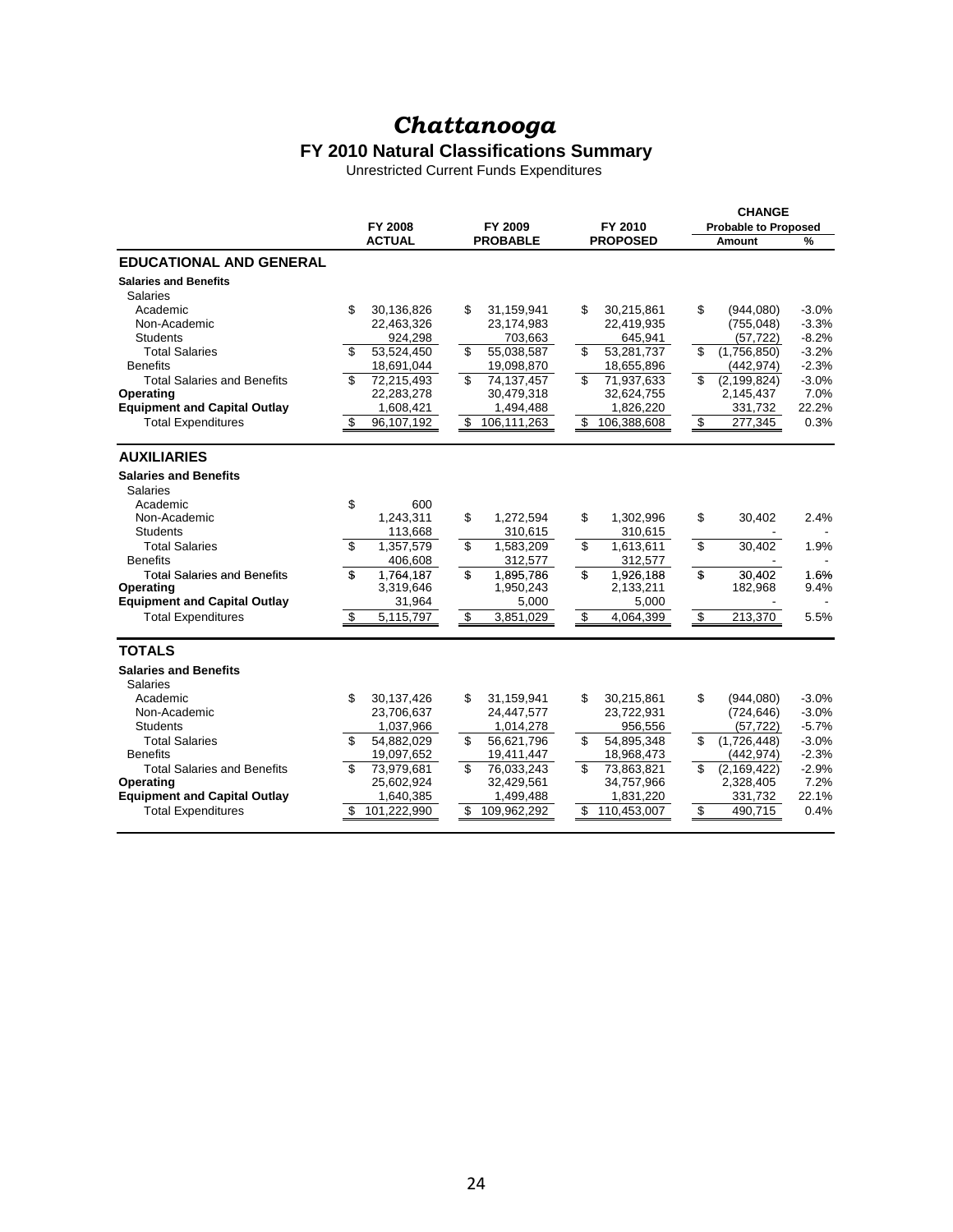# *Chattanooga*

## FY 2010 Natural Classifications Summary

Unrestricted Current Funds Expenditures

| | FY 2008 ACTUAL | FY 2009 PROBABLE | FY 2010 PROPOSED | CHANGE Probable to Proposed Amount | % |
|---|---|---|---|---|---|
| **EDUCATIONAL AND GENERAL** | | | | | |
| **Salaries and Benefits** | | | | | |
| Salaries | | | | | |
| Academic | $ 30,136,826 | $ 31,159,941 | $ 30,215,861 | $ (944,080) | -3.0% |
| Non-Academic | 22,463,326 | 23,174,983 | 22,419,935 | (755,048) | -3.3% |
| Students | 924,298 | 703,663 | 645,941 | (57,722) | -8.2% |
| Total Salaries | $ 53,524,450 | $ 55,038,587 | $ 53,281,737 | $ (1,756,850) | -3.2% |
| Benefits | 18,691,044 | 19,098,870 | 18,655,896 | (442,974) | -2.3% |
| Total Salaries and Benefits | $ 72,215,493 | $ 74,137,457 | $ 71,937,633 | $ (2,199,824) | -3.0% |
| **Operating** | 22,283,278 | 30,479,318 | 32,624,755 | 2,145,437 | 7.0% |
| **Equipment and Capital Outlay** | 1,608,421 | 1,494,488 | 1,826,220 | 331,732 | 22.2% |
| Total Expenditures | $ 96,107,192 | $ 106,111,263 | $ 106,388,608 | $ 277,345 | 0.3% |
| **AUXILIARIES** | | | | | |
| **Salaries and Benefits** | | | | | |
| Salaries | | | | | |
| Academic | $ 600 | | | | |
| Non-Academic | 1,243,311 | $ 1,272,594 | $ 1,302,996 | $ 30,402 | 2.4% |
| Students | 113,668 | 310,615 | 310,615 | - | - |
| Total Salaries | $ 1,357,579 | $ 1,583,209 | $ 1,613,611 | $ 30,402 | 1.9% |
| Benefits | 406,608 | 312,577 | 312,577 | - | - |
| Total Salaries and Benefits | $ 1,764,187 | $ 1,895,786 | $ 1,926,188 | $ 30,402 | 1.6% |
| **Operating** | 3,319,646 | 1,950,243 | 2,133,211 | 182,968 | 9.4% |
| **Equipment and Capital Outlay** | 31,964 | 5,000 | 5,000 | - | - |
| Total Expenditures | $ 5,115,797 | $ 3,851,029 | $ 4,064,399 | $ 213,370 | 5.5% |
| **TOTALS** | | | | | |
| **Salaries and Benefits** | | | | | |
| Salaries | | | | | |
| Academic | $ 30,137,426 | $ 31,159,941 | $ 30,215,861 | $ (944,080) | -3.0% |
| Non-Academic | 23,706,637 | 24,447,577 | 23,722,931 | (724,646) | -3.0% |
| Students | 1,037,966 | 1,014,278 | 956,556 | (57,722) | -5.7% |
| Total Salaries | $ 54,882,029 | $ 56,621,796 | $ 54,895,348 | $ (1,726,448) | -3.0% |
| Benefits | 19,097,652 | 19,411,447 | 18,968,473 | (442,974) | -2.3% |
| Total Salaries and Benefits | $ 73,979,681 | $ 76,033,243 | $ 73,863,821 | $ (2,169,422) | -2.9% |
| **Operating** | 25,602,924 | 32,429,561 | 34,757,966 | 2,328,405 | 7.2% |
| **Equipment and Capital Outlay** | 1,640,385 | 1,499,488 | 1,831,220 | 331,732 | 22.1% |
| Total Expenditures | $ 101,222,990 | $ 109,962,292 | $ 110,453,007 | $ 490,715 | 0.4% |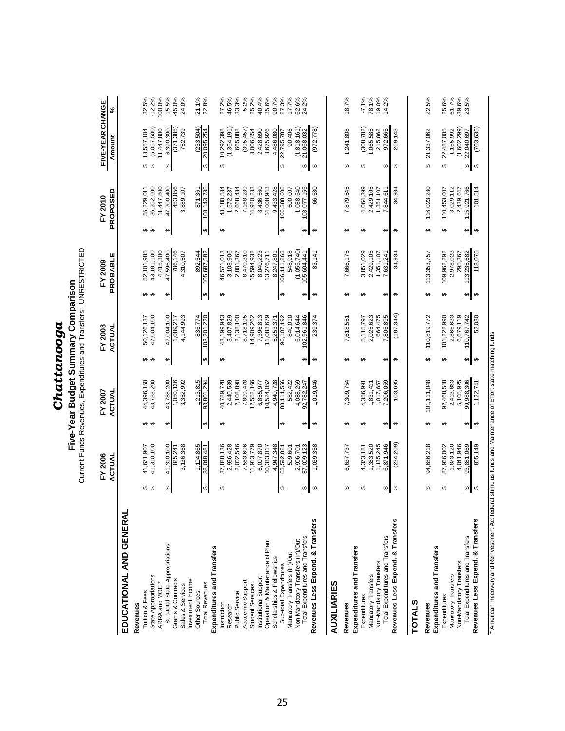# Chattanooga

## Five-Year Budget Summary Comparison

Current Funds Revenues, Expenditures and Transfers - UNRESTRICTED

| | FY 2006 ACTUAL | FY 2007 ACTUAL | FY 2008 ACTUAL | FY 2009 PROBABLE | FY 2010 PROPOSED | FIVE-YEAR CHANGE Amount | % |
|---|---|---|---|---|---|---|---|
| **EDUCATIONAL AND GENERAL** | | | | | | | |
| **Revenues** | | | | | | | |
| Tuition & Fees | $ 41,671,907 | $ 44,396,150 | $ 50,126,137 | $ 52,101,985 | $ 55,229,011 | $ 13,557,104 | 32.5% |
| State Appropriations | $ 41,310,100 | $ 43,788,200 | $ 47,004,100 | $ 43,181,100 | $ 36,252,600 | $ (5,057,500) | -12.2% |
| ARRA and MOE * | | | | 4,415,300 | 11,447,800 | 11,447,800 | 100.0% |
| Sub-total State Appropriations | $ 41,310,100 | $ 43,788,200 | $ 47,004,100 | $ 47,596,400 | $ 47,700,400 | $ 6,390,300 | 15.5% |
| Grants & Contracts | 825,241 | 1,050,136 | 1,089,217 | 786,146 | 453,856 | (371,385) | -45.0% |
| Sales & Services | 3,136,368 | 3,352,992 | 4,144,993 | 4,310,507 | 3,889,107 | 752,739 | 24.0% |
| Investment Income | | | | | | | |
| Other Sources | 1,104,865 | 1,213,815 | 836,774 | 892,544 | 871,361 | (233,504) | -21.1% |
| Total Revenues | $ 88,048,481 | $ 93,801,294 | $ 103,201,220 | $ 105,687,582 | $ 108,143,735 | $ 20,095,254 | 22.8% |
| **Expenditures and Transfers** | | | | | | | |
| Instruction | $ 37,888,136 | $ 40,789,728 | $ 43,199,943 | $ 46,571,013 | $ 48,180,534 | $ 10,292,398 | 27.2% |
| Research | 2,936,428 | 2,440,539 | 3,407,829 | 3,108,906 | 1,572,237 | (1,364,191) | -46.5% |
| Public Service | 2,002,546 | 2,108,890 | 2,138,100 | 2,801,367 | 2,668,434 | 665,888 | 33.3% |
| Academic Support | 7,563,696 | 7,899,478 | 8,718,195 | 8,470,310 | 7,168,239 | (395,457) | -5.2% |
| Student Services | 11,913,779 | 12,552,166 | 14,909,262 | 15,594,932 | 14,920,233 | 3,006,454 | 25.2% |
| Institutional Support | 6,007,870 | 6,855,977 | 7,396,813 | 8,040,223 | 8,436,560 | 2,428,690 | 40.4% |
| Operation & Maintenance of Plant | 10,333,017 | 10,524,052 | 11,083,679 | 13,276,711 | 14,008,943 | 3,675,926 | 35.6% |
| Scholarships & Fellowships | 4,947,348 | 4,940,728 | 5,253,371 | 8,247,801 | 9,433,428 | 4,486,080 | 90.7% |
| Sub-total Expenditures | $ 83,592,821 | $ 88,111,556 | $ 96,107,192 | $ 106,111,263 | $ 106,388,608 | $ 22,795,787 | 27.3% |
| Mandatory Transfers (In)/Out | 509,601 | 582,422 | 840,010 | 548,918 | 600,007 | 90,406 | 17.7% |
| Non-Mandatory Transfers (In)/Out | 2,906,701 | 4,088,269 | 6,014,644 | (1,055,740) | 1,088,540 | (1,818,161) | -62.6% |
| Total Expenditures and Transfers | $ 87,009,123 | $ 92,782,247 | $ 102,961,846 | $ 105,604,441 | $ 108,077,155 | $ 21,068,032 | 24.2% |
| **Revenues Less Expend. & Transfers** | $ 1,039,358 | $ 1,019,046 | $ 239,374 | $ 83,141 | $ 66,580 | $ (972,778) | |
| **AUXILIARIES** | | | | | | | |
| **Revenues** | $ 6,637,737 | $ 7,309,754 | $ 7,618,551 | $ 7,666,175 | $ 7,879,545 | $ 1,241,808 | 18.7% |
| **Expenditures and Transfers** | | | | | | | |
| Expenditures | $ 4,373,181 | $ 4,356,991 | $ 5,115,797 | $ 3,851,029 | $ 4,064,399 | $ (308,782) | -7.1% |
| Mandatory Transfers | 1,363,520 | 1,831,411 | 2,025,623 | 2,429,105 | 2,429,105 | 1,065,585 | 78.1% |
| Non-Mandatory Transfers | 1,135,245 | 1,017,657 | 664,475 | 1,351,107 | 1,351,107 | 215,862 | 19.0% |
| Total Expenditures and Transfers | $ 6,871,946 | $ 7,206,059 | $ 7,805,895 | $ 7,631,241 | $ 7,844,611 | $ 972,665 | 14.2% |
| **Revenues Less Expend. & Transfers** | $ (234,209) | $ 103,695 | $ (187,344) | $ 34,934 | $ 34,934 | $ 269,143 | |
| **TOTALS** | | | | | | | |
| **Revenues** | $ 94,686,218 | $ 101,111,048 | $ 110,819,772 | $ 113,353,757 | $ 116,023,280 | $ 21,337,062 | 22.5% |
| **Expenditures and Transfers** | | | | | | | |
| Expenditures | $ 87,966,002 | $ 92,468,548 | $ 101,222,990 | $ 109,962,292 | $ 110,453,007 | $ 22,487,005 | 25.6% |
| Mandatory Transfers | 1,873,120 | 2,413,833 | 2,865,633 | 2,978,023 | 3,029,112 | 1,155,992 | 61.7% |
| Non-Mandatory Transfers | 4,041,946 | 5,105,925 | 6,679,119 | 295,367 | 2,439,647 | (1,602,299) | -39.6% |
| Total Expenditures and Transfers | $ 93,881,069 | $ 99,988,306 | $ 110,767,742 | $ 113,235,682 | $ 115,921,766 | $ 22,040,697 | 23.5% |
| **Revenues Less Expend. & Transfers** | $ 805,149 | $ 1,122,741 | $ 52,030 | $ 118,075 | $ 101,514 | $ (703,635) | |

\* American Recovery and Reinvestment Act federal stimulus funds and Maintenance of Effort state matching funds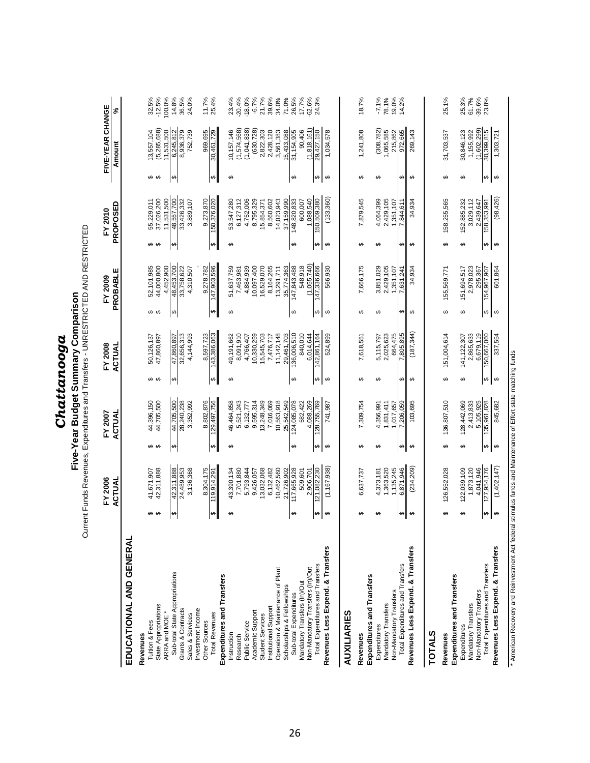# Chattanooga

## Five-Year Budget Summary Comparison

Current Funds Revenues, Expenditures and Transfers - UNRESTRICTED AND RESTRICTED

| | FY 2006 ACTUAL | FY 2007 ACTUAL | FY 2008 ACTUAL | FY 2009 PROBABLE | FY 2010 PROPOSED | FIVE-YEAR CHANGE Amount | % |
|---|---|---|---|---|---|---|---|
| **EDUCATIONAL AND GENERAL** | | | | | | | |
| **Revenues** | | | | | | | |
| Tuition & Fees | $ 41,671,907 | $ 44,396,150 | $ 50,126,137 | $ 52,101,985 | $ 55,229,011 | $ 13,557,104 | 32.5% |
| State Appropriations | $ 42,311,888 | $ 44,705,500 | $ 47,860,897 | $ 44,000,800 | $ 37,026,200 | $ (5,285,688) | -12.5% |
| ARRA and MOE * | | | | 4,452,900 | 11,531,500 | 11,531,500 | 100.0% |
| Sub-total State Appropriations | $ 42,311,888 | $ 44,705,500 | $ 47,860,897 | $ 48,453,700 | $ 48,557,700 | $ 6,245,812 | 14.8% |
| Grants & Contracts | 24,489,953 | 28,240,238 | 32,656,313 | 33,758,622 | 33,426,332 | 8,936,379 | 36.5% |
| Sales & Services | 3,136,368 | 3,352,992 | 4,144,993 | 4,310,507 | 3,889,107 | 752,739 | 24.0% |
| Investment Income | | | | - | | | |
| Other Sources | 8,304,175 | 8,802,876 | 8,597,723 | 9,278,782 | 9,273,870 | 969,695 | 11.7% |
| Total Revenues | $ 119,914,291 | $ 129,497,756 | $ 143,386,063 | $ 147,903,596 | $ 150,376,020 | $ 30,461,729 | 25.4% |
| **Expenditures and Transfers** | | | | | | | |
| Instruction | $ 43,390,134 | $ 46,464,858 | $ 49,191,662 | $ 51,637,759 | $ 53,547,280 | $ 10,157,146 | 23.4% |
| Research | 7,701,880 | 5,521,243 | 8,091,910 | 7,463,981 | 6,127,312 | (1,574,568) | -20.4% |
| Public Service | 5,793,844 | 6,132,777 | 4,766,407 | 4,884,939 | 4,752,006 | (1,041,838) | -18.0% |
| Academic Support | 9,426,057 | 9,595,314 | 10,330,259 | 10,097,400 | 8,795,329 | (630,728) | -6.7% |
| Student Services | 13,032,068 | 13,248,349 | 15,545,703 | 16,529,070 | 15,854,371 | 2,822,303 | 21.7% |
| Institutional Support | 6,132,482 | 7,016,069 | 7,476,717 | 8,164,265 | 8,560,602 | 2,428,120 | 39.6% |
| Operation & Maintenance of Plant | 10,462,560 | 10,563,918 | 11,142,148 | 13,291,711 | 14,023,943 | 3,561,383 | 34.0% |
| Scholarships & Fellowships | 21,726,902 | 25,542,549 | 29,461,703 | 35,774,363 | 37,159,990 | 15,433,088 | 71.0% |
| Sub-total Expenditures | $ 117,665,928 | $ 124,085,078 | $ 136,006,510 | $ 147,843,488 | $ 148,820,833 | $ 31,154,905 | 26.5% |
| Mandatory Transfers (In)/Out | 509,601 | 582,422 | 840,010 | 548,918 | 600,007 | 90,406 | 17.7% |
| Non-Mandatory Transfers (In)/Out | 2,906,701 | 4,088,269 | 6,014,644 | (1,055,740) | 1,088,540 | (1,818,161) | -62.6% |
| Total Expenditures and Transfers | $ 121,082,230 | $ 128,755,769 | $ 142,861,164 | $ 147,336,666 | $ 150,509,380 | $ 29,427,150 | 24.3% |
| **Revenues Less Expend. & Transfers** | $ (1,167,938) | $ 741,987 | $ 524,899 | $ 566,930 | $ (133,360) | $ 1,034,578 | |
| **AUXILIARIES** | | | | | | | |
| **Revenues** | $ 6,637,737 | $ 7,309,754 | $ 7,618,551 | $ 7,666,175 | $ 7,879,545 | $ 1,241,808 | 18.7% |
| **Expenditures and Transfers** | | | | | | | |
| Expenditures | $ 4,373,181 | $ 4,356,991 | $ 5,115,797 | $ 3,851,029 | $ 4,064,399 | $ (308,782) | -7.1% |
| Mandatory Transfers | 1,363,520 | 1,831,411 | 2,025,623 | 2,429,105 | 2,429,105 | 1,065,585 | 78.1% |
| Non-Mandatory Transfers | 1,135,245 | 1,017,657 | 664,475 | 1,351,107 | 1,351,107 | 215,862 | 19.0% |
| Total Expenditures and Transfers | $ 6,871,946 | $ 7,206,059 | $ 7,805,895 | $ 7,631,241 | $ 7,844,611 | $ 972,665 | 14.2% |
| **Revenues Less Expend. & Transfers** | $ (234,209) | $ 103,695 | $ (187,344) | $ 34,934 | $ 34,934 | $ 269,143 | |
| **TOTALS** | | | | | | | |
| **Revenues** | $ 126,552,028 | $ 136,807,510 | $ 151,004,614 | $ 155,569,771 | $ 158,255,565 | $ 31,703,537 | 25.1% |
| **Expenditures and Transfers** | | | | | | | |
| Expenditures | $ 122,039,109 | $ 128,442,069 | $ 141,122,307 | $ 151,694,517 | $ 152,885,232 | $ 30,846,123 | 25.3% |
| Mandatory Transfers | 1,873,120 | 2,413,833 | 2,865,633 | 2,978,023 | 3,029,112 | 1,155,992 | 61.7% |
| Non-Mandatory Transfers | 4,041,946 | 5,105,925 | 6,679,119 | 295,367 | 2,439,647 | (1,602,299) | -39.6% |
| Total Expenditures and Transfers | $ 127,954,176 | $ 135,961,828 | $ 150,667,060 | $ 154,967,907 | $ 158,353,991 | $ 30,399,815 | 23.8% |
| **Revenues Less Expend. & Transfers** | $ (1,402,147) | $ 845,682 | $ 337,554 | $ 601,864 | $ (98,426) | $ 1,303,721 | |

* American Recovery and Reinvestment Act federal stimulus funds and Maintenance of Effort state matching funds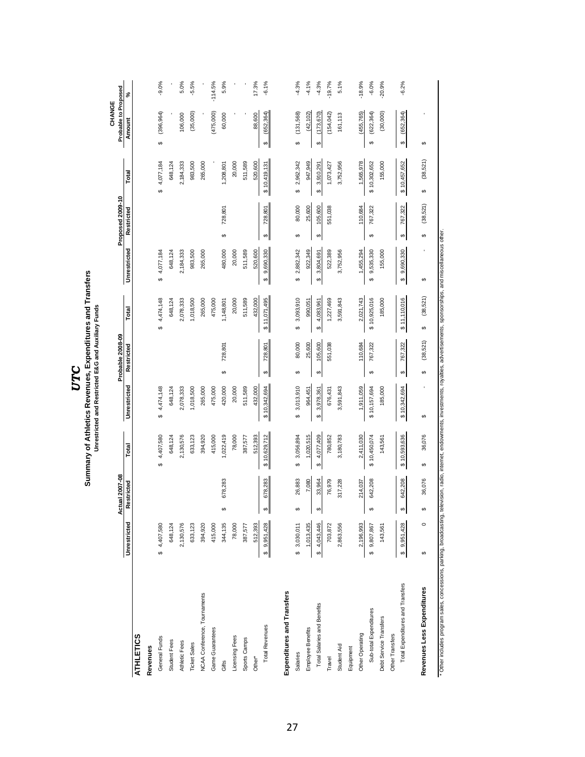# UTC

## Summary of Athletics Revenues, Expenditures and Transfers

### Unrestricted and Restricted E&G and Auxiliary Funds

| | Actual 2007-08 | | | Probable 2008-09 | | | Proposed 2009-10 | | | CHANGE Probable to Proposed | |
|---|---|---|---|---|---|---|---|---|---|---|---|
| | Unrestricted | Restricted | Total | Unrestricted | Restricted | Total | Unrestricted | Restricted | Total | Amount | % |
| **ATHLETICS** | | | | | | | | | | | |
| **Revenues** | | | | | | | | | | | |
| General Funds | $ 4,407,580 | | $ 4,407,580 | $ 4,474,148 | | $ 4,474,148 | $ 4,077,184 | | $ 4,077,184 | $ (396,964) | -9.0% |
| Student Fees | 648,124 | | 648,124 | 648,124 | | 648,124 | 648,124 | | 648,124 | - | - |
| Athletic Fees | 2,130,576 | | 2,130,576 | 2,078,333 | | 2,078,333 | 2,184,333 | | 2,184,333 | 106,000 | 5.0% |
| Ticket Sales | 633,123 | | 633,123 | 1,018,500 | | 1,018,500 | 983,500 | | 983,500 | (35,000) | -5.5% |
| NCAA Conference, Tournaments | 394,920 | | 394,920 | 265,000 | | 265,000 | 265,000 | | 265,000 | - | - |
| Game Guarantees | 415,000 | | 415,000 | 475,000 | | 475,000 | | | - | (475,000) | -114.5% |
| Gifts | 344,135 | $ 678,283 | 1,022,419 | 420,000 | $ 728,801 | 1,148,801 | 480,000 | $ 728,801 | 1,208,801 | 60,000 | 5.9% |
| Licensing Fees | 78,000 | | 78,000 | 20,000 | | 20,000 | 20,000 | | 20,000 | - | - |
| Sports Camps | 387,577 | | 387,577 | 511,589 | | 511,589 | 511,589 | | 511,589 | - | - |
| Other* | 512,393 | | 512,393 | 432,000 | | 432,000 | 520,600 | | 520,600 | 88,600 | 17.3% |
| Total Revenues | $ 9,951,428 | $ 678,283 | $ 10,629,712 | $ 10,342,694 | $ 728,801 | $ 11,071,495 | $ 9,690,330 | $ 728,801 | $ 10,419,131 | $ (652,364) | -6.1% |
| **Expenditures and Transfers** | | | | | | | | | | | |
| Salaries | $ 3,030,011 | $ 26,883 | $ 3,056,894 | $ 3,013,910 | $ 80,000 | $ 3,093,910 | $ 2,882,342 | $ 80,000 | $ 2,962,342 | $ (131,568) | -4.3% |
| Employee Benefits | 1,013,435 | 7,080 | 1,020,515 | 964,451 | 25,600 | 990,051 | 922,349 | 25,600 | 947,949 | (42,102) | -4.1% |
| Total Salaries and Benefits | $ 4,043,446 | $ 33,964 | $ 4,077,409 | $ 3,978,361 | $ 105,600 | $ 4,083,961 | $ 3,804,691 | $ 105,600 | $ 3,910,291 | $ (173,670) | -4.3% |
| Travel | 703,872 | 76,979 | 780,852 | 676,431 | 551,038 | 1,227,469 | 522,389 | 551,038 | 1,073,427 | (154,042) | -19.7% |
| Student Aid | 2,863,556 | 317,228 | 3,180,783 | 3,591,843 | | 3,591,843 | 3,752,956 | | 3,752,956 | 161,113 | 5.1% |
| Equipment | | | | | | | | | | | |
| Other Operating | 2,196,993 | 214,037 | 2,411,030 | 1,911,059 | 110,684 | 2,021,743 | 1,455,294 | 110,684 | 1,565,978 | (455,765) | -18.9% |
| Sub-total Expenditures | $ 9,807,867 | $ 642,208 | $ 10,450,074 | $ 10,157,694 | $ 767,322 | $ 10,925,016 | $ 9,535,330 | $ 767,322 | $ 10,302,652 | $ (622,364) | -6.0% |
| Debt Service Transfers | 143,561 | | 143,561 | 185,000 | | 185,000 | 155,000 | | 155,000 | (30,000) | -20.9% |
| Other Transfers | | | | | | | | | | | |
| Total Expenditures and Transfers | $ 9,951,428 | $ 642,208 | $ 10,593,636 | $ 10,342,694 | $ 767,322 | $ 11,110,016 | $ 9,690,330 | $ 767,322 | $ 10,457,652 | $ (652,364) | -6.2% |
| **Revenues Less Expenditures** | $ 0 | $ 36,076 | $ 36,076 | $ - | $ (38,521) | $ (38,521) | $ - | $ (38,521) | $ (38,521) | $ - | |

\* Other includes program sales, concessions, parking, broadcasting, television, radio, internet, endowments, investments, royalties, advertisements, sponsorships, and miscellaneous other.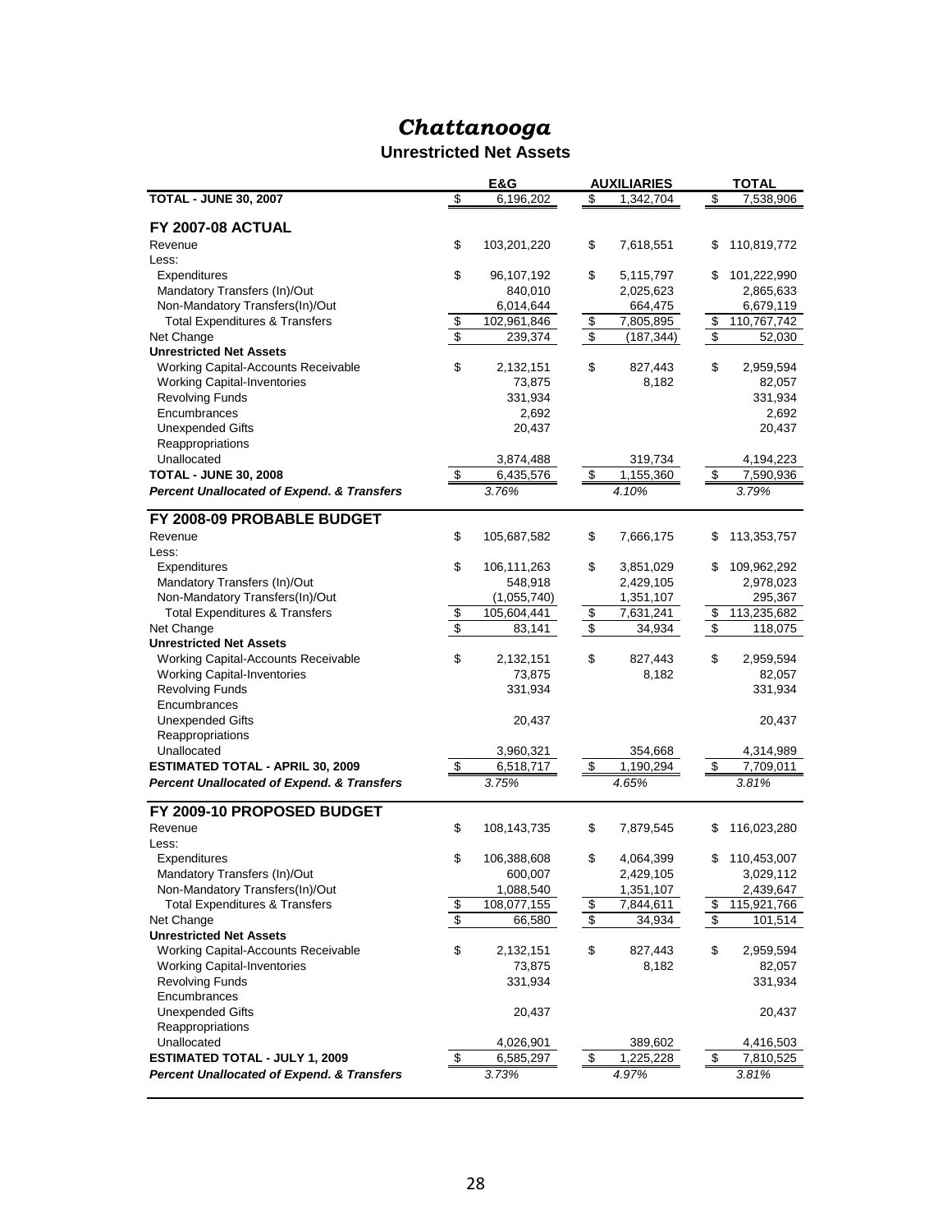# *Chattanooga*

## Unrestricted Net Assets

| | E&G | AUXILIARIES | TOTAL |
|---|---|---|---|
| **TOTAL - JUNE 30, 2007** | $ 6,196,202 | $ 1,342,704 | $ 7,538,906 |
| **FY 2007-08 ACTUAL** | | | |
| Revenue | $ 103,201,220 | $ 7,618,551 | $ 110,819,772 |
| Less: | | | |
| Expenditures | $ 96,107,192 | $ 5,115,797 | $ 101,222,990 |
| Mandatory Transfers (In)/Out | 840,010 | 2,025,623 | 2,865,633 |
| Non-Mandatory Transfers(In)/Out | 6,014,644 | 664,475 | 6,679,119 |
| Total Expenditures & Transfers | $ 102,961,846 | $ 7,805,895 | $ 110,767,742 |
| Net Change | $ 239,374 | $ (187,344) | $ 52,030 |
| **Unrestricted Net Assets** | | | |
| Working Capital-Accounts Receivable | $ 2,132,151 | $ 827,443 | $ 2,959,594 |
| Working Capital-Inventories | 73,875 | 8,182 | 82,057 |
| Revolving Funds | 331,934 | | 331,934 |
| Encumbrances | 2,692 | | 2,692 |
| Unexpended Gifts | 20,437 | | 20,437 |
| Reappropriations | | | |
| Unallocated | 3,874,488 | 319,734 | 4,194,223 |
| **TOTAL - JUNE 30, 2008** | $ 6,435,576 | $ 1,155,360 | $ 7,590,936 |
| ***Percent Unallocated of Expend. & Transfers*** | *3.76%* | *4.10%* | *3.79%* |
| **FY 2008-09 PROBABLE BUDGET** | | | |
| Revenue | $ 105,687,582 | $ 7,666,175 | $ 113,353,757 |
| Less: | | | |
| Expenditures | $ 106,111,263 | $ 3,851,029 | $ 109,962,292 |
| Mandatory Transfers (In)/Out | 548,918 | 2,429,105 | 2,978,023 |
| Non-Mandatory Transfers(In)/Out | (1,055,740) | 1,351,107 | 295,367 |
| Total Expenditures & Transfers | $ 105,604,441 | $ 7,631,241 | $ 113,235,682 |
| Net Change | $ 83,141 | $ 34,934 | $ 118,075 |
| **Unrestricted Net Assets** | | | |
| Working Capital-Accounts Receivable | $ 2,132,151 | $ 827,443 | $ 2,959,594 |
| Working Capital-Inventories | 73,875 | 8,182 | 82,057 |
| Revolving Funds | 331,934 | | 331,934 |
| Encumbrances | | | |
| Unexpended Gifts | 20,437 | | 20,437 |
| Reappropriations | | | |
| Unallocated | 3,960,321 | 354,668 | 4,314,989 |
| **ESTIMATED TOTAL - APRIL 30, 2009** | $ 6,518,717 | $ 1,190,294 | $ 7,709,011 |
| ***Percent Unallocated of Expend. & Transfers*** | *3.75%* | *4.65%* | *3.81%* |
| **FY 2009-10 PROPOSED BUDGET** | | | |
| Revenue | $ 108,143,735 | $ 7,879,545 | $ 116,023,280 |
| Less: | | | |
| Expenditures | $ 106,388,608 | $ 4,064,399 | $ 110,453,007 |
| Mandatory Transfers (In)/Out | 600,007 | 2,429,105 | 3,029,112 |
| Non-Mandatory Transfers(In)/Out | 1,088,540 | 1,351,107 | 2,439,647 |
| Total Expenditures & Transfers | $ 108,077,155 | $ 7,844,611 | $ 115,921,766 |
| Net Change | $ 66,580 | $ 34,934 | $ 101,514 |
| **Unrestricted Net Assets** | | | |
| Working Capital-Accounts Receivable | $ 2,132,151 | $ 827,443 | $ 2,959,594 |
| Working Capital-Inventories | 73,875 | 8,182 | 82,057 |
| Revolving Funds | 331,934 | | 331,934 |
| Encumbrances | | | |
| Unexpended Gifts | 20,437 | | 20,437 |
| Reappropriations | | | |
| Unallocated | 4,026,901 | 389,602 | 4,416,503 |
| **ESTIMATED TOTAL - JULY 1, 2009** | $ 6,585,297 | $ 1,225,228 | $ 7,810,525 |
| ***Percent Unallocated of Expend. & Transfers*** | *3.73%* | *4.97%* | *3.81%* |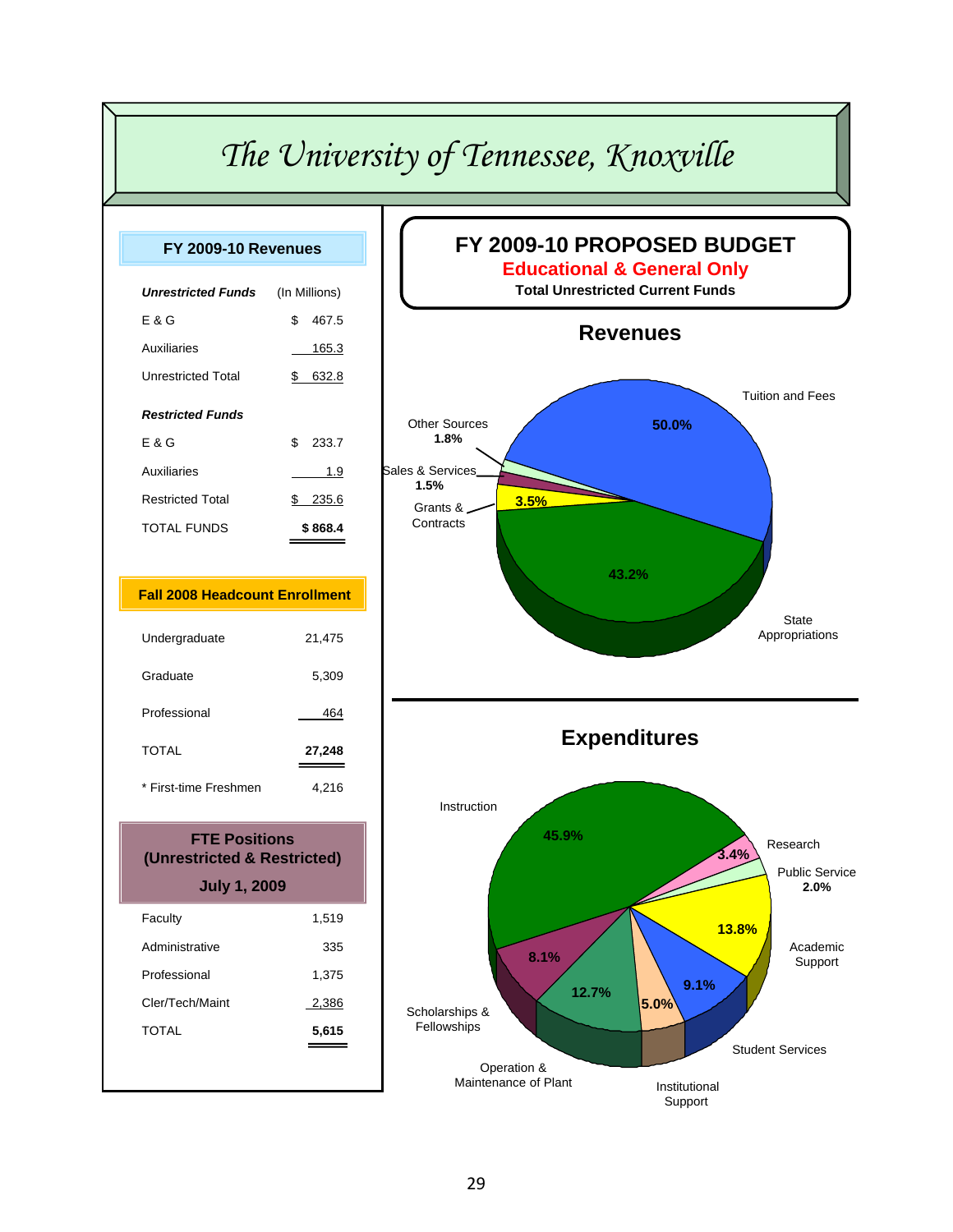# The University of Tennessee, Knoxville

## FY 2009-10 Revenues

| *Unrestricted Funds* | (In Millions) |
|---|---|
| E & G | $ 467.5 |
| Auxiliaries | 165.3 |
| Unrestricted Total | $ 632.8 |
| ***Restricted Funds*** | |
| E & G | $ 233.7 |
| Auxiliaries | 1.9 |
| Restricted Total | $ 235.6 |
| TOTAL FUNDS | **$ 868.4** |

## Fall 2008 Headcount Enrollment

| | |
|---|---|
| Undergraduate | 21,475 |
| Graduate | 5,309 |
| Professional | 464 |
| TOTAL | **27,248** |
| * First-time Freshmen | 4,216 |

## FTE Positions (Unrestricted & Restricted) July 1, 2009

| | |
|---|---|
| Faculty | 1,519 |
| Administrative | 335 |
| Professional | 1,375 |
| Cler/Tech/Maint | 2,386 |
| TOTAL | **5,615** |

## FY 2009-10 PROPOSED BUDGET

**Educational & General Only**

**Total Unrestricted Current Funds**

### Revenues

| Source | Percent |
|---|---|
| Tuition and Fees | 50.0% |
| State Appropriations | 43.2% |
| Grants & Contracts | 3.5% |
| Sales & Services | 1.5% |
| Other Sources | 1.8% |

### Expenditures

| Category | Percent |
|---|---|
| Instruction | 45.9% |
| Research | 3.4% |
| Public Service | 2.0% |
| Academic Support | 13.8% |
| Student Services | 9.1% |
| Institutional Support | 5.0% |
| Operation & Maintenance of Plant | 12.7% |
| Scholarships & Fellowships | 8.1% |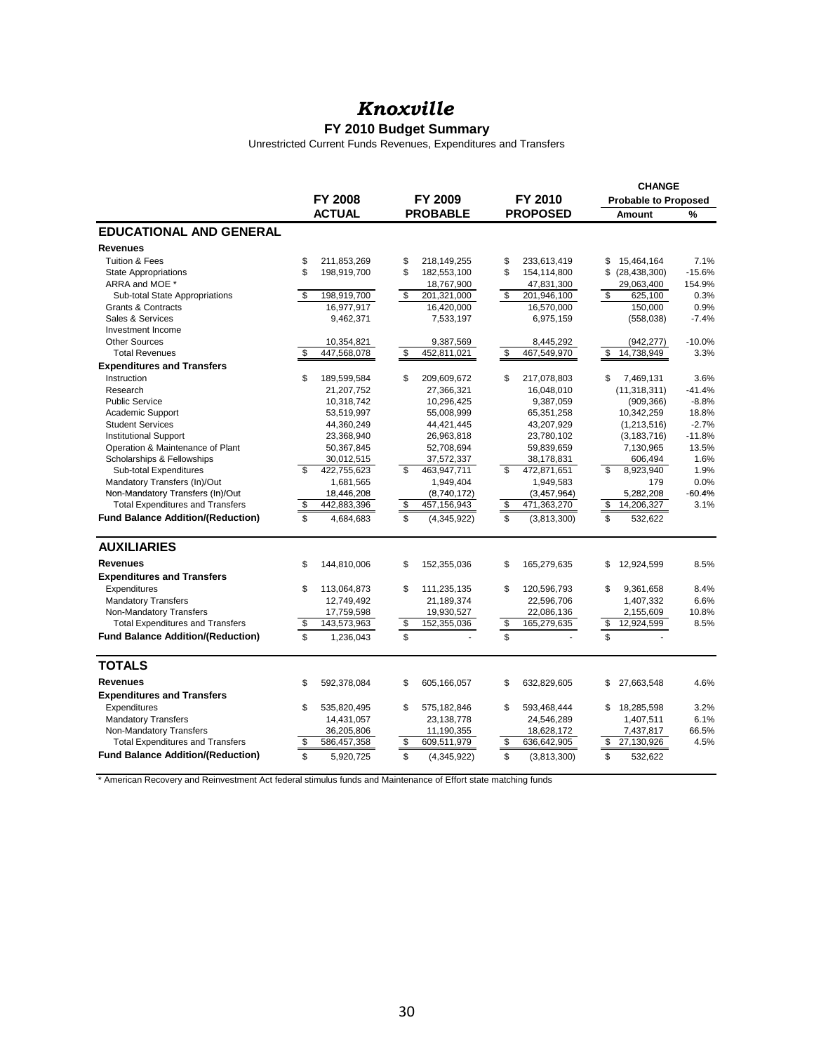# *Knoxville*

**FY 2010 Budget Summary**

Unrestricted Current Funds Revenues, Expenditures and Transfers

| | FY 2008 ACTUAL | FY 2009 PROBABLE | FY 2010 PROPOSED | CHANGE Probable to Proposed Amount | % |
|---|---|---|---|---|---|
| **EDUCATIONAL AND GENERAL** | | | | | |
| **Revenues** | | | | | |
| Tuition & Fees | $ 211,853,269 | $ 218,149,255 | $ 233,613,419 | $ 15,464,164 | 7.1% |
| State Appropriations | $ 198,919,700 | $ 182,553,100 | $ 154,114,800 | $ (28,438,300) | -15.6% |
| ARRA and MOE * | | 18,767,900 | 47,831,300 | 29,063,400 | 154.9% |
| Sub-total State Appropriations | $ 198,919,700 | $ 201,321,000 | $ 201,946,100 | $ 625,100 | 0.3% |
| Grants & Contracts | 16,977,917 | 16,420,000 | 16,570,000 | 150,000 | 0.9% |
| Sales & Services | 9,462,371 | 7,533,197 | 6,975,159 | (558,038) | -7.4% |
| Investment Income | | | | | |
| Other Sources | 10,354,821 | 9,387,569 | 8,445,292 | (942,277) | -10.0% |
| Total Revenues | $ 447,568,078 | $ 452,811,021 | $ 467,549,970 | $ 14,738,949 | 3.3% |
| **Expenditures and Transfers** | | | | | |
| Instruction | $ 189,599,584 | $ 209,609,672 | $ 217,078,803 | $ 7,469,131 | 3.6% |
| Research | 21,207,752 | 27,366,321 | 16,048,010 | (11,318,311) | -41.4% |
| Public Service | 10,318,742 | 10,296,425 | 9,387,059 | (909,366) | -8.8% |
| Academic Support | 53,519,997 | 55,008,999 | 65,351,258 | 10,342,259 | 18.8% |
| Student Services | 44,360,249 | 44,421,445 | 43,207,929 | (1,213,516) | -2.7% |
| Institutional Support | 23,368,940 | 26,963,818 | 23,780,102 | (3,183,716) | -11.8% |
| Operation & Maintenance of Plant | 50,367,845 | 52,708,694 | 59,839,659 | 7,130,965 | 13.5% |
| Scholarships & Fellowships | 30,012,515 | 37,572,337 | 38,178,831 | 606,494 | 1.6% |
| Sub-total Expenditures | $ 422,755,623 | $ 463,947,711 | $ 472,871,651 | $ 8,923,940 | 1.9% |
| Mandatory Transfers (In)/Out | 1,681,565 | 1,949,404 | 1,949,583 | 179 | 0.0% |
| Non-Mandatory Transfers (In)/Out | 18,446,208 | (8,740,172) | (3,457,964) | 5,282,208 | -60.4% |
| Total Expenditures and Transfers | $ 442,883,396 | $ 457,156,943 | $ 471,363,270 | $ 14,206,327 | 3.1% |
| **Fund Balance Addition/(Reduction)** | $ 4,684,683 | $ (4,345,922) | $ (3,813,300) | $ 532,622 | |
| **AUXILIARIES** | | | | | |
| **Revenues** | $ 144,810,006 | $ 152,355,036 | $ 165,279,635 | $ 12,924,599 | 8.5% |
| **Expenditures and Transfers** | | | | | |
| Expenditures | $ 113,064,873 | $ 111,235,135 | $ 120,596,793 | $ 9,361,658 | 8.4% |
| Mandatory Transfers | 12,749,492 | 21,189,374 | 22,596,706 | 1,407,332 | 6.6% |
| Non-Mandatory Transfers | 17,759,598 | 19,930,527 | 22,086,136 | 2,155,609 | 10.8% |
| Total Expenditures and Transfers | $ 143,573,963 | $ 152,355,036 | $ 165,279,635 | $ 12,924,599 | 8.5% |
| **Fund Balance Addition/(Reduction)** | $ 1,236,043 | $ - | $ - | $ - | |
| **TOTALS** | | | | | |
| **Revenues** | $ 592,378,084 | $ 605,166,057 | $ 632,829,605 | $ 27,663,548 | 4.6% |
| **Expenditures and Transfers** | | | | | |
| Expenditures | $ 535,820,495 | $ 575,182,846 | $ 593,468,444 | $ 18,285,598 | 3.2% |
| Mandatory Transfers | 14,431,057 | 23,138,778 | 24,546,289 | 1,407,511 | 6.1% |
| Non-Mandatory Transfers | 36,205,806 | 11,190,355 | 18,628,172 | 7,437,817 | 66.5% |
| Total Expenditures and Transfers | $ 586,457,358 | $ 609,511,979 | $ 636,642,905 | $ 27,130,926 | 4.5% |
| **Fund Balance Addition/(Reduction)** | $ 5,920,725 | $ (4,345,922) | $ (3,813,300) | $ 532,622 | |

\* American Recovery and Reinvestment Act federal stimulus funds and Maintenance of Effort state matching funds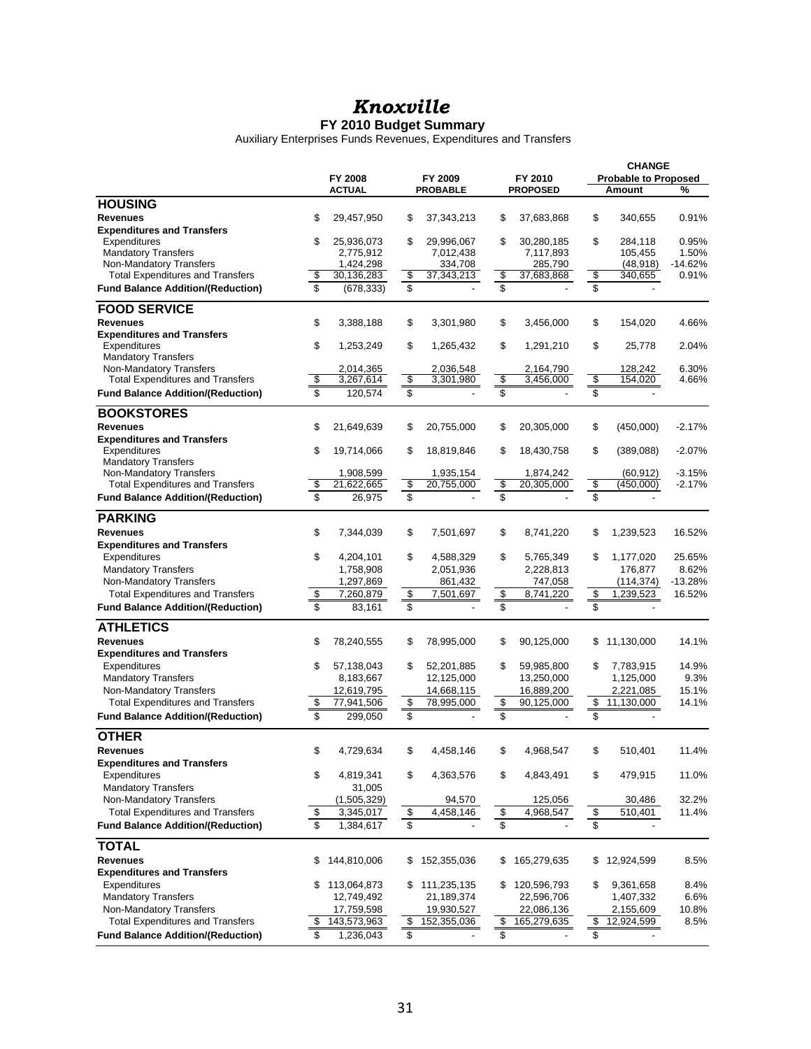# *Knoxville*

## FY 2010 Budget Summary

Auxiliary Enterprises Funds Revenues, Expenditures and Transfers

| | FY 2008 | FY 2009 | FY 2010 | CHANGE Probable to Proposed | |
|---|---|---|---|---|---|
| | ACTUAL | PROBABLE | PROPOSED | Amount | % |
| **HOUSING** | | | | | |
| **Revenues** | $ 29,457,950 | $ 37,343,213 | $ 37,683,868 | $ 340,655 | 0.91% |
| **Expenditures and Transfers** | | | | | |
| Expenditures | $ 25,936,073 | $ 29,996,067 | $ 30,280,185 | $ 284,118 | 0.95% |
| Mandatory Transfers | 2,775,912 | 7,012,438 | 7,117,893 | 105,455 | 1.50% |
| Non-Mandatory Transfers | 1,424,298 | 334,708 | 285,790 | (48,918) | -14.62% |
| Total Expenditures and Transfers | $ 30,136,283 | $ 37,343,213 | $ 37,683,868 | $ 340,655 | 0.91% |
| **Fund Balance Addition/(Reduction)** | $ (678,333) | $ - | $ - | $ - | |
| **FOOD SERVICE** | | | | | |
| **Revenues** | $ 3,388,188 | $ 3,301,980 | $ 3,456,000 | $ 154,020 | 4.66% |
| **Expenditures and Transfers** | | | | | |
| Expenditures | $ 1,253,249 | $ 1,265,432 | $ 1,291,210 | $ 25,778 | 2.04% |
| Mandatory Transfers | | | | | |
| Non-Mandatory Transfers | 2,014,365 | 2,036,548 | 2,164,790 | 128,242 | 6.30% |
| Total Expenditures and Transfers | $ 3,267,614 | $ 3,301,980 | $ 3,456,000 | $ 154,020 | 4.66% |
| **Fund Balance Addition/(Reduction)** | $ 120,574 | $ - | $ - | $ - | |
| **BOOKSTORES** | | | | | |
| **Revenues** | $ 21,649,639 | $ 20,755,000 | $ 20,305,000 | $ (450,000) | -2.17% |
| **Expenditures and Transfers** | | | | | |
| Expenditures | $ 19,714,066 | $ 18,819,846 | $ 18,430,758 | $ (389,088) | -2.07% |
| Mandatory Transfers | | | | | |
| Non-Mandatory Transfers | 1,908,599 | 1,935,154 | 1,874,242 | (60,912) | -3.15% |
| Total Expenditures and Transfers | $ 21,622,665 | $ 20,755,000 | $ 20,305,000 | $ (450,000) | -2.17% |
| **Fund Balance Addition/(Reduction)** | $ 26,975 | $ - | $ - | $ - | |
| **PARKING** | | | | | |
| **Revenues** | $ 7,344,039 | $ 7,501,697 | $ 8,741,220 | $ 1,239,523 | 16.52% |
| **Expenditures and Transfers** | | | | | |
| Expenditures | $ 4,204,101 | $ 4,588,329 | $ 5,765,349 | $ 1,177,020 | 25.65% |
| Mandatory Transfers | 1,758,908 | 2,051,936 | 2,228,813 | 176,877 | 8.62% |
| Non-Mandatory Transfers | 1,297,869 | 861,432 | 747,058 | (114,374) | -13.28% |
| Total Expenditures and Transfers | $ 7,260,879 | $ 7,501,697 | $ 8,741,220 | $ 1,239,523 | 16.52% |
| **Fund Balance Addition/(Reduction)** | $ 83,161 | $ - | $ - | $ - | |
| **ATHLETICS** | | | | | |
| **Revenues** | $ 78,240,555 | $ 78,995,000 | $ 90,125,000 | $ 11,130,000 | 14.1% |
| **Expenditures and Transfers** | | | | | |
| Expenditures | $ 57,138,043 | $ 52,201,885 | $ 59,985,800 | $ 7,783,915 | 14.9% |
| Mandatory Transfers | 8,183,667 | 12,125,000 | 13,250,000 | 1,125,000 | 9.3% |
| Non-Mandatory Transfers | 12,619,795 | 14,668,115 | 16,889,200 | 2,221,085 | 15.1% |
| Total Expenditures and Transfers | $ 77,941,506 | $ 78,995,000 | $ 90,125,000 | $ 11,130,000 | 14.1% |
| **Fund Balance Addition/(Reduction)** | $ 299,050 | $ - | $ - | $ - | |
| **OTHER** | | | | | |
| **Revenues** | $ 4,729,634 | $ 4,458,146 | $ 4,968,547 | $ 510,401 | 11.4% |
| **Expenditures and Transfers** | | | | | |
| Expenditures | $ 4,819,341 | $ 4,363,576 | $ 4,843,491 | $ 479,915 | 11.0% |
| Mandatory Transfers | 31,005 | | | | |
| Non-Mandatory Transfers | (1,505,329) | 94,570 | 125,056 | 30,486 | 32.2% |
| Total Expenditures and Transfers | $ 3,345,017 | $ 4,458,146 | $ 4,968,547 | $ 510,401 | 11.4% |
| **Fund Balance Addition/(Reduction)** | $ 1,384,617 | $ - | $ - | $ - | |
| **TOTAL** | | | | | |
| **Revenues** | $ 144,810,006 | $ 152,355,036 | $ 165,279,635 | $ 12,924,599 | 8.5% |
| **Expenditures and Transfers** | | | | | |
| Expenditures | $ 113,064,873 | $ 111,235,135 | $ 120,596,793 | $ 9,361,658 | 8.4% |
| Mandatory Transfers | 12,749,492 | 21,189,374 | 22,596,706 | 1,407,332 | 6.6% |
| Non-Mandatory Transfers | 17,759,598 | 19,930,527 | 22,086,136 | 2,155,609 | 10.8% |
| Total Expenditures and Transfers | $ 143,573,963 | $ 152,355,036 | $ 165,279,635 | $ 12,924,599 | 8.5% |
| **Fund Balance Addition/(Reduction)** | $ 1,236,043 | $ - | $ - | $ - | |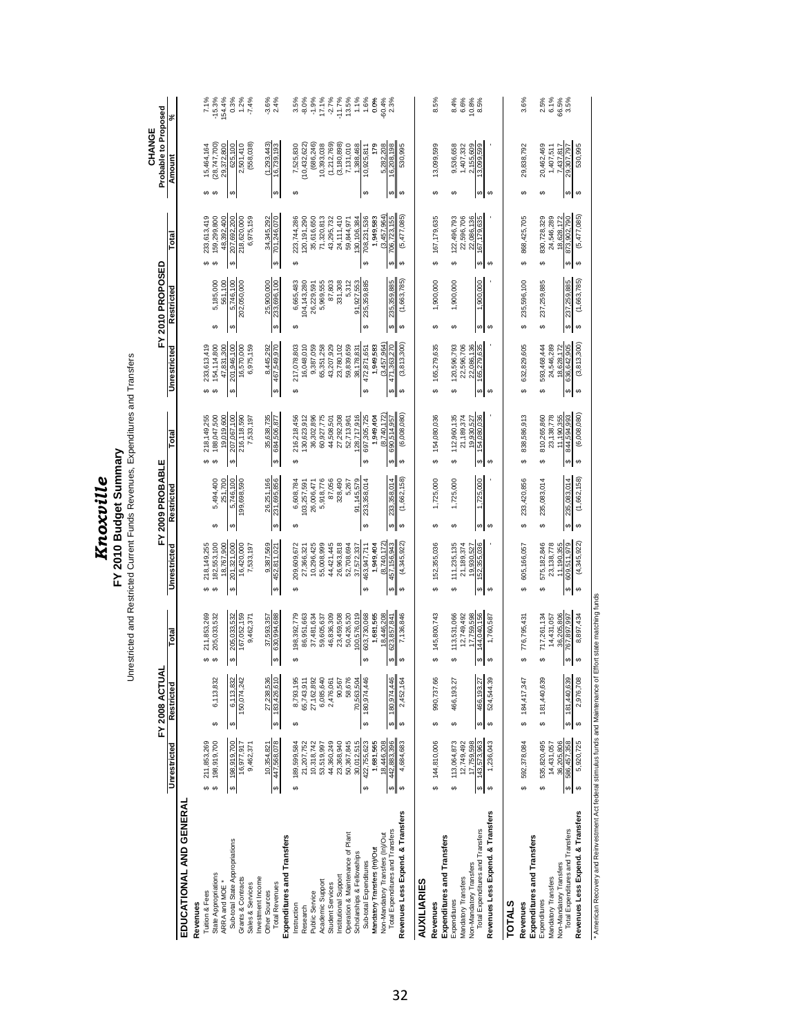# *Knoxville*

## FY 2010 Budget Summary

Unrestricted and Restricted Current Funds Revenues, Expenditures and Transfers

| | FY 2008 ACTUAL | | | FY 2009 PROBABLE | | | FY 2010 PROPOSED | | | CHANGE Probable to Proposed | |
|---|---|---|---|---|---|---|---|---|---|---|---|
| | Unrestricted | Restricted | Total | Unrestricted | Restricted | Total | Unrestricted | Restricted | Total | Amount | % |
| **EDUCATIONAL AND GENERAL** | | | | | | | | | | | |
| **Revenues** | | | | | | | | | | | |
| Tuition & Fees | 211,853,269 | | 211,853,269 | 218,149,255 | | 218,149,255 | 233,613,419 | | 233,613,419 | 15,464,164 | 7.1% |
| State Appropriations | 198,919,700 | 6,113,832 | 205,033,532 | 182,553,100 | 5,494,400 | 188,047,500 | 154,114,800 | 5,185,000 | 159,299,800 | (28,747,700) | -15.3% |
| ARRA and MOE * | | | | 18,767,900 | 251,700 | 19,019,600 | 47,831,300 | 561,100 | 48,392,400 | 29,372,800 | 154.4% |
| Sub-total State Appropriations | 198,919,700 | 6,113,832 | 205,033,532 | 201,321,000 | 5,746,100 | 207,067,100 | 201,946,100 | 5,746,100 | 207,692,200 | 625,100 | 0.3% |
| Grants & Contracts | 16,977,917 | 150,074,242 | 167,052,159 | 16,420,000 | 199,698,590 | 216,118,590 | 16,570,000 | 202,050,000 | 218,620,000 | 2,501,410 | 1.2% |
| Sales & Services | 9,462,371 | | 9,462,371 | 7,533,197 | | 7,533,197 | 6,975,159 | | 6,975,159 | (558,038) | -7.4% |
| Investment Income | | | | | | | | | | | |
| Other Sources | 10,354,821 | 27,238,536 | 37,593,357 | 9,387,569 | 26,251,166 | 35,638,735 | 8,445,292 | 25,900,000 | 34,345,292 | (1,293,443) | -3.6% |
| Total Revenues | 447,568,078 | 183,426,610 | 630,994,688 | 452,811,021 | 231,695,856 | 684,506,877 | 467,549,970 | 233,696,100 | 701,246,070 | 16,739,193 | 2.4% |
| **Expenditures and Transfers** | | | | | | | | | | | |
| Instruction | 189,599,584 | 8,793,195 | 198,392,779 | 209,609,672 | 6,608,784 | 216,218,456 | 217,078,803 | 6,665,483 | 223,744,286 | 7,525,830 | 3.5% |
| Research | 21,207,752 | 65,743,911 | 86,951,663 | 27,366,321 | 103,257,591 | 130,623,912 | 16,048,010 | 104,143,280 | 120,191,290 | (10,432,622) | -8.0% |
| Public Service | 10,318,742 | 27,162,892 | 37,481,634 | 10,296,425 | 26,006,471 | 36,302,896 | 9,387,059 | 26,229,591 | 35,616,650 | (686,246) | -1.9% |
| Academic Support | 53,519,997 | 6,085,640 | 59,605,637 | 55,008,999 | 5,918,776 | 60,927,775 | 65,351,258 | 5,969,555 | 71,320,813 | 10,393,038 | 17.1% |
| Student Services | 44,360,249 | 2,476,061 | 46,836,309 | 44,421,445 | 87,056 | 44,508,501 | 43,207,929 | 87,803 | 43,295,732 | (1,212,769) | -2.7% |
| Institutional Support | 23,368,940 | 90,567 | 23,459,508 | 26,963,818 | 328,490 | 27,292,308 | 23,780,102 | 331,308 | 24,111,410 | (3,180,898) | -11.7% |
| Operation & Maintenance of Plant | 50,367,845 | 58,676 | 50,426,520 | 52,708,694 | 5,267 | 52,713,961 | 59,839,659 | 5,312 | 59,844,971 | 7,131,010 | 13.5% |
| Scholarships & Fellowships | 30,012,515 | 70,563,504 | 100,576,019 | 37,572,337 | 91,145,579 | 128,717,916 | 38,179,831 | 91,927,553 | 130,106,384 | 1,388,468 | 1.1% |
| Sub-total Expenditures | 422,755,623 | 180,974,446 | 603,730,068 | 463,947,711 | 233,358,014 | 697,305,725 | 472,871,651 | 235,359,885 | 708,231,536 | 10,925,811 | 1.6% |
| Mandatory Transfers (In)/Out | 1,681,565 | | 1,681,565 | 1,949,404 | | 1,949,404 | 1,949,583 | | 1,949,583 | 179 | 0.0% |
| Non-Mandatory Transfers (In)/Out | 18,446,208 | | 18,446,208 | (8,740,172) | | (8,740,172) | (3,457,964) | | (3,457,964) | 5,282,208 | -60.4% |
| Total Expenditures and Transfers | 442,883,396 | 180,974,446 | 623,857,841 | 457,156,943 | 233,358,014 | 690,514,957 | 471,363,270 | 235,359,885 | 706,723,155 | 16,208,198 | 2.3% |
| **Revenues Less Expend. & Transfers** | 4,684,683 | 2,452,164 | 7,136,846 | (4,345,922) | (1,662,158) | (6,008,080) | (3,813,300) | (1,663,785) | (5,477,085) | 530,995 | |
| **AUXILIARIES** | | | | | | | | | | | |
| **Revenues** | 144,810,006 | 990,737.66 | 145,800,743 | 152,355,036 | 1,725,000 | 154,080,036 | 165,279,635 | 1,900,000 | 167,179,635 | 13,099,599 | 8.5% |
| **Expenditures and Transfers** | | | | | | | | | | | |
| Expenditures | 113,064,873 | 466,193.27 | 113,531,066 | 111,235,135 | 1,725,000 | 112,960,135 | 120,596,793 | 1,900,000 | 122,496,793 | 9,536,658 | 8.4% |
| Mandatory Transfers | 12,749,492 | | 12,749,492 | 21,189,374 | | 21,189,374 | 22,596,706 | | 22,596,706 | 1,407,332 | 6.6% |
| Non-Mandatory Transfers | 17,759,598 | | 17,759,598 | 19,930,527 | | 19,930,527 | 22,086,136 | | 22,086,136 | 2,155,609 | 10.8% |
| Total Expenditures and Transfers | 143,573,963 | 466,193.27 | 144,040,156 | 152,355,036 | 1,725,000 | 154,080,036 | 165,279,635 | 1,900,000 | 167,179,635 | 13,099,599 | 8.5% |
| **Revenues Less Expend. & Transfers** | 1,236,043 | 524,544.39 | 1,760,587 | - | - | - | - | - | - | - | |
| **TOTALS** | | | | | | | | | | | |
| **Revenues** | 592,378,084 | 184,417,347 | 776,795,431 | 605,166,057 | 233,420,856 | 838,586,913 | 632,829,605 | 235,596,100 | 868,425,705 | 29,838,792 | 3.6% |
| **Expenditures and Transfers** | | | | | | | | | | | |
| Expenditures | 535,820,495 | 181,440,639 | 717,261,134 | 575,182,846 | 235,083,014 | 810,265,860 | 593,468,444 | 237,259,885 | 830,728,329 | 20,462,469 | 2.5% |
| Mandatory Transfers | 14,431,057 | | 14,431,057 | 23,138,778 | | 23,138,778 | 24,546,289 | | 24,546,289 | 1,407,511 | 6.1% |
| Non-Mandatory Transfers | 36,205,806 | | 36,205,806 | 11,190,355 | | 11,190,355 | 18,628,172 | | 18,628,172 | 7,437,817 | 66.5% |
| Total Expenditures and Transfers | 586,457,358 | 181,440,639 | 767,897,997 | 609,511,979 | 235,083,014 | 844,594,993 | 636,642,905 | 237,259,885 | 873,902,790 | 29,307,797 | 3.5% |
| **Revenues Less Expend. & Transfers** | 5,920,725 | 2,976,708 | 8,897,434 | (4,345,922) | (1,662,158) | (6,008,080) | (3,813,300) | (1,663,785) | (5,477,085) | 530,995 | |

* American Recovery and Reinvestment Act federal stimulus funds and Maintenance of Effort state matching funds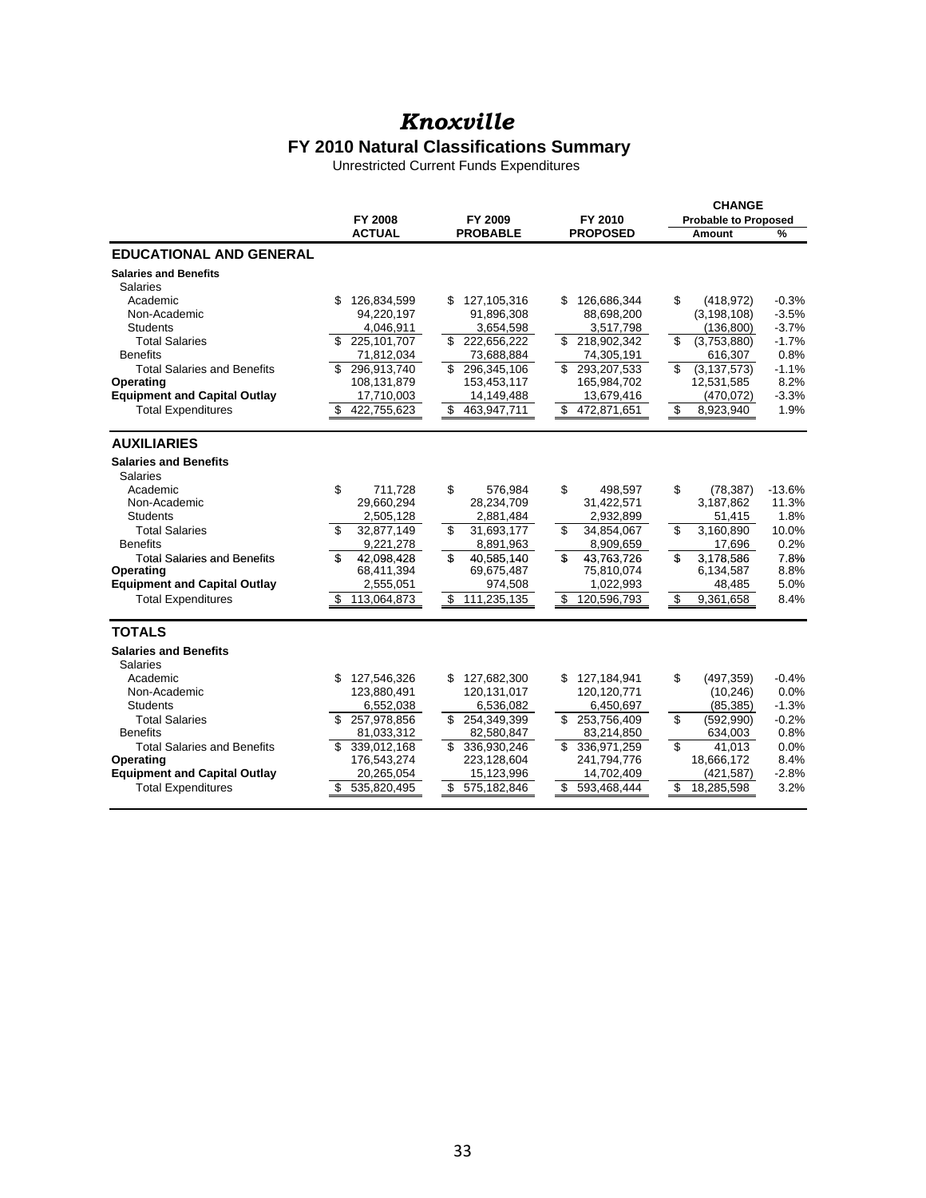# *Knoxville*

## FY 2010 Natural Classifications Summary

Unrestricted Current Funds Expenditures

| | FY 2008 ACTUAL | FY 2009 PROBABLE | FY 2010 PROPOSED | CHANGE Probable to Proposed Amount | % |
|---|---|---|---|---|---|
| **EDUCATIONAL AND GENERAL** | | | | | |
| **Salaries and Benefits** | | | | | |
| Salaries | | | | | |
| Academic | $ 126,834,599 | $ 127,105,316 | $ 126,686,344 | $ (418,972) | -0.3% |
| Non-Academic | 94,220,197 | 91,896,308 | 88,698,200 | (3,198,108) | -3.5% |
| Students | 4,046,911 | 3,654,598 | 3,517,798 | (136,800) | -3.7% |
| Total Salaries | $ 225,101,707 | $ 222,656,222 | $ 218,902,342 | $ (3,753,880) | -1.7% |
| Benefits | 71,812,034 | 73,688,884 | 74,305,191 | 616,307 | 0.8% |
| Total Salaries and Benefits | $ 296,913,740 | $ 296,345,106 | $ 293,207,533 | $ (3,137,573) | -1.1% |
| **Operating** | 108,131,879 | 153,453,117 | 165,984,702 | 12,531,585 | 8.2% |
| **Equipment and Capital Outlay** | 17,710,003 | 14,149,488 | 13,679,416 | (470,072) | -3.3% |
| Total Expenditures | $ 422,755,623 | $ 463,947,711 | $ 472,871,651 | $ 8,923,940 | 1.9% |
| **AUXILIARIES** | | | | | |
| **Salaries and Benefits** | | | | | |
| Salaries | | | | | |
| Academic | $ 711,728 | $ 576,984 | $ 498,597 | $ (78,387) | -13.6% |
| Non-Academic | 29,660,294 | 28,234,709 | 31,422,571 | 3,187,862 | 11.3% |
| Students | 2,505,128 | 2,881,484 | 2,932,899 | 51,415 | 1.8% |
| Total Salaries | $ 32,877,149 | $ 31,693,177 | $ 34,854,067 | $ 3,160,890 | 10.0% |
| Benefits | 9,221,278 | 8,891,963 | 8,909,659 | 17,696 | 0.2% |
| Total Salaries and Benefits | $ 42,098,428 | $ 40,585,140 | $ 43,763,726 | $ 3,178,586 | 7.8% |
| **Operating** | 68,411,394 | 69,675,487 | 75,810,074 | 6,134,587 | 8.8% |
| **Equipment and Capital Outlay** | 2,555,051 | 974,508 | 1,022,993 | 48,485 | 5.0% |
| Total Expenditures | $ 113,064,873 | $ 111,235,135 | $ 120,596,793 | $ 9,361,658 | 8.4% |
| **TOTALS** | | | | | |
| **Salaries and Benefits** | | | | | |
| Salaries | | | | | |
| Academic | $ 127,546,326 | $ 127,682,300 | $ 127,184,941 | $ (497,359) | -0.4% |
| Non-Academic | 123,880,491 | 120,131,017 | 120,120,771 | (10,246) | 0.0% |
| Students | 6,552,038 | 6,536,082 | 6,450,697 | (85,385) | -1.3% |
| Total Salaries | $ 257,978,856 | $ 254,349,399 | $ 253,756,409 | $ (592,990) | -0.2% |
| Benefits | 81,033,312 | 82,580,847 | 83,214,850 | 634,003 | 0.8% |
| Total Salaries and Benefits | $ 339,012,168 | $ 336,930,246 | $ 336,971,259 | $ 41,013 | 0.0% |
| **Operating** | 176,543,274 | 223,128,604 | 241,794,776 | 18,666,172 | 8.4% |
| **Equipment and Capital Outlay** | 20,265,054 | 15,123,996 | 14,702,409 | (421,587) | -2.8% |
| Total Expenditures | $ 535,820,495 | $ 575,182,846 | $ 593,468,444 | $ 18,285,598 | 3.2% |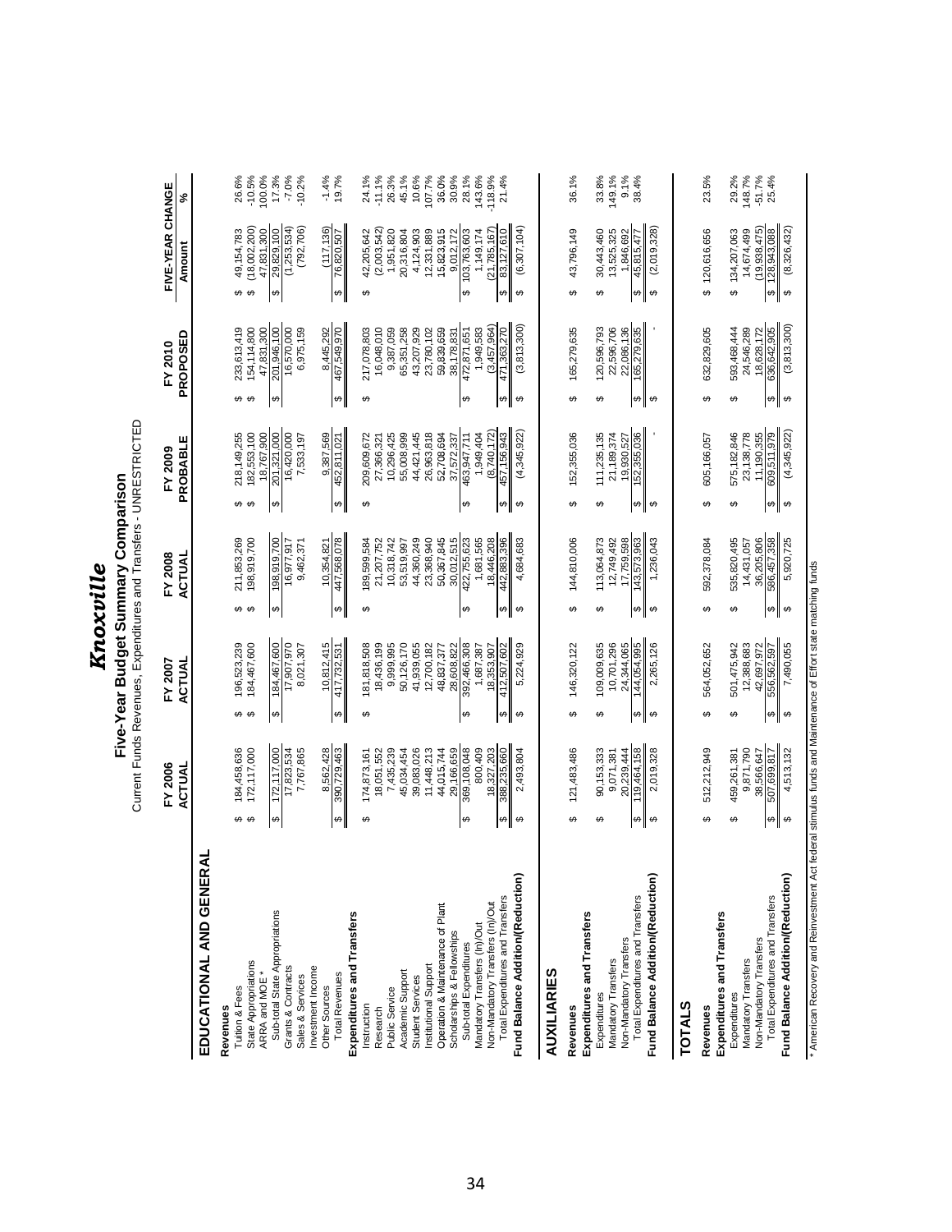# Knoxville

## Five-Year Budget Summary Comparison

Current Funds Revenues, Expenditures and Transfers - UNRESTRICTED

| | FY 2006 ACTUAL | FY 2007 ACTUAL | FY 2008 ACTUAL | FY 2009 PROBABLE | FY 2010 PROPOSED | FIVE-YEAR CHANGE Amount | % |
|---|---|---|---|---|---|---|---|
| **EDUCATIONAL AND GENERAL** | | | | | | | |
| **Revenues** | | | | | | | |
| Tuition & Fees | $ 184,458,636 | $ 196,523,239 | $ 211,853,269 | $ 218,149,255 | $ 233,613,419 | $ 49,154,783 | 26.6% |
| State Appropriations | $ 172,117,000 | $ 184,467,600 | $ 198,919,700 | $ 182,553,100 | $ 154,114,800 | $ (18,002,200) | -10.5% |
| ARRA and MOE * | | | | 18,767,900 | 47,831,300 | 47,831,300 | 100.0% |
| Sub-total State Appropriations | $ 172,117,000 | $ 184,467,600 | $ 198,919,700 | $ 201,321,000 | $ 201,946,100 | $ 29,829,100 | 17.3% |
| Grants & Contracts | 17,823,534 | 17,907,970 | 16,977,917 | 16,420,000 | 16,570,000 | (1,253,534) | -7.0% |
| Sales & Services | 7,767,865 | 8,021,307 | 9,462,371 | 7,533,197 | 6,975,159 | (792,706) | -10.2% |
| Investment Income | | | | | | | |
| Other Sources | 8,562,428 | 10,812,415 | 10,354,821 | 9,387,569 | 8,445,292 | (117,136) | -1.4% |
| Total Revenues | $ 390,729,463 | $ 417,732,531 | $ 447,568,078 | $ 452,811,021 | $ 467,549,970 | $ 76,820,507 | 19.7% |
| **Expenditures and Transfers** | | | | | | | |
| Instruction | $ 174,873,161 | $ 181,818,508 | $ 189,599,584 | $ 209,609,672 | $ 217,078,803 | $ 42,205,642 | 24.1% |
| Research | 18,051,552 | 18,436,199 | 21,207,752 | 27,366,321 | 16,048,010 | (2,003,542) | -11.1% |
| Public Service | 7,435,239 | 9,999,995 | 10,318,742 | 10,296,425 | 9,387,059 | 1,951,820 | 26.3% |
| Academic Support | 45,034,454 | 50,126,170 | 53,519,997 | 55,008,999 | 65,351,258 | 20,316,804 | 45.1% |
| Student Services | 39,083,026 | 41,939,055 | 44,360,249 | 44,421,445 | 43,207,929 | 4,124,903 | 10.6% |
| Institutional Support | 11,448,213 | 12,700,182 | 23,368,940 | 26,963,818 | 23,780,102 | 12,331,889 | 107.7% |
| Operation & Maintenance of Plant | 44,015,744 | 48,837,377 | 50,367,845 | 52,708,694 | 59,839,659 | 15,823,915 | 36.0% |
| Scholarships & Fellowships | 29,166,659 | 28,608,822 | 30,012,515 | 37,572,337 | 38,178,831 | 9,012,172 | 30.9% |
| Sub-total Expenditures | $ 369,108,048 | $ 392,466,308 | $ 422,755,623 | $ 463,947,711 | $ 472,871,651 | $ 103,763,603 | 28.1% |
| Mandatory Transfers (In)/Out | 800,409 | 1,687,387 | 1,681,565 | 1,949,404 | 1,949,583 | 1,149,174 | 143.6% |
| Non-Mandatory Transfers (In)/Out | 18,327,203 | 18,353,907 | 18,446,208 | (8,740,172) | (3,457,964) | (21,785,167) | -118.9% |
| Total Expenditures and Transfers | $ 388,235,660 | $ 412,507,602 | $ 442,883,396 | $ 457,156,943 | $ 471,363,270 | $ 83,127,610 | 21.4% |
| **Fund Balance Addition/(Reduction)** | $ 2,493,804 | $ 5,224,929 | $ 4,684,683 | $ (4,345,922) | $ (3,813,300) | $ (6,307,104) | |
| **AUXILIARIES** | | | | | | | |
| **Revenues** | $ 121,483,486 | $ 146,320,122 | $ 144,810,006 | $ 152,355,036 | $ 165,279,635 | $ 43,796,149 | 36.1% |
| **Expenditures and Transfers** | | | | | | | |
| Expenditures | $ 90,153,333 | $ 109,009,635 | $ 113,064,873 | $ 111,235,135 | $ 120,596,793 | $ 30,443,460 | 33.8% |
| Mandatory Transfers | 9,071,381 | 10,701,296 | 12,749,492 | 21,189,374 | 22,596,706 | 13,525,325 | 149.1% |
| Non-Mandatory Transfers | 20,239,444 | 24,344,065 | 17,759,598 | 19,930,527 | 22,086,136 | 1,846,692 | 9.1% |
| Total Expenditures and Transfers | $ 119,464,158 | $ 144,054,995 | $ 143,573,963 | $ 152,355,036 | $ 165,279,635 | $ 45,815,477 | 38.4% |
| **Fund Balance Addition/(Reduction)** | $ 2,019,328 | $ 2,265,126 | $ 1,236,043 | $ - | $ - | $ (2,019,328) | |
| **TOTALS** | | | | | | | |
| **Revenues** | $ 512,212,949 | $ 564,052,652 | $ 592,378,084 | $ 605,166,057 | $ 632,829,605 | $ 120,616,656 | 23.5% |
| **Expenditures and Transfers** | | | | | | | |
| Expenditures | $ 459,261,381 | $ 501,475,942 | $ 535,820,495 | $ 575,182,846 | $ 593,468,444 | $ 134,207,063 | 29.2% |
| Mandatory Transfers | 9,871,790 | 12,388,683 | 14,431,057 | 23,138,778 | 24,546,289 | 14,674,499 | 148.7% |
| Non-Mandatory Transfers | 38,566,647 | 42,697,972 | 36,205,806 | 11,190,355 | 18,628,172 | (19,938,475) | -51.7% |
| Total Expenditures and Transfers | $ 507,699,817 | $ 556,562,597 | $ 586,457,358 | $ 609,511,979 | $ 636,642,905 | $ 128,943,088 | 25.4% |
| **Fund Balance Addition/(Reduction)** | $ 4,513,132 | $ 7,490,055 | $ 5,920,725 | $ (4,345,922) | $ (3,813,300) | $ (8,326,432) | |

* American Recovery and Reinvestment Act federal stimulus funds and Maintenance of Effort state matching funds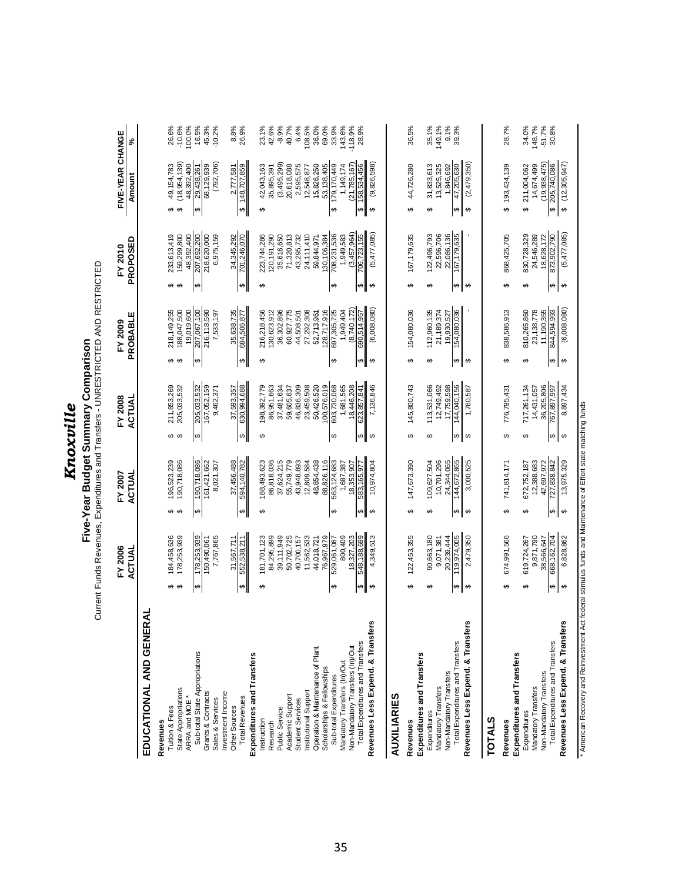# Knoxville

## Five-Year Budget Summary Comparison

Current Funds Revenues, Expenditures and Transfers - UNRESTRICTED AND RESTRICTED

| | FY 2006 ACTUAL | FY 2007 ACTUAL | FY 2008 ACTUAL | FY 2009 PROBABLE | FY 2010 PROPOSED | FIVE-YEAR CHANGE Amount | % |
|---|---|---|---|---|---|---|---|
| **EDUCATIONAL AND GENERAL** | | | | | | | |
| **Revenues** | | | | | | | |
| Tuition & Fees | $ 184,458,636 | $ 196,523,239 | $ 211,853,269 | $ 218,149,255 | $ 233,613,419 | $ 49,154,783 | 26.6% |
| State Appropriations | $ 178,253,939 | $ 190,718,086 | $ 205,033,532 | $ 188,047,500 | $ 159,299,800 | $ (18,954,139) | -10.6% |
| ARRA and MOE * | | | | 19,019,600 | 48,392,400 | 48,392,400 | 100.0% |
| Sub-total State Appropriations | $ 178,253,939 | $ 190,718,086 | $ 205,033,532 | $ 207,067,100 | $ 207,692,200 | $ 29,438,261 | 16.5% |
| Grants & Contracts | 150,490,061 | 161,421,662 | 167,052,159 | 216,118,590 | 218,620,000 | 68,129,939 | 45.3% |
| Sales & Services | 7,767,865 | 8,021,307 | 9,462,371 | 7,533,197 | 6,975,159 | (792,706) | -10.2% |
| Investment Income | | | | | | | |
| Other Sources | 31,567,711 | 37,456,488 | 37,593,357 | 35,638,735 | 34,345,292 | 2,777,581 | 8.8% |
| Total Revenues | $ 552,538,211 | $ 594,140,782 | $ 630,994,688 | $ 684,506,877 | $ 701,246,070 | $ 148,707,859 | 26.9% |
| **Expenditures and Transfers** | | | | | | | |
| Instruction | $ 181,701,123 | $ 188,493,623 | $ 198,392,779 | $ 216,218,456 | $ 223,744,286 | $ 42,043,163 | 23.1% |
| Research | 84,295,899 | 86,818,036 | 86,951,663 | 130,623,912 | 120,191,290 | 35,895,391 | 42.6% |
| Public Service | 39,111,949 | 37,624,215 | 37,481,634 | 36,302,896 | 35,616,650 | (3,495,299) | -8.9% |
| Academic Support | 50,702,725 | 55,749,779 | 59,605,637 | 60,927,775 | 71,320,813 | 20,618,088 | 40.7% |
| Student Services | 40,700,157 | 43,948,893 | 46,836,309 | 44,508,501 | 43,295,732 | 2,595,575 | 6.4% |
| Institutional Support | 11,562,533 | 12,809,584 | 23,459,508 | 27,292,308 | 24,111,410 | 12,548,877 | 108.5% |
| Operation & Maintenance of Plant | 44,018,721 | 48,854,438 | 50,426,520 | 52,713,961 | 59,844,971 | 15,826,250 | 36.0% |
| Scholarships & Fellowships | 76,967,979 | 88,826,116 | 100,576,019 | 128,717,916 | 130,106,384 | 53,138,405 | 69.0% |
| Sub-total Expenditures | $ 529,061,087 | $ 563,124,683 | $ 603,730,068 | $ 697,305,725 | $ 708,231,536 | $ 179,170,449 | 33.9% |
| Mandatory Transfers (In)/Out | 800,409 | 1,687,387 | 1,681,565 | 1,949,404 | 1,949,583 | 1,149,174 | 143.6% |
| Non-Mandatory Transfers (In)/Out | 18,327,203 | 18,353,907 | 18,446,208 | (8,740,172) | (3,457,964) | (21,785,167) | -118.9% |
| Total Expenditures and Transfers | $ 548,188,699 | $ 583,165,977 | $ 623,857,841 | $ 690,514,957 | $ 706,723,155 | $ 158,534,456 | 28.9% |
| **Revenues Less Expend. & Transfers** | $ 4,349,513 | $ 10,974,804 | $ 7,136,846 | $ (6,008,080) | $ (5,477,085) | $ (9,826,598) | |
| **AUXILIARIES** | | | | | | | |
| **Revenues** | $ 122,453,355 | $ 147,673,390 | $ 145,800,743 | $ 154,080,036 | $ 167,179,635 | $ 44,726,280 | 36.5% |
| **Expenditures and Transfers** | | | | | | | |
| Expenditures | $ 90,663,180 | $ 109,627,504 | $ 113,531,066 | $ 112,960,135 | $ 122,496,793 | $ 31,833,613 | 35.1% |
| Mandatory Transfers | 9,071,381 | 10,701,296 | 12,749,492 | 21,189,374 | 22,596,706 | 13,525,325 | 149.1% |
| Non-Mandatory Transfers | 20,239,444 | 24,344,065 | 17,759,598 | 19,930,527 | 22,086,136 | 1,846,692 | 9.1% |
| Total Expenditures and Transfers | $ 119,974,005 | $ 144,672,865 | $ 144,040,156 | $ 154,080,036 | $ 167,179,635 | $ 47,205,630 | 39.3% |
| **Revenues Less Expend. & Transfers** | $ 2,479,350 | $ 3,000,525 | $ 1,760,587 | $ - | $ - | $ (2,479,350) | |
| **TOTALS** | | | | | | | |
| **Revenues** | $ 674,991,566 | $ 741,814,171 | $ 776,795,431 | $ 838,586,913 | $ 868,425,705 | $ 193,434,139 | 28.7% |
| **Expenditures and Transfers** | | | | | | | |
| Expenditures | $ 619,724,267 | $ 672,752,187 | $ 717,261,134 | $ 810,265,860 | $ 830,728,329 | $ 211,004,062 | 34.0% |
| Mandatory Transfers | 9,871,790 | 12,388,683 | 14,431,057 | 23,138,778 | 24,546,289 | 14,674,499 | 148.7% |
| Non-Mandatory Transfers | 38,566,647 | 42,697,972 | 36,205,806 | 11,190,355 | 18,628,172 | (19,938,475) | -51.7% |
| Total Expenditures and Transfers | $ 668,162,704 | $ 727,838,842 | $ 767,897,997 | $ 844,594,993 | $ 873,902,790 | $ 205,740,086 | 30.8% |
| **Revenues Less Expend. & Transfers** | $ 6,828,862 | $ 13,975,329 | $ 8,897,434 | $ (6,008,080) | $ (5,477,085) | $ (12,305,947) | |

* American Recovery and Reinvestment Act federal stimulus funds and Maintenance of Effort state matching funds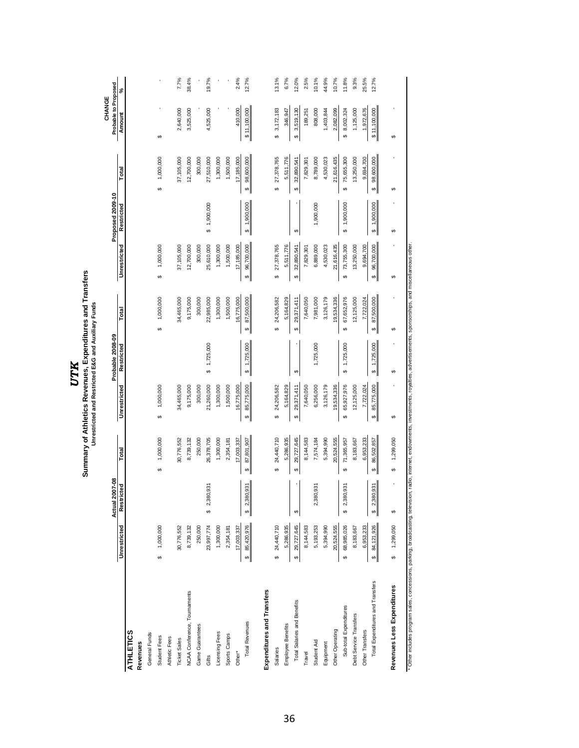# *UTK*

## Summary of Athletics Revenues, Expenditures and Transfers

### Unrestricted and Restricted E&G and Auxiliary Funds

| | Actual 2007-08 | | | Probable 2008-09 | | | Proposed 2009-10 | | | CHANGE Probable to Proposed | |
|---|---|---|---|---|---|---|---|---|---|---|---|
| | Unrestricted | Restricted | Total | Unrestricted | Restricted | Total | Unrestricted | Restricted | Total | Amount | % |
| **ATHLETICS** | | | | | | | | | | | |
| **Revenues** | | | | | | | | | | | |
| General Funds | | | | | | | | | | | |
| Student Fees | $ 1,000,000 | | $ 1,000,000 | $ 1,000,000 | | $ 1,000,000 | $ 1,000,000 | | $ 1,000,000 | $ - | - |
| Athletic Fees | | | | | | | | | | | |
| Ticket Sales | 30,776,552 | | 30,776,552 | 34,465,000 | | 34,465,000 | 37,105,000 | | 37,105,000 | 2,640,000 | 7.7% |
| NCAA Conference, Tournaments | 8,739,132 | | 8,739,132 | 9,175,000 | | 9,175,000 | 12,700,000 | | 12,700,000 | 3,525,000 | 38.4% |
| Game Guarantees | 250,000 | | 250,000 | 300,000 | | 300,000 | 300,000 | | 300,000 | - | - |
| Gifts | 23,997,774 | $ 2,380,931 | 26,378,705 | 21,260,000 | $ 1,725,000 | 22,985,000 | 25,610,000 | $ 1,900,000 | 27,510,000 | 4,525,000 | 19.7% |
| Licensing Fees | 1,300,000 | | 1,300,000 | 1,300,000 | | 1,300,000 | 1,300,000 | | 1,300,000 | - | - |
| Sports Camps | 2,354,181 | | 2,354,181 | 1,500,000 | | 1,500,000 | 1,500,000 | | 1,500,000 | - | - |
| Other* | 17,003,337 | | 17,003,337 | 16,775,000 | | 16,775,000 | 17,185,000 | | 17,185,000 | 410,000 | 2.4% |
| Total Revenues | $ 85,420,976 | $ 2,380,931 | $ 87,801,907 | $ 85,775,000 | $ 1,725,000 | $ 87,500,000 | $ 96,700,000 | $ 1,900,000 | $ 98,600,000 | $ 11,100,000 | 12.7% |
| **Expenditures and Transfers** | | | | | | | | | | | |
| Salaries | $ 24,440,710 | | $ 24,440,710 | $ 24,206,582 | | $ 24,206,582 | $ 27,378,765 | | $ 27,378,765 | $ 3,172,183 | 13.1% |
| Employee Benefits | 5,286,935 | | 5,286,935 | 5,164,829 | | 5,164,829 | 5,511,776 | | 5,511,776 | 346,947 | 6.7% |
| Total Salaries and Benefits | $ 29,727,645 | $ - | $ 29,727,645 | $ 29,371,411 | $ - | $ 29,371,411 | $ 32,890,541 | $ - | $ 32,890,541 | $ 3,519,130 | 12.0% |
| Travel | 8,144,583 | | 8,144,583 | 7,640,050 | | 7,640,050 | 7,829,301 | | 7,829,301 | 189,251 | 2.5% |
| Student Aid | 5,193,253 | 2,380,931 | 7,574,184 | 6,256,000 | 1,725,000 | 7,981,000 | 6,889,000 | 1,900,000 | 8,789,000 | 808,000 | 10.1% |
| Equipment | 5,394,990 | | 5,394,990 | 3,126,179 | | 3,126,179 | 4,530,023 | | 4,530,023 | 1,403,844 | 44.9% |
| Other Operating | 20,524,555 | | 20,524,555 | 19,534,336 | | 19,534,336 | 21,616,435 | | 21,616,435 | 2,082,099 | 10.7% |
| Sub-total Expenditures | $ 68,985,026 | $ 2,380,931 | $ 71,365,957 | $ 65,927,976 | $ 1,725,000 | $ 67,652,976 | $ 73,755,300 | $ 1,900,000 | $ 75,655,300 | $ 8,002,324 | 11.8% |
| Debt Service Transfers | 8,183,667 | | 8,183,667 | 12,125,000 | | 12,125,000 | 13,250,000 | | 13,250,000 | 1,125,000 | 9.3% |
| Other Transfers | 6,953,233 | | 6,953,233 | 7,722,024 | | 7,722,024 | 9,694,700 | | 9,694,700 | 1,972,676 | 25.5% |
| Total Expenditures and Transfers | $ 84,121,926 | $ 2,380,931 | $ 86,502,857 | $ 85,775,000 | $ 1,725,000 | $ 87,500,000 | $ 96,700,000 | $ 1,900,000 | $ 98,600,000 | $ 11,100,000 | 12.7% |
| **Revenues Less Expenditures** | $ 1,299,050 | $ - | $ 1,299,050 | $ - | $ - | $ - | $ - | $ - | $ - | $ - | |

* Other includes program sales, concessions, parking, broadcasting, television, radio, internet, endowments, investments, royalties, advertisements, sponsorships, and miscellaneous other.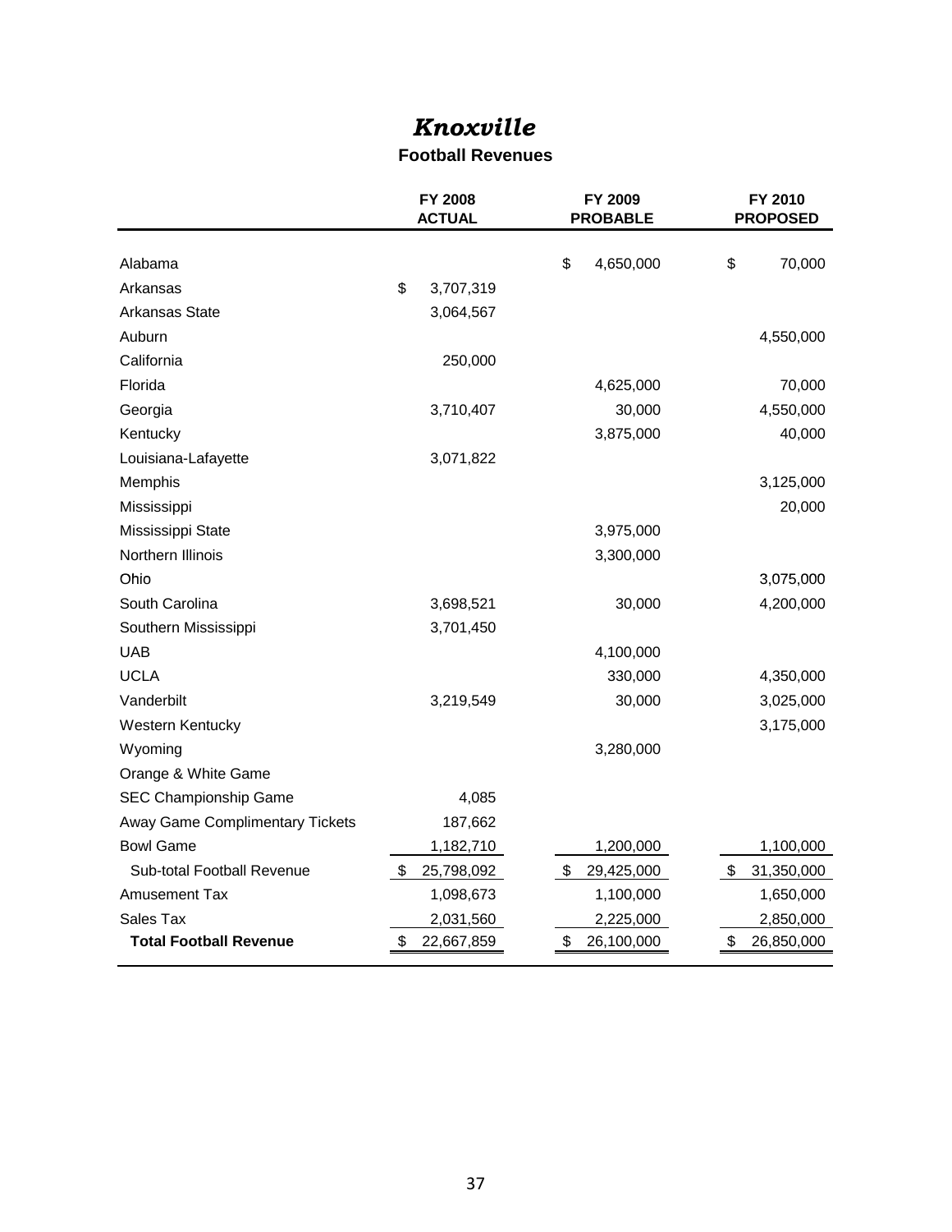# *Knoxville*

## Football Revenues

| | FY 2008 ACTUAL | FY 2009 PROBABLE | FY 2010 PROPOSED |
|---|---|---|---|
| Alabama | | $ 4,650,000 | $ 70,000 |
| Arkansas | $ 3,707,319 | | |
| Arkansas State | 3,064,567 | | |
| Auburn | | | 4,550,000 |
| California | 250,000 | | |
| Florida | | 4,625,000 | 70,000 |
| Georgia | 3,710,407 | 30,000 | 4,550,000 |
| Kentucky | | 3,875,000 | 40,000 |
| Louisiana-Lafayette | 3,071,822 | | |
| Memphis | | | 3,125,000 |
| Mississippi | | | 20,000 |
| Mississippi State | | 3,975,000 | |
| Northern Illinois | | 3,300,000 | |
| Ohio | | | 3,075,000 |
| South Carolina | 3,698,521 | 30,000 | 4,200,000 |
| Southern Mississippi | 3,701,450 | | |
| UAB | | 4,100,000 | |
| UCLA | | 330,000 | 4,350,000 |
| Vanderbilt | 3,219,549 | 30,000 | 3,025,000 |
| Western Kentucky | | | 3,175,000 |
| Wyoming | | 3,280,000 | |
| Orange & White Game | | | |
| SEC Championship Game | 4,085 | | |
| Away Game Complimentary Tickets | 187,662 | | |
| Bowl Game | 1,182,710 | 1,200,000 | 1,100,000 |
| Sub-total Football Revenue | $ 25,798,092 | $ 29,425,000 | $ 31,350,000 |
| Amusement Tax | 1,098,673 | 1,100,000 | 1,650,000 |
| Sales Tax | 2,031,560 | 2,225,000 | 2,850,000 |
| **Total Football Revenue** | $ 22,667,859 | $ 26,100,000 | $ 26,850,000 |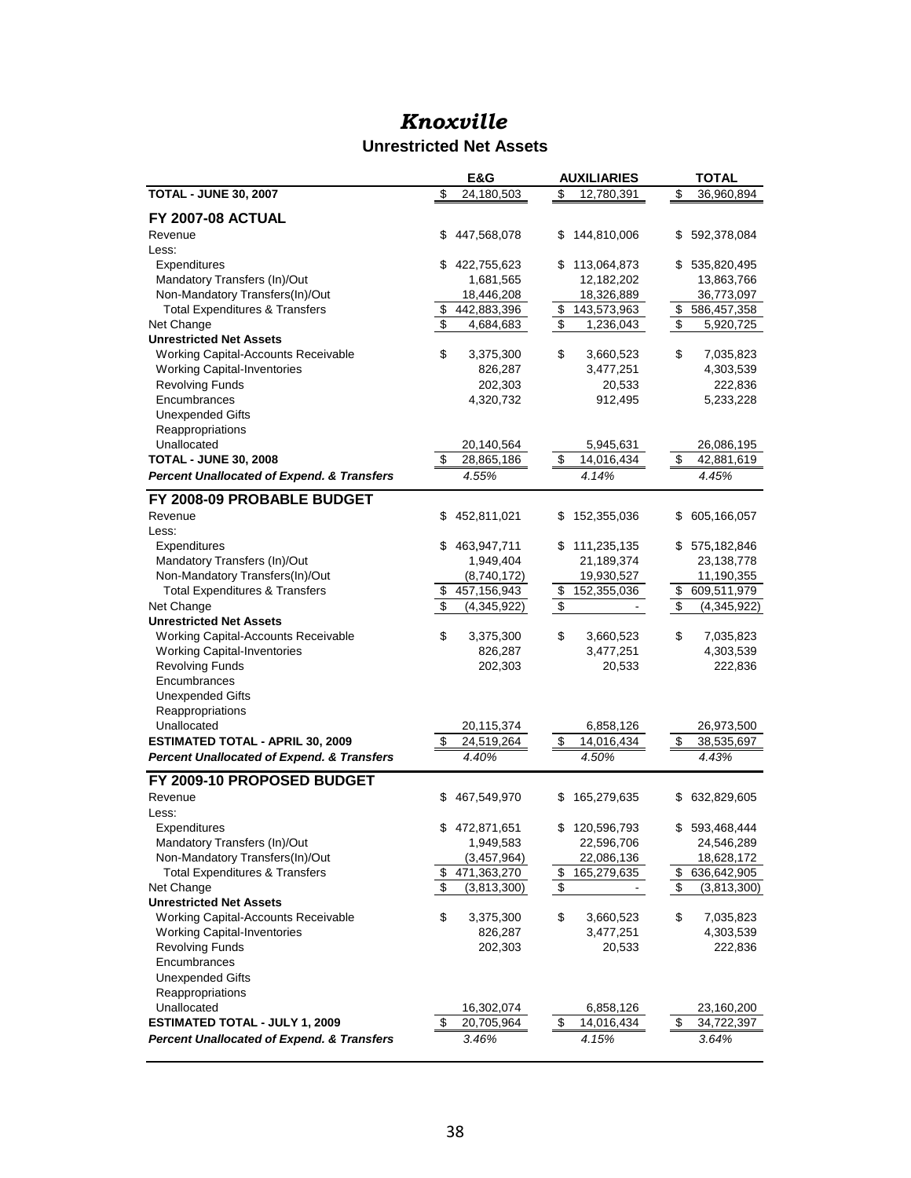# *Knoxville*

## Unrestricted Net Assets

| | E&G | AUXILIARIES | TOTAL |
|---|---|---|---|
| **TOTAL - JUNE 30, 2007** | $ 24,180,503 | $ 12,780,391 | $ 36,960,894 |
| **FY 2007-08 ACTUAL** | | | |
| Revenue | $ 447,568,078 | $ 144,810,006 | $ 592,378,084 |
| Less: | | | |
| Expenditures | $ 422,755,623 | $ 113,064,873 | $ 535,820,495 |
| Mandatory Transfers (In)/Out | 1,681,565 | 12,182,202 | 13,863,766 |
| Non-Mandatory Transfers(In)/Out | 18,446,208 | 18,326,889 | 36,773,097 |
| Total Expenditures & Transfers | $ 442,883,396 | $ 143,573,963 | $ 586,457,358 |
| Net Change | $ 4,684,683 | $ 1,236,043 | $ 5,920,725 |
| **Unrestricted Net Assets** | | | |
| Working Capital-Accounts Receivable | $ 3,375,300 | $ 3,660,523 | $ 7,035,823 |
| Working Capital-Inventories | 826,287 | 3,477,251 | 4,303,539 |
| Revolving Funds | 202,303 | 20,533 | 222,836 |
| Encumbrances | 4,320,732 | 912,495 | 5,233,228 |
| Unexpended Gifts | | | |
| Reappropriations | | | |
| Unallocated | 20,140,564 | 5,945,631 | 26,086,195 |
| **TOTAL - JUNE 30, 2008** | $ 28,865,186 | $ 14,016,434 | $ 42,881,619 |
| ***Percent Unallocated of Expend. & Transfers*** | *4.55%* | *4.14%* | *4.45%* |
| **FY 2008-09 PROBABLE BUDGET** | | | |
| Revenue | $ 452,811,021 | $ 152,355,036 | $ 605,166,057 |
| Less: | | | |
| Expenditures | $ 463,947,711 | $ 111,235,135 | $ 575,182,846 |
| Mandatory Transfers (In)/Out | 1,949,404 | 21,189,374 | 23,138,778 |
| Non-Mandatory Transfers(In)/Out | (8,740,172) | 19,930,527 | 11,190,355 |
| Total Expenditures & Transfers | $ 457,156,943 | $ 152,355,036 | $ 609,511,979 |
| Net Change | $ (4,345,922) | $ - | $ (4,345,922) |
| **Unrestricted Net Assets** | | | |
| Working Capital-Accounts Receivable | $ 3,375,300 | $ 3,660,523 | $ 7,035,823 |
| Working Capital-Inventories | 826,287 | 3,477,251 | 4,303,539 |
| Revolving Funds | 202,303 | 20,533 | 222,836 |
| Encumbrances | | | |
| Unexpended Gifts | | | |
| Reappropriations | | | |
| Unallocated | 20,115,374 | 6,858,126 | 26,973,500 |
| **ESTIMATED TOTAL - APRIL 30, 2009** | $ 24,519,264 | $ 14,016,434 | $ 38,535,697 |
| ***Percent Unallocated of Expend. & Transfers*** | *4.40%* | *4.50%* | *4.43%* |
| **FY 2009-10 PROPOSED BUDGET** | | | |
| Revenue | $ 467,549,970 | $ 165,279,635 | $ 632,829,605 |
| Less: | | | |
| Expenditures | $ 472,871,651 | $ 120,596,793 | $ 593,468,444 |
| Mandatory Transfers (In)/Out | 1,949,583 | 22,596,706 | 24,546,289 |
| Non-Mandatory Transfers(In)/Out | (3,457,964) | 22,086,136 | 18,628,172 |
| Total Expenditures & Transfers | $ 471,363,270 | $ 165,279,635 | $ 636,642,905 |
| Net Change | $ (3,813,300) | $ - | $ (3,813,300) |
| **Unrestricted Net Assets** | | | |
| Working Capital-Accounts Receivable | $ 3,375,300 | $ 3,660,523 | $ 7,035,823 |
| Working Capital-Inventories | 826,287 | 3,477,251 | 4,303,539 |
| Revolving Funds | 202,303 | 20,533 | 222,836 |
| Encumbrances | | | |
| Unexpended Gifts | | | |
| Reappropriations | | | |
| Unallocated | 16,302,074 | 6,858,126 | 23,160,200 |
| **ESTIMATED TOTAL - JULY 1, 2009** | $ 20,705,964 | $ 14,016,434 | $ 34,722,397 |
| ***Percent Unallocated of Expend. & Transfers*** | *3.46%* | *4.15%* | *3.64%* |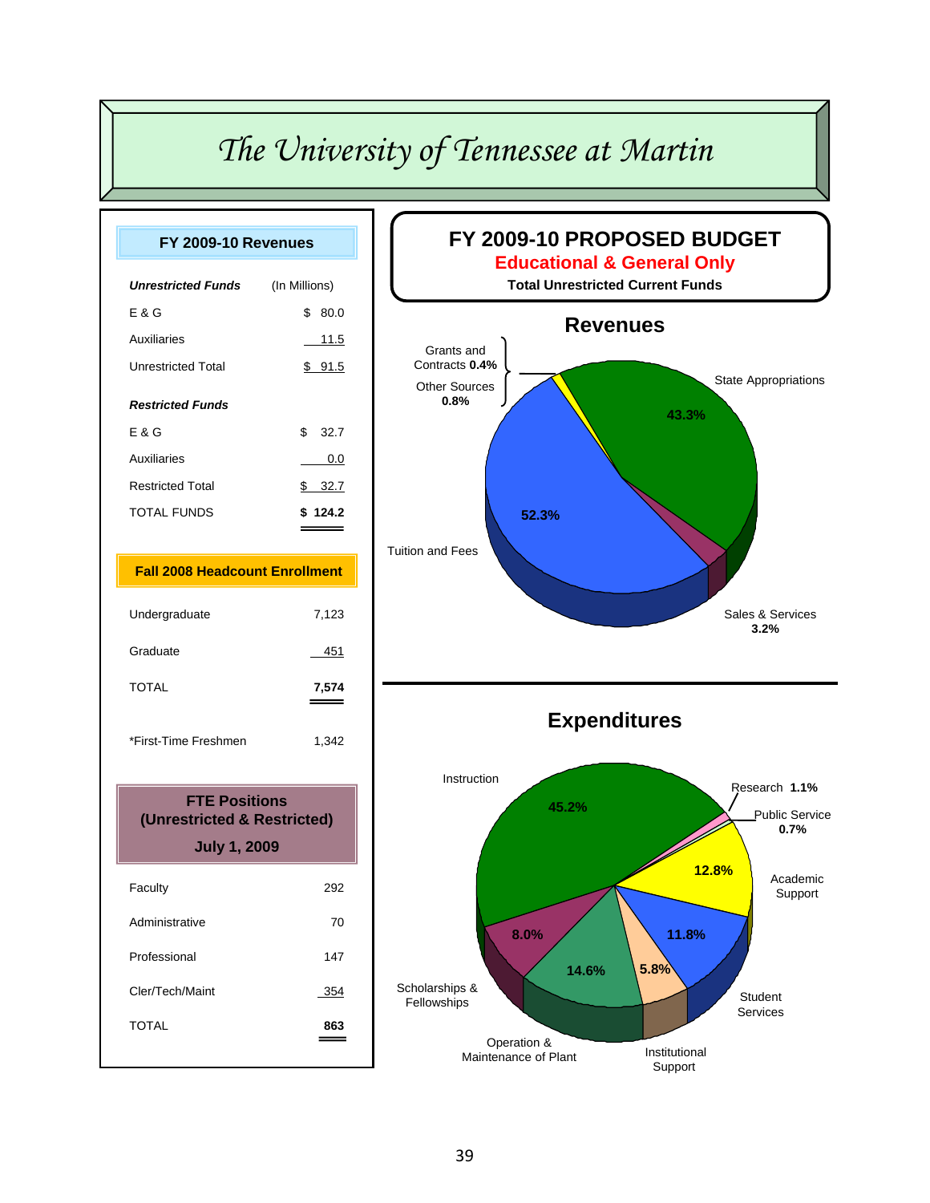# The University of Tennessee at Martin

## FY 2009-10 Revenues

| | |
|---|---|
| ***Unrestricted Funds*** | (In Millions) |
| E & G | $ 80.0 |
| Auxiliaries | 11.5 |
| Unrestricted Total | $ 91.5 |
| ***Restricted Funds*** | |
| E & G | $ 32.7 |
| Auxiliaries | 0.0 |
| Restricted Total | $ 32.7 |
| TOTAL FUNDS | **$ 124.2** |

## Fall 2008 Headcount Enrollment

| | |
|---|---|
| Undergraduate | 7,123 |
| Graduate | 451 |
| TOTAL | **7,574** |
| *First-Time Freshmen | 1,342 |

## FTE Positions (Unrestricted & Restricted) July 1, 2009

| | |
|---|---|
| Faculty | 292 |
| Administrative | 70 |
| Professional | 147 |
| Cler/Tech/Maint | 354 |
| TOTAL | **863** |

## FY 2009-10 PROPOSED BUDGET
**Educational & General Only**
**Total Unrestricted Current Funds**

### Revenues

State Appropriations **43.3%**
Tuition and Fees **52.3%**
Sales & Services **3.2%**
Grants and Contracts **0.4%**
Other Sources **0.8%**

### Expenditures

Instruction **45.2%**
Research **1.1%**
Public Service **0.7%**
Academic Support **12.8%**
Student Services **11.8%**
Institutional Support **5.8%**
Operation & Maintenance of Plant **14.6%**
Scholarships & Fellowships **8.0%**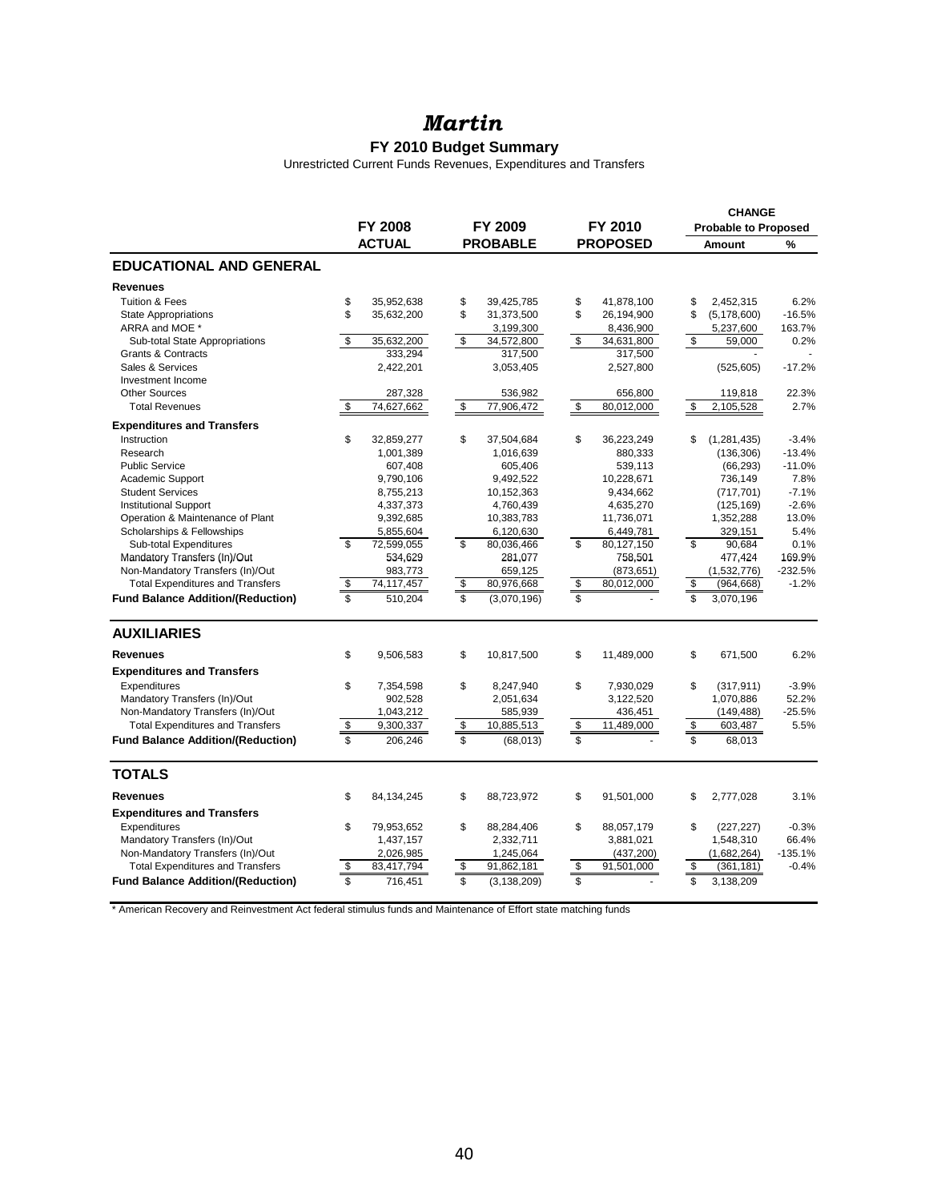# *Martin*

## FY 2010 Budget Summary

Unrestricted Current Funds Revenues, Expenditures and Transfers

| | FY 2008 ACTUAL | FY 2009 PROBABLE | FY 2010 PROPOSED | CHANGE Probable to Proposed Amount | % |
|---|---|---|---|---|---|
| **EDUCATIONAL AND GENERAL** | | | | | |
| **Revenues** | | | | | |
| Tuition & Fees | $ 35,952,638 | $ 39,425,785 | $ 41,878,100 | $ 2,452,315 | 6.2% |
| State Appropriations | $ 35,632,200 | $ 31,373,500 | $ 26,194,900 | $ (5,178,600) | -16.5% |
| ARRA and MOE * | | 3,199,300 | 8,436,900 | 5,237,600 | 163.7% |
| Sub-total State Appropriations | $ 35,632,200 | $ 34,572,800 | $ 34,631,800 | $ 59,000 | 0.2% |
| Grants & Contracts | 333,294 | 317,500 | 317,500 | - | - |
| Sales & Services | 2,422,201 | 3,053,405 | 2,527,800 | (525,605) | -17.2% |
| Investment Income | | | | | |
| Other Sources | 287,328 | 536,982 | 656,800 | 119,818 | 22.3% |
| Total Revenues | $ 74,627,662 | $ 77,906,472 | $ 80,012,000 | $ 2,105,528 | 2.7% |
| **Expenditures and Transfers** | | | | | |
| Instruction | $ 32,859,277 | $ 37,504,684 | $ 36,223,249 | $ (1,281,435) | -3.4% |
| Research | 1,001,389 | 1,016,639 | 880,333 | (136,306) | -13.4% |
| Public Service | 607,408 | 605,406 | 539,113 | (66,293) | -11.0% |
| Academic Support | 9,790,106 | 9,492,522 | 10,228,671 | 736,149 | 7.8% |
| Student Services | 8,755,213 | 10,152,363 | 9,434,662 | (717,701) | -7.1% |
| Institutional Support | 4,337,373 | 4,760,439 | 4,635,270 | (125,169) | -2.6% |
| Operation & Maintenance of Plant | 9,392,685 | 10,383,783 | 11,736,071 | 1,352,288 | 13.0% |
| Scholarships & Fellowships | 5,855,604 | 6,120,630 | 6,449,781 | 329,151 | 5.4% |
| Sub-total Expenditures | $ 72,599,055 | $ 80,036,466 | $ 80,127,150 | $ 90,684 | 0.1% |
| Mandatory Transfers (In)/Out | 534,629 | 281,077 | 758,501 | 477,424 | 169.9% |
| Non-Mandatory Transfers (In)/Out | 983,773 | 659,125 | (873,651) | (1,532,776) | -232.5% |
| Total Expenditures and Transfers | $ 74,117,457 | $ 80,976,668 | $ 80,012,000 | $ (964,668) | -1.2% |
| **Fund Balance Addition/(Reduction)** | $ 510,204 | $ (3,070,196) | $ - | $ 3,070,196 | |
| **AUXILIARIES** | | | | | |
| **Revenues** | $ 9,506,583 | $ 10,817,500 | $ 11,489,000 | $ 671,500 | 6.2% |
| **Expenditures and Transfers** | | | | | |
| Expenditures | $ 7,354,598 | $ 8,247,940 | $ 7,930,029 | $ (317,911) | -3.9% |
| Mandatory Transfers (In)/Out | 902,528 | 2,051,634 | 3,122,520 | 1,070,886 | 52.2% |
| Non-Mandatory Transfers (In)/Out | 1,043,212 | 585,939 | 436,451 | (149,488) | -25.5% |
| Total Expenditures and Transfers | $ 9,300,337 | $ 10,885,513 | $ 11,489,000 | $ 603,487 | 5.5% |
| **Fund Balance Addition/(Reduction)** | $ 206,246 | $ (68,013) | $ - | $ 68,013 | |
| **TOTALS** | | | | | |
| **Revenues** | $ 84,134,245 | $ 88,723,972 | $ 91,501,000 | $ 2,777,028 | 3.1% |
| **Expenditures and Transfers** | | | | | |
| Expenditures | $ 79,953,652 | $ 88,284,406 | $ 88,057,179 | $ (227,227) | -0.3% |
| Mandatory Transfers (In)/Out | 1,437,157 | 2,332,711 | 3,881,021 | 1,548,310 | 66.4% |
| Non-Mandatory Transfers (In)/Out | 2,026,985 | 1,245,064 | (437,200) | (1,682,264) | -135.1% |
| Total Expenditures and Transfers | $ 83,417,794 | $ 91,862,181 | $ 91,501,000 | $ (361,181) | -0.4% |
| **Fund Balance Addition/(Reduction)** | $ 716,451 | $ (3,138,209) | $ - | $ 3,138,209 | |

\* American Recovery and Reinvestment Act federal stimulus funds and Maintenance of Effort state matching funds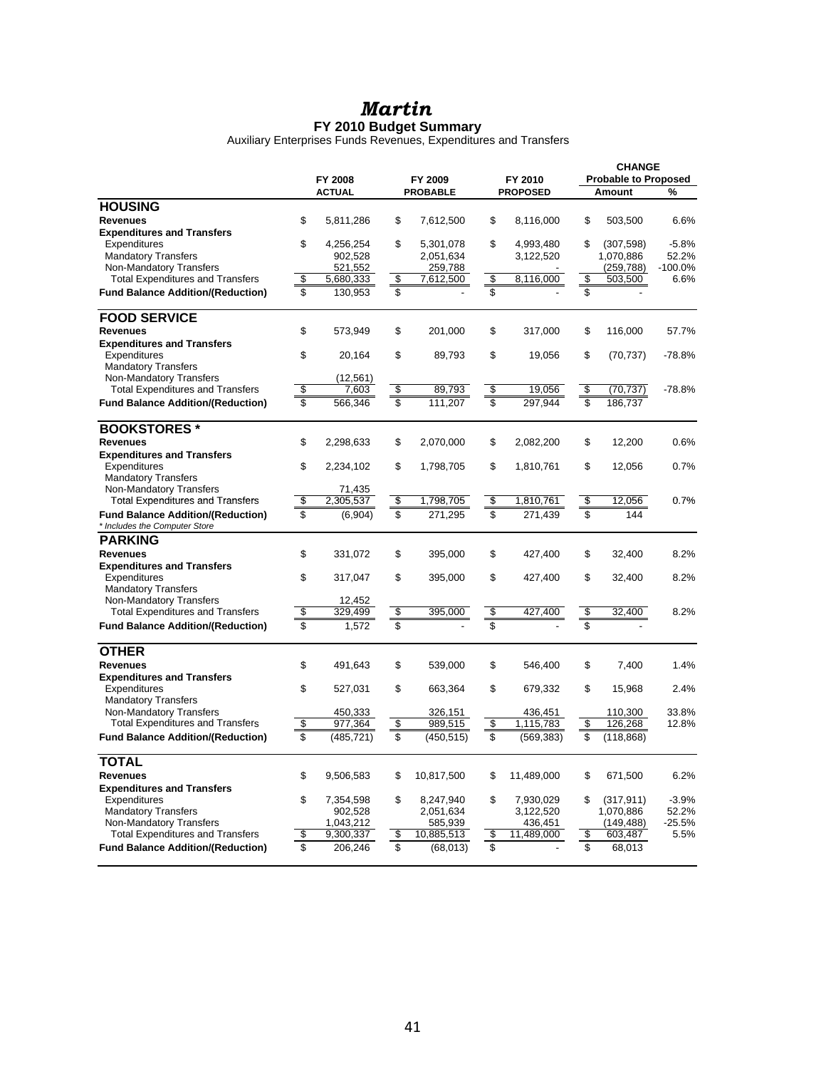# Martin

## FY 2010 Budget Summary

Auxiliary Enterprises Funds Revenues, Expenditures and Transfers

| | FY 2008 ACTUAL | FY 2009 PROBABLE | FY 2010 PROPOSED | CHANGE Probable to Proposed Amount | % |
|---|---|---|---|---|---|
| **HOUSING** | | | | | |
| **Revenues** | $ 5,811,286 | $ 7,612,500 | $ 8,116,000 | $ 503,500 | 6.6% |
| **Expenditures and Transfers** | | | | | |
| Expenditures | $ 4,256,254 | $ 5,301,078 | $ 4,993,480 | $ (307,598) | -5.8% |
| Mandatory Transfers | 902,528 | 2,051,634 | 3,122,520 | 1,070,886 | 52.2% |
| Non-Mandatory Transfers | 521,552 | 259,788 | - | (259,788) | -100.0% |
| Total Expenditures and Transfers | $ 5,680,333 | $ 7,612,500 | $ 8,116,000 | $ 503,500 | 6.6% |
| **Fund Balance Addition/(Reduction)** | $ 130,953 | $ - | $ - | $ - | |
| **FOOD SERVICE** | | | | | |
| **Revenues** | $ 573,949 | $ 201,000 | $ 317,000 | $ 116,000 | 57.7% |
| **Expenditures and Transfers** | | | | | |
| Expenditures | $ 20,164 | $ 89,793 | $ 19,056 | $ (70,737) | -78.8% |
| Mandatory Transfers | | | | | |
| Non-Mandatory Transfers | (12,561) | | | | |
| Total Expenditures and Transfers | $ 7,603 | $ 89,793 | $ 19,056 | $ (70,737) | -78.8% |
| **Fund Balance Addition/(Reduction)** | $ 566,346 | $ 111,207 | $ 297,944 | $ 186,737 | |
| **BOOKSTORES *** | | | | | |
| **Revenues** | $ 2,298,633 | $ 2,070,000 | $ 2,082,200 | $ 12,200 | 0.6% |
| **Expenditures and Transfers** | | | | | |
| Expenditures | $ 2,234,102 | $ 1,798,705 | $ 1,810,761 | $ 12,056 | 0.7% |
| Mandatory Transfers | | | | | |
| Non-Mandatory Transfers | 71,435 | | | | |
| Total Expenditures and Transfers | $ 2,305,537 | $ 1,798,705 | $ 1,810,761 | $ 12,056 | 0.7% |
| **Fund Balance Addition/(Reduction)** | $ (6,904) | $ 271,295 | $ 271,439 | $ 144 | |
| *\* Includes the Computer Store* | | | | | |
| **PARKING** | | | | | |
| **Revenues** | $ 331,072 | $ 395,000 | $ 427,400 | $ 32,400 | 8.2% |
| **Expenditures and Transfers** | | | | | |
| Expenditures | $ 317,047 | $ 395,000 | $ 427,400 | $ 32,400 | 8.2% |
| Mandatory Transfers | | | | | |
| Non-Mandatory Transfers | 12,452 | | | | |
| Total Expenditures and Transfers | $ 329,499 | $ 395,000 | $ 427,400 | $ 32,400 | 8.2% |
| **Fund Balance Addition/(Reduction)** | $ 1,572 | $ - | $ - | $ - | |
| **OTHER** | | | | | |
| **Revenues** | $ 491,643 | $ 539,000 | $ 546,400 | $ 7,400 | 1.4% |
| **Expenditures and Transfers** | | | | | |
| Expenditures | $ 527,031 | $ 663,364 | $ 679,332 | $ 15,968 | 2.4% |
| Mandatory Transfers | | | | | |
| Non-Mandatory Transfers | 450,333 | 326,151 | 436,451 | 110,300 | 33.8% |
| Total Expenditures and Transfers | $ 977,364 | $ 989,515 | $ 1,115,783 | $ 126,268 | 12.8% |
| **Fund Balance Addition/(Reduction)** | $ (485,721) | $ (450,515) | $ (569,383) | $ (118,868) | |
| **TOTAL** | | | | | |
| **Revenues** | $ 9,506,583 | $ 10,817,500 | $ 11,489,000 | $ 671,500 | 6.2% |
| **Expenditures and Transfers** | | | | | |
| Expenditures | $ 7,354,598 | $ 8,247,940 | $ 7,930,029 | $ (317,911) | -3.9% |
| Mandatory Transfers | 902,528 | 2,051,634 | 3,122,520 | 1,070,886 | 52.2% |
| Non-Mandatory Transfers | 1,043,212 | 585,939 | 436,451 | (149,488) | -25.5% |
| Total Expenditures and Transfers | $ 9,300,337 | $ 10,885,513 | $ 11,489,000 | $ 603,487 | 5.5% |
| **Fund Balance Addition/(Reduction)** | $ 206,246 | $ (68,013) | $ - | $ 68,013 | |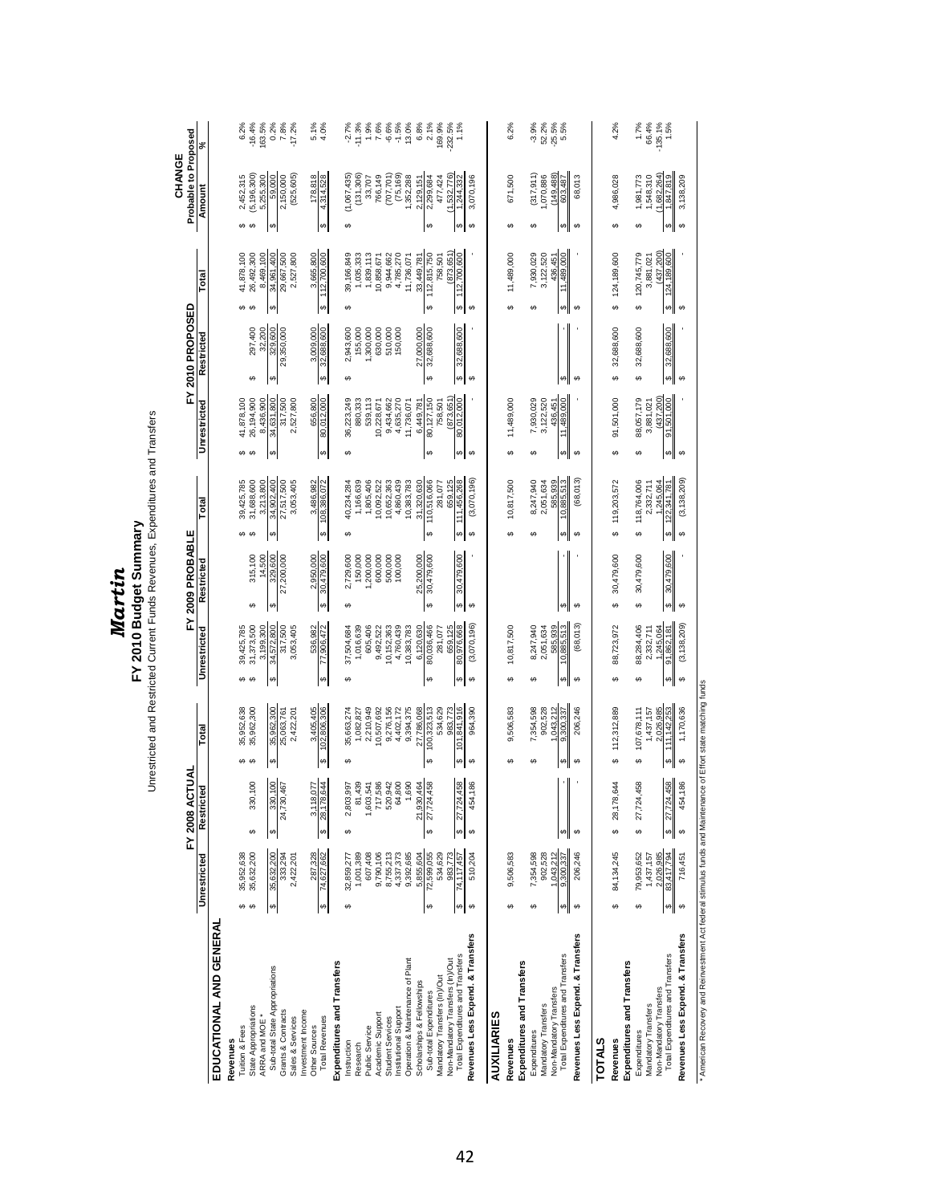# Martin

## FY 2010 Budget Summary

### Unrestricted and Restricted Current Funds Revenues, Expenditures and Transfers

| | FY 2008 ACTUAL | | | FY 2009 PROBABLE | | | FY 2010 PROPOSED | | | CHANGE Probable to Proposed | |
|---|---|---|---|---|---|---|---|---|---|---|---|
| | Unrestricted | Restricted | Total | Unrestricted | Restricted | Total | Unrestricted | Restricted | Total | Amount | % |
| **EDUCATIONAL AND GENERAL** | | | | | | | | | | | |
| **Revenues** | | | | | | | | | | | |
| Tuition & Fees | $ 35,952,638 | | $ 35,952,638 | $ 39,425,785 | | $ 39,425,785 | $ 41,878,100 | | $ 41,878,100 | $ 2,452,315 | 6.2% |
| State Appropriations | $ 35,632,200 | $ 330,100 | $ 35,962,300 | $ 31,373,500 | $ 315,100 | $ 31,688,600 | $ 26,194,900 | $ 297,400 | $ 26,492,300 | $ (5,196,300) | -16.4% |
| ARRA and MOE * | | | | 3,199,300 | 14,500 | 3,213,800 | 8,436,900 | 32,200 | 8,469,100 | 5,255,300 | 163.5% |
| Sub-total State Appropriations | $ 35,632,200 | $ 330,100 | $ 35,962,300 | $ 34,572,800 | $ 329,600 | $ 34,902,400 | $ 34,631,800 | $ 329,600 | $ 34,961,400 | $ 59,000 | 0.2% |
| Grants & Contracts | 333,294 | 24,730,467 | 25,063,761 | 317,500 | 27,200,000 | 27,517,500 | 317,500 | 29,350,000 | 29,667,500 | 2,150,000 | 7.8% |
| Sales & Services | 2,422,201 | | 2,422,201 | 3,053,405 | | 3,053,405 | 2,527,800 | | 2,527,800 | (525,605) | -17.2% |
| Investment Income | | | | | | | | | | | |
| Other Sources | 287,328 | 3,118,077 | 3,405,405 | 536,982 | 2,950,000 | 3,486,982 | 656,800 | 3,009,000 | 3,665,800 | 178,818 | 5.1% |
| Total Revenues | $ 74,627,662 | $ 28,178,644 | $ 102,806,306 | $ 77,906,472 | $ 30,479,600 | $ 108,386,072 | $ 80,012,000 | $ 32,688,600 | $ 112,700,600 | $ 4,314,528 | 4.0% |
| **Expenditures and Transfers** | | | | | | | | | | | |
| Instruction | $ 32,859,277 | $ 2,803,997 | $ 35,663,274 | $ 37,504,684 | $ 2,729,600 | $ 40,234,284 | $ 36,223,249 | $ 2,943,600 | $ 39,166,849 | $ (1,067,435) | -2.7% |
| Research | 1,001,389 | 81,439 | 1,082,827 | 1,016,639 | 150,000 | 1,166,639 | 880,333 | 155,000 | 1,035,333 | (131,306) | -11.3% |
| Public Service | 607,408 | 1,603,541 | 2,210,949 | 605,406 | 1,200,000 | 1,805,406 | 539,113 | 1,300,000 | 1,839,113 | 33,707 | 1.9% |
| Academic Support | 9,790,106 | 717,586 | 10,507,692 | 9,492,522 | 600,000 | 10,092,522 | 10,228,671 | 630,000 | 10,858,671 | 766,149 | 7.6% |
| Student Services | 8,755,213 | 520,942 | 9,276,156 | 10,152,363 | 500,000 | 10,652,363 | 9,434,662 | 510,000 | 9,944,662 | (707,701) | -6.6% |
| Institutional Support | 4,337,373 | 64,800 | 4,402,172 | 4,760,439 | 100,000 | 4,860,439 | 4,635,270 | 150,000 | 4,785,270 | (75,169) | -1.5% |
| Operation & Maintenance of Plant | 9,392,685 | 1,690 | 9,394,375 | 10,383,783 | | 10,383,783 | 11,736,071 | | 11,736,071 | 1,352,288 | 13.0% |
| Scholarships & Fellowships | 5,855,604 | 21,930,464 | 27,786,068 | 6,120,630 | 25,200,000 | 31,320,630 | 6,449,781 | 27,000,000 | 33,449,781 | 2,129,151 | 6.8% |
| Sub-total Expenditures | $ 72,599,055 | $ 27,724,458 | $ 100,323,513 | $ 80,036,466 | $ 30,479,600 | $ 110,516,066 | $ 80,127,150 | $ 32,688,600 | $ 112,815,750 | $ 2,299,684 | 2.1% |
| Mandatory Transfers (In)/Out | 534,629 | | 534,629 | 281,077 | | 281,077 | 758,501 | | 758,501 | 477,424 | 169.9% |
| Non-Mandatory Transfers (In)/Out | 983,773 | | 983,773 | 659,125 | | 659,125 | (873,651) | | (873,651) | (1,532,776) | -232.5% |
| Total Expenditures and Transfers | $ 74,117,457 | $ 27,724,458 | $ 101,841,916 | $ 80,976,668 | $ 30,479,600 | $ 111,456,268 | $ 80,012,000 | $ 32,688,600 | $ 112,700,600 | $ 1,244,332 | 1.1% |
| **Revenues Less Expend. & Transfers** | $ 510,204 | $ 454,186 | $ 964,390 | $ (3,070,196) | $ - | $ (3,070,196) | $ - | $ - | $ - | $ 3,070,196 | |
| **AUXILIARIES** | | | | | | | | | | | |
| **Revenues** | $ 9,506,583 | | $ 9,506,583 | $ 10,817,500 | | $ 10,817,500 | $ 11,489,000 | | $ 11,489,000 | $ 671,500 | 6.2% |
| **Expenditures and Transfers** | | | | | | | | | | | |
| Expenditures | $ 7,354,598 | | $ 7,354,598 | $ 8,247,940 | | $ 8,247,940 | $ 7,930,029 | | $ 7,930,029 | $ (317,911) | -3.9% |
| Mandatory Transfers | 902,528 | | 902,528 | 2,051,634 | | 2,051,634 | 3,122,520 | | 3,122,520 | 1,070,886 | 52.2% |
| Non-Mandatory Transfers | 1,043,212 | | 1,043,212 | 585,939 | | 585,939 | 436,451 | | 436,451 | (149,488) | -25.5% |
| Total Expenditures and Transfers | $ 9,300,337 | $ - | $ 9,300,337 | $ 10,885,513 | $ - | $ 10,885,513 | $ 11,489,000 | $ - | $ 11,489,000 | $ 603,487 | 5.5% |
| **Revenues Less Expend. & Transfers** | $ 206,246 | $ - | $ 206,246 | $ (68,013) | $ - | $ (68,013) | $ - | $ - | $ - | $ 68,013 | |
| **TOTALS** | | | | | | | | | | | |
| **Revenues** | $ 84,134,245 | $ 28,178,644 | $ 112,312,889 | $ 88,723,972 | $ 30,479,600 | $ 119,203,572 | $ 91,501,000 | $ 32,688,600 | $ 124,189,600 | $ 4,986,028 | 4.2% |
| **Expenditures and Transfers** | | | | | | | | | | | |
| Expenditures | $ 79,953,652 | $ 27,724,458 | $ 107,678,111 | $ 88,284,406 | $ 30,479,600 | $ 118,764,006 | $ 88,057,179 | $ 32,688,600 | $ 120,745,779 | $ 1,981,773 | 1.7% |
| Mandatory Transfers | 1,437,157 | | 1,437,157 | 2,332,711 | | 2,332,711 | 3,881,021 | | 3,881,021 | 1,548,310 | 66.4% |
| Non-Mandatory Transfers | 2,026,985 | | 2,026,985 | 1,245,064 | | 1,245,064 | (437,200) | | (437,200) | (1,682,264) | -135.1% |
| Total Expenditures and Transfers | $ 83,417,794 | $ 27,724,458 | $ 111,142,253 | $ 91,862,181 | $ 30,479,600 | $ 122,341,781 | $ 91,501,000 | $ 32,688,600 | $ 124,189,600 | $ 1,847,819 | 1.5% |
| **Revenues Less Expend. & Transfers** | $ 716,451 | $ 454,186 | $ 1,170,636 | $ (3,138,209) | $ - | $ (3,138,209) | $ - | $ - | $ - | $ 3,138,209 | |

\* American Recovery and Reinvestment Act federal stimulus funds and Maintenance of Effort state matching funds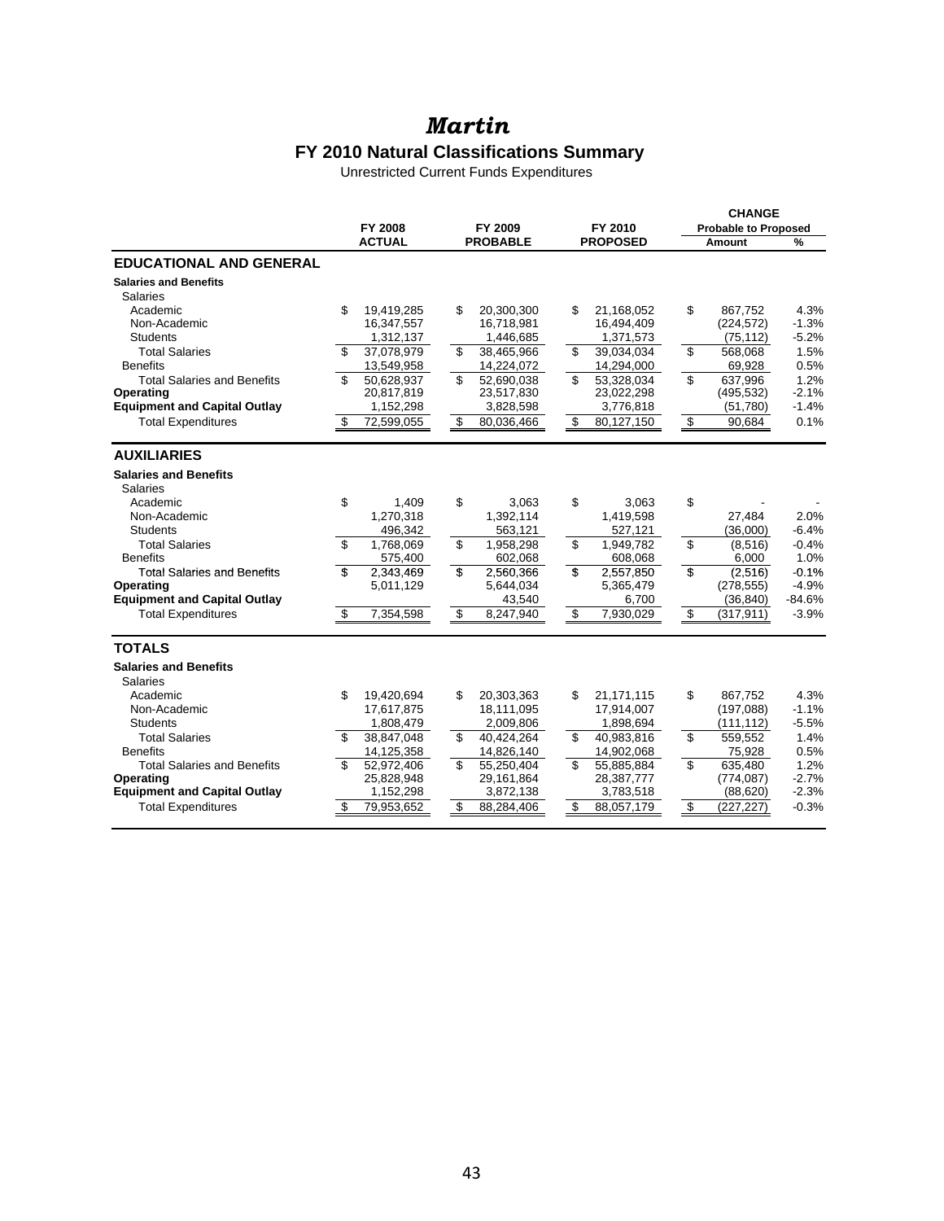# *Martin*

## FY 2010 Natural Classifications Summary

Unrestricted Current Funds Expenditures

| | FY 2008 ACTUAL | FY 2009 PROBABLE | FY 2010 PROPOSED | CHANGE Probable to Proposed Amount | % |
|---|---|---|---|---|---|
| **EDUCATIONAL AND GENERAL** | | | | | |
| **Salaries and Benefits** | | | | | |
| Salaries | | | | | |
| Academic | $ 19,419,285 | $ 20,300,300 | $ 21,168,052 | $ 867,752 | 4.3% |
| Non-Academic | 16,347,557 | 16,718,981 | 16,494,409 | (224,572) | -1.3% |
| Students | 1,312,137 | 1,446,685 | 1,371,573 | (75,112) | -5.2% |
| Total Salaries | $ 37,078,979 | $ 38,465,966 | $ 39,034,034 | $ 568,068 | 1.5% |
| Benefits | 13,549,958 | 14,224,072 | 14,294,000 | 69,928 | 0.5% |
| Total Salaries and Benefits | $ 50,628,937 | $ 52,690,038 | $ 53,328,034 | $ 637,996 | 1.2% |
| **Operating** | 20,817,819 | 23,517,830 | 23,022,298 | (495,532) | -2.1% |
| **Equipment and Capital Outlay** | 1,152,298 | 3,828,598 | 3,776,818 | (51,780) | -1.4% |
| Total Expenditures | $ 72,599,055 | $ 80,036,466 | $ 80,127,150 | $ 90,684 | 0.1% |
| **AUXILIARIES** | | | | | |
| **Salaries and Benefits** | | | | | |
| Salaries | | | | | |
| Academic | $ 1,409 | $ 3,063 | $ 3,063 | $ - | - |
| Non-Academic | 1,270,318 | 1,392,114 | 1,419,598 | 27,484 | 2.0% |
| Students | 496,342 | 563,121 | 527,121 | (36,000) | -6.4% |
| Total Salaries | $ 1,768,069 | $ 1,958,298 | $ 1,949,782 | $ (8,516) | -0.4% |
| Benefits | 575,400 | 602,068 | 608,068 | 6,000 | 1.0% |
| Total Salaries and Benefits | $ 2,343,469 | $ 2,560,366 | $ 2,557,850 | $ (2,516) | -0.1% |
| **Operating** | 5,011,129 | 5,644,034 | 5,365,479 | (278,555) | -4.9% |
| **Equipment and Capital Outlay** | | 43,540 | 6,700 | (36,840) | -84.6% |
| Total Expenditures | $ 7,354,598 | $ 8,247,940 | $ 7,930,029 | $ (317,911) | -3.9% |
| **TOTALS** | | | | | |
| **Salaries and Benefits** | | | | | |
| Salaries | | | | | |
| Academic | $ 19,420,694 | $ 20,303,363 | $ 21,171,115 | $ 867,752 | 4.3% |
| Non-Academic | 17,617,875 | 18,111,095 | 17,914,007 | (197,088) | -1.1% |
| Students | 1,808,479 | 2,009,806 | 1,898,694 | (111,112) | -5.5% |
| Total Salaries | $ 38,847,048 | $ 40,424,264 | $ 40,983,816 | $ 559,552 | 1.4% |
| Benefits | 14,125,358 | 14,826,140 | 14,902,068 | 75,928 | 0.5% |
| Total Salaries and Benefits | $ 52,972,406 | $ 55,250,404 | $ 55,885,884 | $ 635,480 | 1.2% |
| **Operating** | 25,828,948 | 29,161,864 | 28,387,777 | (774,087) | -2.7% |
| **Equipment and Capital Outlay** | 1,152,298 | 3,872,138 | 3,783,518 | (88,620) | -2.3% |
| Total Expenditures | $ 79,953,652 | $ 88,284,406 | $ 88,057,179 | $ (227,227) | -0.3% |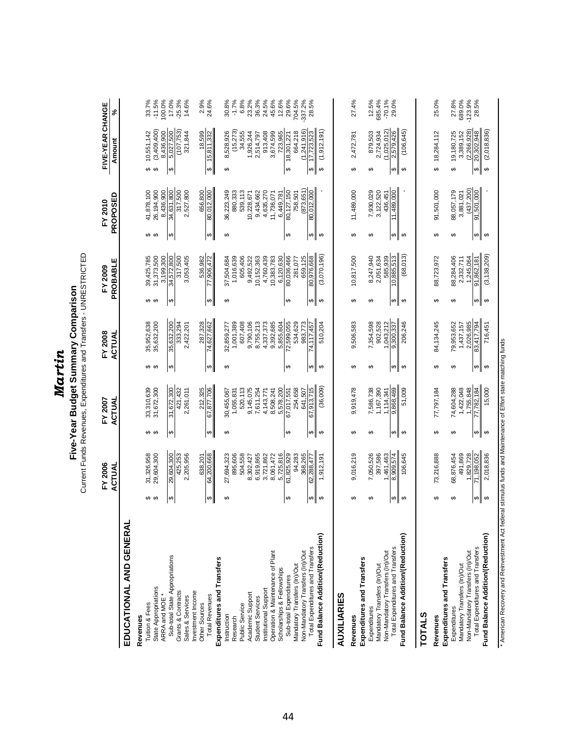# Martin

## Five-Year Budget Summary Comparison

Current Funds Revenues, Expenditures and Transfers - UNRESTRICTED

| | FY 2006 ACTUAL | FY 2007 ACTUAL | FY 2008 ACTUAL | FY 2009 PROBABLE | FY 2010 PROPOSED | FIVE-YEAR CHANGE Amount | % |
|---|---|---|---|---|---|---|---|
| **EDUCATIONAL AND GENERAL** | | | | | | | |
| **Revenues** | | | | | | | |
| Tuition & Fees | $ 31,326,958 | $ 33,310,639 | $ 35,952,638 | $ 39,425,785 | $ 41,878,100 | $ 10,551,142 | 33.7% |
| State Appropriations | $ 29,604,300 | $ 31,672,300 | $ 35,632,200 | $ 31,373,500 | $ 26,194,900 | $ (3,409,400) | -11.5% |
| ARRA and MOE * | | | | 3,199,300 | 8,436,900 | 8,436,900 | 100.0% |
| Sub-total State Appropriations | $ 29,604,300 | $ 31,672,300 | $ 35,632,200 | $ 34,572,800 | $ 34,631,800 | $ 5,027,500 | 17.0% |
| Grants & Contracts | 425,253 | 421,432 | 333,294 | 317,500 | 317,500 | (107,753) | -25.3% |
| Sales & Services | 2,205,956 | 2,261,011 | 2,422,201 | 3,053,405 | 2,527,800 | 321,844 | 14.6% |
| Investment Income | | | | | | | |
| Other Sources | 638,201 | 212,325 | 287,328 | 536,982 | 656,800 | 18,599 | 2.9% |
| Total Revenues | $ 64,200,668 | $ 67,877,706 | $ 74,627,662 | $ 77,906,472 | $ 80,012,000 | $ 15,811,332 | 24.6% |
| **Expenditures and Transfers** | | | | | | | |
| Instruction | $ 27,694,323 | $ 30,455,067 | $ 32,859,277 | $ 37,504,684 | $ 36,223,249 | $ 8,528,926 | 30.8% |
| Research | 895,606 | 1,055,831 | 1,001,389 | 1,016,639 | 880,333 | (15,273) | -1.7% |
| Public Service | 504,558 | 520,113 | 607,408 | 605,406 | 539,113 | 34,555 | 6.8% |
| Academic Support | 8,302,427 | 9,145,075 | 9,790,106 | 9,492,522 | 10,228,671 | 1,926,244 | 23.2% |
| Student Services | 6,919,865 | 7,611,254 | 8,755,213 | 10,152,363 | 9,434,662 | 2,514,797 | 36.3% |
| Institutional Support | 3,721,862 | 4,143,771 | 4,337,373 | 4,760,439 | 4,635,270 | 913,408 | 24.5% |
| Operation & Maintenance of Plant | 8,061,472 | 8,508,241 | 9,392,685 | 10,383,783 | 11,736,071 | 3,674,599 | 45.6% |
| Scholarships & Fellowships | 5,725,816 | 5,578,200 | 5,855,604 | 6,120,630 | 6,449,781 | 723,965 | 12.6% |
| Sub-total Expenditures | $ 61,825,929 | $ 67,017,551 | $ 72,599,055 | $ 80,036,466 | $ 80,127,150 | $ 18,301,221 | 29.6% |
| Mandatory Transfers (In)/Out | 94,283 | 254,658 | 534,629 | 281,077 | 758,501 | 664,218 | 704.5% |
| Non-Mandatory Transfers (In)/Out | 368,265 | 641,507 | 983,773 | 659,125 | (873,651) | (1,241,916) | -337.2% |
| Total Expenditures and Transfers | $ 62,288,477 | $ 67,913,715 | $ 74,117,457 | $ 80,976,668 | $ 80,012,000 | $ 17,723,523 | 28.5% |
| **Fund Balance Addition/(Reduction)** | $ 1,912,191 | $ (36,009) | $ 510,204 | $ (3,070,196) | $ - | $ (1,912,191) | |
| **AUXILIARIES** | | | | | | | |
| **Revenues** | $ 9,016,219 | $ 9,919,478 | $ 9,506,583 | $ 10,817,500 | $ 11,489,000 | $ 2,472,781 | 27.4% |
| **Expenditures and Transfers** | | | | | | | |
| Expenditures | $ 7,050,526 | $ 7,586,738 | $ 7,354,598 | $ 8,247,940 | $ 7,930,029 | $ 879,503 | 12.5% |
| Mandatory Transfers (In)/Out | 397,586 | 1,167,390 | 902,528 | 2,051,634 | 3,122,520 | 2,724,934 | 685.4% |
| Non-Mandatory Transfers (In)/Out | 1,461,463 | 1,114,341 | 1,043,212 | 585,939 | 436,451 | (1,025,012) | -70.1% |
| Total Expenditures and Transfers | $ 8,909,574 | $ 9,868,469 | $ 9,300,337 | $ 10,885,513 | $ 11,489,000 | $ 2,579,426 | 29.0% |
| **Fund Balance Addition/(Reduction)** | $ 106,645 | $ 51,009 | $ 206,246 | $ (68,013) | $ - | $ (106,645) | |
| **TOTALS** | | | | | | | |
| **Revenues** | $ 73,216,888 | $ 77,797,184 | $ 84,134,245 | $ 88,723,972 | $ 91,501,000 | $ 18,284,112 | 25.0% |
| **Expenditures and Transfers** | | | | | | | |
| Expenditures | $ 68,876,454 | $ 74,604,288 | $ 79,953,652 | $ 88,284,406 | $ 88,057,179 | $ 19,180,725 | 27.8% |
| Mandatory Transfers (In)/Out | 491,869 | 1,422,048 | 1,437,157 | 2,332,711 | 3,881,021 | 3,389,152 | 689.0% |
| Non-Mandatory Transfers (In)/Out | 1,829,728 | 1,755,848 | 2,026,985 | 1,245,064 | (437,200) | (2,266,928) | -123.9% |
| Total Expenditures and Transfers | $ 71,198,052 | $ 77,782,184 | $ 83,417,794 | $ 91,862,181 | $ 91,501,000 | $ 20,302,948 | 28.5% |
| **Fund Balance Addition/(Reduction)** | $ 2,018,836 | $ 15,000 | $ 716,451 | $ (3,138,209) | $ - | $ (2,018,836) | |

* American Recovery and Reinvestment Act federal stimulus funds and Maintenance of Effort state matching funds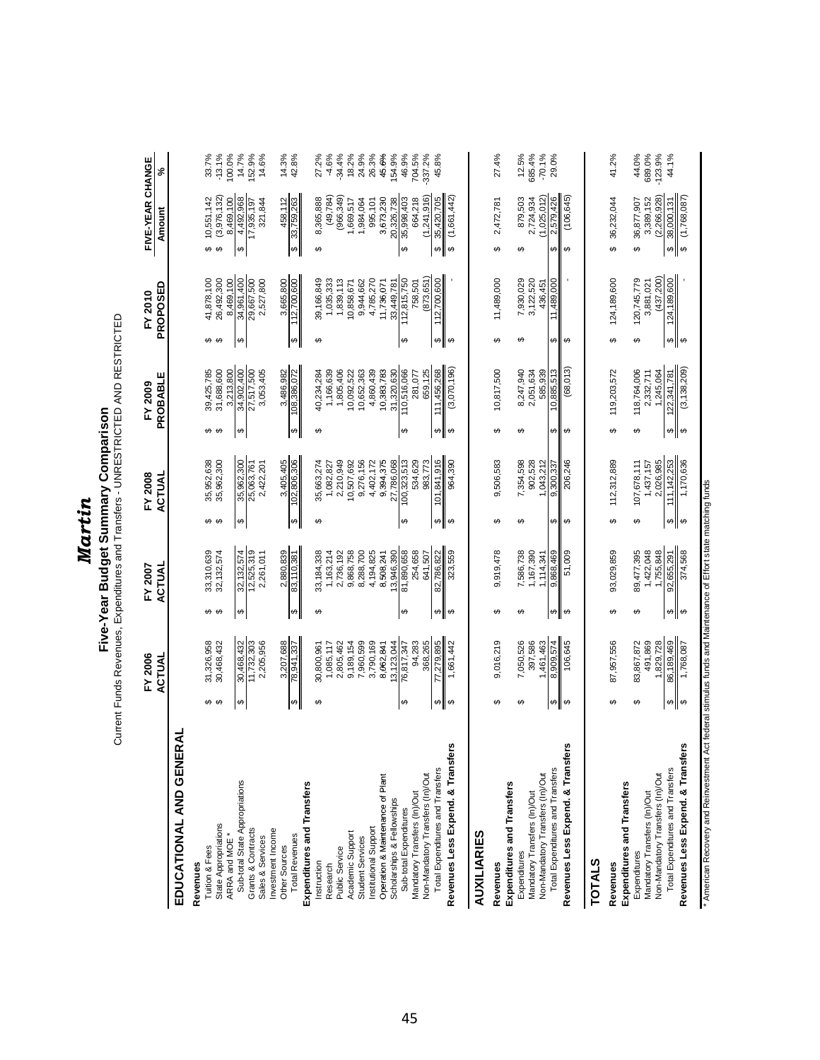# *Martin*

## Five-Year Budget Summary Comparison

Current Funds Revenues, Expenditures and Transfers - UNRESTRICTED AND RESTRICTED

| | FY 2006 ACTUAL | FY 2007 ACTUAL | FY 2008 ACTUAL | FY 2009 PROBABLE | FY 2010 PROPOSED | FIVE-YEAR CHANGE Amount | % |
|---|---|---|---|---|---|---|---|
| **EDUCATIONAL AND GENERAL** | | | | | | | |
| **Revenues** | | | | | | | |
| Tuition & Fees | $ 31,326,958 | $ 33,310,639 | $ 35,952,638 | $ 39,425,785 | $ 41,878,100 | $ 10,551,142 | 33.7% |
| State Appropriations | $ 30,468,432 | $ 32,132,574 | $ 35,962,300 | $ 31,688,600 | $ 26,492,300 | $ (3,976,132) | -13.1% |
| ARRA and MOE * | | | | 3,213,800 | 8,469,100 | 8,469,100 | 100.0% |
| Sub-total State Appropriations | $ 30,468,432 | $ 32,132,574 | $ 35,962,300 | $ 34,902,400 | $ 34,961,400 | $ 4,492,968 | 14.7% |
| Grants & Contracts | 11,732,303 | 12,525,319 | 25,063,761 | 27,517,500 | 29,667,500 | 17,935,197 | 152.9% |
| Sales & Services | 2,205,956 | 2,261,011 | 2,422,201 | 3,053,405 | 2,527,800 | 321,844 | 14.6% |
| Investment Income | | | | | | | |
| Other Sources | 3,207,688 | 2,880,839 | 3,405,405 | 3,486,982 | 3,665,800 | 458,112 | 14.3% |
| Total Revenues | $ 78,941,337 | $ 83,110,381 | $ 102,806,306 | $ 108,386,072 | $ 112,700,600 | $ 33,759,263 | 42.8% |
| **Expenditures and Transfers** | | | | | | | |
| Instruction | $ 30,800,961 | $ 33,184,338 | $ 35,663,274 | $ 40,234,284 | $ 39,166,849 | $ 8,365,888 | 27.2% |
| Research | 1,085,117 | 1,163,214 | 1,082,827 | 1,166,639 | 1,035,333 | (49,784) | -4.6% |
| Public Service | 2,805,462 | 2,736,192 | 2,210,949 | 1,805,406 | 1,839,113 | (966,349) | -34.4% |
| Academic Support | 9,189,154 | 9,868,758 | 10,507,692 | 10,092,522 | 10,858,671 | 1,669,517 | 18.2% |
| Student Services | 7,960,599 | 8,288,700 | 9,276,156 | 10,652,363 | 9,944,662 | 1,984,064 | 24.9% |
| Institutional Support | 3,790,169 | 4,194,825 | 4,402,172 | 4,860,439 | 4,785,270 | 995,101 | 26.3% |
| Operation & Maintenance of Plant | 8,062,841 | 8,508,241 | 9,394,375 | 10,383,783 | 11,736,071 | 3,673,230 | 45.6% |
| Scholarships & Fellowships | 13,123,044 | 13,946,390 | 27,786,068 | 31,320,630 | 33,449,781 | 20,326,738 | 154.9% |
| Sub-total Expenditures | $ 76,817,347 | $ 81,890,658 | $ 100,323,513 | $ 110,516,066 | $ 112,815,750 | $ 35,998,403 | 46.9% |
| Mandatory Transfers (In)/Out | 94,283 | 254,658 | 534,629 | 281,077 | 758,501 | 664,218 | 704.5% |
| Non-Mandatory Transfers (In)/Out | 368,265 | 641,507 | 983,773 | 659,125 | (873,651) | (1,241,916) | -337.2% |
| Total Expenditures and Transfers | $ 77,279,895 | $ 82,786,822 | $ 101,841,916 | $ 111,456,268 | $ 112,700,600 | $ 35,420,705 | 45.8% |
| **Revenues Less Expend. & Transfers** | $ 1,661,442 | $ 323,559 | $ 964,390 | $ (3,070,196) | $ - | $ (1,661,442) | |
| **AUXILIARIES** | | | | | | | |
| **Revenues** | $ 9,016,219 | $ 9,919,478 | $ 9,506,583 | $ 10,817,500 | $ 11,489,000 | $ 2,472,781 | 27.4% |
| **Expenditures and Transfers** | | | | | | | |
| Expenditures | $ 7,050,526 | $ 7,586,738 | $ 7,354,598 | $ 8,247,940 | $ 7,930,029 | $ 879,503 | 12.5% |
| Mandatory Transfers (In)/Out | 397,586 | 1,167,390 | 902,528 | 2,051,634 | 3,122,520 | 2,724,934 | 685.4% |
| Non-Mandatory Transfers (In)/Out | 1,461,463 | 1,114,341 | 1,043,212 | 585,939 | 436,451 | (1,025,012) | -70.1% |
| Total Expenditures and Transfers | $ 8,909,574 | $ 9,868,469 | $ 9,300,337 | $ 10,885,513 | $ 11,489,000 | $ 2,579,426 | 29.0% |
| **Revenues Less Expend. & Transfers** | $ 106,645 | $ 51,009 | $ 206,246 | $ (68,013) | $ - | $ (106,645) | |
| **TOTALS** | | | | | | | |
| **Revenues** | $ 87,957,556 | $ 93,029,859 | $ 112,312,889 | $ 119,203,572 | $ 124,189,600 | $ 36,232,044 | 41.2% |
| **Expenditures and Transfers** | | | | | | | |
| Expenditures | $ 83,867,872 | $ 89,477,395 | $ 107,678,111 | $ 118,764,006 | $ 120,745,779 | $ 36,877,907 | 44.0% |
| Mandatory Transfers (In)/Out | 491,869 | 1,422,048 | 1,437,157 | 2,332,711 | 3,881,021 | 3,389,152 | 689.0% |
| Non-Mandatory Transfers (In)/Out | 1,829,728 | 1,755,848 | 2,026,985 | 1,245,064 | (437,200) | (2,266,928) | -123.9% |
| Total Expenditures and Transfers | $ 86,189,469 | $ 92,655,291 | $ 111,142,253 | $ 122,341,781 | $ 124,189,600 | $ 38,000,131 | 44.1% |
| **Revenues Less Expend. & Transfers** | $ 1,768,087 | $ 374,568 | $ 1,170,636 | $ (3,138,209) | $ - | $ (1,768,087) | |

\* American Recovery and Reinvestment Act federal stimulus funds and Maintenance of Effort state matching funds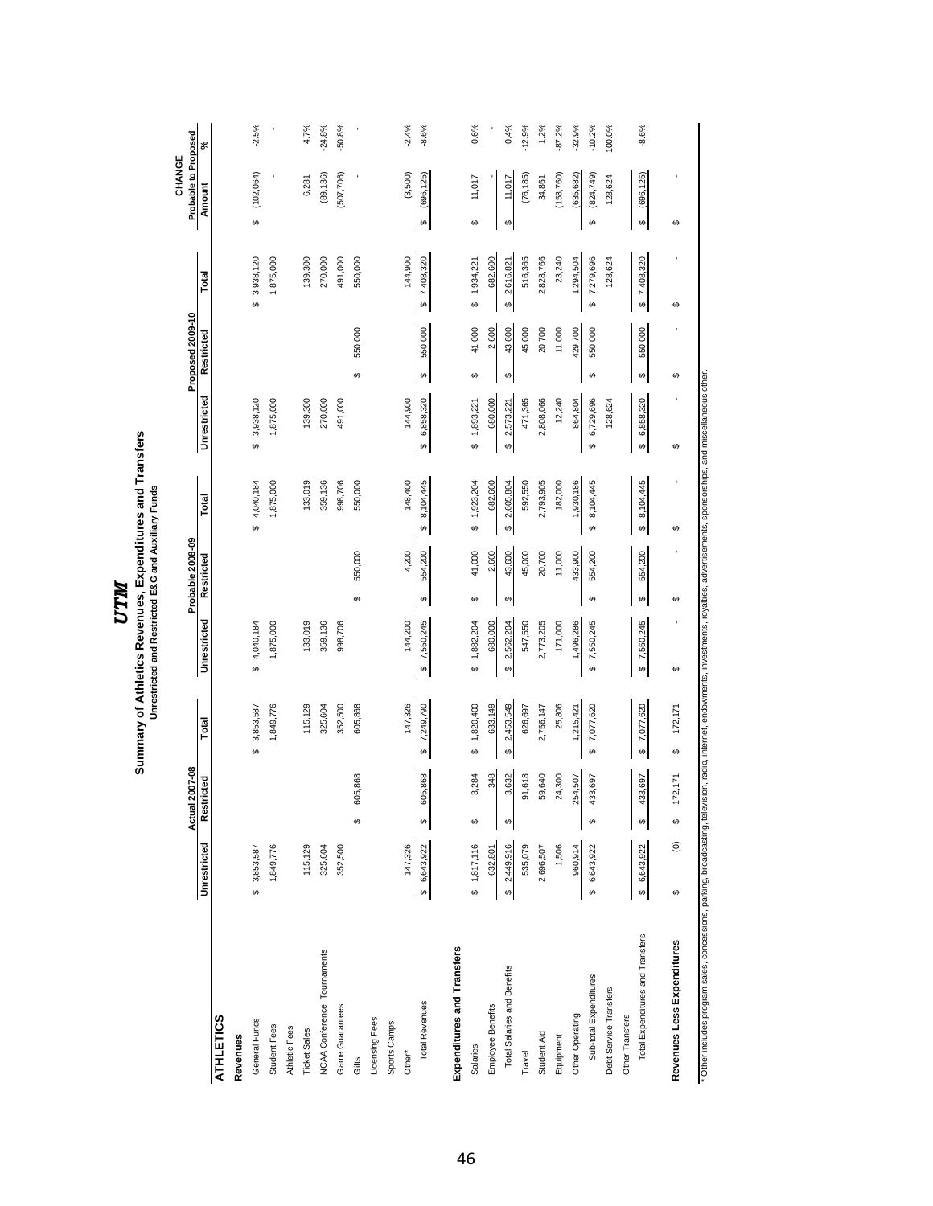# UTM

## Summary of Athletics Revenues, Expenditures and Transfers

### Unrestricted and Restricted E&G and Auxiliary Funds

| | Actual 2007-08 | | | Probable 2008-09 | | | Proposed 2009-10 | | | CHANGE Probable to Proposed | |
|---|---|---|---|---|---|---|---|---|---|---|---|
| | Unrestricted | Restricted | Total | Unrestricted | Restricted | Total | Unrestricted | Restricted | Total | Amount | % |
| **ATHLETICS** | | | | | | | | | | | |
| **Revenues** | | | | | | | | | | | |
| General Funds | $ 3,853,587 | | $ 3,853,587 | $ 4,040,184 | | $ 4,040,184 | $ 3,938,120 | | $ 3,938,120 | $ (102,064) | -2.5% |
| Student Fees | 1,849,776 | | 1,849,776 | 1,875,000 | | 1,875,000 | 1,875,000 | | 1,875,000 | - | - |
| Athletic Fees | | | | | | | | | | | |
| Ticket Sales | 115,129 | | 115,129 | 133,019 | | 133,019 | 139,300 | | 139,300 | 6,281 | 4.7% |
| NCAA Conference, Tournaments | 325,604 | | 325,604 | 359,136 | | 359,136 | 270,000 | | 270,000 | (89,136) | -24.8% |
| Game Guarantees | 352,500 | | 352,500 | 998,706 | | 998,706 | 491,000 | | 491,000 | (507,706) | -50.8% |
| Gifts | | $ 605,868 | 605,868 | | $ 550,000 | 550,000 | | $ 550,000 | 550,000 | - | - |
| Licensing Fees | | | | | | | | | | | |
| Sports Camps | | | | | | | | | | | |
| Other* | 147,326 | | 147,326 | 144,200 | 4,200 | 148,400 | 144,900 | | 144,900 | (3,500) | -2.4% |
| Total Revenues | $ 6,643,922 | $ 605,868 | $ 7,249,790 | $ 7,550,245 | $ 554,200 | $ 8,104,445 | $ 6,858,320 | $ 550,000 | $ 7,408,320 | $ (696,125) | -8.6% |
| **Expenditures and Transfers** | | | | | | | | | | | |
| Salaries | $ 1,817,116 | $ 3,284 | $ 1,820,400 | $ 1,882,204 | $ 41,000 | $ 1,923,204 | $ 1,893,221 | $ 41,000 | $ 1,934,221 | $ 11,017 | 0.6% |
| Employee Benefits | 632,801 | 348 | 633,149 | 680,000 | 2,600 | 682,600 | 680,000 | 2,600 | 682,600 | - | - |
| Total Salaries and Benefits | $ 2,449,916 | $ 3,632 | $ 2,453,549 | $ 2,562,204 | $ 43,600 | $ 2,605,804 | $ 2,573,221 | $ 43,600 | $ 2,616,821 | $ 11,017 | 0.4% |
| Travel | 535,079 | 91,618 | 626,697 | 547,550 | 45,000 | 592,550 | 471,365 | 45,000 | 516,365 | (76,185) | -12.9% |
| Student Aid | 2,696,507 | 59,640 | 2,756,147 | 2,773,205 | 20,700 | 2,793,905 | 2,808,066 | 20,700 | 2,828,766 | 34,861 | 1.2% |
| Equipment | 1,506 | 24,300 | 25,806 | 171,000 | 11,000 | 182,000 | 12,240 | 11,000 | 23,240 | (158,760) | -87.2% |
| Other Operating | 960,914 | 254,507 | 1,215,421 | 1,496,286 | 433,900 | 1,930,186 | 864,804 | 429,700 | 1,294,504 | (635,682) | -32.9% |
| Sub-total Expenditures | $ 6,643,922 | $ 433,697 | $ 7,077,620 | $ 7,550,245 | $ 554,200 | $ 8,104,445 | $ 6,729,696 | $ 550,000 | $ 7,279,696 | $ (824,749) | -10.2% |
| Debt Service Transfers | | | | | | | 128,624 | | 128,624 | 128,624 | 100.0% |
| Other Transfers | | | | | | | | | | | |
| Total Expenditures and Transfers | $ 6,643,922 | $ 433,697 | $ 7,077,620 | $ 7,550,245 | $ 554,200 | $ 8,104,445 | $ 6,858,320 | $ 550,000 | $ 7,408,320 | $ (696,125) | -8.6% |
| **Revenues Less Expenditures** | $ (0) | $ 172,171 | $ 172,171 | $ - | $ - | $ - | $ - | $ - | $ - | $ - | |

\* Other includes program sales, concessions, parking, broadcasting, television, radio, internet, endowments, investments, royalties, advertisements, sponsorships, and miscellaneous other.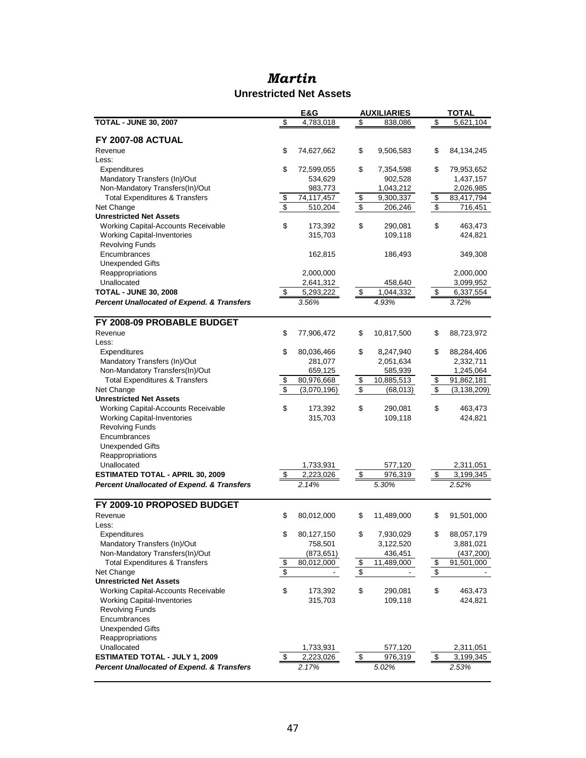# *Martin*

## Unrestricted Net Assets

| | E&G | AUXILIARIES | TOTAL |
|---|---|---|---|
| **TOTAL - JUNE 30, 2007** | $ 4,783,018 | $ 838,086 | $ 5,621,104 |
| **FY 2007-08 ACTUAL** | | | |
| Revenue | $ 74,627,662 | $ 9,506,583 | $ 84,134,245 |
| Less: | | | |
| Expenditures | $ 72,599,055 | $ 7,354,598 | $ 79,953,652 |
| Mandatory Transfers (In)/Out | 534,629 | 902,528 | 1,437,157 |
| Non-Mandatory Transfers(In)/Out | 983,773 | 1,043,212 | 2,026,985 |
| Total Expenditures & Transfers | $ 74,117,457 | $ 9,300,337 | $ 83,417,794 |
| Net Change | $ 510,204 | $ 206,246 | $ 716,451 |
| **Unrestricted Net Assets** | | | |
| Working Capital-Accounts Receivable | $ 173,392 | $ 290,081 | $ 463,473 |
| Working Capital-Inventories | 315,703 | 109,118 | 424,821 |
| Revolving Funds | | | |
| Encumbrances | 162,815 | 186,493 | 349,308 |
| Unexpended Gifts | | | |
| Reappropriations | 2,000,000 | | 2,000,000 |
| Unallocated | 2,641,312 | 458,640 | 3,099,952 |
| **TOTAL - JUNE 30, 2008** | $ 5,293,222 | $ 1,044,332 | $ 6,337,554 |
| ***Percent Unallocated of Expend. & Transfers*** | *3.56%* | *4.93%* | *3.72%* |
| **FY 2008-09 PROBABLE BUDGET** | | | |
| Revenue | $ 77,906,472 | $ 10,817,500 | $ 88,723,972 |
| Less: | | | |
| Expenditures | $ 80,036,466 | $ 8,247,940 | $ 88,284,406 |
| Mandatory Transfers (In)/Out | 281,077 | 2,051,634 | 2,332,711 |
| Non-Mandatory Transfers(In)/Out | 659,125 | 585,939 | 1,245,064 |
| Total Expenditures & Transfers | $ 80,976,668 | $ 10,885,513 | $ 91,862,181 |
| Net Change | $ (3,070,196) | $ (68,013) | $ (3,138,209) |
| **Unrestricted Net Assets** | | | |
| Working Capital-Accounts Receivable | $ 173,392 | $ 290,081 | $ 463,473 |
| Working Capital-Inventories | 315,703 | 109,118 | 424,821 |
| Revolving Funds | | | |
| Encumbrances | | | |
| Unexpended Gifts | | | |
| Reappropriations | | | |
| Unallocated | 1,733,931 | 577,120 | 2,311,051 |
| **ESTIMATED TOTAL - APRIL 30, 2009** | $ 2,223,026 | $ 976,319 | $ 3,199,345 |
| ***Percent Unallocated of Expend. & Transfers*** | *2.14%* | *5.30%* | *2.52%* |
| **FY 2009-10 PROPOSED BUDGET** | | | |
| Revenue | $ 80,012,000 | $ 11,489,000 | $ 91,501,000 |
| Less: | | | |
| Expenditures | $ 80,127,150 | $ 7,930,029 | $ 88,057,179 |
| Mandatory Transfers (In)/Out | 758,501 | 3,122,520 | 3,881,021 |
| Non-Mandatory Transfers(In)/Out | (873,651) | 436,451 | (437,200) |
| Total Expenditures & Transfers | $ 80,012,000 | $ 11,489,000 | $ 91,501,000 |
| Net Change | $ - | $ - | $ - |
| **Unrestricted Net Assets** | | | |
| Working Capital-Accounts Receivable | $ 173,392 | $ 290,081 | $ 463,473 |
| Working Capital-Inventories | 315,703 | 109,118 | 424,821 |
| Revolving Funds | | | |
| Encumbrances | | | |
| Unexpended Gifts | | | |
| Reappropriations | | | |
| Unallocated | 1,733,931 | 577,120 | 2,311,051 |
| **ESTIMATED TOTAL - JULY 1, 2009** | $ 2,223,026 | $ 976,319 | $ 3,199,345 |
| ***Percent Unallocated of Expend. & Transfers*** | *2.17%* | *5.02%* | *2.53%* |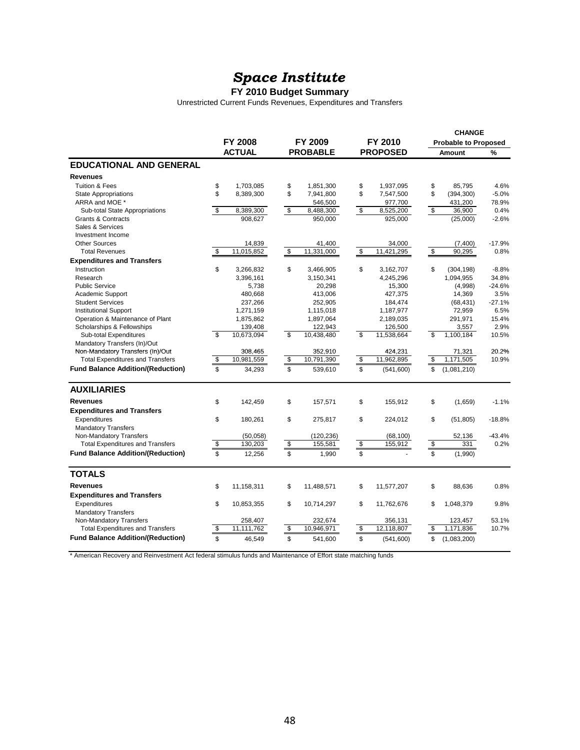# *Space Institute*

**FY 2010 Budget Summary**

Unrestricted Current Funds Revenues, Expenditures and Transfers

| | FY 2008 ACTUAL | FY 2009 PROBABLE | FY 2010 PROPOSED | CHANGE Probable to Proposed Amount | % |
|---|---|---|---|---|---|
| **EDUCATIONAL AND GENERAL** | | | | | |
| **Revenues** | | | | | |
| Tuition & Fees | $ 1,703,085 | $ 1,851,300 | $ 1,937,095 | $ 85,795 | 4.6% |
| State Appropriations | $ 8,389,300 | $ 7,941,800 | $ 7,547,500 | $ (394,300) | -5.0% |
| ARRA and MOE * | | 546,500 | 977,700 | 431,200 | 78.9% |
| Sub-total State Appropriations | $ 8,389,300 | $ 8,488,300 | $ 8,525,200 | $ 36,900 | 0.4% |
| Grants & Contracts | 908,627 | 950,000 | 925,000 | (25,000) | -2.6% |
| Sales & Services | | | | | |
| Investment Income | | | | | |
| Other Sources | 14,839 | 41,400 | 34,000 | (7,400) | -17.9% |
| Total Revenues | $ 11,015,852 | $ 11,331,000 | $ 11,421,295 | $ 90,295 | 0.8% |
| **Expenditures and Transfers** | | | | | |
| Instruction | $ 3,266,832 | $ 3,466,905 | $ 3,162,707 | $ (304,198) | -8.8% |
| Research | 3,396,161 | 3,150,341 | 4,245,296 | 1,094,955 | 34.8% |
| Public Service | 5,738 | 20,298 | 15,300 | (4,998) | -24.6% |
| Academic Support | 480,668 | 413,006 | 427,375 | 14,369 | 3.5% |
| Student Services | 237,266 | 252,905 | 184,474 | (68,431) | -27.1% |
| Institutional Support | 1,271,159 | 1,115,018 | 1,187,977 | 72,959 | 6.5% |
| Operation & Maintenance of Plant | 1,875,862 | 1,897,064 | 2,189,035 | 291,971 | 15.4% |
| Scholarships & Fellowships | 139,408 | 122,943 | 126,500 | 3,557 | 2.9% |
| Sub-total Expenditures | $ 10,673,094 | $ 10,438,480 | $ 11,538,664 | $ 1,100,184 | 10.5% |
| Mandatory Transfers (In)/Out | | | | | |
| Non-Mandatory Transfers (In)/Out | 308,465 | 352,910 | 424,231 | 71,321 | 20.2% |
| Total Expenditures and Transfers | $ 10,981,559 | $ 10,791,390 | $ 11,962,895 | $ 1,171,505 | 10.9% |
| **Fund Balance Addition/(Reduction)** | $ 34,293 | $ 539,610 | $ (541,600) | $ (1,081,210) | |
| **AUXILIARIES** | | | | | |
| **Revenues** | $ 142,459 | $ 157,571 | $ 155,912 | $ (1,659) | -1.1% |
| **Expenditures and Transfers** | | | | | |
| Expenditures | $ 180,261 | $ 275,817 | $ 224,012 | $ (51,805) | -18.8% |
| Mandatory Transfers | | | | | |
| Non-Mandatory Transfers | (50,058) | (120,236) | (68,100) | 52,136 | -43.4% |
| Total Expenditures and Transfers | $ 130,203 | $ 155,581 | $ 155,912 | $ 331 | 0.2% |
| **Fund Balance Addition/(Reduction)** | $ 12,256 | $ 1,990 | $ - | $ (1,990) | |
| **TOTALS** | | | | | |
| **Revenues** | $ 11,158,311 | $ 11,488,571 | $ 11,577,207 | $ 88,636 | 0.8% |
| **Expenditures and Transfers** | | | | | |
| Expenditures | $ 10,853,355 | $ 10,714,297 | $ 11,762,676 | $ 1,048,379 | 9.8% |
| Mandatory Transfers | | | | | |
| Non-Mandatory Transfers | 258,407 | 232,674 | 356,131 | 123,457 | 53.1% |
| Total Expenditures and Transfers | $ 11,111,762 | $ 10,946,971 | $ 12,118,807 | $ 1,171,836 | 10.7% |
| **Fund Balance Addition/(Reduction)** | $ 46,549 | $ 541,600 | $ (541,600) | $ (1,083,200) | |

* American Recovery and Reinvestment Act federal stimulus funds and Maintenance of Effort state matching funds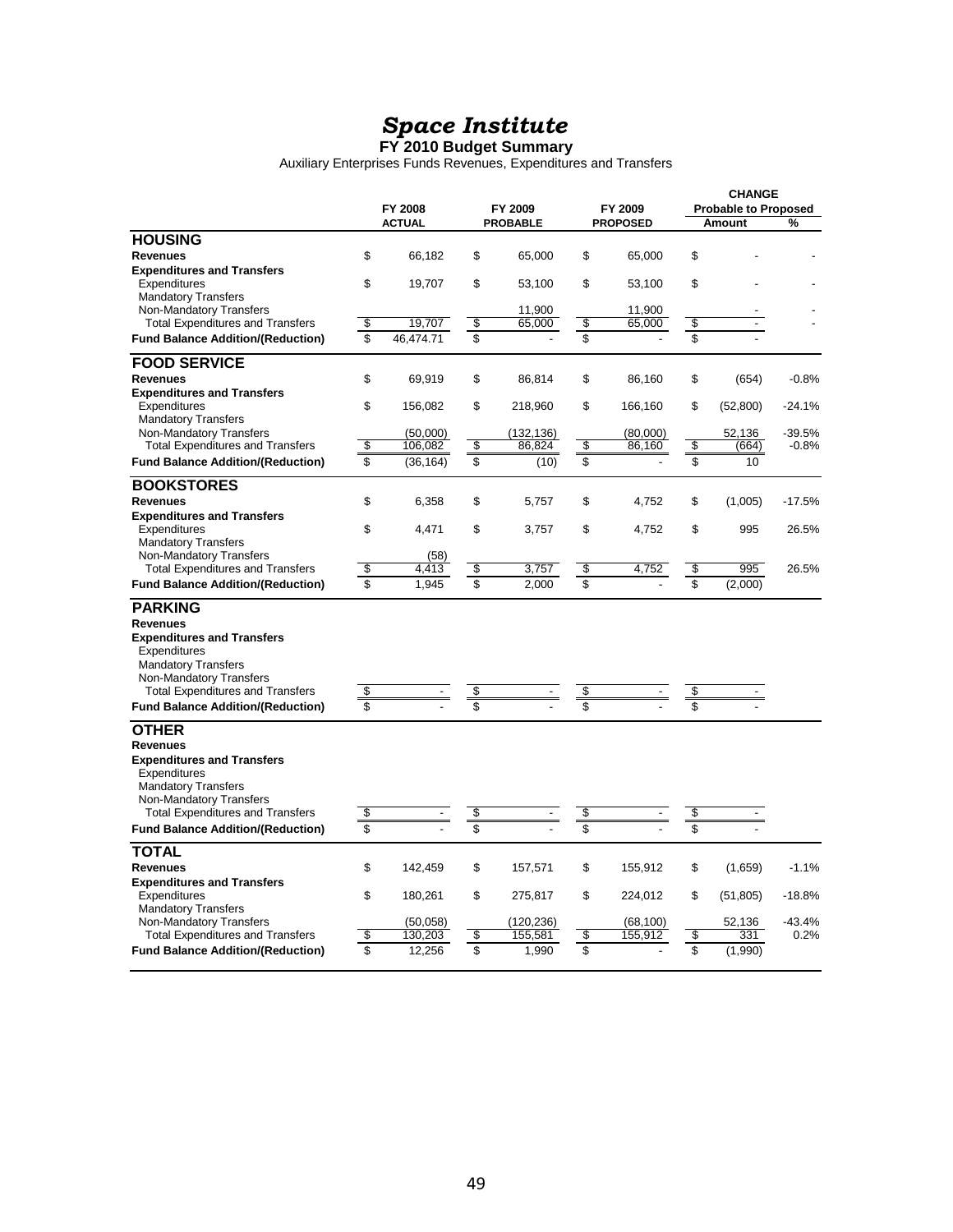# *Space Institute*

**FY 2010 Budget Summary**

Auxiliary Enterprises Funds Revenues, Expenditures and Transfers

| | FY 2008 ACTUAL | FY 2009 PROBABLE | FY 2009 PROPOSED | CHANGE Probable to Proposed Amount | % |
|---|---|---|---|---|---|
| **HOUSING** | | | | | |
| **Revenues** | $ 66,182 | $ 65,000 | $ 65,000 | $ - | - |
| **Expenditures and Transfers** | | | | | |
| Expenditures | $ 19,707 | $ 53,100 | $ 53,100 | $ - | - |
| Mandatory Transfers | | | | | |
| Non-Mandatory Transfers | | 11,900 | 11,900 | - | - |
| Total Expenditures and Transfers | $ 19,707 | $ 65,000 | $ 65,000 | $ - | - |
| **Fund Balance Addition/(Reduction)** | $ 46,474.71 | $ - | $ - | $ - | |
| **FOOD SERVICE** | | | | | |
| **Revenues** | $ 69,919 | $ 86,814 | $ 86,160 | $ (654) | -0.8% |
| **Expenditures and Transfers** | | | | | |
| Expenditures | $ 156,082 | $ 218,960 | $ 166,160 | $ (52,800) | -24.1% |
| Mandatory Transfers | | | | | |
| Non-Mandatory Transfers | (50,000) | (132,136) | (80,000) | 52,136 | -39.5% |
| Total Expenditures and Transfers | $ 106,082 | $ 86,824 | $ 86,160 | $ (664) | -0.8% |
| **Fund Balance Addition/(Reduction)** | $ (36,164) | $ (10) | $ - | $ 10 | |
| **BOOKSTORES** | | | | | |
| **Revenues** | $ 6,358 | $ 5,757 | $ 4,752 | $ (1,005) | -17.5% |
| **Expenditures and Transfers** | | | | | |
| Expenditures | $ 4,471 | $ 3,757 | $ 4,752 | $ 995 | 26.5% |
| Mandatory Transfers | | | | | |
| Non-Mandatory Transfers | (58) | | | | |
| Total Expenditures and Transfers | $ 4,413 | $ 3,757 | $ 4,752 | $ 995 | 26.5% |
| **Fund Balance Addition/(Reduction)** | $ 1,945 | $ 2,000 | $ - | $ (2,000) | |
| **PARKING** | | | | | |
| **Revenues** | | | | | |
| **Expenditures and Transfers** | | | | | |
| Expenditures | | | | | |
| Mandatory Transfers | | | | | |
| Non-Mandatory Transfers | | | | | |
| Total Expenditures and Transfers | $ - | $ - | $ - | $ - | |
| **Fund Balance Addition/(Reduction)** | $ - | $ - | $ - | $ - | |
| **OTHER** | | | | | |
| **Revenues** | | | | | |
| **Expenditures and Transfers** | | | | | |
| Expenditures | | | | | |
| Mandatory Transfers | | | | | |
| Non-Mandatory Transfers | | | | | |
| Total Expenditures and Transfers | $ - | $ - | $ - | $ - | |
| **Fund Balance Addition/(Reduction)** | $ - | $ - | $ - | $ - | |
| **TOTAL** | | | | | |
| **Revenues** | $ 142,459 | $ 157,571 | $ 155,912 | $ (1,659) | -1.1% |
| **Expenditures and Transfers** | | | | | |
| Expenditures | $ 180,261 | $ 275,817 | $ 224,012 | $ (51,805) | -18.8% |
| Mandatory Transfers | | | | | |
| Non-Mandatory Transfers | (50,058) | (120,236) | (68,100) | 52,136 | -43.4% |
| Total Expenditures and Transfers | $ 130,203 | $ 155,581 | $ 155,912 | $ 331 | 0.2% |
| **Fund Balance Addition/(Reduction)** | $ 12,256 | $ 1,990 | $ - | $ (1,990) | |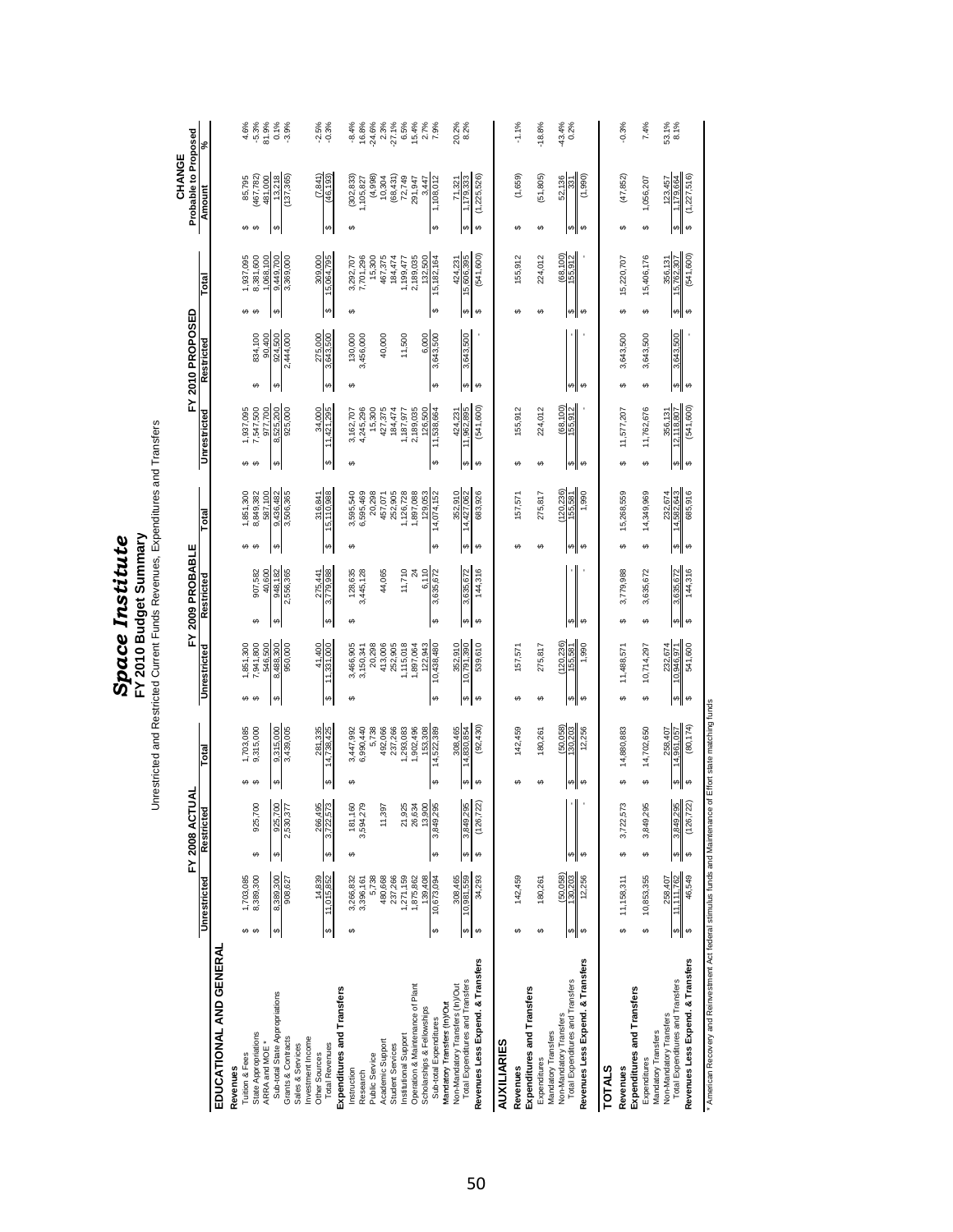# *Space Institute*

## FY 2010 Budget Summary

Unrestricted and Restricted Current Funds Revenues, Expenditures and Transfers

| | FY 2008 ACTUAL | | | FY 2009 PROBABLE | | | FY 2010 PROPOSED | | | CHANGE Probable to Proposed | |
|---|---|---|---|---|---|---|---|---|---|---|---|
| | Unrestricted | Restricted | Total | Unrestricted | Restricted | Total | Unrestricted | Restricted | Total | Amount | % |
| **EDUCATIONAL AND GENERAL** | | | | | | | | | | | |
| **Revenues** | | | | | | | | | | | |
| Tuition & Fees | $ 1,703,085 | | $ 1,703,085 | $ 1,851,300 | | $ 1,851,300 | $ 1,937,095 | | $ 1,937,095 | $ 85,795 | 4.6% |
| State Appropriations | $ 8,389,300 | $ 925,700 | $ 9,315,000 | $ 7,941,800 | $ 907,582 | $ 8,849,382 | $ 7,547,500 | $ 834,100 | $ 8,381,600 | $ (467,782) | -5.3% |
| ARRA and MOE * | | | | 546,500 | 40,600 | 587,100 | 977,700 | 90,400 | 1,068,100 | 481,000 | 81.9% |
| Sub-total State Appropriations | $ 8,389,300 | $ 925,700 | $ 9,315,000 | $ 8,488,300 | $ 948,182 | $ 9,436,482 | $ 8,525,200 | $ 924,500 | $ 9,449,700 | $ 13,218 | 0.1% |
| Grants & Contracts | 908,627 | 2,530,377 | 3,439,005 | 950,000 | 2,556,365 | 3,506,365 | 925,000 | 2,444,000 | 3,369,000 | (137,365) | -3.9% |
| Sales & Services | | | | | | | | | | | |
| Investment Income | | | | | | | | | | | |
| Other Sources | 14,839 | 266,495 | 281,335 | 41,400 | 275,441 | 316,841 | 34,000 | 275,000 | 309,000 | (7,841) | -2.5% |
| Total Revenues | $ 11,015,852 | $ 3,722,573 | $ 14,738,425 | $ 11,331,000 | $ 3,779,988 | $ 15,110,988 | $ 11,421,295 | $ 3,643,500 | $ 15,064,795 | $ (46,193) | -0.3% |
| **Expenditures and Transfers** | | | | | | | | | | | |
| Instruction | $ 3,266,832 | $ 181,160 | $ 3,447,992 | $ 3,466,905 | $ 128,635 | $ 3,595,540 | $ 3,162,707 | $ 130,000 | $ 3,292,707 | $ (302,833) | -8.4% |
| Research | 3,396,161 | 3,594,279 | 6,990,440 | 3,150,341 | 3,445,128 | 6,595,469 | 4,245,296 | 3,456,000 | 7,701,296 | 1,105,827 | 16.8% |
| Public Service | 5,738 | | 5,738 | 20,298 | | 20,298 | 15,300 | | 15,300 | (4,998) | -24.6% |
| Academic Support | 480,668 | 11,397 | 492,066 | 413,006 | 44,065 | 457,071 | 427,375 | 40,000 | 467,375 | 10,304 | 2.3% |
| Student Services | 237,266 | | 237,266 | 252,905 | | 252,905 | 184,474 | | 184,474 | (68,431) | -27.1% |
| Institutional Support | 1,271,159 | 21,925 | 1,293,083 | 1,115,018 | 11,710 | 1,126,728 | 1,187,977 | 11,500 | 1,199,477 | 72,749 | 6.5% |
| Operation & Maintenance of Plant | 1,875,862 | 26,634 | 1,902,496 | 1,897,064 | 24 | 1,897,088 | 2,189,035 | | 2,189,035 | 291,947 | 15.4% |
| Scholarships & Fellowships | 139,408 | 13,900 | 153,308 | 122,943 | 6,110 | 129,053 | 126,500 | 6,000 | 132,500 | 3,447 | 2.7% |
| Sub-total Expenditures | $ 10,673,094 | $ 3,849,295 | $ 14,522,389 | $ 10,438,480 | $ 3,635,672 | $ 14,074,152 | $ 11,538,664 | $ 3,643,500 | $ 15,182,164 | $ 1,108,012 | 7.9% |
| Mandatory Transfers (In)/Out | | | | | | | | | | | |
| Non-Mandatory Transfers (In)/Out | 308,465 | | 308,465 | 352,910 | | 352,910 | 424,231 | | 424,231 | 71,321 | 20.2% |
| Total Expenditures and Transfers | $ 10,981,559 | $ 3,849,295 | $ 14,830,854 | $ 10,791,390 | $ 3,635,672 | $ 14,427,062 | $ 11,962,895 | $ 3,643,500 | $ 15,606,395 | $ 1,179,333 | 8.2% |
| **Revenues Less Expend. & Transfers** | $ 34,293 | $ (126,722) | $ (92,430) | $ 539,610 | $ 144,316 | $ 683,926 | $ (541,600) | $ - | $ (541,600) | $ (1,225,526) | |
| **AUXILIARIES** | | | | | | | | | | | |
| **Revenues** | $ 142,459 | | $ 142,459 | $ 157,571 | | $ 157,571 | $ 155,912 | | $ 155,912 | $ (1,659) | -1.1% |
| **Expenditures and Transfers** | | | | | | | | | | | |
| Expenditures | $ 180,261 | | $ 180,261 | $ 275,817 | | $ 275,817 | $ 224,012 | | $ 224,012 | $ (51,805) | -18.8% |
| Mandatory Transfers | | | | | | | | | | | |
| Non-Mandatory Transfers | (50,058) | | (50,058) | (120,236) | | (120,236) | (68,100) | | (68,100) | 52,136 | -43.4% |
| Total Expenditures and Transfers | $ 130,203 | $ - | $ 130,203 | $ 155,581 | $ - | $ 155,581 | $ 155,912 | $ - | $ 155,912 | $ 331 | 0.2% |
| **Revenues Less Expend. & Transfers** | $ 12,256 | $ - | $ 12,256 | $ 1,990 | $ - | $ 1,990 | $ - | $ - | $ - | $ (1,990) | |
| **TOTALS** | | | | | | | | | | | |
| **Revenues** | $ 11,158,311 | $ 3,722,573 | $ 14,880,883 | $ 11,488,571 | $ 3,779,988 | $ 15,268,559 | $ 11,577,207 | $ 3,643,500 | $ 15,220,707 | $ (47,852) | -0.3% |
| **Expenditures and Transfers** | | | | | | | | | | | |
| Expenditures | $ 10,853,355 | $ 3,849,295 | $ 14,702,650 | $ 10,714,297 | $ 3,635,672 | $ 14,349,969 | $ 11,762,676 | $ 3,643,500 | $ 15,406,176 | $ 1,056,207 | 7.4% |
| Mandatory Transfers | | | | | | | | | | | |
| Non-Mandatory Transfers | 258,407 | | 258,407 | 232,674 | | 232,674 | 356,131 | | 356,131 | 123,457 | 53.1% |
| Total Expenditures and Transfers | $ 11,111,762 | $ 3,849,295 | $ 14,961,057 | $ 10,946,971 | $ 3,635,672 | $ 14,582,643 | $ 12,118,807 | $ 3,643,500 | $ 15,762,307 | $ 1,179,664 | 8.1% |
| **Revenues Less Expend. & Transfers** | $ 46,549 | $ (126,722) | $ (80,174) | $ 541,600 | $ 144,316 | $ 685,916 | $ (541,600) | $ - | $ (541,600) | $ (1,227,516) | |

\* American Recovery and Reinvestment Act federal stimulus funds and Maintenance of Effort state matching funds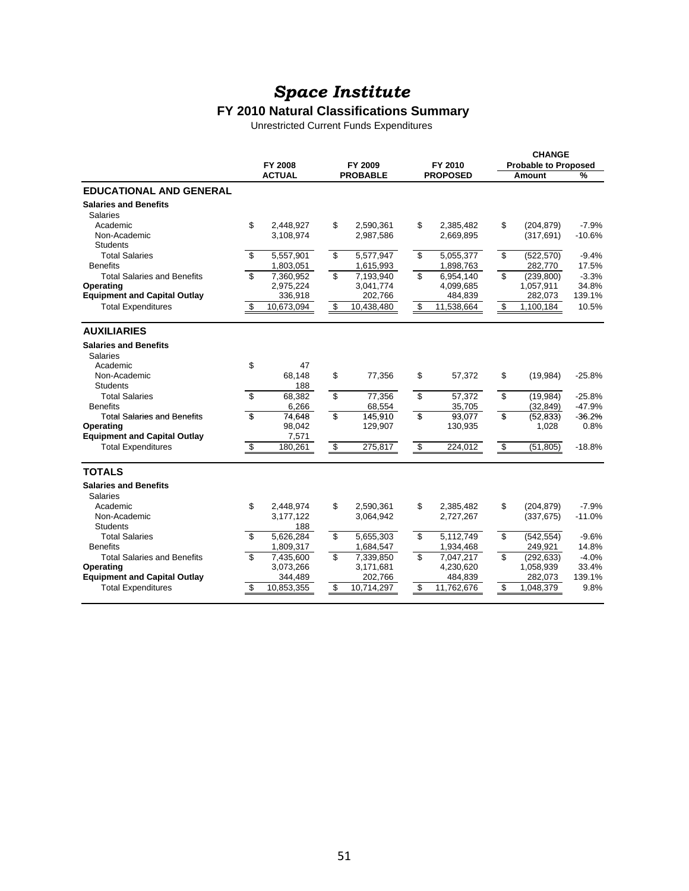# *Space Institute*

## FY 2010 Natural Classifications Summary

Unrestricted Current Funds Expenditures

| | FY 2008 ACTUAL | FY 2009 PROBABLE | FY 2010 PROPOSED | CHANGE Probable to Proposed Amount | % |
|---|---|---|---|---|---|
| **EDUCATIONAL AND GENERAL** | | | | | |
| **Salaries and Benefits** | | | | | |
| Salaries | | | | | |
| Academic | $ 2,448,927 | $ 2,590,361 | $ 2,385,482 | $ (204,879) | -7.9% |
| Non-Academic | 3,108,974 | 2,987,586 | 2,669,895 | (317,691) | -10.6% |
| Students | | | | | |
| Total Salaries | $ 5,557,901 | $ 5,577,947 | $ 5,055,377 | $ (522,570) | -9.4% |
| Benefits | 1,803,051 | 1,615,993 | 1,898,763 | 282,770 | 17.5% |
| Total Salaries and Benefits | $ 7,360,952 | $ 7,193,940 | $ 6,954,140 | $ (239,800) | -3.3% |
| **Operating** | 2,975,224 | 3,041,774 | 4,099,685 | 1,057,911 | 34.8% |
| **Equipment and Capital Outlay** | 336,918 | 202,766 | 484,839 | 282,073 | 139.1% |
| Total Expenditures | $ 10,673,094 | $ 10,438,480 | $ 11,538,664 | $ 1,100,184 | 10.5% |
| **AUXILIARIES** | | | | | |
| **Salaries and Benefits** | | | | | |
| Salaries | | | | | |
| Academic | $ 47 | | | | |
| Non-Academic | 68,148 | $ 77,356 | $ 57,372 | $ (19,984) | -25.8% |
| Students | 188 | | | | |
| Total Salaries | $ 68,382 | $ 77,356 | $ 57,372 | $ (19,984) | -25.8% |
| Benefits | 6,266 | 68,554 | 35,705 | (32,849) | -47.9% |
| Total Salaries and Benefits | $ 74,648 | $ 145,910 | $ 93,077 | $ (52,833) | -36.2% |
| **Operating** | 98,042 | 129,907 | 130,935 | 1,028 | 0.8% |
| **Equipment and Capital Outlay** | 7,571 | | | | |
| Total Expenditures | $ 180,261 | $ 275,817 | $ 224,012 | $ (51,805) | -18.8% |
| **TOTALS** | | | | | |
| **Salaries and Benefits** | | | | | |
| Salaries | | | | | |
| Academic | $ 2,448,974 | $ 2,590,361 | $ 2,385,482 | $ (204,879) | -7.9% |
| Non-Academic | 3,177,122 | 3,064,942 | 2,727,267 | (337,675) | -11.0% |
| Students | 188 | | | | |
| Total Salaries | $ 5,626,284 | $ 5,655,303 | $ 5,112,749 | $ (542,554) | -9.6% |
| Benefits | 1,809,317 | 1,684,547 | 1,934,468 | 249,921 | 14.8% |
| Total Salaries and Benefits | $ 7,435,600 | $ 7,339,850 | $ 7,047,217 | $ (292,633) | -4.0% |
| **Operating** | 3,073,266 | 3,171,681 | 4,230,620 | 1,058,939 | 33.4% |
| **Equipment and Capital Outlay** | 344,489 | 202,766 | 484,839 | 282,073 | 139.1% |
| Total Expenditures | $ 10,853,355 | $ 10,714,297 | $ 11,762,676 | $ 1,048,379 | 9.8% |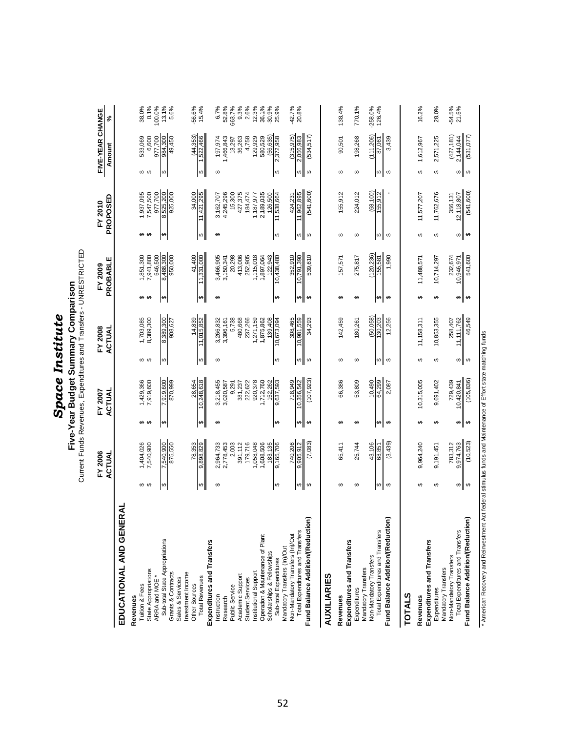# *Space Institute*

## Five-Year Budget Summary Comparison

Current Funds Revenues, Expenditures and Transfers - UNRESTRICTED

| | FY 2006 ACTUAL | FY 2007 ACTUAL | FY 2008 ACTUAL | FY 2009 PROBABLE | FY 2010 PROPOSED | FIVE-YEAR CHANGE Amount | FIVE-YEAR CHANGE % |
|---|---|---|---|---|---|---|---|
| **EDUCATIONAL AND GENERAL** | | | | | | | |
| **Revenues** | | | | | | | |
| Tuition & Fees | $ 1,404,026 | $ 1,429,366 | $ 1,703,085 | $ 1,851,300 | $ 1,937,095 | $ 533,069 | 38.0% |
| State Appropriations | $ 7,540,900 | $ 7,919,600 | $ 8,389,300 | $ 7,941,800 | $ 7,547,500 | $ 6,600 | 0.1% |
| ARRA and MOE * | | | | 546,500 | 977,700 | 977,700 | 100.0% |
| Sub-total State Appropriations | $ 7,540,900 | $ 7,919,600 | $ 8,389,300 | $ 8,488,300 | $ 8,525,200 | $ 984,300 | 13.1% |
| Grants & Contracts | 875,550 | 870,999 | 908,627 | 950,000 | 925,000 | 49,450 | 5.6% |
| Sales & Services | | | | | | | |
| Investment Income | | | | | | | |
| Other Sources | 78,353 | 28,654 | 14,839 | 41,400 | 34,000 | (44,353) | -56.6% |
| Total Revenues | $ 9,898,829 | $ 10,248,618 | $ 11,015,852 | $ 11,331,000 | $ 11,421,295 | $ 1,522,466 | 15.4% |
| **Expenditures and Transfers** | | | | | | | |
| Instruction | $ 2,964,733 | $ 3,218,455 | $ 3,266,832 | $ 3,466,905 | $ 3,162,707 | $ 197,974 | 6.7% |
| Research | 2,778,453 | 3,020,587 | 3,396,161 | 3,150,341 | 4,245,296 | 1,466,843 | 52.8% |
| Public Service | 2,003 | 9,291 | 5,738 | 20,298 | 15,300 | 13,297 | 663.7% |
| Academic Support | 391,112 | 381,237 | 480,668 | 413,006 | 427,375 | 36,263 | 9.3% |
| Student Services | 179,716 | 222,622 | 237,266 | 252,905 | 184,474 | 4,758 | 2.6% |
| Institutional Support | 1,058,048 | 920,378 | 1,271,159 | 1,115,018 | 1,187,977 | 129,929 | 12.3% |
| Operation & Maintenance of Plant | 1,608,506 | 1,712,760 | 1,875,862 | 1,897,064 | 2,189,035 | 580,529 | 36.1% |
| Scholarships & Fellowships | 183,135 | 152,262 | 139,408 | 122,943 | 126,500 | (56,635) | -30.9% |
| Sub-total Expenditures | $ 9,165,706 | $ 9,637,593 | $ 10,673,094 | $ 10,438,480 | $ 11,538,664 | $ 2,372,958 | 25.9% |
| Mandatory Transfers (In)/Out | | | | | | | |
| Non-Mandatory Transfers (In)/Out | 740,206 | 718,949 | 308,465 | 352,910 | 424,231 | (315,975) | -42.7% |
| Total Expenditures and Transfers | $ 9,905,912 | $ 10,356,542 | $ 10,981,559 | $ 10,791,390 | $ 11,962,895 | $ 2,056,983 | 20.8% |
| **Fund Balance Addition/(Reduction)** | $ (7,083) | $ (107,923) | $ 34,293 | $ 539,610 | $ (541,600) | $ (534,517) | |
| **AUXILIARIES** | | | | | | | |
| **Revenues** | $ 65,411 | $ 66,386 | $ 142,459 | $ 157,571 | $ 155,912 | $ 90,501 | 138.4% |
| **Expenditures and Transfers** | | | | | | | |
| Expenditures | $ 25,744 | $ 53,809 | $ 180,261 | $ 275,817 | $ 224,012 | $ 198,268 | 770.1% |
| Mandatory Transfers | | | | | | | |
| Non-Mandatory Transfers | 43,106 | 10,490 | (50,058) | (120,236) | (68,100) | (111,206) | -258.0% |
| Total Expenditures and Transfers | $ 68,851 | $ 64,299 | $ 130,203 | $ 155,581 | $ 155,912 | $ 87,061 | 126.4% |
| **Fund Balance Addition/(Reduction)** | $ (3,439) | $ 2,087 | $ 12,256 | $ 1,990 | $ - | $ 3,439 | |
| **TOTALS** | | | | | | | |
| **Revenues** | $ 9,964,240 | $ 10,315,005 | $ 11,158,311 | $ 11,488,571 | $ 11,577,207 | $ 1,612,967 | 16.2% |
| **Expenditures and Transfers** | | | | | | | |
| Expenditures | $ 9,191,451 | $ 9,691,402 | $ 10,853,355 | $ 10,714,297 | $ 11,762,676 | $ 2,571,225 | 28.0% |
| Mandatory Transfers | | | | | | | |
| Non-Mandatory Transfers | 783,312 | 729,439 | 258,407 | 232,674 | 356,131 | (427,181) | -54.5% |
| Total Expenditures and Transfers | $ 9,974,763 | $ 10,420,841 | $ 11,111,762 | $ 10,946,971 | $ 12,118,807 | $ 2,144,044 | 21.5% |
| **Fund Balance Addition/(Reduction)** | $ (10,523) | $ (105,836) | $ 46,549 | $ 541,600 | $ (541,600) | $ (531,077) | |

* American Recovery and Reinvestment Act federal stimulus funds and Maintenance of Effort state matching funds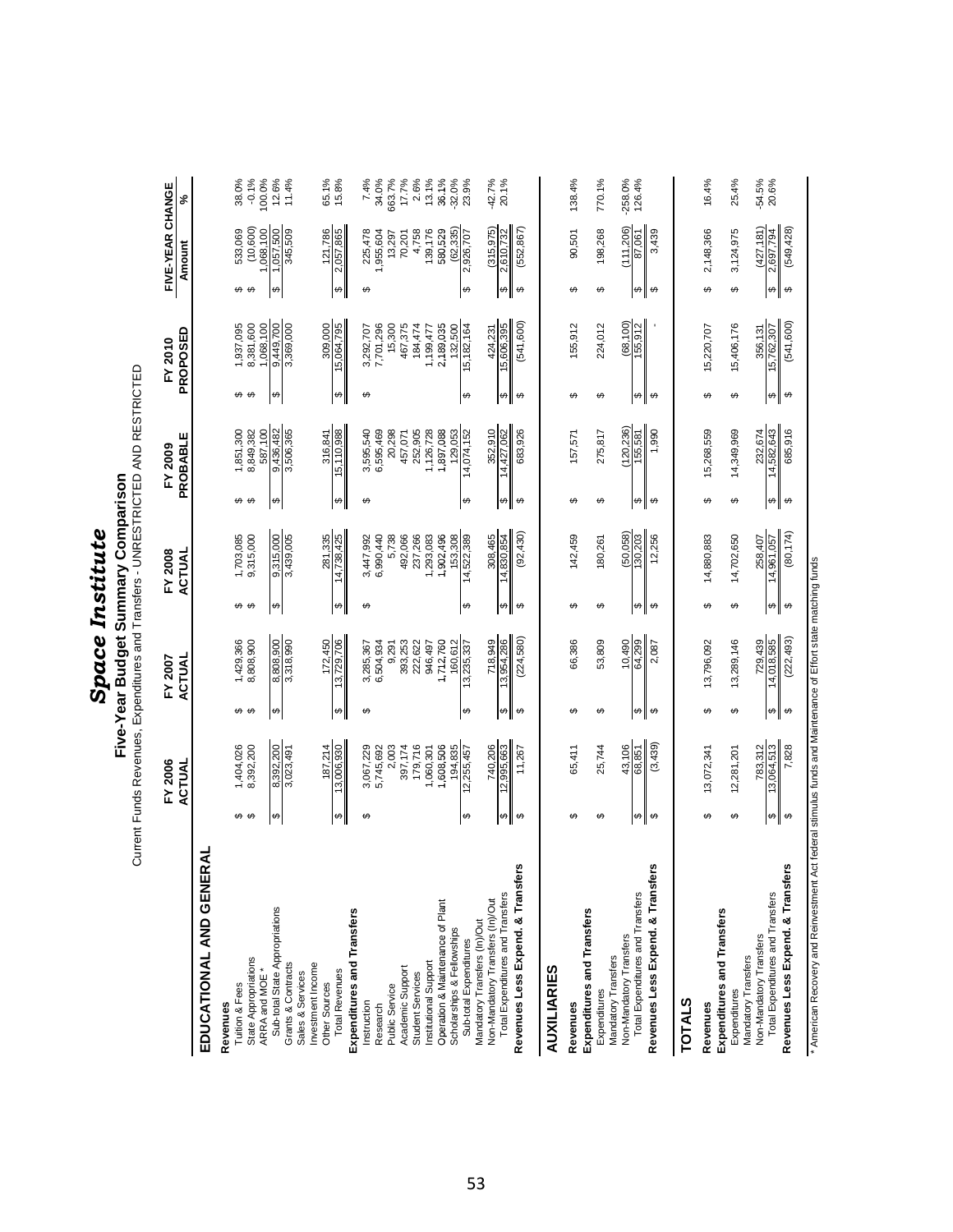# *Space Institute*

## Five-Year Budget Summary Comparison

Current Funds Revenues, Expenditures and Transfers - UNRESTRICTED AND RESTRICTED

| | FY 2006 ACTUAL | FY 2007 ACTUAL | FY 2008 ACTUAL | FY 2009 PROBABLE | FY 2010 PROPOSED | FIVE-YEAR CHANGE Amount | % |
|---|---|---|---|---|---|---|---|
| **EDUCATIONAL AND GENERAL** | | | | | | | |
| **Revenues** | | | | | | | |
| Tuition & Fees | $ 1,404,026 | $ 1,429,366 | $ 1,703,085 | $ 1,851,300 | $ 1,937,095 | $ 533,069 | 38.0% |
| State Appropriations | $ 8,392,200 | $ 8,808,900 | $ 9,315,000 | $ 8,849,382 | $ 8,381,600 | $ (10,600) | -0.1% |
| ARRA and MOE * | | | | 587,100 | 1,068,100 | 1,068,100 | 100.0% |
| Sub-total State Appropriations | $ 8,392,200 | $ 8,808,900 | $ 9,315,000 | $ 9,436,482 | $ 9,449,700 | $ 1,057,500 | 12.6% |
| Grants & Contracts | 3,023,491 | 3,318,990 | 3,439,005 | 3,506,365 | 3,369,000 | 345,509 | 11.4% |
| Sales & Services | | | | | | | |
| Investment Income | | | | | | | |
| Other Sources | 187,214 | 172,450 | 281,335 | 316,841 | 309,000 | 121,786 | 65.1% |
| Total Revenues | $ 13,006,930 | $ 13,729,706 | $ 14,738,425 | $ 15,110,988 | $ 15,064,795 | $ 2,057,865 | 15.8% |
| **Expenditures and Transfers** | | | | | | | |
| Instruction | $ 3,067,229 | $ 3,285,367 | $ 3,447,992 | $ 3,595,540 | $ 3,292,707 | $ 225,478 | 7.4% |
| Research | 5,745,692 | 6,504,934 | 6,990,440 | 6,595,469 | 7,701,296 | 1,955,604 | 34.0% |
| Public Service | 2,003 | 9,291 | 5,738 | 20,298 | 15,300 | 13,297 | 663.7% |
| Academic Support | 397,174 | 393,253 | 492,066 | 457,071 | 467,375 | 70,201 | 17.7% |
| Student Services | 179,716 | 222,622 | 237,266 | 252,905 | 184,474 | 4,758 | 2.6% |
| Institutional Support | 1,060,301 | 946,497 | 1,293,083 | 1,126,728 | 1,199,477 | 139,176 | 13.1% |
| Operation & Maintenance of Plant | 1,608,506 | 1,712,760 | 1,902,496 | 1,897,088 | 2,189,035 | 580,529 | 36.1% |
| Scholarships & Fellowships | 194,835 | 160,612 | 153,308 | 129,053 | 132,500 | (62,335) | -32.0% |
| Sub-total Expenditures | $ 12,255,457 | $ 13,235,337 | $ 14,522,389 | $ 14,074,152 | $ 15,182,164 | $ 2,926,707 | 23.9% |
| Mandatory Transfers (In)/Out | | | | | | | |
| Non-Mandatory Transfers (In)/Out | 740,206 | 718,949 | 308,465 | 352,910 | 424,231 | (315,975) | -42.7% |
| Total Expenditures and Transfers | $ 12,995,663 | $ 13,954,286 | $ 14,830,854 | $ 14,427,062 | $ 15,606,395 | $ 2,610,732 | 20.1% |
| **Revenues Less Expend. & Transfers** | $ 11,267 | $ (224,580) | $ (92,430) | $ 683,926 | $ (541,600) | $ (552,867) | |
| **AUXILIARIES** | | | | | | | |
| **Revenues** | $ 65,411 | $ 66,386 | $ 142,459 | $ 157,571 | $ 155,912 | $ 90,501 | 138.4% |
| **Expenditures and Transfers** | | | | | | | |
| Expenditures | $ 25,744 | $ 53,809 | $ 180,261 | $ 275,817 | $ 224,012 | $ 198,268 | 770.1% |
| Mandatory Transfers | | | | | | | |
| Non-Mandatory Transfers | 43,106 | 10,490 | (50,058) | (120,236) | (68,100) | (111,206) | -258.0% |
| Total Expenditures and Transfers | $ 68,851 | $ 64,299 | $ 130,203 | $ 155,581 | $ 155,912 | $ 87,061 | 126.4% |
| **Revenues Less Expend. & Transfers** | $ (3,439) | $ 2,087 | $ 12,256 | $ 1,990 | $ - | $ 3,439 | |
| **TOTALS** | | | | | | | |
| **Revenues** | $ 13,072,341 | $ 13,796,092 | $ 14,880,883 | $ 15,268,559 | $ 15,220,707 | $ 2,148,366 | 16.4% |
| **Expenditures and Transfers** | | | | | | | |
| Expenditures | $ 12,281,201 | $ 13,289,146 | $ 14,702,650 | $ 14,349,969 | $ 15,406,176 | $ 3,124,975 | 25.4% |
| Mandatory Transfers | | | | | | | |
| Non-Mandatory Transfers | 783,312 | 729,439 | 258,407 | 232,674 | 356,131 | (427,181) | -54.5% |
| Total Expenditures and Transfers | $ 13,064,513 | $ 14,018,585 | $ 14,961,057 | $ 14,582,643 | $ 15,762,307 | $ 2,697,794 | 20.6% |
| **Revenues Less Expend. & Transfers** | $ 7,828 | $ (222,493) | $ (80,174) | $ 685,916 | $ (541,600) | $ (549,428) | |

* American Recovery and Reinvestment Act federal stimulus funds and Maintenance of Effort state matching funds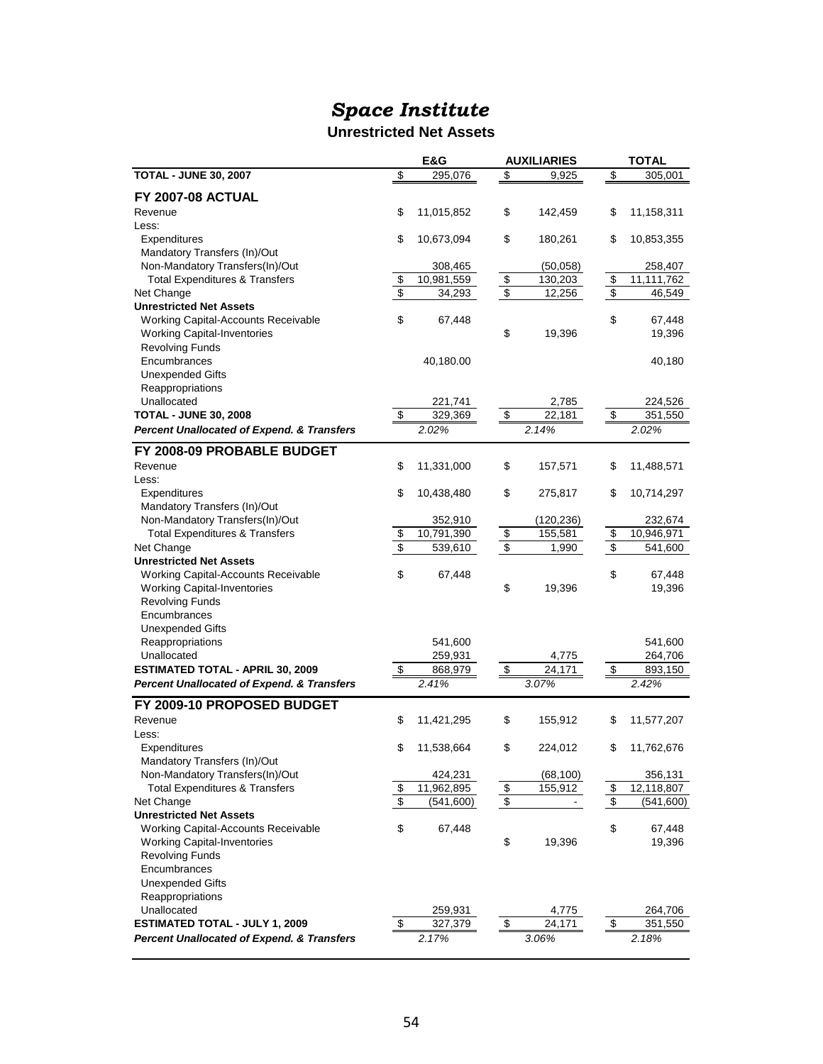# *Space Institute*

## Unrestricted Net Assets

| | E&G | AUXILIARIES | TOTAL |
|---|---|---|---|
| **TOTAL - JUNE 30, 2007** | $ 295,076 | $ 9,925 | $ 305,001 |
| **FY 2007-08 ACTUAL** | | | |
| Revenue | $ 11,015,852 | $ 142,459 | $ 11,158,311 |
| Less: | | | |
| Expenditures | $ 10,673,094 | $ 180,261 | $ 10,853,355 |
| Mandatory Transfers (In)/Out | | | |
| Non-Mandatory Transfers(In)/Out | 308,465 | (50,058) | 258,407 |
| Total Expenditures & Transfers | $ 10,981,559 | $ 130,203 | $ 11,111,762 |
| Net Change | $ 34,293 | $ 12,256 | $ 46,549 |
| **Unrestricted Net Assets** | | | |
| Working Capital-Accounts Receivable | $ 67,448 | | $ 67,448 |
| Working Capital-Inventories | | $ 19,396 | 19,396 |
| Revolving Funds | | | |
| Encumbrances | 40,180.00 | | 40,180 |
| Unexpended Gifts | | | |
| Reappropriations | | | |
| Unallocated | 221,741 | 2,785 | 224,526 |
| **TOTAL - JUNE 30, 2008** | $ 329,369 | $ 22,181 | $ 351,550 |
| ***Percent Unallocated of Expend. & Transfers*** | *2.02%* | *2.14%* | *2.02%* |
| **FY 2008-09 PROBABLE BUDGET** | | | |
| Revenue | $ 11,331,000 | $ 157,571 | $ 11,488,571 |
| Less: | | | |
| Expenditures | $ 10,438,480 | $ 275,817 | $ 10,714,297 |
| Mandatory Transfers (In)/Out | | | |
| Non-Mandatory Transfers(In)/Out | 352,910 | (120,236) | 232,674 |
| Total Expenditures & Transfers | $ 10,791,390 | $ 155,581 | $ 10,946,971 |
| Net Change | $ 539,610 | $ 1,990 | $ 541,600 |
| **Unrestricted Net Assets** | | | |
| Working Capital-Accounts Receivable | $ 67,448 | | $ 67,448 |
| Working Capital-Inventories | | $ 19,396 | 19,396 |
| Revolving Funds | | | |
| Encumbrances | | | |
| Unexpended Gifts | | | |
| Reappropriations | 541,600 | | 541,600 |
| Unallocated | 259,931 | 4,775 | 264,706 |
| **ESTIMATED TOTAL - APRIL 30, 2009** | $ 868,979 | $ 24,171 | $ 893,150 |
| ***Percent Unallocated of Expend. & Transfers*** | *2.41%* | *3.07%* | *2.42%* |
| **FY 2009-10 PROPOSED BUDGET** | | | |
| Revenue | $ 11,421,295 | $ 155,912 | $ 11,577,207 |
| Less: | | | |
| Expenditures | $ 11,538,664 | $ 224,012 | $ 11,762,676 |
| Mandatory Transfers (In)/Out | | | |
| Non-Mandatory Transfers(In)/Out | 424,231 | (68,100) | 356,131 |
| Total Expenditures & Transfers | $ 11,962,895 | $ 155,912 | $ 12,118,807 |
| Net Change | $ (541,600) | $ - | $ (541,600) |
| **Unrestricted Net Assets** | | | |
| Working Capital-Accounts Receivable | $ 67,448 | | $ 67,448 |
| Working Capital-Inventories | | $ 19,396 | 19,396 |
| Revolving Funds | | | |
| Encumbrances | | | |
| Unexpended Gifts | | | |
| Reappropriations | | | |
| Unallocated | 259,931 | 4,775 | 264,706 |
| **ESTIMATED TOTAL - JULY 1, 2009** | $ 327,379 | $ 24,171 | $ 351,550 |
| ***Percent Unallocated of Expend. & Transfers*** | *2.17%* | *3.06%* | *2.18%* |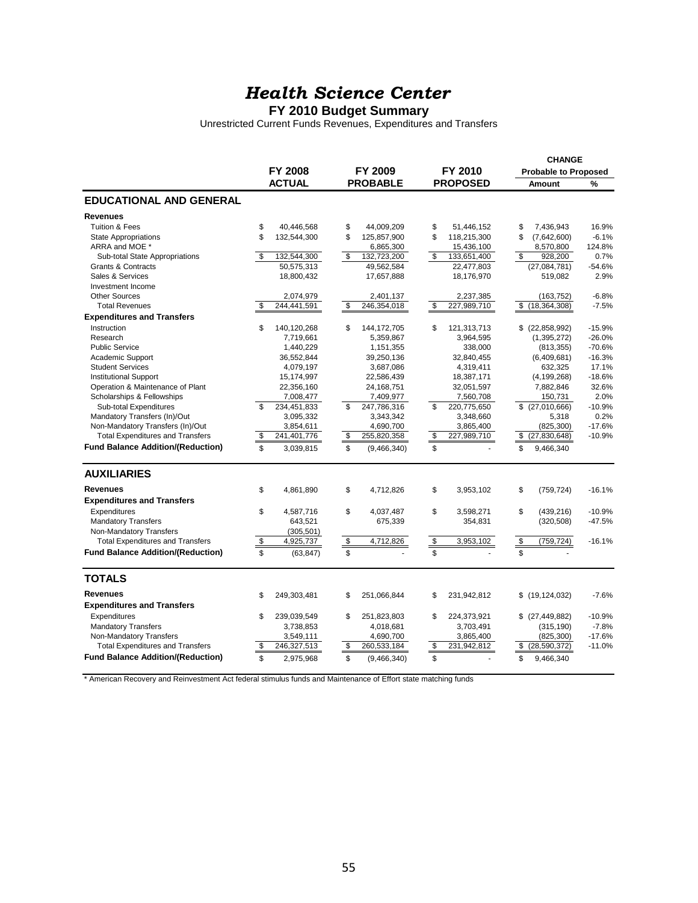# *Health Science Center*

**FY 2010 Budget Summary**

Unrestricted Current Funds Revenues, Expenditures and Transfers

| | FY 2008 ACTUAL | FY 2009 PROBABLE | FY 2010 PROPOSED | CHANGE Probable to Proposed Amount | % |
|---|---|---|---|---|---|
| **EDUCATIONAL AND GENERAL** | | | | | |
| **Revenues** | | | | | |
| Tuition & Fees | $ 40,446,568 | $ 44,009,209 | $ 51,446,152 | $ 7,436,943 | 16.9% |
| State Appropriations | $ 132,544,300 | $ 125,857,900 | $ 118,215,300 | $ (7,642,600) | -6.1% |
| ARRA and MOE * | | 6,865,300 | 15,436,100 | 8,570,800 | 124.8% |
| Sub-total State Appropriations | $ 132,544,300 | $ 132,723,200 | $ 133,651,400 | $ 928,200 | 0.7% |
| Grants & Contracts | 50,575,313 | 49,562,584 | 22,477,803 | (27,084,781) | -54.6% |
| Sales & Services | 18,800,432 | 17,657,888 | 18,176,970 | 519,082 | 2.9% |
| Investment Income | | | | | |
| Other Sources | 2,074,979 | 2,401,137 | 2,237,385 | (163,752) | -6.8% |
| Total Revenues | $ 244,441,591 | $ 246,354,018 | $ 227,989,710 | $ (18,364,308) | -7.5% |
| **Expenditures and Transfers** | | | | | |
| Instruction | $ 140,120,268 | $ 144,172,705 | $ 121,313,713 | $ (22,858,992) | -15.9% |
| Research | 7,719,661 | 5,359,867 | 3,964,595 | (1,395,272) | -26.0% |
| Public Service | 1,440,229 | 1,151,355 | 338,000 | (813,355) | -70.6% |
| Academic Support | 36,552,844 | 39,250,136 | 32,840,455 | (6,409,681) | -16.3% |
| Student Services | 4,079,197 | 3,687,086 | 4,319,411 | 632,325 | 17.1% |
| Institutional Support | 15,174,997 | 22,586,439 | 18,387,171 | (4,199,268) | -18.6% |
| Operation & Maintenance of Plant | 22,356,160 | 24,168,751 | 32,051,597 | 7,882,846 | 32.6% |
| Scholarships & Fellowships | 7,008,477 | 7,409,977 | 7,560,708 | 150,731 | 2.0% |
| Sub-total Expenditures | $ 234,451,833 | $ 247,786,316 | $ 220,775,650 | $ (27,010,666) | -10.9% |
| Mandatory Transfers (In)/Out | 3,095,332 | 3,343,342 | 3,348,660 | 5,318 | 0.2% |
| Non-Mandatory Transfers (In)/Out | 3,854,611 | 4,690,700 | 3,865,400 | (825,300) | -17.6% |
| Total Expenditures and Transfers | $ 241,401,776 | $ 255,820,358 | $ 227,989,710 | $ (27,830,648) | -10.9% |
| **Fund Balance Addition/(Reduction)** | $ 3,039,815 | $ (9,466,340) | $ - | $ 9,466,340 | |
| **AUXILIARIES** | | | | | |
| **Revenues** | $ 4,861,890 | $ 4,712,826 | $ 3,953,102 | $ (759,724) | -16.1% |
| **Expenditures and Transfers** | | | | | |
| Expenditures | $ 4,587,716 | $ 4,037,487 | $ 3,598,271 | $ (439,216) | -10.9% |
| Mandatory Transfers | 643,521 | 675,339 | 354,831 | (320,508) | -47.5% |
| Non-Mandatory Transfers | (305,501) | | | | |
| Total Expenditures and Transfers | $ 4,925,737 | $ 4,712,826 | $ 3,953,102 | $ (759,724) | -16.1% |
| **Fund Balance Addition/(Reduction)** | $ (63,847) | $ - | $ - | $ - | |
| **TOTALS** | | | | | |
| **Revenues** | $ 249,303,481 | $ 251,066,844 | $ 231,942,812 | $ (19,124,032) | -7.6% |
| **Expenditures and Transfers** | | | | | |
| Expenditures | $ 239,039,549 | $ 251,823,803 | $ 224,373,921 | $ (27,449,882) | -10.9% |
| Mandatory Transfers | 3,738,853 | 4,018,681 | 3,703,491 | (315,190) | -7.8% |
| Non-Mandatory Transfers | 3,549,111 | 4,690,700 | 3,865,400 | (825,300) | -17.6% |
| Total Expenditures and Transfers | $ 246,327,513 | $ 260,533,184 | $ 231,942,812 | $ (28,590,372) | -11.0% |
| **Fund Balance Addition/(Reduction)** | $ 2,975,968 | $ (9,466,340) | $ - | $ 9,466,340 | |

* American Recovery and Reinvestment Act federal stimulus funds and Maintenance of Effort state matching funds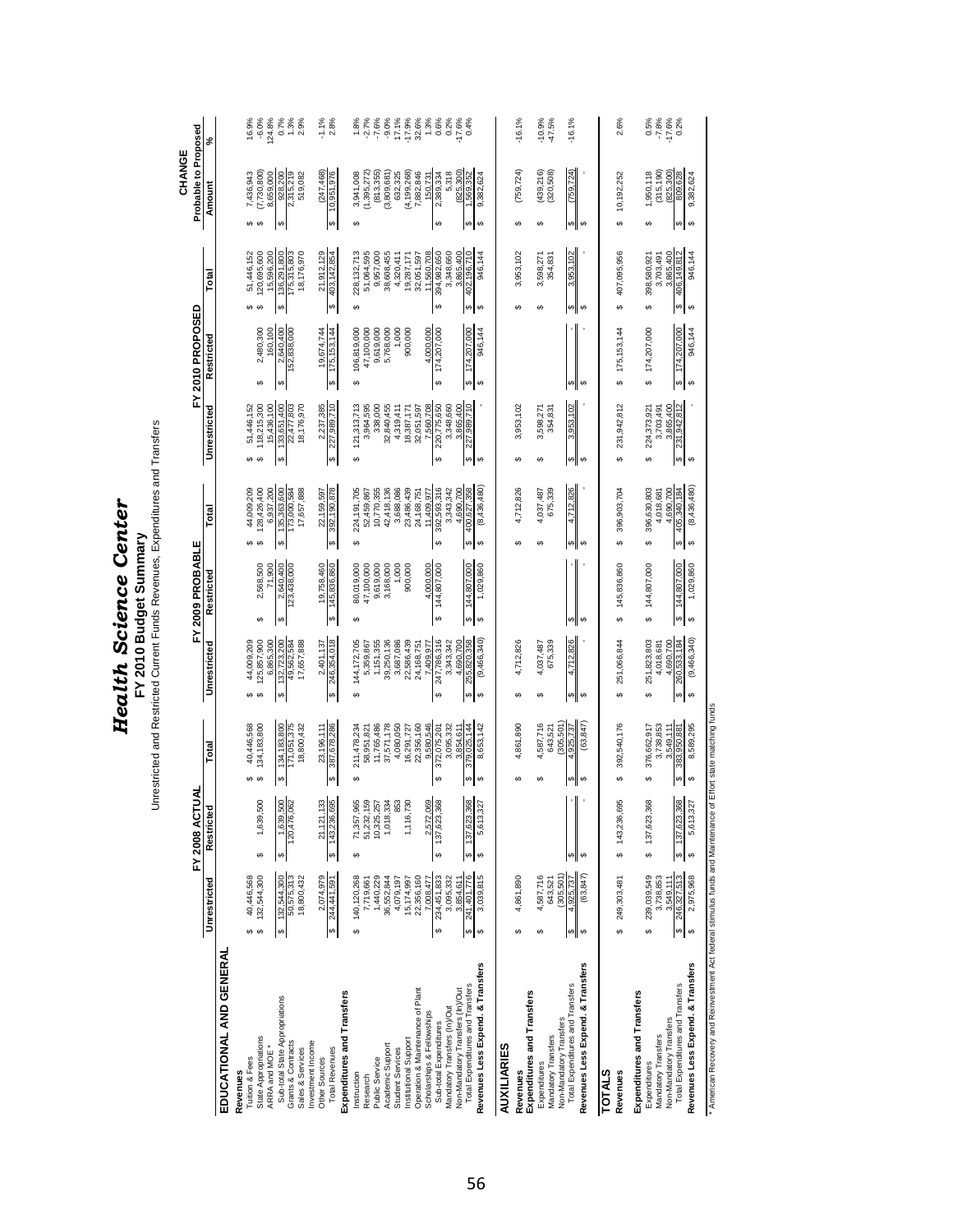# Health Science Center

## FY 2010 Budget Summary

Unrestricted and Restricted Current Funds Revenues, Expenditures and Transfers

| | FY 2008 ACTUAL | | | FY 2009 PROBABLE | | | FY 2010 PROPOSED | | | CHANGE Probable to Proposed | |
|---|---|---|---|---|---|---|---|---|---|---|---|
| | Unrestricted | Restricted | Total | Unrestricted | Restricted | Total | Unrestricted | Restricted | Total | Amount | % |
| **EDUCATIONAL AND GENERAL** | | | | | | | | | | | |
| **Revenues** | | | | | | | | | | | |
| Tuition & Fees | $ 40,446,568 | | $ 40,446,568 | $ 44,009,209 | | $ 44,009,209 | $ 51,446,152 | | $ 51,446,152 | $ 7,436,943 | 16.9% |
| State Appropriations | $ 132,544,300 | $ 1,639,500 | $ 134,183,800 | $ 125,857,900 | $ 2,568,500 | $ 128,426,400 | $ 118,215,300 | $ 2,480,300 | $ 120,695,600 | $ (7,730,800) | -6.0% |
| ARRA and MOE * | | | | 6,865,300 | 71,900 | 6,937,200 | 15,436,100 | 160,100 | 15,596,200 | 8,659,000 | 124.8% |
| Sub-total State Appropriations | $ 132,544,300 | $ 1,639,500 | $ 134,183,800 | $ 132,723,200 | $ 2,640,400 | $ 135,363,600 | $ 133,651,400 | $ 2,640,400 | $ 136,291,800 | $ 928,200 | 0.7% |
| Grants & Contracts | 50,575,313 | 120,476,062 | 171,051,375 | 49,562,584 | 123,438,000 | 173,000,584 | 22,477,803 | 152,838,000 | 175,315,803 | 2,315,219 | 1.3% |
| Sales & Services | 18,800,432 | | 18,800,432 | 17,657,888 | | 17,657,888 | 18,176,970 | | 18,176,970 | 519,082 | 2.9% |
| Investment Income | | | | | | | | | | | |
| Other Sources | 2,074,979 | 21,121,133 | 23,196,111 | 2,401,137 | 19,758,460 | 22,159,597 | 2,237,385 | 19,674,744 | 21,912,129 | (247,468) | -1.1% |
| Total Revenues | $ 244,441,591 | $ 143,236,695 | $ 387,678,286 | $ 246,354,018 | $ 145,836,860 | $ 392,190,878 | $ 227,989,710 | $ 175,153,144 | $ 403,142,854 | $ 10,951,976 | 2.8% |
| **Expenditures and Transfers** | | | | | | | | | | | |
| Instruction | $ 140,120,268 | $ 71,357,965 | $ 211,478,234 | $ 144,172,705 | $ 80,019,000 | $ 224,191,705 | $ 121,313,713 | $ 106,819,000 | $ 228,132,713 | $ 3,941,008 | 1.8% |
| Research | 7,719,661 | 51,232,159 | 58,951,821 | 5,359,867 | 47,100,000 | 52,459,867 | 3,964,595 | 47,100,000 | 51,064,595 | (1,395,272) | -2.7% |
| Public Service | 1,440,229 | 10,325,257 | 11,765,486 | 1,151,355 | 9,619,000 | 10,770,355 | 338,000 | 9,619,000 | 9,957,000 | (813,355) | -7.6% |
| Academic Support | 36,552,844 | 1,018,334 | 37,571,178 | 39,250,136 | 3,168,000 | 42,418,136 | 32,840,455 | 5,768,000 | 38,608,455 | (3,809,681) | -9.0% |
| Student Services | 4,079,197 | 853 | 4,080,050 | 3,687,086 | 1,000 | 3,688,086 | 4,319,411 | 1,000 | 4,320,411 | 632,325 | 17.1% |
| Institutional Support | 15,174,997 | 1,116,730 | 16,291,727 | 22,586,439 | 900,000 | 23,486,439 | 18,387,171 | 900,000 | 19,287,171 | (4,199,268) | -17.9% |
| Operation & Maintenance of Plant | 22,356,160 | | 22,356,160 | 24,168,751 | | 24,168,751 | 32,051,597 | | 32,051,597 | 7,882,846 | 32.6% |
| Scholarships & Fellowships | 7,008,477 | 2,572,069 | 9,580,546 | 7,409,977 | 4,000,000 | 11,409,977 | 7,560,708 | 4,000,000 | 11,560,708 | 150,731 | 1.3% |
| Sub-total Expenditures | $ 234,451,833 | $ 137,623,368 | $ 372,075,201 | $ 247,786,316 | $ 144,807,000 | $ 392,593,316 | $ 220,775,650 | $ 174,207,000 | $ 394,982,650 | $ 2,389,334 | 0.6% |
| Mandatory Transfers (In)/Out | 3,095,332 | | 3,095,332 | 3,343,342 | | 3,343,342 | 3,348,660 | | 3,348,660 | 5,318 | 0.2% |
| Non-Mandatory Transfers (In)/Out | 3,854,611 | | 3,854,611 | 4,690,700 | | 4,690,700 | 3,865,400 | | 3,865,400 | (825,300) | -17.6% |
| Total Expenditures and Transfers | $ 241,401,776 | $ 137,623,368 | $ 379,025,144 | $ 255,820,358 | $ 144,807,000 | $ 400,627,358 | $ 227,989,710 | $ 174,207,000 | $ 402,196,710 | $ 1,569,352 | 0.4% |
| **Revenues Less Expend. & Transfers** | $ 3,039,815 | $ 5,613,327 | $ 8,653,142 | $ (9,466,340) | $ 1,029,860 | $ (8,436,480) | $ - | $ 946,144 | $ 946,144 | $ 9,382,624 | |
| **AUXILIARIES** | | | | | | | | | | | |
| **Revenues** | $ 4,861,890 | | $ 4,861,890 | $ 4,712,826 | | $ 4,712,826 | $ 3,953,102 | | $ 3,953,102 | $ (759,724) | -16.1% |
| **Expenditures and Transfers** | | | | | | | | | | | |
| Expenditures | $ 4,587,716 | | $ 4,587,716 | $ 4,037,487 | | $ 4,037,487 | $ 3,598,271 | | $ 3,598,271 | $ (439,216) | -10.9% |
| Mandatory Transfers | 643,521 | | 643,521 | 675,339 | | 675,339 | 354,831 | | 354,831 | (320,508) | -47.5% |
| Non-Mandatory Transfers | (305,501) | | (305,501) | | | | | | | | |
| Total Expenditures and Transfers | $ 4,925,737 | $ - | $ 4,925,737 | $ 4,712,826 | $ - | $ 4,712,826 | $ 3,953,102 | $ - | $ 3,953,102 | $ (759,724) | -16.1% |
| **Revenues Less Expend. & Transfers** | $ (63,847) | $ - | $ (63,847) | $ - | $ - | $ - | $ - | $ - | $ - | $ - | |
| **TOTALS** | | | | | | | | | | | |
| **Revenues** | $ 249,303,481 | $ 143,236,695 | $ 392,540,176 | $ 251,066,844 | $ 145,836,860 | $ 396,903,704 | $ 231,942,812 | $ 175,153,144 | $ 407,095,956 | $ 10,192,252 | 2.6% |
| **Expenditures and Transfers** | | | | | | | | | | | |
| Expenditures | $ 239,039,549 | $ 137,623,368 | $ 376,662,917 | $ 251,823,803 | $ 144,807,000 | $ 396,630,803 | $ 224,373,921 | $ 174,207,000 | $ 398,580,921 | $ 1,950,118 | 0.5% |
| Mandatory Transfers | 3,738,853 | | 3,738,853 | 4,018,681 | | 4,018,681 | 3,703,491 | | 3,703,491 | (315,190) | -7.8% |
| Non-Mandatory Transfers | 3,549,111 | | 3,549,111 | 4,690,700 | | 4,690,700 | 3,865,400 | | 3,865,400 | (825,300) | -17.6% |
| Total Expenditures and Transfers | $ 246,327,513 | $ 137,623,368 | $ 383,950,881 | $ 260,533,184 | $ 144,807,000 | $ 405,340,184 | $ 231,942,812 | $ 174,207,000 | $ 406,149,812 | $ 809,628 | 0.2% |
| **Revenues Less Expend. & Transfers** | $ 2,975,968 | $ 5,613,327 | $ 8,589,295 | $ (9,466,340) | $ 1,029,860 | $ (8,436,480) | $ - | $ 946,144 | $ 946,144 | $ 9,382,624 | |

* American Recovery and Reinvestment Act federal stimulus funds and Maintenance of Effort state matching funds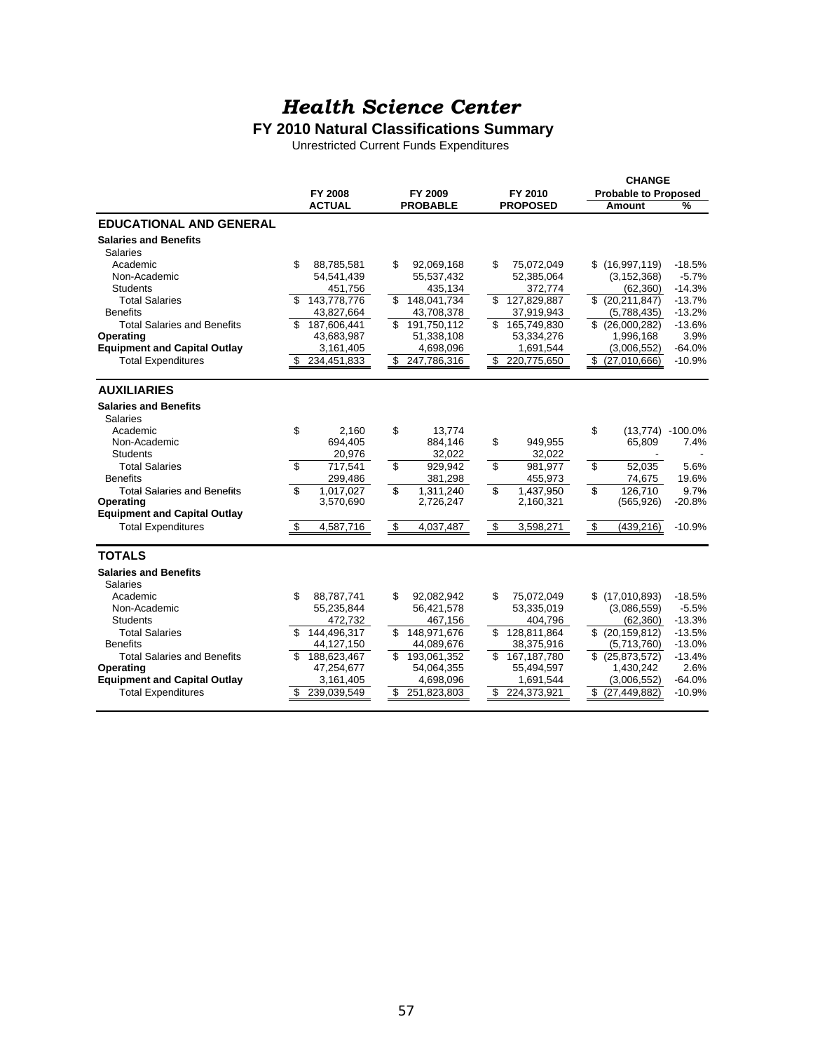# *Health Science Center*

## FY 2010 Natural Classifications Summary

Unrestricted Current Funds Expenditures

| | FY 2008 ACTUAL | FY 2009 PROBABLE | FY 2010 PROPOSED | CHANGE Probable to Proposed Amount | % |
|---|---|---|---|---|---|
| **EDUCATIONAL AND GENERAL** | | | | | |
| **Salaries and Benefits** | | | | | |
| Salaries | | | | | |
| Academic | $ 88,785,581 | $ 92,069,168 | $ 75,072,049 | $ (16,997,119) | -18.5% |
| Non-Academic | 54,541,439 | 55,537,432 | 52,385,064 | (3,152,368) | -5.7% |
| Students | 451,756 | 435,134 | 372,774 | (62,360) | -14.3% |
| Total Salaries | $ 143,778,776 | $ 148,041,734 | $ 127,829,887 | $ (20,211,847) | -13.7% |
| Benefits | 43,827,664 | 43,708,378 | 37,919,943 | (5,788,435) | -13.2% |
| Total Salaries and Benefits | $ 187,606,441 | $ 191,750,112 | $ 165,749,830 | $ (26,000,282) | -13.6% |
| **Operating** | 43,683,987 | 51,338,108 | 53,334,276 | 1,996,168 | 3.9% |
| **Equipment and Capital Outlay** | 3,161,405 | 4,698,096 | 1,691,544 | (3,006,552) | -64.0% |
| Total Expenditures | $ 234,451,833 | $ 247,786,316 | $ 220,775,650 | $ (27,010,666) | -10.9% |
| **AUXILIARIES** | | | | | |
| **Salaries and Benefits** | | | | | |
| Salaries | | | | | |
| Academic | $ 2,160 | $ 13,774 | | $ (13,774) | -100.0% |
| Non-Academic | 694,405 | 884,146 | $ 949,955 | 65,809 | 7.4% |
| Students | 20,976 | 32,022 | 32,022 | - | - |
| Total Salaries | $ 717,541 | $ 929,942 | $ 981,977 | $ 52,035 | 5.6% |
| Benefits | 299,486 | 381,298 | 455,973 | 74,675 | 19.6% |
| Total Salaries and Benefits | $ 1,017,027 | $ 1,311,240 | $ 1,437,950 | $ 126,710 | 9.7% |
| **Operating** | 3,570,690 | 2,726,247 | 2,160,321 | (565,926) | -20.8% |
| **Equipment and Capital Outlay** | | | | | |
| Total Expenditures | $ 4,587,716 | $ 4,037,487 | $ 3,598,271 | $ (439,216) | -10.9% |
| **TOTALS** | | | | | |
| **Salaries and Benefits** | | | | | |
| Salaries | | | | | |
| Academic | $ 88,787,741 | $ 92,082,942 | $ 75,072,049 | $ (17,010,893) | -18.5% |
| Non-Academic | 55,235,844 | 56,421,578 | 53,335,019 | (3,086,559) | -5.5% |
| Students | 472,732 | 467,156 | 404,796 | (62,360) | -13.3% |
| Total Salaries | $ 144,496,317 | $ 148,971,676 | $ 128,811,864 | $ (20,159,812) | -13.5% |
| Benefits | 44,127,150 | 44,089,676 | 38,375,916 | (5,713,760) | -13.0% |
| Total Salaries and Benefits | $ 188,623,467 | $ 193,061,352 | $ 167,187,780 | $ (25,873,572) | -13.4% |
| **Operating** | 47,254,677 | 54,064,355 | 55,494,597 | 1,430,242 | 2.6% |
| **Equipment and Capital Outlay** | 3,161,405 | 4,698,096 | 1,691,544 | (3,006,552) | -64.0% |
| Total Expenditures | $ 239,039,549 | $ 251,823,803 | $ 224,373,921 | $ (27,449,882) | -10.9% |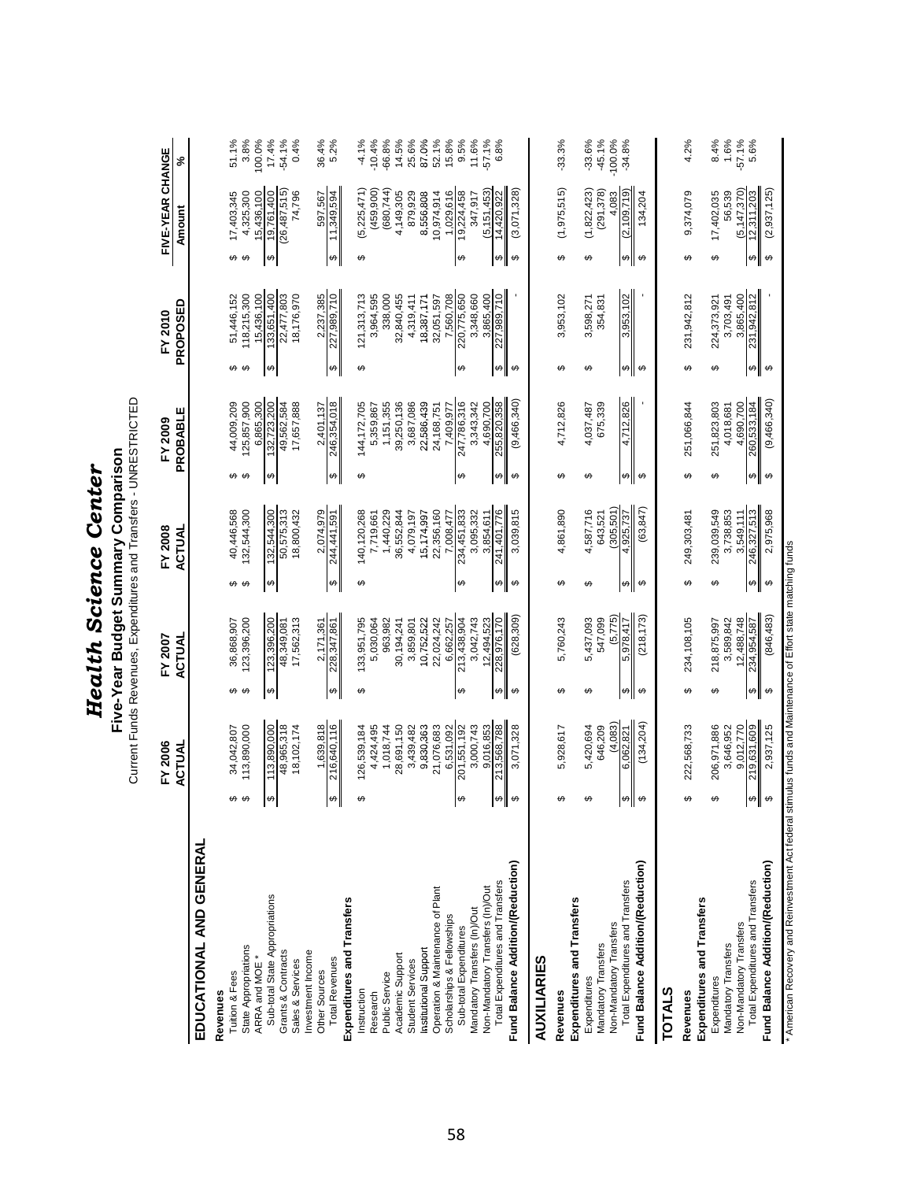# *Health Science Center*

## Five-Year Budget Summary Comparison

Current Funds Revenues, Expenditures and Transfers - UNRESTRICTED

| | FY 2006 ACTUAL | FY 2007 ACTUAL | FY 2008 ACTUAL | FY 2009 PROBABLE | FY 2010 PROPOSED | FIVE-YEAR CHANGE Amount | % |
|---|---|---|---|---|---|---|---|
| **EDUCATIONAL AND GENERAL** | | | | | | | |
| **Revenues** | | | | | | | |
| Tuition & Fees | $ 34,042,807 | $ 36,868,907 | $ 40,446,568 | $ 44,009,209 | $ 51,446,152 | $ 17,403,345 | 51.1% |
| State Appropriations | $ 113,890,000 | $ 123,396,200 | $ 132,544,300 | $ 125,857,900 | $ 118,215,300 | $ 4,325,300 | 3.8% |
| ARRA and MOE * | | | | 6,865,300 | 15,436,100 | 15,436,100 | 100.0% |
| Sub-total State Appropriations | $ 113,890,000 | $ 123,396,200 | $ 132,544,300 | $ 132,723,200 | $ 133,651,400 | $ 19,761,400 | 17.4% |
| Grants & Contracts | 48,965,318 | 48,349,081 | 50,575,313 | 49,562,584 | 22,477,803 | (26,487,515) | -54.1% |
| Sales & Services | 18,102,174 | 17,562,313 | 18,800,432 | 17,657,888 | 18,176,970 | 74,796 | 0.4% |
| Investment Income | | | | | | | |
| Other Sources | 1,639,818 | 2,171,361 | 2,074,979 | 2,401,137 | 2,237,385 | 597,567 | 36.4% |
| Total Revenues | $ 216,640,116 | $ 228,347,861 | $ 244,441,591 | $ 246,354,018 | $ 227,989,710 | $ 11,349,594 | 5.2% |
| **Expenditures and Transfers** | | | | | | | |
| Instruction | $ 126,539,184 | $ 133,951,795 | $ 140,120,268 | $ 144,172,705 | $ 121,313,713 | $ (5,225,471) | -4.1% |
| Research | 4,424,495 | 5,030,064 | 7,719,661 | 5,359,867 | 3,964,595 | (459,900) | -10.4% |
| Public Service | 1,018,744 | 963,982 | 1,440,229 | 1,151,355 | 338,000 | (680,744) | -66.8% |
| Academic Support | 28,691,150 | 30,194,241 | 36,552,844 | 39,250,136 | 32,840,455 | 4,149,305 | 14.5% |
| Student Services | 3,439,482 | 3,859,801 | 4,079,197 | 3,687,086 | 4,319,411 | 879,929 | 25.6% |
| Institutional Support | 9,830,363 | 10,752,522 | 15,174,997 | 22,586,439 | 18,387,171 | 8,556,808 | 87.0% |
| Operation & Maintenance of Plant | 21,076,683 | 22,024,242 | 22,356,160 | 24,168,751 | 32,051,597 | 10,974,914 | 52.1% |
| Scholarships & Fellowships | 6,531,092 | 6,662,257 | 7,008,477 | 7,409,977 | 7,560,708 | 1,029,616 | 15.8% |
| Sub-total Expenditures | $ 201,551,192 | $ 213,438,904 | $ 234,451,833 | $ 247,786,316 | $ 220,775,650 | $ 19,224,458 | 9.5% |
| Mandatory Transfers (In)/Out | 3,000,743 | 3,042,743 | 3,095,332 | 3,343,342 | 3,348,660 | 347,917 | 11.6% |
| Non-Mandatory Transfers (In)/Out | 9,016,853 | 12,494,523 | 3,854,611 | 4,690,700 | 3,865,400 | (5,151,453) | -57.1% |
| Total Expenditures and Transfers | $ 213,568,788 | $ 228,976,170 | $ 241,401,776 | $ 255,820,358 | $ 227,989,710 | $ 14,420,922 | 6.8% |
| **Fund Balance Addition/(Reduction)** | $ 3,071,328 | $ (628,309) | $ 3,039,815 | $ (9,466,340) | $ - | $ (3,071,328) | |
| **AUXILIARIES** | | | | | | | |
| **Revenues** | $ 5,928,617 | $ 5,760,243 | $ 4,861,890 | $ 4,712,826 | $ 3,953,102 | $ (1,975,515) | -33.3% |
| **Expenditures and Transfers** | | | | | | | |
| Expenditures | $ 5,420,694 | $ 5,437,093 | $ 4,587,716 | $ 4,037,487 | $ 3,598,271 | $ (1,822,423) | -33.6% |
| Mandatory Transfers | 646,209 | 547,099 | 643,521 | 675,339 | 354,831 | (291,378) | -45.1% |
| Non-Mandatory Transfers | (4,083) | (5,775) | (305,501) | | | 4,083 | -100.0% |
| Total Expenditures and Transfers | $ 6,062,821 | $ 5,978,417 | $ 4,925,737 | $ 4,712,826 | $ 3,953,102 | $ (2,109,719) | -34.8% |
| **Fund Balance Addition/(Reduction)** | $ (134,204) | $ (218,173) | $ (63,847) | $ - | $ - | $ 134,204 | |
| **TOTALS** | | | | | | | |
| **Revenues** | $ 222,568,733 | $ 234,108,105 | $ 249,303,481 | $ 251,066,844 | $ 231,942,812 | $ 9,374,079 | 4.2% |
| **Expenditures and Transfers** | | | | | | | |
| Expenditures | $ 206,971,886 | $ 218,875,997 | $ 239,039,549 | $ 251,823,803 | $ 224,373,921 | $ 17,402,035 | 8.4% |
| Mandatory Transfers | 3,646,952 | 3,589,842 | 3,738,853 | 4,018,681 | 3,703,491 | 56,539 | 1.6% |
| Non-Mandatory Transfers | 9,012,770 | 12,488,748 | 3,549,111 | 4,690,700 | 3,865,400 | (5,147,370) | -57.1% |
| Total Expenditures and Transfers | $ 219,631,609 | $ 234,954,587 | $ 246,327,513 | $ 260,533,184 | $ 231,942,812 | $ 12,311,203 | 5.6% |
| **Fund Balance Addition/(Reduction)** | $ 2,937,125 | $ (846,483) | $ 2,975,968 | $ (9,466,340) | $ - | $ (2,937,125) | |

\* American Recovery and Reinvestment Act federal stimulus funds and Maintenance of Effort state matching funds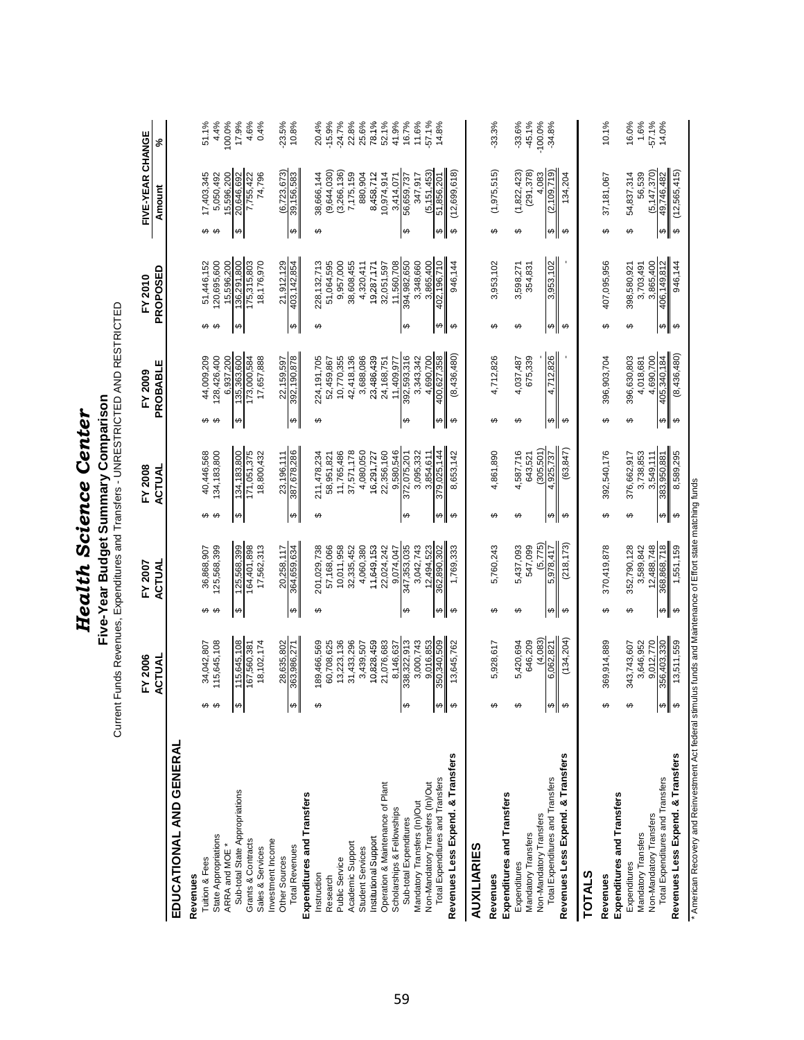# *Health Science Center*

## Five-Year Budget Summary Comparison

Current Funds Revenues, Expenditures and Transfers - UNRESTRICTED AND RESTRICTED

| | FY 2006 ACTUAL | FY 2007 ACTUAL | FY 2008 ACTUAL | FY 2009 PROBABLE | FY 2010 PROPOSED | FIVE-YEAR CHANGE Amount | % |
|---|---|---|---|---|---|---|---|
| **EDUCATIONAL AND GENERAL** | | | | | | | |
| **Revenues** | | | | | | | |
| Tuition & Fees | $ 34,042,807 | $ 36,868,907 | $ 40,446,568 | $ 44,009,209 | $ 51,446,152 | $ 17,403,345 | 51.1% |
| State Appropriations | $ 115,645,108 | $ 125,568,399 | $ 134,183,800 | $ 128,426,400 | $ 120,695,600 | $ 5,050,492 | 4.4% |
| ARRA and MOE * | | | | 6,937,200 | 15,596,200 | 15,596,200 | 100.0% |
| Sub-total State Appropriations | $ 115,645,108 | $ 125,568,399 | $ 134,183,800 | $ 135,363,600 | $ 136,291,800 | $ 20,646,692 | 17.9% |
| Grants & Contracts | 167,560,381 | 164,401,898 | 171,051,375 | 173,000,584 | 175,315,803 | 7,755,422 | 4.6% |
| Sales & Services | 18,102,174 | 17,562,313 | 18,800,432 | 17,657,888 | 18,176,970 | 74,796 | 0.4% |
| Investment Income | | | | | | | |
| Other Sources | 28,635,802 | 20,258,117 | 23,196,111 | 22,159,597 | 21,912,129 | (6,723,673) | -23.5% |
| Total Revenues | $ 363,986,271 | $ 364,659,634 | $ 387,678,286 | $ 392,190,878 | $ 403,142,854 | $ 39,156,583 | 10.8% |
| **Expenditures and Transfers** | | | | | | | |
| Instruction | $ 189,466,569 | $ 201,029,738 | $ 211,478,234 | $ 224,191,705 | $ 228,132,713 | $ 38,666,144 | 20.4% |
| Research | 60,708,625 | 57,168,066 | 58,951,821 | 52,459,867 | 51,064,595 | (9,644,030) | -15.9% |
| Public Service | 13,223,136 | 10,011,958 | 11,765,486 | 10,770,355 | 9,957,000 | (3,266,136) | -24.7% |
| Academic Support | 31,433,296 | 32,335,452 | 37,571,178 | 42,418,136 | 38,608,455 | 7,175,159 | 22.8% |
| Student Services | 3,439,507 | 4,060,380 | 4,080,050 | 3,688,086 | 4,320,411 | 880,904 | 25.6% |
| Institutional Support | 10,828,459 | 11,649,153 | 16,291,727 | 23,486,439 | 19,287,171 | 8,458,712 | 78.1% |
| Operation & Maintenance of Plant | 21,076,683 | 22,024,242 | 22,356,160 | 24,168,751 | 32,051,597 | 10,974,914 | 52.1% |
| Scholarships & Fellowships | 8,146,637 | 9,074,047 | 9,580,546 | 11,409,977 | 11,560,708 | 3,414,071 | 41.9% |
| Sub-total Expenditures | $ 338,322,913 | $ 347,353,035 | $ 372,075,201 | $ 392,593,316 | $ 394,982,650 | $ 56,659,737 | 16.7% |
| Mandatory Transfers (In)/Out | 3,000,743 | 3,042,743 | 3,095,332 | 3,343,342 | 3,348,660 | 347,917 | 11.6% |
| Non-Mandatory Transfers (In)/Out | 9,016,853 | 12,494,523 | 3,854,611 | 4,690,700 | 3,865,400 | (5,151,453) | -57.1% |
| Total Expenditures and Transfers | $ 350,340,509 | $ 362,890,302 | $ 379,025,144 | $ 400,627,358 | $ 402,196,710 | $ 51,856,201 | 14.8% |
| **Revenues Less Expend. & Transfers** | $ 13,645,762 | $ 1,769,333 | $ 8,653,142 | $ (8,436,480) | $ 946,144 | $ (12,699,618) | |
| **AUXILIARIES** | | | | | | | |
| **Revenues** | $ 5,928,617 | $ 5,760,243 | $ 4,861,890 | $ 4,712,826 | $ 3,953,102 | $ (1,975,515) | -33.3% |
| **Expenditures and Transfers** | | | | | | | |
| Expenditures | $ 5,420,694 | $ 5,437,093 | $ 4,587,716 | $ 4,037,487 | $ 3,598,271 | $ (1,822,423) | -33.6% |
| Mandatory Transfers | 646,209 | 547,099 | 643,521 | 675,339 | 354,831 | (291,378) | -45.1% |
| Non-Mandatory Transfers | (4,083) | (5,775) | (305,501) | - | | 4,083 | -100.0% |
| Total Expenditures and Transfers | $ 6,062,821 | $ 5,978,417 | $ 4,925,737 | $ 4,712,826 | $ 3,953,102 | $ (2,109,719) | -34.8% |
| **Revenues Less Expend. & Transfers** | $ (134,204) | $ (218,173) | $ (63,847) | $ - | $ - | $ 134,204 | |
| **TOTALS** | | | | | | | |
| **Revenues** | $ 369,914,889 | $ 370,419,878 | $ 392,540,176 | $ 396,903,704 | $ 407,095,956 | $ 37,181,067 | 10.1% |
| **Expenditures and Transfers** | | | | | | | |
| Expenditures | $ 343,743,607 | $ 352,790,128 | $ 376,662,917 | $ 396,630,803 | $ 398,580,921 | $ 54,837,314 | 16.0% |
| Mandatory Transfers | 3,646,952 | 3,589,842 | 3,738,853 | 4,018,681 | 3,703,491 | 56,539 | 1.6% |
| Non-Mandatory Transfers | 9,012,770 | 12,488,748 | 3,549,111 | 4,690,700 | 3,865,400 | (5,147,370) | -57.1% |
| Total Expenditures and Transfers | $ 356,403,330 | $ 368,868,718 | $ 383,950,881 | $ 405,340,184 | $ 406,149,812 | $ 49,746,482 | 14.0% |
| **Revenues Less Expend. & Transfers** | $ 13,511,559 | $ 1,551,159 | $ 8,589,295 | $ (8,436,480) | $ 946,144 | $ (12,565,415) | |

* American Recovery and Reinvestment Act federal stimulus funds and Maintenance of Effort state matching funds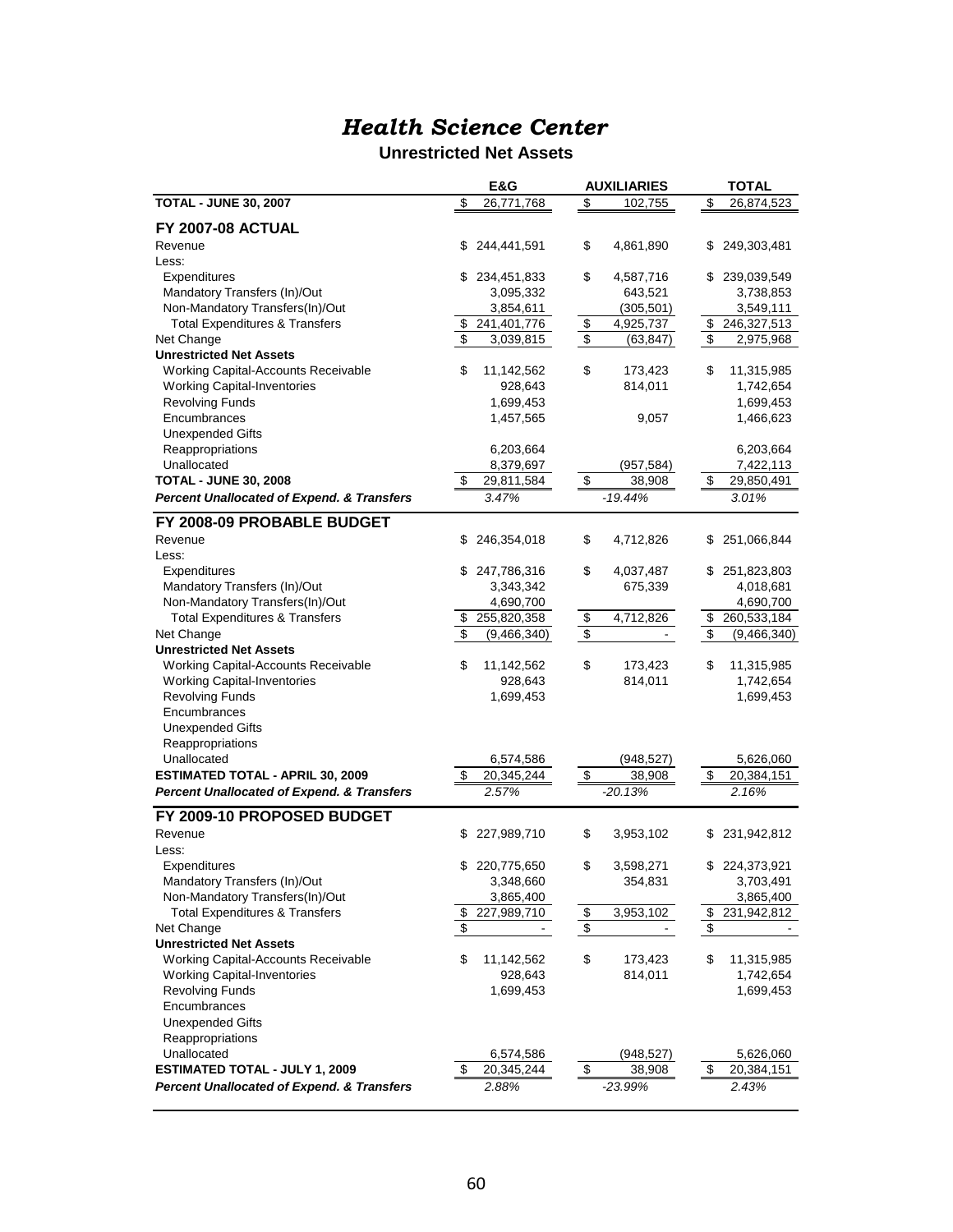# Health Science Center

## Unrestricted Net Assets

| | E&G | AUXILIARIES | TOTAL |
|---|---|---|---|
| **TOTAL - JUNE 30, 2007** | $ 26,771,768 | $ 102,755 | $ 26,874,523 |
| **FY 2007-08 ACTUAL** | | | |
| Revenue | $ 244,441,591 | $ 4,861,890 | $ 249,303,481 |
| Less: | | | |
| Expenditures | $ 234,451,833 | $ 4,587,716 | $ 239,039,549 |
| Mandatory Transfers (In)/Out | 3,095,332 | 643,521 | 3,738,853 |
| Non-Mandatory Transfers(In)/Out | 3,854,611 | (305,501) | 3,549,111 |
| Total Expenditures & Transfers | $ 241,401,776 | $ 4,925,737 | $ 246,327,513 |
| Net Change | $ 3,039,815 | $ (63,847) | $ 2,975,968 |
| **Unrestricted Net Assets** | | | |
| Working Capital-Accounts Receivable | $ 11,142,562 | $ 173,423 | $ 11,315,985 |
| Working Capital-Inventories | 928,643 | 814,011 | 1,742,654 |
| Revolving Funds | 1,699,453 | | 1,699,453 |
| Encumbrances | 1,457,565 | 9,057 | 1,466,623 |
| Unexpended Gifts | | | |
| Reappropriations | 6,203,664 | | 6,203,664 |
| Unallocated | 8,379,697 | (957,584) | 7,422,113 |
| **TOTAL - JUNE 30, 2008** | $ 29,811,584 | $ 38,908 | $ 29,850,491 |
| ***Percent Unallocated of Expend. & Transfers*** | *3.47%* | *-19.44%* | *3.01%* |
| **FY 2008-09 PROBABLE BUDGET** | | | |
| Revenue | $ 246,354,018 | $ 4,712,826 | $ 251,066,844 |
| Less: | | | |
| Expenditures | $ 247,786,316 | $ 4,037,487 | $ 251,823,803 |
| Mandatory Transfers (In)/Out | 3,343,342 | 675,339 | 4,018,681 |
| Non-Mandatory Transfers(In)/Out | 4,690,700 | | 4,690,700 |
| Total Expenditures & Transfers | $ 255,820,358 | $ 4,712,826 | $ 260,533,184 |
| Net Change | $ (9,466,340) | $ - | $ (9,466,340) |
| **Unrestricted Net Assets** | | | |
| Working Capital-Accounts Receivable | $ 11,142,562 | $ 173,423 | $ 11,315,985 |
| Working Capital-Inventories | 928,643 | 814,011 | 1,742,654 |
| Revolving Funds | 1,699,453 | | 1,699,453 |
| Encumbrances | | | |
| Unexpended Gifts | | | |
| Reappropriations | | | |
| Unallocated | 6,574,586 | (948,527) | 5,626,060 |
| **ESTIMATED TOTAL - APRIL 30, 2009** | $ 20,345,244 | $ 38,908 | $ 20,384,151 |
| ***Percent Unallocated of Expend. & Transfers*** | *2.57%* | *-20.13%* | *2.16%* |
| **FY 2009-10 PROPOSED BUDGET** | | | |
| Revenue | $ 227,989,710 | $ 3,953,102 | $ 231,942,812 |
| Less: | | | |
| Expenditures | $ 220,775,650 | $ 3,598,271 | $ 224,373,921 |
| Mandatory Transfers (In)/Out | 3,348,660 | 354,831 | 3,703,491 |
| Non-Mandatory Transfers(In)/Out | 3,865,400 | | 3,865,400 |
| Total Expenditures & Transfers | $ 227,989,710 | $ 3,953,102 | $ 231,942,812 |
| Net Change | $ - | $ - | $ - |
| **Unrestricted Net Assets** | | | |
| Working Capital-Accounts Receivable | $ 11,142,562 | $ 173,423 | $ 11,315,985 |
| Working Capital-Inventories | 928,643 | 814,011 | 1,742,654 |
| Revolving Funds | 1,699,453 | | 1,699,453 |
| Encumbrances | | | |
| Unexpended Gifts | | | |
| Reappropriations | | | |
| Unallocated | 6,574,586 | (948,527) | 5,626,060 |
| **ESTIMATED TOTAL - JULY 1, 2009** | $ 20,345,244 | $ 38,908 | $ 20,384,151 |
| ***Percent Unallocated of Expend. & Transfers*** | *2.88%* | *-23.99%* | *2.43%* |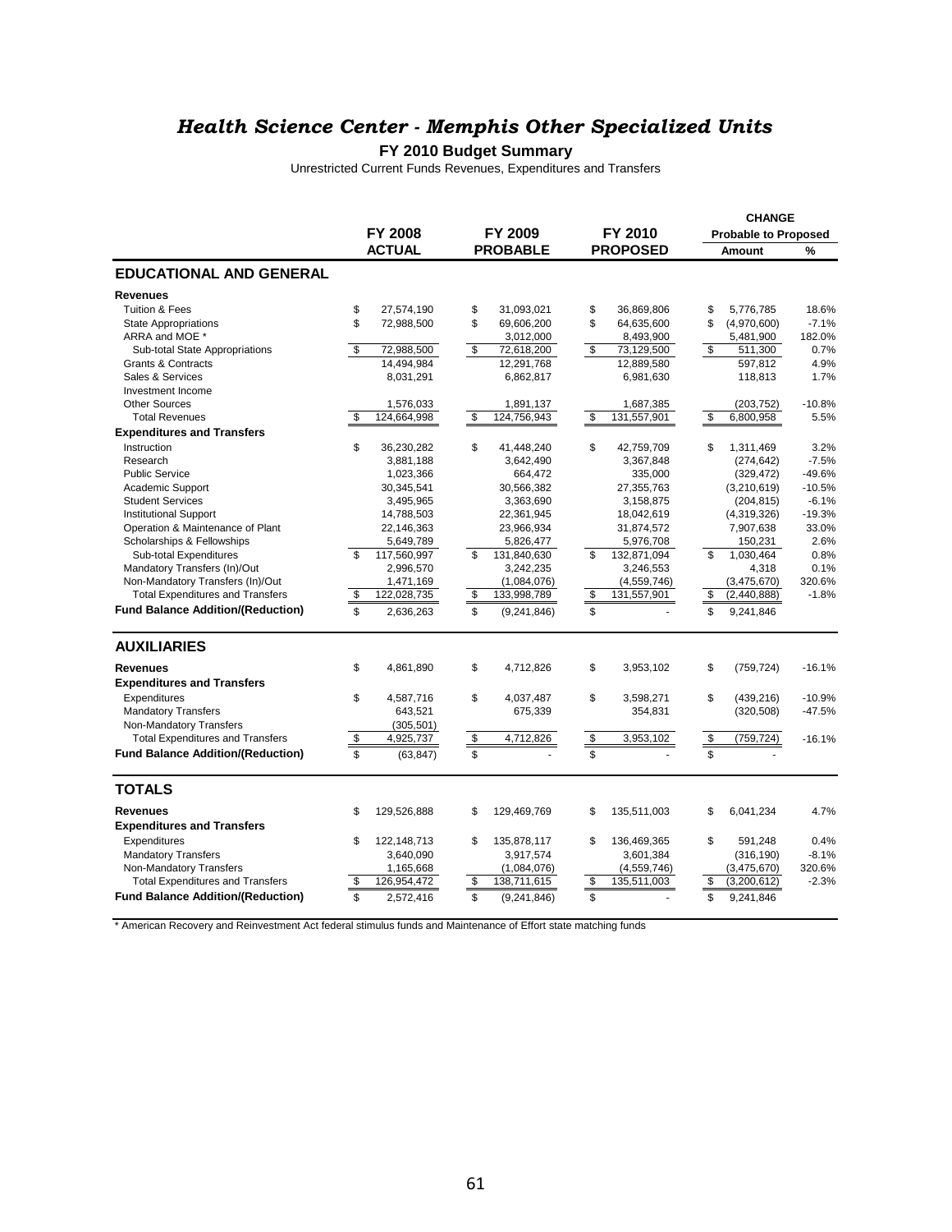# *Health Science Center - Memphis Other Specialized Units*

**FY 2010 Budget Summary**

Unrestricted Current Funds Revenues, Expenditures and Transfers

| | FY 2008 ACTUAL | FY 2009 PROBABLE | FY 2010 PROPOSED | CHANGE Probable to Proposed Amount | % |
|---|---|---|---|---|---|
| **EDUCATIONAL AND GENERAL** | | | | | |
| **Revenues** | | | | | |
| Tuition & Fees | $ 27,574,190 | $ 31,093,021 | $ 36,869,806 | $ 5,776,785 | 18.6% |
| State Appropriations | $ 72,988,500 | $ 69,606,200 | $ 64,635,600 | $ (4,970,600) | -7.1% |
| ARRA and MOE * | | 3,012,000 | 8,493,900 | 5,481,900 | 182.0% |
| Sub-total State Appropriations | $ 72,988,500 | $ 72,618,200 | $ 73,129,500 | $ 511,300 | 0.7% |
| Grants & Contracts | 14,494,984 | 12,291,768 | 12,889,580 | 597,812 | 4.9% |
| Sales & Services | 8,031,291 | 6,862,817 | 6,981,630 | 118,813 | 1.7% |
| Investment Income | | | | | |
| Other Sources | 1,576,033 | 1,891,137 | 1,687,385 | (203,752) | -10.8% |
| Total Revenues | $ 124,664,998 | $ 124,756,943 | $ 131,557,901 | $ 6,800,958 | 5.5% |
| **Expenditures and Transfers** | | | | | |
| Instruction | $ 36,230,282 | $ 41,448,240 | $ 42,759,709 | $ 1,311,469 | 3.2% |
| Research | 3,881,188 | 3,642,490 | 3,367,848 | (274,642) | -7.5% |
| Public Service | 1,023,366 | 664,472 | 335,000 | (329,472) | -49.6% |
| Academic Support | 30,345,541 | 30,566,382 | 27,355,763 | (3,210,619) | -10.5% |
| Student Services | 3,495,965 | 3,363,690 | 3,158,875 | (204,815) | -6.1% |
| Institutional Support | 14,788,503 | 22,361,945 | 18,042,619 | (4,319,326) | -19.3% |
| Operation & Maintenance of Plant | 22,146,363 | 23,966,934 | 31,874,572 | 7,907,638 | 33.0% |
| Scholarships & Fellowships | 5,649,789 | 5,826,477 | 5,976,708 | 150,231 | 2.6% |
| Sub-total Expenditures | $ 117,560,997 | $ 131,840,630 | $ 132,871,094 | $ 1,030,464 | 0.8% |
| Mandatory Transfers (In)/Out | 2,996,570 | 3,242,235 | 3,246,553 | 4,318 | 0.1% |
| Non-Mandatory Transfers (In)/Out | 1,471,169 | (1,084,076) | (4,559,746) | (3,475,670) | 320.6% |
| Total Expenditures and Transfers | $ 122,028,735 | $ 133,998,789 | $ 131,557,901 | $ (2,440,888) | -1.8% |
| **Fund Balance Addition/(Reduction)** | $ 2,636,263 | $ (9,241,846) | $ - | $ 9,241,846 | |
| **AUXILIARIES** | | | | | |
| **Revenues** | $ 4,861,890 | $ 4,712,826 | $ 3,953,102 | $ (759,724) | -16.1% |
| **Expenditures and Transfers** | | | | | |
| Expenditures | $ 4,587,716 | $ 4,037,487 | $ 3,598,271 | $ (439,216) | -10.9% |
| Mandatory Transfers | 643,521 | 675,339 | 354,831 | (320,508) | -47.5% |
| Non-Mandatory Transfers | (305,501) | | | | |
| Total Expenditures and Transfers | $ 4,925,737 | $ 4,712,826 | $ 3,953,102 | $ (759,724) | -16.1% |
| **Fund Balance Addition/(Reduction)** | $ (63,847) | $ - | $ - | $ - | |
| **TOTALS** | | | | | |
| **Revenues** | $ 129,526,888 | $ 129,469,769 | $ 135,511,003 | $ 6,041,234 | 4.7% |
| **Expenditures and Transfers** | | | | | |
| Expenditures | $ 122,148,713 | $ 135,878,117 | $ 136,469,365 | $ 591,248 | 0.4% |
| Mandatory Transfers | 3,640,090 | 3,917,574 | 3,601,384 | (316,190) | -8.1% |
| Non-Mandatory Transfers | 1,165,668 | (1,084,076) | (4,559,746) | (3,475,670) | 320.6% |
| Total Expenditures and Transfers | $ 126,954,472 | $ 138,711,615 | $ 135,511,003 | $ (3,200,612) | -2.3% |
| **Fund Balance Addition/(Reduction)** | $ 2,572,416 | $ (9,241,846) | $ - | $ 9,241,846 | |

\* American Recovery and Reinvestment Act federal stimulus funds and Maintenance of Effort state matching funds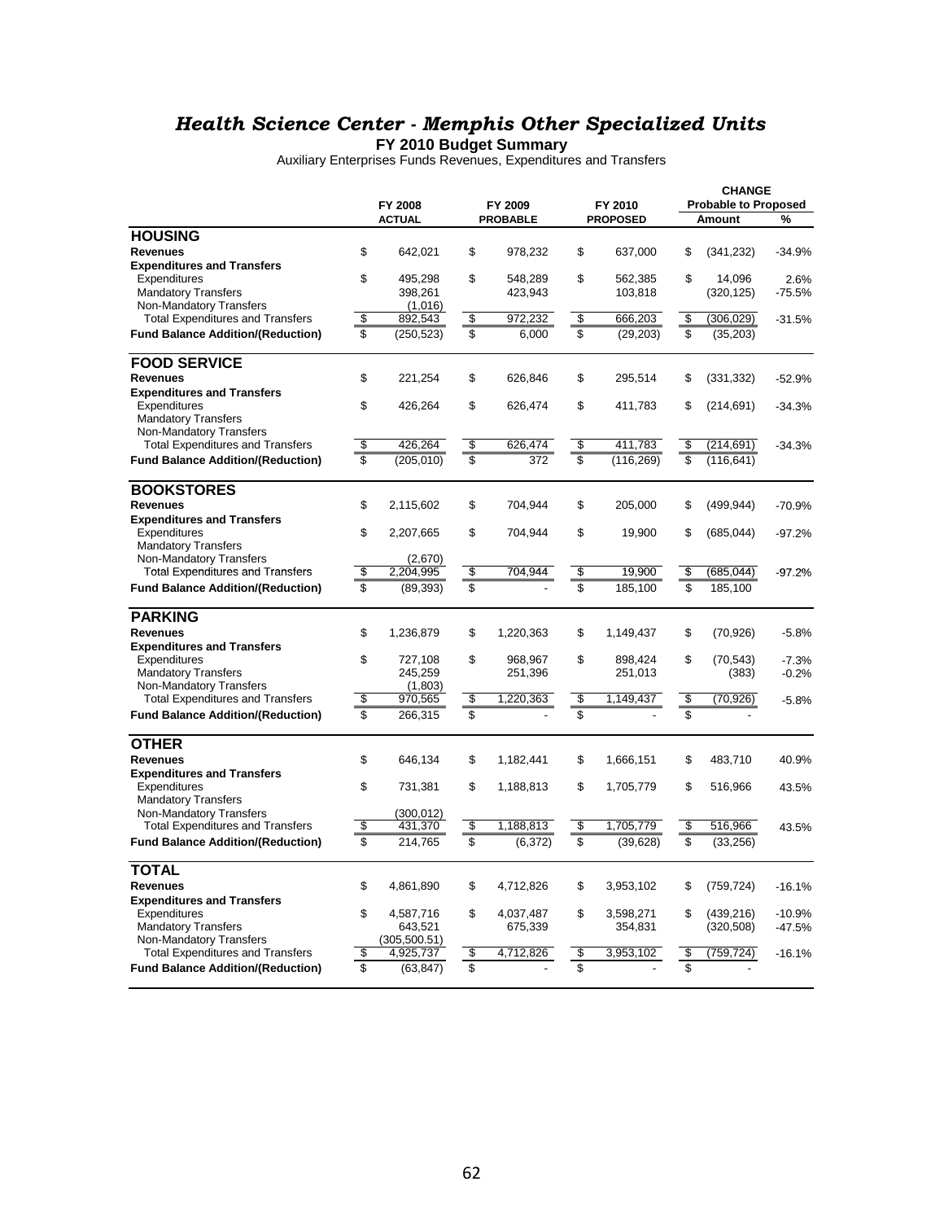# *Health Science Center - Memphis Other Specialized Units*

**FY 2010 Budget Summary**

Auxiliary Enterprises Funds Revenues, Expenditures and Transfers

| | FY 2008 ACTUAL | FY 2009 PROBABLE | FY 2010 PROPOSED | CHANGE Probable to Proposed Amount | % |
|---|---|---|---|---|---|
| **HOUSING** | | | | | |
| **Revenues** | $ 642,021 | $ 978,232 | $ 637,000 | $ (341,232) | -34.9% |
| **Expenditures and Transfers** | | | | | |
| Expenditures | $ 495,298 | $ 548,289 | $ 562,385 | $ 14,096 | 2.6% |
| Mandatory Transfers | 398,261 | 423,943 | 103,818 | (320,125) | -75.5% |
| Non-Mandatory Transfers | (1,016) | | | | |
| Total Expenditures and Transfers | $ 892,543 | $ 972,232 | $ 666,203 | $ (306,029) | -31.5% |
| **Fund Balance Addition/(Reduction)** | $ (250,523) | $ 6,000 | $ (29,203) | $ (35,203) | |
| **FOOD SERVICE** | | | | | |
| **Revenues** | $ 221,254 | $ 626,846 | $ 295,514 | $ (331,332) | -52.9% |
| **Expenditures and Transfers** | | | | | |
| Expenditures | $ 426,264 | $ 626,474 | $ 411,783 | $ (214,691) | -34.3% |
| Mandatory Transfers | | | | | |
| Non-Mandatory Transfers | | | | | |
| Total Expenditures and Transfers | $ 426,264 | $ 626,474 | $ 411,783 | $ (214,691) | -34.3% |
| **Fund Balance Addition/(Reduction)** | $ (205,010) | $ 372 | $ (116,269) | $ (116,641) | |
| **BOOKSTORES** | | | | | |
| **Revenues** | $ 2,115,602 | $ 704,944 | $ 205,000 | $ (499,944) | -70.9% |
| **Expenditures and Transfers** | | | | | |
| Expenditures | $ 2,207,665 | $ 704,944 | $ 19,900 | $ (685,044) | -97.2% |
| Mandatory Transfers | | | | | |
| Non-Mandatory Transfers | (2,670) | | | | |
| Total Expenditures and Transfers | $ 2,204,995 | $ 704,944 | $ 19,900 | $ (685,044) | -97.2% |
| **Fund Balance Addition/(Reduction)** | $ (89,393) | $ - | $ 185,100 | $ 185,100 | |
| **PARKING** | | | | | |
| **Revenues** | $ 1,236,879 | $ 1,220,363 | $ 1,149,437 | $ (70,926) | -5.8% |
| **Expenditures and Transfers** | | | | | |
| Expenditures | $ 727,108 | $ 968,967 | $ 898,424 | $ (70,543) | -7.3% |
| Mandatory Transfers | 245,259 | 251,396 | 251,013 | (383) | -0.2% |
| Non-Mandatory Transfers | (1,803) | | | | |
| Total Expenditures and Transfers | $ 970,565 | $ 1,220,363 | $ 1,149,437 | $ (70,926) | -5.8% |
| **Fund Balance Addition/(Reduction)** | $ 266,315 | $ - | $ - | $ - | |
| **OTHER** | | | | | |
| **Revenues** | $ 646,134 | $ 1,182,441 | $ 1,666,151 | $ 483,710 | 40.9% |
| **Expenditures and Transfers** | | | | | |
| Expenditures | $ 731,381 | $ 1,188,813 | $ 1,705,779 | $ 516,966 | 43.5% |
| Mandatory Transfers | | | | | |
| Non-Mandatory Transfers | (300,012) | | | | |
| Total Expenditures and Transfers | $ 431,370 | $ 1,188,813 | $ 1,705,779 | $ 516,966 | 43.5% |
| **Fund Balance Addition/(Reduction)** | $ 214,765 | $ (6,372) | $ (39,628) | $ (33,256) | |
| **TOTAL** | | | | | |
| **Revenues** | $ 4,861,890 | $ 4,712,826 | $ 3,953,102 | $ (759,724) | -16.1% |
| **Expenditures and Transfers** | | | | | |
| Expenditures | $ 4,587,716 | $ 4,037,487 | $ 3,598,271 | $ (439,216) | -10.9% |
| Mandatory Transfers | 643,521 | 675,339 | 354,831 | (320,508) | -47.5% |
| Non-Mandatory Transfers | (305,500.51) | | | | |
| Total Expenditures and Transfers | $ 4,925,737 | $ 4,712,826 | $ 3,953,102 | $ (759,724) | -16.1% |
| **Fund Balance Addition/(Reduction)** | $ (63,847) | $ - | $ - | $ - | |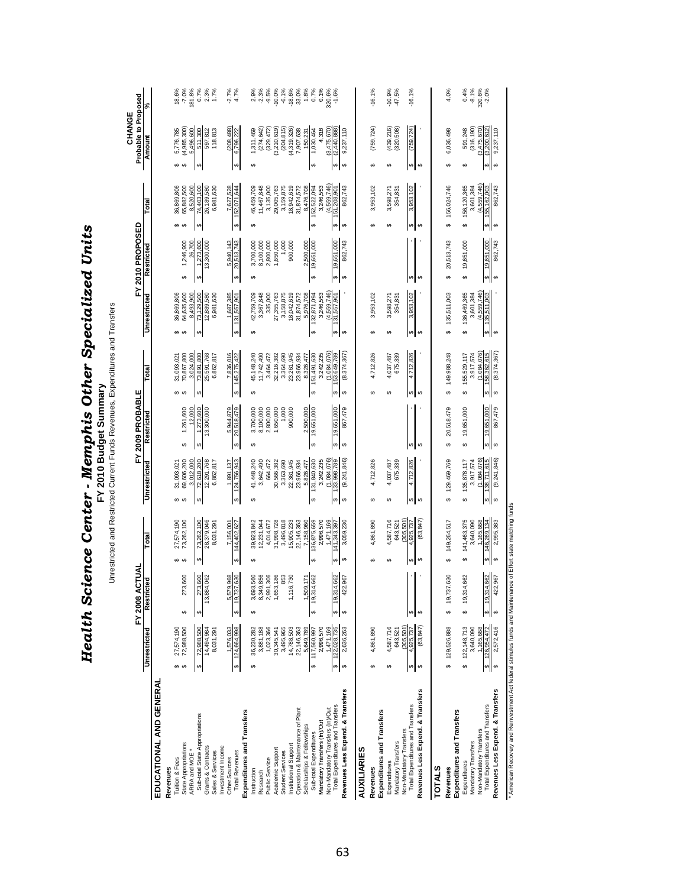# Health Science Center - Memphis Other Specialized Units

## FY 2010 Budget Summary

Unrestricted and Restricted Current Funds Revenues, Expenditures and Transfers

| | FY 2008 ACTUAL | | | FY 2009 PROBABLE | | | FY 2010 PROPOSED | | | CHANGE Probable to Proposed | |
|---|---|---|---|---|---|---|---|---|---|---|---|
| | Unrestricted | Restricted | Total | Unrestricted | Restricted | Total | Unrestricted | Restricted | Total | Amount | % |
| **EDUCATIONAL AND GENERAL** | | | | | | | | | | | |
| **Revenues** | | | | | | | | | | | |
| Tuition & Fees | 27,574,190 | | 27,574,190 | 31,093,021 | | 31,093,021 | 36,869,806 | | 36,869,806 | 5,776,785 | 18.6% |
| State Appropriations | 72,988,500 | 273,600 | 73,262,100 | 69,606,200 | 1,261,600 | 70,867,800 | 64,635,600 | 1,246,900 | 65,882,500 | (4,985,300) | -7.0% |
| ARRA and MOE * | | | | 3,012,000 | 12,000 | 3,024,000 | 8,493,900 | 26,700 | 8,520,600 | 5,496,600 | 181.8% |
| Sub-total State Appropriations | 72,988,500 | 273,600 | 73,262,100 | 72,618,200 | 1,273,600 | 73,891,800 | 73,129,500 | 1,273,600 | 74,403,100 | 511,300 | 0.7% |
| Grants & Contracts | 14,494,984 | 13,884,062 | 28,379,046 | 12,291,769 | 13,300,000 | 25,591,769 | 12,889,580 | 13,300,000 | 26,189,580 | 597,812 | 2.3% |
| Sales & Services | 8,031,291 | | 8,031,291 | 6,862,817 | | 6,862,817 | 6,981,630 | | 6,981,630 | 118,813 | 1.7% |
| Investment Income | | | | | | | | | | | |
| Other Sources | 1,576,033 | 5,579,968 | 7,156,001 | 1,891,137 | 5,944,879 | 7,836,016 | 1,687,385 | 5,940,143 | 7,627,528 | (208,488) | -2.7% |
| Total Revenues | 124,664,998 | 19,737,630 | 144,402,627 | 124,756,943 | 20,518,479 | 145,275,422 | 131,557,901 | 20,513,743 | 152,071,644 | 6,796,222 | 4.7% |
| **Expenditures and Transfers** | | | | | | | | | | | |
| Instruction | 36,230,282 | 3,693,560 | 39,923,842 | 41,448,240 | 3,700,000 | 45,148,240 | 42,759,709 | 3,700,000 | 46,459,709 | 1,311,469 | 2.9% |
| Research | 3,881,188 | 8,349,856 | 12,231,044 | 3,642,490 | 8,100,000 | 11,742,490 | 3,367,848 | 8,100,000 | 11,467,848 | (274,642) | -2.3% |
| Public Service | 1,023,366 | 2,991,306 | 4,014,672 | 664,472 | 2,800,000 | 3,464,472 | 335,000 | 2,800,000 | 3,135,000 | (329,472) | -9.5% |
| Academic Support | 30,345,541 | 1,653,186 | 31,998,728 | 30,566,382 | 1,650,000 | 32,216,382 | 27,355,763 | 1,650,000 | 29,005,763 | (3,210,619) | -10.0% |
| Student Services | 3,495,965 | 853 | 3,496,818 | 3,363,690 | 1,000 | 3,364,690 | 3,158,875 | 1,000 | 3,159,875 | (204,815) | -6.1% |
| Institutional Support | 14,788,503 | 1,116,730 | 15,905,233 | 22,361,945 | 900,000 | 23,261,945 | 18,042,619 | 900,000 | 18,942,619 | (4,319,326) | -18.6% |
| Operation & Maintenance of Plant | 22,146,363 | | 22,146,363 | 23,966,934 | | 23,966,934 | 31,874,572 | | 31,874,572 | 7,907,638 | 33.0% |
| Scholarships & Fellowships | 5,649,789 | 1,509,171 | 7,158,960 | 5,826,477 | 2,500,000 | 8,326,477 | 5,976,708 | 2,500,000 | 8,476,708 | 150,231 | 1.8% |
| Sub-total Expenditures | 117,560,997 | 19,314,662 | 136,875,659 | 131,840,630 | 19,651,000 | 151,491,630 | 132,871,094 | 19,651,000 | 152,522,094 | 1,030,464 | 0.7% |
| Mandatory Transfers (In)/Out | 2,996,570 | | 2,996,570 | 3,242,235 | | 3,242,235 | 3,246,553 | | 3,246,553 | 4,318 | 0.1% |
| Non-Mandatory Transfers (In)/Out | 1,471,169 | | 1,471,169 | (1,084,076) | | (1,084,076) | (4,559,746) | | (4,559,746) | (3,475,670) | 320.6% |
| Total Expenditures and Transfers | 122,028,735 | 19,314,662 | 141,343,397 | 133,998,789 | 19,651,000 | 153,649,789 | 131,557,901 | 19,651,000 | 151,208,901 | (2,440,888) | -1.6% |
| **Revenues Less Expend. & Transfers** | 2,636,263 | 422,967 | 3,059,230 | (9,241,846) | 867,479 | (8,374,367) | - | 862,743 | 862,743 | 9,237,110 | |
| **AUXILIARIES** | | | | | | | | | | | |
| **Revenues** | 4,861,890 | | 4,861,890 | 4,712,826 | | 4,712,826 | 3,953,102 | | 3,953,102 | (759,724) | -16.1% |
| **Expenditures and Transfers** | | | | | | | | | | | |
| Expenditures | 4,587,716 | | 4,587,716 | 4,037,487 | | 4,037,487 | 3,598,271 | | 3,598,271 | (439,216) | -10.9% |
| Mandatory Transfers | 643,521 | | 643,521 | 675,339 | | 675,339 | 354,831 | | 354,831 | (320,508) | -47.5% |
| Non-Mandatory Transfers | (305,501) | | (305,501) | | | | | | | | |
| Total Expenditures and Transfers | 4,925,737 | - | 4,925,737 | 4,712,826 | - | 4,712,826 | 3,953,102 | - | 3,953,102 | (759,724) | -16.1% |
| **Revenues Less Expend. & Transfers** | (63,847) | - | (63,847) | - | - | - | - | - | - | - | |
| **TOTALS** | | | | | | | | | | | |
| **Revenues** | 129,526,888 | 19,737,630 | 149,264,517 | 129,469,769 | 20,518,479 | 149,988,248 | 135,511,003 | 20,513,743 | 156,024,746 | 6,036,498 | 4.0% |
| **Expenditures and Transfers** | | | | | | | | | | | |
| Expenditures | 122,148,713 | 19,314,662 | 141,463,375 | 135,878,117 | 19,651,000 | 155,529,117 | 136,469,365 | 19,651,000 | 156,120,365 | 591,248 | 0.4% |
| Mandatory Transfers | 3,640,090 | | 3,640,090 | 3,917,574 | | 3,917,574 | 3,601,384 | | 3,601,384 | (316,190) | -8.1% |
| Non-Mandatory Transfers | 1,165,668 | | 1,165,668 | (1,084,076) | | (1,084,076) | (4,559,746) | | (4,559,746) | (3,475,670) | 320.6% |
| Total Expenditures and Transfers | 126,954,472 | 19,314,662 | 146,269,134 | 138,711,615 | 19,651,000 | 158,362,615 | 135,511,003 | 19,651,000 | 155,162,003 | (3,200,612) | -2.0% |
| **Revenues Less Expend. & Transfers** | 2,572,416 | 422,967 | 2,995,383 | (9,241,846) | 867,479 | (8,374,367) | - | 862,743 | 862,743 | 9,237,110 | |

* American Recovery and Reinvestment Act federal stimulus funds and Maintenance of Effort state matching funds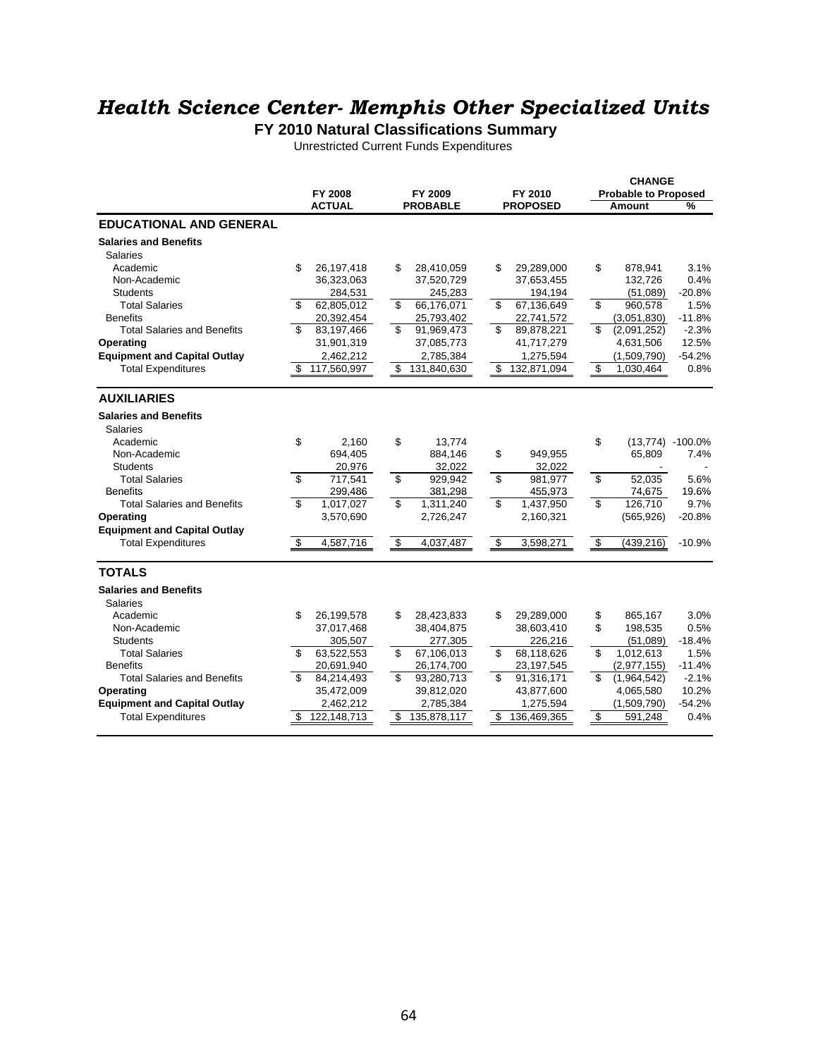# *Health Science Center- Memphis Other Specialized Units*

**FY 2010 Natural Classifications Summary**

Unrestricted Current Funds Expenditures

| | FY 2008 ACTUAL | FY 2009 PROBABLE | FY 2010 PROPOSED | CHANGE Probable to Proposed Amount | % |
|---|---|---|---|---|---|
| **EDUCATIONAL AND GENERAL** | | | | | |
| **Salaries and Benefits** | | | | | |
| Salaries | | | | | |
| Academic | $ 26,197,418 | $ 28,410,059 | $ 29,289,000 | $ 878,941 | 3.1% |
| Non-Academic | 36,323,063 | 37,520,729 | 37,653,455 | 132,726 | 0.4% |
| Students | 284,531 | 245,283 | 194,194 | (51,089) | -20.8% |
| Total Salaries | $ 62,805,012 | $ 66,176,071 | $ 67,136,649 | $ 960,578 | 1.5% |
| Benefits | 20,392,454 | 25,793,402 | 22,741,572 | (3,051,830) | -11.8% |
| Total Salaries and Benefits | $ 83,197,466 | $ 91,969,473 | $ 89,878,221 | $ (2,091,252) | -2.3% |
| **Operating** | 31,901,319 | 37,085,773 | 41,717,279 | 4,631,506 | 12.5% |
| **Equipment and Capital Outlay** | 2,462,212 | 2,785,384 | 1,275,594 | (1,509,790) | -54.2% |
| Total Expenditures | $ 117,560,997 | $ 131,840,630 | $ 132,871,094 | $ 1,030,464 | 0.8% |
| **AUXILIARIES** | | | | | |
| **Salaries and Benefits** | | | | | |
| Salaries | | | | | |
| Academic | $ 2,160 | $ 13,774 | | $ (13,774) | -100.0% |
| Non-Academic | 694,405 | 884,146 | $ 949,955 | 65,809 | 7.4% |
| Students | 20,976 | 32,022 | 32,022 | - | - |
| Total Salaries | $ 717,541 | $ 929,942 | $ 981,977 | $ 52,035 | 5.6% |
| Benefits | 299,486 | 381,298 | 455,973 | 74,675 | 19.6% |
| Total Salaries and Benefits | $ 1,017,027 | $ 1,311,240 | $ 1,437,950 | $ 126,710 | 9.7% |
| **Operating** | 3,570,690 | 2,726,247 | 2,160,321 | (565,926) | -20.8% |
| **Equipment and Capital Outlay** | | | | | |
| Total Expenditures | $ 4,587,716 | $ 4,037,487 | $ 3,598,271 | $ (439,216) | -10.9% |
| **TOTALS** | | | | | |
| **Salaries and Benefits** | | | | | |
| Salaries | | | | | |
| Academic | $ 26,199,578 | $ 28,423,833 | $ 29,289,000 | $ 865,167 | 3.0% |
| Non-Academic | 37,017,468 | 38,404,875 | 38,603,410 | $ 198,535 | 0.5% |
| Students | 305,507 | 277,305 | 226,216 | (51,089) | -18.4% |
| Total Salaries | $ 63,522,553 | $ 67,106,013 | $ 68,118,626 | $ 1,012,613 | 1.5% |
| Benefits | 20,691,940 | 26,174,700 | 23,197,545 | (2,977,155) | -11.4% |
| Total Salaries and Benefits | $ 84,214,493 | $ 93,280,713 | $ 91,316,171 | $ (1,964,542) | -2.1% |
| **Operating** | 35,472,009 | 39,812,020 | 43,877,600 | 4,065,580 | 10.2% |
| **Equipment and Capital Outlay** | 2,462,212 | 2,785,384 | 1,275,594 | (1,509,790) | -54.2% |
| Total Expenditures | $ 122,148,713 | $ 135,878,117 | $ 136,469,365 | $ 591,248 | 0.4% |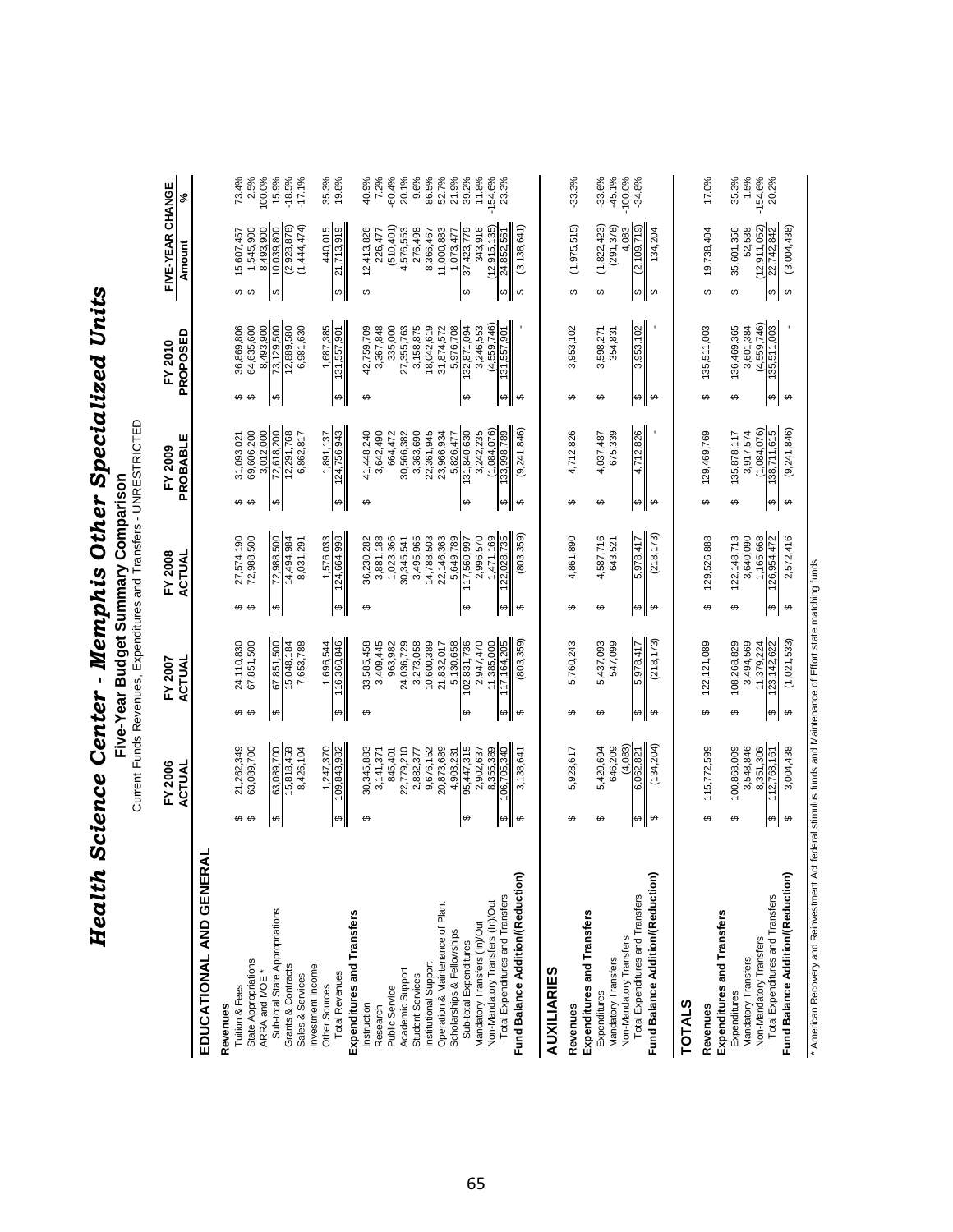# *Health Science Center - Memphis Other Specialized Units*

## Five-Year Budget Summary Comparison

Current Funds Revenues, Expenditures and Transfers - UNRESTRICTED

| | FY 2006 ACTUAL | FY 2007 ACTUAL | FY 2008 ACTUAL | FY 2009 PROBABLE | FY 2010 PROPOSED | FIVE-YEAR CHANGE Amount | % |
|---|---|---|---|---|---|---|---|
| **EDUCATIONAL AND GENERAL** | | | | | | | |
| **Revenues** | | | | | | | |
| Tuition & Fees | $ 21,262,349 | $ 24,110,830 | $ 27,574,190 | $ 31,093,021 | $ 36,869,806 | $ 15,607,457 | 73.4% |
| State Appropriations | $ 63,089,700 | $ 67,851,500 | $ 72,988,500 | $ 69,606,200 | $ 64,635,600 | $ 1,545,900 | 2.5% |
| ARRA and MOE * | | | | 3,012,000 | 8,493,900 | 8,493,900 | 100.0% |
| Sub-total State Appropriations | $ 63,089,700 | $ 67,851,500 | $ 72,988,500 | $ 72,618,200 | $ 73,129,500 | $ 10,039,800 | 15.9% |
| Grants & Contracts | 15,818,458 | 15,048,184 | 14,494,984 | 12,291,768 | 12,889,580 | (2,928,878) | -18.5% |
| Sales & Services | 8,426,104 | 7,653,788 | 8,031,291 | 6,862,817 | 6,981,630 | (1,444,474) | -17.1% |
| Investment Income | | | | | | | |
| Other Sources | 1,247,370 | 1,696,544 | 1,576,033 | 1,891,137 | 1,687,385 | 440,015 | 35.3% |
| Total Revenues | $ 109,843,982 | $ 116,360,846 | $ 124,664,998 | $ 124,756,943 | $ 131,557,901 | $ 21,713,919 | 19.8% |
| **Expenditures and Transfers** | | | | | | | |
| Instruction | $ 30,345,883 | $ 33,585,458 | $ 36,230,282 | $ 41,448,240 | $ 42,759,709 | $ 12,413,826 | 40.9% |
| Research | 3,141,371 | 3,409,445 | 3,881,188 | 3,642,490 | 3,367,848 | 226,477 | 7.2% |
| Public Service | 845,401 | 963,982 | 1,023,366 | 664,472 | 335,000 | (510,401) | -60.4% |
| Academic Support | 22,779,210 | 24,036,729 | 30,345,541 | 30,566,382 | 27,355,763 | 4,576,553 | 20.1% |
| Student Services | 2,882,377 | 3,273,058 | 3,495,965 | 3,363,690 | 3,158,875 | 276,498 | 9.6% |
| Institutional Support | 9,676,152 | 10,600,389 | 14,788,503 | 22,361,945 | 18,042,619 | 8,366,467 | 86.5% |
| Operation & Maintenance of Plant | 20,873,689 | 21,832,017 | 22,146,363 | 23,966,934 | 31,874,572 | 11,000,883 | 52.7% |
| Scholarships & Fellowships | 4,903,231 | 5,130,658 | 5,649,789 | 5,826,477 | 5,976,708 | 1,073,477 | 21.9% |
| Sub-total Expenditures | $ 95,447,315 | $ 102,831,736 | $ 117,560,997 | $ 131,840,630 | $ 132,871,094 | $ 37,423,779 | 39.2% |
| Mandatory Transfers (In)/Out | 2,902,637 | 2,947,470 | 2,996,570 | 3,242,235 | 3,246,553 | 343,916 | 11.8% |
| Non-Mandatory Transfers (In)/Out | 8,355,389 | 11,385,000 | 1,471,169 | (1,084,076) | (4,559,746) | (12,915,135) | -154.6% |
| Total Expenditures and Transfers | $ 106,705,340 | $ 117,164,205 | $ 122,028,735 | $ 133,998,789 | $ 131,557,901 | $ 24,852,561 | 23.3% |
| **Fund Balance Addition/(Reduction)** | $ 3,138,641 | $ (803,359) | $ (803,359) | $ (9,241,846) | $ - | $ (3,138,641) | |
| **AUXILIARIES** | | | | | | | |
| **Revenues** | $ 5,928,617 | $ 5,760,243 | $ 4,861,890 | $ 4,712,826 | $ 3,953,102 | $ (1,975,515) | -33.3% |
| **Expenditures and Transfers** | | | | | | | |
| Expenditures | $ 5,420,694 | $ 5,437,093 | $ 4,587,716 | $ 4,037,487 | $ 3,598,271 | $ (1,822,423) | -33.6% |
| Mandatory Transfers | 646,209 | 547,099 | 643,521 | 675,339 | 354,831 | (291,378) | -45.1% |
| Non-Mandatory Transfers | (4,083) | | | | | 4,083 | -100.0% |
| Total Expenditures and Transfers | $ 6,062,821 | $ 5,978,417 | $ 5,978,417 | $ 4,712,826 | $ 3,953,102 | $ (2,109,719) | -34.8% |
| **Fund Balance Addition/(Reduction)** | $ (134,204) | $ (218,173) | $ (218,173) | $ - | $ - | $ 134,204 | |
| **TOTALS** | | | | | | | |
| **Revenues** | $ 115,772,599 | $ 122,121,089 | $ 129,526,888 | $ 129,469,769 | $ 135,511,003 | $ 19,738,404 | 17.0% |
| **Expenditures and Transfers** | | | | | | | |
| Expenditures | $ 100,868,009 | $ 108,268,829 | $ 122,148,713 | $ 135,878,117 | $ 136,469,365 | $ 35,601,356 | 35.3% |
| Mandatory Transfers | 3,548,846 | 3,494,569 | 3,640,090 | 3,917,574 | 3,601,384 | 52,538 | 1.5% |
| Non-Mandatory Transfers | 8,351,306 | 11,379,224 | 1,165,668 | (1,084,076) | (4,559,746) | (12,911,052) | -154.6% |
| Total Expenditures and Transfers | $ 112,768,161 | $ 123,142,622 | $ 126,954,472 | $ 138,711,615 | $ 135,511,003 | $ 22,742,842 | 20.2% |
| **Fund Balance Addition/(Reduction)** | $ 3,004,438 | $ (1,021,533) | $ 2,572,416 | $ (9,241,846) | $ - | $ (3,004,438) | |

\* American Recovery and Reinvestment Act federal stimulus funds and Maintenance of Effort state matching funds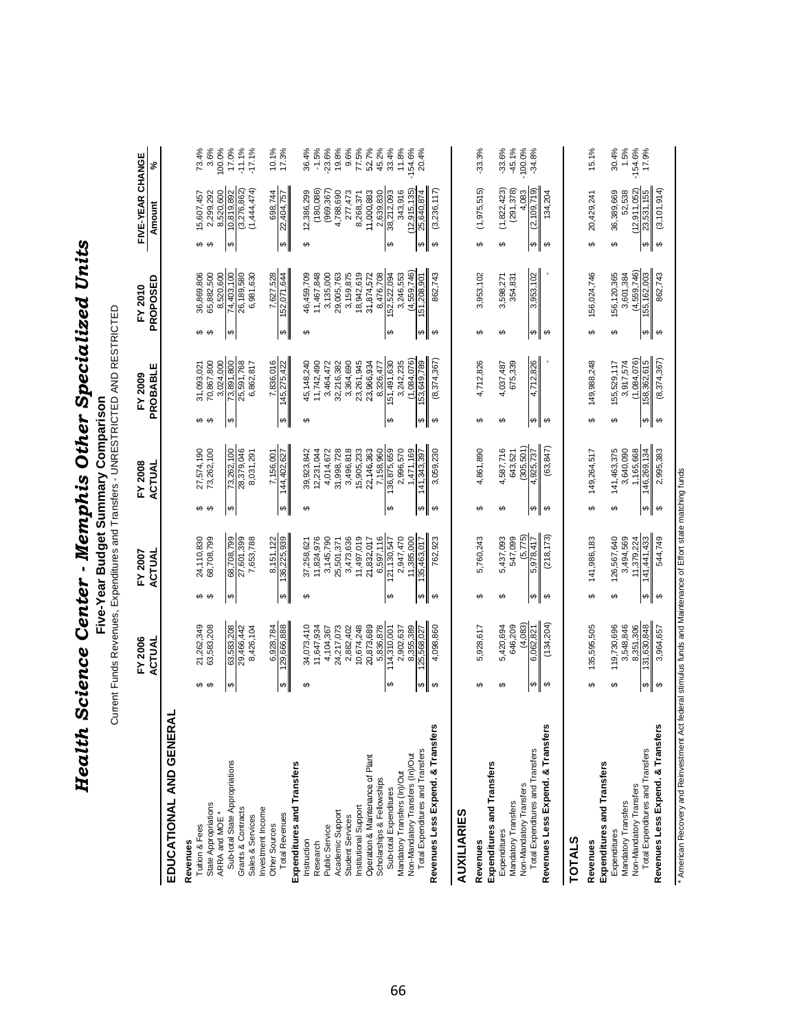# *Health Science Center - Memphis Other Specialized Units*

## Five-Year Budget Summary Comparison

Current Funds Revenues, Expenditures and Transfers - UNRESTRICTED AND RESTRICTED

| | FY 2006 ACTUAL | FY 2007 ACTUAL | FY 2008 ACTUAL | FY 2009 PROBABLE | FY 2010 PROPOSED | FIVE-YEAR CHANGE Amount | FIVE-YEAR CHANGE % |
|---|---|---|---|---|---|---|---|
| **EDUCATIONAL AND GENERAL** | | | | | | | |
| **Revenues** | | | | | | | |
| Tuition & Fees | $ 21,262,349 | $ 24,110,830 | $ 27,574,190 | $ 31,093,021 | $ 36,869,806 | $ 15,607,457 | 73.4% |
| State Appropriations | $ 63,583,208 | $ 68,708,799 | $ 73,262,100 | $ 70,867,800 | $ 65,882,500 | $ 2,299,292 | 3.6% |
| ARRA and MOE * | | | | 3,024,000 | 8,520,600 | 8,520,600 | 100.0% |
| Sub-total State Appropriations | $ 63,583,208 | $ 68,708,799 | $ 73,262,100 | $ 73,891,800 | $ 74,403,100 | $ 10,819,892 | 17.0% |
| Grants & Contracts | 29,466,442 | 27,601,399 | 28,379,046 | 25,591,768 | 26,189,580 | (3,276,862) | -11.1% |
| Sales & Services | 8,426,104 | 7,653,788 | 8,031,291 | 6,862,817 | 6,981,630 | (1,444,474) | -17.1% |
| Investment Income | | | | | | | |
| Other Sources | 6,928,784 | 8,151,122 | 7,156,001 | 7,836,016 | 7,627,528 | 698,744 | 10.1% |
| Total Revenues | $ 129,666,888 | $ 136,225,939 | $ 144,402,627 | $ 145,275,422 | $ 152,071,644 | $ 22,404,757 | 17.3% |
| **Expenditures and Transfers** | | | | | | | |
| Instruction | $ 34,073,410 | $ 37,258,621 | $ 39,923,842 | $ 45,148,240 | $ 46,459,709 | $ 12,386,299 | 36.4% |
| Research | 11,647,934 | 11,824,976 | 12,231,044 | 11,742,490 | 11,467,848 | (180,086) | -1.5% |
| Public Service | 4,104,367 | 3,145,790 | 4,014,672 | 3,464,472 | 3,135,000 | (969,367) | -23.6% |
| Academic Support | 24,217,073 | 25,501,371 | 31,998,728 | 32,216,382 | 29,005,763 | 4,788,690 | 19.8% |
| Student Services | 2,882,402 | 3,473,636 | 3,496,818 | 3,364,690 | 3,159,875 | 277,473 | 9.6% |
| Institutional Support | 10,674,248 | 11,497,019 | 15,905,233 | 23,261,945 | 18,942,619 | 8,268,371 | 77.5% |
| Operation & Maintenance of Plant | 20,873,689 | 21,832,017 | 22,146,363 | 23,966,934 | 31,874,572 | 11,000,883 | 52.7% |
| Scholarships & Fellowships | 5,836,878 | 6,597,116 | 7,158,960 | 8,326,477 | 8,476,708 | 2,639,830 | 45.2% |
| Sub-total Expenditures | $ 114,310,001 | $ 121,130,547 | $ 136,875,659 | $ 151,491,630 | $ 152,522,094 | $ 38,212,093 | 33.4% |
| Mandatory Transfers (In)/Out | 2,902,637 | 2,947,470 | 2,996,570 | 3,242,235 | 3,246,553 | 343,916 | 11.8% |
| Non-Mandatory Transfers (In)/Out | 8,355,389 | 11,385,000 | 1,471,169 | (1,084,076) | (4,559,746) | (12,915,135) | -154.6% |
| Total Expenditures and Transfers | $ 125,568,027 | $ 135,463,017 | $ 141,343,397 | $ 153,649,789 | $ 151,208,901 | $ 25,640,874 | 20.4% |
| **Revenues Less Expend. & Transfers** | $ 4,098,860 | $ 762,923 | $ 3,059,230 | $ (8,374,367) | $ 862,743 | $ (3,236,117) | |
| **AUXILIARIES** | | | | | | | |
| **Revenues** | $ 5,928,617 | $ 5,760,243 | $ 4,861,890 | $ 4,712,826 | $ 3,953,102 | $ (1,975,515) | -33.3% |
| **Expenditures and Transfers** | | | | | | | |
| Expenditures | $ 5,420,694 | $ 5,437,093 | $ 4,587,716 | $ 4,037,487 | $ 3,598,271 | $ (1,822,423) | -33.6% |
| Mandatory Transfers | 646,209 | 547,099 | 643,521 | 675,339 | 354,831 | (291,378) | -45.1% |
| Non-Mandatory Transfers | (4,083) | (5,775) | (305,501) | | | 4,083 | -100.0% |
| Total Expenditures and Transfers | $ 6,062,821 | $ 5,978,417 | $ 4,925,737 | $ 4,712,826 | $ 3,953,102 | $ (2,109,719) | -34.8% |
| **Revenues Less Expend. & Transfers** | $ (134,204) | $ (218,173) | $ (63,847) | $ - | $ - | $ 134,204 | |
| **TOTALS** | | | | | | | |
| **Revenues** | $ 135,595,505 | $ 141,986,183 | $ 149,264,517 | $ 149,988,248 | $ 156,024,746 | $ 20,429,241 | 15.1% |
| **Expenditures and Transfers** | | | | | | | |
| Expenditures | $ 119,730,696 | $ 126,567,640 | $ 141,463,375 | $ 155,529,117 | $ 156,120,365 | $ 36,389,669 | 30.4% |
| Mandatory Transfers | 3,548,846 | 3,494,569 | 3,640,090 | 3,917,574 | 3,601,384 | 52,538 | 1.5% |
| Non-Mandatory Transfers | 8,351,306 | 11,379,224 | 1,165,668 | (1,084,076) | (4,559,746) | (12,911,052) | -154.6% |
| Total Expenditures and Transfers | $ 131,630,848 | $ 141,441,433 | $ 146,269,134 | $ 158,362,615 | $ 155,162,003 | $ 23,531,155 | 17.9% |
| **Revenues Less Expend. & Transfers** | $ 3,964,657 | $ 544,749 | $ 2,995,383 | $ (8,374,367) | $ 862,743 | $ (3,101,914) | |

* American Recovery and Reinvestment Act federal stimulus funds and Maintenance of Effort state matching funds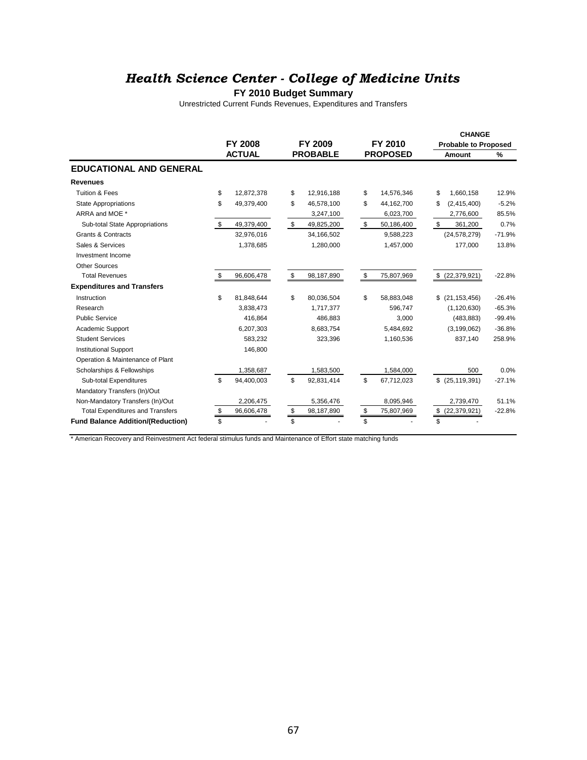# *Health Science Center - College of Medicine Units*

**FY 2010 Budget Summary**

Unrestricted Current Funds Revenues, Expenditures and Transfers

| | FY 2008 ACTUAL | FY 2009 PROBABLE | FY 2010 PROPOSED | CHANGE Probable to Proposed Amount | % |
|---|---|---|---|---|---|
| **EDUCATIONAL AND GENERAL** | | | | | |
| **Revenues** | | | | | |
| Tuition & Fees | $ 12,872,378 | $ 12,916,188 | $ 14,576,346 | $ 1,660,158 | 12.9% |
| State Appropriations | $ 49,379,400 | $ 46,578,100 | $ 44,162,700 | $ (2,415,400) | -5.2% |
| ARRA and MOE * | | 3,247,100 | 6,023,700 | 2,776,600 | 85.5% |
| Sub-total State Appropriations | $ 49,379,400 | $ 49,825,200 | $ 50,186,400 | $ 361,200 | 0.7% |
| Grants & Contracts | 32,976,016 | 34,166,502 | 9,588,223 | (24,578,279) | -71.9% |
| Sales & Services | 1,378,685 | 1,280,000 | 1,457,000 | 177,000 | 13.8% |
| Investment Income | | | | | |
| Other Sources | | | | | |
| Total Revenues | $ 96,606,478 | $ 98,187,890 | $ 75,807,969 | $ (22,379,921) | -22.8% |
| **Expenditures and Transfers** | | | | | |
| Instruction | $ 81,848,644 | $ 80,036,504 | $ 58,883,048 | $ (21,153,456) | -26.4% |
| Research | 3,838,473 | 1,717,377 | 596,747 | (1,120,630) | -65.3% |
| Public Service | 416,864 | 486,883 | 3,000 | (483,883) | -99.4% |
| Academic Support | 6,207,303 | 8,683,754 | 5,484,692 | (3,199,062) | -36.8% |
| Student Services | 583,232 | 323,396 | 1,160,536 | 837,140 | 258.9% |
| Institutional Support | 146,800 | | | | |
| Operation & Maintenance of Plant | | | | | |
| Scholarships & Fellowships | 1,358,687 | 1,583,500 | 1,584,000 | 500 | 0.0% |
| Sub-total Expenditures | $ 94,400,003 | $ 92,831,414 | $ 67,712,023 | $ (25,119,391) | -27.1% |
| Mandatory Transfers (In)/Out | | | | | |
| Non-Mandatory Transfers (In)/Out | 2,206,475 | 5,356,476 | 8,095,946 | 2,739,470 | 51.1% |
| Total Expenditures and Transfers | $ 96,606,478 | $ 98,187,890 | $ 75,807,969 | $ (22,379,921) | -22.8% |
| **Fund Balance Addition/(Reduction)** | $ - | $ - | $ - | $ - | |

* American Recovery and Reinvestment Act federal stimulus funds and Maintenance of Effort state matching funds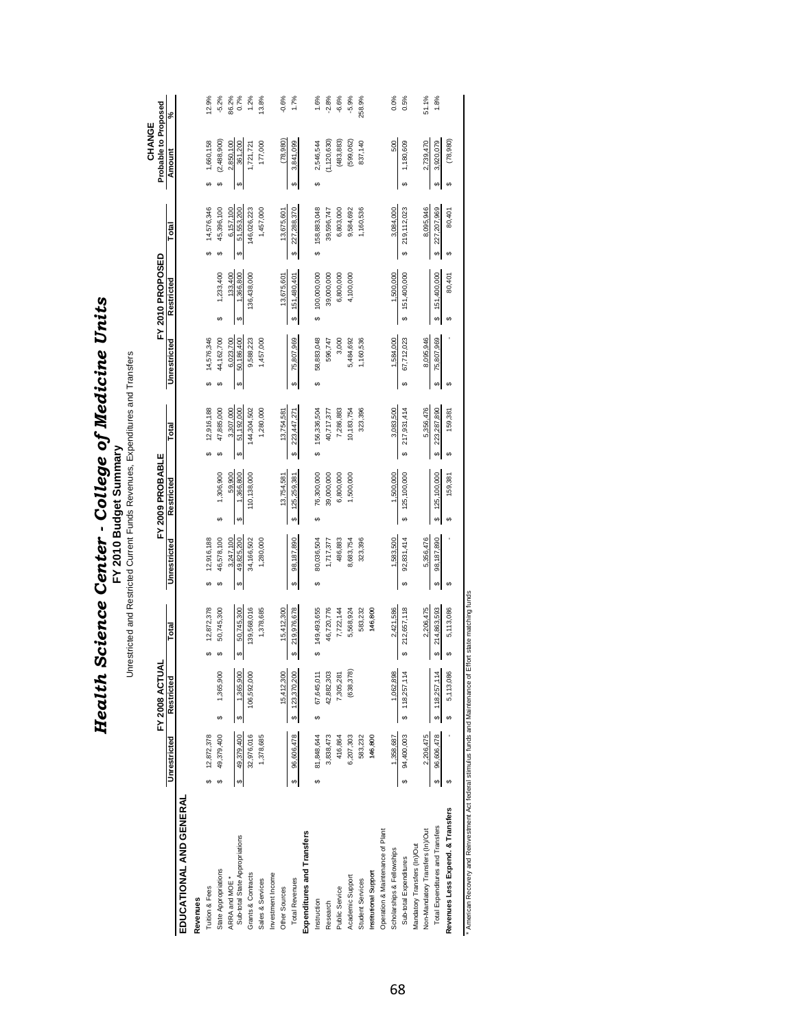# *Health Science Center - College of Medicine Units*

## FY 2010 Budget Summary

Unrestricted and Restricted Current Funds Revenues, Expenditures and Transfers

| | FY 2008 ACTUAL | | | FY 2009 PROBABLE | | | FY 2010 PROPOSED | | | CHANGE Probable to Proposed | |
|---|---|---|---|---|---|---|---|---|---|---|---|
| | Unrestricted | Restricted | Total | Unrestricted | Restricted | Total | Unrestricted | Restricted | Total | Amount | % |
| **EDUCATIONAL AND GENERAL** | | | | | | | | | | | |
| **Revenues** | | | | | | | | | | | |
| Tuition & Fees | $ 12,872,378 | | $ 12,872,378 | $ 12,916,188 | | $ 12,916,188 | $ 14,576,346 | | $ 14,576,346 | $ 1,660,158 | 12.9% |
| State Appropriations | $ 49,379,400 | $ 1,365,900 | $ 50,745,300 | $ 46,578,100 | $ 1,306,900 | $ 47,885,000 | $ 44,162,700 | $ 1,233,400 | $ 45,396,100 | $ (2,488,900) | -5.2% |
| ARRA and MOE * | | | | 3,247,100 | 59,900 | 3,307,000 | 6,023,700 | 133,400 | 6,157,100 | 2,850,100 | 86.2% |
| Sub-total State Appropriations | $ 49,379,400 | $ 1,365,900 | $ 50,745,300 | $ 49,825,200 | $ 1,366,800 | $ 51,192,000 | $ 50,186,400 | $ 1,366,800 | $ 51,553,200 | $ 361,200 | 0.7% |
| Grants & Contracts | 32,976,016 | 106,592,000 | 139,568,016 | 34,166,502 | 110,138,000 | 144,304,502 | 9,588,223 | 136,438,000 | 146,026,223 | 1,721,721 | 1.2% |
| Sales & Services | 1,378,685 | | 1,378,685 | 1,280,000 | | 1,280,000 | 1,457,000 | | 1,457,000 | 177,000 | 13.8% |
| Investment Income | | | | | | | | | | | |
| Other Sources | | 15,412,300 | 15,412,300 | | 13,754,581 | 13,754,581 | | 13,675,601 | 13,675,601 | (78,980) | -0.6% |
| Total Revenues | $ 96,606,478 | $ 123,370,200 | $ 219,976,678 | $ 98,187,890 | $ 125,259,381 | $ 223,447,271 | $ 75,807,969 | $ 151,480,401 | $ 227,288,370 | $ 3,841,099 | 1.7% |
| **Expenditures and Transfers** | | | | | | | | | | | |
| Instruction | $ 81,848,644 | $ 67,645,011 | $ 149,493,655 | $ 80,036,504 | $ 76,300,000 | $ 156,336,504 | $ 58,883,048 | $ 100,000,000 | $ 158,883,048 | $ 2,546,544 | 1.6% |
| Research | 3,838,473 | 42,882,303 | 46,720,776 | 1,717,377 | 39,000,000 | 40,717,377 | 596,747 | 39,000,000 | 39,596,747 | (1,120,630) | -2.8% |
| Public Service | 416,864 | 7,305,281 | 7,722,144 | 486,883 | 6,800,000 | 7,286,883 | 3,000 | 6,800,000 | 6,803,000 | (483,883) | -6.6% |
| Academic Support | 6,207,303 | (638,378) | 5,568,924 | 8,683,754 | 1,500,000 | 10,183,754 | 5,484,692 | 4,100,000 | 9,584,692 | (599,062) | -5.9% |
| Student Services | 583,232 | | 583,232 | 323,396 | | 323,396 | 1,160,536 | | 1,160,536 | 837,140 | 258.9% |
| Institutional Support | 146,800 | | 146,800 | | | | | | | | |
| Operation & Maintenance of Plant | | | | | | | | | | | |
| Scholarships & Fellowships | 1,358,687 | 1,062,898 | 2,421,586 | 1,583,500 | 1,500,000 | 3,083,500 | 1,584,000 | 1,500,000 | 3,084,000 | 500 | 0.0% |
| Sub-total Expenditures | $ 94,400,003 | $ 118,257,114 | $ 212,657,118 | $ 92,831,414 | $ 125,100,000 | $ 217,931,414 | $ 67,712,023 | $ 151,400,000 | $ 219,112,023 | $ 1,180,609 | 0.5% |
| Mandatory Transfers (In)/Out | | | | | | | | | | | |
| Non-Mandatory Transfers (In)/Out | 2,206,475 | | 2,206,475 | 5,356,476 | | 5,356,476 | 8,095,946 | | 8,095,946 | 2,739,470 | 51.1% |
| Total Expenditures and Transfers | $ 96,606,478 | $ 118,257,114 | $ 214,863,593 | $ 98,187,890 | $ 125,100,000 | $ 223,287,890 | $ 75,807,969 | $ 151,400,000 | $ 227,207,969 | $ 3,920,079 | 1.8% |
| **Revenues Less Expend. & Transfers** | $ - | $ 5,113,086 | $ 5,113,086 | $ - | $ 159,381 | $ 159,381 | $ - | $ 80,401 | $ 80,401 | $ (78,980) | |

\* American Recovery and Reinvestment Act federal stimulus funds and Maintenance of Effort state matching funds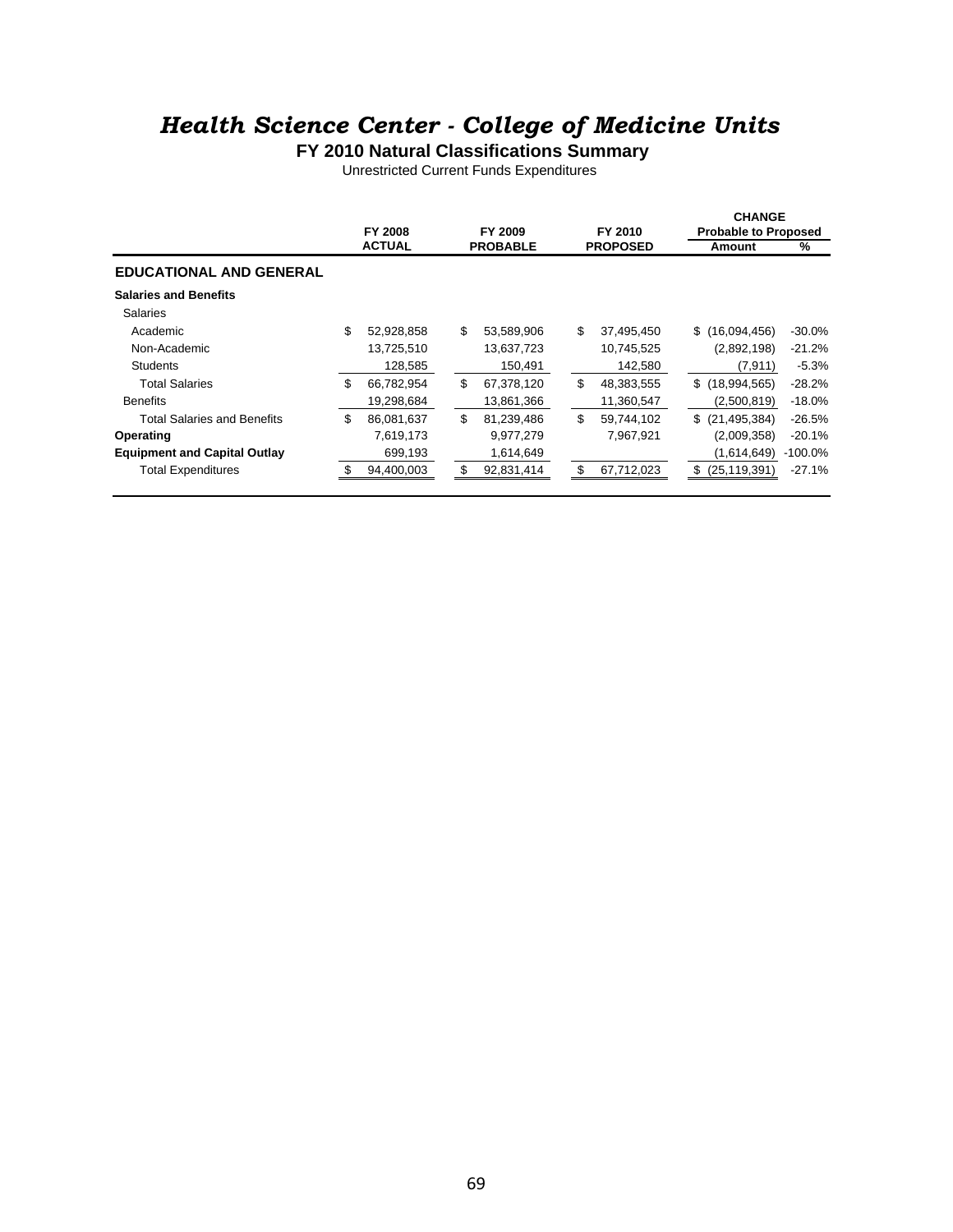# *Health Science Center - College of Medicine Units*

## FY 2010 Natural Classifications Summary

Unrestricted Current Funds Expenditures

| | FY 2008 ACTUAL | FY 2009 PROBABLE | FY 2010 PROPOSED | CHANGE Probable to Proposed Amount | % |
|---|---|---|---|---|---|
| **EDUCATIONAL AND GENERAL** | | | | | |
| **Salaries and Benefits** | | | | | |
| Salaries | | | | | |
| Academic | $ 52,928,858 | $ 53,589,906 | $ 37,495,450 | $ (16,094,456) | -30.0% |
| Non-Academic | 13,725,510 | 13,637,723 | 10,745,525 | (2,892,198) | -21.2% |
| Students | 128,585 | 150,491 | 142,580 | (7,911) | -5.3% |
| Total Salaries | $ 66,782,954 | $ 67,378,120 | $ 48,383,555 | $ (18,994,565) | -28.2% |
| Benefits | 19,298,684 | 13,861,366 | 11,360,547 | (2,500,819) | -18.0% |
| Total Salaries and Benefits | $ 86,081,637 | $ 81,239,486 | $ 59,744,102 | $ (21,495,384) | -26.5% |
| **Operating** | 7,619,173 | 9,977,279 | 7,967,921 | (2,009,358) | -20.1% |
| **Equipment and Capital Outlay** | 699,193 | 1,614,649 | | (1,614,649) | -100.0% |
| Total Expenditures | $ 94,400,003 | $ 92,831,414 | $ 67,712,023 | $ (25,119,391) | -27.1% |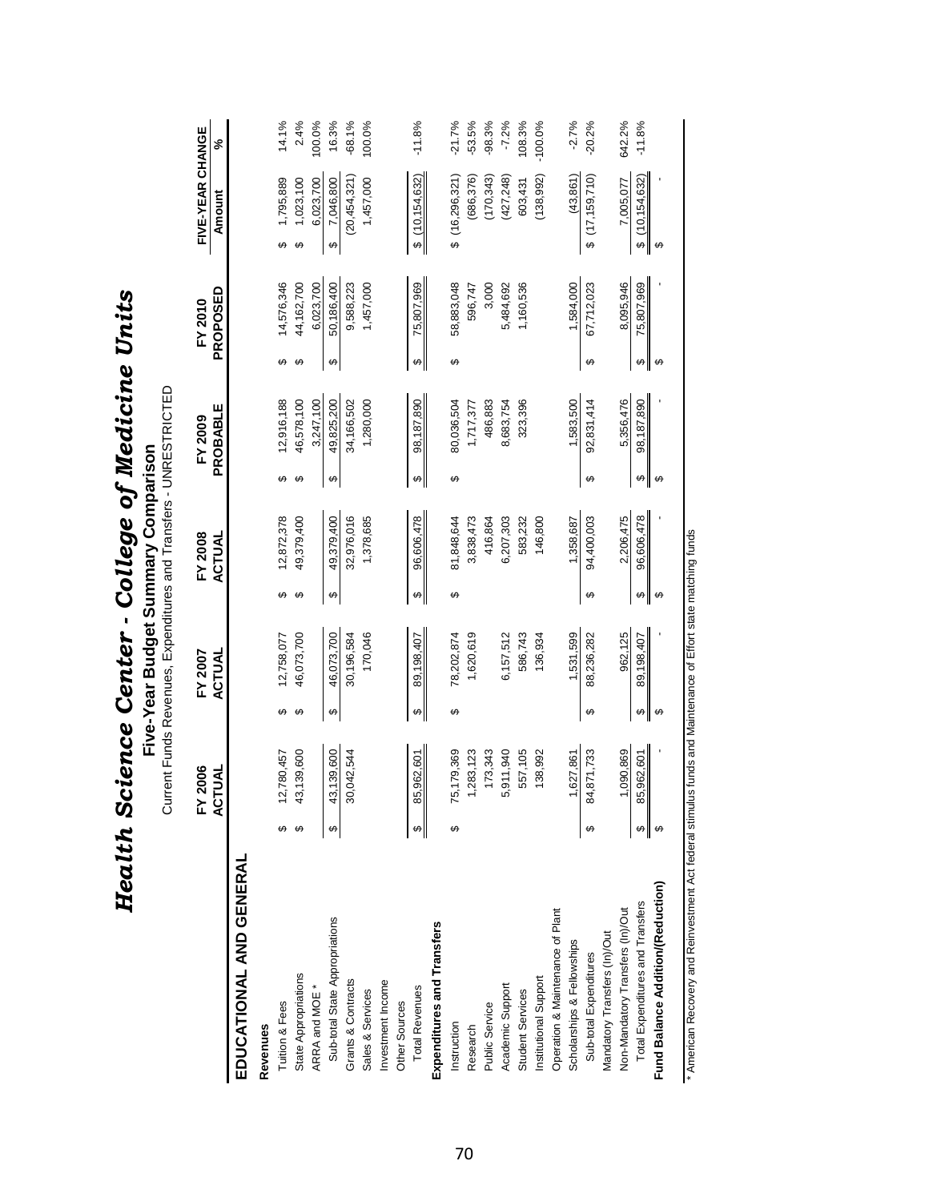# *Health Science Center - College of Medicine Units*

## Five-Year Budget Summary Comparison

Current Funds Revenues, Expenditures and Transfers - UNRESTRICTED

| | FY 2006 ACTUAL | FY 2007 ACTUAL | FY 2008 ACTUAL | FY 2009 PROBABLE | FY 2010 PROPOSED | FIVE-YEAR CHANGE Amount | % |
|---|---|---|---|---|---|---|---|
| **EDUCATIONAL AND GENERAL** | | | | | | | |
| **Revenues** | | | | | | | |
| Tuition & Fees | $ 12,780,457 | $ 12,758,077 | $ 12,872,378 | $ 12,916,188 | $ 14,576,346 | $ 1,795,889 | 14.1% |
| State Appropriations | $ 43,139,600 | $ 46,073,700 | $ 49,379,400 | $ 46,578,100 | $ 44,162,700 | $ 1,023,100 | 2.4% |
| ARRA and MOE * | | | | 3,247,100 | 6,023,700 | 6,023,700 | 100.0% |
| Sub-total State Appropriations | $ 43,139,600 | $ 46,073,700 | $ 49,379,400 | $ 49,825,200 | $ 50,186,400 | $ 7,046,800 | 16.3% |
| Grants & Contracts | 30,042,544 | 30,196,584 | 32,976,016 | 34,166,502 | 9,588,223 | (20,454,321) | -68.1% |
| Sales & Services | | 170,046 | 1,378,685 | 1,280,000 | 1,457,000 | 1,457,000 | 100.0% |
| Investment Income | | | | | | | |
| Other Sources | | | | | | | |
| Total Revenues | $ 85,962,601 | $ 89,198,407 | $ 96,606,478 | $ 98,187,890 | $ 75,807,969 | $ (10,154,632) | -11.8% |
| **Expenditures and Transfers** | | | | | | | |
| Instruction | $ 75,179,369 | $ 78,202,874 | $ 81,848,644 | $ 80,036,504 | $ 58,883,048 | $ (16,296,321) | -21.7% |
| Research | 1,283,123 | 1,620,619 | 3,838,473 | 1,717,377 | 596,747 | (686,376) | -53.5% |
| Public Service | 173,343 | | 416,864 | 486,883 | 3,000 | (170,343) | -98.3% |
| Academic Support | 5,911,940 | 6,157,512 | 6,207,303 | 8,683,754 | 5,484,692 | (427,248) | -7.2% |
| Student Services | 557,105 | 586,743 | 583,232 | 323,396 | 1,160,536 | 603,431 | 108.3% |
| Institutional Support | 138,992 | 136,934 | 146,800 | | | (138,992) | -100.0% |
| Operation & Maintenance of Plant | | | | | | | |
| Scholarships & Fellowships | 1,627,861 | 1,531,599 | 1,358,687 | 1,583,500 | 1,584,000 | (43,861) | -2.7% |
| Sub-total Expenditures | $ 84,871,733 | $ 88,236,282 | $ 94,400,003 | $ 92,831,414 | $ 67,712,023 | $ (17,159,710) | -20.2% |
| Mandatory Transfers (In)/Out | | | | | | | |
| Non-Mandatory Transfers (In)/Out | 1,090,869 | 962,125 | 2,206,475 | 5,356,476 | 8,095,946 | 7,005,077 | 642.2% |
| Total Expenditures and Transfers | $ 85,962,601 | $ 89,198,407 | $ 96,606,478 | $ 98,187,890 | $ 75,807,969 | $ (10,154,632) | -11.8% |
| **Fund Balance Addition/(Reduction)** | $ - | $ - | $ - | $ - | $ - | $ - | |

* American Recovery and Reinvestment Act federal stimulus funds and Maintenance of Effort state matching funds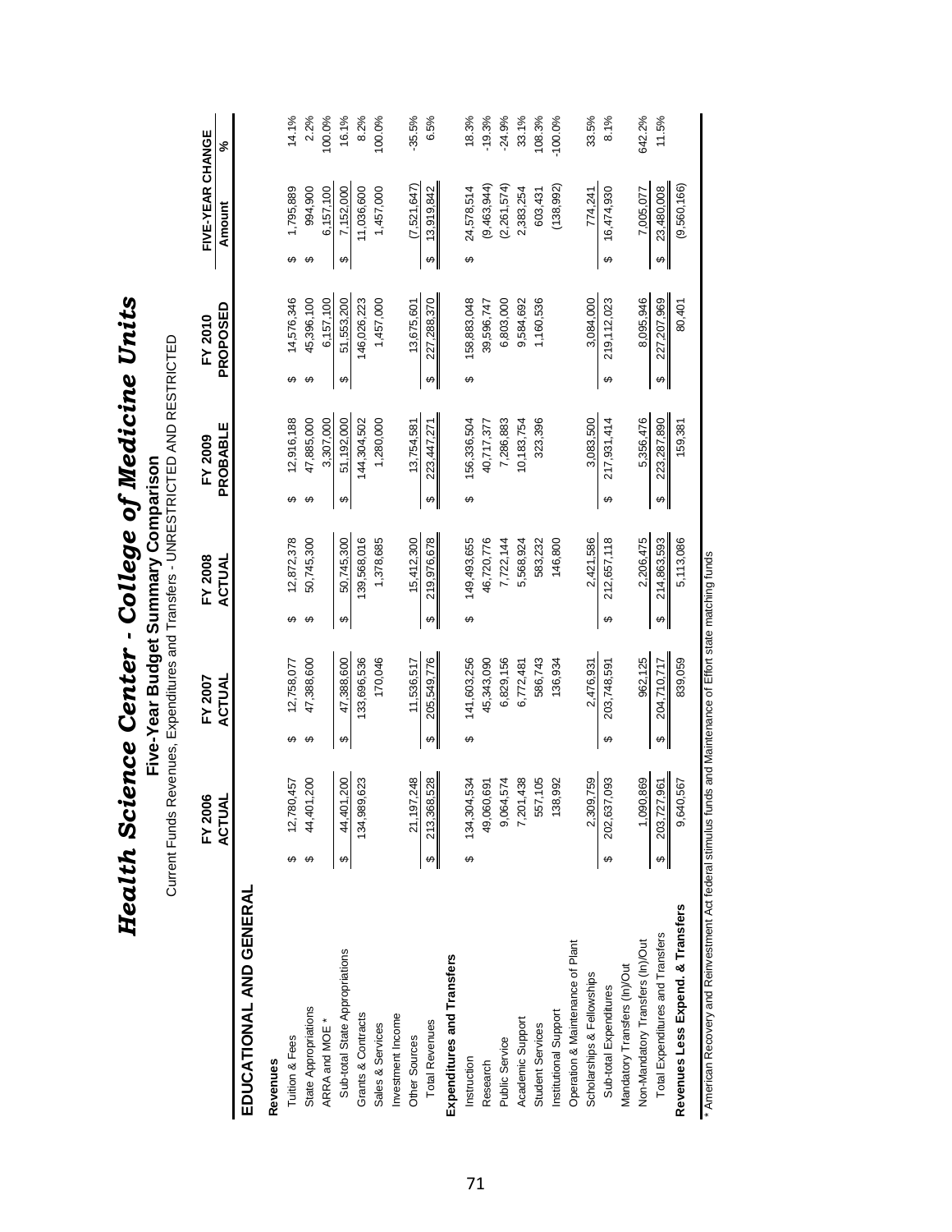# *Health Science Center - College of Medicine Units*

## Five-Year Budget Summary Comparison

Current Funds Revenues, Expenditures and Transfers - UNRESTRICTED AND RESTRICTED

| | FY 2006 ACTUAL | FY 2007 ACTUAL | FY 2008 ACTUAL | FY 2009 PROBABLE | FY 2010 PROPOSED | FIVE-YEAR CHANGE Amount | FIVE-YEAR CHANGE % |
|---|---|---|---|---|---|---|---|
| **EDUCATIONAL AND GENERAL** | | | | | | | |
| **Revenues** | | | | | | | |
| Tuition & Fees | $ 12,780,457 | $ 12,758,077 | $ 12,872,378 | $ 12,916,188 | $ 14,576,346 | $ 1,795,889 | 14.1% |
| State Appropriations | $ 44,401,200 | $ 47,388,600 | $ 50,745,300 | $ 47,885,000 | $ 45,396,100 | $ 994,900 | 2.2% |
| ARRA and MOE * | | | | 3,307,000 | 6,157,100 | 6,157,100 | 100.0% |
| Sub-total State Appropriations | $ 44,401,200 | $ 47,388,600 | $ 50,745,300 | $ 51,192,000 | $ 51,553,200 | $ 7,152,000 | 16.1% |
| Grants & Contracts | 134,989,623 | 133,696,536 | 139,568,016 | 144,304,502 | 146,026,223 | 11,036,600 | 8.2% |
| Sales & Services | | 170,046 | 1,378,685 | 1,280,000 | 1,457,000 | 1,457,000 | 100.0% |
| Investment Income | | | | | | | |
| Other Sources | 21,197,248 | 11,536,517 | 15,412,300 | 13,754,581 | 13,675,601 | (7,521,647) | -35.5% |
| Total Revenues | $ 213,368,528 | $ 205,549,776 | $ 219,976,678 | $ 223,447,271 | $ 227,288,370 | $ 13,919,842 | 6.5% |
| **Expenditures and Transfers** | | | | | | | |
| Instruction | $ 134,304,534 | $ 141,603,256 | $ 149,493,655 | $ 156,336,504 | $ 158,883,048 | $ 24,578,514 | 18.3% |
| Research | 49,060,691 | 45,343,090 | 46,720,776 | 40,717,377 | 39,596,747 | (9,463,944) | -19.3% |
| Public Service | 9,064,574 | 6,829,156 | 7,722,144 | 7,286,883 | 6,803,000 | (2,261,574) | -24.9% |
| Academic Support | 7,201,438 | 6,772,481 | 5,568,924 | 10,183,754 | 9,584,692 | 2,383,254 | 33.1% |
| Student Services | 557,105 | 586,743 | 583,232 | 323,396 | 1,160,536 | 603,431 | 108.3% |
| Institutional Support | 138,992 | 136,934 | 146,800 | | | (138,992) | -100.0% |
| Operation & Maintenance of Plant | | | | | | | |
| Scholarships & Fellowships | 2,309,759 | 2,476,931 | 2,421,586 | 3,083,500 | 3,084,000 | 774,241 | 33.5% |
| Sub-total Expenditures | $ 202,637,093 | $ 203,748,591 | $ 212,657,118 | $ 217,931,414 | $ 219,112,023 | $ 16,474,930 | 8.1% |
| Mandatory Transfers (In)/Out | | | | | | | |
| Non-Mandatory Transfers (In)/Out | 1,090,869 | 962,125 | 2,206,475 | 5,356,476 | 8,095,946 | 7,005,077 | 642.2% |
| Total Expenditures and Transfers | $ 203,727,961 | $ 204,710,717 | $ 214,863,593 | $ 223,287,890 | $ 227,207,969 | $ 23,480,008 | 11.5% |
| **Revenues Less Expend. & Transfers** | 9,640,567 | 839,059 | 5,113,086 | 159,381 | 80,401 | (9,560,166) | |

* American Recovery and Reinvestment Act federal stimulus funds and Maintenance of Effort state matching funds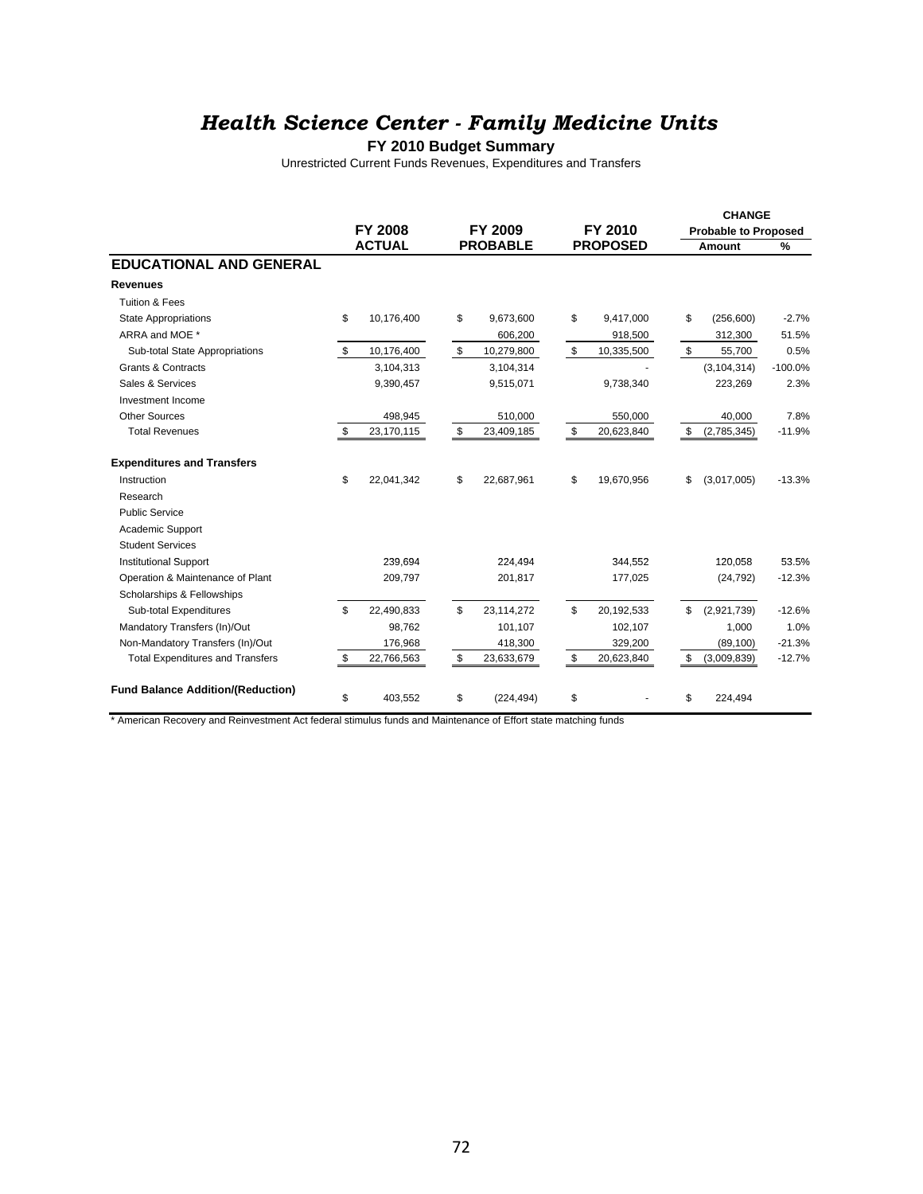# *Health Science Center - Family Medicine Units*

**FY 2010 Budget Summary**

Unrestricted Current Funds Revenues, Expenditures and Transfers

| | FY 2008 ACTUAL | FY 2009 PROBABLE | FY 2010 PROPOSED | CHANGE Probable to Proposed Amount | % |
|---|---|---|---|---|---|
| **EDUCATIONAL AND GENERAL** | | | | | |
| **Revenues** | | | | | |
| Tuition & Fees | | | | | |
| State Appropriations | $ 10,176,400 | $ 9,673,600 | $ 9,417,000 | $ (256,600) | -2.7% |
| ARRA and MOE * | | 606,200 | 918,500 | 312,300 | 51.5% |
| Sub-total State Appropriations | $ 10,176,400 | $ 10,279,800 | $ 10,335,500 | $ 55,700 | 0.5% |
| Grants & Contracts | 3,104,313 | 3,104,314 | - | (3,104,314) | -100.0% |
| Sales & Services | 9,390,457 | 9,515,071 | 9,738,340 | 223,269 | 2.3% |
| Investment Income | | | | | |
| Other Sources | 498,945 | 510,000 | 550,000 | 40,000 | 7.8% |
| Total Revenues | $ 23,170,115 | $ 23,409,185 | $ 20,623,840 | $ (2,785,345) | -11.9% |
| **Expenditures and Transfers** | | | | | |
| Instruction | $ 22,041,342 | $ 22,687,961 | $ 19,670,956 | $ (3,017,005) | -13.3% |
| Research | | | | | |
| Public Service | | | | | |
| Academic Support | | | | | |
| Student Services | | | | | |
| Institutional Support | 239,694 | 224,494 | 344,552 | 120,058 | 53.5% |
| Operation & Maintenance of Plant | 209,797 | 201,817 | 177,025 | (24,792) | -12.3% |
| Scholarships & Fellowships | | | | | |
| Sub-total Expenditures | $ 22,490,833 | $ 23,114,272 | $ 20,192,533 | $ (2,921,739) | -12.6% |
| Mandatory Transfers (In)/Out | 98,762 | 101,107 | 102,107 | 1,000 | 1.0% |
| Non-Mandatory Transfers (In)/Out | 176,968 | 418,300 | 329,200 | (89,100) | -21.3% |
| Total Expenditures and Transfers | $ 22,766,563 | $ 23,633,679 | $ 20,623,840 | $ (3,009,839) | -12.7% |
| **Fund Balance Addition/(Reduction)** | $ 403,552 | $ (224,494) | $ - | $ 224,494 | |

* American Recovery and Reinvestment Act federal stimulus funds and Maintenance of Effort state matching funds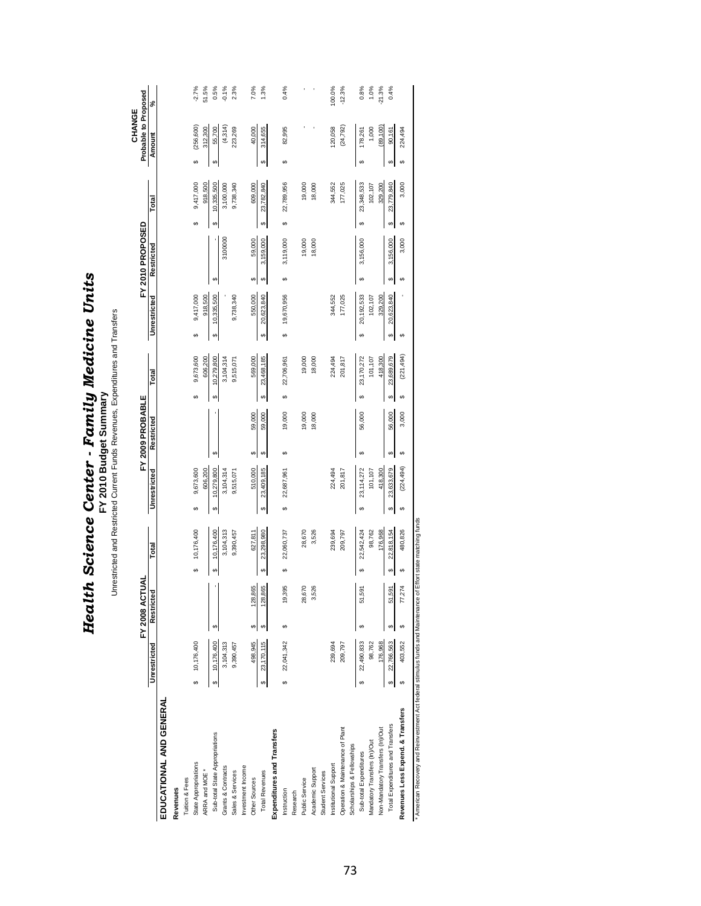# *Health Science Center - Family Medicine Units*

## FY 2010 Budget Summary

Unrestricted and Restricted Current Funds Revenues, Expenditures and Transfers

| | FY 2008 ACTUAL | | | FY 2009 PROBABLE | | | FY 2010 PROPOSED | | | CHANGE Probable to Proposed | |
|---|---|---|---|---|---|---|---|---|---|---|---|
| | Unrestricted | Restricted | Total | Unrestricted | Restricted | Total | Unrestricted | Restricted | Total | Amount | % |
| **EDUCATIONAL AND GENERAL** | | | | | | | | | | | |
| **Revenues** | | | | | | | | | | | |
| Tuition & Fees | | | | | | | | | | | |
| State Appropriations | $ 10,176,400 | | $ 10,176,400 | $ 9,673,600 | | $ 9,673,600 | $ 9,417,000 | | $ 9,417,000 | $ (256,600) | -2.7% |
| ARRA and MOE * | | | | 606,200 | | 606,200 | 918,500 | | 918,500 | 312,300 | 51.5% |
| Sub-total State Appropriations | $ 10,176,400 | $ - | $ 10,176,400 | $ 10,279,800 | $ - | $ 10,279,800 | $ 10,335,500 | $ - | $ 10,335,500 | $ 55,700 | 0.5% |
| Grants & Contracts | 3,104,313 | | 3,104,313 | 3,104,314 | | 3,104,314 | - | 3100000 | 3,100,000 | (4,314) | -0.1% |
| Sales & Services | 9,390,457 | | 9,390,457 | 9,515,071 | | 9,515,071 | 9,738,340 | | 9,738,340 | 223,269 | 2.3% |
| Investment Income | | | | | | | | | | | |
| Other Sources | 498,945 | $ 128,865 | 627,811 | 510,000 | $ 59,000 | 569,000 | 550,000 | $ 59,000 | 609,000 | 40,000 | 7.0% |
| Total Revenues | $ 23,170,115 | $ 128,865 | $ 23,298,980 | $ 23,409,185 | $ 59,000 | $ 23,468,185 | $ 20,623,840 | $ 3,159,000 | $ 23,782,840 | $ 314,655 | 1.3% |
| **Expenditures and Transfers** | | | | | | | | | | | |
| Instruction | $ 22,041,342 | $ 19,395 | $ 22,060,737 | $ 22,687,961 | $ 19,000 | $ 22,706,961 | $ 19,670,956 | $ 3,119,000 | $ 22,789,956 | $ 82,995 | 0.4% |
| Research | | | | | | | | | | | |
| Public Service | | 28,670 | 28,670 | | 19,000 | 19,000 | | 19,000 | 19,000 | - | - |
| Academic Support | | 3,526 | 3,526 | | 18,000 | 18,000 | | 18,000 | 18,000 | - | - |
| Student Services | | | | | | | | | | | |
| Institutional Support | 239,694 | | 239,694 | 224,494 | | 224,494 | 344,552 | | 344,552 | 120,058 | 100.0% |
| Operation & Maintenance of Plant | 209,797 | | 209,797 | 201,817 | | 201,817 | 177,025 | | 177,025 | (24,792) | -12.3% |
| Scholarships & Fellowships | | | | | | | | | | | |
| Sub-total Expenditures | $ 22,490,833 | $ 51,591 | $ 22,542,424 | $ 23,114,272 | $ 56,000 | $ 23,170,272 | $ 20,192,533 | $ 3,156,000 | $ 23,348,533 | $ 178,261 | 0.8% |
| Mandatory Transfers (In)/Out | 98,762 | | 98,762 | 101,107 | | 101,107 | 102,107 | | 102,107 | 1,000 | 1.0% |
| Non-Mandatory Transfers (In)/Out | 176,968 | | 176,968 | 418,300 | | 418,300 | 329,200 | | 329,200 | (89,100) | -21.3% |
| Total Expenditures and Transfers | $ 22,766,563 | $ 51,591 | $ 22,818,154 | $ 23,633,679 | $ 56,000 | $ 23,689,679 | $ 20,623,840 | $ 3,156,000 | $ 23,779,840 | $ 90,161 | 0.4% |
| **Revenues Less Expend. & Transfers** | $ 403,552 | $ 77,274 | $ 480,826 | $ (224,494) | $ 3,000 | $ (221,494) | $ - | $ 3,000 | $ 3,000 | $ 224,494 | |

* American Recovery and Reinvestment Act federal stimulus funds and Maintenance of Effort state matching funds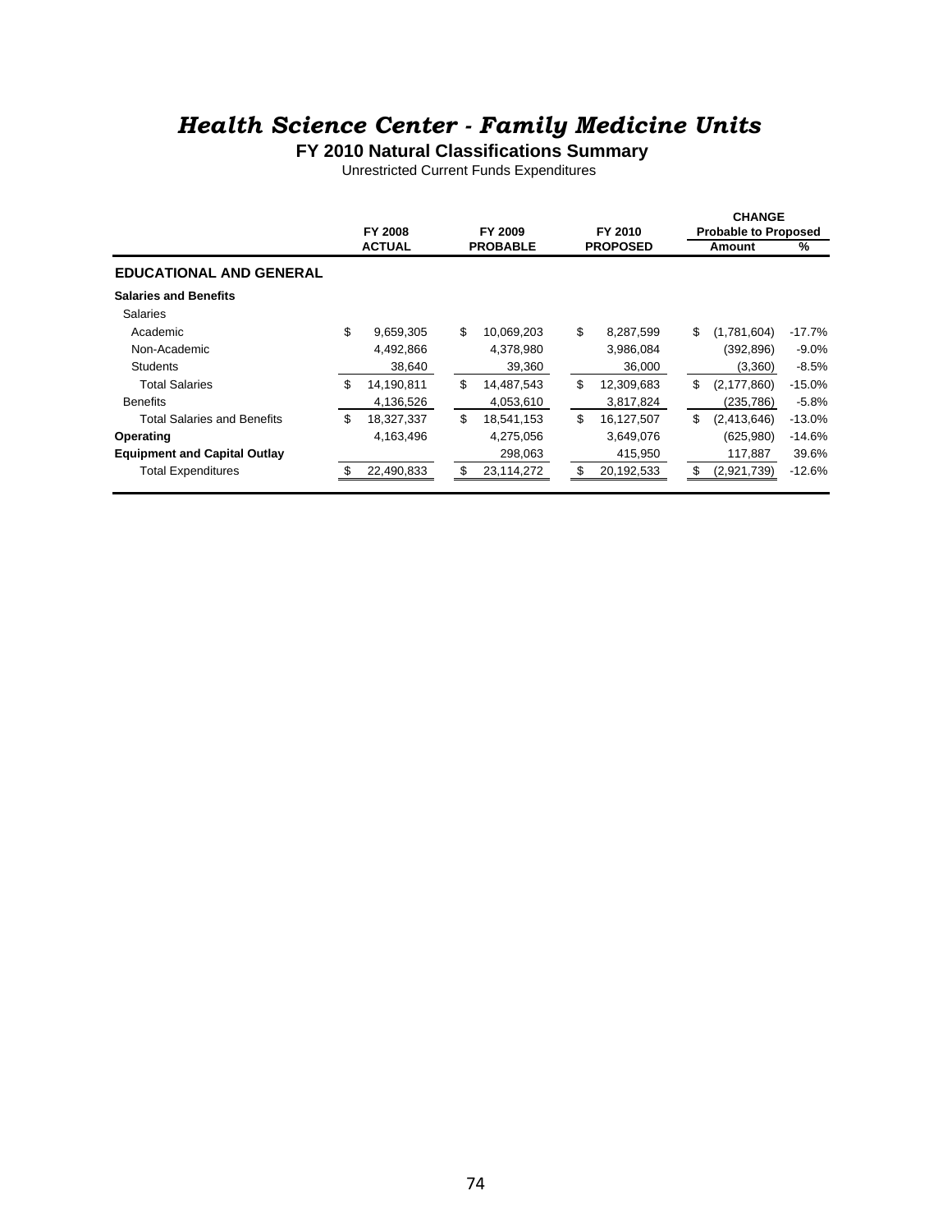# *Health Science Center - Family Medicine Units*

**FY 2010 Natural Classifications Summary**

Unrestricted Current Funds Expenditures

| | FY 2008 ACTUAL | FY 2009 PROBABLE | FY 2010 PROPOSED | CHANGE Probable to Proposed Amount | % |
|---|---|---|---|---|---|
| **EDUCATIONAL AND GENERAL** | | | | | |
| **Salaries and Benefits** | | | | | |
| Salaries | | | | | |
| Academic | $ 9,659,305 | $ 10,069,203 | $ 8,287,599 | $ (1,781,604) | -17.7% |
| Non-Academic | 4,492,866 | 4,378,980 | 3,986,084 | (392,896) | -9.0% |
| Students | 38,640 | 39,360 | 36,000 | (3,360) | -8.5% |
| Total Salaries | $ 14,190,811 | $ 14,487,543 | $ 12,309,683 | $ (2,177,860) | -15.0% |
| Benefits | 4,136,526 | 4,053,610 | 3,817,824 | (235,786) | -5.8% |
| Total Salaries and Benefits | $ 18,327,337 | $ 18,541,153 | $ 16,127,507 | $ (2,413,646) | -13.0% |
| **Operating** | 4,163,496 | 4,275,056 | 3,649,076 | (625,980) | -14.6% |
| **Equipment and Capital Outlay** | | 298,063 | 415,950 | 117,887 | 39.6% |
| Total Expenditures | $ 22,490,833 | $ 23,114,272 | $ 20,192,533 | $ (2,921,739) | -12.6% |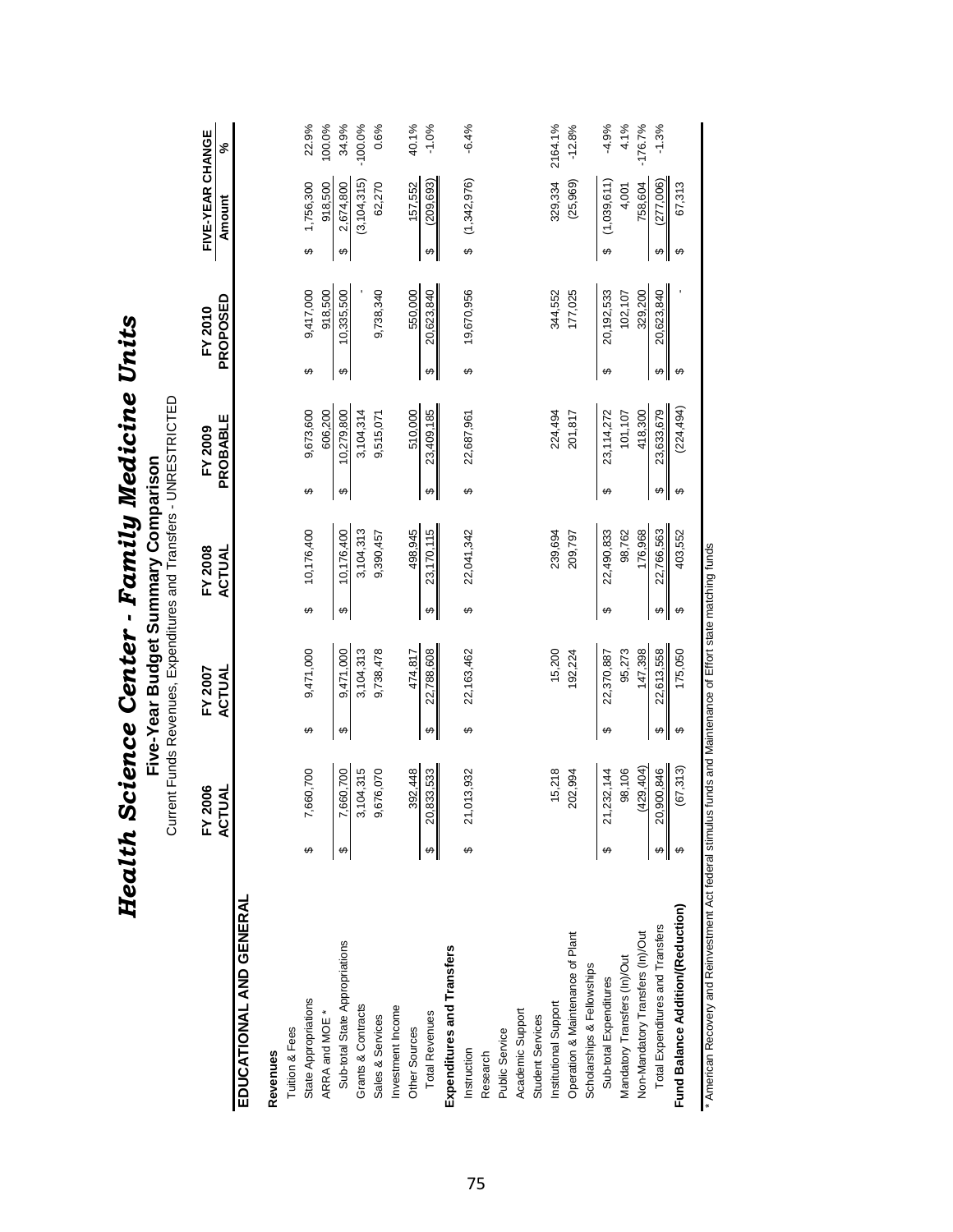# *Health Science Center - Family Medicine Units*

## Five-Year Budget Summary Comparison

Current Funds Revenues, Expenditures and Transfers - UNRESTRICTED

| | FY 2006 ACTUAL | FY 2007 ACTUAL | FY 2008 ACTUAL | FY 2009 PROBABLE | FY 2010 PROPOSED | FIVE-YEAR CHANGE Amount | FIVE-YEAR CHANGE % |
|---|---|---|---|---|---|---|---|
| **EDUCATIONAL AND GENERAL** | | | | | | | |
| **Revenues** | | | | | | | |
| Tuition & Fees | | | | | | | |
| State Appropriations | $ 7,660,700 | $ 9,471,000 | $ 10,176,400 | $ 9,673,600 | $ 9,417,000 | $ 1,756,300 | 22.9% |
| ARRA and MOE * | | | | 606,200 | 918,500 | 918,500 | 100.0% |
| Sub-total State Appropriations | $ 7,660,700 | $ 9,471,000 | $ 10,176,400 | $ 10,279,800 | $ 10,335,500 | $ 2,674,800 | 34.9% |
| Grants & Contracts | 3,104,315 | 3,104,313 | 3,104,313 | 3,104,314 | - | (3,104,315) | -100.0% |
| Sales & Services | 9,676,070 | 9,738,478 | 9,390,457 | 9,515,071 | 9,738,340 | 62,270 | 0.6% |
| Investment Income | | | | | | | |
| Other Sources | 392,448 | 474,817 | 498,945 | 510,000 | 550,000 | 157,552 | 40.1% |
| Total Revenues | $ 20,833,533 | $ 22,788,608 | $ 23,170,115 | $ 23,409,185 | $ 20,623,840 | $ (209,693) | -1.0% |
| **Expenditures and Transfers** | | | | | | | |
| Instruction | $ 21,013,932 | $ 22,163,462 | $ 22,041,342 | $ 22,687,961 | $ 19,670,956 | $ (1,342,976) | -6.4% |
| Research | | | | | | | |
| Public Service | | | | | | | |
| Academic Support | | | | | | | |
| Student Services | | | | | | | |
| Institutional Support | 15,218 | 15,200 | 239,694 | 224,494 | 344,552 | 329,334 | 2164.1% |
| Operation & Maintenance of Plant | 202,994 | 192,224 | 209,797 | 201,817 | 177,025 | (25,969) | -12.8% |
| Scholarships & Fellowships | | | | | | | |
| Sub-total Expenditures | $ 21,232,144 | $ 22,370,887 | $ 22,490,833 | $ 23,114,272 | $ 20,192,533 | $ (1,039,611) | -4.9% |
| Mandatory Transfers (In)/Out | 98,106 | 95,273 | 98,762 | 101,107 | 102,107 | 4,001 | 4.1% |
| Non-Mandatory Transfers (In)/Out | (429,404) | 147,398 | 176,968 | 418,300 | 329,200 | 758,604 | -176.7% |
| Total Expenditures and Transfers | $ 20,900,846 | $ 22,613,558 | $ 22,766,563 | $ 23,633,679 | $ 20,623,840 | $ (277,006) | -1.3% |
| **Fund Balance Addition/(Reduction)** | $ (67,313) | $ 175,050 | $ 403,552 | $ (224,494) | $ - | $ 67,313 | |

\* American Recovery and Reinvestment Act federal stimulus funds and Maintenance of Effort state matching funds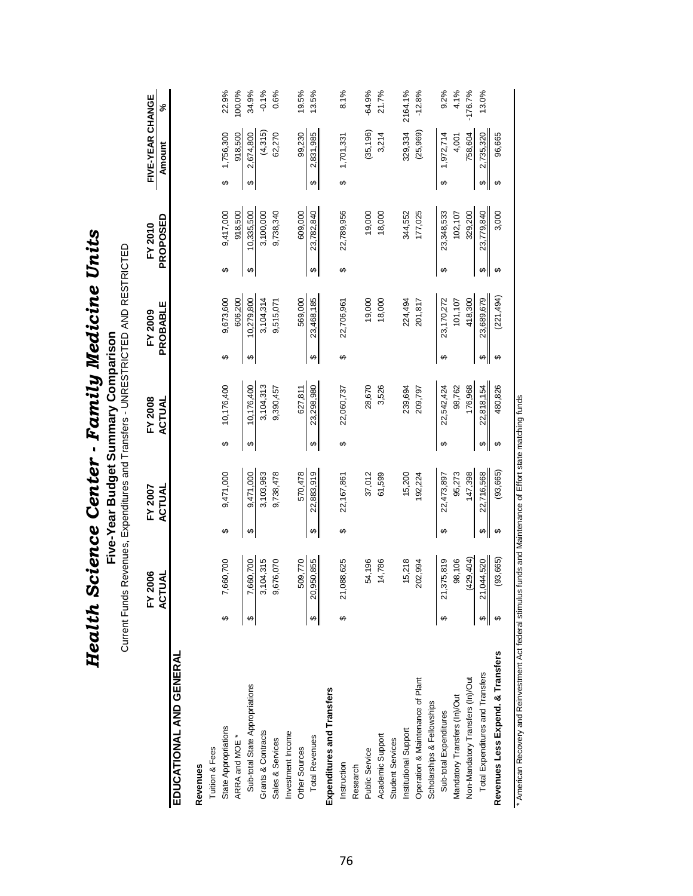# *Health Science Center - Family Medicine Units*

## Five-Year Budget Summary Comparison

Current Funds Revenues, Expenditures and Transfers - UNRESTRICTED AND RESTRICTED

| | FY 2006 ACTUAL | FY 2007 ACTUAL | FY 2008 ACTUAL | FY 2009 PROBABLE | FY 2010 PROPOSED | FIVE-YEAR CHANGE Amount | % |
|---|---|---|---|---|---|---|---|
| **EDUCATIONAL AND GENERAL** | | | | | | | |
| **Revenues** | | | | | | | |
| Tuition & Fees | | | | | | | |
| State Appropriations | $ 7,660,700 | $ 9,471,000 | $ 10,176,400 | $ 9,673,600 | $ 9,417,000 | $ 1,756,300 | 22.9% |
| ARRA and MOE * | | | | 606,200 | 918,500 | 918,500 | 100.0% |
| Sub-total State Appropriations | $ 7,660,700 | $ 9,471,000 | $ 10,176,400 | $ 10,279,800 | $ 10,335,500 | $ 2,674,800 | 34.9% |
| Grants & Contracts | 3,104,315 | 3,103,963 | 3,104,313 | 3,104,314 | 3,100,000 | (4,315) | -0.1% |
| Sales & Services | 9,676,070 | 9,738,478 | 9,390,457 | 9,515,071 | 9,738,340 | 62,270 | 0.6% |
| Investment Income | | | | | | | |
| Other Sources | 509,770 | 570,478 | 627,811 | 569,000 | 609,000 | 99,230 | 19.5% |
| Total Revenues | $ 20,950,855 | $ 22,883,919 | $ 23,298,980 | $ 23,468,185 | $ 23,782,840 | $ 2,831,985 | 13.5% |
| **Expenditures and Transfers** | | | | | | | |
| Instruction | $ 21,088,625 | $ 22,167,861 | $ 22,060,737 | $ 22,706,961 | $ 22,789,956 | $ 1,701,331 | 8.1% |
| Research | | | | | | | |
| Public Service | 54,196 | 37,012 | 28,670 | 19,000 | 19,000 | (35,196) | -64.9% |
| Academic Support | 14,786 | 61,599 | 3,526 | 18,000 | 18,000 | 3,214 | 21.7% |
| Student Services | | | | | | | |
| Institutional Support | 15,218 | 15,200 | 239,694 | 224,494 | 344,552 | 329,334 | 2164.1% |
| Operation & Maintenance of Plant | 202,994 | 192,224 | 209,797 | 201,817 | 177,025 | (25,969) | -12.8% |
| Scholarships & Fellowships | | | | | | | |
| Sub-total Expenditures | $ 21,375,819 | $ 22,473,897 | $ 22,542,424 | $ 23,170,272 | $ 23,348,533 | $ 1,972,714 | 9.2% |
| Mandatory Transfers (In)/Out | 98,106 | 95,273 | 98,762 | 101,107 | 102,107 | 4,001 | 4.1% |
| Non-Mandatory Transfers (In)/Out | (429,404) | 147,398 | 176,968 | 418,300 | 329,200 | 758,604 | -176.7% |
| Total Expenditures and Transfers | $ 21,044,520 | $ 22,716,568 | $ 22,818,154 | $ 23,689,679 | $ 23,779,840 | $ 2,735,320 | 13.0% |
| **Revenues Less Expend. & Transfers** | $ (93,665) | $ (93,665) | $ 480,826 | $ (221,494) | $ 3,000 | $ 96,665 | |

* American Recovery and Reinvestment Act federal stimulus funds and Maintenance of Effort state matching funds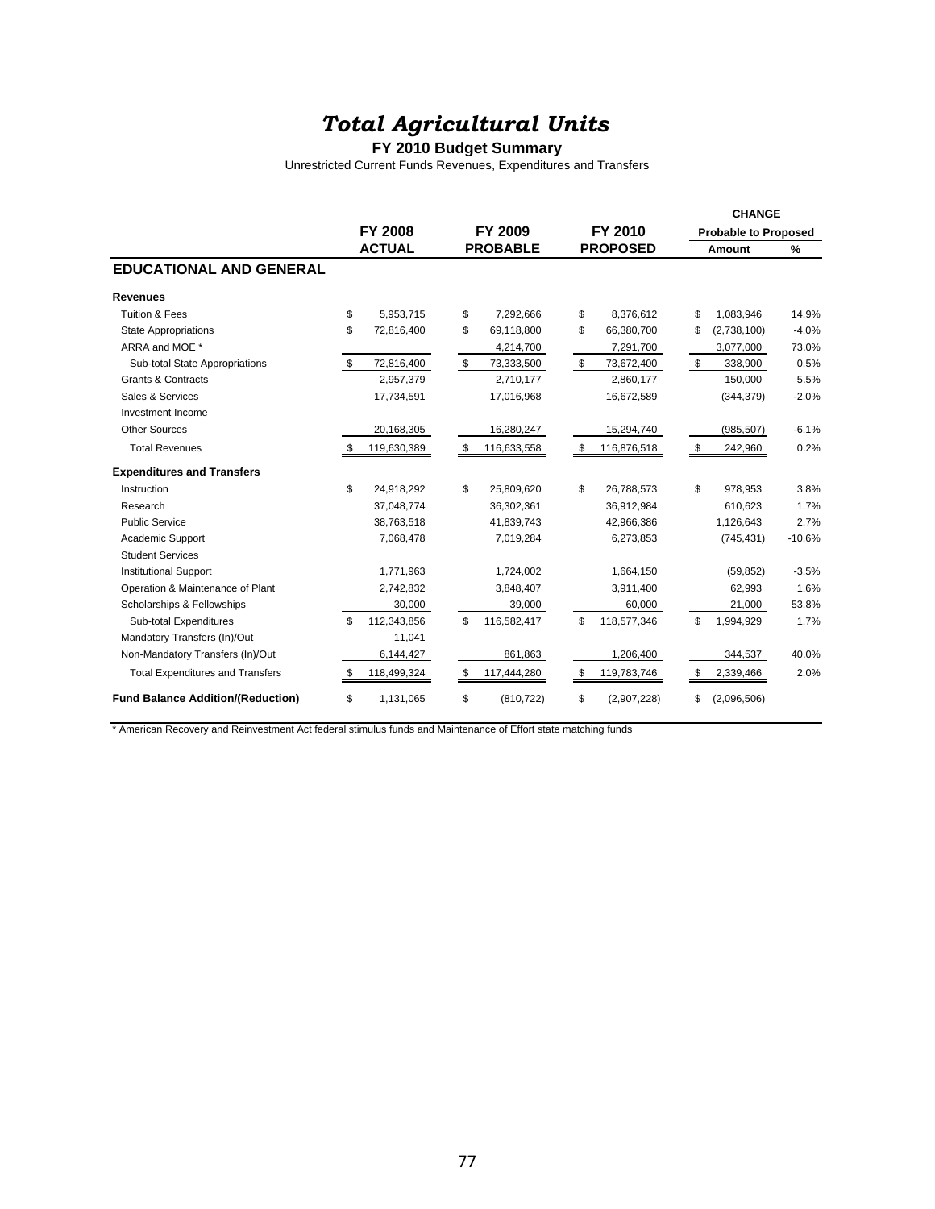# *Total Agricultural Units*

**FY 2010 Budget Summary**

Unrestricted Current Funds Revenues, Expenditures and Transfers

| | FY 2008 ACTUAL | FY 2009 PROBABLE | FY 2010 PROPOSED | CHANGE Probable to Proposed Amount | % |
|---|---|---|---|---|---|
| **EDUCATIONAL AND GENERAL** | | | | | |
| **Revenues** | | | | | |
| Tuition & Fees | $ 5,953,715 | $ 7,292,666 | $ 8,376,612 | $ 1,083,946 | 14.9% |
| State Appropriations | $ 72,816,400 | $ 69,118,800 | $ 66,380,700 | $ (2,738,100) | -4.0% |
| ARRA and MOE * | | 4,214,700 | 7,291,700 | 3,077,000 | 73.0% |
| Sub-total State Appropriations | $ 72,816,400 | $ 73,333,500 | $ 73,672,400 | $ 338,900 | 0.5% |
| Grants & Contracts | 2,957,379 | 2,710,177 | 2,860,177 | 150,000 | 5.5% |
| Sales & Services | 17,734,591 | 17,016,968 | 16,672,589 | (344,379) | -2.0% |
| Investment Income | | | | | |
| Other Sources | 20,168,305 | 16,280,247 | 15,294,740 | (985,507) | -6.1% |
| Total Revenues | $ 119,630,389 | $ 116,633,558 | $ 116,876,518 | $ 242,960 | 0.2% |
| **Expenditures and Transfers** | | | | | |
| Instruction | $ 24,918,292 | $ 25,809,620 | $ 26,788,573 | $ 978,953 | 3.8% |
| Research | 37,048,774 | 36,302,361 | 36,912,984 | 610,623 | 1.7% |
| Public Service | 38,763,518 | 41,839,743 | 42,966,386 | 1,126,643 | 2.7% |
| Academic Support | 7,068,478 | 7,019,284 | 6,273,853 | (745,431) | -10.6% |
| Student Services | | | | | |
| Institutional Support | 1,771,963 | 1,724,002 | 1,664,150 | (59,852) | -3.5% |
| Operation & Maintenance of Plant | 2,742,832 | 3,848,407 | 3,911,400 | 62,993 | 1.6% |
| Scholarships & Fellowships | 30,000 | 39,000 | 60,000 | 21,000 | 53.8% |
| Sub-total Expenditures | $ 112,343,856 | $ 116,582,417 | $ 118,577,346 | $ 1,994,929 | 1.7% |
| Mandatory Transfers (In)/Out | 11,041 | | | | |
| Non-Mandatory Transfers (In)/Out | 6,144,427 | 861,863 | 1,206,400 | 344,537 | 40.0% |
| Total Expenditures and Transfers | $ 118,499,324 | $ 117,444,280 | $ 119,783,746 | $ 2,339,466 | 2.0% |
| **Fund Balance Addition/(Reduction)** | $ 1,131,065 | $ (810,722) | $ (2,907,228) | $ (2,096,506) | |

* American Recovery and Reinvestment Act federal stimulus funds and Maintenance of Effort state matching funds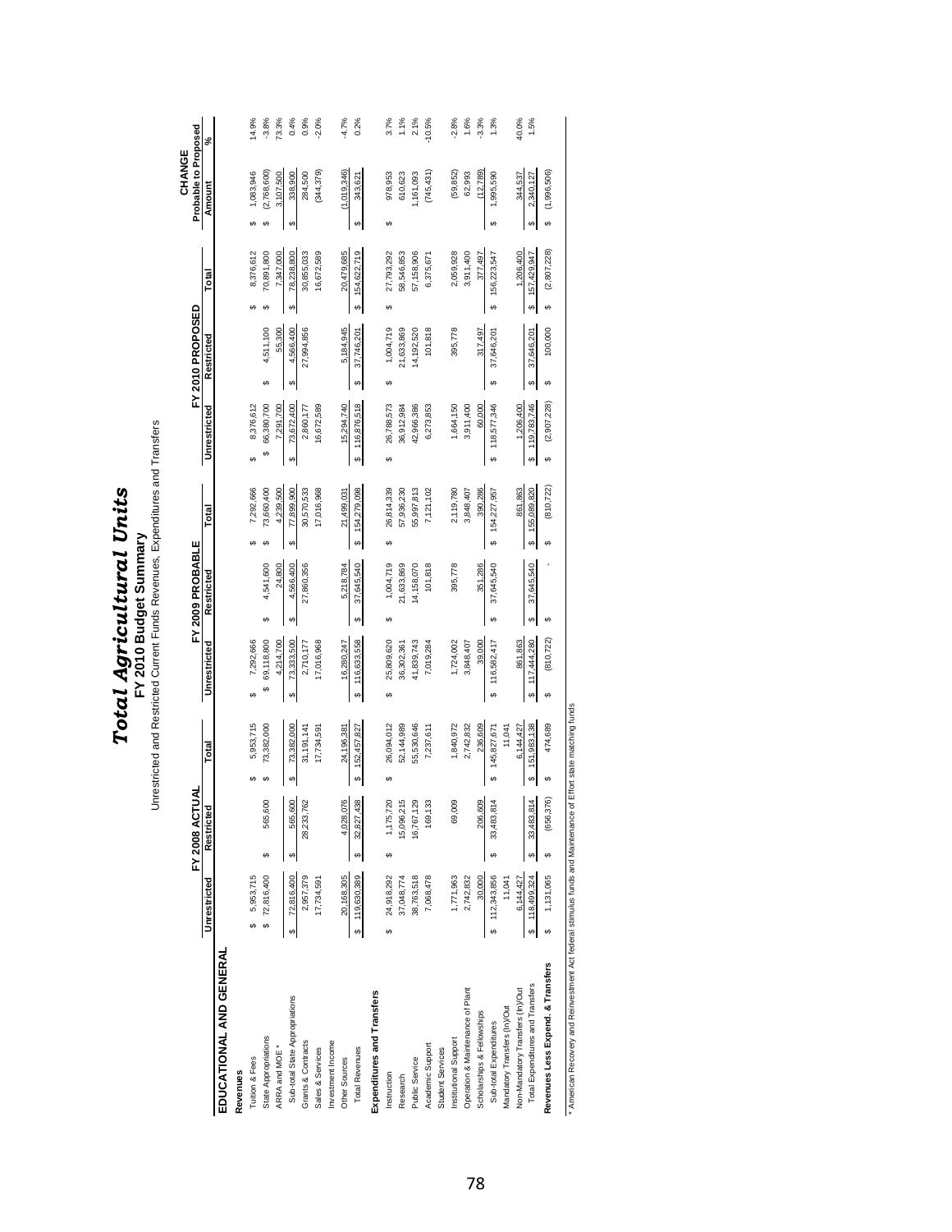# *Total Agricultural Units*

## FY 2010 Budget Summary

Unrestricted and Restricted Current Funds Revenues, Expenditures and Transfers

| | FY 2008 ACTUAL | | | FY 2009 PROBABLE | | | FY 2010 PROPOSED | | | CHANGE Probable to Proposed | |
|---|---|---|---|---|---|---|---|---|---|---|---|
| | Unrestricted | Restricted | Total | Unrestricted | Restricted | Total | Unrestricted | Restricted | Total | Amount | % |
| **EDUCATIONAL AND GENERAL** | | | | | | | | | | | |
| **Revenues** | | | | | | | | | | | |
| Tuition & Fees | $ 5,953,715 | | $ 5,953,715 | $ 7,292,666 | | $ 7,292,666 | $ 8,376,612 | | $ 8,376,612 | $ 1,083,946 | 14.9% |
| State Appropriations | $ 72,816,400 | $ 565,600 | $ 73,382,000 | $ 69,118,800 | $ 4,541,600 | $ 73,660,400 | $ 66,380,700 | $ 4,511,100 | $ 70,891,800 | $ (2,768,600) | -3.8% |
| ARRA and MOE * | | | | 4,214,700 | 24,800 | 4,239,500 | 7,291,700 | 55,300 | 7,347,000 | 3,107,500 | 73.3% |
| Sub-total State Appropriations | $ 72,816,400 | $ 565,600 | $ 73,382,000 | $ 73,333,500 | $ 4,566,400 | $ 77,899,900 | $ 73,672,400 | $ 4,566,400 | $ 78,238,800 | $ 338,900 | 0.4% |
| Grants & Contracts | 2,957,379 | 28,233,762 | 31,191,141 | 2,710,177 | 27,860,356 | 30,570,533 | 2,860,177 | 27,994,856 | 30,855,033 | 284,500 | 0.9% |
| Sales & Services | 17,734,591 | | 17,734,591 | 17,016,968 | | 17,016,968 | 16,672,589 | | 16,672,589 | (344,379) | -2.0% |
| Investment Income | | | | | | | | | | | |
| Other Sources | 20,168,305 | 4,028,076 | 24,196,381 | 16,280,247 | 5,218,784 | 21,499,031 | 15,294,740 | 5,184,945 | 20,479,685 | (1,019,346) | -4.7% |
| Total Revenues | $ 119,630,389 | $ 32,827,438 | $ 152,457,827 | $ 116,633,558 | $ 37,645,540 | $ 154,279,098 | $ 116,876,518 | $ 37,746,201 | $ 154,622,719 | $ 343,621 | 0.2% |
| **Expenditures and Transfers** | | | | | | | | | | | |
| Instruction | $ 24,918,292 | $ 1,175,720 | $ 26,094,012 | $ 25,809,620 | $ 1,004,719 | $ 26,814,339 | $ 26,788,573 | $ 1,004,719 | $ 27,793,292 | $ 978,953 | 3.7% |
| Research | 37,048,774 | 15,096,215 | 52,144,989 | 36,302,361 | 21,633,869 | 57,936,230 | 36,912,984 | 21,633,869 | 58,546,853 | 610,623 | 1.1% |
| Public Service | 38,763,518 | 16,767,129 | 55,530,646 | 41,839,743 | 14,158,070 | 55,997,813 | 42,966,386 | 14,192,520 | 57,158,906 | 1,161,093 | 2.1% |
| Academic Support | 7,068,478 | 169,133 | 7,237,611 | 7,019,284 | 101,818 | 7,121,102 | 6,273,853 | 101,818 | 6,375,671 | (745,431) | -10.5% |
| Student Services | | | | | | | | | | | |
| Institutional Support | 1,771,963 | 69,009 | 1,840,972 | 1,724,002 | 395,778 | 2,119,780 | 1,664,150 | 395,778 | 2,059,928 | (59,852) | -2.8% |
| Operation & Maintenance of Plant | 2,742,832 | | 2,742,832 | 3,848,407 | | 3,848,407 | 3,911,400 | | 3,911,400 | 62,993 | 1.6% |
| Scholarships & Fellowships | 30,000 | 206,609 | 236,609 | 39,000 | 351,286 | 390,286 | 60,000 | 317,497 | 377,497 | (12,789) | -3.3% |
| Sub-total Expenditures | $ 112,343,856 | $ 33,483,814 | $ 145,827,671 | $ 116,582,417 | $ 37,645,540 | $ 154,227,957 | $ 118,577,346 | $ 37,646,201 | $ 156,223,547 | $ 1,995,590 | 1.3% |
| Mandatory Transfers (In)/Out | 11,041 | | 11,041 | | | | | | | | |
| Non-Mandatory Transfers (In)/Out | 6,144,427 | | 6,144,427 | 861,863 | | 861,863 | 1,206,400 | | 1,206,400 | 344,537 | 40.0% |
| Total Expenditures and Transfers | $ 118,499,324 | $ 33,483,814 | $ 151,983,138 | $ 117,444,280 | $ 37,645,540 | $ 155,089,820 | $ 119,783,746 | $ 37,646,201 | $ 157,429,947 | $ 2,340,127 | 1.5% |
| **Revenues Less Expend. & Transfers** | $ 1,131,065 | $ (656,376) | $ 474,689 | $ (810,722) | $ - | $ (810,722) | $ (2,907,228) | $ 100,000 | $ (2,807,228) | $ (1,996,506) | |

* American Recovery and Reinvestment Act federal stimulus funds and Maintenance of Effort state matching funds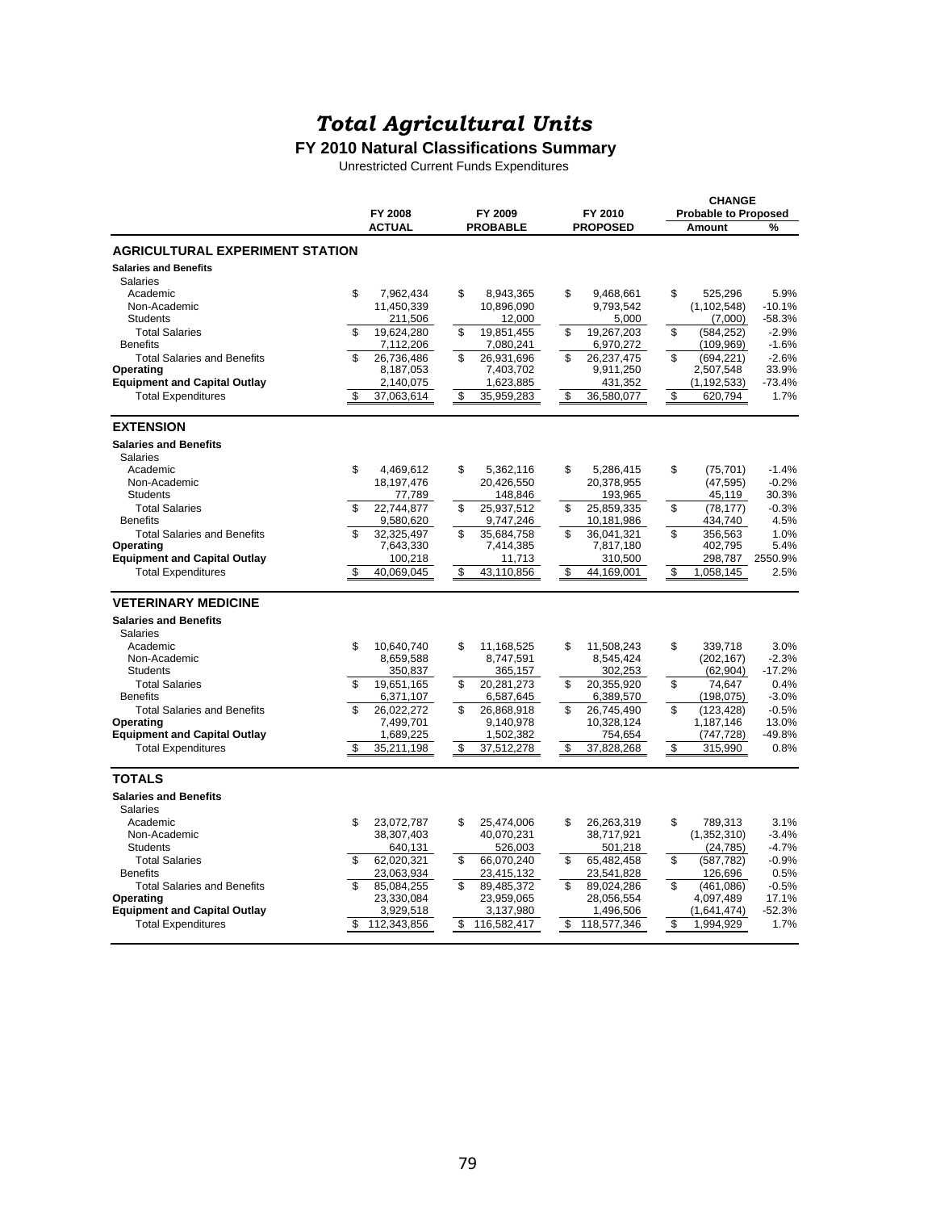# *Total Agricultural Units*

**FY 2010 Natural Classifications Summary**

Unrestricted Current Funds Expenditures

| | FY 2008 ACTUAL | FY 2009 PROBABLE | FY 2010 PROPOSED | CHANGE Probable to Proposed Amount | % |
|---|---|---|---|---|---|
| **AGRICULTURAL EXPERIMENT STATION** | | | | | |
| **Salaries and Benefits** | | | | | |
| Salaries | | | | | |
| Academic | $ 7,962,434 | $ 8,943,365 | $ 9,468,661 | $ 525,296 | 5.9% |
| Non-Academic | 11,450,339 | 10,896,090 | 9,793,542 | (1,102,548) | -10.1% |
| Students | 211,506 | 12,000 | 5,000 | (7,000) | -58.3% |
| Total Salaries | $ 19,624,280 | $ 19,851,455 | $ 19,267,203 | $ (584,252) | -2.9% |
| Benefits | 7,112,206 | 7,080,241 | 6,970,272 | (109,969) | -1.6% |
| Total Salaries and Benefits | $ 26,736,486 | $ 26,931,696 | $ 26,237,475 | $ (694,221) | -2.6% |
| **Operating** | 8,187,053 | 7,403,702 | 9,911,250 | 2,507,548 | 33.9% |
| **Equipment and Capital Outlay** | 2,140,075 | 1,623,885 | 431,352 | (1,192,533) | -73.4% |
| Total Expenditures | $ 37,063,614 | $ 35,959,283 | $ 36,580,077 | $ 620,794 | 1.7% |
| **EXTENSION** | | | | | |
| **Salaries and Benefits** | | | | | |
| Salaries | | | | | |
| Academic | $ 4,469,612 | $ 5,362,116 | $ 5,286,415 | $ (75,701) | -1.4% |
| Non-Academic | 18,197,476 | 20,426,550 | 20,378,955 | (47,595) | -0.2% |
| Students | 77,789 | 148,846 | 193,965 | 45,119 | 30.3% |
| Total Salaries | $ 22,744,877 | $ 25,937,512 | $ 25,859,335 | $ (78,177) | -0.3% |
| Benefits | 9,580,620 | 9,747,246 | 10,181,986 | 434,740 | 4.5% |
| Total Salaries and Benefits | $ 32,325,497 | $ 35,684,758 | $ 36,041,321 | $ 356,563 | 1.0% |
| **Operating** | 7,643,330 | 7,414,385 | 7,817,180 | 402,795 | 5.4% |
| **Equipment and Capital Outlay** | 100,218 | 11,713 | 310,500 | 298,787 | 2550.9% |
| Total Expenditures | $ 40,069,045 | $ 43,110,856 | $ 44,169,001 | $ 1,058,145 | 2.5% |
| **VETERINARY MEDICINE** | | | | | |
| **Salaries and Benefits** | | | | | |
| Salaries | | | | | |
| Academic | $ 10,640,740 | $ 11,168,525 | $ 11,508,243 | $ 339,718 | 3.0% |
| Non-Academic | 8,659,588 | 8,747,591 | 8,545,424 | (202,167) | -2.3% |
| Students | 350,837 | 365,157 | 302,253 | (62,904) | -17.2% |
| Total Salaries | $ 19,651,165 | $ 20,281,273 | $ 20,355,920 | $ 74,647 | 0.4% |
| Benefits | 6,371,107 | 6,587,645 | 6,389,570 | (198,075) | -3.0% |
| Total Salaries and Benefits | $ 26,022,272 | $ 26,868,918 | $ 26,745,490 | $ (123,428) | -0.5% |
| **Operating** | 7,499,701 | 9,140,978 | 10,328,124 | 1,187,146 | 13.0% |
| **Equipment and Capital Outlay** | 1,689,225 | 1,502,382 | 754,654 | (747,728) | -49.8% |
| Total Expenditures | $ 35,211,198 | $ 37,512,278 | $ 37,828,268 | $ 315,990 | 0.8% |
| **TOTALS** | | | | | |
| **Salaries and Benefits** | | | | | |
| Salaries | | | | | |
| Academic | $ 23,072,787 | $ 25,474,006 | $ 26,263,319 | $ 789,313 | 3.1% |
| Non-Academic | 38,307,403 | 40,070,231 | 38,717,921 | (1,352,310) | -3.4% |
| Students | 640,131 | 526,003 | 501,218 | (24,785) | -4.7% |
| Total Salaries | $ 62,020,321 | $ 66,070,240 | $ 65,482,458 | $ (587,782) | -0.9% |
| Benefits | 23,063,934 | 23,415,132 | 23,541,828 | 126,696 | 0.5% |
| Total Salaries and Benefits | $ 85,084,255 | $ 89,485,372 | $ 89,024,286 | $ (461,086) | -0.5% |
| **Operating** | 23,330,084 | 23,959,065 | 28,056,554 | 4,097,489 | 17.1% |
| **Equipment and Capital Outlay** | 3,929,518 | 3,137,980 | 1,496,506 | (1,641,474) | -52.3% |
| Total Expenditures | $ 112,343,856 | $ 116,582,417 | $ 118,577,346 | $ 1,994,929 | 1.7% |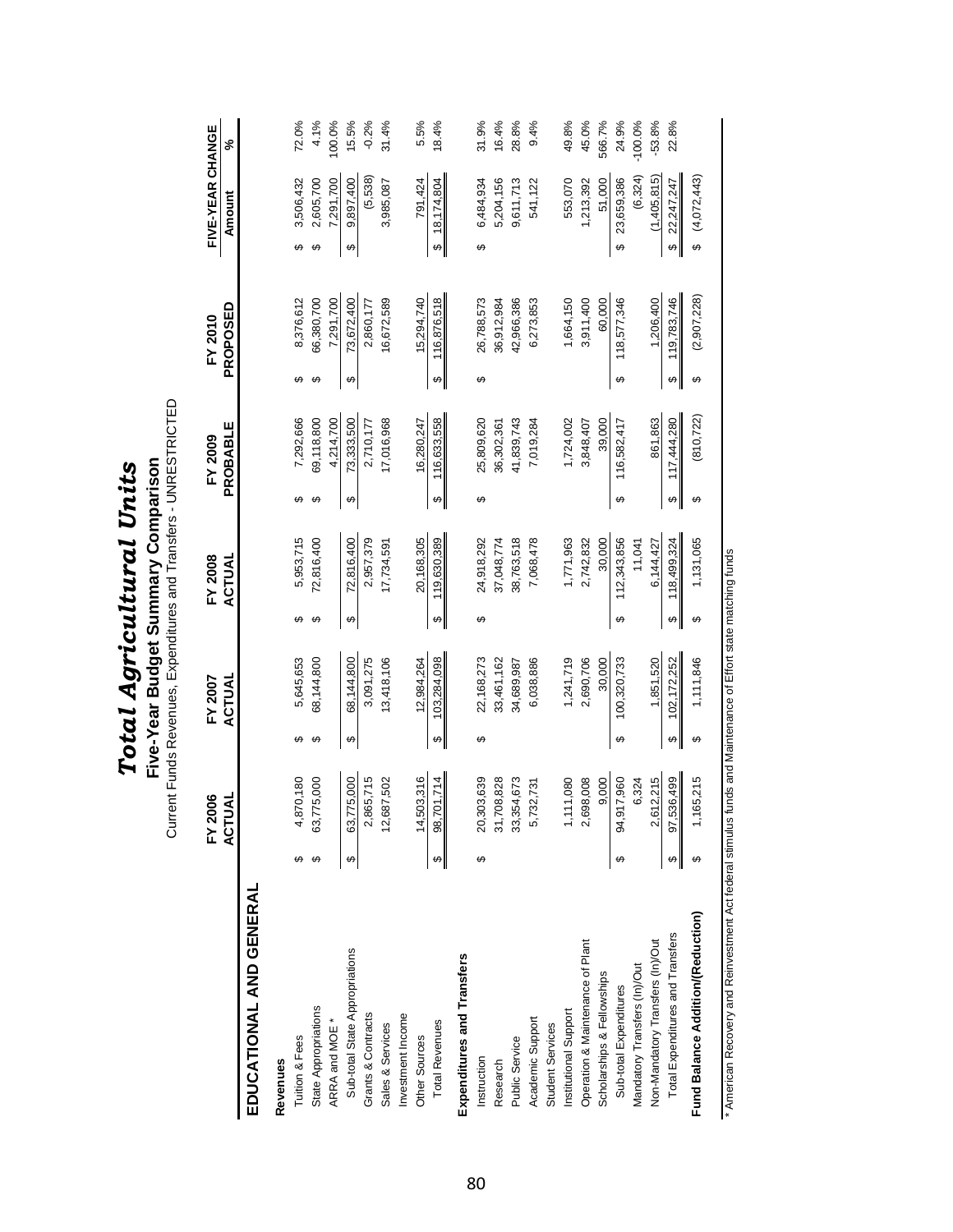# *Total Agricultural Units*

## Five-Year Budget Summary Comparison

Current Funds Revenues, Expenditures and Transfers - UNRESTRICTED

| | FY 2006 ACTUAL | FY 2007 ACTUAL | FY 2008 ACTUAL | FY 2009 PROBABLE | FY 2010 PROPOSED | FIVE-YEAR CHANGE Amount | % |
|---|---|---|---|---|---|---|---|
| **EDUCATIONAL AND GENERAL** | | | | | | | |
| **Revenues** | | | | | | | |
| Tuition & Fees | $ 4,870,180 | $ 5,645,653 | $ 5,953,715 | $ 7,292,666 | $ 8,376,612 | $ 3,506,432 | 72.0% |
| State Appropriations | $ 63,775,000 | $ 68,144,800 | $ 72,816,400 | $ 69,118,800 | $ 66,380,700 | $ 2,605,700 | 4.1% |
| ARRA and MOE * | | | | 4,214,700 | 7,291,700 | 7,291,700 | 100.0% |
| Sub-total State Appropriations | $ 63,775,000 | $ 68,144,800 | $ 72,816,400 | $ 73,333,500 | $ 73,672,400 | $ 9,897,400 | 15.5% |
| Grants & Contracts | 2,865,715 | 3,091,275 | 2,957,379 | 2,710,177 | 2,860,177 | (5,538) | -0.2% |
| Sales & Services | 12,687,502 | 13,418,106 | 17,734,591 | 17,016,968 | 16,672,589 | 3,985,087 | 31.4% |
| Investment Income | | | | | | | |
| Other Sources | 14,503,316 | 12,984,264 | 20,168,305 | 16,280,247 | 15,294,740 | 791,424 | 5.5% |
| Total Revenues | $ 98,701,714 | $ 103,284,098 | $ 119,630,389 | $ 116,633,558 | $ 116,876,518 | $ 18,174,804 | 18.4% |
| **Expenditures and Transfers** | | | | | | | |
| Instruction | $ 20,303,639 | $ 22,168,273 | $ 24,918,292 | $ 25,809,620 | $ 26,788,573 | $ 6,484,934 | 31.9% |
| Research | 31,708,828 | 33,461,162 | 37,048,774 | 36,302,361 | 36,912,984 | 5,204,156 | 16.4% |
| Public Service | 33,354,673 | 34,689,987 | 38,763,518 | 41,839,743 | 42,966,386 | 9,611,713 | 28.8% |
| Academic Support | 5,732,731 | 6,038,886 | 7,068,478 | 7,019,284 | 6,273,853 | 541,122 | 9.4% |
| Student Services | | | | | | | |
| Institutional Support | 1,111,080 | 1,241,719 | 1,771,963 | 1,724,002 | 1,664,150 | 553,070 | 49.8% |
| Operation & Maintenance of Plant | 2,698,008 | 2,690,706 | 2,742,832 | 3,848,407 | 3,911,400 | 1,213,392 | 45.0% |
| Scholarships & Fellowships | 9,000 | 30,000 | 30,000 | 39,000 | 60,000 | 51,000 | 566.7% |
| Sub-total Expenditures | $ 94,917,960 | $ 100,320,733 | $ 112,343,856 | $ 116,582,417 | $ 118,577,346 | $ 23,659,386 | 24.9% |
| Mandatory Transfers (In)/Out | 6,324 | | 11,041 | | | (6,324) | -100.0% |
| Non-Mandatory Transfers (In)/Out | 2,612,215 | 1,851,520 | 6,144,427 | 861,863 | 1,206,400 | (1,405,815) | -53.8% |
| Total Expenditures and Transfers | $ 97,536,499 | $ 102,172,252 | $ 118,499,324 | $ 117,444,280 | $ 119,783,746 | $ 22,247,247 | 22.8% |
| **Fund Balance Addition/(Reduction)** | $ 1,165,215 | $ 1,111,846 | $ 1,131,065 | $ (810,722) | $ (2,907,228) | $ (4,072,443) | |

\* American Recovery and Reinvestment Act federal stimulus funds and Maintenance of Effort state matching funds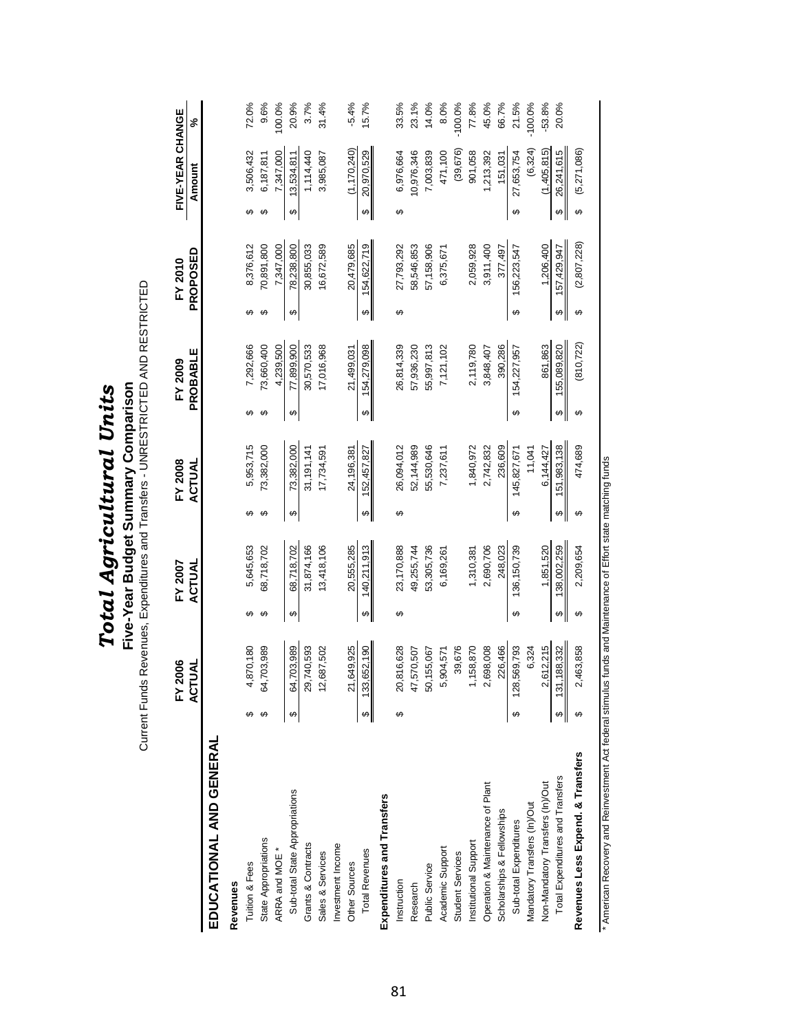# *Total Agricultural Units*

## Five-Year Budget Summary Comparison

Current Funds Revenues, Expenditures and Transfers - UNRESTRICTED AND RESTRICTED

| | FY 2006 ACTUAL | FY 2007 ACTUAL | FY 2008 ACTUAL | FY 2009 PROBABLE | FY 2010 PROPOSED | FIVE-YEAR CHANGE Amount | % |
|---|---|---|---|---|---|---|---|
| **EDUCATIONAL AND GENERAL** | | | | | | | |
| **Revenues** | | | | | | | |
| Tuition & Fees | $ 4,870,180 | $ 5,645,653 | $ 5,953,715 | $ 7,292,666 | $ 8,376,612 | $ 3,506,432 | 72.0% |
| State Appropriations | $ 64,703,989 | $ 68,718,702 | $ 73,382,000 | $ 73,660,400 | $ 70,891,800 | $ 6,187,811 | 9.6% |
| ARRA and MOE * | | | | 4,239,500 | 7,347,000 | 7,347,000 | 100.0% |
| Sub-total State Appropriations | $ 64,703,989 | $ 68,718,702 | $ 73,382,000 | $ 77,899,900 | $ 78,238,800 | $ 13,534,811 | 20.9% |
| Grants & Contracts | 29,740,593 | 31,874,166 | 31,191,141 | 30,570,533 | 30,855,033 | 1,114,440 | 3.7% |
| Sales & Services | 12,687,502 | 13,418,106 | 17,734,591 | 17,016,968 | 16,672,589 | 3,985,087 | 31.4% |
| Investment Income | | | | | | | |
| Other Sources | 21,649,925 | 20,555,285 | 24,196,381 | 21,499,031 | 20,479,685 | (1,170,240) | -5.4% |
| Total Revenues | $ 133,652,190 | $ 140,211,913 | $ 152,457,827 | $ 154,279,098 | $ 154,622,719 | $ 20,970,529 | 15.7% |
| **Expenditures and Transfers** | | | | | | | |
| Instruction | $ 20,816,628 | $ 23,170,888 | $ 26,094,012 | 26,814,339 | $ 27,793,292 | $ 6,976,664 | 33.5% |
| Research | 47,570,507 | 49,255,744 | 52,144,989 | 57,936,230 | 58,546,853 | 10,976,346 | 23.1% |
| Public Service | 50,155,067 | 53,305,736 | 55,530,646 | 55,997,813 | 57,158,906 | 7,003,839 | 14.0% |
| Academic Support | 5,904,571 | 6,169,261 | 7,237,611 | 7,121,102 | 6,375,671 | 471,100 | 8.0% |
| Student Services | 39,676 | | | | | (39,676) | -100.0% |
| Institutional Support | 1,158,870 | 1,310,381 | 1,840,972 | 2,119,780 | 2,059,928 | 901,058 | 77.8% |
| Operation & Maintenance of Plant | 2,698,008 | 2,690,706 | 2,742,832 | 3,848,407 | 3,911,400 | 1,213,392 | 45.0% |
| Scholarships & Fellowships | 226,466 | 248,023 | 236,609 | 390,286 | 377,497 | 151,031 | 66.7% |
| Sub-total Expenditures | $ 128,569,793 | $ 136,150,739 | $ 145,827,671 | $ 154,227,957 | $ 156,223,547 | $ 27,653,754 | 21.5% |
| Mandatory Transfers (In)/Out | 6,324 | | 11,041 | | | (6,324) | -100.0% |
| Non-Mandatory Transfers (In)/Out | 2,612,215 | 1,851,520 | 6,144,427 | 861,863 | 1,206,400 | (1,405,815) | -53.8% |
| Total Expenditures and Transfers | $ 131,188,332 | $ 138,002,259 | $ 151,983,138 | $ 155,089,820 | $ 157,429,947 | $ 26,241,615 | 20.0% |
| **Revenues Less Expend. & Transfers** | $ 2,463,858 | $ 2,209,654 | $ 474,689 | $ (810,722) | $ (2,807,228) | $ (5,271,086) | |

* American Recovery and Reinvestment Act federal stimulus funds and Maintenance of Effort state matching funds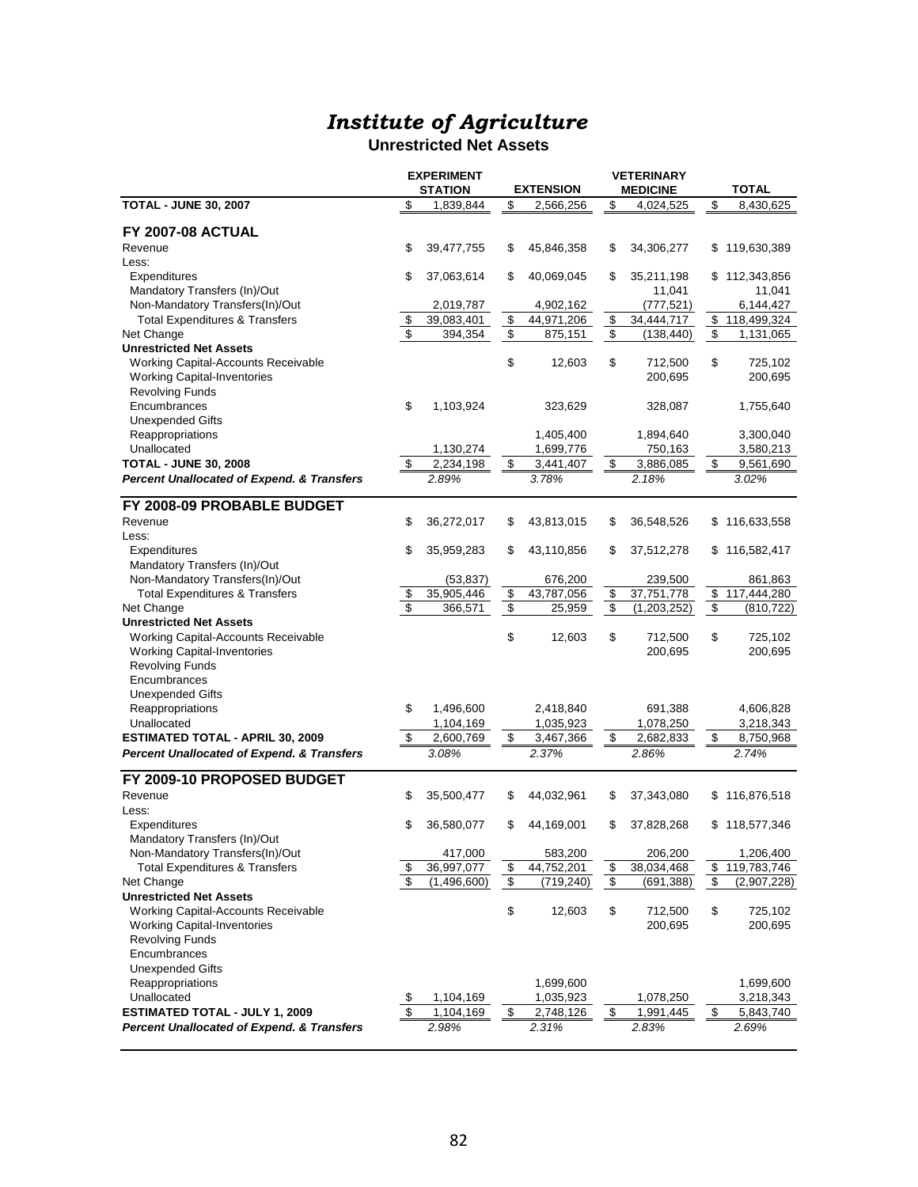# Institute of Agriculture

## Unrestricted Net Assets

| | EXPERIMENT STATION | EXTENSION | VETERINARY MEDICINE | TOTAL |
|---|---|---|---|---|
| **TOTAL - JUNE 30, 2007** | $ 1,839,844 | $ 2,566,256 | $ 4,024,525 | $ 8,430,625 |
| **FY 2007-08 ACTUAL** | | | | |
| Revenue | $ 39,477,755 | $ 45,846,358 | $ 34,306,277 | $ 119,630,389 |
| Less: | | | | |
| Expenditures | $ 37,063,614 | $ 40,069,045 | $ 35,211,198 | $ 112,343,856 |
| Mandatory Transfers (In)/Out | | | 11,041 | 11,041 |
| Non-Mandatory Transfers(In)/Out | 2,019,787 | 4,902,162 | (777,521) | 6,144,427 |
| Total Expenditures & Transfers | $ 39,083,401 | $ 44,971,206 | $ 34,444,717 | $ 118,499,324 |
| Net Change | $ 394,354 | $ 875,151 | $ (138,440) | $ 1,131,065 |
| **Unrestricted Net Assets** | | | | |
| Working Capital-Accounts Receivable | | $ 12,603 | $ 712,500 | $ 725,102 |
| Working Capital-Inventories | | | 200,695 | 200,695 |
| Revolving Funds | | | | |
| Encumbrances | $ 1,103,924 | 323,629 | 328,087 | 1,755,640 |
| Unexpended Gifts | | | | |
| Reappropriations | | 1,405,400 | 1,894,640 | 3,300,040 |
| Unallocated | 1,130,274 | 1,699,776 | 750,163 | 3,580,213 |
| **TOTAL - JUNE 30, 2008** | $ 2,234,198 | $ 3,441,407 | $ 3,886,085 | $ 9,561,690 |
| ***Percent Unallocated of Expend. & Transfers*** | *2.89%* | *3.78%* | *2.18%* | *3.02%* |
| **FY 2008-09 PROBABLE BUDGET** | | | | |
| Revenue | $ 36,272,017 | $ 43,813,015 | $ 36,548,526 | $ 116,633,558 |
| Less: | | | | |
| Expenditures | $ 35,959,283 | $ 43,110,856 | $ 37,512,278 | $ 116,582,417 |
| Mandatory Transfers (In)/Out | | | | |
| Non-Mandatory Transfers(In)/Out | (53,837) | 676,200 | 239,500 | 861,863 |
| Total Expenditures & Transfers | $ 35,905,446 | $ 43,787,056 | $ 37,751,778 | $ 117,444,280 |
| Net Change | $ 366,571 | $ 25,959 | $ (1,203,252) | $ (810,722) |
| **Unrestricted Net Assets** | | | | |
| Working Capital-Accounts Receivable | | $ 12,603 | $ 712,500 | $ 725,102 |
| Working Capital-Inventories | | | 200,695 | 200,695 |
| Revolving Funds | | | | |
| Encumbrances | | | | |
| Unexpended Gifts | | | | |
| Reappropriations | $ 1,496,600 | 2,418,840 | 691,388 | 4,606,828 |
| Unallocated | 1,104,169 | 1,035,923 | 1,078,250 | 3,218,343 |
| **ESTIMATED TOTAL - APRIL 30, 2009** | $ 2,600,769 | $ 3,467,366 | $ 2,682,833 | $ 8,750,968 |
| ***Percent Unallocated of Expend. & Transfers*** | *3.08%* | *2.37%* | *2.86%* | *2.74%* |
| **FY 2009-10 PROPOSED BUDGET** | | | | |
| Revenue | $ 35,500,477 | $ 44,032,961 | $ 37,343,080 | $ 116,876,518 |
| Less: | | | | |
| Expenditures | $ 36,580,077 | $ 44,169,001 | $ 37,828,268 | $ 118,577,346 |
| Mandatory Transfers (In)/Out | | | | |
| Non-Mandatory Transfers(In)/Out | 417,000 | 583,200 | 206,200 | 1,206,400 |
| Total Expenditures & Transfers | $ 36,997,077 | $ 44,752,201 | $ 38,034,468 | $ 119,783,746 |
| Net Change | $ (1,496,600) | $ (719,240) | $ (691,388) | $ (2,907,228) |
| **Unrestricted Net Assets** | | | | |
| Working Capital-Accounts Receivable | | $ 12,603 | $ 712,500 | $ 725,102 |
| Working Capital-Inventories | | | 200,695 | 200,695 |
| Revolving Funds | | | | |
| Encumbrances | | | | |
| Unexpended Gifts | | | | |
| Reappropriations | | 1,699,600 | | 1,699,600 |
| Unallocated | $ 1,104,169 | 1,035,923 | 1,078,250 | 3,218,343 |
| **ESTIMATED TOTAL - JULY 1, 2009** | $ 1,104,169 | $ 2,748,126 | $ 1,991,445 | $ 5,843,740 |
| ***Percent Unallocated of Expend. & Transfers*** | *2.98%* | *2.31%* | *2.83%* | *2.69%* |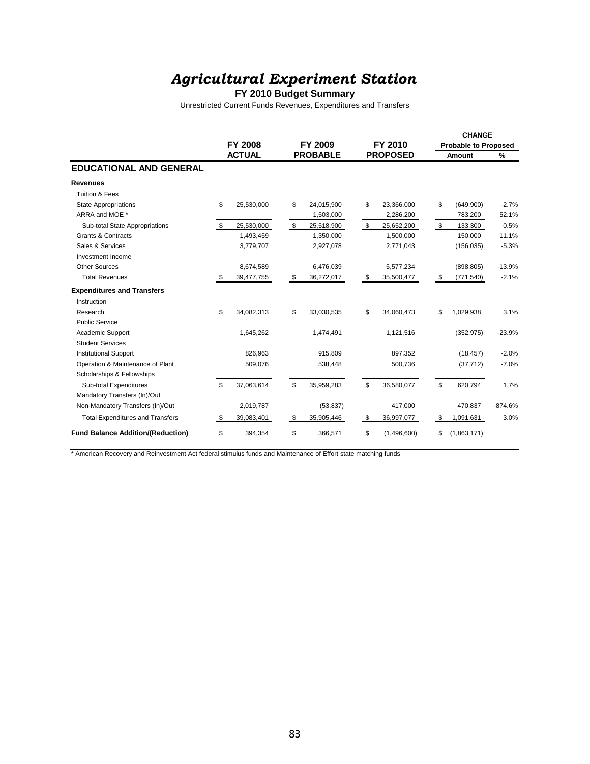# *Agricultural Experiment Station*

**FY 2010 Budget Summary**

Unrestricted Current Funds Revenues, Expenditures and Transfers

| | FY 2008 ACTUAL | FY 2009 PROBABLE | FY 2010 PROPOSED | CHANGE Probable to Proposed Amount | % |
|---|---|---|---|---|---|
| **EDUCATIONAL AND GENERAL** | | | | | |
| **Revenues** | | | | | |
| Tuition & Fees | | | | | |
| State Appropriations | $ 25,530,000 | $ 24,015,900 | $ 23,366,000 | $ (649,900) | -2.7% |
| ARRA and MOE * | | 1,503,000 | 2,286,200 | 783,200 | 52.1% |
| Sub-total State Appropriations | $ 25,530,000 | $ 25,518,900 | $ 25,652,200 | $ 133,300 | 0.5% |
| Grants & Contracts | 1,493,459 | 1,350,000 | 1,500,000 | 150,000 | 11.1% |
| Sales & Services | 3,779,707 | 2,927,078 | 2,771,043 | (156,035) | -5.3% |
| Investment Income | | | | | |
| Other Sources | 8,674,589 | 6,476,039 | 5,577,234 | (898,805) | -13.9% |
| Total Revenues | $ 39,477,755 | $ 36,272,017 | $ 35,500,477 | $ (771,540) | -2.1% |
| **Expenditures and Transfers** | | | | | |
| Instruction | | | | | |
| Research | $ 34,082,313 | $ 33,030,535 | $ 34,060,473 | $ 1,029,938 | 3.1% |
| Public Service | | | | | |
| Academic Support | 1,645,262 | 1,474,491 | 1,121,516 | (352,975) | -23.9% |
| Student Services | | | | | |
| Institutional Support | 826,963 | 915,809 | 897,352 | (18,457) | -2.0% |
| Operation & Maintenance of Plant | 509,076 | 538,448 | 500,736 | (37,712) | -7.0% |
| Scholarships & Fellowships | | | | | |
| Sub-total Expenditures | $ 37,063,614 | $ 35,959,283 | $ 36,580,077 | $ 620,794 | 1.7% |
| Mandatory Transfers (In)/Out | | | | | |
| Non-Mandatory Transfers (In)/Out | 2,019,787 | (53,837) | 417,000 | 470,837 | -874.6% |
| Total Expenditures and Transfers | $ 39,083,401 | $ 35,905,446 | $ 36,997,077 | $ 1,091,631 | 3.0% |
| **Fund Balance Addition/(Reduction)** | $ 394,354 | $ 366,571 | $ (1,496,600) | $ (1,863,171) | |

* American Recovery and Reinvestment Act federal stimulus funds and Maintenance of Effort state matching funds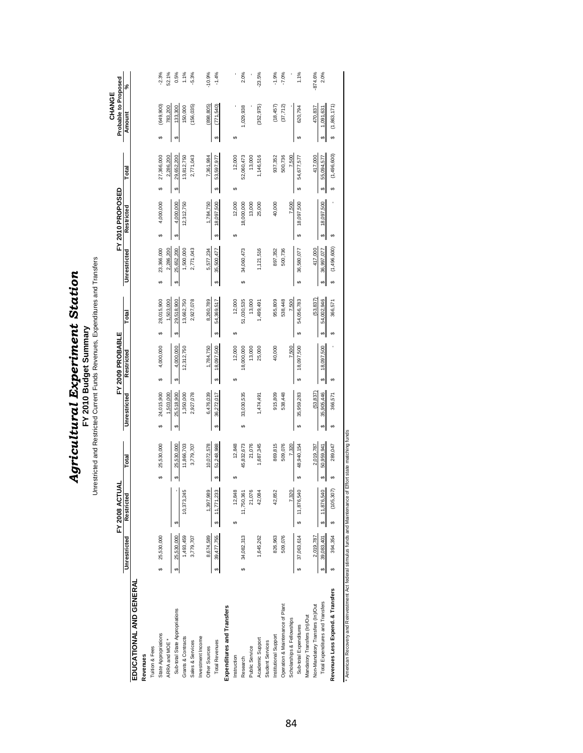# *Agricultural Experiment Station*

## FY 2010 Budget Summary

Unrestricted and Restricted Current Funds Revenues, Expenditures and Transfers

| | FY 2008 ACTUAL | | | FY 2009 PROBABLE | | | FY 2010 PROPOSED | | | CHANGE Probable to Proposed | |
|---|---|---|---|---|---|---|---|---|---|---|---|
| | Unrestricted | Restricted | Total | Unrestricted | Restricted | Total | Unrestricted | Restricted | Total | Amount | % |
| **EDUCATIONAL AND GENERAL** | | | | | | | | | | | |
| **Revenues** | | | | | | | | | | | |
| Tuition & Fees | | | | | | | | | | | |
| State Appropriations | $ 25,530,000 | | $ 25,530,000 | $ 24,015,900 | $ 4,000,000 | $ 28,015,900 | $ 23,366,000 | $ 4,000,000 | $ 27,366,000 | $ (649,900) | -2.3% |
| ARRA and MOE * | | | | 1,503,000 | | 1,503,000 | 2,286,200 | | 2,286,200 | 783,200 | 52.1% |
| Sub-total State Appropriations | $ 25,530,000 | $ - | $ 25,530,000 | $ 25,518,900 | $ 4,000,000 | $ 29,518,900 | $ 25,652,200 | $ 4,000,000 | $ 29,652,200 | $ 133,300 | 0.5% |
| Grants & Contracts | 1,493,459 | 10,373,245 | 11,866,703 | 1,350,000 | 12,312,750 | 13,662,750 | 1,500,000 | 12,312,750 | 13,812,750 | 150,000 | 1.1% |
| Sales & Services | 3,779,707 | | 3,779,707 | 2,927,078 | | 2,927,078 | 2,771,043 | | 2,771,043 | (156,035) | -5.3% |
| Investment Income | | | | | | | | | | | |
| Other Sources | 8,674,589 | 1,397,989 | 10,072,578 | 6,476,039 | 1,784,750 | 8,260,789 | 5,577,234 | 1,784,750 | 7,361,984 | (898,805) | -10.9% |
| Total Revenues | $ 39,477,755 | $ 11,771,233 | $ 51,248,988 | $ 36,272,017 | $ 18,097,500 | $ 54,369,517 | $ 35,500,477 | $ 18,097,500 | $ 53,597,977 | $ (771,540) | -1.4% |
| **Expenditures and Transfers** | | | | | | | | | | | |
| Instruction | | $ 12,848 | $ 12,848 | | $ 12,000 | $ 12,000 | | $ 12,000 | $ 12,000 | $ - | - |
| Research | $ 34,082,313 | 11,750,361 | 45,832,673 | $ 33,030,535 | 18,000,000 | 51,030,535 | $ 34,060,473 | 18,000,000 | 52,060,473 | 1,029,938 | 2.0% |
| Public Service | | 21,076 | 21,076 | | 13,000 | 13,000 | | 13,000 | 13,000 | - | - |
| Academic Support | 1,645,262 | 42,084 | 1,687,345 | 1,474,491 | 25,000 | 1,499,491 | 1,121,516 | 25,000 | 1,146,516 | (352,975) | -23.5% |
| Student Services | | | | | | | | | | | |
| Institutional Support | 826,963 | 42,852 | 869,815 | 915,809 | 40,000 | 955,809 | 897,352 | 40,000 | 937,352 | (18,457) | -1.9% |
| Operation & Maintenance of Plant | 509,076 | | 509,076 | 538,448 | | 538,448 | 500,736 | | 500,736 | (37,712) | -7.0% |
| Scholarships & Fellowships | | 7,320 | 7,320 | | 7,500 | 7,500 | | 7,500 | 7,500 | - | - |
| Sub-total Expenditures | $ 37,063,614 | $ 11,876,540 | $ 48,940,154 | $ 35,959,283 | $ 18,097,500 | $ 54,056,783 | $ 36,580,077 | $ 18,097,500 | $ 54,677,577 | $ 620,794 | 1.1% |
| Mandatory Transfers (In)/Out | | | | | | | | | | | |
| Non-Mandatory Transfers (In)/Out | 2,019,787 | | 2,019,787 | (53,837) | | (53,837) | 417,000 | | 417,000 | 470,837 | -874.6% |
| Total Expenditures and Transfers | $ 39,083,401 | $ 11,876,540 | $ 50,959,941 | $ 35,905,446 | $ 18,097,500 | $ 54,002,946 | $ 36,997,077 | $ 18,097,500 | $ 55,094,577 | $ 1,091,631 | 2.0% |
| **Revenues Less Expend. & Transfers** | $ 394,354 | $ (105,307) | $ 289,047 | $ 366,571 | $ - | $ 366,571 | $ (1,496,600) | $ - | $ (1,496,600) | $ (1,863,171) | |

\* American Recovery and Reinvestment Act federal stimulus funds and Maintenance of Effort state matching funds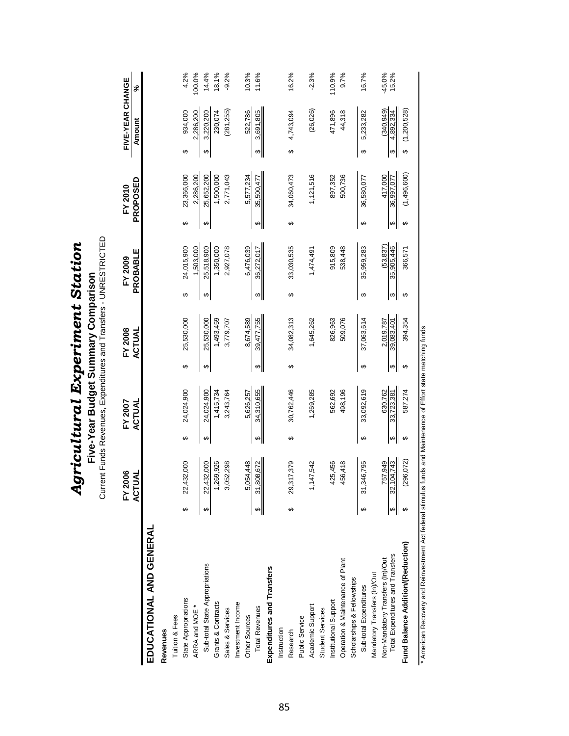# Agricultural Experiment Station

## Five-Year Budget Summary Comparison

Current Funds Revenues, Expenditures and Transfers - UNRESTRICTED

| | FY 2006 ACTUAL | FY 2007 ACTUAL | FY 2008 ACTUAL | FY 2009 PROBABLE | FY 2010 PROPOSED | FIVE-YEAR CHANGE Amount | % |
|---|---|---|---|---|---|---|---|
| **EDUCATIONAL AND GENERAL** | | | | | | | |
| **Revenues** | | | | | | | |
| Tuition & Fees | | | | | | | |
| State Appropriations | $ 22,432,000 | $ 24,024,900 | $ 25,530,000 | $ 24,015,900 | $ 23,366,000 | $ 934,000 | 4.2% |
| ARRA and MOE * | | | | 1,503,000 | 2,286,200 | 2,286,200 | 100.0% |
| Sub-total State Appropriations | $ 22,432,000 | $ 24,024,900 | $ 25,530,000 | $ 25,518,900 | $ 25,652,200 | $ 3,220,200 | 14.4% |
| Grants & Contracts | 1,269,926 | 1,415,734 | 1,493,459 | 1,350,000 | 1,500,000 | 230,074 | 18.1% |
| Sales & Services | 3,052,298 | 3,243,764 | 3,779,707 | 2,927,078 | 2,771,043 | (281,255) | -9.2% |
| Investment Income | | | | | | | |
| Other Sources | 5,054,448 | 5,626,257 | 8,674,589 | 6,476,039 | 5,577,234 | 522,786 | 10.3% |
| Total Revenues | $ 31,808,672 | $ 34,310,655 | $ 39,477,755 | $ 36,272,017 | $ 35,500,477 | $ 3,691,805 | 11.6% |
| **Expenditures and Transfers** | | | | | | | |
| Instruction | | | | | | | |
| Research | $ 29,317,379 | $ 30,762,446 | $ 34,082,313 | $ 33,030,535 | $ 34,060,473 | $ 4,743,094 | 16.2% |
| Public Service | | | | | | | |
| Academic Support | 1,147,542 | 1,269,285 | 1,645,262 | 1,474,491 | 1,121,516 | (26,026) | -2.3% |
| Student Services | | | | | | | |
| Institutional Support | 425,456 | 562,692 | 826,963 | 915,809 | 897,352 | 471,896 | 110.9% |
| Operation & Maintenance of Plant | 456,418 | 498,196 | 509,076 | 538,448 | 500,736 | 44,318 | 9.7% |
| Scholarships & Fellowships | | | | | | | |
| Sub-total Expenditures | $ 31,346,795 | $ 33,092,619 | $ 37,063,614 | $ 35,959,283 | $ 36,580,077 | $ 5,233,282 | 16.7% |
| Mandatory Transfers (In)/Out | | | | | | | |
| Non-Mandatory Transfers (In)/Out | 757,949 | 630,762 | 2,019,787 | (53,837) | 417,000 | (340,949) | -45.0% |
| Total Expenditures and Transfers | $ 32,104,743 | $ 33,723,381 | $ 39,083,401 | $ 35,905,446 | $ 36,997,077 | $ 4,892,334 | 15.2% |
| **Fund Balance Addition/(Reduction)** | $ (296,072) | $ 587,274 | $ 394,354 | $ 366,571 | $ (1,496,600) | $ (1,200,528) | |

* American Recovery and Reinvestment Act federal stimulus funds and Maintenance of Effort state matching funds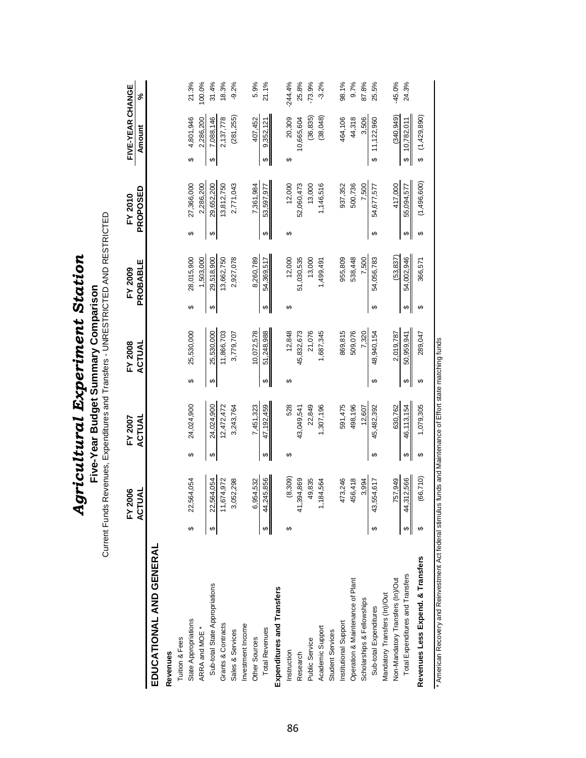# *Agricultural Experiment Station*

## Five-Year Budget Summary Comparison

Current Funds Revenues, Expenditures and Transfers - UNRESTRICTED AND RESTRICTED

| | FY 2006 ACTUAL | FY 2007 ACTUAL | FY 2008 ACTUAL | FY 2009 PROBABLE | FY 2010 PROPOSED | FIVE-YEAR CHANGE Amount | % |
|---|---|---|---|---|---|---|---|
| **EDUCATIONAL AND GENERAL** | | | | | | | |
| **Revenues** | | | | | | | |
| Tuition & Fees | | | | | | | |
| State Appropriations | $ 22,564,054 | $ 24,024,900 | $ 25,530,000 | $ 28,015,900 | $ 27,366,000 | $ 4,801,946 | 21.3% |
| ARRA and MOE * | | | | 1,503,000 | 2,286,200 | 2,286,200 | 100.0% |
| Sub-total State Appropriations | $ 22,564,054 | $ 24,024,900 | $ 25,530,000 | $ 29,518,900 | $ 29,652,200 | $ 7,088,146 | 31.4% |
| Grants & Contracts | 11,674,972 | 12,472,472 | 11,866,703 | 13,662,750 | 13,812,750 | 2,137,778 | 18.3% |
| Sales & Services | 3,052,298 | 3,243,764 | 3,779,707 | 2,927,078 | 2,771,043 | (281,255) | -9.2% |
| Investment Income | | | | | | | |
| Other Sources | 6,954,532 | 7,451,323 | 10,072,578 | 8,260,789 | 7,361,984 | 407,452 | 5.9% |
| Total Revenues | $ 44,245,856 | $ 47,192,459 | $ 51,248,988 | $ 54,369,517 | $ 53,597,977 | $ 9,352,121 | 21.1% |
| **Expenditures and Transfers** | | | | | | | |
| Instruction | $ (8,309) | $ 528 | $ 12,848 | $ 12,000 | $ 12,000 | $ 20,309 | -244.4% |
| Research | 41,394,869 | 43,049,541 | 45,832,673 | 51,030,535 | 52,060,473 | 10,665,604 | 25.8% |
| Public Service | 49,835 | 22,849 | 21,076 | 13,000 | 13,000 | (36,835) | -73.9% |
| Academic Support | 1,184,564 | 1,307,196 | 1,687,345 | 1,499,491 | 1,146,516 | (38,048) | -3.2% |
| Student Services | | | | | | | |
| Institutional Support | 473,246 | 591,475 | 869,815 | 955,809 | 937,352 | 464,106 | 98.1% |
| Operation & Maintenance of Plant | 456,418 | 498,196 | 509,076 | 538,448 | 500,736 | 44,318 | 9.7% |
| Scholarships & Fellowships | 3,994 | 12,607 | 7,320 | 7,500 | 7,500 | 3,506 | 87.8% |
| Sub-total Expenditures | $ 43,554,617 | $ 45,482,392 | $ 48,940,154 | $ 54,056,783 | $ 54,677,577 | $ 11,122,960 | 25.5% |
| Mandatory Transfers (In)/Out | | | | | | | |
| Non-Mandatory Transfers (In)/Out | 757,949 | 630,762 | 2,019,787 | (53,837) | 417,000 | (340,949) | -45.0% |
| Total Expenditures and Transfers | $ 44,312,566 | $ 46,113,154 | $ 50,959,941 | $ 54,002,946 | $ 55,094,577 | $ 10,782,011 | 24.3% |
| **Revenues Less Expend. & Transfers** | $ (66,710) | $ 1,079,305 | $ 289,047 | $ 366,571 | $ (1,496,600) | $ (1,429,890) | |

\* American Recovery and Reinvestment Act federal stimulus funds and Maintenance of Effort state matching funds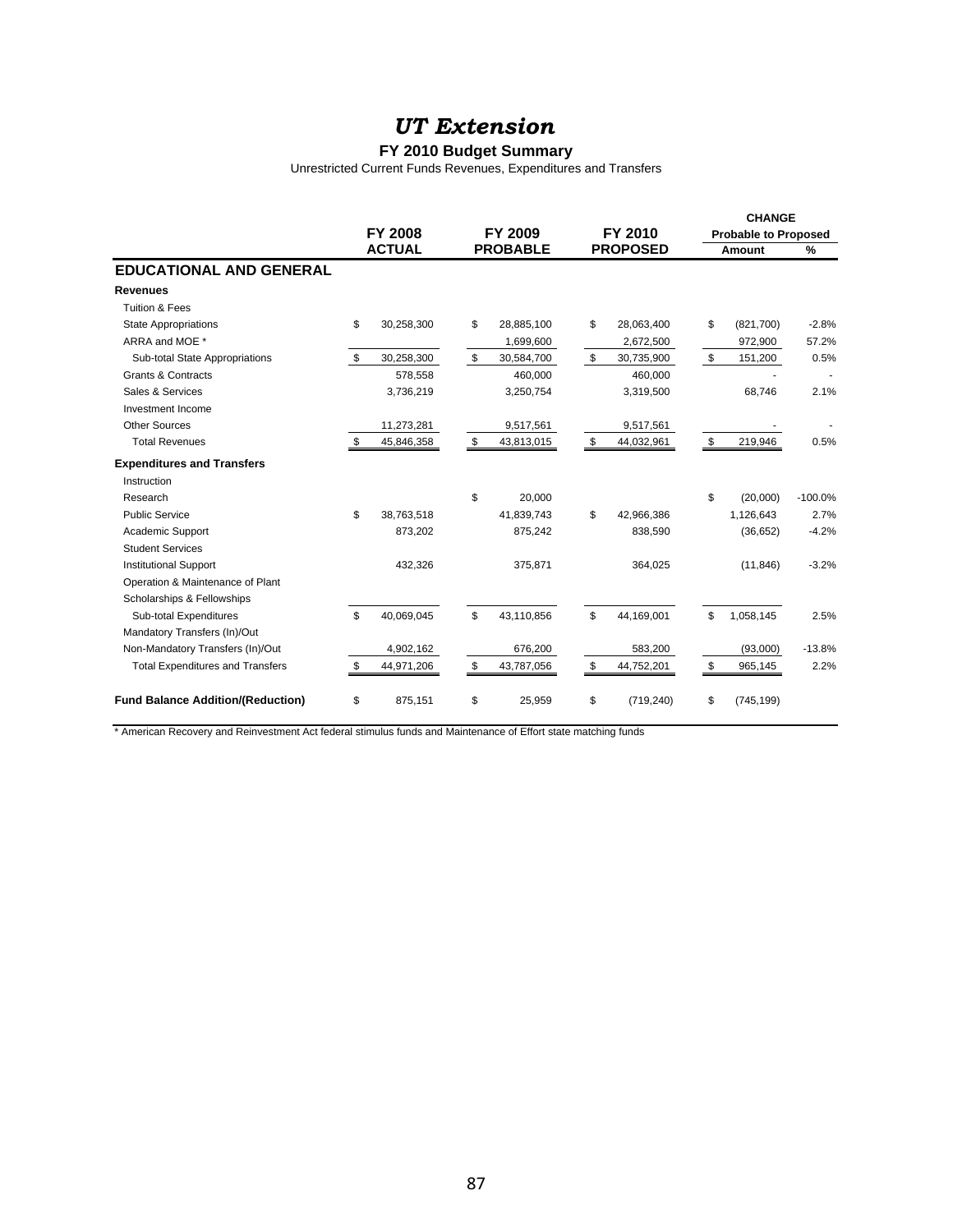# *UT Extension*

## FY 2010 Budget Summary

Unrestricted Current Funds Revenues, Expenditures and Transfers

| | FY 2008 ACTUAL | FY 2009 PROBABLE | FY 2010 PROPOSED | CHANGE Probable to Proposed Amount | % |
|---|---|---|---|---|---|
| **EDUCATIONAL AND GENERAL** | | | | | |
| **Revenues** | | | | | |
| Tuition & Fees | | | | | |
| State Appropriations | $ 30,258,300 | $ 28,885,100 | $ 28,063,400 | $ (821,700) | -2.8% |
| ARRA and MOE * | | 1,699,600 | 2,672,500 | 972,900 | 57.2% |
| Sub-total State Appropriations | $ 30,258,300 | $ 30,584,700 | $ 30,735,900 | $ 151,200 | 0.5% |
| Grants & Contracts | 578,558 | 460,000 | 460,000 | - | - |
| Sales & Services | 3,736,219 | 3,250,754 | 3,319,500 | 68,746 | 2.1% |
| Investment Income | | | | | |
| Other Sources | 11,273,281 | 9,517,561 | 9,517,561 | - | - |
| Total Revenues | $ 45,846,358 | $ 43,813,015 | $ 44,032,961 | $ 219,946 | 0.5% |
| **Expenditures and Transfers** | | | | | |
| Instruction | | | | | |
| Research | | $ 20,000 | | $ (20,000) | -100.0% |
| Public Service | $ 38,763,518 | 41,839,743 | $ 42,966,386 | 1,126,643 | 2.7% |
| Academic Support | 873,202 | 875,242 | 838,590 | (36,652) | -4.2% |
| Student Services | | | | | |
| Institutional Support | 432,326 | 375,871 | 364,025 | (11,846) | -3.2% |
| Operation & Maintenance of Plant | | | | | |
| Scholarships & Fellowships | | | | | |
| Sub-total Expenditures | $ 40,069,045 | $ 43,110,856 | $ 44,169,001 | $ 1,058,145 | 2.5% |
| Mandatory Transfers (In)/Out | | | | | |
| Non-Mandatory Transfers (In)/Out | 4,902,162 | 676,200 | 583,200 | (93,000) | -13.8% |
| Total Expenditures and Transfers | $ 44,971,206 | $ 43,787,056 | $ 44,752,201 | $ 965,145 | 2.2% |
| **Fund Balance Addition/(Reduction)** | $ 875,151 | $ 25,959 | $ (719,240) | $ (745,199) | |

* American Recovery and Reinvestment Act federal stimulus funds and Maintenance of Effort state matching funds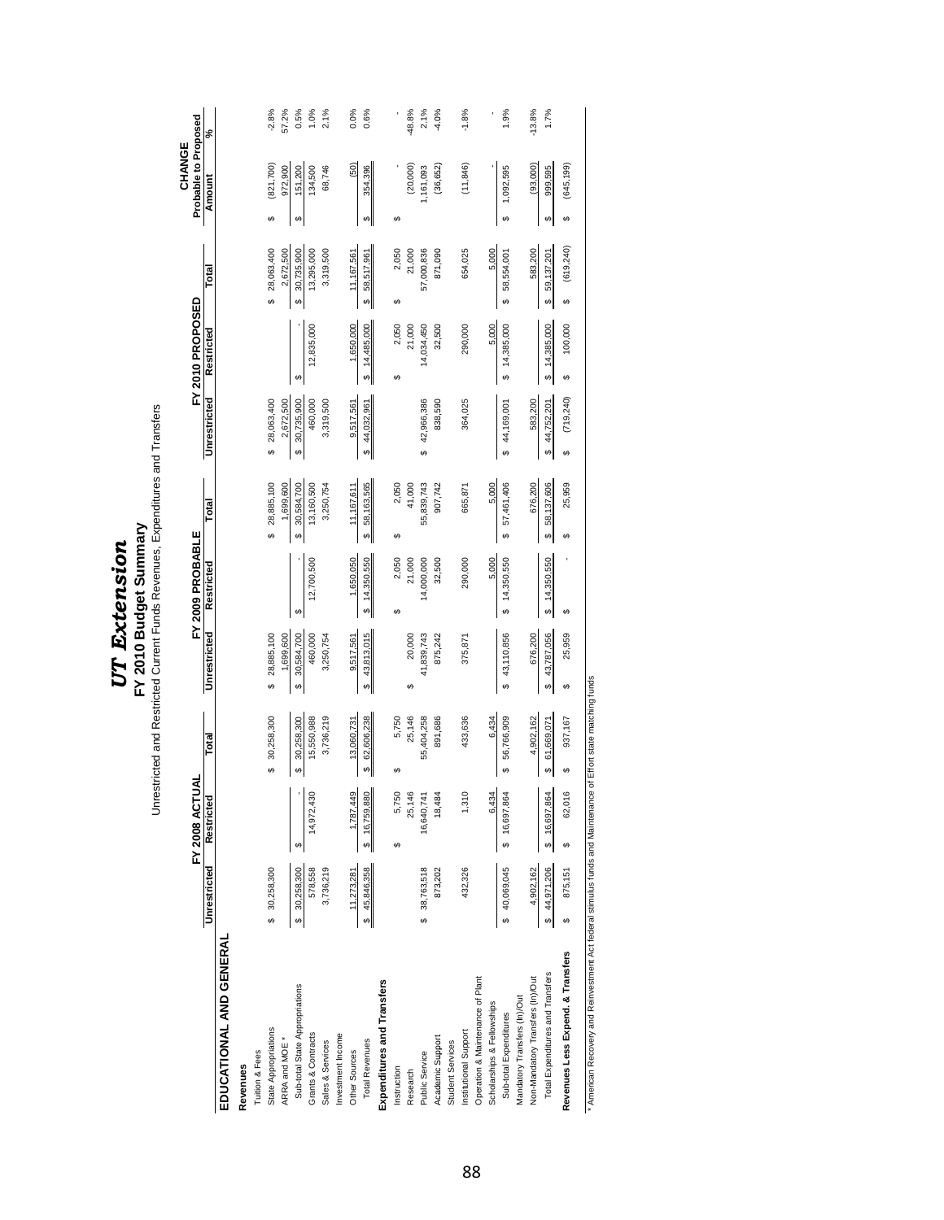# *UT Extension*

## FY 2010 Budget Summary

Unrestricted and Restricted Current Funds Revenues, Expenditures and Transfers

| | FY 2008 ACTUAL | | | FY 2009 PROBABLE | | | FY 2010 PROPOSED | | | CHANGE Probable to Proposed | |
|---|---|---|---|---|---|---|---|---|---|---|---|
| | Unrestricted | Restricted | Total | Unrestricted | Restricted | Total | Unrestricted | Restricted | Total | Amount | % |
| **EDUCATIONAL AND GENERAL** | | | | | | | | | | | |
| **Revenues** | | | | | | | | | | | |
| Tuition & Fees | | | | | | | | | | | |
| State Appropriations | $ 30,258,300 | | $ 30,258,300 | $ 28,885,100 | | $ 28,885,100 | $ 28,063,400 | | $ 28,063,400 | $ (821,700) | -2.8% |
| ARRA and MOE * | | | | 1,699,600 | | 1,699,600 | 2,672,500 | | 2,672,500 | 972,900 | 57.2% |
| Sub-total State Appropriations | $ 30,258,300 | $ - | $ 30,258,300 | $ 30,584,700 | $ - | $ 30,584,700 | $ 30,735,900 | $ - | $ 30,735,900 | $ 151,200 | 0.5% |
| Grants & Contracts | 578,558 | 14,972,430 | 15,550,988 | 460,000 | 12,700,500 | 13,160,500 | 460,000 | 12,835,000 | 13,295,000 | 134,500 | 1.0% |
| Sales & Services | 3,736,219 | | 3,736,219 | 3,250,754 | | 3,250,754 | 3,319,500 | | 3,319,500 | 68,746 | 2.1% |
| Investment Income | | | | | | | | | | | |
| Other Sources | 11,273,281 | 1,787,449 | 13,060,731 | 9,517,561 | 1,650,050 | 11,167,611 | 9,517,561 | 1,650,000 | 11,167,561 | (50) | 0.0% |
| Total Revenues | $ 45,846,358 | $ 16,759,880 | $ 62,606,238 | $ 43,813,015 | $ 14,350,550 | $ 58,163,565 | $ 44,032,961 | $ 14,485,000 | $ 58,517,961 | $ 354,396 | 0.6% |
| **Expenditures and Transfers** | | | | | | | | | | | |
| Instruction | | $ 5,750 | $ 5,750 | | $ 2,050 | $ 2,050 | | $ 2,050 | $ 2,050 | $ - | - |
| Research | | 25,146 | 25,146 | $ 20,000 | 21,000 | 41,000 | | 21,000 | 21,000 | (20,000) | -48.8% |
| Public Service | $ 38,763,518 | 16,640,741 | 55,404,258 | 41,839,743 | 14,000,000 | 55,839,743 | $ 42,966,386 | 14,034,450 | 57,000,836 | 1,161,093 | 2.1% |
| Academic Support | 873,202 | 18,484 | 891,686 | 875,242 | 32,500 | 907,742 | 838,590 | 32,500 | 871,090 | (36,652) | -4.0% |
| Student Services | | | | | | | | | | | |
| Institutional Support | 432,326 | 1,310 | 433,636 | 375,871 | 290,000 | 665,871 | 364,025 | 290,000 | 654,025 | (11,846) | -1.8% |
| Operation & Maintenance of Plant | | | | | | | | | | | |
| Scholarships & Fellowships | | 6,434 | 6,434 | | 5,000 | 5,000 | | 5,000 | 5,000 | - | - |
| Sub-total Expenditures | $ 40,069,045 | $ 16,697,864 | $ 56,766,909 | $ 43,110,856 | $ 14,350,550 | $ 57,461,406 | $ 44,169,001 | $ 14,385,000 | $ 58,554,001 | $ 1,092,595 | 1.9% |
| Mandatory Transfers (In)/Out | | | | | | | | | | | |
| Non-Mandatory Transfers (In)/Out | 4,902,162 | | 4,902,162 | 676,200 | | 676,200 | 583,200 | | 583,200 | (93,000) | -13.8% |
| Total Expenditures and Transfers | $ 44,971,206 | $ 16,697,864 | $ 61,669,071 | $ 43,787,056 | $ 14,350,550 | $ 58,137,606 | $ 44,752,201 | $ 14,385,000 | $ 59,137,201 | $ 999,595 | 1.7% |
| **Revenues Less Expend. & Transfers** | $ 875,151 | $ 62,016 | $ 937,167 | $ 25,959 | $ - | $ 25,959 | $ (719,240) | $ 100,000 | $ (619,240) | $ (645,199) | |

\* American Recovery and Reinvestment Act federal stimulus funds and Maintenance of Effort state matching funds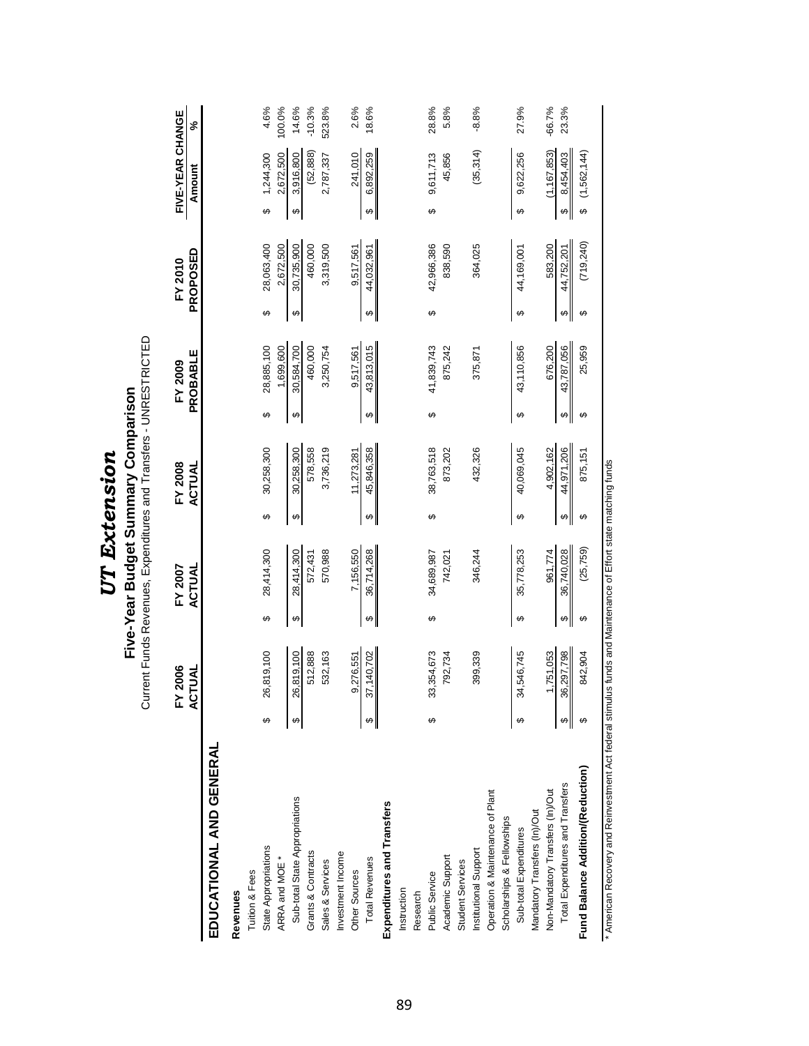# *UT Extension*

## Five-Year Budget Summary Comparison

Current Funds Revenues, Expenditures and Transfers - UNRESTRICTED

| | FY 2006 ACTUAL | FY 2007 ACTUAL | FY 2008 ACTUAL | FY 2009 PROBABLE | FY 2010 PROPOSED | FIVE-YEAR CHANGE Amount | % |
|---|---|---|---|---|---|---|---|
| **EDUCATIONAL AND GENERAL** | | | | | | | |
| **Revenues** | | | | | | | |
| Tuition & Fees | | | | | | | |
| State Appropriations | $ 26,819,100 | $ 28,414,300 | $ 30,258,300 | $ 28,885,100 | $ 28,063,400 | $ 1,244,300 | 4.6% |
| ARRA and MOE * | | | | 1,699,600 | 2,672,500 | 2,672,500 | 100.0% |
| Sub-total State Appropriations | $ 26,819,100 | $ 28,414,300 | $ 30,258,300 | $ 30,584,700 | $ 30,735,900 | $ 3,916,800 | 14.6% |
| Grants & Contracts | 512,888 | 572,431 | 578,558 | 460,000 | 460,000 | (52,888) | -10.3% |
| Sales & Services | 532,163 | 570,988 | 3,736,219 | 3,250,754 | 3,319,500 | 2,787,337 | 523.8% |
| Investment Income | | | | | | | |
| Other Sources | 9,276,551 | 7,156,550 | 11,273,281 | 9,517,561 | 9,517,561 | 241,010 | 2.6% |
| Total Revenues | $ 37,140,702 | $ 36,714,268 | $ 45,846,358 | $ 43,813,015 | $ 44,032,961 | $ 6,892,259 | 18.6% |
| **Expenditures and Transfers** | | | | | | | |
| Instruction | | | | | | | |
| Research | | | | | | | |
| Public Service | $ 33,354,673 | $ 34,689,987 | $ 38,763,518 | $ 41,839,743 | $ 42,966,386 | $ 9,611,713 | 28.8% |
| Academic Support | 792,734 | 742,021 | 873,202 | 875,242 | 838,590 | 45,856 | 5.8% |
| Student Services | | | | | | | |
| Institutional Support | 399,339 | 346,244 | 432,326 | 375,871 | 364,025 | (35,314) | -8.8% |
| Operation & Maintenance of Plant | | | | | | | |
| Scholarships & Fellowships | | | | | | | |
| Sub-total Expenditures | $ 34,546,745 | $ 35,778,253 | $ 40,069,045 | $ 43,110,856 | $ 44,169,001 | $ 9,622,256 | 27.9% |
| Mandatory Transfers (In)/Out | | | | | | | |
| Non-Mandatory Transfers (In)/Out | 1,751,053 | 961,774 | 4,902,162 | 676,200 | 583,200 | (1,167,853) | -66.7% |
| Total Expenditures and Transfers | $ 36,297,798 | $ 36,740,028 | $ 44,971,206 | $ 43,787,056 | $ 44,752,201 | $ 8,454,403 | 23.3% |
| **Fund Balance Addition/(Reduction)** | $ 842,904 | $ (25,759) | $ 875,151 | $ 25,959 | $ (719,240) | $ (1,562,144) | |

* American Recovery and Reinvestment Act federal stimulus funds and Maintenance of Effort state matching funds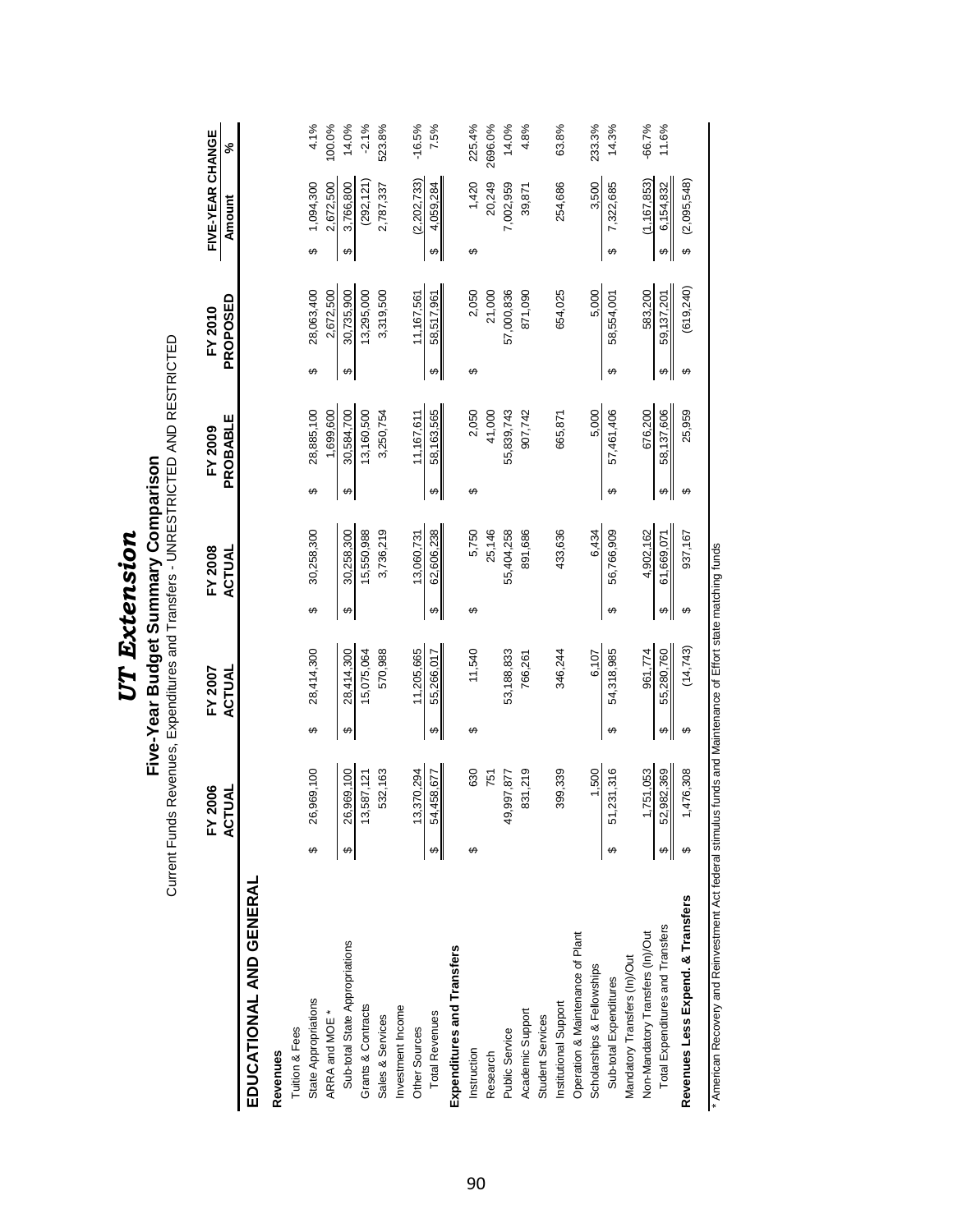# UT Extension

## Five-Year Budget Summary Comparison

Current Funds Revenues, Expenditures and Transfers - UNRESTRICTED AND RESTRICTED

| | FY 2006 ACTUAL | FY 2007 ACTUAL | FY 2008 ACTUAL | FY 2009 PROBABLE | FY 2010 PROPOSED | FIVE-YEAR CHANGE Amount | % |
|---|---|---|---|---|---|---|---|
| **EDUCATIONAL AND GENERAL** | | | | | | | |
| **Revenues** | | | | | | | |
| Tuition & Fees | | | | | | | |
| State Appropriations | $ 26,969,100 | $ 28,414,300 | $ 30,258,300 | $ 28,885,100 | $ 28,063,400 | $ 1,094,300 | 4.1% |
| ARRA and MOE * | | | | 1,699,600 | 2,672,500 | 2,672,500 | 100.0% |
| Sub-total State Appropriations | $ 26,969,100 | $ 28,414,300 | $ 30,258,300 | $ 30,584,700 | $ 30,735,900 | $ 3,766,800 | 14.0% |
| Grants & Contracts | 13,587,121 | 15,075,064 | 15,550,988 | 13,160,500 | 13,295,000 | (292,121) | -2.1% |
| Sales & Services | 532,163 | 570,988 | 3,736,219 | 3,250,754 | 3,319,500 | 2,787,337 | 523.8% |
| Investment Income | | | | | | | |
| Other Sources | 13,370,294 | 11,205,665 | 13,060,731 | 11,167,611 | 11,167,561 | (2,202,733) | -16.5% |
| Total Revenues | $ 54,458,677 | $ 55,266,017 | $ 62,606,238 | $ 58,163,565 | $ 58,517,961 | $ 4,059,284 | 7.5% |
| **Expenditures and Transfers** | | | | | | | |
| Instruction | $ 630 | $ 11,540 | $ 5,750 | $ 2,050 | $ 2,050 | $ 1,420 | 225.4% |
| Research | 751 | | 25,146 | 41,000 | 21,000 | 20,249 | 2696.0% |
| Public Service | 49,997,877 | 53,188,833 | 55,404,258 | 55,839,743 | 57,000,836 | 7,002,959 | 14.0% |
| Academic Support | 831,219 | 766,261 | 891,686 | 907,742 | 871,090 | 39,871 | 4.8% |
| Student Services | | | | | | | |
| Institutional Support | 399,339 | 346,244 | 433,636 | 665,871 | 654,025 | 254,686 | 63.8% |
| Operation & Maintenance of Plant | | | | | | | |
| Scholarships & Fellowships | 1,500 | 6,107 | 6,434 | 5,000 | 5,000 | 3,500 | 233.3% |
| Sub-total Expenditures | $ 51,231,316 | $ 54,318,985 | $ 56,766,909 | $ 57,461,406 | $ 58,554,001 | $ 7,322,685 | 14.3% |
| Mandatory Transfers (In)/Out | | | | | | | |
| Non-Mandatory Transfers (In)/Out | 1,751,053 | 961,774 | 4,902,162 | 676,200 | 583,200 | (1,167,853) | -66.7% |
| Total Expenditures and Transfers | $ 52,982,369 | $ 55,280,760 | $ 61,669,071 | $ 58,137,606 | $ 59,137,201 | $ 6,154,832 | 11.6% |
| **Revenues Less Expend. & Transfers** | $ 1,476,308 | $ (14,743) | $ 937,167 | $ 25,959 | $ (619,240) | $ (2,095,548) | |

* American Recovery and Reinvestment Act federal stimulus funds and Maintenance of Effort state matching funds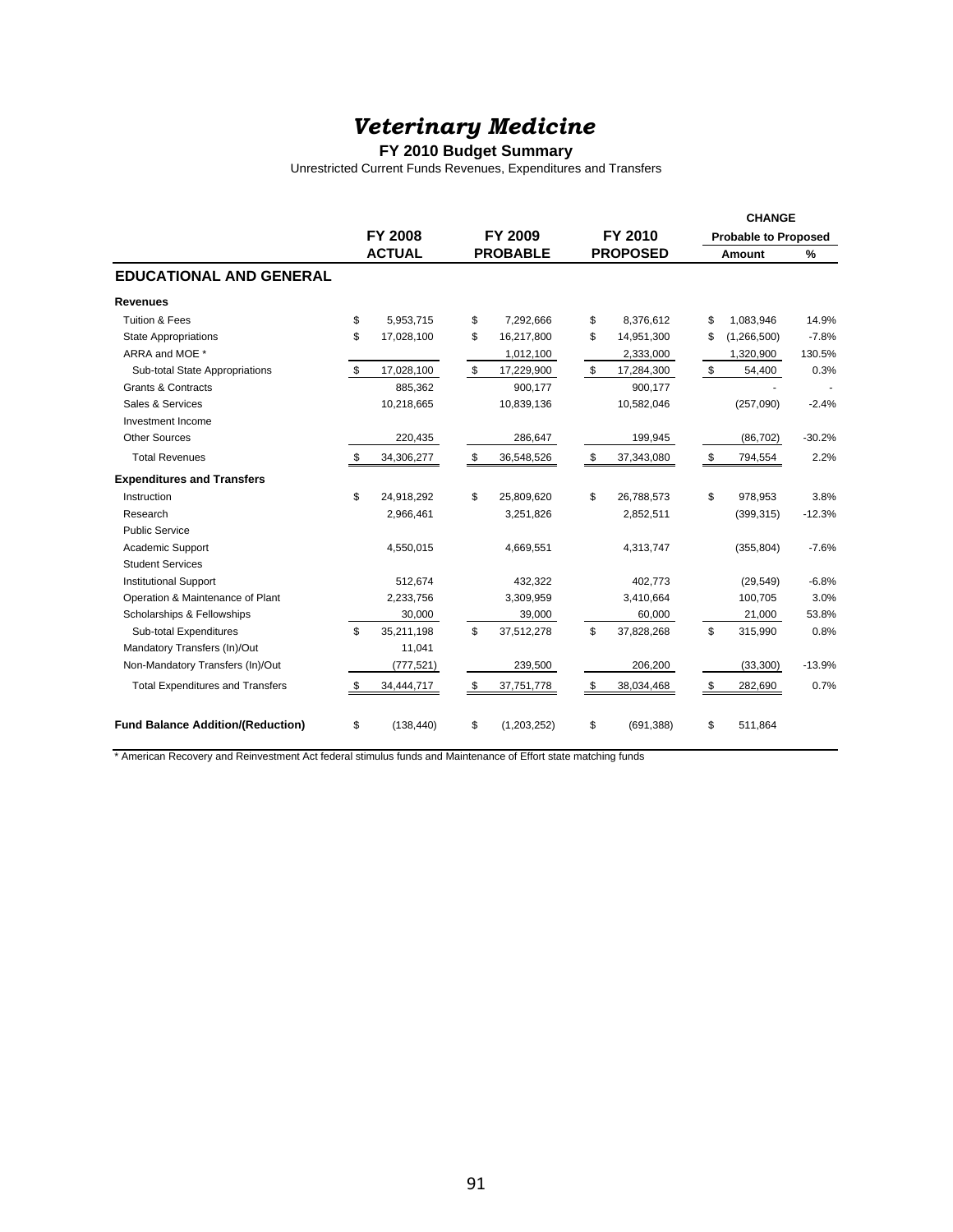# *Veterinary Medicine*

**FY 2010 Budget Summary**

Unrestricted Current Funds Revenues, Expenditures and Transfers

| | FY 2008 ACTUAL | FY 2009 PROBABLE | FY 2010 PROPOSED | CHANGE Probable to Proposed Amount | % |
|---|---|---|---|---|---|
| **EDUCATIONAL AND GENERAL** | | | | | |
| **Revenues** | | | | | |
| Tuition & Fees | $ 5,953,715 | $ 7,292,666 | $ 8,376,612 | $ 1,083,946 | 14.9% |
| State Appropriations | $ 17,028,100 | $ 16,217,800 | $ 14,951,300 | $ (1,266,500) | -7.8% |
| ARRA and MOE * | | 1,012,100 | 2,333,000 | 1,320,900 | 130.5% |
| Sub-total State Appropriations | $ 17,028,100 | $ 17,229,900 | $ 17,284,300 | $ 54,400 | 0.3% |
| Grants & Contracts | 885,362 | 900,177 | 900,177 | - | - |
| Sales & Services | 10,218,665 | 10,839,136 | 10,582,046 | (257,090) | -2.4% |
| Investment Income | | | | | |
| Other Sources | 220,435 | 286,647 | 199,945 | (86,702) | -30.2% |
| Total Revenues | $ 34,306,277 | $ 36,548,526 | $ 37,343,080 | $ 794,554 | 2.2% |
| **Expenditures and Transfers** | | | | | |
| Instruction | $ 24,918,292 | $ 25,809,620 | $ 26,788,573 | $ 978,953 | 3.8% |
| Research | 2,966,461 | 3,251,826 | 2,852,511 | (399,315) | -12.3% |
| Public Service | | | | | |
| Academic Support | 4,550,015 | 4,669,551 | 4,313,747 | (355,804) | -7.6% |
| Student Services | | | | | |
| Institutional Support | 512,674 | 432,322 | 402,773 | (29,549) | -6.8% |
| Operation & Maintenance of Plant | 2,233,756 | 3,309,959 | 3,410,664 | 100,705 | 3.0% |
| Scholarships & Fellowships | 30,000 | 39,000 | 60,000 | 21,000 | 53.8% |
| Sub-total Expenditures | $ 35,211,198 | $ 37,512,278 | $ 37,828,268 | $ 315,990 | 0.8% |
| Mandatory Transfers (In)/Out | 11,041 | | | | |
| Non-Mandatory Transfers (In)/Out | (777,521) | 239,500 | 206,200 | (33,300) | -13.9% |
| Total Expenditures and Transfers | $ 34,444,717 | $ 37,751,778 | $ 38,034,468 | $ 282,690 | 0.7% |
| **Fund Balance Addition/(Reduction)** | $ (138,440) | $ (1,203,252) | $ (691,388) | $ 511,864 | |

* American Recovery and Reinvestment Act federal stimulus funds and Maintenance of Effort state matching funds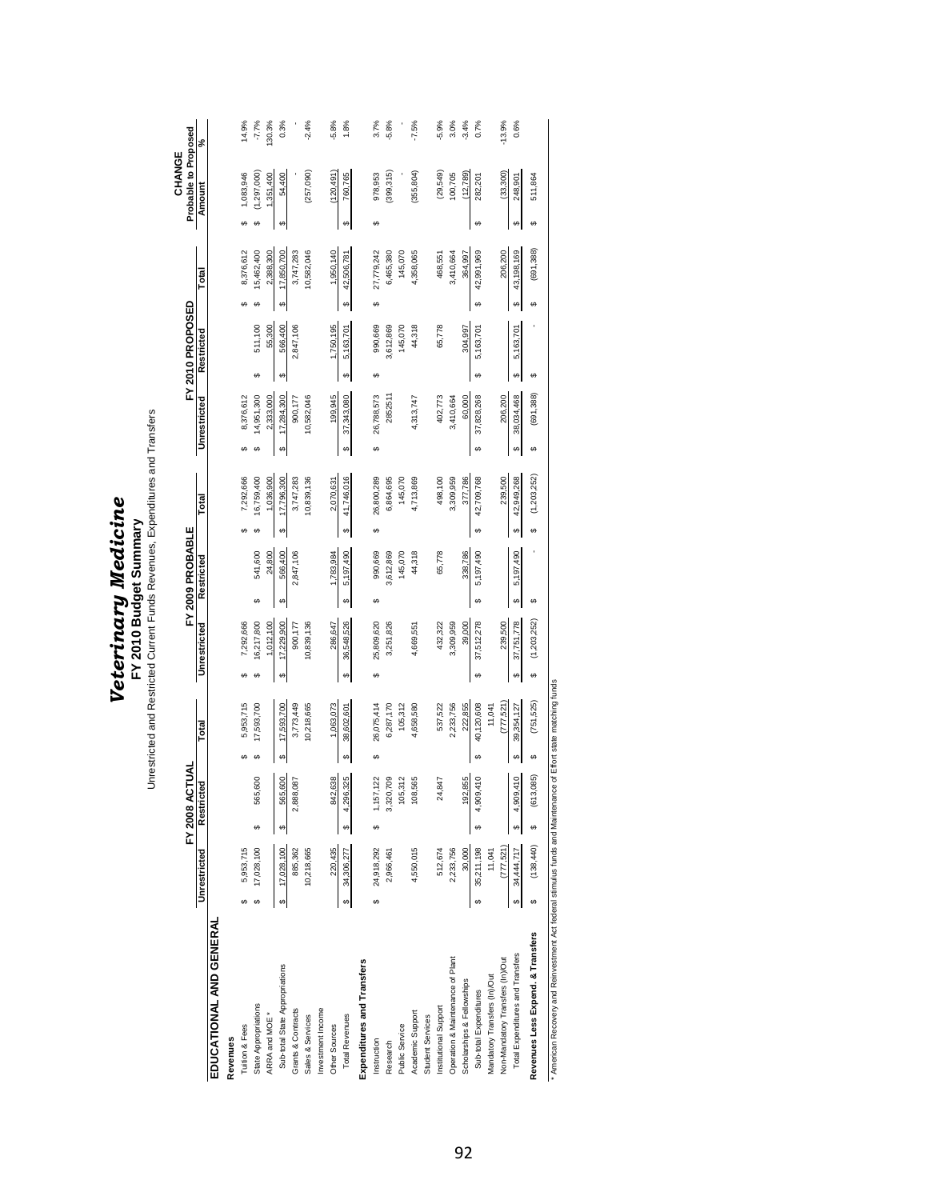# *Veterinary Medicine*

## FY 2010 Budget Summary

Unrestricted and Restricted Current Funds Revenues, Expenditures and Transfers

| | FY 2008 ACTUAL | | | FY 2009 PROBABLE | | | FY 2010 PROPOSED | | | CHANGE Probable to Proposed | |
|---|---|---|---|---|---|---|---|---|---|---|---|
| | Unrestricted | Restricted | Total | Unrestricted | Restricted | Total | Unrestricted | Restricted | Total | Amount | % |
| **EDUCATIONAL AND GENERAL** | | | | | | | | | | | |
| **Revenues** | | | | | | | | | | | |
| Tuition & Fees | $ 5,953,715 | | $ 5,953,715 | $ 7,292,666 | | $ 7,292,666 | $ 8,376,612 | | $ 8,376,612 | $ 1,083,946 | 14.9% |
| State Appropriations | $ 17,028,100 | $ 565,600 | $ 17,593,700 | $ 16,217,800 | $ 541,600 | $ 16,759,400 | $ 14,951,300 | $ 511,100 | $ 15,462,400 | $ (1,297,000) | -7.7% |
| ARRA and MOE * | | | | 1,012,100 | 24,800 | 1,036,900 | 2,333,000 | 55,300 | 2,388,300 | 1,351,400 | 130.3% |
| Sub-total State Appropriations | $ 17,028,100 | $ 565,600 | $ 17,593,700 | $ 17,229,900 | $ 566,400 | $ 17,796,300 | $ 17,284,300 | $ 566,400 | $ 17,850,700 | $ 54,400 | 0.3% |
| Grants & Contracts | 885,362 | 2,888,087 | 3,773,449 | 900,177 | 2,847,106 | 3,747,283 | 900,177 | 2,847,106 | 3,747,283 | - | - |
| Sales & Services | 10,218,665 | | 10,218,665 | 10,839,136 | | 10,839,136 | 10,582,046 | | 10,582,046 | (257,090) | -2.4% |
| Investment Income | | | | | | | | | | | |
| Other Sources | 220,435 | 842,638 | 1,063,073 | 286,647 | 1,783,984 | 2,070,631 | 199,945 | 1,750,195 | 1,950,140 | (120,491) | -5.8% |
| Total Revenues | $ 34,306,277 | $ 4,296,325 | $ 38,602,601 | $ 36,548,526 | $ 5,197,490 | $ 41,746,016 | $ 37,343,080 | $ 5,163,701 | $ 42,506,781 | $ 760,765 | 1.8% |
| **Expenditures and Transfers** | | | | | | | | | | | |
| Instruction | $ 24,918,292 | $ 1,157,122 | $ 26,075,414 | $ 25,809,620 | $ 990,669 | $ 26,800,289 | $ 26,788,573 | $ 990,669 | $ 27,779,242 | $ 978,953 | 3.7% |
| Research | 2,966,461 | 3,320,709 | 6,287,170 | 3,251,826 | 3,612,869 | 6,864,695 | 2852511 | 3,612,869 | 6,465,380 | (399,315) | -5.8% |
| Public Service | | 105,312 | 105,312 | | 145,070 | 145,070 | | 145,070 | 145,070 | - | - |
| Academic Support | 4,550,015 | 108,565 | 4,658,580 | 4,669,551 | 44,318 | 4,713,869 | 4,313,747 | 44,318 | 4,358,065 | (355,804) | -7.5% |
| Student Services | | | | | | | | | | | |
| Institutional Support | 512,674 | 24,847 | 537,522 | 432,322 | 65,778 | 498,100 | 402,773 | 65,778 | 468,551 | (29,549) | -5.9% |
| Operation & Maintenance of Plant | 2,233,756 | | 2,233,756 | 3,309,959 | | 3,309,959 | 3,410,664 | | 3,410,664 | 100,705 | 3.0% |
| Scholarships & Fellowships | 30,000 | 192,855 | 222,855 | 39,000 | 338,786 | 377,786 | 60,000 | 304,997 | 364,997 | (12,789) | -3.4% |
| Sub-total Expenditures | $ 35,211,198 | $ 4,909,410 | $ 40,120,608 | $ 37,512,278 | $ 5,197,490 | $ 42,709,768 | $ 37,828,268 | $ 5,163,701 | $ 42,991,969 | $ 282,201 | 0.7% |
| Mandatory Transfers (In)/Out | 11,041 | | 11,041 | | | | | | | | |
| Non-Mandatory Transfers (In)/Out | (777,521) | | (777,521) | 239,500 | | 239,500 | 206,200 | | 206,200 | (33,300) | -13.9% |
| Total Expenditures and Transfers | $ 34,444,717 | $ 4,909,410 | $ 39,354,127 | $ 37,751,778 | $ 5,197,490 | $ 42,949,268 | $ 38,034,468 | $ 5,163,701 | $ 43,198,169 | $ 248,901 | 0.6% |
| **Revenues Less Expend. & Transfers** | $ (138,440) | $ (613,085) | $ (751,525) | $ (1,203,252) | $ - | $ (1,203,252) | $ (691,388) | $ - | $ (691,388) | $ 511,864 | |

* American Recovery and Reinvestment Act federal stimulus funds and Maintenance of Effort state matching funds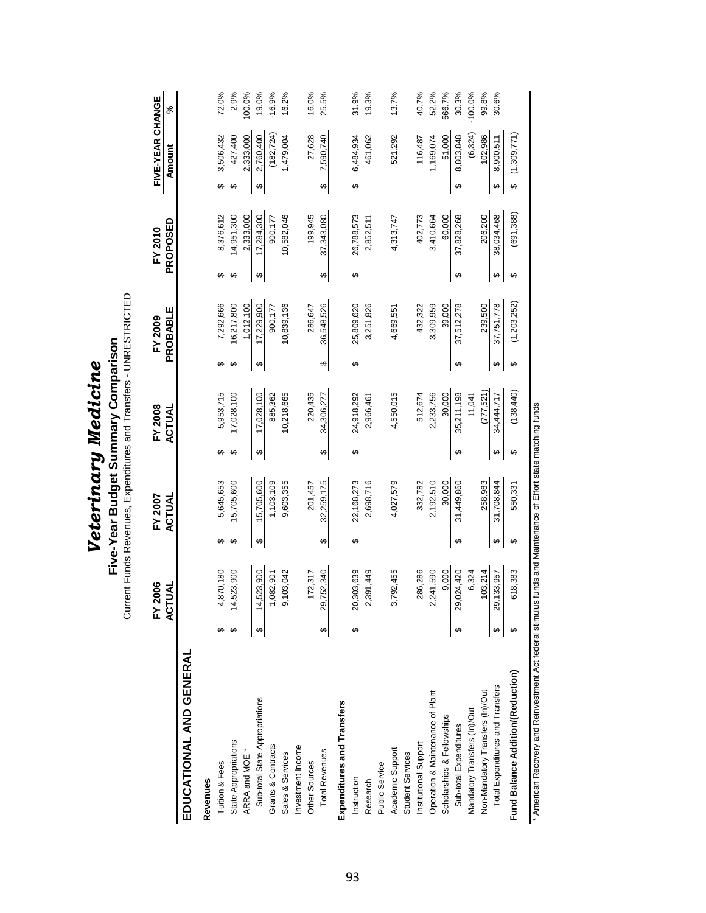# *Veterinary Medicine*

## Five-Year Budget Summary Comparison

Current Funds Revenues, Expenditures and Transfers - UNRESTRICTED

| | FY 2006 ACTUAL | FY 2007 ACTUAL | FY 2008 ACTUAL | FY 2009 PROBABLE | FY 2010 PROPOSED | FIVE-YEAR CHANGE Amount | % |
|---|---|---|---|---|---|---|---|
| **EDUCATIONAL AND GENERAL** | | | | | | | |
| **Revenues** | | | | | | | |
| Tuition & Fees | $ 4,870,180 | $ 5,645,653 | $ 5,953,715 | $ 7,292,666 | $ 8,376,612 | $ 3,506,432 | 72.0% |
| State Appropriations | $ 14,523,900 | $ 15,705,600 | $ 17,028,100 | $ 16,217,800 | $ 14,951,300 | $ 427,400 | 2.9% |
| ARRA and MOE * | | | | 1,012,100 | 2,333,000 | 2,333,000 | 100.0% |
| Sub-total State Appropriations | $ 14,523,900 | $ 15,705,600 | $ 17,028,100 | $ 17,229,900 | $ 17,284,300 | $ 2,760,400 | 19.0% |
| Grants & Contracts | 1,082,901 | 1,103,109 | 885,362 | 900,177 | 900,177 | (182,724) | -16.9% |
| Sales & Services | 9,103,042 | 9,603,355 | 10,218,665 | 10,839,136 | 10,582,046 | 1,479,004 | 16.2% |
| Investment Income | | | | | | | |
| Other Sources | 172,317 | 201,457 | 220,435 | 286,647 | 199,945 | 27,628 | 16.0% |
| Total Revenues | $ 29,752,340 | $ 32,259,175 | $ 34,306,277 | $ 36,548,526 | $ 37,343,080 | $ 7,590,740 | 25.5% |
| **Expenditures and Transfers** | | | | | | | |
| Instruction | $ 20,303,639 | $ 22,168,273 | $ 24,918,292 | $ 25,809,620 | $ 26,788,573 | $ 6,484,934 | 31.9% |
| Research | 2,391,449 | 2,698,716 | 2,966,461 | 3,251,826 | 2,852,511 | 461,062 | 19.3% |
| Public Service | | | | | | | |
| Academic Support | 3,792,455 | 4,027,579 | 4,550,015 | 4,669,551 | 4,313,747 | 521,292 | 13.7% |
| Student Services | | | | | | | |
| Institutional Support | 286,286 | 332,782 | 512,674 | 432,322 | 402,773 | 116,487 | 40.7% |
| Operation & Maintenance of Plant | 2,241,590 | 2,192,510 | 2,233,756 | 3,309,959 | 3,410,664 | 1,169,074 | 52.2% |
| Scholarships & Fellowships | 9,000 | 30,000 | 30,000 | 39,000 | 60,000 | 51,000 | 566.7% |
| Sub-total Expenditures | $ 29,024,420 | $ 31,449,860 | $ 35,211,198 | $ 37,512,278 | $ 37,828,268 | $ 8,803,848 | 30.3% |
| Mandatory Transfers (In)/Out | 6,324 | | 11,041 | | | (6,324) | -100.0% |
| Non-Mandatory Transfers (In)/Out | 103,214 | 258,983 | (777,521) | 239,500 | 206,200 | 102,986 | 99.8% |
| Total Expenditures and Transfers | $ 29,133,957 | $ 31,708,844 | $ 34,444,717 | $ 37,751,778 | $ 38,034,468 | $ 8,900,511 | 30.6% |
| **Fund Balance Addition/(Reduction)** | $ 618,383 | $ 550,331 | $ (138,440) | $ (1,203,252) | $ (691,388) | $ (1,309,771) | |

* American Recovery and Reinvestment Act federal stimulus funds and Maintenance of Effort state matching funds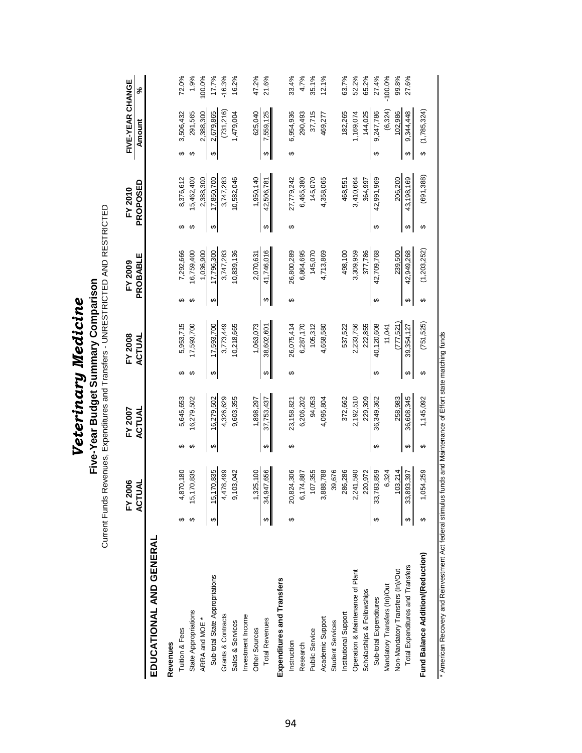# *Veterinary Medicine*

## Five-Year Budget Summary Comparison

Current Funds Revenues, Expenditures and Transfers - UNRESTRICTED AND RESTRICTED

| | FY 2006 ACTUAL | FY 2007 ACTUAL | FY 2008 ACTUAL | FY 2009 PROBABLE | FY 2010 PROPOSED | FIVE-YEAR CHANGE Amount | % |
|---|---|---|---|---|---|---|---|
| **EDUCATIONAL AND GENERAL** | | | | | | | |
| **Revenues** | | | | | | | |
| Tuition & Fees | $ 4,870,180 | $ 5,645,653 | $ 5,953,715 | $ 7,292,666 | $ 8,376,612 | $ 3,506,432 | 72.0% |
| State Appropriations | $ 15,170,835 | $ 16,279,502 | $ 17,593,700 | $ 16,759,400 | $ 15,462,400 | $ 291,565 | 1.9% |
| ARRA and MOE * | | | | 1,036,900 | 2,388,300 | 2,388,300 | 100.0% |
| Sub-total State Appropriations | $ 15,170,835 | $ 16,279,502 | $ 17,593,700 | $ 17,796,300 | $ 17,850,700 | $ 2,679,865 | 17.7% |
| Grants & Contracts | 4,478,499 | 4,326,629 | 3,773,449 | 3,747,283 | 3,747,283 | (731,216) | -16.3% |
| Sales & Services | 9,103,042 | 9,603,355 | 10,218,665 | 10,839,136 | 10,582,046 | 1,479,004 | 16.2% |
| Investment Income | | | | | | | |
| Other Sources | 1,325,100 | 1,898,297 | 1,063,073 | 2,070,631 | 1,950,140 | 625,040 | 47.2% |
| Total Revenues | $ 34,947,656 | $ 37,753,437 | $ 38,602,601 | $ 41,746,016 | $ 42,506,781 | $ 7,559,125 | 21.6% |
| **Expenditures and Transfers** | | | | | | | |
| Instruction | $ 20,824,306 | $ 23,158,821 | $ 26,075,414 | $ 26,800,289 | $ 27,779,242 | $ 6,954,936 | 33.4% |
| Research | 6,174,887 | 6,206,202 | 6,287,170 | 6,864,695 | 6,465,380 | 290,493 | 4.7% |
| Public Service | 107,355 | 94,053 | 105,312 | 145,070 | 145,070 | 37,715 | 35.1% |
| Academic Support | 3,888,788 | 4,095,804 | 4,658,580 | 4,713,869 | 4,358,065 | 469,277 | 12.1% |
| Student Services | 39,676 | | | | | | |
| Institutional Support | 286,286 | 372,662 | 537,522 | 498,100 | 468,551 | 182,265 | 63.7% |
| Operation & Maintenance of Plant | 2,241,590 | 2,192,510 | 2,233,756 | 3,309,959 | 3,410,664 | 1,169,074 | 52.2% |
| Scholarships & Fellowships | 220,972 | 229,309 | 222,855 | 377,786 | 364,997 | 144,025 | 65.2% |
| Sub-total Expenditures | $ 33,783,859 | $ 36,349,362 | $ 40,120,608 | $ 42,709,768 | $ 42,991,969 | $ 9,247,786 | 27.4% |
| Mandatory Transfers (In)/Out | 6,324 | | 11,041 | | | (6,324) | -100.0% |
| Non-Mandatory Transfers (In)/Out | 103,214 | 258,983 | (777,521) | 239,500 | 206,200 | 102,986 | 99.8% |
| Total Expenditures and Transfers | $ 33,893,397 | $ 36,608,345 | $ 39,354,127 | $ 42,949,268 | $ 43,198,169 | $ 9,344,448 | 27.6% |
| **Fund Balance Addition/(Reduction)** | $ 1,054,259 | $ 1,145,092 | $ (751,525) | $ (1,203,252) | $ (691,388) | $ (1,785,324) | |

\* American Recovery and Reinvestment Act federal stimulus funds and Maintenance of Effort state matching funds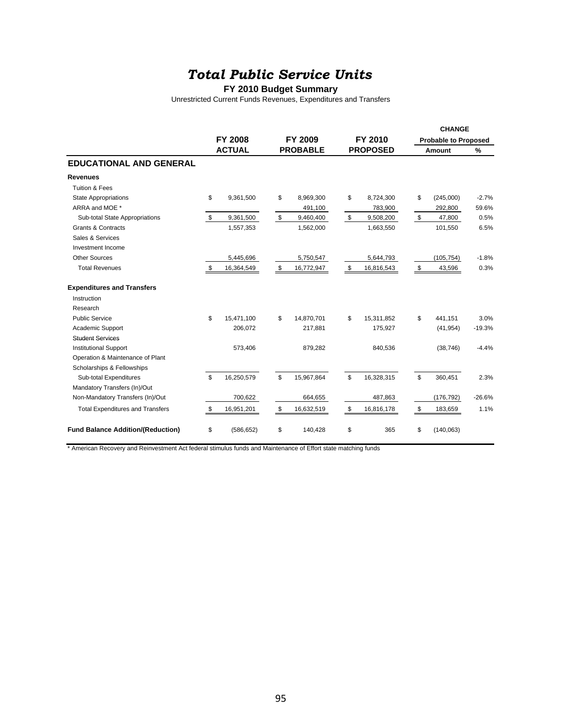# *Total Public Service Units*

**FY 2010 Budget Summary**

Unrestricted Current Funds Revenues, Expenditures and Transfers

| | FY 2008 ACTUAL | FY 2009 PROBABLE | FY 2010 PROPOSED | CHANGE Probable to Proposed Amount | % |
|---|---|---|---|---|---|
| **EDUCATIONAL AND GENERAL** | | | | | |
| **Revenues** | | | | | |
| Tuition & Fees | | | | | |
| State Appropriations | $ 9,361,500 | $ 8,969,300 | $ 8,724,300 | $ (245,000) | -2.7% |
| ARRA and MOE * | | 491,100 | 783,900 | 292,800 | 59.6% |
| Sub-total State Appropriations | $ 9,361,500 | $ 9,460,400 | $ 9,508,200 | $ 47,800 | 0.5% |
| Grants & Contracts | 1,557,353 | 1,562,000 | 1,663,550 | 101,550 | 6.5% |
| Sales & Services | | | | | |
| Investment Income | | | | | |
| Other Sources | 5,445,696 | 5,750,547 | 5,644,793 | (105,754) | -1.8% |
| Total Revenues | $ 16,364,549 | $ 16,772,947 | $ 16,816,543 | $ 43,596 | 0.3% |
| **Expenditures and Transfers** | | | | | |
| Instruction | | | | | |
| Research | | | | | |
| Public Service | $ 15,471,100 | $ 14,870,701 | $ 15,311,852 | $ 441,151 | 3.0% |
| Academic Support | 206,072 | 217,881 | 175,927 | (41,954) | -19.3% |
| Student Services | | | | | |
| Institutional Support | 573,406 | 879,282 | 840,536 | (38,746) | -4.4% |
| Operation & Maintenance of Plant | | | | | |
| Scholarships & Fellowships | | | | | |
| Sub-total Expenditures | $ 16,250,579 | $ 15,967,864 | $ 16,328,315 | $ 360,451 | 2.3% |
| Mandatory Transfers (In)/Out | | | | | |
| Non-Mandatory Transfers (In)/Out | 700,622 | 664,655 | 487,863 | (176,792) | -26.6% |
| Total Expenditures and Transfers | $ 16,951,201 | $ 16,632,519 | $ 16,816,178 | $ 183,659 | 1.1% |
| **Fund Balance Addition/(Reduction)** | $ (586,652) | $ 140,428 | $ 365 | $ (140,063) | |

* American Recovery and Reinvestment Act federal stimulus funds and Maintenance of Effort state matching funds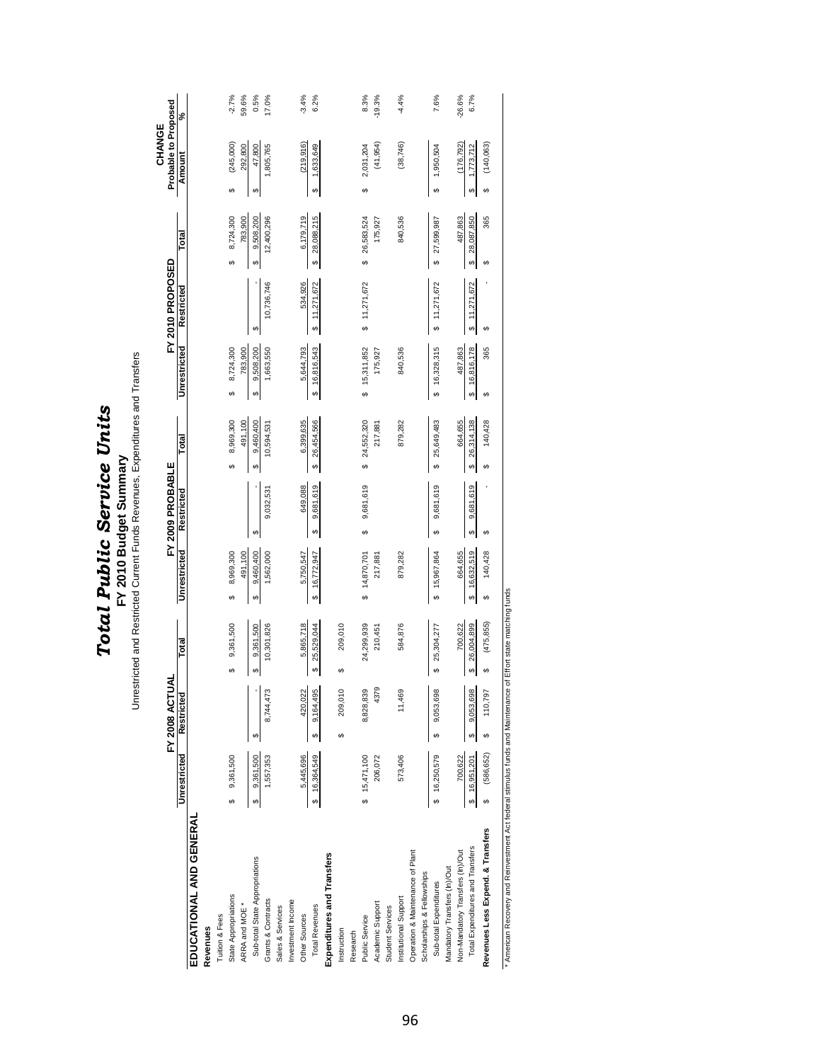# *Total Public Service Units*

## FY 2010 Budget Summary

Unrestricted and Restricted Current Funds Revenues, Expenditures and Transfers

| | FY 2008 ACTUAL | | | FY 2009 PROBABLE | | | FY 2010 PROPOSED | | | CHANGE Probable to Proposed | |
|---|---|---|---|---|---|---|---|---|---|---|---|
| | Unrestricted | Restricted | Total | Unrestricted | Restricted | Total | Unrestricted | Restricted | Total | Amount | % |
| **EDUCATIONAL AND GENERAL** | | | | | | | | | | | |
| **Revenues** | | | | | | | | | | | |
| Tuition & Fees | | | | | | | | | | | |
| State Appropriations | $ 9,361,500 | | $ 9,361,500 | $ 8,969,300 | | $ 8,969,300 | $ 8,724,300 | | $ 8,724,300 | $ (245,000) | -2.7% |
| ARRA and MOE * | | | | 491,100 | | 491,100 | 783,900 | | 783,900 | 292,800 | 59.6% |
| Sub-total State Appropriations | $ 9,361,500 | $ - | $ 9,361,500 | $ 9,460,400 | $ - | $ 9,460,400 | $ 9,508,200 | $ - | $ 9,508,200 | $ 47,800 | 0.5% |
| Grants & Contracts | 1,557,353 | 8,744,473 | 10,301,826 | 1,562,000 | 9,032,531 | 10,594,531 | 1,663,550 | 10,736,746 | 12,400,296 | 1,805,765 | 17.0% |
| Sales & Services | | | | | | | | | | | |
| Investment Income | | | | | | | | | | | |
| Other Sources | 5,445,696 | 420,022 | 5,865,718 | 5,750,547 | 649,088 | 6,399,635 | 5,644,793 | 534,926 | 6,179,719 | (219,916) | -3.4% |
| Total Revenues | $ 16,364,549 | $ 9,164,495 | $ 25,529,044 | $ 16,772,947 | $ 9,681,619 | $ 26,454,566 | $ 16,816,543 | $ 11,271,672 | $ 28,088,215 | $ 1,633,649 | 6.2% |
| **Expenditures and Transfers** | | | | | | | | | | | |
| Instruction | | $ 209,010 | $ 209,010 | | | | | | | | |
| Research | | | | | | | | | | | |
| Public Service | $ 15,471,100 | 8,828,839 | 24,299,939 | $ 14,870,701 | $ 9,681,619 | $ 24,552,320 | $ 15,311,852 | $ 11,271,672 | $ 26,583,524 | $ 2,031,204 | 8.3% |
| Academic Support | 206,072 | 4379 | 210,451 | 217,881 | | 217,881 | 175,927 | | 175,927 | (41,954) | -19.3% |
| Student Services | | | | | | | | | | | |
| Institutional Support | 573,406 | 11,469 | 584,876 | 879,282 | | 879,282 | 840,536 | | 840,536 | (38,746) | -4.4% |
| Operation & Maintenance of Plant | | | | | | | | | | | |
| Scholarships & Fellowships | | | | | | | | | | | |
| Sub-total Expenditures | $ 16,250,579 | $ 9,053,698 | $ 25,304,277 | $ 15,967,864 | $ 9,681,619 | $ 25,649,483 | $ 16,328,315 | $ 11,271,672 | $ 27,599,987 | $ 1,950,504 | 7.6% |
| Mandatory Transfers (In)/Out | | | | | | | | | | | |
| Non-Mandatory Transfers (In)/Out | 700,622 | | 700,622 | 664,655 | | 664,655 | 487,863 | | 487,863 | (176,792) | -26.6% |
| Total Expenditures and Transfers | $ 16,951,201 | $ 9,053,698 | $ 26,004,899 | $ 16,632,519 | $ 9,681,619 | $ 26,314,138 | $ 16,816,178 | $ 11,271,672 | $ 28,087,850 | $ 1,773,712 | 6.7% |
| **Revenues Less Expend. & Transfers** | $ (586,652) | $ 110,797 | $ (475,855) | $ 140,428 | $ - | $ 140,428 | $ 365 | $ - | $ 365 | $ (140,063) | |

* American Recovery and Reinvestment Act federal stimulus funds and Maintenance of Effort state matching funds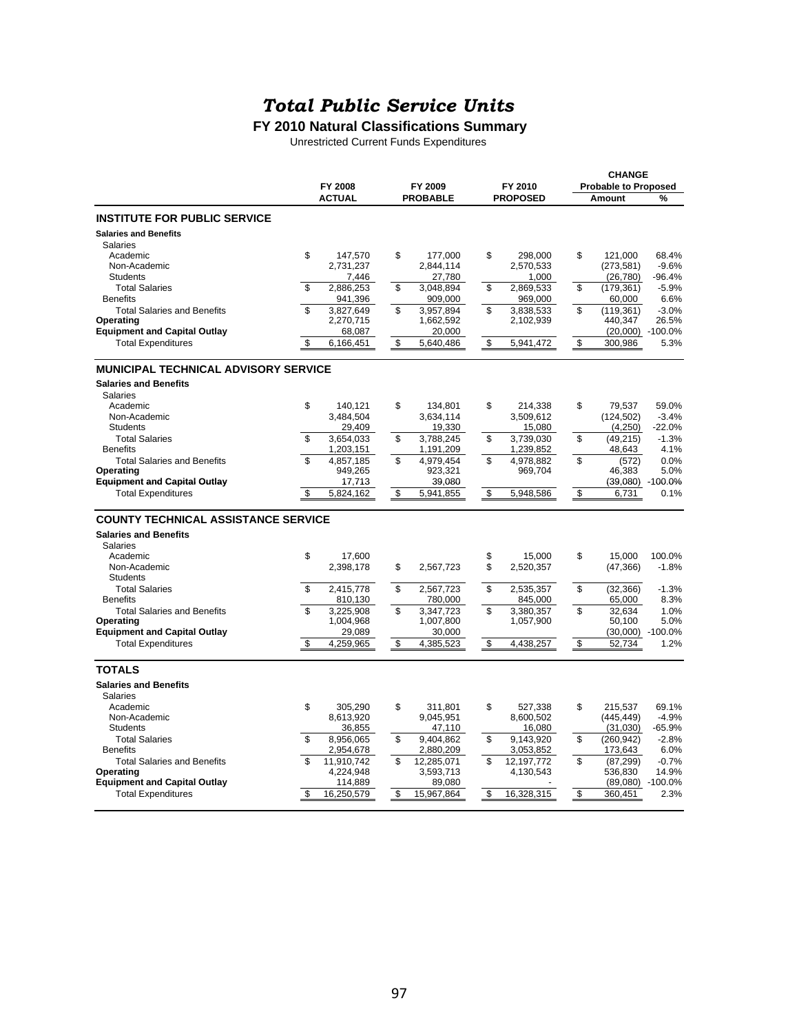# *Total Public Service Units*

**FY 2010 Natural Classifications Summary**

Unrestricted Current Funds Expenditures

| | FY 2008 ACTUAL | FY 2009 PROBABLE | FY 2010 PROPOSED | CHANGE Probable to Proposed Amount | % |
|---|---|---|---|---|---|
| **INSTITUTE FOR PUBLIC SERVICE** | | | | | |
| **Salaries and Benefits** | | | | | |
| Salaries | | | | | |
| Academic | $ 147,570 | $ 177,000 | $ 298,000 | $ 121,000 | 68.4% |
| Non-Academic | 2,731,237 | 2,844,114 | 2,570,533 | (273,581) | -9.6% |
| Students | 7,446 | 27,780 | 1,000 | (26,780) | -96.4% |
| Total Salaries | $ 2,886,253 | $ 3,048,894 | $ 2,869,533 | $ (179,361) | -5.9% |
| Benefits | 941,396 | 909,000 | 969,000 | 60,000 | 6.6% |
| Total Salaries and Benefits | $ 3,827,649 | $ 3,957,894 | $ 3,838,533 | $ (119,361) | -3.0% |
| **Operating** | 2,270,715 | 1,662,592 | 2,102,939 | 440,347 | 26.5% |
| **Equipment and Capital Outlay** | 68,087 | 20,000 | | (20,000) | -100.0% |
| Total Expenditures | $ 6,166,451 | $ 5,640,486 | $ 5,941,472 | $ 300,986 | 5.3% |
| **MUNICIPAL TECHNICAL ADVISORY SERVICE** | | | | | |
| **Salaries and Benefits** | | | | | |
| Salaries | | | | | |
| Academic | $ 140,121 | $ 134,801 | $ 214,338 | $ 79,537 | 59.0% |
| Non-Academic | 3,484,504 | 3,634,114 | 3,509,612 | (124,502) | -3.4% |
| Students | 29,409 | 19,330 | 15,080 | (4,250) | -22.0% |
| Total Salaries | $ 3,654,033 | $ 3,788,245 | $ 3,739,030 | $ (49,215) | -1.3% |
| Benefits | 1,203,151 | 1,191,209 | 1,239,852 | 48,643 | 4.1% |
| Total Salaries and Benefits | $ 4,857,185 | $ 4,979,454 | $ 4,978,882 | $ (572) | 0.0% |
| **Operating** | 949,265 | 923,321 | 969,704 | 46,383 | 5.0% |
| **Equipment and Capital Outlay** | 17,713 | 39,080 | | (39,080) | -100.0% |
| Total Expenditures | $ 5,824,162 | $ 5,941,855 | $ 5,948,586 | $ 6,731 | 0.1% |
| **COUNTY TECHNICAL ASSISTANCE SERVICE** | | | | | |
| **Salaries and Benefits** | | | | | |
| Salaries | | | | | |
| Academic | $ 17,600 | | $ 15,000 | $ 15,000 | 100.0% |
| Non-Academic | 2,398,178 | $ 2,567,723 | $ 2,520,357 | (47,366) | -1.8% |
| Students | | | | | |
| Total Salaries | $ 2,415,778 | $ 2,567,723 | $ 2,535,357 | $ (32,366) | -1.3% |
| Benefits | 810,130 | 780,000 | 845,000 | 65,000 | 8.3% |
| Total Salaries and Benefits | $ 3,225,908 | $ 3,347,723 | $ 3,380,357 | $ 32,634 | 1.0% |
| **Operating** | 1,004,968 | 1,007,800 | 1,057,900 | 50,100 | 5.0% |
| **Equipment and Capital Outlay** | 29,089 | 30,000 | | (30,000) | -100.0% |
| Total Expenditures | $ 4,259,965 | $ 4,385,523 | $ 4,438,257 | $ 52,734 | 1.2% |
| **TOTALS** | | | | | |
| **Salaries and Benefits** | | | | | |
| Salaries | | | | | |
| Academic | $ 305,290 | $ 311,801 | $ 527,338 | $ 215,537 | 69.1% |
| Non-Academic | 8,613,920 | 9,045,951 | 8,600,502 | (445,449) | -4.9% |
| Students | 36,855 | 47,110 | 16,080 | (31,030) | -65.9% |
| Total Salaries | $ 8,956,065 | $ 9,404,862 | $ 9,143,920 | $ (260,942) | -2.8% |
| Benefits | 2,954,678 | 2,880,209 | 3,053,852 | 173,643 | 6.0% |
| Total Salaries and Benefits | $ 11,910,742 | $ 12,285,071 | $ 12,197,772 | $ (87,299) | -0.7% |
| **Operating** | 4,224,948 | 3,593,713 | 4,130,543 | 536,830 | 14.9% |
| **Equipment and Capital Outlay** | 114,889 | 89,080 | - | (89,080) | -100.0% |
| Total Expenditures | $ 16,250,579 | $ 15,967,864 | $ 16,328,315 | $ 360,451 | 2.3% |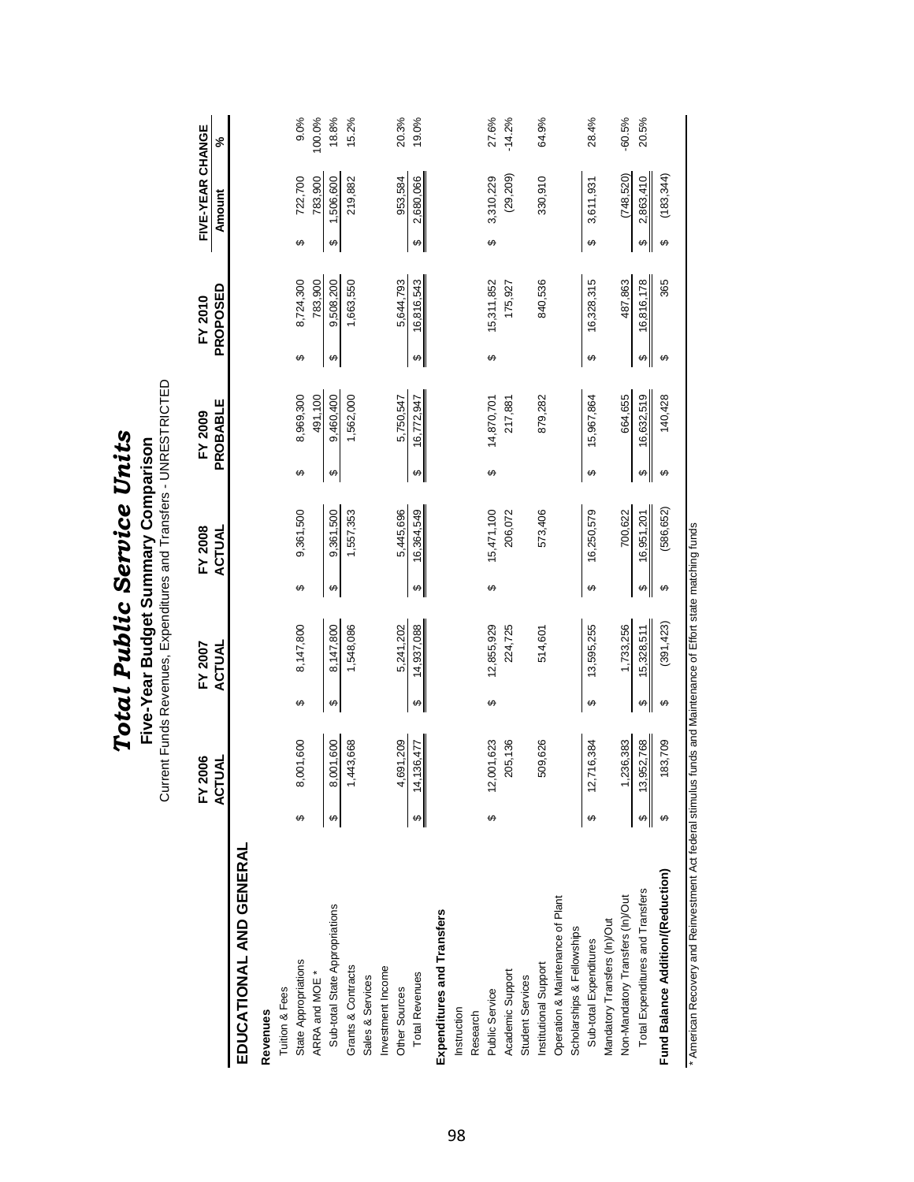# *Total Public Service Units*

## Five-Year Budget Summary Comparison

Current Funds Revenues, Expenditures and Transfers - UNRESTRICTED

| | FY 2006 ACTUAL | FY 2007 ACTUAL | FY 2008 ACTUAL | FY 2009 PROBABLE | FY 2010 PROPOSED | FIVE-YEAR CHANGE Amount | FIVE-YEAR CHANGE % |
|---|---|---|---|---|---|---|---|
| **EDUCATIONAL AND GENERAL** | | | | | | | |
| **Revenues** | | | | | | | |
| Tuition & Fees | | | | | | | |
| State Appropriations | $ 8,001,600 | $ 8,147,800 | $ 9,361,500 | $ 8,969,300 | $ 8,724,300 | $ 722,700 | 9.0% |
| ARRA and MOE * | | | | 491,100 | 783,900 | 783,900 | 100.0% |
| Sub-total State Appropriations | $ 8,001,600 | $ 8,147,800 | $ 9,361,500 | $ 9,460,400 | $ 9,508,200 | $ 1,506,600 | 18.8% |
| Grants & Contracts | 1,443,668 | 1,548,086 | 1,557,353 | 1,562,000 | 1,663,550 | 219,882 | 15.2% |
| Sales & Services | | | | | | | |
| Investment Income | | | | | | | |
| Other Sources | 4,691,209 | 5,241,202 | 5,445,696 | 5,750,547 | 5,644,793 | 953,584 | 20.3% |
| Total Revenues | $ 14,136,477 | $ 14,937,088 | $ 16,364,549 | $ 16,772,947 | $ 16,816,543 | $ 2,680,066 | 19.0% |
| **Expenditures and Transfers** | | | | | | | |
| Instruction | | | | | | | |
| Research | | | | | | | |
| Public Service | $ 12,001,623 | $ 12,855,929 | $ 15,471,100 | $ 14,870,701 | $ 15,311,852 | $ 3,310,229 | 27.6% |
| Academic Support | 205,136 | 224,725 | 206,072 | 217,881 | 175,927 | (29,209) | -14.2% |
| Student Services | | | | | | | |
| Institutional Support | 509,626 | 514,601 | 573,406 | 879,282 | 840,536 | 330,910 | 64.9% |
| Operation & Maintenance of Plant | | | | | | | |
| Scholarships & Fellowships | | | | | | | |
| Sub-total Expenditures | $ 12,716,384 | $ 13,595,255 | $ 16,250,579 | $ 15,967,864 | $ 16,328,315 | $ 3,611,931 | 28.4% |
| Mandatory Transfers (In)/Out | | | | | | | |
| Non-Mandatory Transfers (In)/Out | 1,236,383 | 1,733,256 | 700,622 | 664,655 | 487,863 | (748,520) | -60.5% |
| Total Expenditures and Transfers | $ 13,952,768 | $ 15,328,511 | $ 16,951,201 | $ 16,632,519 | $ 16,816,178 | $ 2,863,410 | 20.5% |
| **Fund Balance Addition/(Reduction)** | $ 183,709 | $ (391,423) | $ (586,652) | $ 140,428 | $ 365 | $ (183,344) | |

* American Recovery and Reinvestment Act federal stimulus funds and Maintenance of Effort state matching funds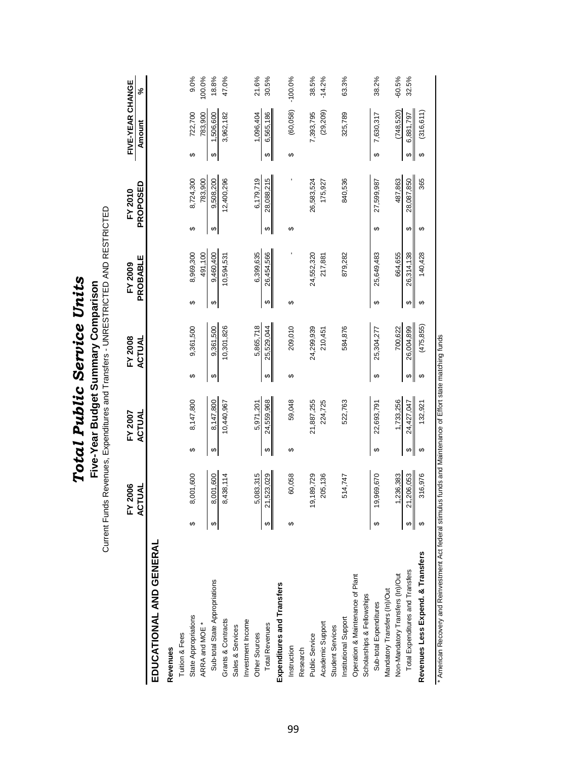# *Total Public Service Units*

**Five-Year Budget Summary Comparison**

Current Funds Revenues, Expenditures and Transfers - UNRESTRICTED AND RESTRICTED

| | FY 2006 ACTUAL | FY 2007 ACTUAL | FY 2008 ACTUAL | FY 2009 PROBABLE | FY 2010 PROPOSED | FIVE-YEAR CHANGE Amount | % |
|---|---|---|---|---|---|---|---|
| **EDUCATIONAL AND GENERAL** | | | | | | | |
| **Revenues** | | | | | | | |
| Tuition & Fees | | | | | | | |
| State Appropriations | $ 8,001,600 | $ 8,147,800 | $ 9,361,500 | $ 8,969,300 | $ 8,724,300 | $ 722,700 | 9.0% |
| ARRA and MOE * | | | | 491,100 | 783,900 | 783,900 | 100.0% |
| Sub-total State Appropriations | $ 8,001,600 | $ 8,147,800 | $ 9,361,500 | $ 9,460,400 | $ 9,508,200 | $ 1,506,600 | 18.8% |
| Grants & Contracts | 8,438,114 | 10,440,967 | 10,301,826 | 10,594,531 | 12,400,296 | 3,962,182 | 47.0% |
| Sales & Services | | | | | | | |
| Investment Income | | | | | | | |
| Other Sources | 5,083,315 | 5,971,201 | 5,865,718 | 6,399,635 | 6,179,719 | 1,096,404 | 21.6% |
| Total Revenues | $ 21,523,029 | $ 24,559,968 | $ 25,529,044 | $ 26,454,566 | $ 28,088,215 | $ 6,565,186 | 30.5% |
| **Expenditures and Transfers** | | | | | | | |
| Instruction | $ 60,058 | $ 59,048 | $ 209,010 | $ - | $ - | $ (60,058) | -100.0% |
| Research | | | | | | | |
| Public Service | 19,189,729 | 21,887,255 | 24,299,939 | 24,552,320 | 26,583,524 | 7,393,795 | 38.5% |
| Academic Support | 205,136 | 224,725 | 210,451 | 217,881 | 175,927 | (29,209) | -14.2% |
| Student Services | | | | | | | |
| Institutional Support | 514,747 | 522,763 | 584,876 | 879,282 | 840,536 | 325,789 | 63.3% |
| Operation & Maintenance of Plant | | | | | | | |
| Scholarships & Fellowships | | | | | | | |
| Sub-total Expenditures | $ 19,969,670 | $ 22,693,791 | $ 25,304,277 | $ 25,649,483 | $ 27,599,987 | $ 7,630,317 | 38.2% |
| Mandatory Transfers (In)/Out | | | | | | | |
| Non-Mandatory Transfers (In)/Out | 1,236,383 | 1,733,256 | 700,622 | 664,655 | 487,863 | (748,520) | -60.5% |
| Total Expenditures and Transfers | $ 21,206,053 | $ 24,427,047 | $ 26,004,899 | $ 26,314,138 | $ 28,087,850 | $ 6,881,797 | 32.5% |
| **Revenues Less Expend. & Transfers** | $ 316,976 | $ 132,921 | $ (475,855) | $ 140,428 | $ 365 | $ (316,611) | |

* American Recovery and Reinvestment Act federal stimulus funds and Maintenance of Effort state matching funds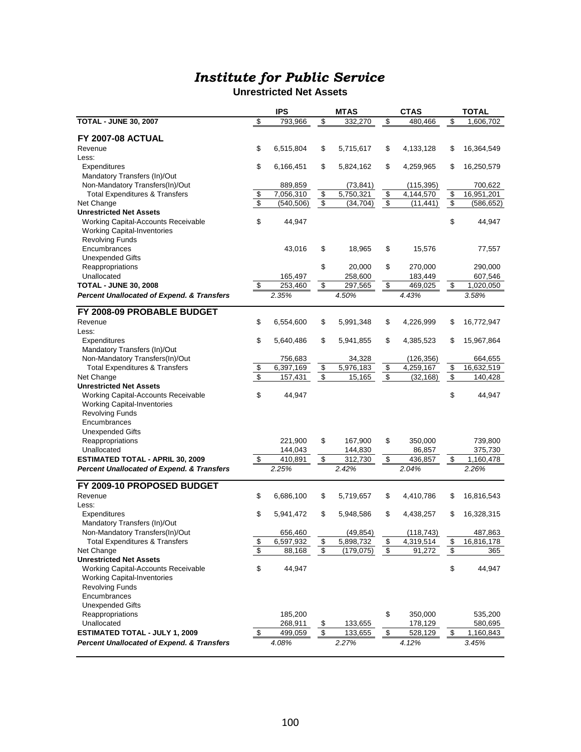# Institute for Public Service

## Unrestricted Net Assets

| | IPS | MTAS | CTAS | TOTAL |
|---|---|---|---|---|
| **TOTAL - JUNE 30, 2007** | $ 793,966 | $ 332,270 | $ 480,466 | $ 1,606,702 |
| **FY 2007-08 ACTUAL** | | | | |
| Revenue | $ 6,515,804 | $ 5,715,617 | $ 4,133,128 | $ 16,364,549 |
| Less: | | | | |
| Expenditures | $ 6,166,451 | $ 5,824,162 | $ 4,259,965 | $ 16,250,579 |
| Mandatory Transfers (In)/Out | | | | |
| Non-Mandatory Transfers(In)/Out | 889,859 | (73,841) | (115,395) | 700,622 |
| Total Expenditures & Transfers | $ 7,056,310 | $ 5,750,321 | $ 4,144,570 | $ 16,951,201 |
| Net Change | $ (540,506) | $ (34,704) | $ (11,441) | $ (586,652) |
| **Unrestricted Net Assets** | | | | |
| Working Capital-Accounts Receivable | $ 44,947 | | | $ 44,947 |
| Working Capital-Inventories | | | | |
| Revolving Funds | | | | |
| Encumbrances | 43,016 | $ 18,965 | $ 15,576 | 77,557 |
| Unexpended Gifts | | | | |
| Reappropriations | | $ 20,000 | $ 270,000 | 290,000 |
| Unallocated | 165,497 | 258,600 | 183,449 | 607,546 |
| **TOTAL - JUNE 30, 2008** | $ 253,460 | $ 297,565 | $ 469,025 | $ 1,020,050 |
| ***Percent Unallocated of Expend. & Transfers*** | *2.35%* | *4.50%* | *4.43%* | *3.58%* |
| **FY 2008-09 PROBABLE BUDGET** | | | | |
| Revenue | $ 6,554,600 | $ 5,991,348 | $ 4,226,999 | $ 16,772,947 |
| Less: | | | | |
| Expenditures | $ 5,640,486 | $ 5,941,855 | $ 4,385,523 | $ 15,967,864 |
| Mandatory Transfers (In)/Out | | | | |
| Non-Mandatory Transfers(In)/Out | 756,683 | 34,328 | (126,356) | 664,655 |
| Total Expenditures & Transfers | $ 6,397,169 | $ 5,976,183 | $ 4,259,167 | $ 16,632,519 |
| Net Change | $ 157,431 | $ 15,165 | $ (32,168) | $ 140,428 |
| **Unrestricted Net Assets** | | | | |
| Working Capital-Accounts Receivable | $ 44,947 | | | $ 44,947 |
| Working Capital-Inventories | | | | |
| Revolving Funds | | | | |
| Encumbrances | | | | |
| Unexpended Gifts | | | | |
| Reappropriations | 221,900 | $ 167,900 | $ 350,000 | 739,800 |
| Unallocated | 144,043 | 144,830 | 86,857 | 375,730 |
| **ESTIMATED TOTAL - APRIL 30, 2009** | $ 410,891 | $ 312,730 | $ 436,857 | $ 1,160,478 |
| ***Percent Unallocated of Expend. & Transfers*** | *2.25%* | *2.42%* | *2.04%* | *2.26%* |
| **FY 2009-10 PROPOSED BUDGET** | | | | |
| Revenue | $ 6,686,100 | $ 5,719,657 | $ 4,410,786 | $ 16,816,543 |
| Less: | | | | |
| Expenditures | $ 5,941,472 | $ 5,948,586 | $ 4,438,257 | $ 16,328,315 |
| Mandatory Transfers (In)/Out | | | | |
| Non-Mandatory Transfers(In)/Out | 656,460 | (49,854) | (118,743) | 487,863 |
| Total Expenditures & Transfers | $ 6,597,932 | $ 5,898,732 | $ 4,319,514 | $ 16,816,178 |
| Net Change | $ 88,168 | $ (179,075) | $ 91,272 | $ 365 |
| **Unrestricted Net Assets** | | | | |
| Working Capital-Accounts Receivable | $ 44,947 | | | $ 44,947 |
| Working Capital-Inventories | | | | |
| Revolving Funds | | | | |
| Encumbrances | | | | |
| Unexpended Gifts | | | | |
| Reappropriations | 185,200 | | $ 350,000 | 535,200 |
| Unallocated | 268,911 | $ 133,655 | 178,129 | 580,695 |
| **ESTIMATED TOTAL - JULY 1, 2009** | $ 499,059 | $ 133,655 | $ 528,129 | $ 1,160,843 |
| ***Percent Unallocated of Expend. & Transfers*** | *4.08%* | *2.27%* | *4.12%* | *3.45%* |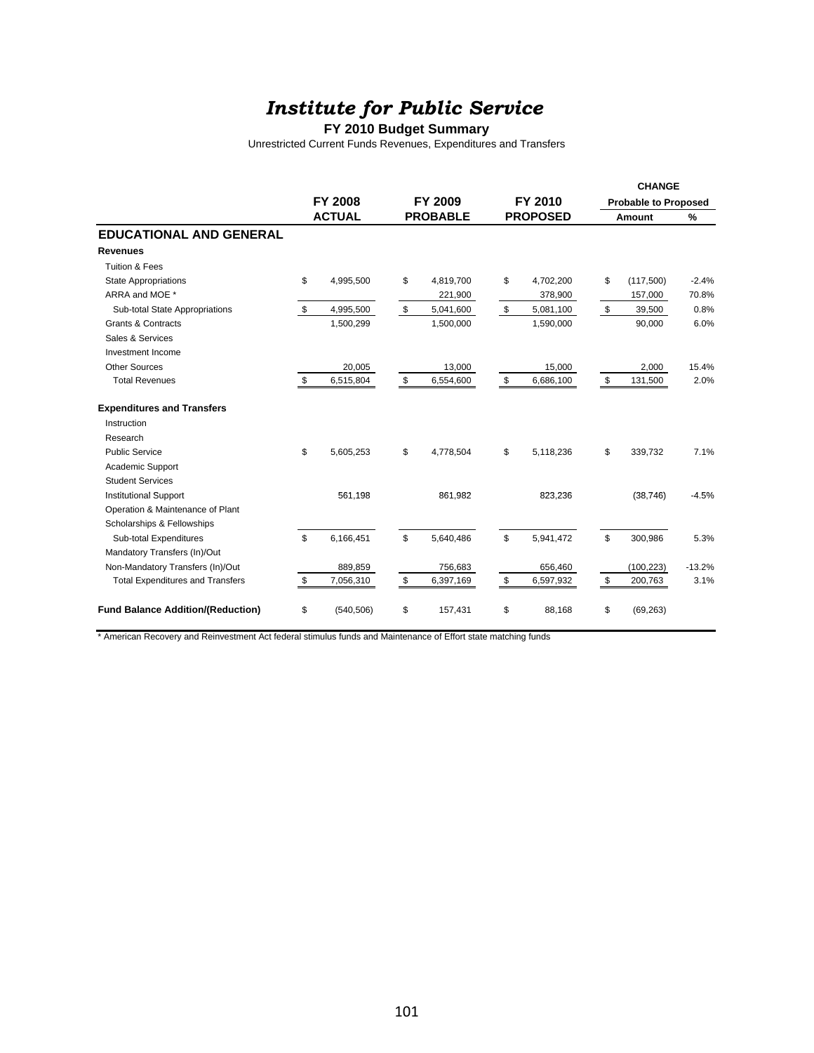# *Institute for Public Service*

**FY 2010 Budget Summary**

Unrestricted Current Funds Revenues, Expenditures and Transfers

| | FY 2008 ACTUAL | FY 2009 PROBABLE | FY 2010 PROPOSED | CHANGE Probable to Proposed Amount | % |
|---|---|---|---|---|---|
| **EDUCATIONAL AND GENERAL** | | | | | |
| **Revenues** | | | | | |
| Tuition & Fees | | | | | |
| State Appropriations | $ 4,995,500 | $ 4,819,700 | $ 4,702,200 | $ (117,500) | -2.4% |
| ARRA and MOE * | | 221,900 | 378,900 | 157,000 | 70.8% |
| Sub-total State Appropriations | $ 4,995,500 | $ 5,041,600 | $ 5,081,100 | $ 39,500 | 0.8% |
| Grants & Contracts | 1,500,299 | 1,500,000 | 1,590,000 | 90,000 | 6.0% |
| Sales & Services | | | | | |
| Investment Income | | | | | |
| Other Sources | 20,005 | 13,000 | 15,000 | 2,000 | 15.4% |
| Total Revenues | $ 6,515,804 | $ 6,554,600 | $ 6,686,100 | $ 131,500 | 2.0% |
| **Expenditures and Transfers** | | | | | |
| Instruction | | | | | |
| Research | | | | | |
| Public Service | $ 5,605,253 | $ 4,778,504 | $ 5,118,236 | $ 339,732 | 7.1% |
| Academic Support | | | | | |
| Student Services | | | | | |
| Institutional Support | 561,198 | 861,982 | 823,236 | (38,746) | -4.5% |
| Operation & Maintenance of Plant | | | | | |
| Scholarships & Fellowships | | | | | |
| Sub-total Expenditures | $ 6,166,451 | $ 5,640,486 | $ 5,941,472 | $ 300,986 | 5.3% |
| Mandatory Transfers (In)/Out | | | | | |
| Non-Mandatory Transfers (In)/Out | 889,859 | 756,683 | 656,460 | (100,223) | -13.2% |
| Total Expenditures and Transfers | $ 7,056,310 | $ 6,397,169 | $ 6,597,932 | $ 200,763 | 3.1% |
| **Fund Balance Addition/(Reduction)** | $ (540,506) | $ 157,431 | $ 88,168 | $ (69,263) | |

* American Recovery and Reinvestment Act federal stimulus funds and Maintenance of Effort state matching funds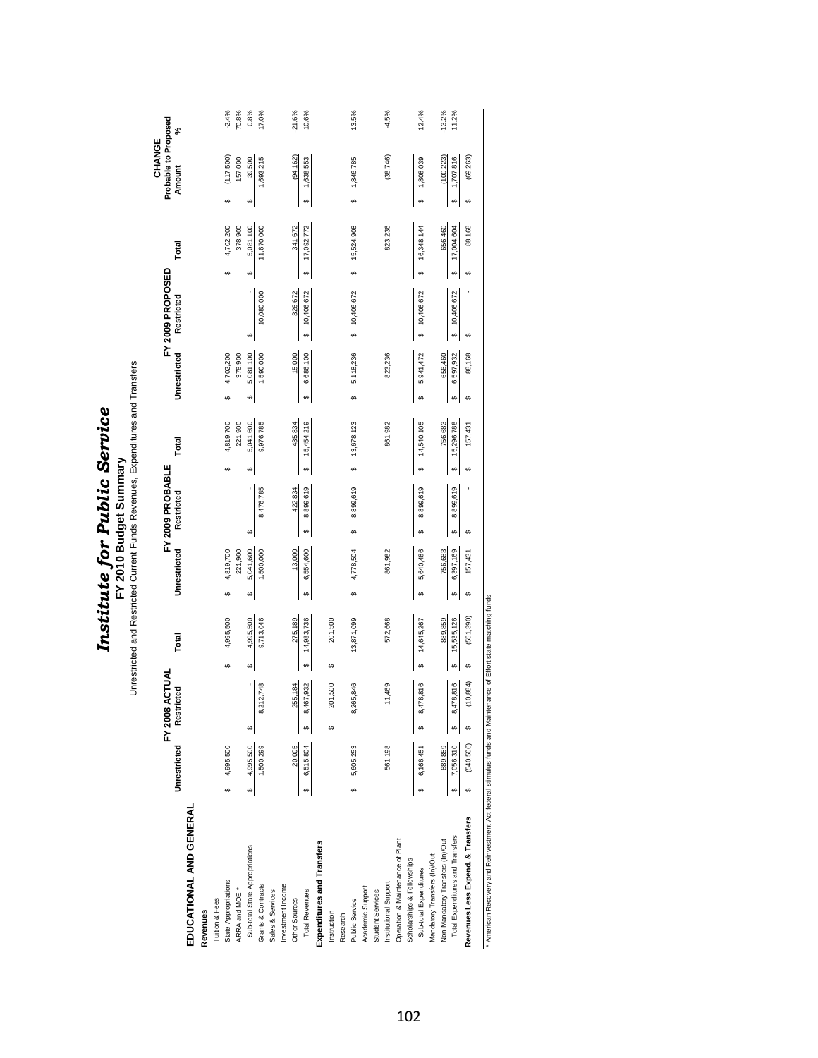# *Institute for Public Service*

## FY 2010 Budget Summary

Unrestricted and Restricted Current Funds Revenues, Expenditures and Transfers

| | FY 2008 ACTUAL | | | FY 2009 PROBABLE | | | FY 2009 PROPOSED | | | CHANGE Probable to Proposed | |
|---|---|---|---|---|---|---|---|---|---|---|---|
| | Unrestricted | Restricted | Total | Unrestricted | Restricted | Total | Unrestricted | Restricted | Total | Amount | % |
| **EDUCATIONAL AND GENERAL** | | | | | | | | | | | |
| **Revenues** | | | | | | | | | | | |
| Tuition & Fees | | | | | | | | | | | |
| State Appropriations | $ 4,995,500 | | $ 4,995,500 | $ 4,819,700 | | $ 4,819,700 | $ 4,702,200 | | $ 4,702,200 | $ (117,500) | -2.4% |
| ARRA and MOE * | | | | 221,900 | | 221,900 | 378,900 | | 378,900 | 157,000 | 70.8% |
| Sub-total State Appropriations | $ 4,995,500 | $ - | $ 4,995,500 | $ 5,041,600 | $ - | $ 5,041,600 | $ 5,081,100 | $ - | $ 5,081,100 | $ 39,500 | 0.8% |
| Grants & Contracts | 1,500,299 | 8,212,748 | 9,713,046 | 1,500,000 | 8,476,785 | 9,976,785 | 1,590,000 | 10,080,000 | 11,670,000 | 1,693,215 | 17.0% |
| Sales & Services | | | | | | | | | | | |
| Investment Income | | | | | | | | | | | |
| Other Sources | 20,005 | 255,184 | 275,189 | 13,000 | 422,834 | 435,834 | 15,000 | 326,672 | 341,672 | (94,162) | -21.6% |
| Total Revenues | $ 6,515,804 | $ 8,467,932 | $ 14,983,736 | $ 6,554,600 | $ 8,899,619 | $ 15,454,219 | $ 6,686,100 | $ 10,406,672 | $ 17,092,772 | $ 1,638,553 | 10.6% |
| **Expenditures and Transfers** | | | | | | | | | | | |
| Instruction | | $ 201,500 | $ 201,500 | | | | | | | | |
| Research | | | | | | | | | | | |
| Public Service | $ 5,605,253 | 8,265,846 | 13,871,099 | $ 4,778,504 | $ 8,899,619 | $ 13,678,123 | $ 5,118,236 | $ 10,406,672 | $ 15,524,908 | $ 1,846,785 | 13.5% |
| Academic Support | | | | | | | | | | | |
| Student Services | | | | | | | | | | | |
| Institutional Support | 561,198 | 11,469 | 572,668 | 861,982 | | 861,982 | 823,236 | | 823,236 | (38,746) | -4.5% |
| Operation & Maintenance of Plant | | | | | | | | | | | |
| Scholarships & Fellowships | | | | | | | | | | | |
| Sub-total Expenditures | $ 6,166,451 | $ 8,478,816 | $ 14,645,267 | $ 5,640,486 | $ 8,899,619 | $ 14,540,105 | $ 5,941,472 | $ 10,406,672 | $ 16,348,144 | $ 1,808,039 | 12.4% |
| Mandatory Transfers (In)/Out | | | | | | | | | | | |
| Non-Mandatory Transfers (In)/Out | 889,859 | | 889,859 | 756,683 | | 756,683 | 656,460 | | 656,460 | (100,223) | -13.2% |
| Total Expenditures and Transfers | $ 7,056,310 | $ 8,478,816 | $ 15,535,126 | $ 6,397,169 | $ 8,899,619 | $ 15,296,788 | $ 6,597,932 | $ 10,406,672 | $ 17,004,604 | $ 1,707,816 | 11.2% |
| **Revenues Less Expend. & Transfers** | $ (540,506) | $ (10,884) | $ (551,390) | $ 157,431 | $ - | $ 157,431 | $ 88,168 | $ - | $ 88,168 | $ (69,263) | |

\* American Recovery and Reinvestment Act federal stimulus funds and Maintenance of Effort state matching funds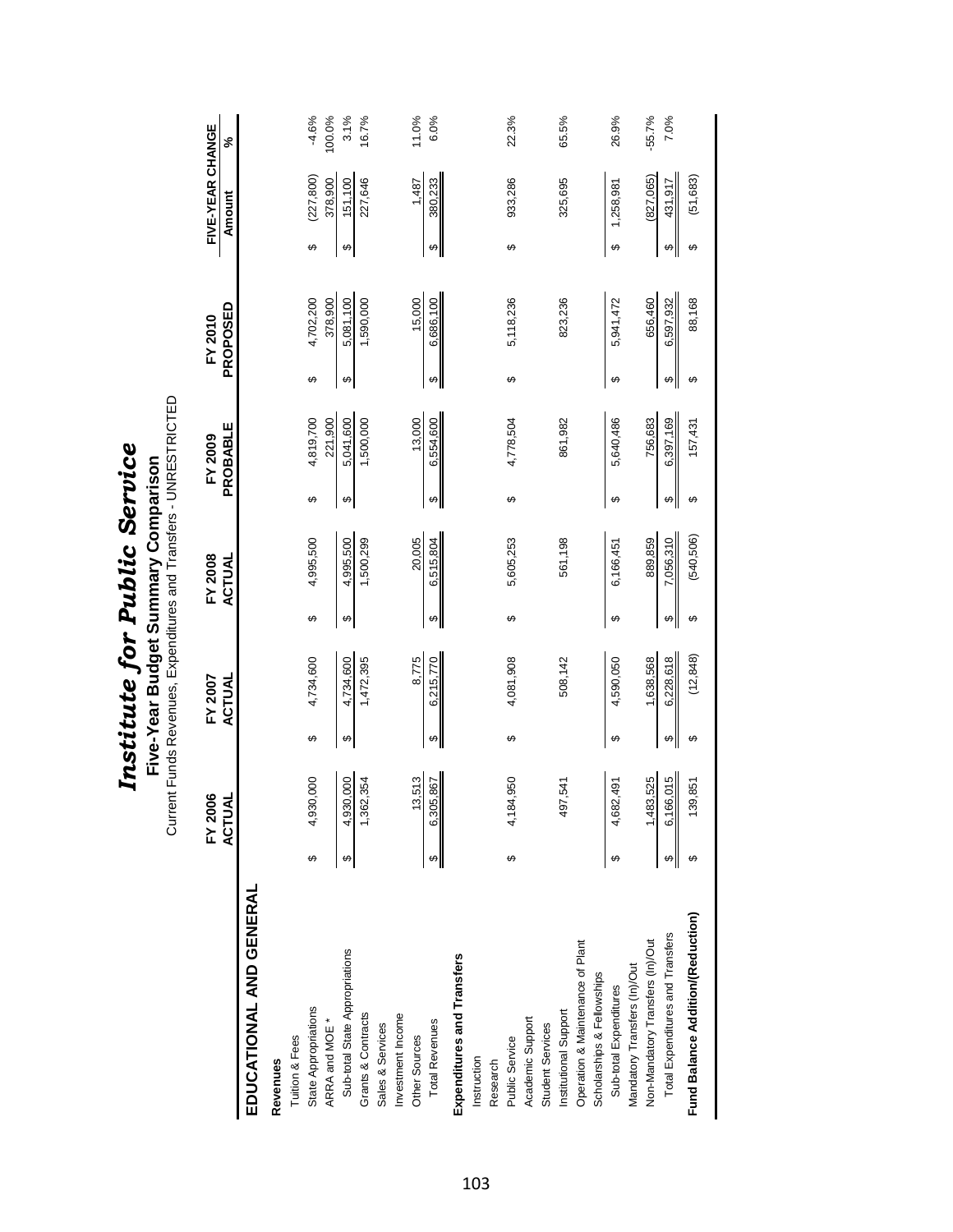# *Institute for Public Service*

## Five-Year Budget Summary Comparison

Current Funds Revenues, Expenditures and Transfers - UNRESTRICTED

| | FY 2006 ACTUAL | FY 2007 ACTUAL | FY 2008 ACTUAL | FY 2009 PROBABLE | FY 2010 PROPOSED | FIVE-YEAR CHANGE Amount | % |
|---|---|---|---|---|---|---|---|
| **EDUCATIONAL AND GENERAL** | | | | | | | |
| **Revenues** | | | | | | | |
| Tuition & Fees | | | | | | | |
| State Appropriations | $ 4,930,000 | $ 4,734,600 | $ 4,995,500 | $ 4,819,700 | $ 4,702,200 | $ (227,800) | -4.6% |
| ARRA and MOE * | | | | 221,900 | 378,900 | 378,900 | 100.0% |
| Sub-total State Appropriations | $ 4,930,000 | $ 4,734,600 | $ 4,995,500 | $ 5,041,600 | $ 5,081,100 | $ 151,100 | 3.1% |
| Grants & Contracts | 1,362,354 | 1,472,395 | 1,500,299 | 1,500,000 | 1,590,000 | 227,646 | 16.7% |
| Sales & Services | | | | | | | |
| Investment Income | | | | | | | |
| Other Sources | 13,513 | 8,775 | 20,005 | 13,000 | 15,000 | 1,487 | 11.0% |
| Total Revenues | $ 6,305,867 | $ 6,215,770 | $ 6,515,804 | $ 6,554,600 | $ 6,686,100 | $ 380,233 | 6.0% |
| **Expenditures and Transfers** | | | | | | | |
| Instruction | | | | | | | |
| Research | | | | | | | |
| Public Service | $ 4,184,950 | $ 4,081,908 | $ 5,605,253 | $ 4,778,504 | $ 5,118,236 | $ 933,286 | 22.3% |
| Academic Support | | | | | | | |
| Student Services | | | | | | | |
| Institutional Support | 497,541 | 508,142 | 561,198 | 861,982 | 823,236 | 325,695 | 65.5% |
| Operation & Maintenance of Plant | | | | | | | |
| Scholarships & Fellowships | | | | | | | |
| Sub-total Expenditures | $ 4,682,491 | $ 4,590,050 | $ 6,166,451 | $ 5,640,486 | $ 5,941,472 | $ 1,258,981 | 26.9% |
| Mandatory Transfers (In)/Out | | | | | | | |
| Non-Mandatory Transfers (In)/Out | 1,483,525 | 1,638,568 | 889,859 | 756,683 | 656,460 | (827,065) | -55.7% |
| Total Expenditures and Transfers | $ 6,166,015 | $ 6,228,618 | $ 7,056,310 | $ 6,397,169 | $ 6,597,932 | $ 431,917 | 7.0% |
| **Fund Balance Addition/(Reduction)** | $ 139,851 | $ (12,848) | $ (540,506) | $ 157,431 | $ 88,168 | $ (51,683) | |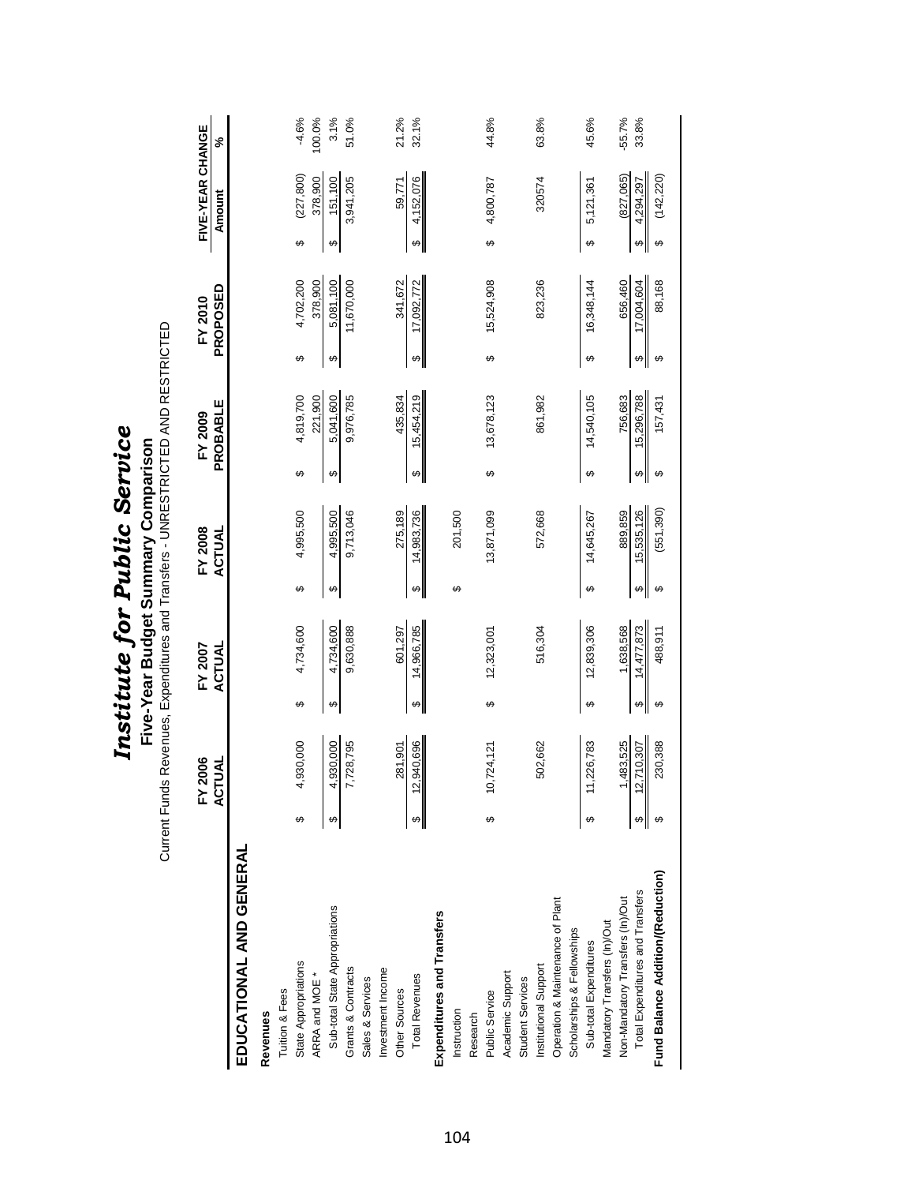# *Institute for Public Service*

## Five-Year Budget Summary Comparison

Current Funds Revenues, Expenditures and Transfers - UNRESTRICTED AND RESTRICTED

| | FY 2006 ACTUAL | FY 2007 ACTUAL | FY 2008 ACTUAL | FY 2009 PROBABLE | FY 2010 PROPOSED | FIVE-YEAR CHANGE Amount | FIVE-YEAR CHANGE % |
|---|---|---|---|---|---|---|---|
| **EDUCATIONAL AND GENERAL** | | | | | | | |
| **Revenues** | | | | | | | |
| Tuition & Fees | | | | | | | |
| State Appropriations | $ 4,930,000 | $ 4,734,600 | $ 4,995,500 | $ 4,819,700 | $ 4,702,200 | $ (227,800) | -4.6% |
| ARRA and MOE * | | | | 221,900 | 378,900 | 378,900 | 100.0% |
| Sub-total State Appropriations | $ 4,930,000 | $ 4,734,600 | $ 4,995,500 | $ 5,041,600 | $ 5,081,100 | $ 151,100 | 3.1% |
| Grants & Contracts | 7,728,795 | 9,630,888 | 9,713,046 | 9,976,785 | 11,670,000 | 3,941,205 | 51.0% |
| Sales & Services | | | | | | | |
| Investment Income | | | | | | | |
| Other Sources | 281,901 | 601,297 | 275,189 | 435,834 | 341,672 | 59,771 | 21.2% |
| Total Revenues | $ 12,940,696 | $ 14,966,785 | $ 14,983,736 | $ 15,454,219 | $ 17,092,772 | $ 4,152,076 | 32.1% |
| **Expenditures and Transfers** | | | | | | | |
| Instruction | | | $ 201,500 | | | | |
| Research | | | | | | | |
| Public Service | $ 10,724,121 | $ 12,323,001 | 13,871,099 | $ 13,678,123 | $ 15,524,908 | $ 4,800,787 | 44.8% |
| Academic Support | | | | | | | |
| Student Services | | | | | | | |
| Institutional Support | 502,662 | 516,304 | 572,668 | 861,982 | 823,236 | 320574 | 63.8% |
| Operation & Maintenance of Plant | | | | | | | |
| Scholarships & Fellowships | | | | | | | |
| Sub-total Expenditures | $ 11,226,783 | $ 12,839,306 | $ 14,645,267 | $ 14,540,105 | $ 16,348,144 | $ 5,121,361 | 45.6% |
| Mandatory Transfers (In)/Out | | | | | | | |
| Non-Mandatory Transfers (In)/Out | 1,483,525 | 1,638,568 | 889,859 | 756,683 | 656,460 | (827,065) | -55.7% |
| Total Expenditures and Transfers | $ 12,710,307 | $ 14,477,873 | $ 15,535,126 | $ 15,296,788 | $ 17,004,604 | $ 4,294,297 | 33.8% |
| **Fund Balance Addition/(Reduction)** | $ 230,388 | $ 488,911 | $ (551,390) | $ 157,431 | $ 88,168 | $ (142,220) | |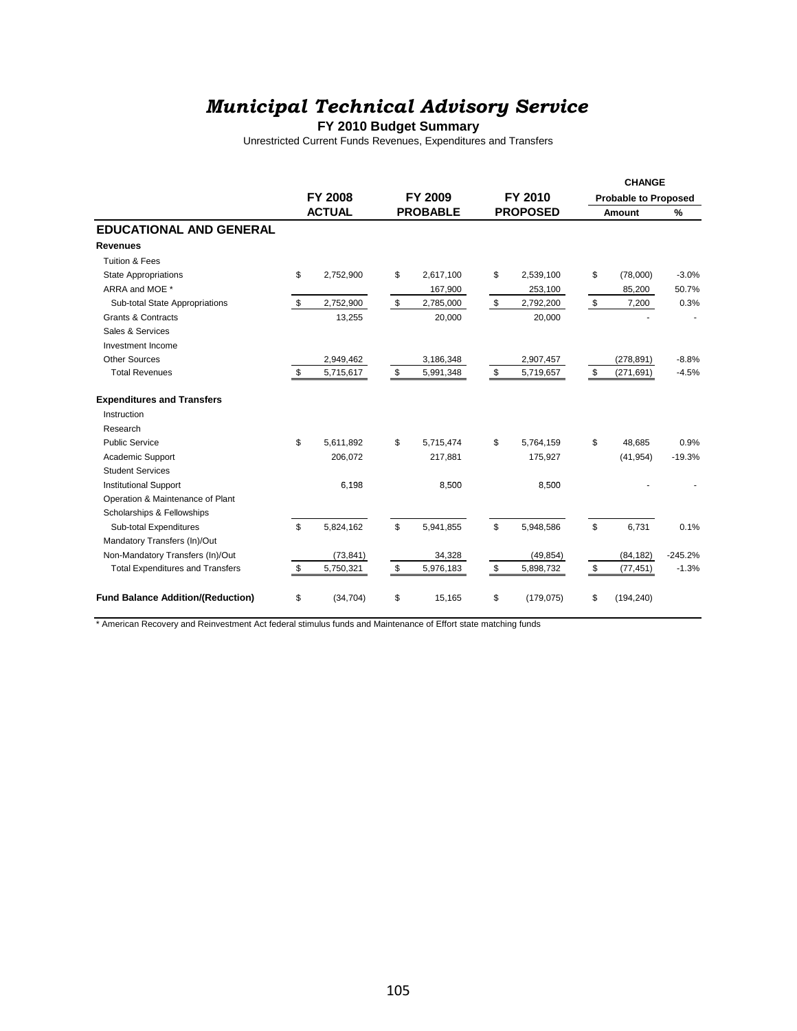# *Municipal Technical Advisory Service*

**FY 2010 Budget Summary**

Unrestricted Current Funds Revenues, Expenditures and Transfers

| | FY 2008 ACTUAL | FY 2009 PROBABLE | FY 2010 PROPOSED | CHANGE Probable to Proposed Amount | % |
|---|---|---|---|---|---|
| **EDUCATIONAL AND GENERAL** | | | | | |
| **Revenues** | | | | | |
| Tuition & Fees | | | | | |
| State Appropriations | $ 2,752,900 | $ 2,617,100 | $ 2,539,100 | $ (78,000) | -3.0% |
| ARRA and MOE * | | 167,900 | 253,100 | 85,200 | 50.7% |
| Sub-total State Appropriations | $ 2,752,900 | $ 2,785,000 | $ 2,792,200 | $ 7,200 | 0.3% |
| Grants & Contracts | 13,255 | 20,000 | 20,000 | - | - |
| Sales & Services | | | | | |
| Investment Income | | | | | |
| Other Sources | 2,949,462 | 3,186,348 | 2,907,457 | (278,891) | -8.8% |
| Total Revenues | $ 5,715,617 | $ 5,991,348 | $ 5,719,657 | $ (271,691) | -4.5% |
| **Expenditures and Transfers** | | | | | |
| Instruction | | | | | |
| Research | | | | | |
| Public Service | $ 5,611,892 | $ 5,715,474 | $ 5,764,159 | $ 48,685 | 0.9% |
| Academic Support | 206,072 | 217,881 | 175,927 | (41,954) | -19.3% |
| Student Services | | | | | |
| Institutional Support | 6,198 | 8,500 | 8,500 | - | - |
| Operation & Maintenance of Plant | | | | | |
| Scholarships & Fellowships | | | | | |
| Sub-total Expenditures | $ 5,824,162 | $ 5,941,855 | $ 5,948,586 | $ 6,731 | 0.1% |
| Mandatory Transfers (In)/Out | | | | | |
| Non-Mandatory Transfers (In)/Out | (73,841) | 34,328 | (49,854) | (84,182) | -245.2% |
| Total Expenditures and Transfers | $ 5,750,321 | $ 5,976,183 | $ 5,898,732 | $ (77,451) | -1.3% |
| **Fund Balance Addition/(Reduction)** | $ (34,704) | $ 15,165 | $ (179,075) | $ (194,240) | |

* American Recovery and Reinvestment Act federal stimulus funds and Maintenance of Effort state matching funds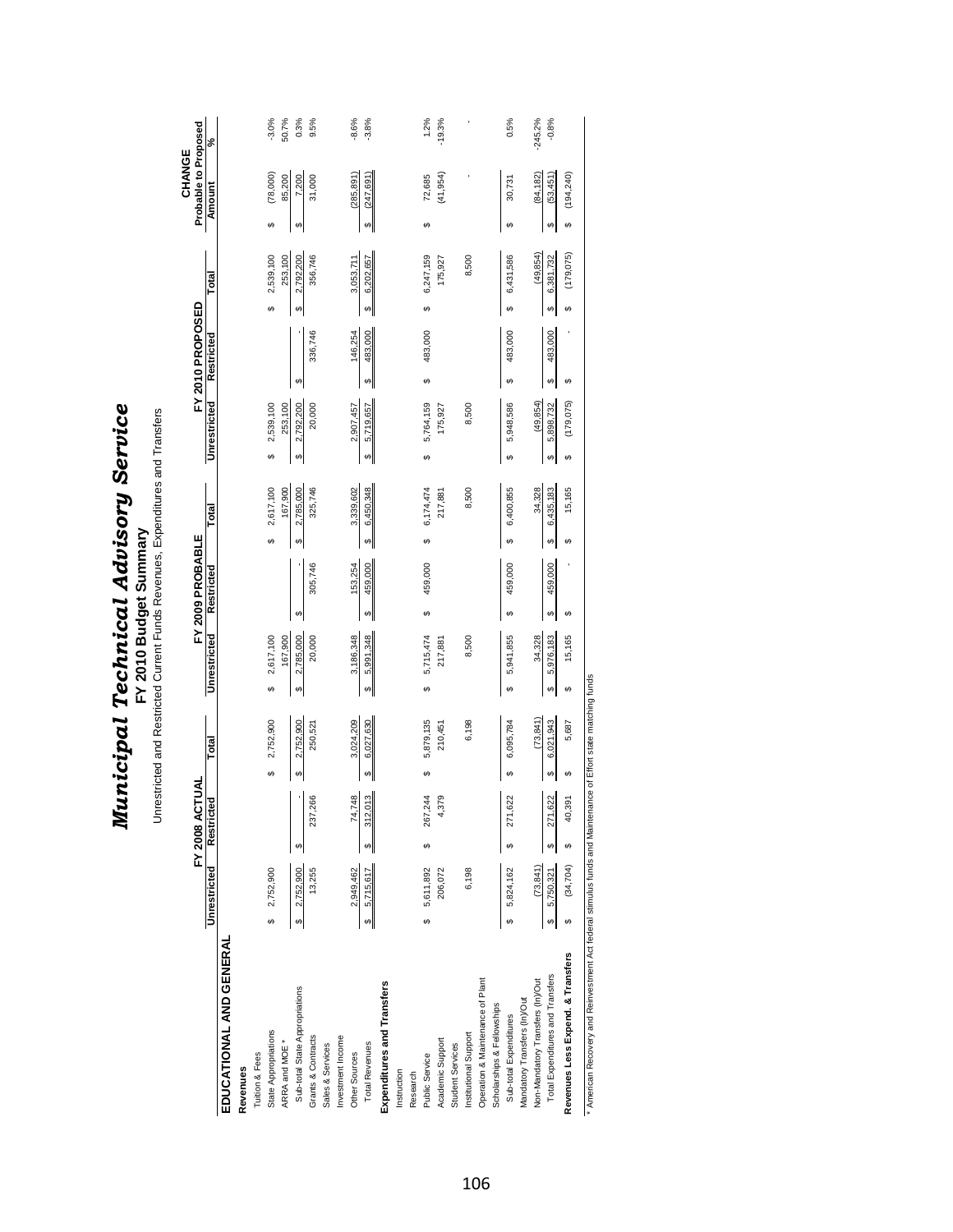# *Municipal Technical Advisory Service*

## FY 2010 Budget Summary

Unrestricted and Restricted Current Funds Revenues, Expenditures and Transfers

| | FY 2008 ACTUAL | | | FY 2009 PROBABLE | | | FY 2010 PROPOSED | | | CHANGE Probable to Proposed | |
|---|---|---|---|---|---|---|---|---|---|---|---|
| | Unrestricted | Restricted | Total | Unrestricted | Restricted | Total | Unrestricted | Restricted | Total | Amount | % |
| **EDUCATIONAL AND GENERAL** | | | | | | | | | | | |
| **Revenues** | | | | | | | | | | | |
| Tuition & Fees | | | | | | | | | | | |
| State Appropriations | $ 2,752,900 | | $ 2,752,900 | $ 2,617,100 | | $ 2,617,100 | $ 2,539,100 | | $ 2,539,100 | $ (78,000) | -3.0% |
| ARRA and MOE * | | | | 167,900 | | 167,900 | 253,100 | | 253,100 | 85,200 | 50.7% |
| Sub-total State Appropriations | $ 2,752,900 | $ - | $ 2,752,900 | $ 2,785,000 | $ - | $ 2,785,000 | $ 2,792,200 | $ - | $ 2,792,200 | $ 7,200 | 0.3% |
| Grants & Contracts | 13,255 | 237,266 | 250,521 | 20,000 | 305,746 | 325,746 | 20,000 | 336,746 | 356,746 | 31,000 | 9.5% |
| Sales & Services | | | | | | | | | | | |
| Investment Income | | | | | | | | | | | |
| Other Sources | 2,949,462 | 74,748 | 3,024,209 | 3,186,348 | 153,254 | 3,339,602 | 2,907,457 | 146,254 | 3,053,711 | (285,891) | -8.6% |
| Total Revenues | $ 5,715,617 | $ 312,013 | $ 6,027,630 | $ 5,991,348 | $ 459,000 | $ 6,450,348 | $ 5,719,657 | $ 483,000 | $ 6,202,657 | $ (247,691) | -3.8% |
| **Expenditures and Transfers** | | | | | | | | | | | |
| Instruction | | | | | | | | | | | |
| Research | | | | | | | | | | | |
| Public Service | $ 5,611,892 | $ 267,244 | $ 5,879,135 | $ 5,715,474 | $ 459,000 | $ 6,174,474 | $ 5,764,159 | $ 483,000 | $ 6,247,159 | $ 72,685 | 1.2% |
| Academic Support | 206,072 | 4,379 | 210,451 | 217,881 | | 217,881 | 175,927 | | 175,927 | (41,954) | -19.3% |
| Student Services | | | | | | | | | | | |
| Institutional Support | 6,198 | | 6,198 | 8,500 | | 8,500 | 8,500 | | 8,500 | - | - |
| Operation & Maintenance of Plant | | | | | | | | | | | |
| Scholarships & Fellowships | | | | | | | | | | | |
| Sub-total Expenditures | $ 5,824,162 | $ 271,622 | $ 6,095,784 | $ 5,941,855 | $ 459,000 | $ 6,400,855 | $ 5,948,586 | $ 483,000 | $ 6,431,586 | $ 30,731 | 0.5% |
| Mandatory Transfers (In)/Out | | | | | | | | | | | |
| Non-Mandatory Transfers (In)/Out | (73,841) | | (73,841) | 34,328 | | 34,328 | (49,854) | | (49,854) | (84,182) | -245.2% |
| Total Expenditures and Transfers | $ 5,750,321 | $ 271,622 | $ 6,021,943 | $ 5,976,183 | $ 459,000 | $ 6,435,183 | $ 5,898,732 | $ 483,000 | $ 6,381,732 | $ (53,451) | -0.8% |
| **Revenues Less Expend. & Transfers** | $ (34,704) | $ 40,391 | $ 5,687 | $ 15,165 | $ - | $ 15,165 | $ (179,075) | $ - | $ (179,075) | $ (194,240) | |

* American Recovery and Reinvestment Act federal stimulus funds and Maintenance of Effort state matching funds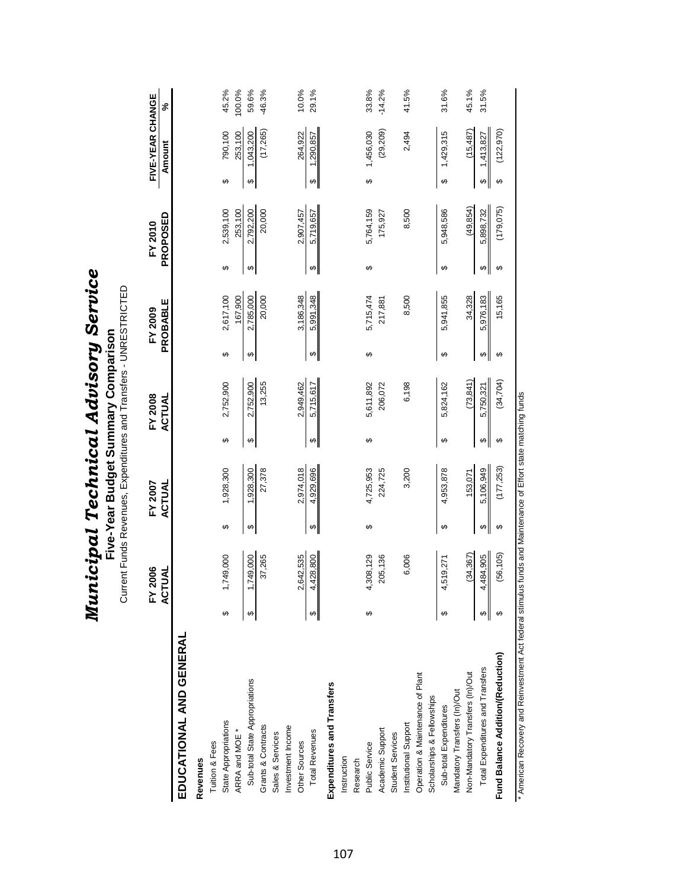# *Municipal Technical Advisory Service*

**Five-Year Budget Summary Comparison**

Current Funds Revenues, Expenditures and Transfers - UNRESTRICTED

| | FY 2006 ACTUAL | FY 2007 ACTUAL | FY 2008 ACTUAL | FY 2009 PROBABLE | FY 2010 PROPOSED | FIVE-YEAR CHANGE Amount | % |
|---|---|---|---|---|---|---|---|
| **EDUCATIONAL AND GENERAL** | | | | | | | |
| **Revenues** | | | | | | | |
| Tuition & Fees | | | | | | | |
| State Appropriations | $ 1,749,000 | $ 1,928,300 | $ 2,752,900 | $ 2,617,100 | $ 2,539,100 | $ 790,100 | 45.2% |
| ARRA and MOE * | | | | 167,900 | 253,100 | 253,100 | 100.0% |
| Sub-total State Appropriations | $ 1,749,000 | $ 1,928,300 | $ 2,752,900 | $ 2,785,000 | $ 2,792,200 | $ 1,043,200 | 59.6% |
| Grants & Contracts | 37,265 | 27,378 | 13,255 | 20,000 | 20,000 | (17,265) | -46.3% |
| Sales & Services | | | | | | | |
| Investment Income | | | | | | | |
| Other Sources | 2,642,535 | 2,974,018 | 2,949,462 | 3,186,348 | 2,907,457 | 264,922 | 10.0% |
| Total Revenues | $ 4,428,800 | $ 4,929,696 | $ 5,715,617 | $ 5,991,348 | $ 5,719,657 | $ 1,290,857 | 29.1% |
| **Expenditures and Transfers** | | | | | | | |
| Instruction | | | | | | | |
| Research | | | | | | | |
| Public Service | $ 4,308,129 | $ 4,725,953 | $ 5,611,892 | $ 5,715,474 | $ 5,764,159 | $ 1,456,030 | 33.8% |
| Academic Support | 205,136 | 224,725 | 206,072 | 217,881 | 175,927 | (29,209) | -14.2% |
| Student Services | | | | | | | |
| Institutional Support | 6,006 | 3,200 | 6,198 | 8,500 | 8,500 | 2,494 | 41.5% |
| Operation & Maintenance of Plant | | | | | | | |
| Scholarships & Fellowships | | | | | | | |
| Sub-total Expenditures | $ 4,519,271 | $ 4,953,878 | $ 5,824,162 | $ 5,941,855 | $ 5,948,586 | $ 1,429,315 | 31.6% |
| Mandatory Transfers (In)/Out | | | | | | | |
| Non-Mandatory Transfers (In)/Out | (34,367) | 153,071 | (73,841) | 34,328 | (49,854) | (15,487) | 45.1% |
| Total Expenditures and Transfers | $ 4,484,905 | $ 5,106,949 | $ 5,750,321 | $ 5,976,183 | $ 5,898,732 | $ 1,413,827 | 31.5% |
| **Fund Balance Addition/(Reduction)** | $ (56,105) | $ (177,253) | $ (34,704) | $ 15,165 | $ (179,075) | $ (122,970) | |

\* American Recovery and Reinvestment Act federal stimulus funds and Maintenance of Effort state matching funds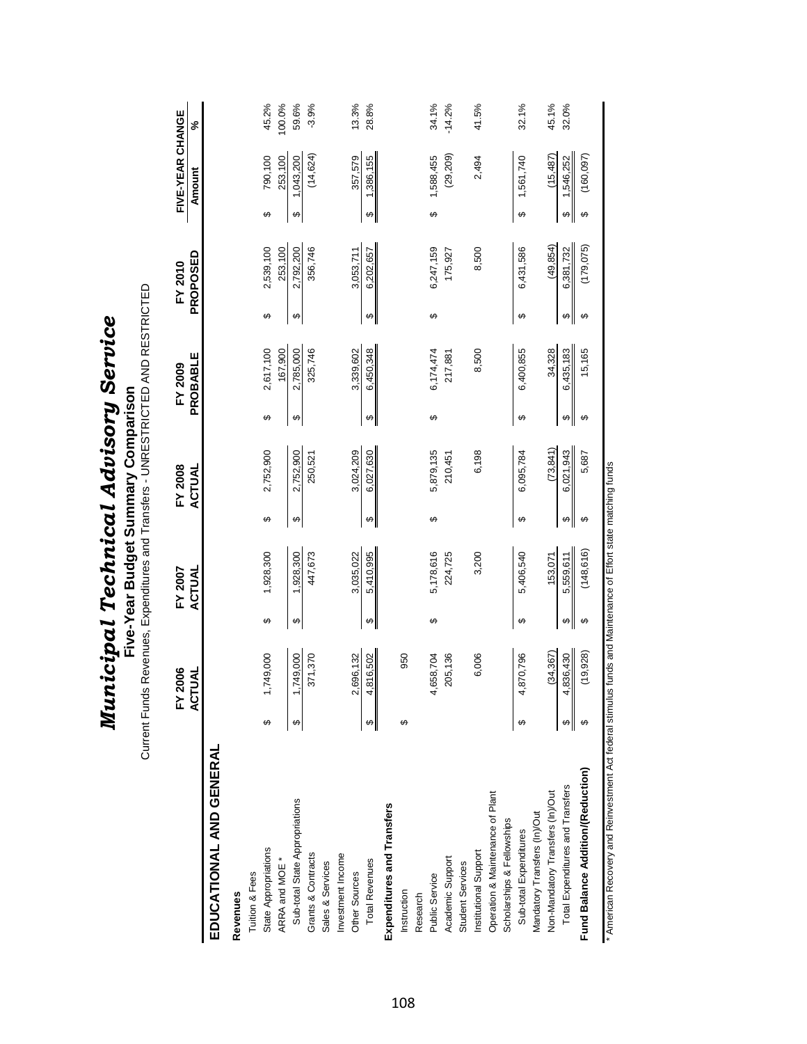# *Municipal Technical Advisory Service*

## Five-Year Budget Summary Comparison

Current Funds Revenues, Expenditures and Transfers - UNRESTRICTED AND RESTRICTED

| | FY 2006 ACTUAL | FY 2007 ACTUAL | FY 2008 ACTUAL | FY 2009 PROBABLE | FY 2010 PROPOSED | FIVE-YEAR CHANGE Amount | FIVE-YEAR CHANGE % |
|---|---|---|---|---|---|---|---|
| **EDUCATIONAL AND GENERAL** | | | | | | | |
| **Revenues** | | | | | | | |
| Tuition & Fees | | | | | | | |
| State Appropriations | $ 1,749,000 | $ 1,928,300 | $ 2,752,900 | $ 2,617,100 | $ 2,539,100 | $ 790,100 | 45.2% |
| ARRA and MOE * | | | | 167,900 | 253,100 | 253,100 | 100.0% |
| Sub-total State Appropriations | $ 1,749,000 | $ 1,928,300 | $ 2,752,900 | $ 2,785,000 | $ 2,792,200 | $ 1,043,200 | 59.6% |
| Grants & Contracts | 371,370 | 447,673 | 250,521 | 325,746 | 356,746 | (14,624) | -3.9% |
| Sales & Services | | | | | | | |
| Investment Income | | | | | | | |
| Other Sources | 2,696,132 | 3,035,022 | 3,024,209 | 3,339,602 | 3,053,711 | 357,579 | 13.3% |
| Total Revenues | $ 4,816,502 | $ 5,410,995 | $ 6,027,630 | $ 6,450,348 | $ 6,202,657 | $ 1,386,155 | 28.8% |
| **Expenditures and Transfers** | | | | | | | |
| Instruction | $ 950 | | | | | | |
| Research | | | | | | | |
| Public Service | 4,658,704 | $ 5,178,616 | $ 5,879,135 | $ 6,174,474 | $ 6,247,159 | $ 1,588,455 | 34.1% |
| Academic Support | 205,136 | 224,725 | 210,451 | 217,881 | 175,927 | (29,209) | -14.2% |
| Student Services | | | | | | | |
| Institutional Support | 6,006 | 3,200 | 6,198 | 8,500 | 8,500 | 2,494 | 41.5% |
| Operation & Maintenance of Plant | | | | | | | |
| Scholarships & Fellowships | | | | | | | |
| Sub-total Expenditures | $ 4,870,796 | $ 5,406,540 | $ 6,095,784 | $ 6,400,855 | $ 6,431,586 | $ 1,561,740 | 32.1% |
| Mandatory Transfers (In)/Out | | | | | | | |
| Non-Mandatory Transfers (In)/Out | (34,367) | 153,071 | (73,841) | 34,328 | (49,854) | (15,487) | 45.1% |
| Total Expenditures and Transfers | $ 4,836,430 | $ 5,559,611 | $ 6,021,943 | $ 6,435,183 | $ 6,381,732 | $ 1,546,252 | 32.0% |
| **Fund Balance Addition/(Reduction)** | $ (19,928) | $ (148,616) | $ 5,687 | $ 15,165 | $ (179,075) | $ (160,097) | |

* American Recovery and Reinvestment Act federal stimulus funds and Maintenance of Effort state matching funds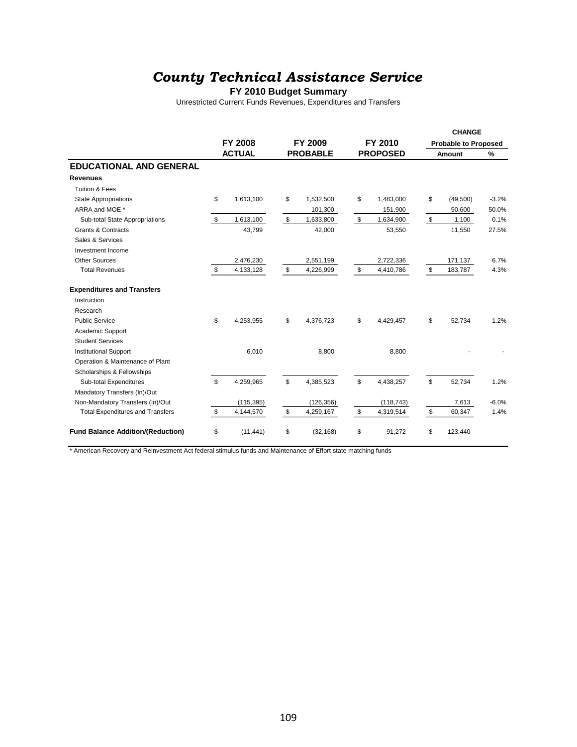# *County Technical Assistance Service*

**FY 2010 Budget Summary**

Unrestricted Current Funds Revenues, Expenditures and Transfers

| | FY 2008 ACTUAL | FY 2009 PROBABLE | FY 2010 PROPOSED | CHANGE Probable to Proposed Amount | % |
|---|---|---|---|---|---|
| **EDUCATIONAL AND GENERAL** | | | | | |
| **Revenues** | | | | | |
| Tuition & Fees | | | | | |
| State Appropriations | $ 1,613,100 | $ 1,532,500 | $ 1,483,000 | $ (49,500) | -3.2% |
| ARRA and MOE * | | 101,300 | 151,900 | 50,600 | 50.0% |
| Sub-total State Appropriations | $ 1,613,100 | $ 1,633,800 | $ 1,634,900 | $ 1,100 | 0.1% |
| Grants & Contracts | 43,799 | 42,000 | 53,550 | 11,550 | 27.5% |
| Sales & Services | | | | | |
| Investment Income | | | | | |
| Other Sources | 2,476,230 | 2,551,199 | 2,722,336 | 171,137 | 6.7% |
| Total Revenues | $ 4,133,128 | $ 4,226,999 | $ 4,410,786 | $ 183,787 | 4.3% |
| **Expenditures and Transfers** | | | | | |
| Instruction | | | | | |
| Research | | | | | |
| Public Service | $ 4,253,955 | $ 4,376,723 | $ 4,429,457 | $ 52,734 | 1.2% |
| Academic Support | | | | | |
| Student Services | | | | | |
| Institutional Support | 6,010 | 8,800 | 8,800 | - | - |
| Operation & Maintenance of Plant | | | | | |
| Scholarships & Fellowships | | | | | |
| Sub-total Expenditures | $ 4,259,965 | $ 4,385,523 | $ 4,438,257 | $ 52,734 | 1.2% |
| Mandatory Transfers (In)/Out | | | | | |
| Non-Mandatory Transfers (In)/Out | (115,395) | (126,356) | (118,743) | 7,613 | -6.0% |
| Total Expenditures and Transfers | $ 4,144,570 | $ 4,259,167 | $ 4,319,514 | $ 60,347 | 1.4% |
| **Fund Balance Addition/(Reduction)** | $ (11,441) | $ (32,168) | $ 91,272 | $ 123,440 | |

* American Recovery and Reinvestment Act federal stimulus funds and Maintenance of Effort state matching funds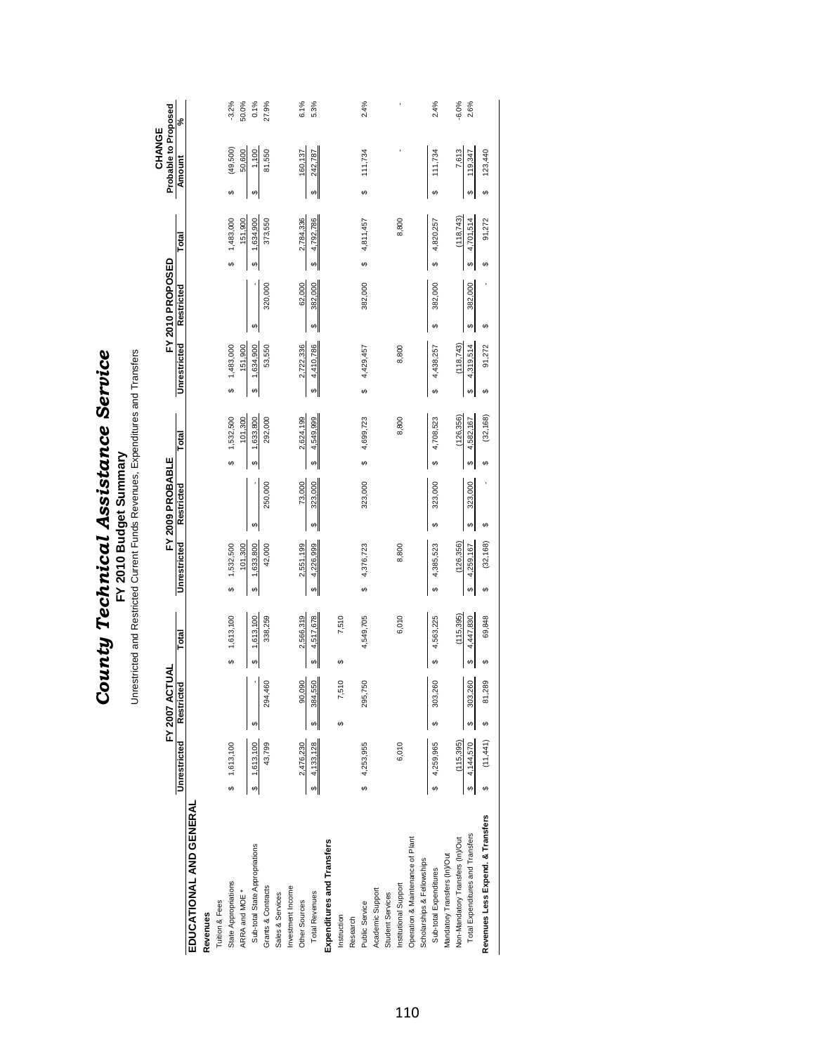# *County Technical Assistance Service*

## FY 2010 Budget Summary

Unrestricted and Restricted Current Funds Revenues, Expenditures and Transfers

| | FY 2007 ACTUAL | | | FY 2009 PROBABLE | | | FY 2010 PROPOSED | | | CHANGE Probable to Proposed | |
|---|---|---|---|---|---|---|---|---|---|---|---|
| | Unrestricted | Restricted | Total | Unrestricted | Restricted | Total | Unrestricted | Restricted | Total | Amount | % |
| **EDUCATIONAL AND GENERAL** | | | | | | | | | | | |
| **Revenues** | | | | | | | | | | | |
| Tuition & Fees | | | | | | | | | | | |
| State Appropriations | $ 1,613,100 | | $ 1,613,100 | $ 1,532,500 | | $ 1,532,500 | $ 1,483,000 | | $ 1,483,000 | $ (49,500) | -3.2% |
| ARRA and MOE * | | | | 101,300 | | 101,300 | 151,900 | | 151,900 | 50,600 | 50.0% |
| Sub-total State Appropriations | $ 1,613,100 | $ - | $ 1,613,100 | $ 1,633,800 | $ - | $ 1,633,800 | $ 1,634,900 | $ - | $ 1,634,900 | $ 1,100 | 0.1% |
| Grants & Contracts | 43,799 | 294,460 | 338,259 | 42,000 | 250,000 | 292,000 | 53,550 | 320,000 | 373,550 | 81,550 | 27.9% |
| Sales & Services | | | | | | | | | | | |
| Investment Income | | | | | | | | | | | |
| Other Sources | 2,476,230 | 90,090 | 2,566,319 | 2,551,199 | 73,000 | 2,624,199 | 2,722,336 | 62,000 | 2,784,336 | 160,137 | 6.1% |
| Total Revenues | $ 4,133,128 | $ 384,550 | $ 4,517,678 | $ 4,226,999 | $ 323,000 | $ 4,549,999 | $ 4,410,786 | $ 382,000 | $ 4,792,786 | $ 242,787 | 5.3% |
| **Expenditures and Transfers** | | | | | | | | | | | |
| Instruction | | $ 7,510 | $ 7,510 | | | | | | | | |
| Research | | | | | | | | | | | |
| Public Service | $ 4,253,955 | 295,750 | 4,549,705 | $ 4,376,723 | 323,000 | $ 4,699,723 | $ 4,429,457 | 382,000 | $ 4,811,457 | $ 111,734 | 2.4% |
| Academic Support | | | | | | | | | | | |
| Student Services | | | | | | | | | | | |
| Institutional Support | 6,010 | | 6,010 | 8,800 | | 8,800 | 8,800 | | 8,800 | - | - |
| Operation & Maintenance of Plant | | | | | | | | | | | |
| Scholarships & Fellowships | | | | | | | | | | | |
| Sub-total Expenditures | $ 4,259,965 | $ 303,260 | $ 4,563,225 | $ 4,385,523 | $ 323,000 | $ 4,708,523 | $ 4,438,257 | $ 382,000 | $ 4,820,257 | $ 111,734 | 2.4% |
| Mandatory Transfers (In)/Out | | | | | | | | | | | |
| Non-Mandatory Transfers (In)/Out | (115,395) | | (115,395) | (126,356) | | (126,356) | (118,743) | | (118,743) | 7,613 | -6.0% |
| Total Expenditures and Transfers | $ 4,144,570 | $ 303,260 | $ 4,447,830 | $ 4,259,167 | $ 323,000 | $ 4,582,167 | $ 4,319,514 | $ 382,000 | $ 4,701,514 | $ 119,347 | 2.6% |
| **Revenues Less Expend. & Transfers** | $ (11,441) | $ 81,289 | $ 69,848 | $ (32,168) | $ - | $ (32,168) | $ 91,272 | $ - | $ 91,272 | $ 123,440 | |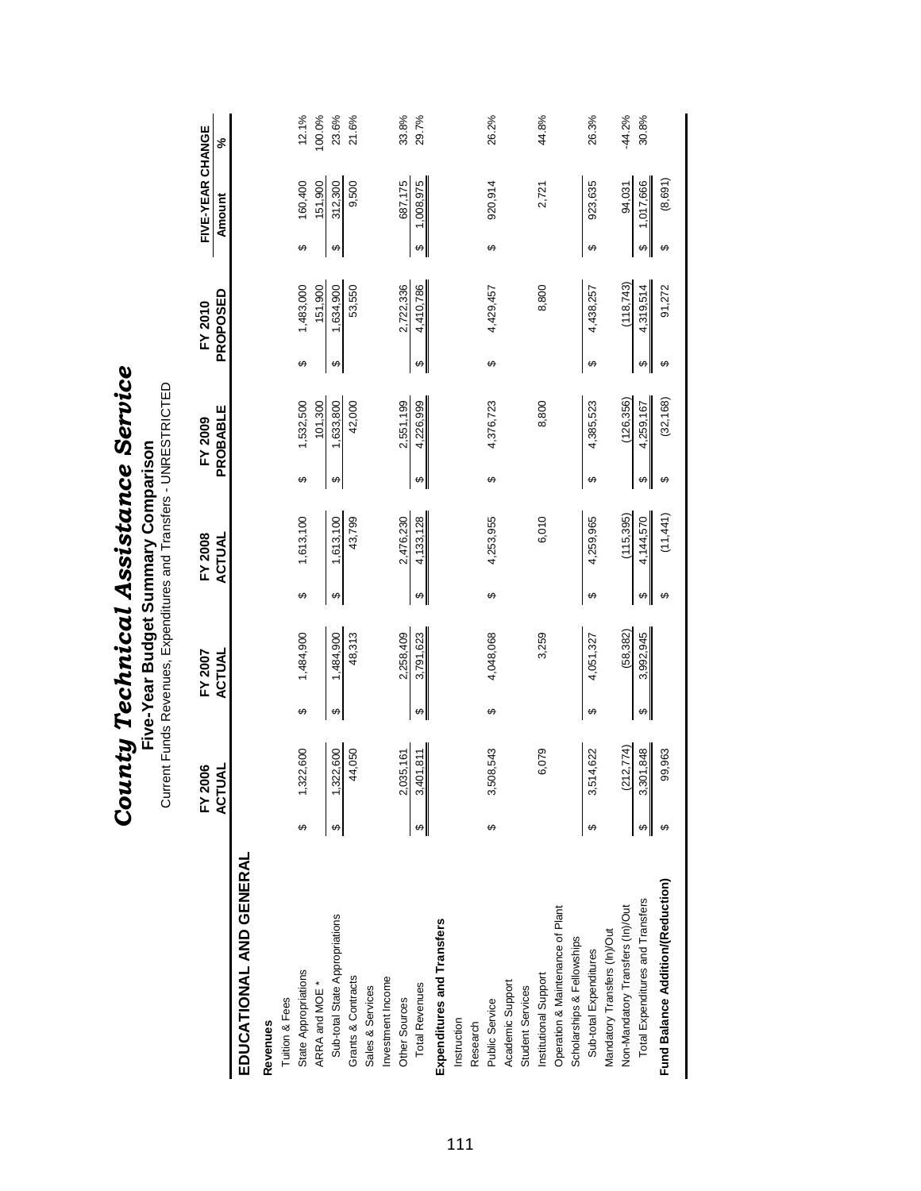# County Technical Assistance Service

## Five-Year Budget Summary Comparison

Current Funds Revenues, Expenditures and Transfers - UNRESTRICTED

| | FY 2006 ACTUAL | FY 2007 ACTUAL | FY 2008 ACTUAL | FY 2009 PROBABLE | FY 2010 PROPOSED | FIVE-YEAR CHANGE Amount | % |
|---|---|---|---|---|---|---|---|
| **EDUCATIONAL AND GENERAL** | | | | | | | |
| **Revenues** | | | | | | | |
| Tuition & Fees | | | | | | | |
| State Appropriations | $ 1,322,600 | $ 1,484,900 | $ 1,613,100 | $ 1,532,500 | $ 1,483,000 | $ 160,400 | 12.1% |
| ARRA and MOE * | | | | 101,300 | 151,900 | 151,900 | 100.0% |
| Sub-total State Appropriations | $ 1,322,600 | $ 1,484,900 | $ 1,613,100 | $ 1,633,800 | $ 1,634,900 | $ 312,300 | 23.6% |
| Grants & Contracts | 44,050 | 48,313 | 43,799 | 42,000 | 53,550 | 9,500 | 21.6% |
| Sales & Services | | | | | | | |
| Investment Income | | | | | | | |
| Other Sources | 2,035,161 | 2,258,409 | 2,476,230 | 2,551,199 | 2,722,336 | 687,175 | 33.8% |
| Total Revenues | $ 3,401,811 | $ 3,791,623 | $ 4,133,128 | $ 4,226,999 | $ 4,410,786 | $ 1,008,975 | 29.7% |
| **Expenditures and Transfers** | | | | | | | |
| Instruction | | | | | | | |
| Research | | | | | | | |
| Public Service | $ 3,508,543 | $ 4,048,068 | $ 4,253,955 | $ 4,376,723 | $ 4,429,457 | $ 920,914 | 26.2% |
| Academic Support | | | | | | | |
| Student Services | | | | | | | |
| Institutional Support | 6,079 | 3,259 | 6,010 | 8,800 | 8,800 | 2,721 | 44.8% |
| Operation & Maintenance of Plant | | | | | | | |
| Scholarships & Fellowships | | | | | | | |
| Sub-total Expenditures | $ 3,514,622 | $ 4,051,327 | $ 4,259,965 | $ 4,385,523 | $ 4,438,257 | $ 923,635 | 26.3% |
| Mandatory Transfers (In)/Out | | | | | | | |
| Non-Mandatory Transfers (In)/Out | (212,774) | (58,382) | (115,395) | (126,356) | (118,743) | 94,031 | -44.2% |
| Total Expenditures and Transfers | $ 3,301,848 | $ 3,992,945 | $ 4,144,570 | $ 4,259,167 | $ 4,319,514 | $ 1,017,666 | 30.8% |
| **Fund Balance Addition/(Reduction)** | $ 99,963 | | $ (11,441) | $ (32,168) | $ 91,272 | $ (8,691) | |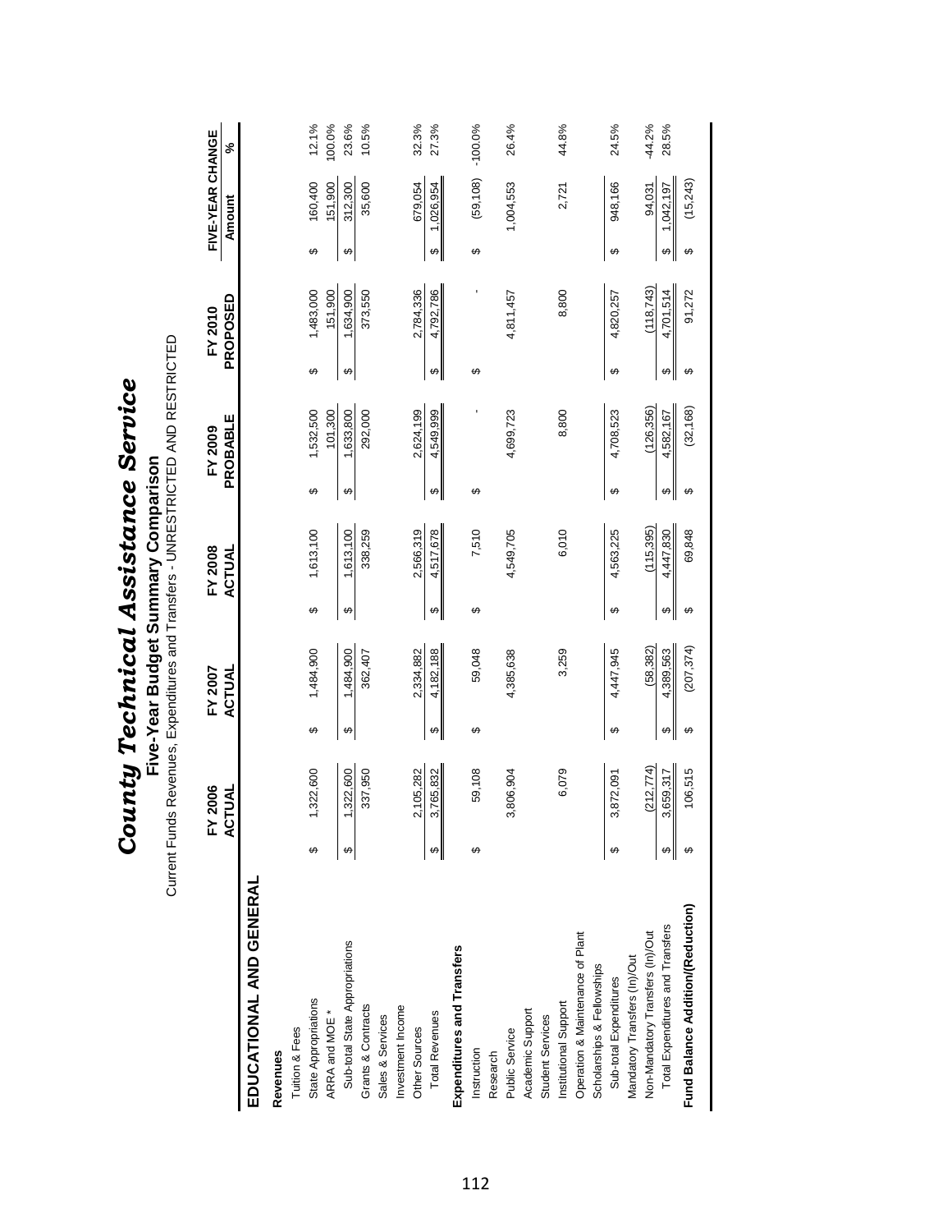# *County Technical Assistance Service*

## Five-Year Budget Summary Comparison

Current Funds Revenues, Expenditures and Transfers - UNRESTRICTED AND RESTRICTED

| | FY 2006 ACTUAL | FY 2007 ACTUAL | FY 2008 ACTUAL | FY 2009 PROBABLE | FY 2010 PROPOSED | FIVE-YEAR CHANGE Amount | FIVE-YEAR CHANGE % |
|---|---|---|---|---|---|---|---|
| **EDUCATIONAL AND GENERAL** | | | | | | | |
| **Revenues** | | | | | | | |
| Tuition & Fees | | | | | | | |
| State Appropriations | $ 1,322,600 | $ 1,484,900 | $ 1,613,100 | $ 1,532,500 | $ 1,483,000 | $ 160,400 | 12.1% |
| ARRA and MOE * | | | | 101,300 | 151,900 | 151,900 | 100.0% |
| Sub-total State Appropriations | $ 1,322,600 | $ 1,484,900 | $ 1,613,100 | $ 1,633,800 | $ 1,634,900 | $ 312,300 | 23.6% |
| Grants & Contracts | 337,950 | 362,407 | 338,259 | 292,000 | 373,550 | 35,600 | 10.5% |
| Sales & Services | | | | | | | |
| Investment Income | | | | | | | |
| Other Sources | 2,105,282 | 2,334,882 | 2,566,319 | 2,624,199 | 2,784,336 | 679,054 | 32.3% |
| Total Revenues | $ 3,765,832 | $ 4,182,188 | $ 4,517,678 | $ 4,549,999 | $ 4,792,786 | $ 1,026,954 | 27.3% |
| **Expenditures and Transfers** | | | | | | | |
| Instruction | $ 59,108 | $ 59,048 | $ 7,510 | $ - | $ - | $ (59,108) | -100.0% |
| Research | | | | | | | |
| Public Service | 3,806,904 | 4,385,638 | 4,549,705 | 4,699,723 | 4,811,457 | 1,004,553 | 26.4% |
| Academic Support | | | | | | | |
| Student Services | | | | | | | |
| Institutional Support | 6,079 | 3,259 | 6,010 | 8,800 | 8,800 | 2,721 | 44.8% |
| Operation & Maintenance of Plant | | | | | | | |
| Scholarships & Fellowships | | | | | | | |
| Sub-total Expenditures | $ 3,872,091 | $ 4,447,945 | $ 4,563,225 | $ 4,708,523 | $ 4,820,257 | $ 948,166 | 24.5% |
| Mandatory Transfers (In)/Out | | | | | | | |
| Non-Mandatory Transfers (In)/Out | (212,774) | (58,382) | (115,395) | (126,356) | (118,743) | 94,031 | -44.2% |
| Total Expenditures and Transfers | $ 3,659,317 | $ 4,389,563 | $ 4,447,830 | $ 4,582,167 | $ 4,701,514 | $ 1,042,197 | 28.5% |
| **Fund Balance Addition/(Reduction)** | $ 106,515 | $ (207,374) | $ 69,848 | $ (32,168) | $ 91,272 | $ (15,243) | |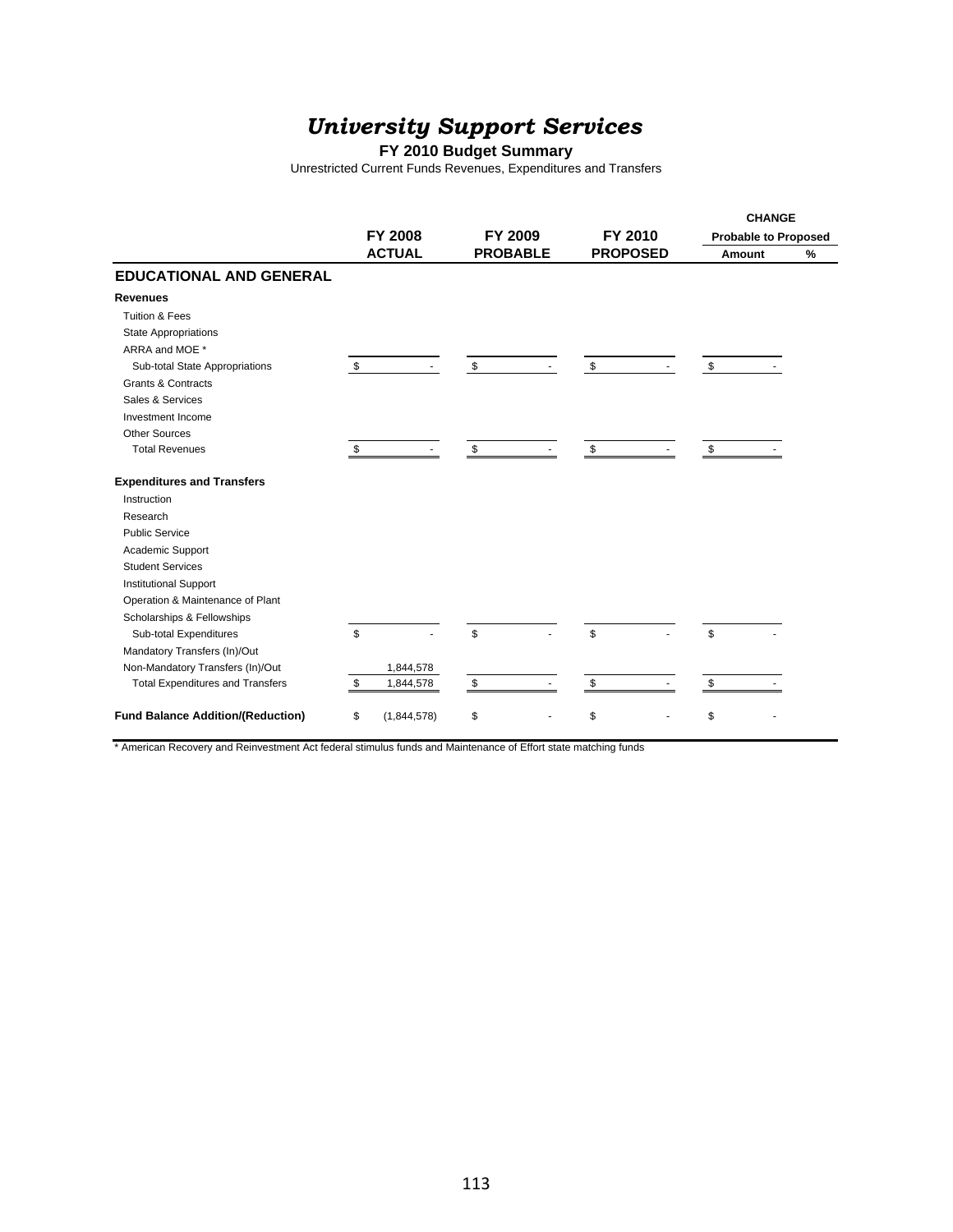# *University Support Services*

**FY 2010 Budget Summary**

Unrestricted Current Funds Revenues, Expenditures and Transfers

| | FY 2008 ACTUAL | FY 2009 PROBABLE | FY 2010 PROPOSED | CHANGE Probable to Proposed Amount | % |
|---|---|---|---|---|---|
| **EDUCATIONAL AND GENERAL** | | | | | |
| **Revenues** | | | | | |
| Tuition & Fees | | | | | |
| State Appropriations | | | | | |
| ARRA and MOE * | | | | | |
| Sub-total State Appropriations | $ - | $ - | $ - | $ - | |
| Grants & Contracts | | | | | |
| Sales & Services | | | | | |
| Investment Income | | | | | |
| Other Sources | | | | | |
| Total Revenues | $ - | $ - | $ - | $ - | |
| **Expenditures and Transfers** | | | | | |
| Instruction | | | | | |
| Research | | | | | |
| Public Service | | | | | |
| Academic Support | | | | | |
| Student Services | | | | | |
| Institutional Support | | | | | |
| Operation & Maintenance of Plant | | | | | |
| Scholarships & Fellowships | | | | | |
| Sub-total Expenditures | $ - | $ - | $ - | $ - | |
| Mandatory Transfers (In)/Out | | | | | |
| Non-Mandatory Transfers (In)/Out | 1,844,578 | | | | |
| Total Expenditures and Transfers | $ 1,844,578 | $ - | $ - | $ - | |
| **Fund Balance Addition/(Reduction)** | $ (1,844,578) | $ - | $ - | $ - | |

* American Recovery and Reinvestment Act federal stimulus funds and Maintenance of Effort state matching funds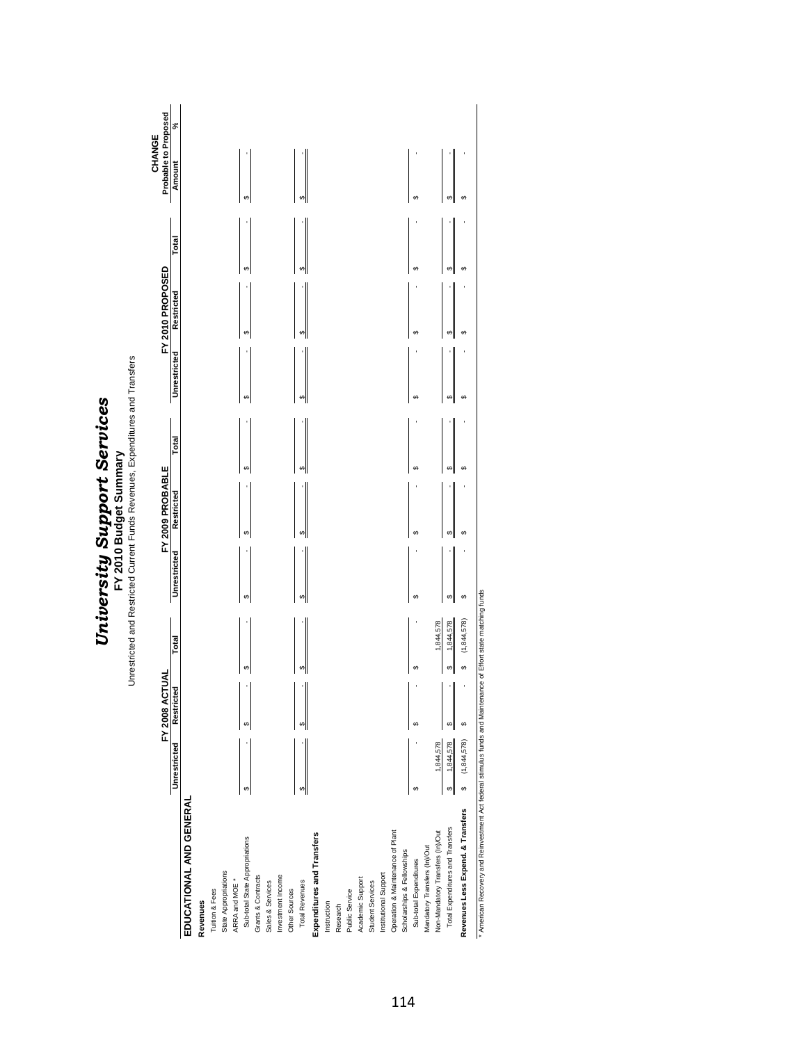# *University Support Services*

## FY 2010 Budget Summary

Unrestricted and Restricted Current Funds Revenues, Expenditures and Transfers

| | FY 2008 ACTUAL | | | FY 2009 PROBABLE | | | FY 2010 PROPOSED | | | CHANGE Probable to Proposed | |
|---|---|---|---|---|---|---|---|---|---|---|---|
| | Unrestricted | Restricted | Total | Unrestricted | Restricted | Total | Unrestricted | Restricted | Total | Amount | % |
| **EDUCATIONAL AND GENERAL** | | | | | | | | | | | |
| **Revenues** | | | | | | | | | | | |
| Tuition & Fees | | | | | | | | | | | |
| State Appropriations | | | | | | | | | | | |
| ARRA and MOE * | | | | | | | | | | | |
| Sub-total State Appropriations | $ - | $ - | $ - | $ - | $ - | $ - | $ - | $ - | $ - | $ - | - |
| Grants & Contracts | | | | | | | | | | | |
| Sales & Services | | | | | | | | | | | |
| Investment Income | | | | | | | | | | | |
| Other Sources | | | | | | | | | | | |
| Total Revenues | $ - | $ - | $ - | $ - | $ - | $ - | $ - | $ - | $ - | $ - | - |
| **Expenditures and Transfers** | | | | | | | | | | | |
| Instruction | | | | | | | | | | | |
| Research | | | | | | | | | | | |
| Public Service | | | | | | | | | | | |
| Academic Support | | | | | | | | | | | |
| Student Services | | | | | | | | | | | |
| Institutional Support | | | | | | | | | | | |
| Operation & Maintenance of Plant | | | | | | | | | | | |
| Scholarships & Fellowships | | | | | | | | | | | |
| Sub-total Expenditures | $ - | $ - | $ - | $ - | $ - | $ - | $ - | $ - | $ - | $ - | - |
| Mandatory Transfers (In)/Out | | | | | | | | | | | |
| Non-Mandatory Transfers (In)/Out | 1,844,578 | | 1,844,578 | | | | | | | | |
| Total Expenditures and Transfers | $ 1,844,578 | $ - | $ 1,844,578 | $ - | $ - | $ - | $ - | $ - | $ - | $ - | - |
| **Revenues Less Expend. & Transfers** | $ (1,844,578) | $ - | $ (1,844,578) | $ - | $ - | $ - | $ - | $ - | $ - | $ - | - |

* American Recovery and Reinvestment Act federal stimulus funds and Maintenance of Effort state matching funds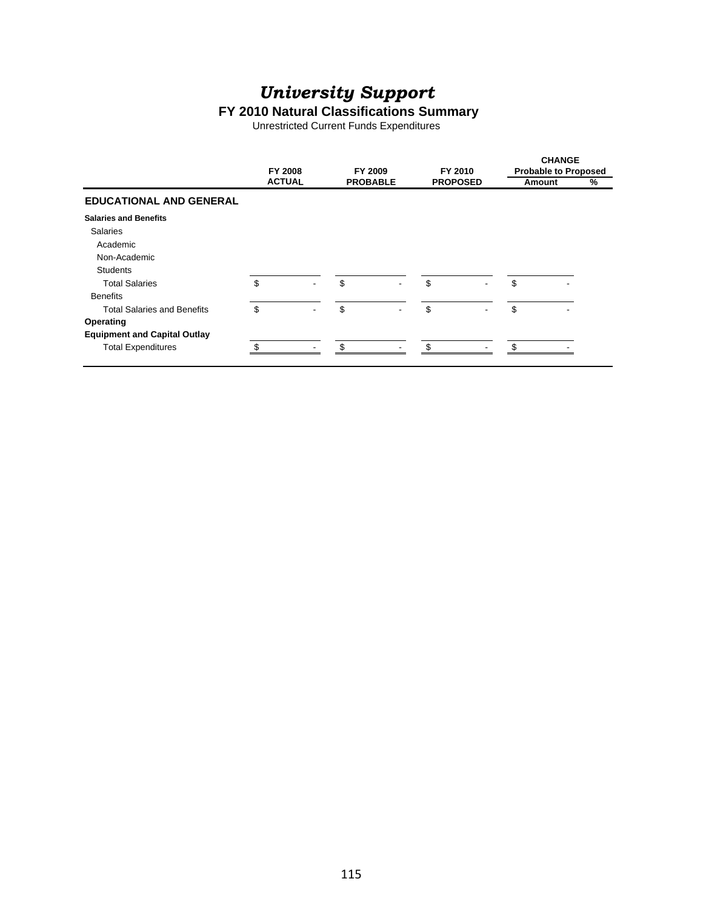# *University Support*

## FY 2010 Natural Classifications Summary

Unrestricted Current Funds Expenditures

| | FY 2008 ACTUAL | FY 2009 PROBABLE | FY 2010 PROPOSED | CHANGE Probable to Proposed Amount | % |
|---|---|---|---|---|---|
| **EDUCATIONAL AND GENERAL** | | | | | |
| **Salaries and Benefits** | | | | | |
| Salaries | | | | | |
| Academic | | | | | |
| Non-Academic | | | | | |
| Students | | | | | |
| Total Salaries | $ - | $ - | $ - | $ - | |
| Benefits | | | | | |
| Total Salaries and Benefits | $ - | $ - | $ - | $ - | |
| **Operating** | | | | | |
| **Equipment and Capital Outlay** | | | | | |
| Total Expenditures | $ - | $ - | $ - | $ - | |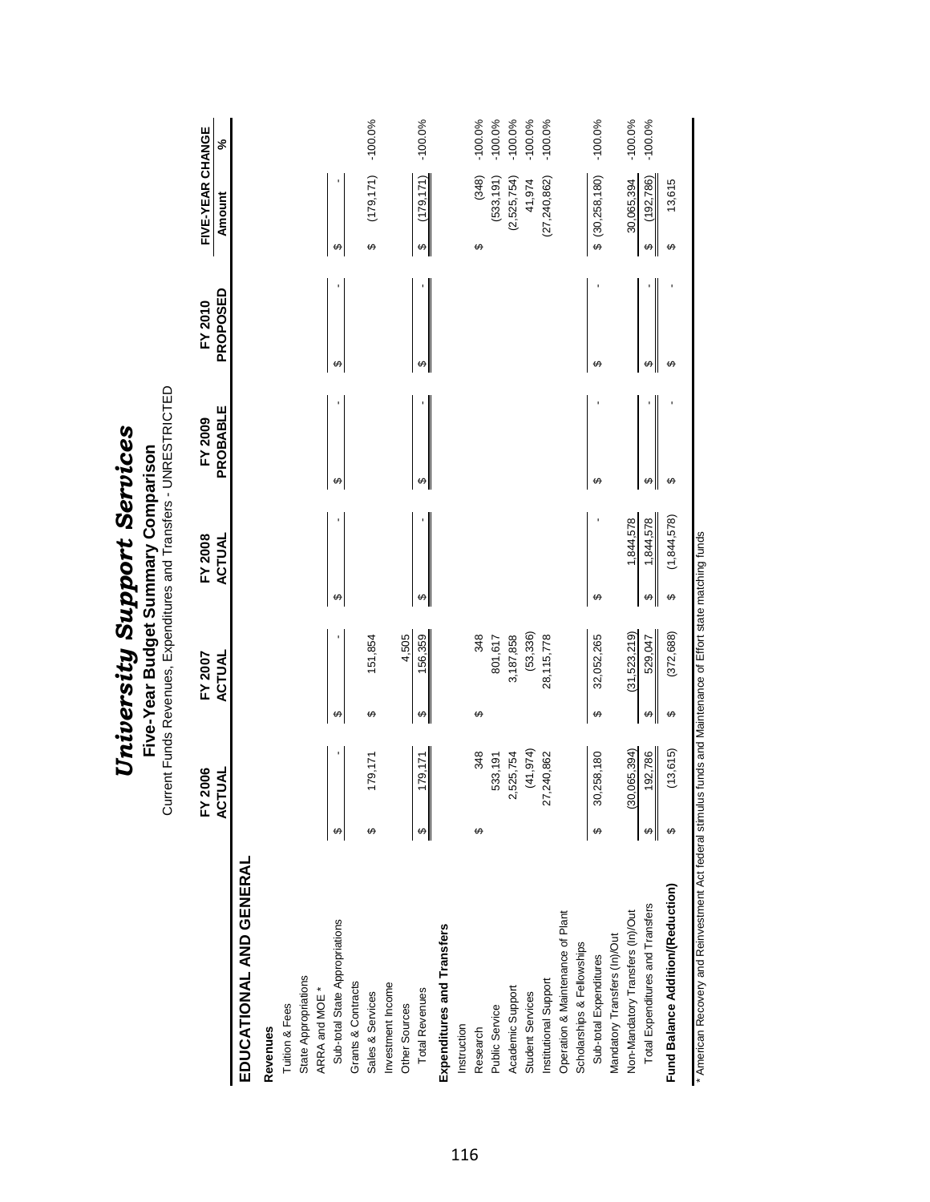# *University Support Services*

## Five-Year Budget Summary Comparison

Current Funds Revenues, Expenditures and Transfers - UNRESTRICTED

| | FY 2006 ACTUAL | FY 2007 ACTUAL | FY 2008 ACTUAL | FY 2009 PROBABLE | FY 2010 PROPOSED | FIVE-YEAR CHANGE Amount | FIVE-YEAR CHANGE % |
|---|---|---|---|---|---|---|---|
| **EDUCATIONAL AND GENERAL** | | | | | | | |
| **Revenues** | | | | | | | |
| Tuition & Fees | | | | | | | |
| State Appropriations | | | | | | | |
| ARRA and MOE * | | | | | | | |
| Sub-total State Appropriations | $ - | $ - | $ - | $ - | $ - | $ - | |
| Grants & Contracts | | | | | | | |
| Sales & Services | $ 179,171 | $ 151,854 | | | | $ (179,171) | -100.0% |
| Investment Income | | | | | | | |
| Other Sources | | 4,505 | | | | | |
| Total Revenues | $ 179,171 | $ 156,359 | $ - | $ - | $ - | $ (179,171) | -100.0% |
| **Expenditures and Transfers** | | | | | | | |
| Instruction | | | | | | | |
| Research | $ 348 | $ 348 | | | | $ (348) | -100.0% |
| Public Service | 533,191 | 801,617 | | | | (533,191) | -100.0% |
| Academic Support | 2,525,754 | 3,187,858 | | | | (2,525,754) | -100.0% |
| Student Services | (41,974) | (53,336) | | | | 41,974 | -100.0% |
| Institutional Support | 27,240,862 | 28,115,778 | | | | (27,240,862) | -100.0% |
| Operation & Maintenance of Plant | | | | | | | |
| Scholarships & Fellowships | | | | | | | |
| Sub-total Expenditures | $ 30,258,180 | $ 32,052,265 | $ - | $ - | $ - | $ (30,258,180) | -100.0% |
| Mandatory Transfers (In)/Out | | | | | | | |
| Non-Mandatory Transfers (In)/Out | (30,065,394) | (31,523,219) | 1,844,578 | | | 30,065,394 | -100.0% |
| Total Expenditures and Transfers | $ 192,786 | $ 529,047 | $ 1,844,578 | $ - | $ - | $ (192,786) | -100.0% |
| **Fund Balance Addition/(Reduction)** | $ (13,615) | $ (372,688) | $ (1,844,578) | $ - | $ - | $ 13,615 | |

\* American Recovery and Reinvestment Act federal stimulus funds and Maintenance of Effort state matching funds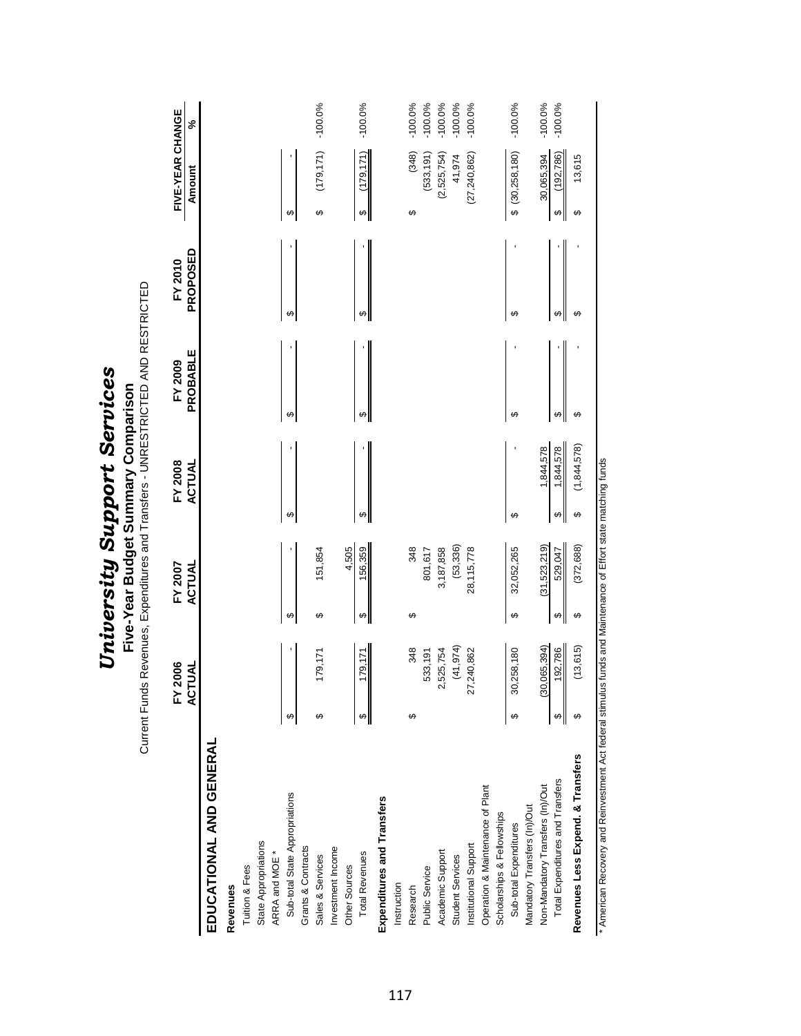# *University Support Services*

## Five-Year Budget Summary Comparison

Current Funds Revenues, Expenditures and Transfers - UNRESTRICTED AND RESTRICTED

| | FY 2006 ACTUAL | FY 2007 ACTUAL | FY 2008 ACTUAL | FY 2009 PROBABLE | FY 2010 PROPOSED | FIVE-YEAR CHANGE Amount | FIVE-YEAR CHANGE % |
|---|---|---|---|---|---|---|---|
| **EDUCATIONAL AND GENERAL** | | | | | | | |
| **Revenues** | | | | | | | |
| Tuition & Fees | | | | | | | |
| State Appropriations | | | | | | | |
| ARRA and MOE * | | | | | | | |
| Sub-total State Appropriations | $ - | $ - | $ - | $ - | $ - | $ - | |
| Grants & Contracts | | | | | | | |
| Sales & Services | $ 179,171 | $ 151,854 | | | | $ (179,171) | -100.0% |
| Investment Income | | | | | | | |
| Other Sources | | 4,505 | | | | | |
| Total Revenues | $ 179,171 | $ 156,359 | $ - | $ - | $ - | $ (179,171) | -100.0% |
| **Expenditures and Transfers** | | | | | | | |
| Instruction | | | | | | | |
| Research | $ 348 | $ 348 | | | | $ (348) | -100.0% |
| Public Service | 533,191 | 801,617 | | | | (533,191) | -100.0% |
| Academic Support | 2,525,754 | 3,187,858 | | | | (2,525,754) | -100.0% |
| Student Services | (41,974) | (53,336) | | | | 41,974 | -100.0% |
| Institutional Support | 27,240,862 | 28,115,778 | | | | (27,240,862) | -100.0% |
| Operation & Maintenance of Plant | | | | | | | |
| Scholarships & Fellowships | | | | | | | |
| Sub-total Expenditures | $ 30,258,180 | $ 32,052,265 | $ - | $ - | $ - | $ (30,258,180) | -100.0% |
| Mandatory Transfers (In)/Out | | | | | | | |
| Non-Mandatory Transfers (In)/Out | (30,065,394) | (31,523,219) | 1,844,578 | | | 30,065,394 | -100.0% |
| Total Expenditures and Transfers | $ 192,786 | $ 529,047 | $ 1,844,578 | $ - | $ - | $ (192,786) | -100.0% |
| **Revenues Less Expend. & Transfers** | $ (13,615) | $ (372,688) | $ (1,844,578) | $ - | $ - | $ 13,615 | |

\* American Recovery and Reinvestment Act federal stimulus funds and Maintenance of Effort state matching funds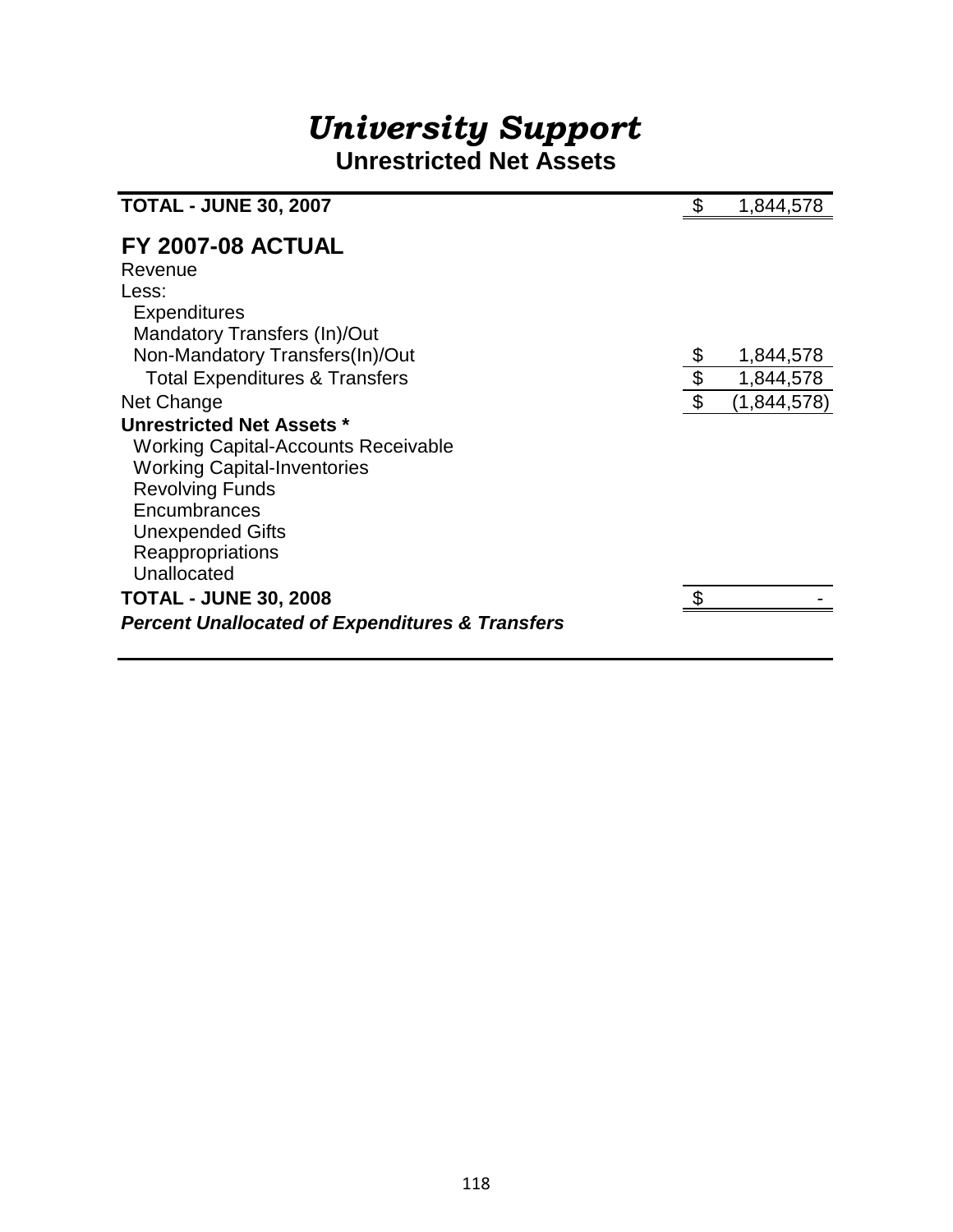# *University Support*

## Unrestricted Net Assets

| | | |
|---|---|---|
| **TOTAL - JUNE 30, 2007** | $ | 1,844,578 |
| **FY 2007-08 ACTUAL** | | |
| Revenue | | |
| Less: | | |
| Expenditures | | |
| Mandatory Transfers (In)/Out | | |
| Non-Mandatory Transfers(In)/Out | $ | 1,844,578 |
| Total Expenditures & Transfers | $ | 1,844,578 |
| Net Change | $ | (1,844,578) |
| **Unrestricted Net Assets *** | | |
| Working Capital-Accounts Receivable | | |
| Working Capital-Inventories | | |
| Revolving Funds | | |
| Encumbrances | | |
| Unexpended Gifts | | |
| Reappropriations | | |
| Unallocated | | |
| **TOTAL - JUNE 30, 2008** | $ | - |
| ***Percent Unallocated of Expenditures & Transfers*** | | |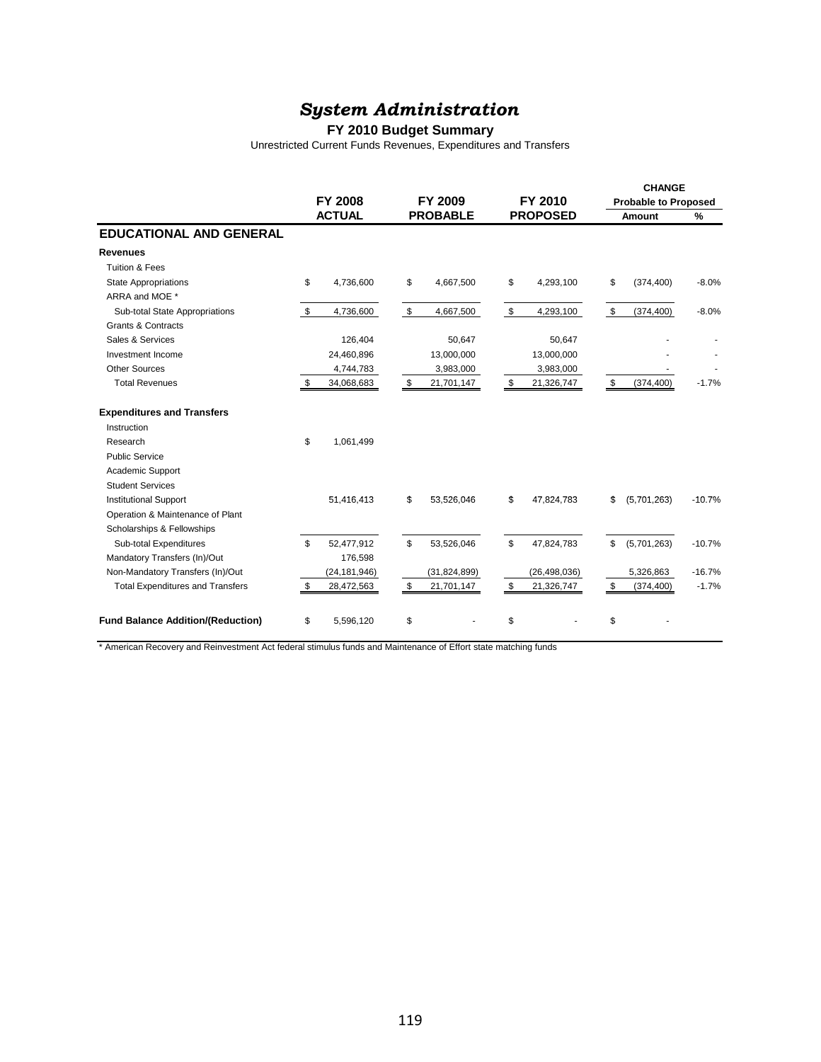# *System Administration*

**FY 2010 Budget Summary**

Unrestricted Current Funds Revenues, Expenditures and Transfers

| | FY 2008 ACTUAL | FY 2009 PROBABLE | FY 2010 PROPOSED | CHANGE Probable to Proposed Amount | % |
|---|---|---|---|---|---|
| **EDUCATIONAL AND GENERAL** | | | | | |
| **Revenues** | | | | | |
| Tuition & Fees | | | | | |
| State Appropriations | $ 4,736,600 | $ 4,667,500 | $ 4,293,100 | $ (374,400) | -8.0% |
| ARRA and MOE * | | | | | |
| Sub-total State Appropriations | $ 4,736,600 | $ 4,667,500 | $ 4,293,100 | $ (374,400) | -8.0% |
| Grants & Contracts | | | | | |
| Sales & Services | 126,404 | 50,647 | 50,647 | - | - |
| Investment Income | 24,460,896 | 13,000,000 | 13,000,000 | - | - |
| Other Sources | 4,744,783 | 3,983,000 | 3,983,000 | - | - |
| Total Revenues | $ 34,068,683 | $ 21,701,147 | $ 21,326,747 | $ (374,400) | -1.7% |
| **Expenditures and Transfers** | | | | | |
| Instruction | | | | | |
| Research | $ 1,061,499 | | | | |
| Public Service | | | | | |
| Academic Support | | | | | |
| Student Services | | | | | |
| Institutional Support | 51,416,413 | $ 53,526,046 | $ 47,824,783 | $ (5,701,263) | -10.7% |
| Operation & Maintenance of Plant | | | | | |
| Scholarships & Fellowships | | | | | |
| Sub-total Expenditures | $ 52,477,912 | $ 53,526,046 | $ 47,824,783 | $ (5,701,263) | -10.7% |
| Mandatory Transfers (In)/Out | 176,598 | | | | |
| Non-Mandatory Transfers (In)/Out | (24,181,946) | (31,824,899) | (26,498,036) | 5,326,863 | -16.7% |
| Total Expenditures and Transfers | $ 28,472,563 | $ 21,701,147 | $ 21,326,747 | $ (374,400) | -1.7% |
| **Fund Balance Addition/(Reduction)** | $ 5,596,120 | $ - | $ - | $ - | |

* American Recovery and Reinvestment Act federal stimulus funds and Maintenance of Effort state matching funds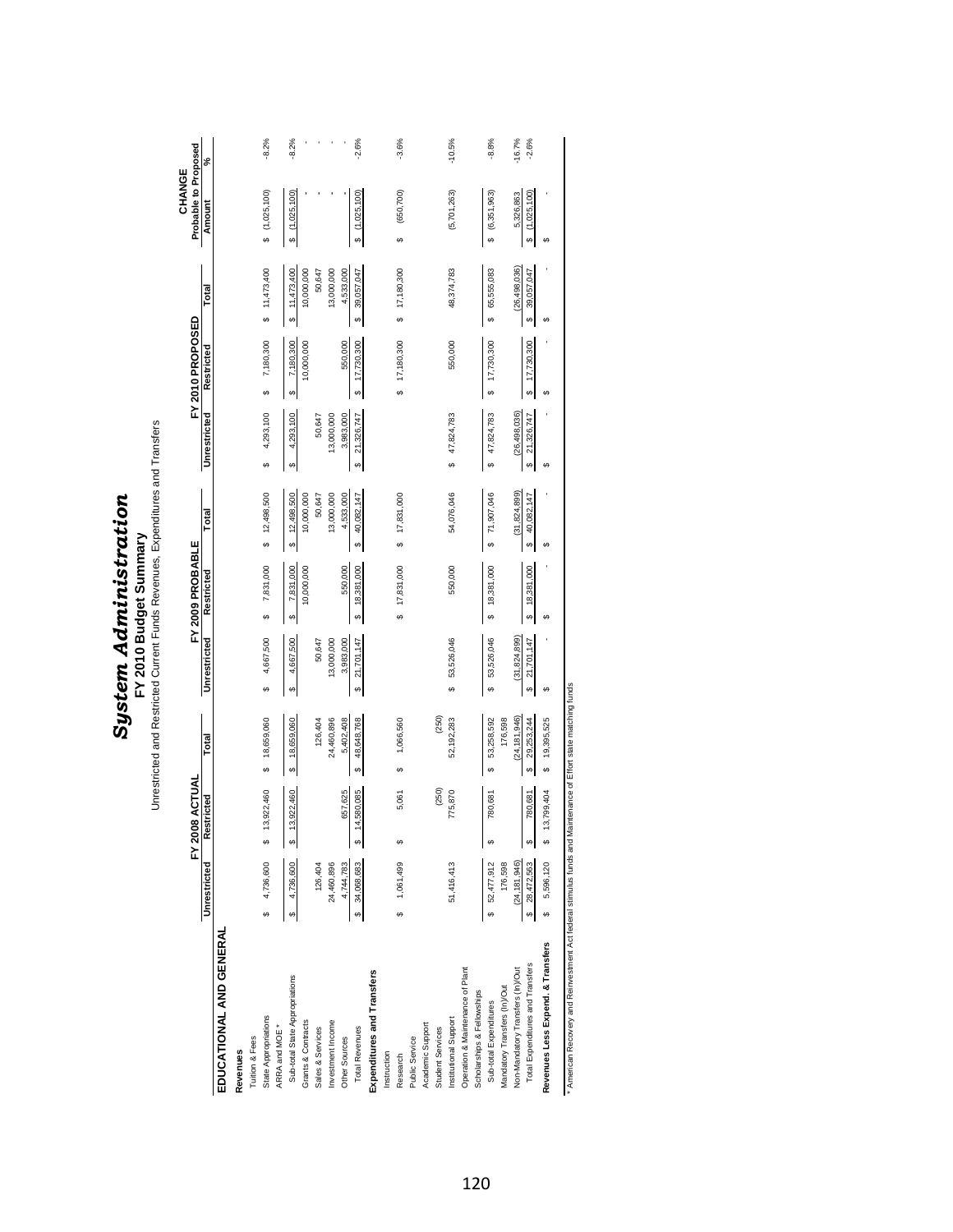# *System Administration*

## FY 2010 Budget Summary

Unrestricted and Restricted Current Funds Revenues, Expenditures and Transfers

| | FY 2008 ACTUAL | | | FY 2009 PROBABLE | | | FY 2010 PROPOSED | | | CHANGE Probable to Proposed | |
|---|---|---|---|---|---|---|---|---|---|---|---|
| | Unrestricted | Restricted | Total | Unrestricted | Restricted | Total | Unrestricted | Restricted | Total | Amount | % |
| **EDUCATIONAL AND GENERAL** | | | | | | | | | | | |
| **Revenues** | | | | | | | | | | | |
| Tuition & Fees | | | | | | | | | | | |
| State Appropriations | $ 4,736,600 | $ 13,922,460 | $ 18,659,060 | $ 4,667,500 | $ 7,831,000 | $ 12,498,500 | $ 4,293,100 | $ 7,180,300 | $ 11,473,400 | $ (1,025,100) | -8.2% |
| ARRA and MOE * | | | | | | | | | | | |
| Sub-total State Appropriations | $ 4,736,600 | $ 13,922,460 | $ 18,659,060 | $ 4,667,500 | $ 7,831,000 | $ 12,498,500 | $ 4,293,100 | $ 7,180,300 | $ 11,473,400 | $ (1,025,100) | -8.2% |
| Grants & Contracts | | | | | 10,000,000 | 10,000,000 | | 10,000,000 | 10,000,000 | - | - |
| Sales & Services | 126,404 | | 126,404 | 50,647 | | 50,647 | 50,647 | | 50,647 | - | - |
| Investment Income | 24,460,896 | | 24,460,896 | 13,000,000 | | 13,000,000 | 13,000,000 | | 13,000,000 | - | - |
| Other Sources | 4,744,783 | 657,625 | 5,402,408 | 3,983,000 | 550,000 | 4,533,000 | 3,983,000 | 550,000 | 4,533,000 | - | - |
| Total Revenues | $ 34,068,683 | $ 14,580,085 | $ 48,648,768 | $ 21,701,147 | $ 18,381,000 | $ 40,082,147 | $ 21,326,747 | $ 17,730,300 | $ 39,057,047 | $ (1,025,100) | -2.6% |
| **Expenditures and Transfers** | | | | | | | | | | | |
| Instruction | | | | | | | | | | | |
| Research | $ 1,061,499 | $ 5,061 | $ 1,066,560 | | $ 17,831,000 | $ 17,831,000 | | $ 17,180,300 | $ 17,180,300 | $ (650,700) | -3.6% |
| Public Service | | | | | | | | | | | |
| Academic Support | | | | | | | | | | | |
| Student Services | | (250) | (250) | | | | | | | | |
| Institutional Support | 51,416,413 | 775,870 | 52,192,283 | $ 53,526,046 | 550,000 | 54,076,046 | $ 47,824,783 | 550,000 | 48,374,783 | (5,701,263) | -10.5% |
| Operation & Maintenance of Plant | | | | | | | | | | | |
| Scholarships & Fellowships | | | | | | | | | | | |
| Sub-total Expenditures | $ 52,477,912 | $ 780,681 | $ 53,258,592 | $ 53,526,046 | $ 18,381,000 | $ 71,907,046 | $ 47,824,783 | $ 17,730,300 | $ 65,555,083 | $ (6,351,963) | -8.8% |
| Mandatory Transfers (In)/Out | 176,598 | | 176,598 | | | | | | | | |
| Non-Mandatory Transfers (In)/Out | (24,181,946) | | (24,181,946) | (31,824,899) | | (31,824,899) | (26,498,036) | | (26,498,036) | 5,326,863 | -16.7% |
| Total Expenditures and Transfers | $ 28,472,563 | $ 780,681 | $ 29,253,244 | $ 21,701,147 | $ 18,381,000 | $ 40,082,147 | $ 21,326,747 | $ 17,730,300 | $ 39,057,047 | $ (1,025,100) | -2.6% |
| **Revenues Less Expend. & Transfers** | $ 5,596,120 | $ 13,799,404 | $ 19,395,525 | $ - | $ - | $ - | $ - | $ - | $ - | $ - | |

\* American Recovery and Reinvestment Act federal stimulus funds and Maintenance of Effort state matching funds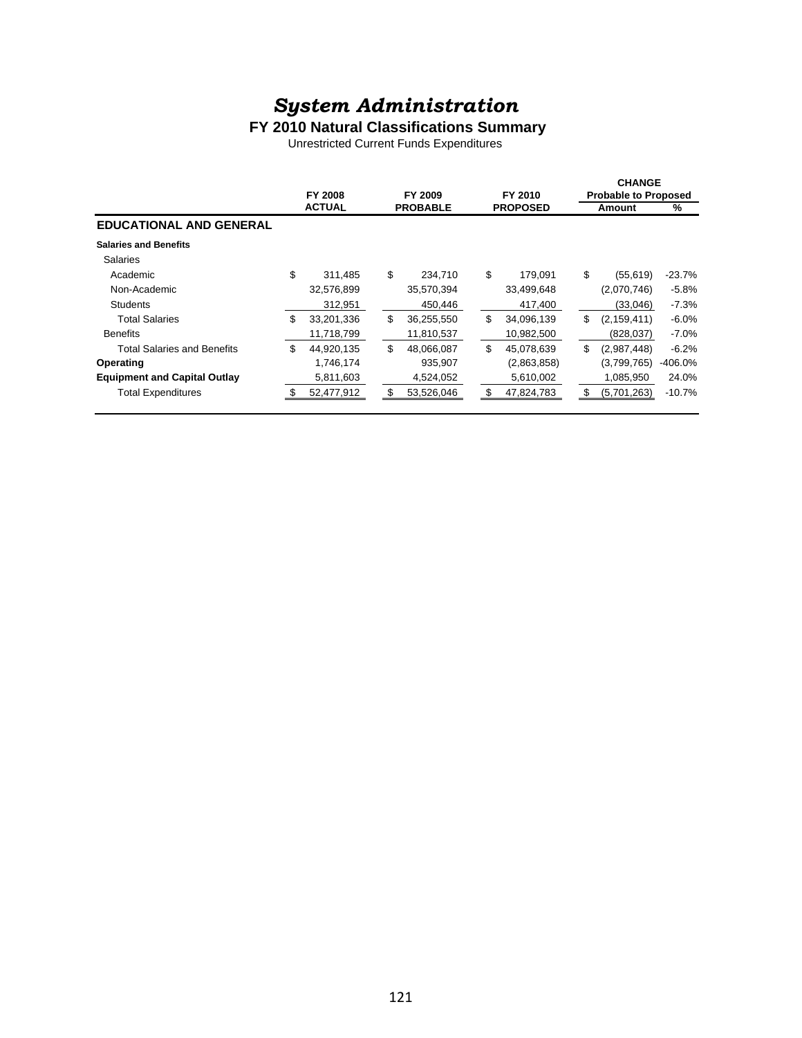# *System Administration*

## FY 2010 Natural Classifications Summary

Unrestricted Current Funds Expenditures

| | FY 2008 ACTUAL | FY 2009 PROBABLE | FY 2010 PROPOSED | CHANGE Probable to Proposed Amount | % |
|---|---|---|---|---|---|
| **EDUCATIONAL AND GENERAL** | | | | | |
| **Salaries and Benefits** | | | | | |
| Salaries | | | | | |
| Academic | $ 311,485 | $ 234,710 | $ 179,091 | $ (55,619) | -23.7% |
| Non-Academic | 32,576,899 | 35,570,394 | 33,499,648 | (2,070,746) | -5.8% |
| Students | 312,951 | 450,446 | 417,400 | (33,046) | -7.3% |
| Total Salaries | $ 33,201,336 | $ 36,255,550 | $ 34,096,139 | $ (2,159,411) | -6.0% |
| Benefits | 11,718,799 | 11,810,537 | 10,982,500 | (828,037) | -7.0% |
| Total Salaries and Benefits | $ 44,920,135 | $ 48,066,087 | $ 45,078,639 | $ (2,987,448) | -6.2% |
| **Operating** | 1,746,174 | 935,907 | (2,863,858) | (3,799,765) | -406.0% |
| **Equipment and Capital Outlay** | 5,811,603 | 4,524,052 | 5,610,002 | 1,085,950 | 24.0% |
| Total Expenditures | $ 52,477,912 | $ 53,526,046 | $ 47,824,783 | $ (5,701,263) | -10.7% |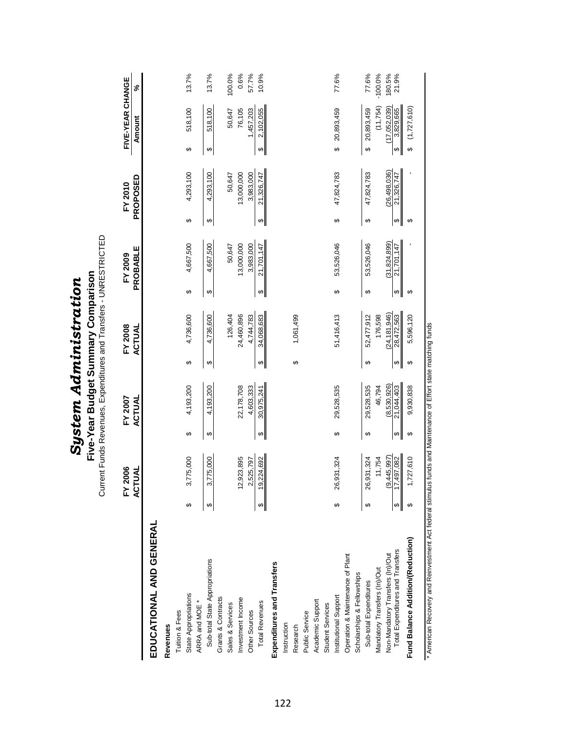# *System Administration*

## Five-Year Budget Summary Comparison

Current Funds Revenues, Expenditures and Transfers - UNRESTRICTED

| | FY 2006 ACTUAL | FY 2007 ACTUAL | FY 2008 ACTUAL | FY 2009 PROBABLE | FY 2010 PROPOSED | FIVE-YEAR CHANGE Amount | % |
|---|---|---|---|---|---|---|---|
| **EDUCATIONAL AND GENERAL** | | | | | | | |
| **Revenues** | | | | | | | |
| Tuition & Fees | | | | | | | |
| State Appropriations | $ 3,775,000 | $ 4,193,200 | $ 4,736,600 | $ 4,667,500 | $ 4,293,100 | $ 518,100 | 13.7% |
| ARRA and MOE * | | | | | | | |
| Sub-total State Appropriations | $ 3,775,000 | $ 4,193,200 | $ 4,736,600 | $ 4,667,500 | $ 4,293,100 | $ 518,100 | 13.7% |
| Grants & Contracts | | | | | | | |
| Sales & Services | | | 126,404 | 50,647 | 50,647 | 50,647 | 100.0% |
| Investment Income | 12,923,895 | 22,178,708 | 24,460,896 | 13,000,000 | 13,000,000 | 76,105 | 0.6% |
| Other Sources | 2,525,797 | 4,603,333 | 4,744,783 | 3,983,000 | 3,983,000 | 1,457,203 | 57.7% |
| Total Revenues | $ 19,224,692 | $ 30,975,241 | $ 34,068,683 | $ 21,701,147 | $ 21,326,747 | $ 2,102,055 | 10.9% |
| **Expenditures and Transfers** | | | | | | | |
| Instruction | | | | | | | |
| Research | | | $ 1,061,499 | | | | |
| Public Service | | | | | | | |
| Academic Support | | | | | | | |
| Student Services | | | | | | | |
| Institutional Support | $ 26,931,324 | $ 29,528,535 | 51,416,413 | $ 53,526,046 | $ 47,824,783 | $ 20,893,459 | 77.6% |
| Operation & Maintenance of Plant | | | | | | | |
| Scholarships & Fellowships | | | | | | | |
| Sub-total Expenditures | $ 26,931,324 | $ 29,528,535 | $ 52,477,912 | $ 53,526,046 | $ 47,824,783 | $ 20,893,459 | 77.6% |
| Mandatory Transfers (In)/Out | 11,754 | 46,794 | 176,598 | | | (11,754) | -100.0% |
| Non-Mandatory Transfers (In)/Out | (9,445,997) | (8,530,926) | (24,181,946) | (31,824,899) | (26,498,036) | (17,052,039) | 180.5% |
| Total Expenditures and Transfers | $ 17,497,082 | $ 21,044,403 | $ 28,472,563 | $ 21,701,147 | $ 21,326,747 | $ 3,829,665 | 21.9% |
| **Fund Balance Addition/(Reduction)** | $ 1,727,610 | $ 9,930,838 | $ 5,596,120 | $ - | $ - | $ (1,727,610) | |

* American Recovery and Reinvestment Act federal stimulus funds and Maintenance of Effort state matching funds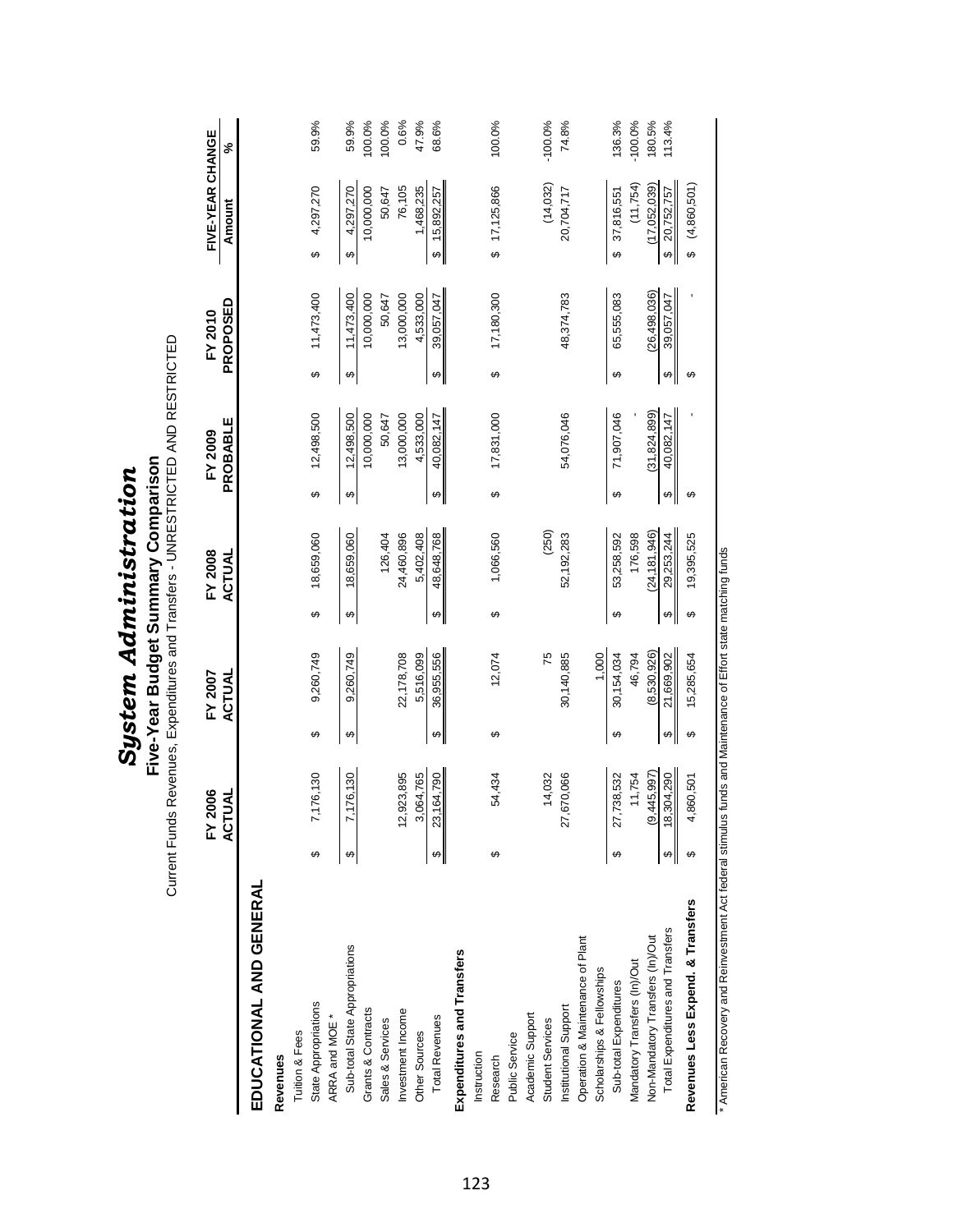# *System Administration*

## Five-Year Budget Summary Comparison

Current Funds Revenues, Expenditures and Transfers - UNRESTRICTED AND RESTRICTED

| | FY 2006 ACTUAL | FY 2007 ACTUAL | FY 2008 ACTUAL | FY 2009 PROBABLE | FY 2010 PROPOSED | FIVE-YEAR CHANGE Amount | FIVE-YEAR CHANGE % |
|---|---|---|---|---|---|---|---|
| **EDUCATIONAL AND GENERAL** | | | | | | | |
| **Revenues** | | | | | | | |
| Tuition & Fees | | | | | | | |
| State Appropriations | $ 7,176,130 | $ 9,260,749 | $ 18,659,060 | $ 12,498,500 | $ 11,473,400 | $ 4,297,270 | 59.9% |
| ARRA and MOE * | | | | | | | |
| Sub-total State Appropriations | $ 7,176,130 | $ 9,260,749 | $ 18,659,060 | $ 12,498,500 | $ 11,473,400 | $ 4,297,270 | 59.9% |
| Grants & Contracts | | | | 10,000,000 | 10,000,000 | 10,000,000 | 100.0% |
| Sales & Services | | | 126,404 | 50,647 | 50,647 | 50,647 | 100.0% |
| Investment Income | 12,923,895 | 22,178,708 | 24,460,896 | 13,000,000 | 13,000,000 | 76,105 | 0.6% |
| Other Sources | 3,064,765 | 5,516,099 | 5,402,408 | 4,533,000 | 4,533,000 | 1,468,235 | 47.9% |
| Total Revenues | $ 23,164,790 | $ 36,955,556 | $ 48,648,768 | $ 40,082,147 | $ 39,057,047 | $ 15,892,257 | 68.6% |
| **Expenditures and Transfers** | | | | | | | |
| Instruction | | | | | | | |
| Research | $ 54,434 | $ 12,074 | $ 1,066,560 | $ 17,831,000 | $ 17,180,300 | $ 17,125,866 | 100.0% |
| Public Service | | | | | | | |
| Academic Support | | | | | | | |
| Student Services | 14,032 | 75 | (250) | | | (14,032) | -100.0% |
| Institutional Support | 27,670,066 | 30,140,885 | 52,192,283 | 54,076,046 | 48,374,783 | 20,704,717 | 74.8% |
| Operation & Maintenance of Plant | | | | | | | |
| Scholarships & Fellowships | | 1,000 | | | | | |
| Sub-total Expenditures | $ 27,738,532 | $ 30,154,034 | $ 53,258,592 | $ 71,907,046 | $ 65,555,083 | $ 37,816,551 | 136.3% |
| Mandatory Transfers (In)/Out | 11,754 | 46,794 | 176,598 | - | | (11,754) | -100.0% |
| Non-Mandatory Transfers (In)/Out | (9,445,997) | (8,530,926) | (24,181,946) | (31,824,899) | (26,498,036) | (17,052,039) | 180.5% |
| Total Expenditures and Transfers | $ 18,304,290 | $ 21,669,902 | $ 29,253,244 | $ 40,082,147 | $ 39,057,047 | $ 20,752,757 | 113.4% |
| **Revenues Less Expend. & Transfers** | $ 4,860,501 | $ 15,285,654 | $ 19,395,525 | $ - | $ - | $ (4,860,501) | |

\* American Recovery and Reinvestment Act federal stimulus funds and Maintenance of Effort state matching funds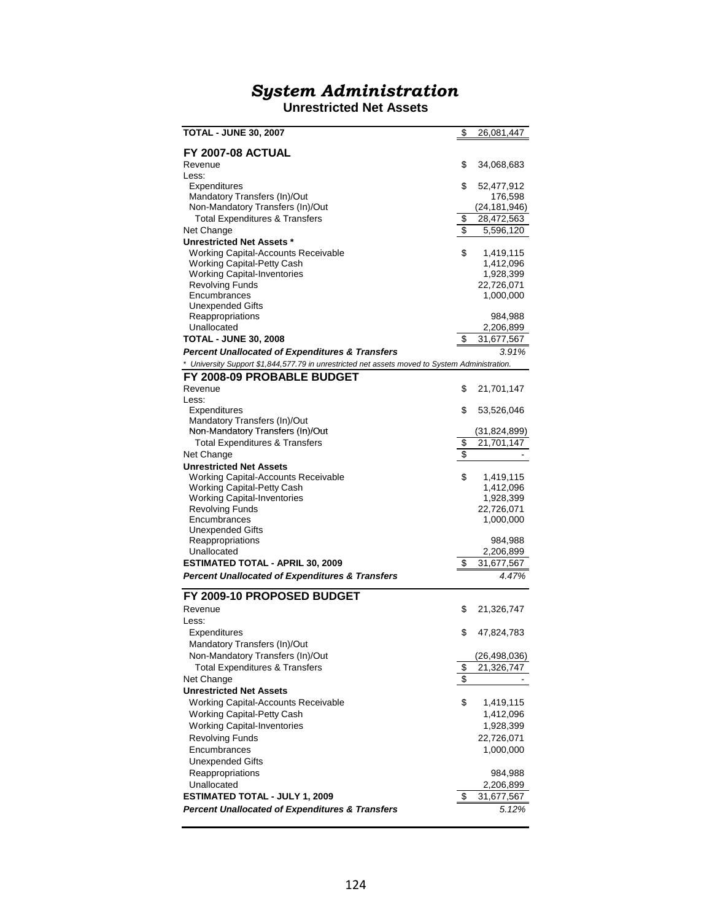# *System Administration*

## Unrestricted Net Assets

| | | |
|---|---|---|
| **TOTAL - JUNE 30, 2007** | $ | 26,081,447 |
| **FY 2007-08 ACTUAL** | | |
| Revenue | $ | 34,068,683 |
| Less: | | |
| Expenditures | $ | 52,477,912 |
| Mandatory Transfers (In)/Out | | 176,598 |
| Non-Mandatory Transfers (In)/Out | | (24,181,946) |
| Total Expenditures & Transfers | $ | 28,472,563 |
| Net Change | $ | 5,596,120 |
| **Unrestricted Net Assets \*** | | |
| Working Capital-Accounts Receivable | $ | 1,419,115 |
| Working Capital-Petty Cash | | 1,412,096 |
| Working Capital-Inventories | | 1,928,399 |
| Revolving Funds | | 22,726,071 |
| Encumbrances | | 1,000,000 |
| Unexpended Gifts | | |
| Reappropriations | | 984,988 |
| Unallocated | | 2,206,899 |
| **TOTAL - JUNE 30, 2008** | $ | 31,677,567 |
| ***Percent Unallocated of Expenditures & Transfers*** | | *3.91%* |

*\* University Support $1,844,577.79 in unrestricted net assets moved to System Administration.*

| | | |
|---|---|---|
| **FY 2008-09 PROBABLE BUDGET** | | |
| Revenue | $ | 21,701,147 |
| Less: | | |
| Expenditures | $ | 53,526,046 |
| Mandatory Transfers (In)/Out | | |
| Non-Mandatory Transfers (In)/Out | | (31,824,899) |
| Total Expenditures & Transfers | $ | 21,701,147 |
| Net Change | $ | - |
| **Unrestricted Net Assets** | | |
| Working Capital-Accounts Receivable | $ | 1,419,115 |
| Working Capital-Petty Cash | | 1,412,096 |
| Working Capital-Inventories | | 1,928,399 |
| Revolving Funds | | 22,726,071 |
| Encumbrances | | 1,000,000 |
| Unexpended Gifts | | |
| Reappropriations | | 984,988 |
| Unallocated | | 2,206,899 |
| **ESTIMATED TOTAL - APRIL 30, 2009** | $ | 31,677,567 |
| ***Percent Unallocated of Expenditures & Transfers*** | | *4.47%* |

| | | |
|---|---|---|
| **FY 2009-10 PROPOSED BUDGET** | | |
| Revenue | $ | 21,326,747 |
| Less: | | |
| Expenditures | $ | 47,824,783 |
| Mandatory Transfers (In)/Out | | |
| Non-Mandatory Transfers (In)/Out | | (26,498,036) |
| Total Expenditures & Transfers | $ | 21,326,747 |
| Net Change | $ | - |
| **Unrestricted Net Assets** | | |
| Working Capital-Accounts Receivable | $ | 1,419,115 |
| Working Capital-Petty Cash | | 1,412,096 |
| Working Capital-Inventories | | 1,928,399 |
| Revolving Funds | | 22,726,071 |
| Encumbrances | | 1,000,000 |
| Unexpended Gifts | | |
| Reappropriations | | 984,988 |
| Unallocated | | 2,206,899 |
| **ESTIMATED TOTAL - JULY 1, 2009** | $ | 31,677,567 |
| ***Percent Unallocated of Expenditures & Transfers*** | | *5.12%* |